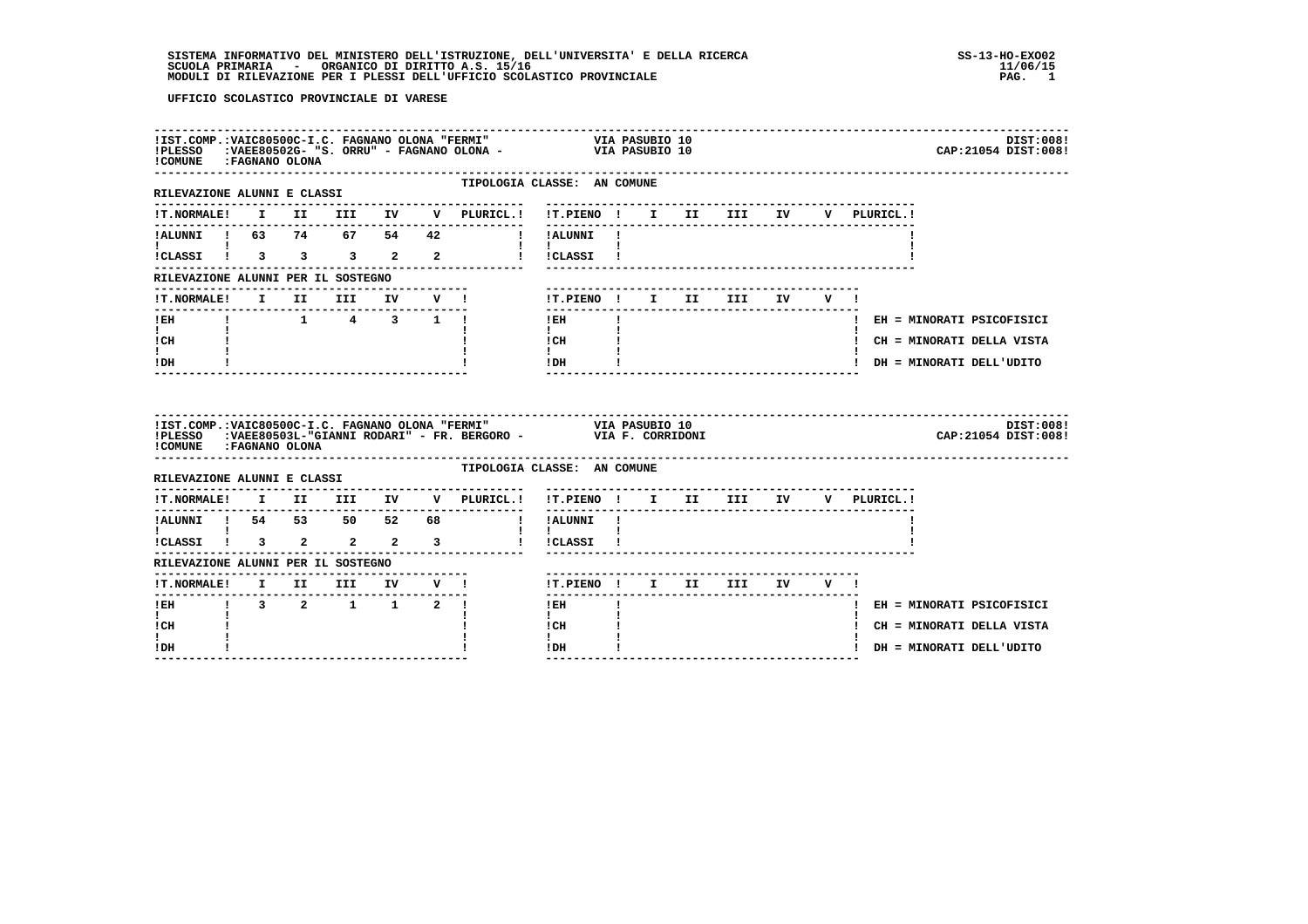SISTEMA INFORMATIVO DEL MINISTERO DELL'ISTRUZIONE, DELL'UNIVERSITA' E DELLA RICERCA
SCUOLA PRIMARIA - ORGANICO DI DIRITTO A.S. 15/16
MODULI DI RILEVAZIONE PER I PLESSI DELL'UFFICIO SCOLASTICO PROVINCIALE

SS-13-HO-EXO02
11/06/15

UFFICIO SCOLASTICO PROVINCIALE DI VARESE

IST.COMP.:VAIC80500C-I.C. FAGNANO OLONA "FERMI" VIA PASUBIO 10 DIST:008
PLESSO :VAEE80502G- "S. ORRU" - FAGNANO OLONA - VIA PASUBIO 10 CAP:21054 DIST:008
COMUNE :FAGNANO OLONA

TIPOLOGIA CLASSE: AN COMUNE

RILEVAZIONE ALUNNI E CLASSI

| T.NORMALE | I | II | III | IV | V | PLURICL. | T.PIENO | I | II | III | IV | V | PLURICL. |
|---|---|---|---|---|---|---|---|---|---|---|---|---|---|
| ALUNNI | 63 | 74 | 67 | 54 | 42 | | ALUNNI | | | | | | |
| CLASSI | 3 | 3 | 3 | 2 | 2 | | CLASSI | | | | | | |

RILEVAZIONE ALUNNI PER IL SOSTEGNO

| T.NORMALE | I | II | III | IV | V | T.PIENO | I | II | III | IV | V |
|---|---|---|---|---|---|---|---|---|---|---|---|
| EH | | 1 | 4 | 3 | 1 | EH | | | | | |
| CH | | | | | | CH | | | | | |
| DH | | | | | | DH | | | | | |

EH = MINORATI PSICOFISICI
CH = MINORATI DELLA VISTA
DH = MINORATI DELL'UDITO

IST.COMP.:VAIC80500C-I.C. FAGNANO OLONA "FERMI" VIA PASUBIO 10 DIST:008
PLESSO :VAEE80503L-"GIANNI RODARI" - FR. BERGORO - VIA F. CORRIDONI CAP:21054 DIST:008
COMUNE :FAGNANO OLONA

TIPOLOGIA CLASSE: AN COMUNE

RILEVAZIONE ALUNNI E CLASSI

| T.NORMALE | I | II | III | IV | V | PLURICL. | T.PIENO | I | II | III | IV | V | PLURICL. |
|---|---|---|---|---|---|---|---|---|---|---|---|---|---|
| ALUNNI | 54 | 53 | 50 | 52 | 68 | | ALUNNI | | | | | | |
| CLASSI | 3 | 2 | 2 | 2 | 3 | | CLASSI | | | | | | |

RILEVAZIONE ALUNNI PER IL SOSTEGNO

| T.NORMALE | I | II | III | IV | V | T.PIENO | I | II | III | IV | V |
|---|---|---|---|---|---|---|---|---|---|---|---|
| EH | 3 | 2 | 1 | 1 | 2 | EH | | | | | |
| CH | | | | | | CH | | | | | |
| DH | | | | | | DH | | | | | |

EH = MINORATI PSICOFISICI
CH = MINORATI DELLA VISTA
DH = MINORATI DELL'UDITO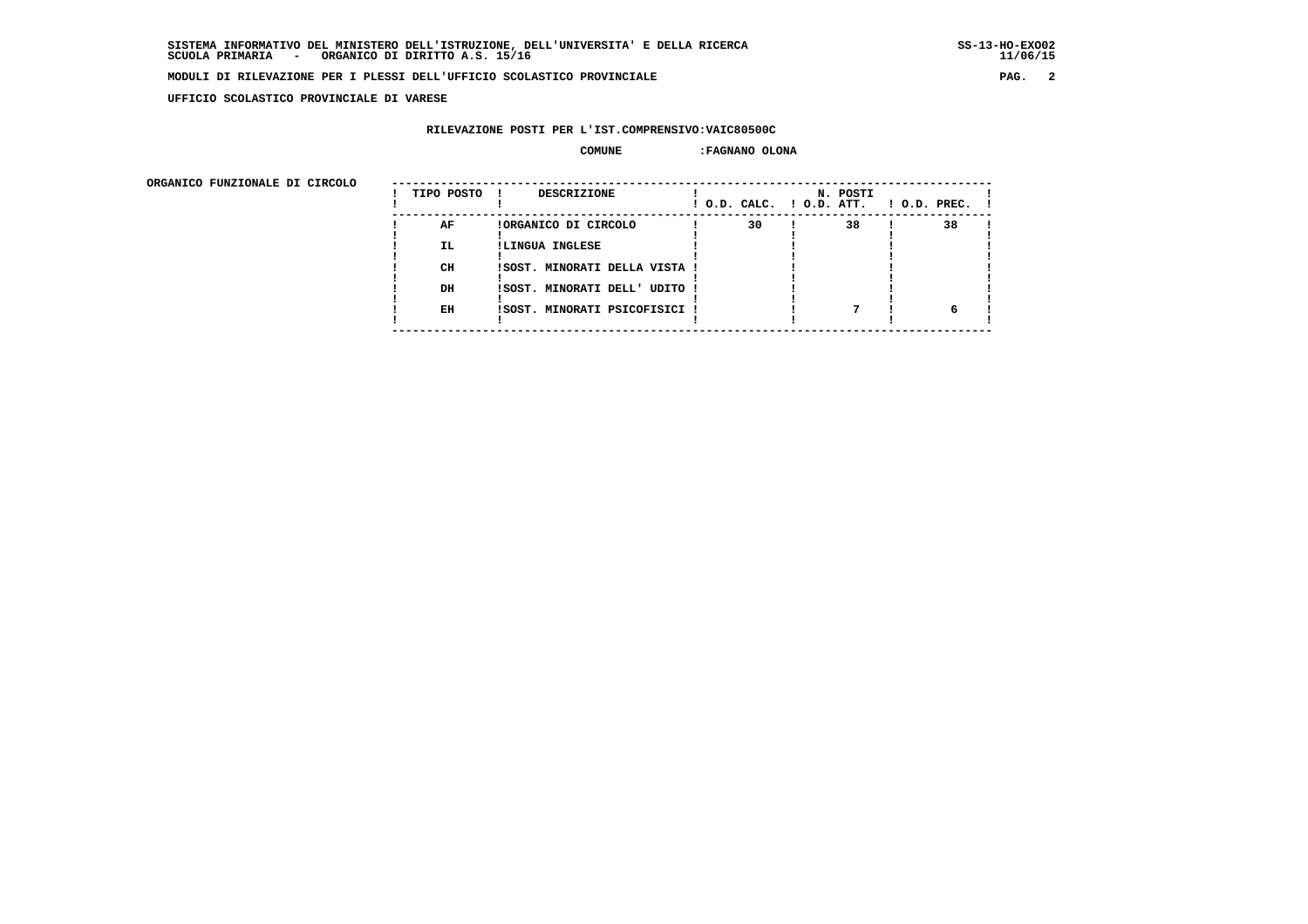UFFICIO SCOLASTICO PROVINCIALE DI VARESE

RILEVAZIONE POSTI PER L'IST.COMPRENSIVO:VAIC80500C

COMUNE :FAGNANO OLONA

ORGANICO FUNZIONALE DI CIRCOLO

| TIPO POSTO | DESCRIZIONE | N. POSTI O.D. CALC. | O.D. ATT. | O.D. PREC. |
|---|---|---|---|---|
| AF | ORGANICO DI CIRCOLO | 30 | 38 | 38 |
| IL | LINGUA INGLESE | | | |
| CH | SOST. MINORATI DELLA VISTA | | | |
| DH | SOST. MINORATI DELL' UDITO | | | |
| EH | SOST. MINORATI PSICOFISICI | | 7 | 6 |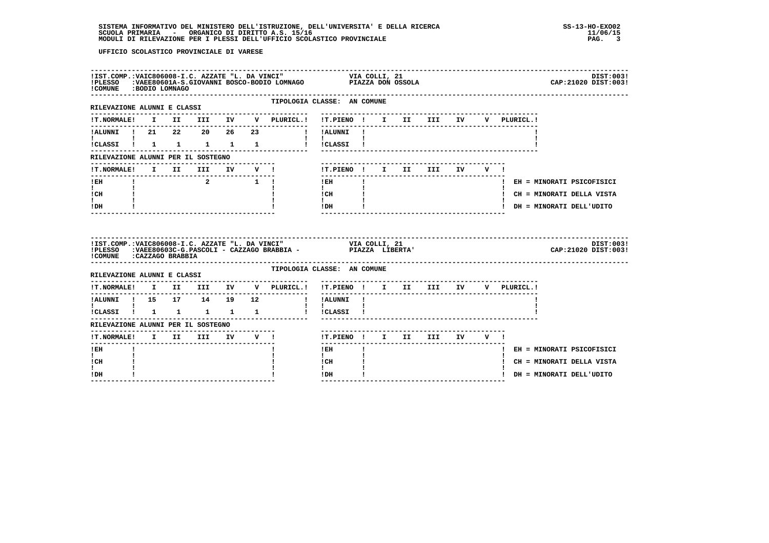UFFICIO SCOLASTICO PROVINCIALE DI VARESE

!IST.COMP.:VAIC806008-I.C. AZZATE "L. DA VINCI"    VIA COLLI, 21    DIST:003!
!PLESSO :VAEE80601A-S.GIOVANNI BOSCO-BODIO LOMNAGO    PIAZZA DON OSSOLA    CAP:21020 DIST:003!
!COMUNE :BODIO LOMNAGO

TIPOLOGIA CLASSE: AN COMUNE

RILEVAZIONE ALUNNI E CLASSI

| T.NORMALE | I | II | III | IV | V | PLURICL. | T.PIENO | I | II | III | IV | V | PLURICL. |
|---|---|---|---|---|---|---|---|---|---|---|---|---|---|
| ALUNNI | 21 | 22 | 20 | 26 | 23 | | ALUNNI | | | | | | |
| CLASSI | 1 | 1 | 1 | 1 | 1 | | CLASSI | | | | | | |

RILEVAZIONE ALUNNI PER IL SOSTEGNO

| T.NORMALE | I | II | III | IV | V | T.PIENO | I | II | III | IV | V |
|---|---|---|---|---|---|---|---|---|---|---|---|
| EH | | | 2 | | 1 | EH | | | | | |
| CH | | | | | | CH | | | | | |
| DH | | | | | | DH | | | | | |

EH = MINORATI PSICOFISICI
CH = MINORATI DELLA VISTA
DH = MINORATI DELL'UDITO

!IST.COMP.:VAIC806008-I.C. AZZATE "L. DA VINCI"    VIA COLLI, 21    DIST:003!
!PLESSO :VAEE80603C-G.PASCOLI - CAZZAGO BRABBIA -    PIAZZA LIBERTA'    CAP:21020 DIST:003!
!COMUNE :CAZZAGO BRABBIA

TIPOLOGIA CLASSE: AN COMUNE

RILEVAZIONE ALUNNI E CLASSI

| T.NORMALE | I | II | III | IV | V | PLURICL. | T.PIENO | I | II | III | IV | V | PLURICL. |
|---|---|---|---|---|---|---|---|---|---|---|---|---|---|
| ALUNNI | 15 | 17 | 14 | 19 | 12 | | ALUNNI | | | | | | |
| CLASSI | 1 | 1 | 1 | 1 | 1 | | CLASSI | | | | | | |

RILEVAZIONE ALUNNI PER IL SOSTEGNO

| T.NORMALE | I | II | III | IV | V | T.PIENO | I | II | III | IV | V |
|---|---|---|---|---|---|---|---|---|---|---|---|
| EH | | | | | | EH | | | | | |
| CH | | | | | | CH | | | | | |
| DH | | | | | | DH | | | | | |

EH = MINORATI PSICOFISICI
CH = MINORATI DELLA VISTA
DH = MINORATI DELL'UDITO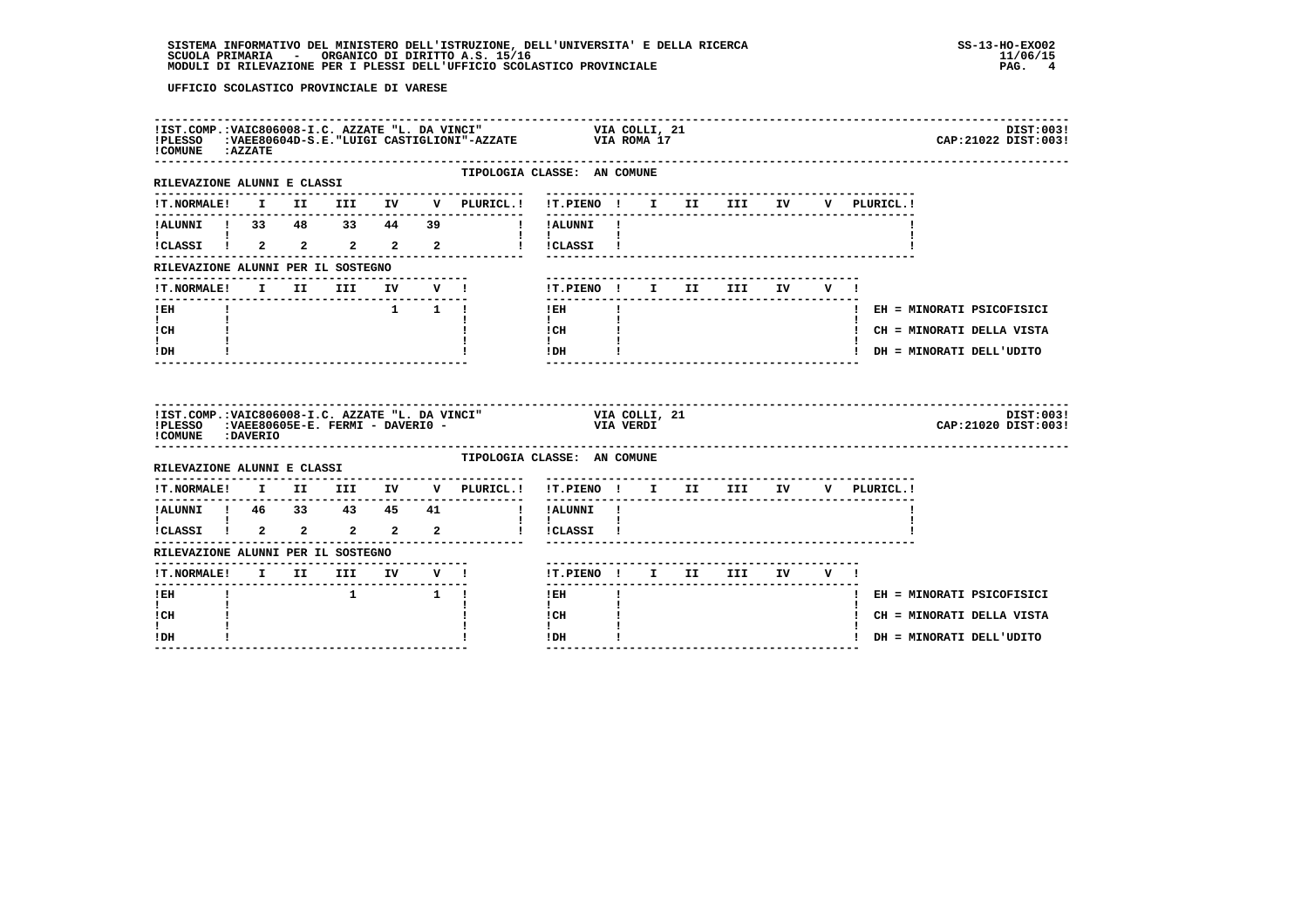SISTEMA INFORMATIVO DEL MINISTERO DELL'ISTRUZIONE, DELL'UNIVERSITA' E DELLA RICERCA
SCUOLA PRIMARIA - ORGANICO DI DIRITTO A.S. 15/16
MODULI DI RILEVAZIONE PER I PLESSI DELL'UFFICIO SCOLASTICO PROVINCIALE

SS-13-HO-EXO02
11/06/15

UFFICIO SCOLASTICO PROVINCIALE DI VARESE

!IST.COMP.:VAIC806008-I.C. AZZATE "L. DA VINCI" VIA COLLI, 21 DIST:003!
!PLESSO :VAEE80604D-S.E."LUIGI CASTIGLIONI"-AZZATE VIA ROMA 17 CAP:21022 DIST:003!
!COMUNE :AZZATE

TIPOLOGIA CLASSE: AN COMUNE

RILEVAZIONE ALUNNI E CLASSI

| T.NORMALE | I | II | III | IV | V | PLURICL. |
|---|---|---|---|---|---|---|
| ALUNNI | 33 | 48 | 33 | 44 | 39 | |
| CLASSI | 2 | 2 | 2 | 2 | 2 | |

| T.PIENO | I | II | III | IV | V | PLURICL. |
|---|---|---|---|---|---|---|
| ALUNNI | | | | | | |
| CLASSI | | | | | | |

RILEVAZIONE ALUNNI PER IL SOSTEGNO

| T.NORMALE | I | II | III | IV | V |
|---|---|---|---|---|---|
| EH | | | | 1 | 1 |
| CH | | | | | |
| DH | | | | | |

| T.PIENO | I | II | III | IV | V |
|---|---|---|---|---|---|
| EH | | | | | |
| CH | | | | | |
| DH | | | | | |

EH = MINORATI PSICOFISICI
CH = MINORATI DELLA VISTA
DH = MINORATI DELL'UDITO

!IST.COMP.:VAIC806008-I.C. AZZATE "L. DA VINCI" VIA COLLI, 21 DIST:003!
!PLESSO :VAEE80605E-E. FERMI - DAVERIO - VIA VERDI CAP:21020 DIST:003!
!COMUNE :DAVERIO

TIPOLOGIA CLASSE: AN COMUNE

RILEVAZIONE ALUNNI E CLASSI

| T.NORMALE | I | II | III | IV | V | PLURICL. |
|---|---|---|---|---|---|---|
| ALUNNI | 46 | 33 | 43 | 45 | 41 | |
| CLASSI | 2 | 2 | 2 | 2 | 2 | |

| T.PIENO | I | II | III | IV | V | PLURICL. |
|---|---|---|---|---|---|---|
| ALUNNI | | | | | | |
| CLASSI | | | | | | |

RILEVAZIONE ALUNNI PER IL SOSTEGNO

| T.NORMALE | I | II | III | IV | V |
|---|---|---|---|---|---|
| EH | | | 1 | | 1 |
| CH | | | | | |
| DH | | | | | |

| T.PIENO | I | II | III | IV | V |
|---|---|---|---|---|---|
| EH | | | | | |
| CH | | | | | |
| DH | | | | | |

EH = MINORATI PSICOFISICI
CH = MINORATI DELLA VISTA
DH = MINORATI DELL'UDITO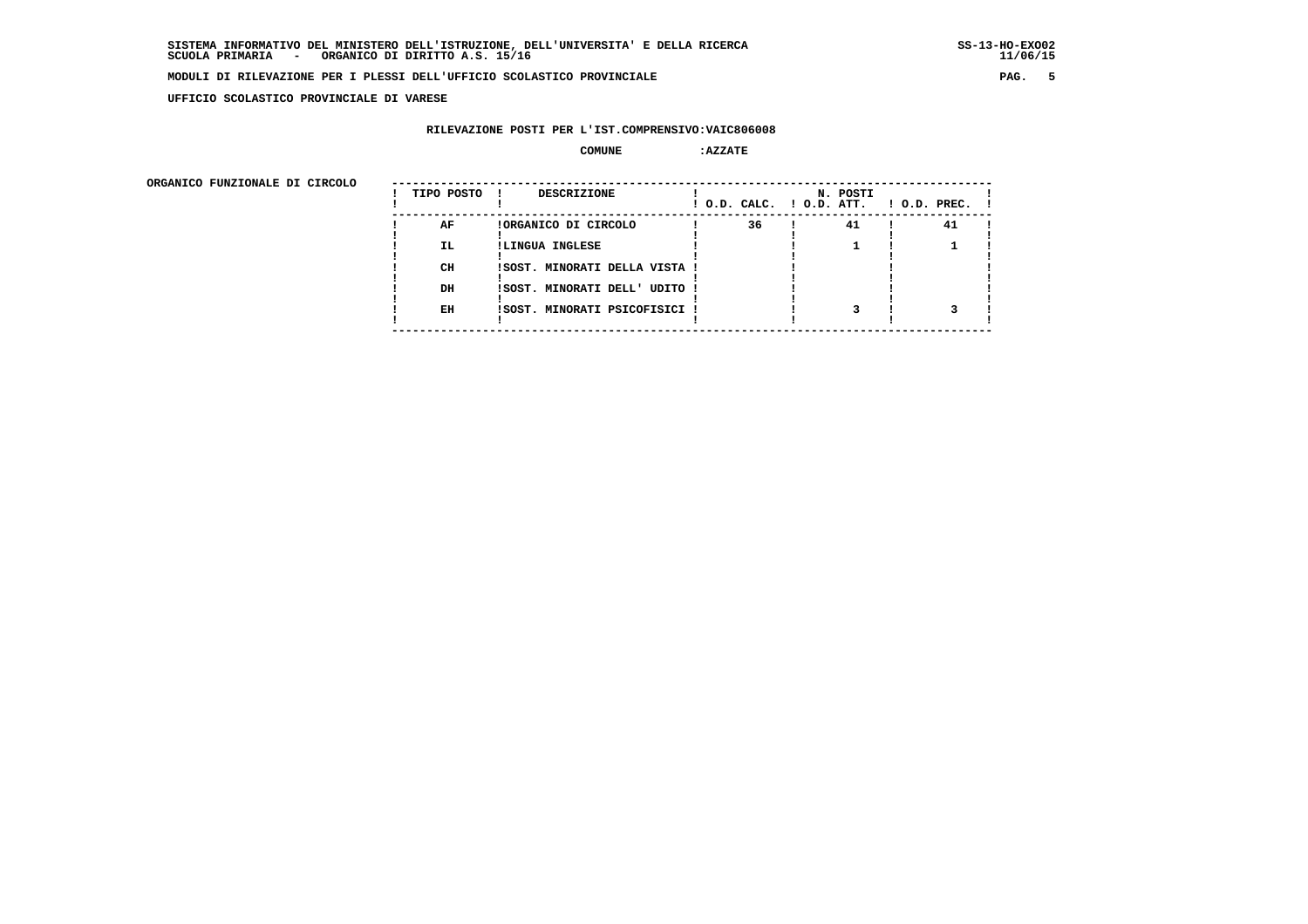SISTEMA INFORMATIVO DEL MINISTERO DELL'ISTRUZIONE, DELL'UNIVERSITA' E DELLA RICERCA
SCUOLA PRIMARIA - ORGANICO DI DIRITTO A.S. 15/16

MODULI DI RILEVAZIONE PER I PLESSI DELL'UFFICIO SCOLASTICO PROVINCIALE

UFFICIO SCOLASTICO PROVINCIALE DI VARESE

RILEVAZIONE POSTI PER L'IST.COMPRENSIVO:VAIC806008

COMUNE :AZZATE

ORGANICO FUNZIONALE DI CIRCOLO

| TIPO POSTO | DESCRIZIONE | N. POSTI O.D. CALC. | O.D. ATT. | O.D. PREC. |
|---|---|---|---|---|
| AF | ORGANICO DI CIRCOLO | 36 | 41 | 41 |
| IL | LINGUA INGLESE | | 1 | 1 |
| CH | SOST. MINORATI DELLA VISTA | | | |
| DH | SOST. MINORATI DELL' UDITO | | | |
| EH | SOST. MINORATI PSICOFISICI | | 3 | 3 |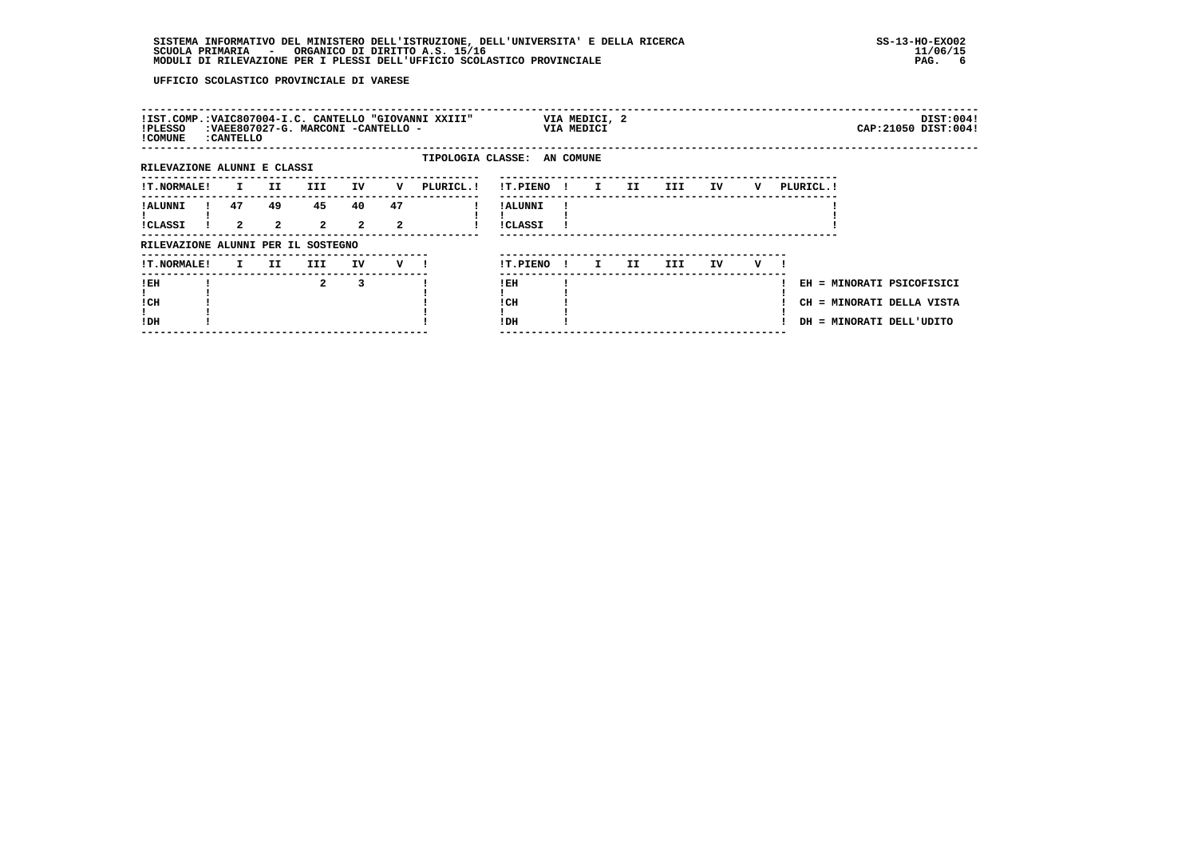UFFICIO SCOLASTICO PROVINCIALE DI VARESE

!IST.COMP.:VAIC807004-I.C. CANTELLO "GIOVANNI XXIII" VIA MEDICI, 2 DIST:004!
!PLESSO :VAEE807027-G. MARCONI -CANTELLO - VIA MEDICI CAP:21050 DIST:004!
!COMUNE :CANTELLO

TIPOLOGIA CLASSE: AN COMUNE

RILEVAZIONE ALUNNI E CLASSI

| !T.NORMALE! | I | II | III | IV | V | PLURICL.! | !T.PIENO ! | I | II | III | IV | V | PLURICL.! |
|---|---|---|---|---|---|---|---|---|---|---|---|---|---|
| !ALUNNI ! | 47 | 49 | 45 | 40 | 47 | | !ALUNNI ! | | | | | | |
| !CLASSI ! | 2 | 2 | 2 | 2 | 2 | | !CLASSI ! | | | | | | |

RILEVAZIONE ALUNNI PER IL SOSTEGNO

| !T.NORMALE! | I | II | III | IV | V ! | !T.PIENO ! | I | II | III | IV | V ! |
|---|---|---|---|---|---|---|---|---|---|---|---|
| !EH | | | 2 | 3 | | !EH | | | | | |
| !CH | | | | | | !CH | | | | | |
| !DH | | | | | | !DH | | | | | |

EH = MINORATI PSICOFISICI
CH = MINORATI DELLA VISTA
DH = MINORATI DELL'UDITO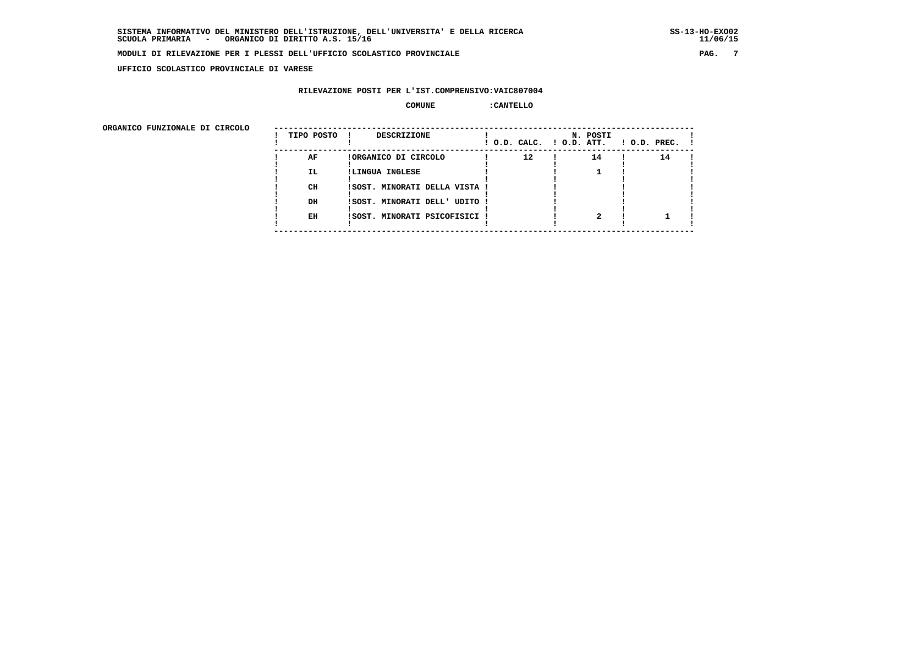SISTEMA INFORMATIVO DEL MINISTERO DELL'ISTRUZIONE, DELL'UNIVERSITA' E DELLA RICERCA
SCUOLA PRIMARIA - ORGANICO DI DIRITTO A.S. 15/16

MODULI DI RILEVAZIONE PER I PLESSI DELL'UFFICIO SCOLASTICO PROVINCIALE

UFFICIO SCOLASTICO PROVINCIALE DI VARESE

RILEVAZIONE POSTI PER L'IST.COMPRENSIVO:VAIC807004

COMUNE :CANTELLO

ORGANICO FUNZIONALE DI CIRCOLO

| TIPO POSTO | DESCRIZIONE | N. POSTI O.D. CALC. | O.D. ATT. | O.D. PREC. |
|---|---|---|---|---|
| AF | ORGANICO DI CIRCOLO | 12 | 14 | 14 |
| IL | LINGUA INGLESE | | 1 | |
| CH | SOST. MINORATI DELLA VISTA | | | |
| DH | SOST. MINORATI DELL' UDITO | | | |
| EH | SOST. MINORATI PSICOFISICI | | 2 | 1 |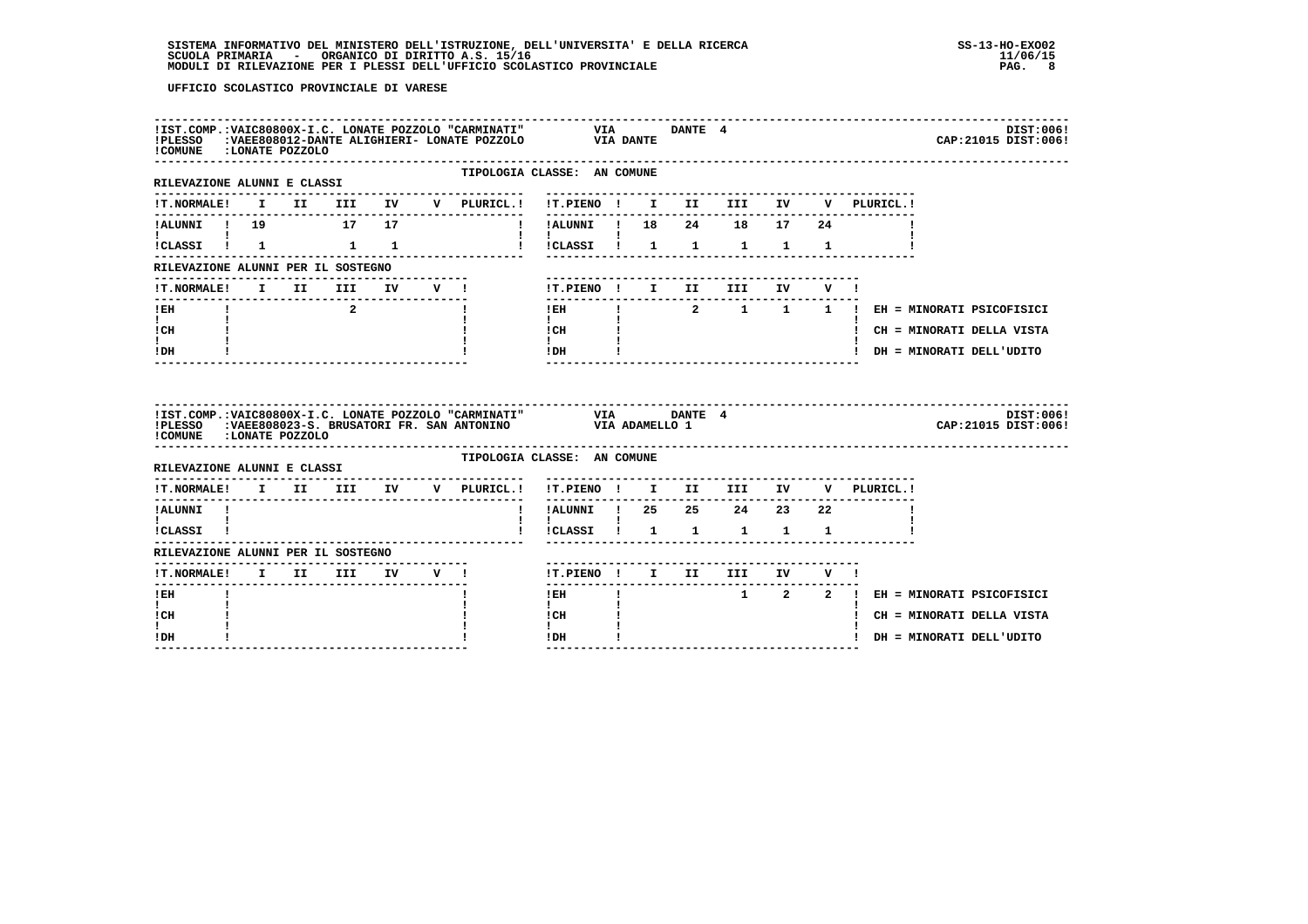**UFFICIO SCOLASTICO PROVINCIALE DI VARESE**

IST.COMP.:VAIC80800X-I.C. LONATE POZZOLO "CARMINATI" VIA DANTE 4 — DIST:006
PLESSO :VAEE808012-DANTE ALIGHIERI- LONATE POZZOLO VIA DANTE — CAP:21015 DIST:006
COMUNE :LONATE POZZOLO

TIPOLOGIA CLASSE: AN COMUNE

RILEVAZIONE ALUNNI E CLASSI

| T.NORMALE | I | II | III | IV | V | PLURICL. | T.PIENO | I | II | III | IV | V | PLURICL. |
|---|---|---|---|---|---|---|---|---|---|---|---|---|---|
| ALUNNI | 19 | | 17 | 17 | | | ALUNNI | 18 | 24 | 18 | 17 | 24 | |
| CLASSI | 1 | | 1 | 1 | | | CLASSI | 1 | 1 | 1 | 1 | 1 | |

RILEVAZIONE ALUNNI PER IL SOSTEGNO

| T.NORMALE | I | II | III | IV | V | T.PIENO | I | II | III | IV | V |
|---|---|---|---|---|---|---|---|---|---|---|---|
| EH | | | 2 | | | EH | | 2 | 1 | 1 | 1 |
| CH | | | | | | CH | | | | | |
| DH | | | | | | DH | | | | | |

EH = MINORATI PSICOFISICI
CH = MINORATI DELLA VISTA
DH = MINORATI DELL'UDITO

IST.COMP.:VAIC80800X-I.C. LONATE POZZOLO "CARMINATI" VIA DANTE 4 — DIST:006
PLESSO :VAEE808023-S. BRUSATORI FR. SAN ANTONINO VIA ADAMELLO 1 — CAP:21015 DIST:006
COMUNE :LONATE POZZOLO

TIPOLOGIA CLASSE: AN COMUNE

RILEVAZIONE ALUNNI E CLASSI

| T.NORMALE | I | II | III | IV | V | PLURICL. | T.PIENO | I | II | III | IV | V | PLURICL. |
|---|---|---|---|---|---|---|---|---|---|---|---|---|---|
| ALUNNI | | | | | | | ALUNNI | 25 | 25 | 24 | 23 | 22 | |
| CLASSI | | | | | | | CLASSI | 1 | 1 | 1 | 1 | 1 | |

RILEVAZIONE ALUNNI PER IL SOSTEGNO

| T.NORMALE | I | II | III | IV | V | T.PIENO | I | II | III | IV | V |
|---|---|---|---|---|---|---|---|---|---|---|---|
| EH | | | | | | EH | | | 1 | 2 | 2 |
| CH | | | | | | CH | | | | | |
| DH | | | | | | DH | | | | | |

EH = MINORATI PSICOFISICI
CH = MINORATI DELLA VISTA
DH = MINORATI DELL'UDITO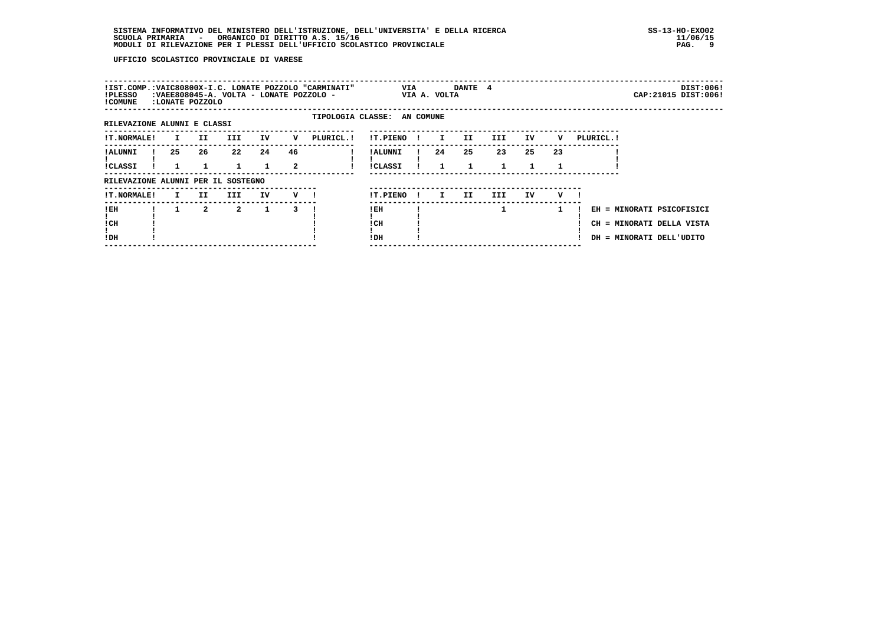UFFICIO SCOLASTICO PROVINCIALE DI VARESE

!IST.COMP.:VAIC80800X-I.C. LONATE POZZOLO "CARMINATI"    VIA DANTE 4    DIST:006!
!PLESSO :VAEE808045-A. VOLTA - LONATE POZZOLO -    VIA A. VOLTA    CAP:21015 DIST:006!
!COMUNE :LONATE POZZOLO

TIPOLOGIA CLASSE: AN COMUNE

RILEVAZIONE ALUNNI E CLASSI

| T.NORMALE | I | II | III | IV | V | PLURICL. |
|---|---|---|---|---|---|---|
| ALUNNI | 25 | 26 | 22 | 24 | 46 | |
| CLASSI | 1 | 1 | 1 | 1 | 2 | |

| T.PIENO | I | II | III | IV | V | PLURICL. |
|---|---|---|---|---|---|---|
| ALUNNI | 24 | 25 | 23 | 25 | 23 | |
| CLASSI | 1 | 1 | 1 | 1 | 1 | |

RILEVAZIONE ALUNNI PER IL SOSTEGNO

| T.NORMALE | I | II | III | IV | V |
|---|---|---|---|---|---|
| EH | 1 | 2 | 2 | 1 | 3 |
| CH | | | | | |
| DH | | | | | |

| T.PIENO | I | II | III | IV | V |
|---|---|---|---|---|---|
| EH | | | 1 | | 1 |
| CH | | | | | |
| DH | | | | | |

EH = MINORATI PSICOFISICI
CH = MINORATI DELLA VISTA
DH = MINORATI DELL'UDITO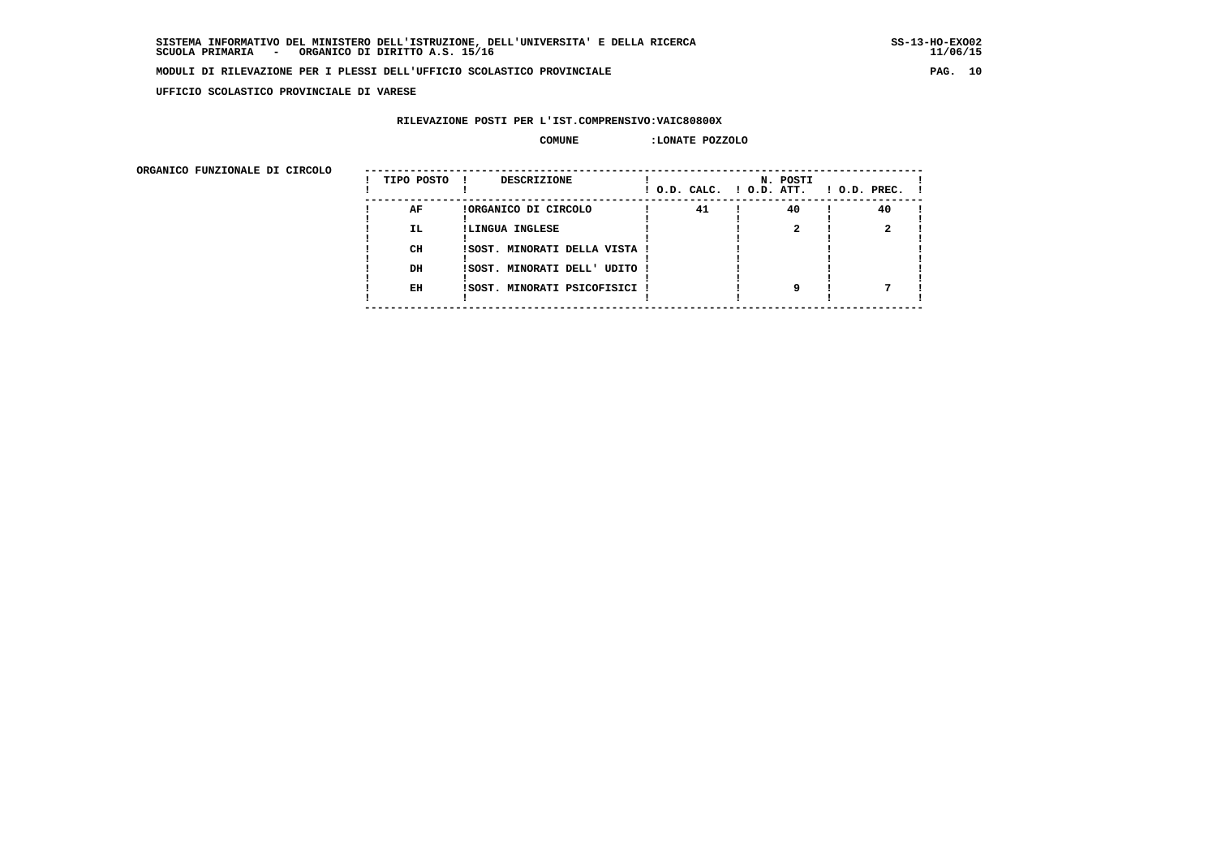**UFFICIO SCOLASTICO PROVINCIALE DI VARESE**

**RILEVAZIONE POSTI PER L'IST.COMPRENSIVO:VAIC80800X**

**COMUNE :LONATE POZZOLO**

**ORGANICO FUNZIONALE DI CIRCOLO**

| TIPO POSTO | DESCRIZIONE | N. POSTI O.D. CALC. | O.D. ATT. | O.D. PREC. |
|---|---|---|---|---|
| AF | ORGANICO DI CIRCOLO | 41 | 40 | 40 |
| IL | LINGUA INGLESE | | 2 | 2 |
| CH | SOST. MINORATI DELLA VISTA | | | |
| DH | SOST. MINORATI DELL' UDITO | | | |
| EH | SOST. MINORATI PSICOFISICI | | 9 | 7 |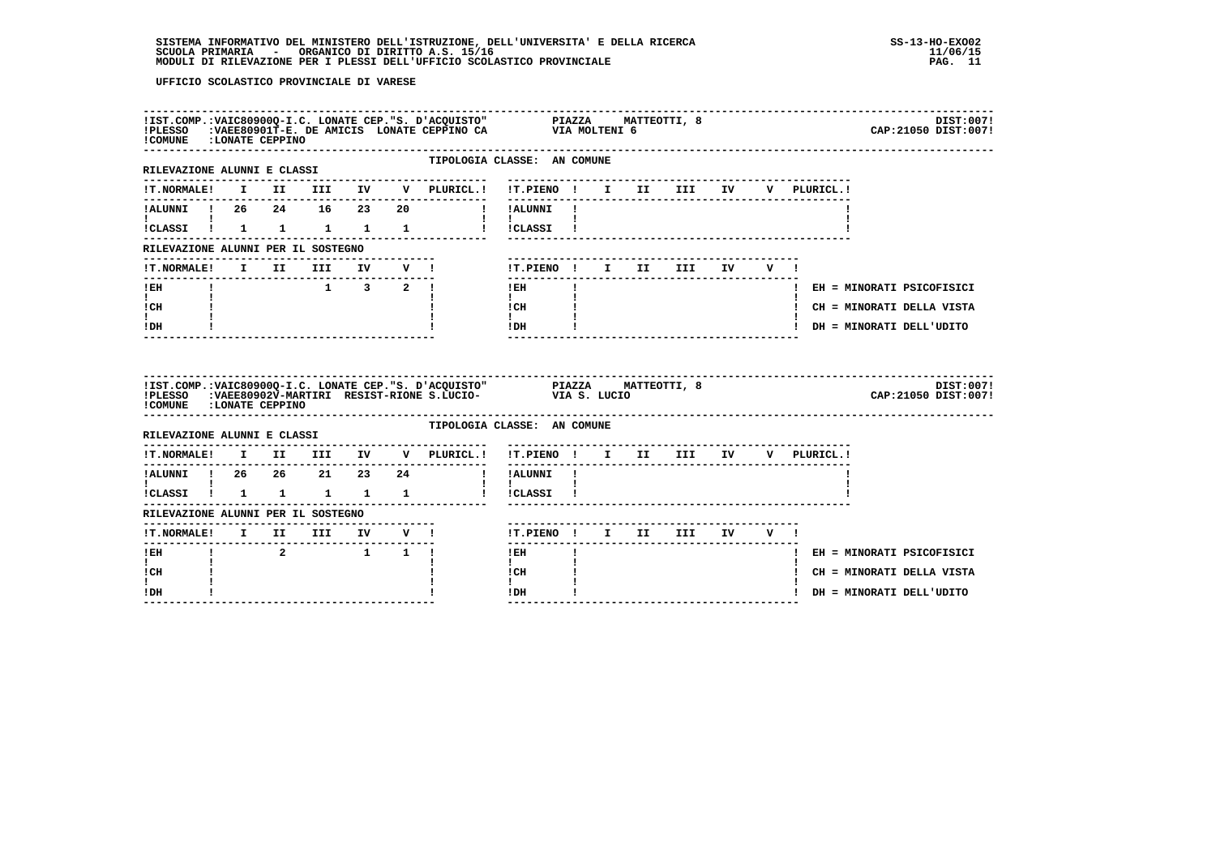UFFICIO SCOLASTICO PROVINCIALE DI VARESE

IST.COMP.:VAIC80900Q-I.C. LONATE CEP."S. D'ACQUISTO" PIAZZA MATTEOTTI, 8 DIST:007
PLESSO :VAEE80901T-E. DE AMICIS LONATE CEPPINO CA VIA MOLTENI 6 CAP:21050 DIST:007
COMUNE :LONATE CEPPINO

TIPOLOGIA CLASSE: AN COMUNE

RILEVAZIONE ALUNNI E CLASSI

| T.NORMALE | I | II | III | IV | V | PLURICL. |
|---|---|---|---|---|---|---|
| ALUNNI | 26 | 24 | 16 | 23 | 20 | |
| CLASSI | 1 | 1 | 1 | 1 | 1 | |

| T.PIENO | I | II | III | IV | V | PLURICL. |
|---|---|---|---|---|---|---|
| ALUNNI | | | | | | |
| CLASSI | | | | | | |

RILEVAZIONE ALUNNI PER IL SOSTEGNO

| T.NORMALE | I | II | III | IV | V |
|---|---|---|---|---|---|
| EH | | | 1 | 3 | 2 |
| CH | | | | | |
| DH | | | | | |

| T.PIENO | I | II | III | IV | V |
|---|---|---|---|---|---|
| EH | | | | | |
| CH | | | | | |
| DH | | | | | |

EH = MINORATI PSICOFISICI
CH = MINORATI DELLA VISTA
DH = MINORATI DELL'UDITO

IST.COMP.:VAIC80900Q-I.C. LONATE CEP."S. D'ACQUISTO" PIAZZA MATTEOTTI, 8 DIST:007
PLESSO :VAEE80902V-MARTIRI RESIST-RIONE S.LUCIO- VIA S. LUCIO CAP:21050 DIST:007
COMUNE :LONATE CEPPINO

TIPOLOGIA CLASSE: AN COMUNE

RILEVAZIONE ALUNNI E CLASSI

| T.NORMALE | I | II | III | IV | V | PLURICL. |
|---|---|---|---|---|---|---|
| ALUNNI | 26 | 26 | 21 | 23 | 24 | |
| CLASSI | 1 | 1 | 1 | 1 | 1 | |

| T.PIENO | I | II | III | IV | V | PLURICL. |
|---|---|---|---|---|---|---|
| ALUNNI | | | | | | |
| CLASSI | | | | | | |

RILEVAZIONE ALUNNI PER IL SOSTEGNO

| T.NORMALE | I | II | III | IV | V |
|---|---|---|---|---|---|
| EH | | 2 | | 1 | 1 |
| CH | | | | | |
| DH | | | | | |

| T.PIENO | I | II | III | IV | V |
|---|---|---|---|---|---|
| EH | | | | | |
| CH | | | | | |
| DH | | | | | |

EH = MINORATI PSICOFISICI
CH = MINORATI DELLA VISTA
DH = MINORATI DELL'UDITO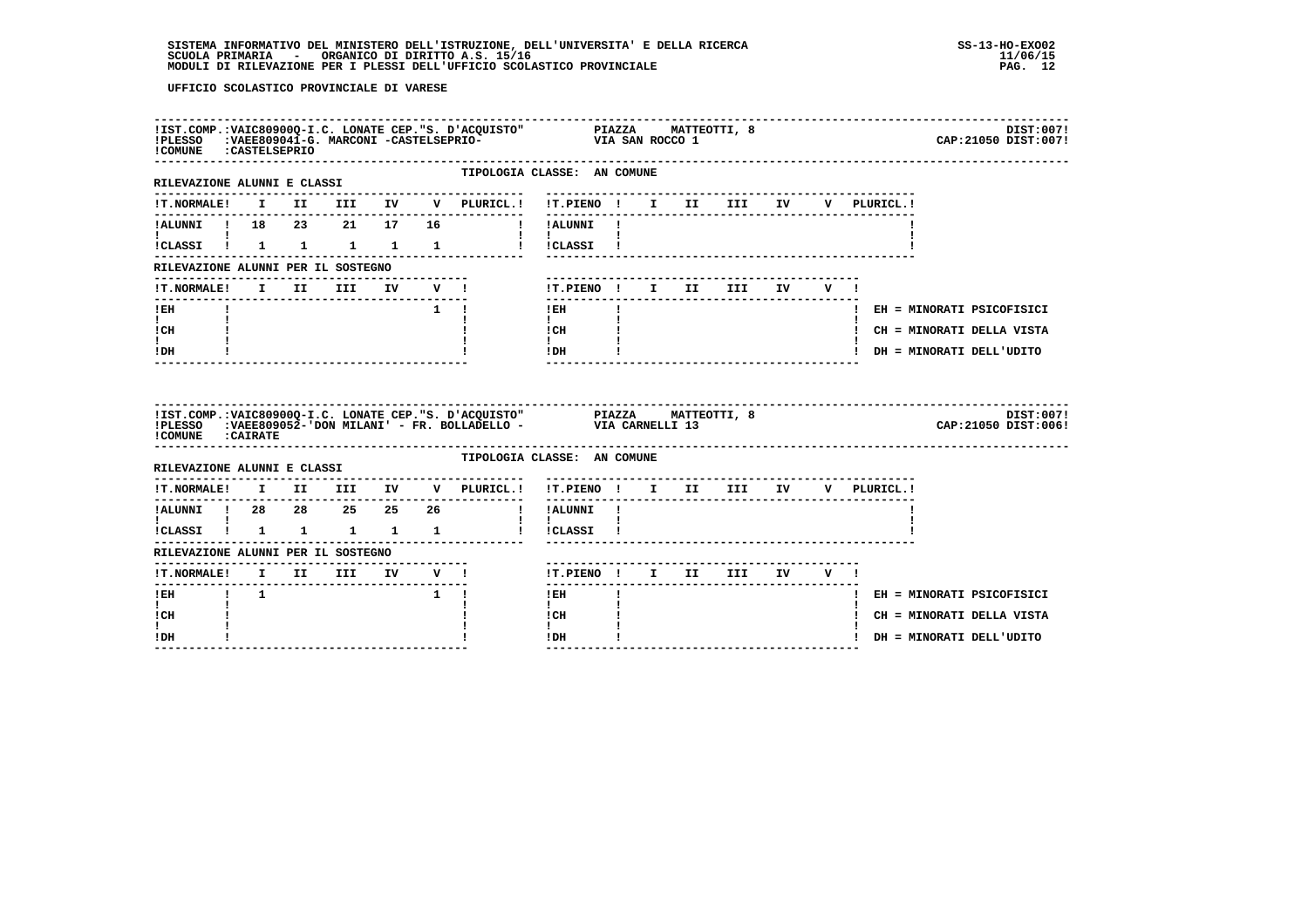SISTEMA INFORMATIVO DEL MINISTERO DELL'ISTRUZIONE, DELL'UNIVERSITA' E DELLA RICERCA
SCUOLA PRIMARIA - ORGANICO DI DIRITTO A.S. 15/16
MODULI DI RILEVAZIONE PER I PLESSI DELL'UFFICIO SCOLASTICO PROVINCIALE

SS-13-HO-EXO02
11/06/15

UFFICIO SCOLASTICO PROVINCIALE DI VARESE

IST.COMP.:VAIC80900Q-I.C. LONATE CEP."S. D'ACQUISTO" PIAZZA MATTEOTTI, 8 DIST:007
PLESSO :VAEE809041-G. MARCONI -CASTELSEPRIO- VIA SAN ROCCO 1 CAP:21050 DIST:007
COMUNE :CASTELSEPRIO

TIPOLOGIA CLASSE: AN COMUNE

RILEVAZIONE ALUNNI E CLASSI

| T.NORMALE | I | II | III | IV | V | PLURICL. | T.PIENO | I | II | III | IV | V | PLURICL. |
|---|---|---|---|---|---|---|---|---|---|---|---|---|---|
| ALUNNI | 18 | 23 | 21 | 17 | 16 | | ALUNNI | | | | | | |
| CLASSI | 1 | 1 | 1 | 1 | 1 | | CLASSI | | | | | | |

RILEVAZIONE ALUNNI PER IL SOSTEGNO

| T.NORMALE | I | II | III | IV | V | T.PIENO | I | II | III | IV | V |
|---|---|---|---|---|---|---|---|---|---|---|---|
| EH | | | | | 1 | EH | | | | | |
| CH | | | | | | CH | | | | | |
| DH | | | | | | DH | | | | | |

EH = MINORATI PSICOFISICI
CH = MINORATI DELLA VISTA
DH = MINORATI DELL'UDITO

IST.COMP.:VAIC80900Q-I.C. LONATE CEP."S. D'ACQUISTO" PIAZZA MATTEOTTI, 8 DIST:007
PLESSO :VAEE809052-'DON MILANI' - FR. BOLLADELLO - VIA CARNELLI 13 CAP:21050 DIST:006
COMUNE :CAIRATE

TIPOLOGIA CLASSE: AN COMUNE

RILEVAZIONE ALUNNI E CLASSI

| T.NORMALE | I | II | III | IV | V | PLURICL. | T.PIENO | I | II | III | IV | V | PLURICL. |
|---|---|---|---|---|---|---|---|---|---|---|---|---|---|
| ALUNNI | 28 | 28 | 25 | 25 | 26 | | ALUNNI | | | | | | |
| CLASSI | 1 | 1 | 1 | 1 | 1 | | CLASSI | | | | | | |

RILEVAZIONE ALUNNI PER IL SOSTEGNO

| T.NORMALE | I | II | III | IV | V | T.PIENO | I | II | III | IV | V |
|---|---|---|---|---|---|---|---|---|---|---|---|
| EH | 1 | | | | 1 | EH | | | | | |
| CH | | | | | | CH | | | | | |
| DH | | | | | | DH | | | | | |

EH = MINORATI PSICOFISICI
CH = MINORATI DELLA VISTA
DH = MINORATI DELL'UDITO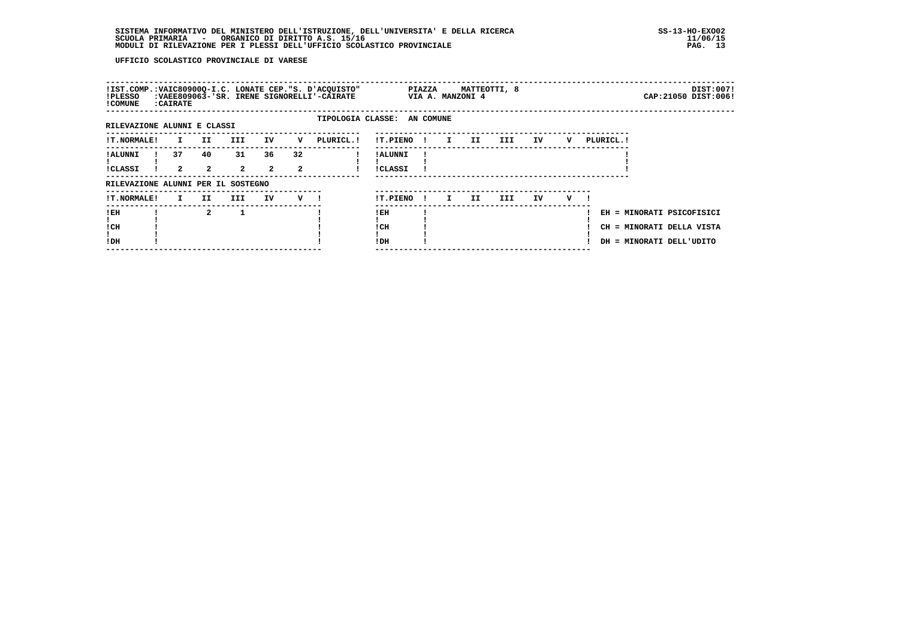UFFICIO SCOLASTICO PROVINCIALE DI VARESE

!IST.COMP.:VAIC80900Q-I.C. LONATE CEP."S. D'ACQUISTO" PIAZZA MATTEOTTI, 8 DIST:007!
!PLESSO :VAEE809063-'SR. IRENE SIGNORELLI'-CAIRATE VIA A. MANZONI 4 CAP:21050 DIST:006!
!COMUNE :CAIRATE

TIPOLOGIA CLASSE: AN COMUNE

RILEVAZIONE ALUNNI E CLASSI

| T.NORMALE | I | II | III | IV | V | PLURICL. |
|---|---|---|---|---|---|---|
| ALUNNI | 37 | 40 | 31 | 36 | 32 | |
| CLASSI | 2 | 2 | 2 | 2 | 2 | |

| T.PIENO | I | II | III | IV | V | PLURICL. |
|---|---|---|---|---|---|---|
| ALUNNI | | | | | | |
| CLASSI | | | | | | |

RILEVAZIONE ALUNNI PER IL SOSTEGNO

| T.NORMALE | I | II | III | IV | V |
|---|---|---|---|---|---|
| EH | | 2 | 1 | | |
| CH | | | | | |
| DH | | | | | |

| T.PIENO | I | II | III | IV | V |
|---|---|---|---|---|---|
| EH | | | | | |
| CH | | | | | |
| DH | | | | | |

EH = MINORATI PSICOFISICI
CH = MINORATI DELLA VISTA
DH = MINORATI DELL'UDITO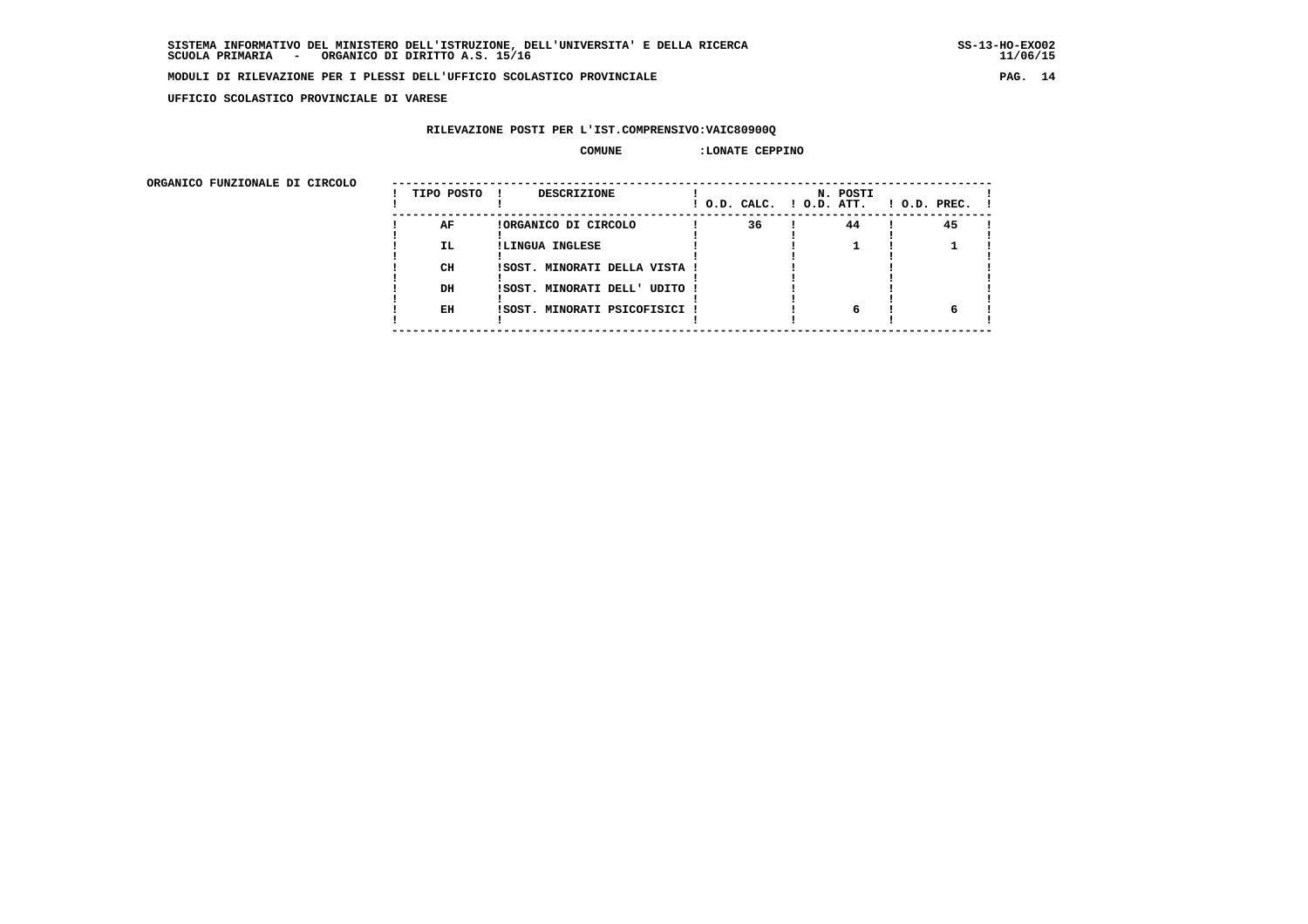UFFICIO SCOLASTICO PROVINCIALE DI VARESE

RILEVAZIONE POSTI PER L'IST.COMPRENSIVO:VAIC80900Q

COMUNE :LONATE CEPPINO

ORGANICO FUNZIONALE DI CIRCOLO

| TIPO POSTO | DESCRIZIONE | N. POSTI O.D. CALC. | O.D. ATT. | O.D. PREC. |
|---|---|---|---|---|
| AF | ORGANICO DI CIRCOLO | 36 | 44 | 45 |
| IL | LINGUA INGLESE | | 1 | 1 |
| CH | SOST. MINORATI DELLA VISTA | | | |
| DH | SOST. MINORATI DELL' UDITO | | | |
| EH | SOST. MINORATI PSICOFISICI | | 6 | 6 |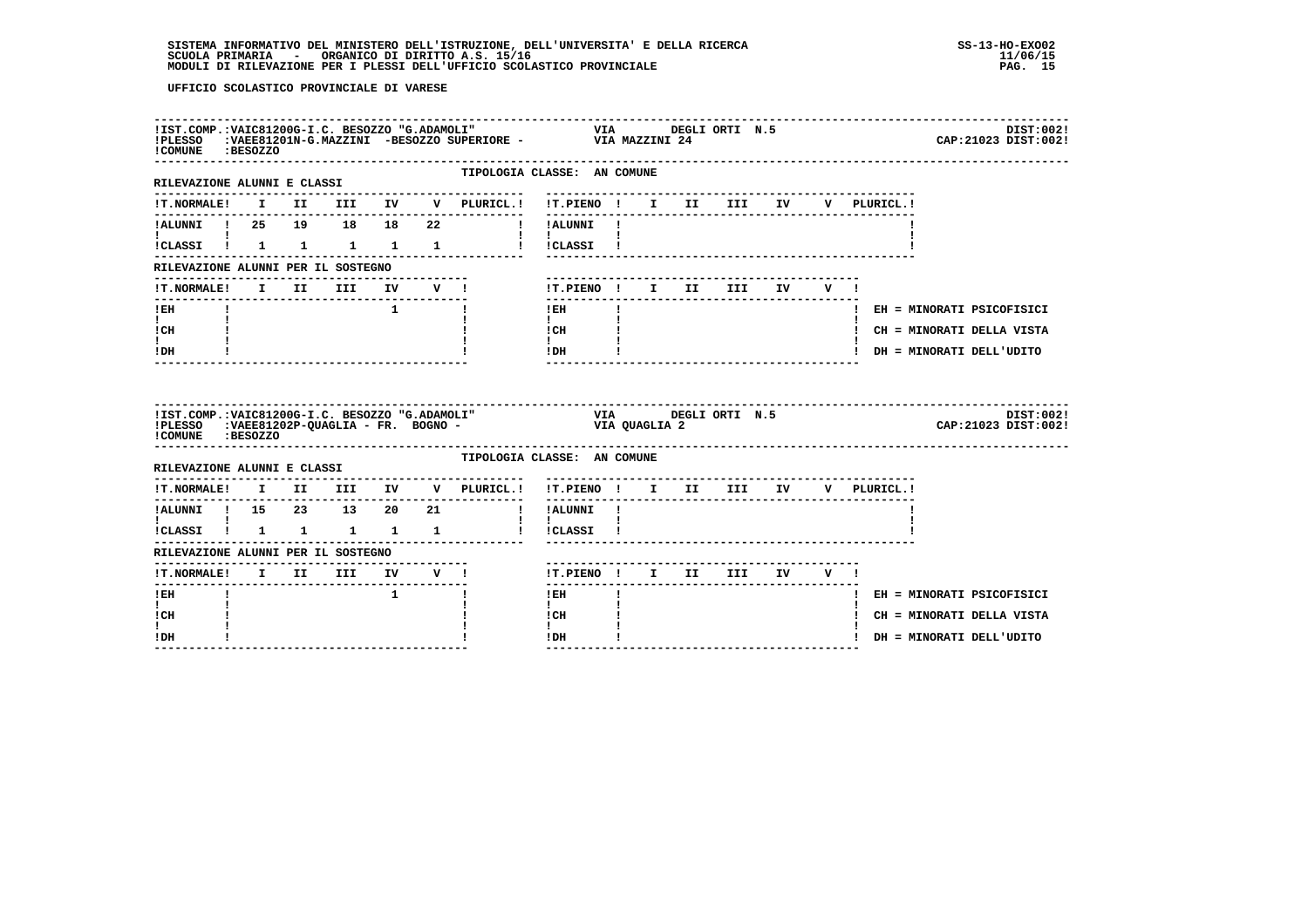UFFICIO SCOLASTICO PROVINCIALE DI VARESE

!IST.COMP.:VAIC81200G-I.C. BESOZZO "G.ADAMOLI" VIA DEGLI ORTI N.5 DIST:002!
!PLESSO :VAEE81201N-G.MAZZINI -BESOZZO SUPERIORE - VIA MAZZINI 24 CAP:21023 DIST:002!
!COMUNE :BESOZZO

TIPOLOGIA CLASSE: AN COMUNE

RILEVAZIONE ALUNNI E CLASSI

| T.NORMALE | I | II | III | IV | V | PLURICL. |
|---|---|---|---|---|---|---|
| ALUNNI | 25 | 19 | 18 | 18 | 22 | |
| CLASSI | 1 | 1 | 1 | 1 | 1 | |

| T.PIENO | I | II | III | IV | V | PLURICL. |
|---|---|---|---|---|---|---|
| ALUNNI | | | | | | |
| CLASSI | | | | | | |

RILEVAZIONE ALUNNI PER IL SOSTEGNO

| T.NORMALE | I | II | III | IV | V |
|---|---|---|---|---|---|
| EH | | | | 1 | |
| CH | | | | | |
| DH | | | | | |

| T.PIENO | I | II | III | IV | V |
|---|---|---|---|---|---|
| EH | | | | | |
| CH | | | | | |
| DH | | | | | |

EH = MINORATI PSICOFISICI
CH = MINORATI DELLA VISTA
DH = MINORATI DELL'UDITO

!IST.COMP.:VAIC81200G-I.C. BESOZZO "G.ADAMOLI" VIA DEGLI ORTI N.5 DIST:002!
!PLESSO :VAEE81202P-QUAGLIA - FR. BOGNO - VIA QUAGLIA 2 CAP:21023 DIST:002!
!COMUNE :BESOZZO

TIPOLOGIA CLASSE: AN COMUNE

RILEVAZIONE ALUNNI E CLASSI

| T.NORMALE | I | II | III | IV | V | PLURICL. |
|---|---|---|---|---|---|---|
| ALUNNI | 15 | 23 | 13 | 20 | 21 | |
| CLASSI | 1 | 1 | 1 | 1 | 1 | |

| T.PIENO | I | II | III | IV | V | PLURICL. |
|---|---|---|---|---|---|---|
| ALUNNI | | | | | | |
| CLASSI | | | | | | |

RILEVAZIONE ALUNNI PER IL SOSTEGNO

| T.NORMALE | I | II | III | IV | V |
|---|---|---|---|---|---|
| EH | | | | 1 | |
| CH | | | | | |
| DH | | | | | |

| T.PIENO | I | II | III | IV | V |
|---|---|---|---|---|---|
| EH | | | | | |
| CH | | | | | |
| DH | | | | | |

EH = MINORATI PSICOFISICI
CH = MINORATI DELLA VISTA
DH = MINORATI DELL'UDITO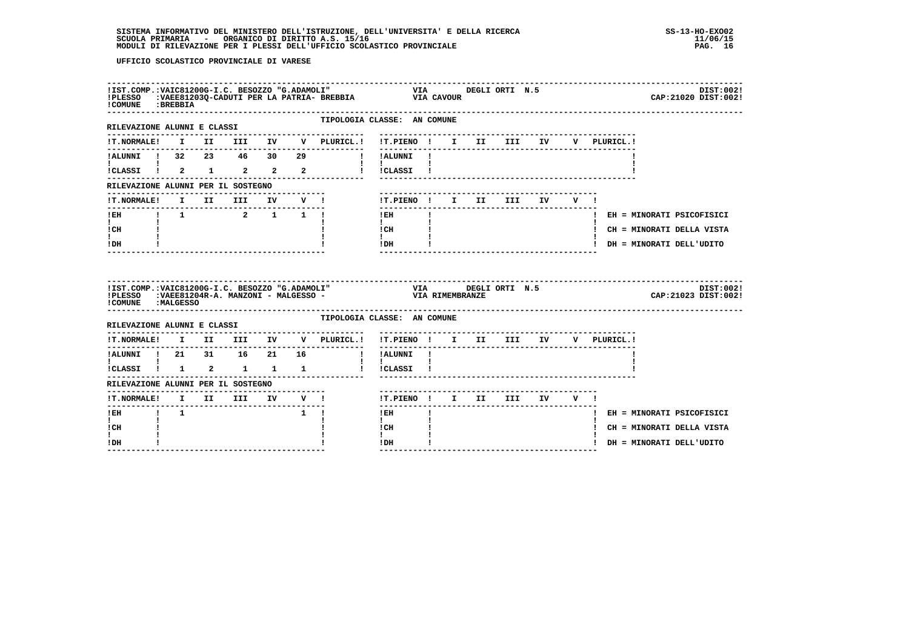UFFICIO SCOLASTICO PROVINCIALE DI VARESE

**IST.COMP.:** VAIC81200G-I.C. BESOZZO "G.ADAMOLI" — VIA DEGLI ORTI N.5 — DIST:002
**PLESSO:** VAEE81203Q-CADUTI PER LA PATRIA- BREBBIA — VIA CAVOUR — CAP:21020 DIST:002
**COMUNE:** BREBBIA

TIPOLOGIA CLASSE: AN COMUNE

RILEVAZIONE ALUNNI E CLASSI

| T.NORMALE | I | II | III | IV | V | PLURICL. | T.PIENO | I | II | III | IV | V | PLURICL. |
|---|---|---|---|---|---|---|---|---|---|---|---|---|---|
| ALUNNI | 32 | 23 | 46 | 30 | 29 | | ALUNNI | | | | | | |
| CLASSI | 2 | 1 | 2 | 2 | 2 | | CLASSI | | | | | | |

RILEVAZIONE ALUNNI PER IL SOSTEGNO

| T.NORMALE | I | II | III | IV | V | T.PIENO | I | II | III | IV | V |
|---|---|---|---|---|---|---|---|---|---|---|---|
| EH | 1 | | 2 | 1 | 1 | EH | | | | | |
| CH | | | | | | CH | | | | | |
| DH | | | | | | DH | | | | | |

EH = MINORATI PSICOFISICI
CH = MINORATI DELLA VISTA
DH = MINORATI DELL'UDITO

---

**IST.COMP.:** VAIC81200G-I.C. BESOZZO "G.ADAMOLI" — VIA DEGLI ORTI N.5 — DIST:002
**PLESSO:** VAEE81204R-A. MANZONI - MALGESSO - — VIA RIMEMBRANZE — CAP:21023 DIST:002
**COMUNE:** MALGESSO

TIPOLOGIA CLASSE: AN COMUNE

RILEVAZIONE ALUNNI E CLASSI

| T.NORMALE | I | II | III | IV | V | PLURICL. | T.PIENO | I | II | III | IV | V | PLURICL. |
|---|---|---|---|---|---|---|---|---|---|---|---|---|---|
| ALUNNI | 21 | 31 | 16 | 21 | 16 | | ALUNNI | | | | | | |
| CLASSI | 1 | 2 | 1 | 1 | 1 | | CLASSI | | | | | | |

RILEVAZIONE ALUNNI PER IL SOSTEGNO

| T.NORMALE | I | II | III | IV | V | T.PIENO | I | II | III | IV | V |
|---|---|---|---|---|---|---|---|---|---|---|---|
| EH | 1 | | | | 1 | EH | | | | | |
| CH | | | | | | CH | | | | | |
| DH | | | | | | DH | | | | | |

EH = MINORATI PSICOFISICI
CH = MINORATI DELLA VISTA
DH = MINORATI DELL'UDITO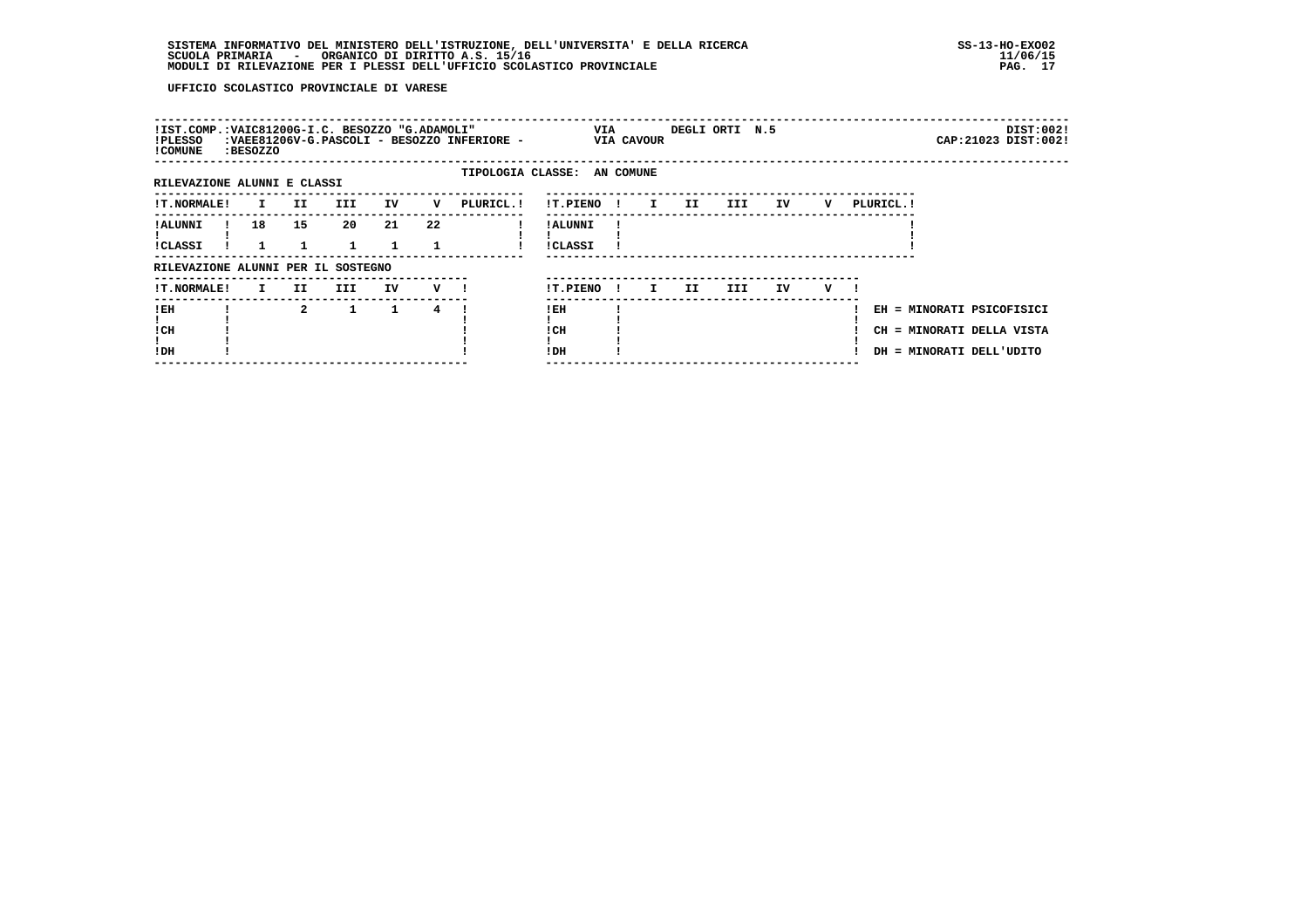SISTEMA INFORMATIVO DEL MINISTERO DELL'ISTRUZIONE, DELL'UNIVERSITA' E DELLA RICERCA
SCUOLA PRIMARIA - ORGANICO DI DIRITTO A.S. 15/16
MODULI DI RILEVAZIONE PER I PLESSI DELL'UFFICIO SCOLASTICO PROVINCIALE

SS-13-HO-EXO02
11/06/15

UFFICIO SCOLASTICO PROVINCIALE DI VARESE

!IST.COMP.:VAIC81200G-I.C. BESOZZO "G.ADAMOLI" VIA DEGLI ORTI N.5 DIST:002!
!PLESSO :VAEE81206V-G.PASCOLI - BESOZZO INFERIORE - VIA CAVOUR CAP:21023 DIST:002!
!COMUNE :BESOZZO

TIPOLOGIA CLASSE: AN COMUNE

RILEVAZIONE ALUNNI E CLASSI

| T.NORMALE | I | II | III | IV | V | PLURICL. |
|---|---|---|---|---|---|---|
| ALUNNI | 18 | 15 | 20 | 21 | 22 | |
| CLASSI | 1 | 1 | 1 | 1 | 1 | |

| T.PIENO | I | II | III | IV | V | PLURICL. |
|---|---|---|---|---|---|---|
| ALUNNI | | | | | | |
| CLASSI | | | | | | |

RILEVAZIONE ALUNNI PER IL SOSTEGNO

| T.NORMALE | I | II | III | IV | V |
|---|---|---|---|---|---|
| EH | | 2 | 1 | 1 | 4 |
| CH | | | | | |
| DH | | | | | |

| T.PIENO | I | II | III | IV | V |
|---|---|---|---|---|---|
| EH | | | | | |
| CH | | | | | |
| DH | | | | | |

EH = MINORATI PSICOFISICI
CH = MINORATI DELLA VISTA
DH = MINORATI DELL'UDITO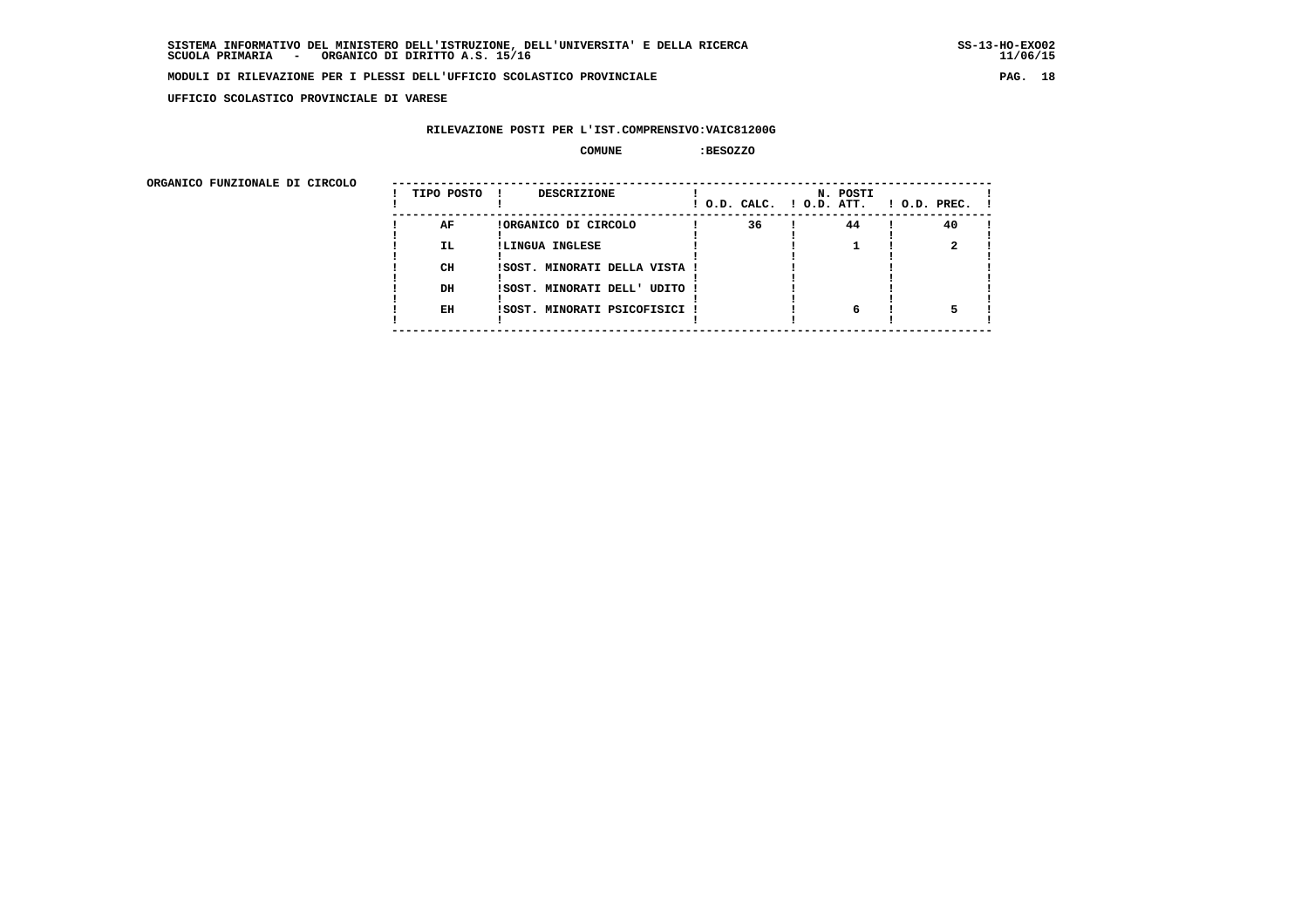**SISTEMA INFORMATIVO DEL MINISTERO DELL'ISTRUZIONE, DELL'UNIVERSITA' E DELLA RICERCA** SS-13-HO-EXO02
**SCUOLA PRIMARIA - ORGANICO DI DIRITTO A.S. 15/16** 11/06/15

**MODULI DI RILEVAZIONE PER I PLESSI DELL'UFFICIO SCOLASTICO PROVINCIALE**

**UFFICIO SCOLASTICO PROVINCIALE DI VARESE**

**RILEVAZIONE POSTI PER L'IST.COMPRENSIVO:VAIC81200G**

**COMUNE :BESOZZO**

**ORGANICO FUNZIONALE DI CIRCOLO**

| TIPO POSTO | DESCRIZIONE | N. POSTI | | |
|---|---|---|---|---|
| | | O.D. CALC. | O.D. ATT. | O.D. PREC. |
| AF | ORGANICO DI CIRCOLO | 36 | 44 | 40 |
| IL | LINGUA INGLESE | | 1 | 2 |
| CH | SOST. MINORATI DELLA VISTA | | | |
| DH | SOST. MINORATI DELL' UDITO | | | |
| EH | SOST. MINORATI PSICOFISICI | | 6 | 5 |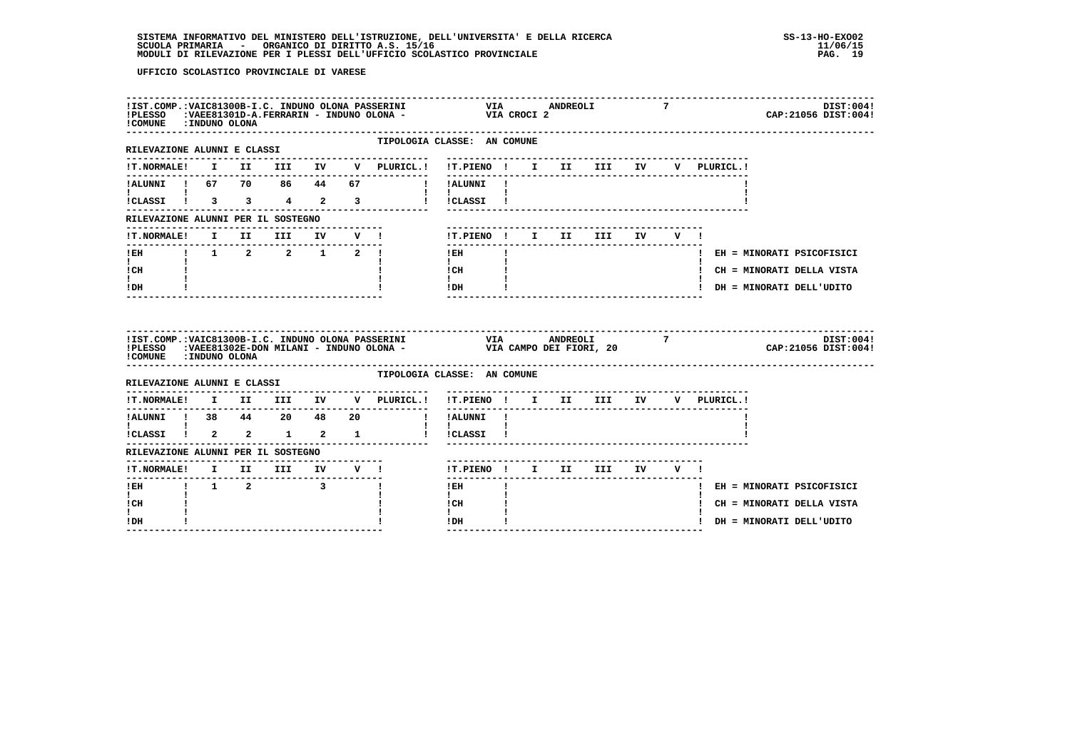UFFICIO SCOLASTICO PROVINCIALE DI VARESE

**IST.COMP.:** VAIC81300B-I.C. INDUNO OLONA PASSERINI — VIA ANDREOLI 7 — DIST:004
**PLESSO:** VAEE81301D-A.FERRARIN - INDUNO OLONA - — VIA CROCI 2 — CAP:21056 DIST:004
**COMUNE:** INDUNO OLONA

TIPOLOGIA CLASSE: AN COMUNE

RILEVAZIONE ALUNNI E CLASSI

| T.NORMALE | I | II | III | IV | V | PLURICL. |
|---|---|---|---|---|---|---|
| ALUNNI | 67 | 70 | 86 | 44 | 67 | |
| CLASSI | 3 | 3 | 4 | 2 | 3 | |

| T.PIENO | I | II | III | IV | V | PLURICL. |
|---|---|---|---|---|---|---|
| ALUNNI | | | | | | |
| CLASSI | | | | | | |

RILEVAZIONE ALUNNI PER IL SOSTEGNO

| T.NORMALE | I | II | III | IV | V |
|---|---|---|---|---|---|
| EH | 1 | 2 | 2 | 1 | 2 |
| CH | | | | | |
| DH | | | | | |

| T.PIENO | I | II | III | IV | V |
|---|---|---|---|---|---|
| EH | | | | | |
| CH | | | | | |
| DH | | | | | |

EH = MINORATI PSICOFISICI
CH = MINORATI DELLA VISTA
DH = MINORATI DELL'UDITO

---

**IST.COMP.:** VAIC81300B-I.C. INDUNO OLONA PASSERINI — VIA ANDREOLI 7 — DIST:004
**PLESSO:** VAEE81302E-DON MILANI - INDUNO OLONA - — VIA CAMPO DEI FIORI, 20 — CAP:21056 DIST:004
**COMUNE:** INDUNO OLONA

TIPOLOGIA CLASSE: AN COMUNE

RILEVAZIONE ALUNNI E CLASSI

| T.NORMALE | I | II | III | IV | V | PLURICL. |
|---|---|---|---|---|---|---|
| ALUNNI | 38 | 44 | 20 | 48 | 20 | |
| CLASSI | 2 | 2 | 1 | 2 | 1 | |

| T.PIENO | I | II | III | IV | V | PLURICL. |
|---|---|---|---|---|---|---|
| ALUNNI | | | | | | |
| CLASSI | | | | | | |

RILEVAZIONE ALUNNI PER IL SOSTEGNO

| T.NORMALE | I | II | III | IV | V |
|---|---|---|---|---|---|
| EH | 1 | 2 | | 3 | |
| CH | | | | | |
| DH | | | | | |

| T.PIENO | I | II | III | IV | V |
|---|---|---|---|---|---|
| EH | | | | | |
| CH | | | | | |
| DH | | | | | |

EH = MINORATI PSICOFISICI
CH = MINORATI DELLA VISTA
DH = MINORATI DELL'UDITO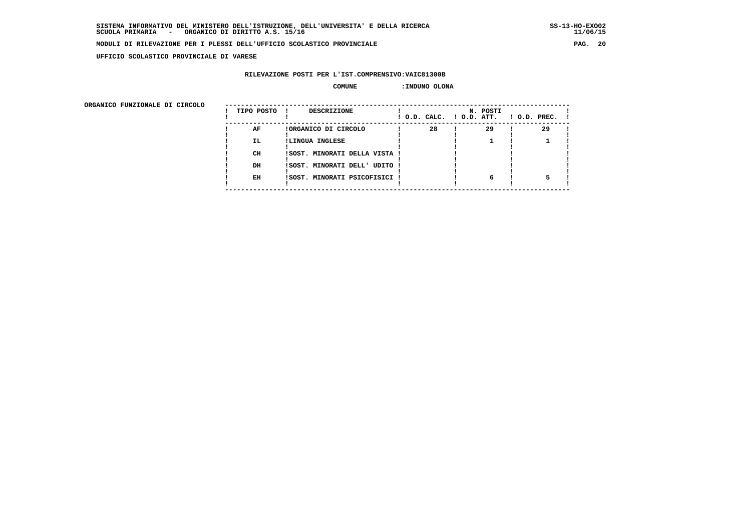SISTEMA INFORMATIVO DEL MINISTERO DELL'ISTRUZIONE, DELL'UNIVERSITA' E DELLA RICERCA
SCUOLA PRIMARIA - ORGANICO DI DIRITTO A.S. 15/16

MODULI DI RILEVAZIONE PER I PLESSI DELL'UFFICIO SCOLASTICO PROVINCIALE

UFFICIO SCOLASTICO PROVINCIALE DI VARESE

RILEVAZIONE POSTI PER L'IST.COMPRENSIVO:VAIC81300B

COMUNE :INDUNO OLONA

ORGANICO FUNZIONALE DI CIRCOLO

| TIPO POSTO | DESCRIZIONE | N. POSTI O.D. CALC. | O.D. ATT. | O.D. PREC. |
|---|---|---|---|---|
| AF | ORGANICO DI CIRCOLO | 28 | 29 | 29 |
| IL | LINGUA INGLESE | | 1 | 1 |
| CH | SOST. MINORATI DELLA VISTA | | | |
| DH | SOST. MINORATI DELL' UDITO | | | |
| EH | SOST. MINORATI PSICOFISICI | | 6 | 5 |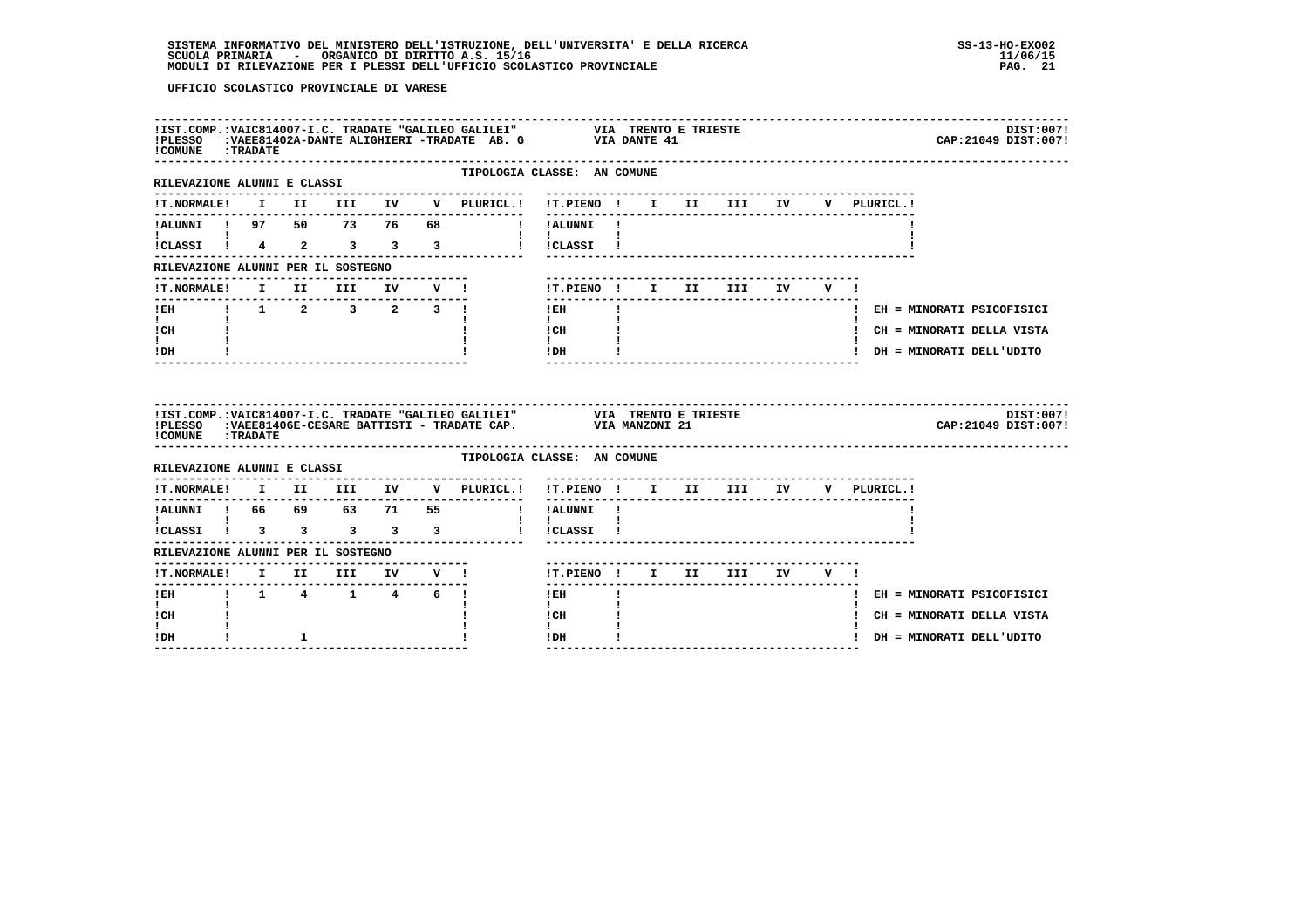UFFICIO SCOLASTICO PROVINCIALE DI VARESE

IST.COMP.:VAIC814007-I.C. TRADATE "GALILEO GALILEI" VIA TRENTO E TRIESTE DIST:007
PLESSO :VAEE81402A-DANTE ALIGHIERI -TRADATE AB. G VIA DANTE 41 CAP:21049 DIST:007
COMUNE :TRADATE

TIPOLOGIA CLASSE: AN COMUNE

RILEVAZIONE ALUNNI E CLASSI

| T.NORMALE | I | II | III | IV | V | PLURICL. | T.PIENO | I | II | III | IV | V | PLURICL. |
|---|---|---|---|---|---|---|---|---|---|---|---|---|---|
| ALUNNI | 97 | 50 | 73 | 76 | 68 | | ALUNNI | | | | | | |
| CLASSI | 4 | 2 | 3 | 3 | 3 | | CLASSI | | | | | | |

RILEVAZIONE ALUNNI PER IL SOSTEGNO

| T.NORMALE | I | II | III | IV | V | T.PIENO | I | II | III | IV | V |
|---|---|---|---|---|---|---|---|---|---|---|---|
| EH | 1 | 2 | 3 | 2 | 3 | EH | | | | | |
| CH | | | | | | CH | | | | | |
| DH | | | | | | DH | | | | | |

EH = MINORATI PSICOFISICI
CH = MINORATI DELLA VISTA
DH = MINORATI DELL'UDITO

IST.COMP.:VAIC814007-I.C. TRADATE "GALILEO GALILEI" VIA TRENTO E TRIESTE DIST:007
PLESSO :VAEE81406E-CESARE BATTISTI - TRADATE CAP. VIA MANZONI 21 CAP:21049 DIST:007
COMUNE :TRADATE

TIPOLOGIA CLASSE: AN COMUNE

RILEVAZIONE ALUNNI E CLASSI

| T.NORMALE | I | II | III | IV | V | PLURICL. | T.PIENO | I | II | III | IV | V | PLURICL. |
|---|---|---|---|---|---|---|---|---|---|---|---|---|---|
| ALUNNI | 66 | 69 | 63 | 71 | 55 | | ALUNNI | | | | | | |
| CLASSI | 3 | 3 | 3 | 3 | 3 | | CLASSI | | | | | | |

RILEVAZIONE ALUNNI PER IL SOSTEGNO

| T.NORMALE | I | II | III | IV | V | T.PIENO | I | II | III | IV | V |
|---|---|---|---|---|---|---|---|---|---|---|---|
| EH | 1 | 4 | 1 | 4 | 6 | EH | | | | | |
| CH | | | | | | CH | | | | | |
| DH | | 1 | | | | DH | | | | | |

EH = MINORATI PSICOFISICI
CH = MINORATI DELLA VISTA
DH = MINORATI DELL'UDITO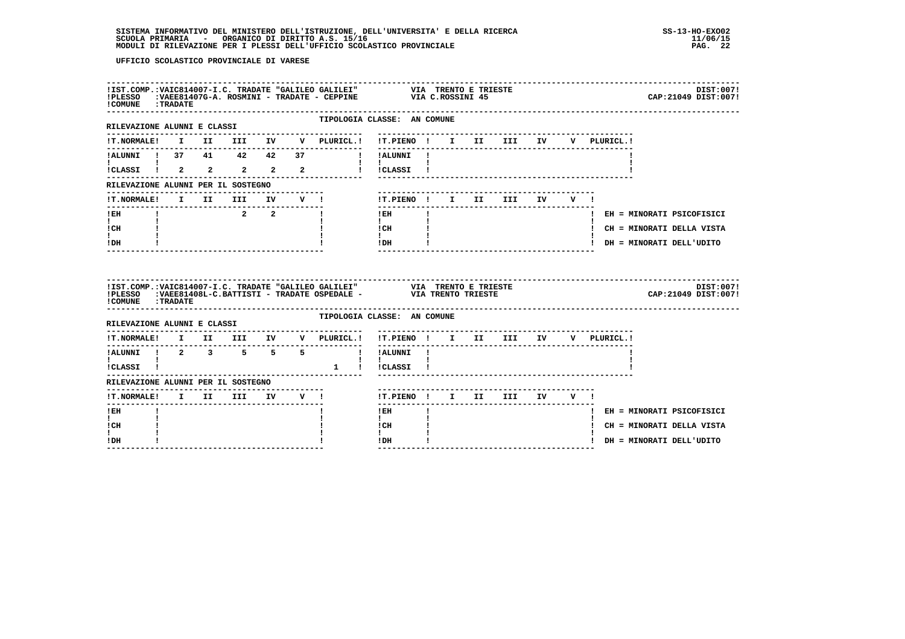**UFFICIO SCOLASTICO PROVINCIALE DI VARESE**

!IST.COMP.:VAIC814007-I.C. TRADATE "GALILEO GALILEI" VIA TRENTO E TRIESTE DIST:007!
!PLESSO :VAEE81407G-A. ROSMINI - TRADATE - CEPPINE VIA C.ROSSINI 45 CAP:21049 DIST:007!
!COMUNE :TRADATE

TIPOLOGIA CLASSE: AN COMUNE

RILEVAZIONE ALUNNI E CLASSI

| T.NORMALE | I | II | III | IV | V | PLURICL. |
|---|---|---|---|---|---|---|
| ALUNNI | 37 | 41 | 42 | 42 | 37 | |
| CLASSI | 2 | 2 | 2 | 2 | 2 | |

| T.PIENO | I | II | III | IV | V | PLURICL. |
|---|---|---|---|---|---|---|
| ALUNNI | | | | | | |
| CLASSI | | | | | | |

RILEVAZIONE ALUNNI PER IL SOSTEGNO

| T.NORMALE | I | II | III | IV | V |
|---|---|---|---|---|---|
| EH | | | 2 | 2 | |
| CH | | | | | |
| DH | | | | | |

| T.PIENO | I | II | III | IV | V |
|---|---|---|---|---|---|
| EH | | | | | |
| CH | | | | | |
| DH | | | | | |

EH = MINORATI PSICOFISICI
CH = MINORATI DELLA VISTA
DH = MINORATI DELL'UDITO

!IST.COMP.:VAIC814007-I.C. TRADATE "GALILEO GALILEI" VIA TRENTO E TRIESTE DIST:007!
!PLESSO :VAEE81408L-C.BATTISTI - TRADATE OSPEDALE - VIA TRENTO TRIESTE CAP:21049 DIST:007!
!COMUNE :TRADATE

TIPOLOGIA CLASSE: AN COMUNE

RILEVAZIONE ALUNNI E CLASSI

| T.NORMALE | I | II | III | IV | V | PLURICL. |
|---|---|---|---|---|---|---|
| ALUNNI | 2 | 3 | 5 | 5 | 5 | |
| CLASSI | | | | | | 1 |

| T.PIENO | I | II | III | IV | V | PLURICL. |
|---|---|---|---|---|---|---|
| ALUNNI | | | | | | |
| CLASSI | | | | | | |

RILEVAZIONE ALUNNI PER IL SOSTEGNO

| T.NORMALE | I | II | III | IV | V |
|---|---|---|---|---|---|
| EH | | | | | |
| CH | | | | | |
| DH | | | | | |

| T.PIENO | I | II | III | IV | V |
|---|---|---|---|---|---|
| EH | | | | | |
| CH | | | | | |
| DH | | | | | |

EH = MINORATI PSICOFISICI
CH = MINORATI DELLA VISTA
DH = MINORATI DELL'UDITO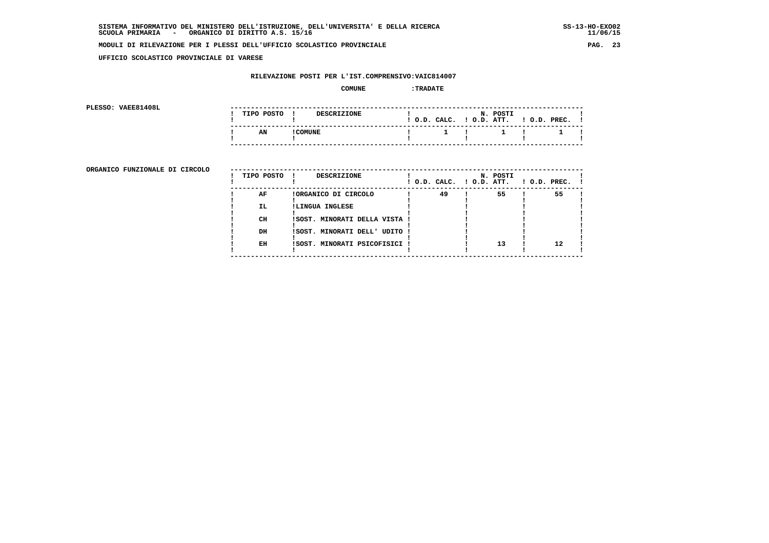SISTEMA INFORMATIVO DEL MINISTERO DELL'ISTRUZIONE, DELL'UNIVERSITA' E DELLA RICERCA
SCUOLA PRIMARIA - ORGANICO DI DIRITTO A.S. 15/16

SS-13-HO-EXO02
11/06/15

MODULI DI RILEVAZIONE PER I PLESSI DELL'UFFICIO SCOLASTICO PROVINCIALE

UFFICIO SCOLASTICO PROVINCIALE DI VARESE

RILEVAZIONE POSTI PER L'IST.COMPRENSIVO:VAIC814007

COMUNE :TRADATE

PLESSO: VAEE81408L

| TIPO POSTO | DESCRIZIONE | N. POSTI O.D. CALC. | O.D. ATT. | O.D. PREC. |
|---|---|---|---|---|
| AN | COMUNE | 1 | 1 | 1 |

ORGANICO FUNZIONALE DI CIRCOLO

| TIPO POSTO | DESCRIZIONE | N. POSTI O.D. CALC. | O.D. ATT. | O.D. PREC. |
|---|---|---|---|---|
| AF | ORGANICO DI CIRCOLO | 49 | 55 | 55 |
| IL | LINGUA INGLESE | | | |
| CH | SOST. MINORATI DELLA VISTA | | | |
| DH | SOST. MINORATI DELL' UDITO | | | |
| EH | SOST. MINORATI PSICOFISICI | | 13 | 12 |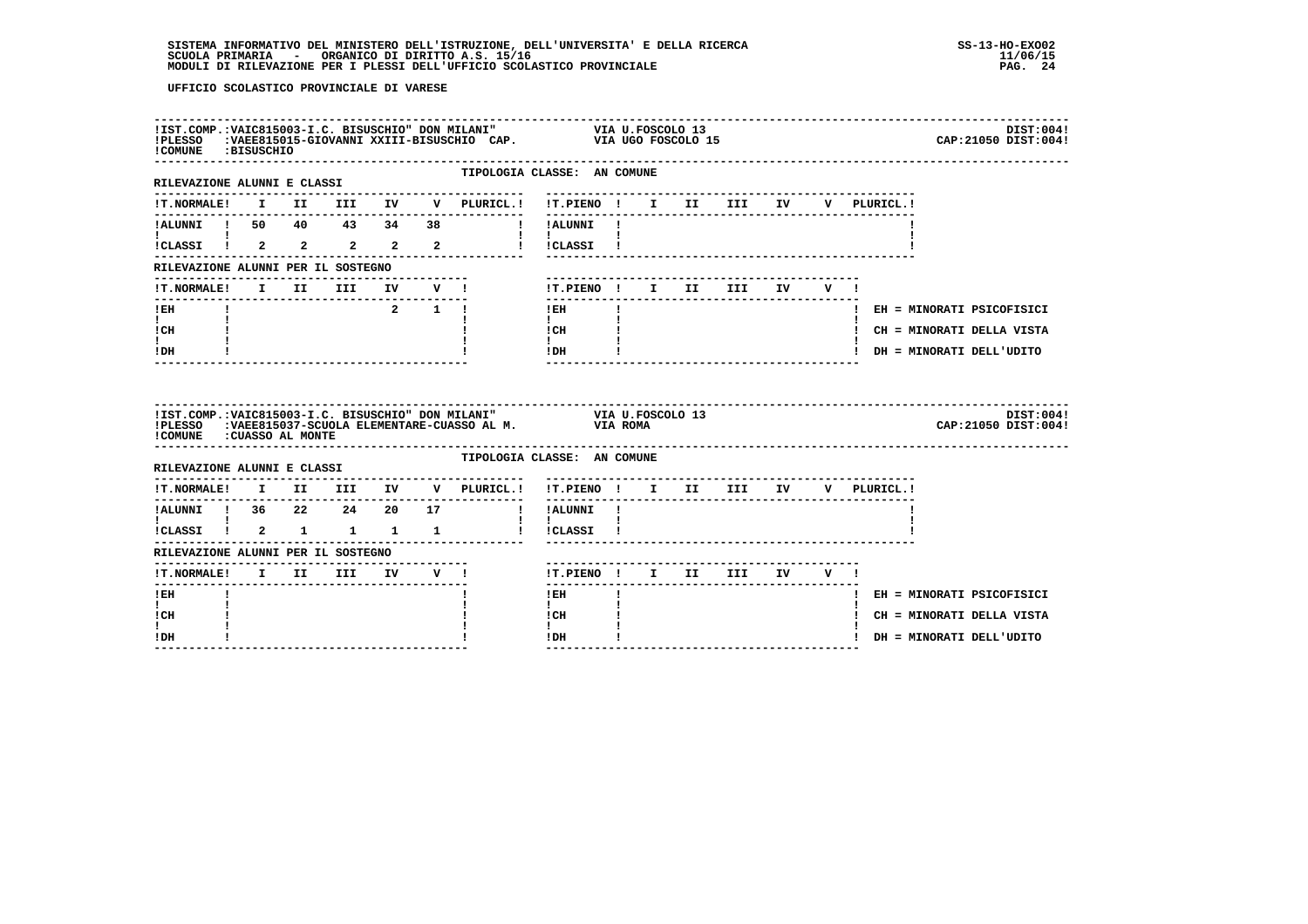SISTEMA INFORMATIVO DEL MINISTERO DELL'ISTRUZIONE, DELL'UNIVERSITA' E DELLA RICERCA
SCUOLA PRIMARIA - ORGANICO DI DIRITTO A.S. 15/16
MODULI DI RILEVAZIONE PER I PLESSI DELL'UFFICIO SCOLASTICO PROVINCIALE

SS-13-HO-EXO02
11/06/15

**UFFICIO SCOLASTICO PROVINCIALE DI VARESE**

---

IST.COMP.:VAIC815003-I.C. BISUSCHIO" DON MILANI" — VIA U.FOSCOLO 13 — DIST:004
PLESSO :VAEE815015-GIOVANNI XXIII-BISUSCHIO CAP. — VIA UGO FOSCOLO 15 — CAP:21050 DIST:004
COMUNE :BISUSCHIO

TIPOLOGIA CLASSE: AN COMUNE

RILEVAZIONE ALUNNI E CLASSI

| T.NORMALE | I | II | III | IV | V | PLURICL. | T.PIENO | I | II | III | IV | V | PLURICL. |
|---|---|---|---|---|---|---|---|---|---|---|---|---|---|
| ALUNNI | 50 | 40 | 43 | 34 | 38 | | ALUNNI | | | | | | |
| CLASSI | 2 | 2 | 2 | 2 | 2 | | CLASSI | | | | | | |

RILEVAZIONE ALUNNI PER IL SOSTEGNO

| T.NORMALE | I | II | III | IV | V | T.PIENO | I | II | III | IV | V |
|---|---|---|---|---|---|---|---|---|---|---|---|
| EH | | | | 2 | 1 | EH | | | | | |
| CH | | | | | | CH | | | | | |
| DH | | | | | | DH | | | | | |

EH = MINORATI PSICOFISICI
CH = MINORATI DELLA VISTA
DH = MINORATI DELL'UDITO

---

IST.COMP.:VAIC815003-I.C. BISUSCHIO" DON MILANI" — VIA U.FOSCOLO 13 — DIST:004
PLESSO :VAEE815037-SCUOLA ELEMENTARE-CUASSO AL M. — VIA ROMA — CAP:21050 DIST:004
COMUNE :CUASSO AL MONTE

TIPOLOGIA CLASSE: AN COMUNE

RILEVAZIONE ALUNNI E CLASSI

| T.NORMALE | I | II | III | IV | V | PLURICL. | T.PIENO | I | II | III | IV | V | PLURICL. |
|---|---|---|---|---|---|---|---|---|---|---|---|---|---|
| ALUNNI | 36 | 22 | 24 | 20 | 17 | | ALUNNI | | | | | | |
| CLASSI | 2 | 1 | 1 | 1 | 1 | | CLASSI | | | | | | |

RILEVAZIONE ALUNNI PER IL SOSTEGNO

| T.NORMALE | I | II | III | IV | V | T.PIENO | I | II | III | IV | V |
|---|---|---|---|---|---|---|---|---|---|---|---|
| EH | | | | | | EH | | | | | |
| CH | | | | | | CH | | | | | |
| DH | | | | | | DH | | | | | |

EH = MINORATI PSICOFISICI
CH = MINORATI DELLA VISTA
DH = MINORATI DELL'UDITO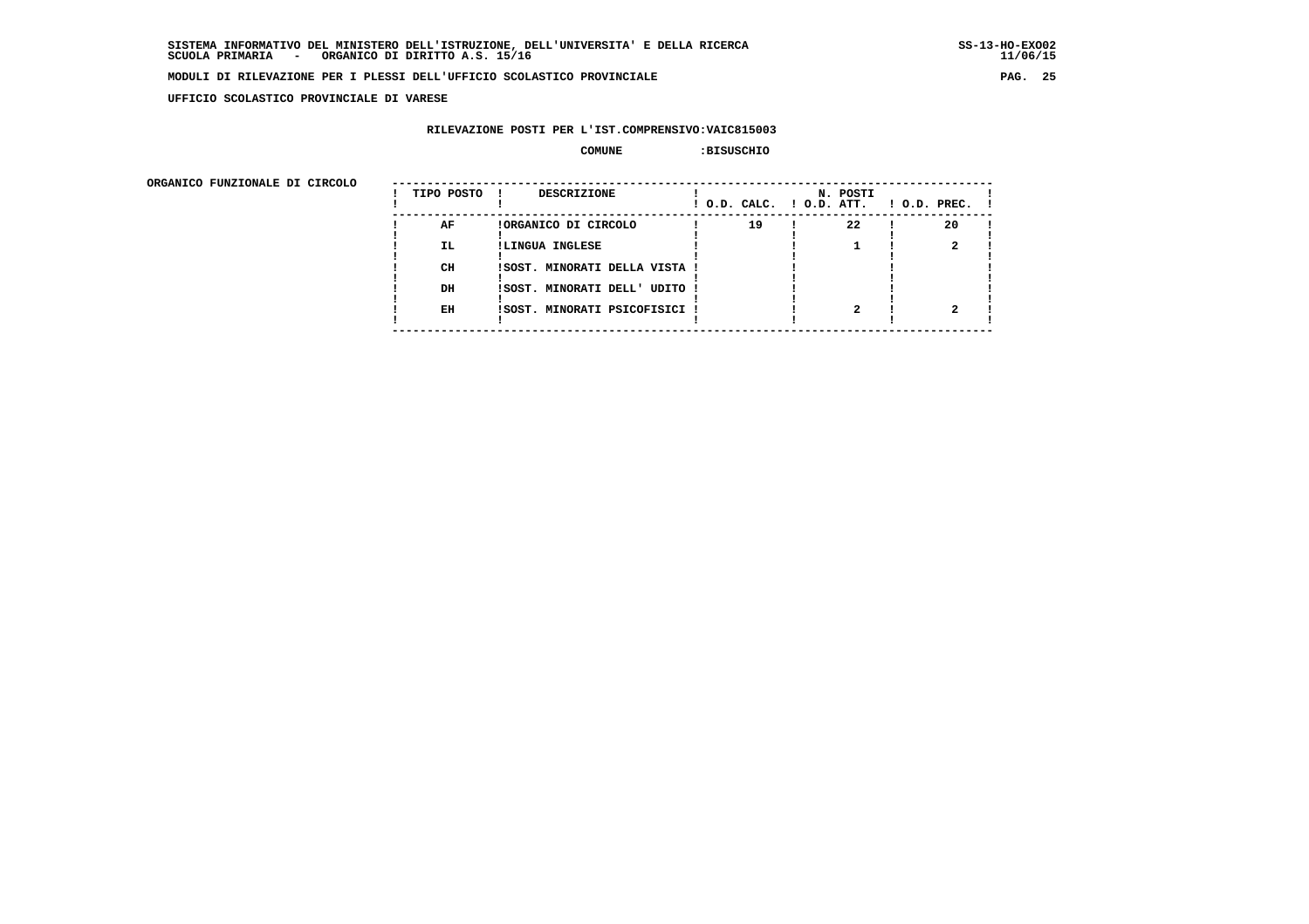**UFFICIO SCOLASTICO PROVINCIALE DI VARESE**

**RILEVAZIONE POSTI PER L'IST.COMPRENSIVO:VAIC815003**

**COMUNE :BISUSCHIO**

**ORGANICO FUNZIONALE DI CIRCOLO**

| TIPO POSTO | DESCRIZIONE | N. POSTI O.D. CALC. | O.D. ATT. | O.D. PREC. |
|---|---|---|---|---|
| AF | ORGANICO DI CIRCOLO | 19 | 22 | 20 |
| IL | LINGUA INGLESE | | 1 | 2 |
| CH | SOST. MINORATI DELLA VISTA | | | |
| DH | SOST. MINORATI DELL' UDITO | | | |
| EH | SOST. MINORATI PSICOFISICI | | 2 | 2 |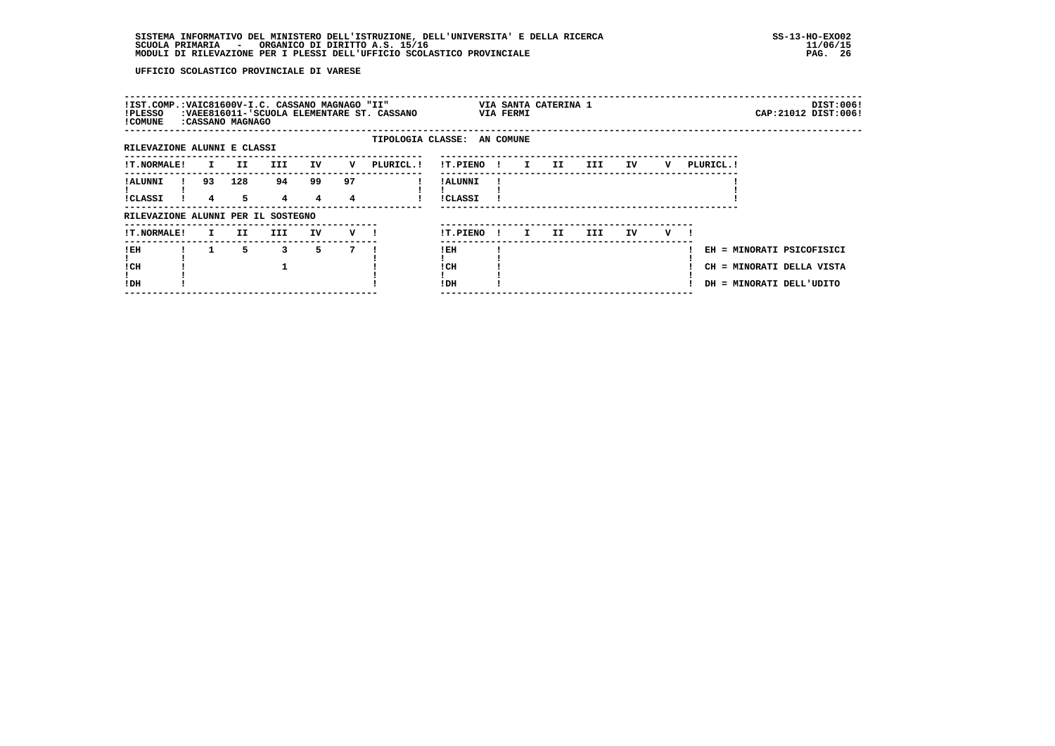SISTEMA INFORMATIVO DEL MINISTERO DELL'ISTRUZIONE, DELL'UNIVERSITA' E DELLA RICERCA
SCUOLA PRIMARIA - ORGANICO DI DIRITTO A.S. 15/16
MODULI DI RILEVAZIONE PER I PLESSI DELL'UFFICIO SCOLASTICO PROVINCIALE

SS-13-HO-EXO02
11/06/15

UFFICIO SCOLASTICO PROVINCIALE DI VARESE

!IST.COMP.:VAIC81600V-I.C. CASSANO MAGNAGO "II" VIA SANTA CATERINA 1 DIST:006!
!PLESSO :VAEE816011-'SCUOLA ELEMENTARE ST. CASSANO VIA FERMI CAP:21012 DIST:006!
!COMUNE :CASSANO MAGNAGO

TIPOLOGIA CLASSE: AN COMUNE

RILEVAZIONE ALUNNI E CLASSI

| T.NORMALE | I | II | III | IV | V | PLURICL. |
|---|---|---|---|---|---|---|
| ALUNNI | 93 | 128 | 94 | 99 | 97 | |
| CLASSI | 4 | 5 | 4 | 4 | 4 | |

| T.PIENO | I | II | III | IV | V | PLURICL. |
|---|---|---|---|---|---|---|
| ALUNNI | | | | | | |
| CLASSI | | | | | | |

RILEVAZIONE ALUNNI PER IL SOSTEGNO

| T.NORMALE | I | II | III | IV | V |
|---|---|---|---|---|---|
| EH | 1 | 5 | 3 | 5 | 7 |
| CH | | | 1 | | |
| DH | | | | | |

| T.PIENO | I | II | III | IV | V |
|---|---|---|---|---|---|
| EH | | | | | |
| CH | | | | | |
| DH | | | | | |

EH = MINORATI PSICOFISICI
CH = MINORATI DELLA VISTA
DH = MINORATI DELL'UDITO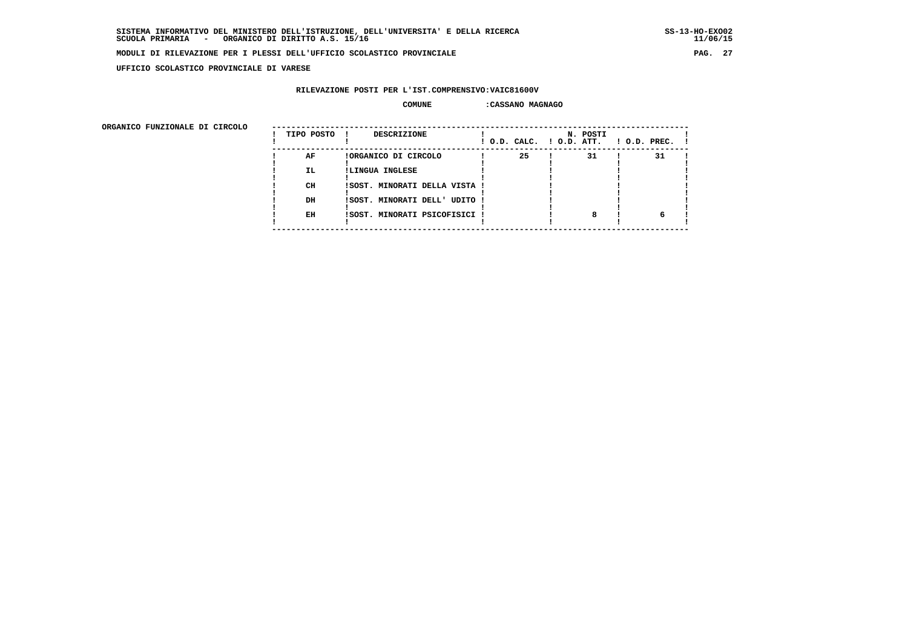SISTEMA INFORMATIVO DEL MINISTERO DELL'ISTRUZIONE, DELL'UNIVERSITA' E DELLA RICERCA
SCUOLA PRIMARIA - ORGANICO DI DIRITTO A.S. 15/16

MODULI DI RILEVAZIONE PER I PLESSI DELL'UFFICIO SCOLASTICO PROVINCIALE

UFFICIO SCOLASTICO PROVINCIALE DI VARESE

RILEVAZIONE POSTI PER L'IST.COMPRENSIVO:VAIC81600V

COMUNE :CASSANO MAGNAGO

ORGANICO FUNZIONALE DI CIRCOLO

| TIPO POSTO | DESCRIZIONE | N. POSTI O.D. CALC. | O.D. ATT. | O.D. PREC. |
|---|---|---|---|---|
| AF | ORGANICO DI CIRCOLO | 25 | 31 | 31 |
| IL | LINGUA INGLESE | | | |
| CH | SOST. MINORATI DELLA VISTA | | | |
| DH | SOST. MINORATI DELL' UDITO | | | |
| EH | SOST. MINORATI PSICOFISICI | | 8 | 6 |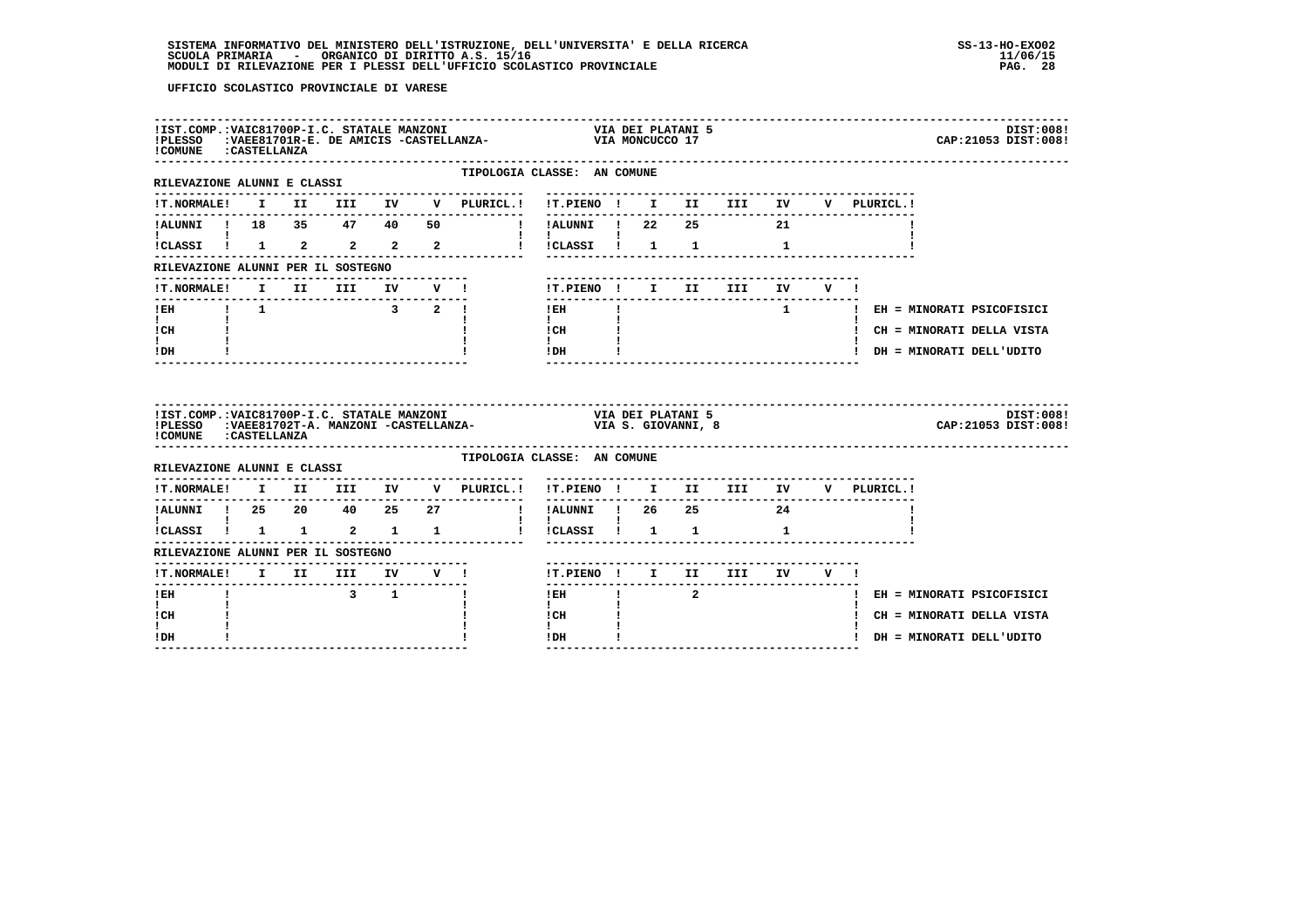UFFICIO SCOLASTICO PROVINCIALE DI VARESE

**IST.COMP.:** VAIC81700P-I.C. STATALE MANZONI — VIA DEI PLATANI 5 — DIST:008!
**PLESSO:** VAEE81701R-E. DE AMICIS -CASTELLANZA- — VIA MONCUCCO 17 — CAP:21053 DIST:008!
**COMUNE:** CASTELLANZA

TIPOLOGIA CLASSE: AN COMUNE

RILEVAZIONE ALUNNI E CLASSI

| T.NORMALE | I | II | III | IV | V | PLURICL. |
|---|---|---|---|---|---|---|
| ALUNNI | 18 | 35 | 47 | 40 | 50 | |
| CLASSI | 1 | 2 | 2 | 2 | 2 | |

| T.PIENO | I | II | III | IV | V | PLURICL. |
|---|---|---|---|---|---|---|
| ALUNNI | 22 | 25 | | 21 | | |
| CLASSI | 1 | 1 | | 1 | | |

RILEVAZIONE ALUNNI PER IL SOSTEGNO

| T.NORMALE | I | II | III | IV | V |
|---|---|---|---|---|---|
| EH | 1 | | | 3 | 2 |
| CH | | | | | |
| DH | | | | | |

| T.PIENO | I | II | III | IV | V |
|---|---|---|---|---|---|
| EH | | | | 1 | |
| CH | | | | | |
| DH | | | | | |

EH = MINORATI PSICOFISICI
CH = MINORATI DELLA VISTA
DH = MINORATI DELL'UDITO

---

**IST.COMP.:** VAIC81700P-I.C. STATALE MANZONI — VIA DEI PLATANI 5 — DIST:008!
**PLESSO:** VAEE81702T-A. MANZONI -CASTELLANZA- — VIA S. GIOVANNI, 8 — CAP:21053 DIST:008!
**COMUNE:** CASTELLANZA

TIPOLOGIA CLASSE: AN COMUNE

RILEVAZIONE ALUNNI E CLASSI

| T.NORMALE | I | II | III | IV | V | PLURICL. |
|---|---|---|---|---|---|---|
| ALUNNI | 25 | 20 | 40 | 25 | 27 | |
| CLASSI | 1 | 1 | 2 | 1 | 1 | |

| T.PIENO | I | II | III | IV | V | PLURICL. |
|---|---|---|---|---|---|---|
| ALUNNI | 26 | 25 | | 24 | | |
| CLASSI | 1 | 1 | | 1 | | |

RILEVAZIONE ALUNNI PER IL SOSTEGNO

| T.NORMALE | I | II | III | IV | V |
|---|---|---|---|---|---|
| EH | | | 3 | 1 | |
| CH | | | | | |
| DH | | | | | |

| T.PIENO | I | II | III | IV | V |
|---|---|---|---|---|---|
| EH | | 2 | | | |
| CH | | | | | |
| DH | | | | | |

EH = MINORATI PSICOFISICI
CH = MINORATI DELLA VISTA
DH = MINORATI DELL'UDITO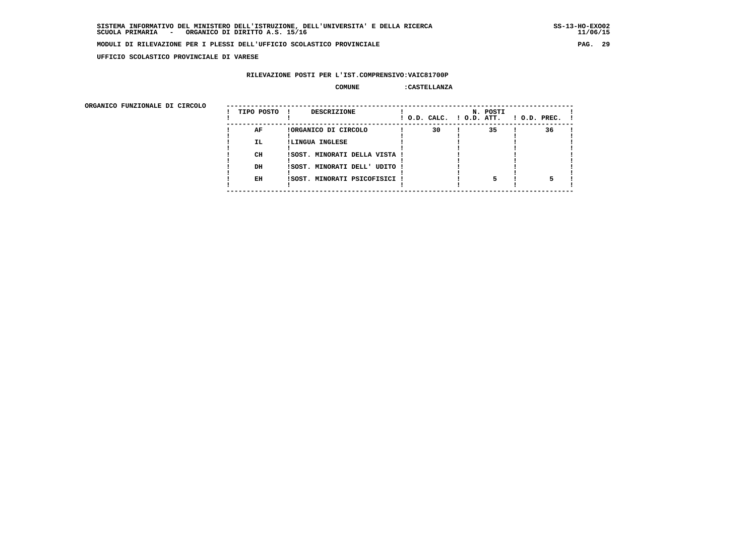**UFFICIO SCOLASTICO PROVINCIALE DI VARESE**

**RILEVAZIONE POSTI PER L'IST.COMPRENSIVO:VAIC81700P**

**COMUNE :CASTELLANZA**

**ORGANICO FUNZIONALE DI CIRCOLO**

| TIPO POSTO | DESCRIZIONE | N. POSTI O.D. CALC. | O.D. ATT. | O.D. PREC. |
|---|---|---|---|---|
| AF | ORGANICO DI CIRCOLO | 30 | 35 | 36 |
| IL | LINGUA INGLESE | | | |
| CH | SOST. MINORATI DELLA VISTA | | | |
| DH | SOST. MINORATI DELL' UDITO | | | |
| EH | SOST. MINORATI PSICOFISICI | | 5 | 5 |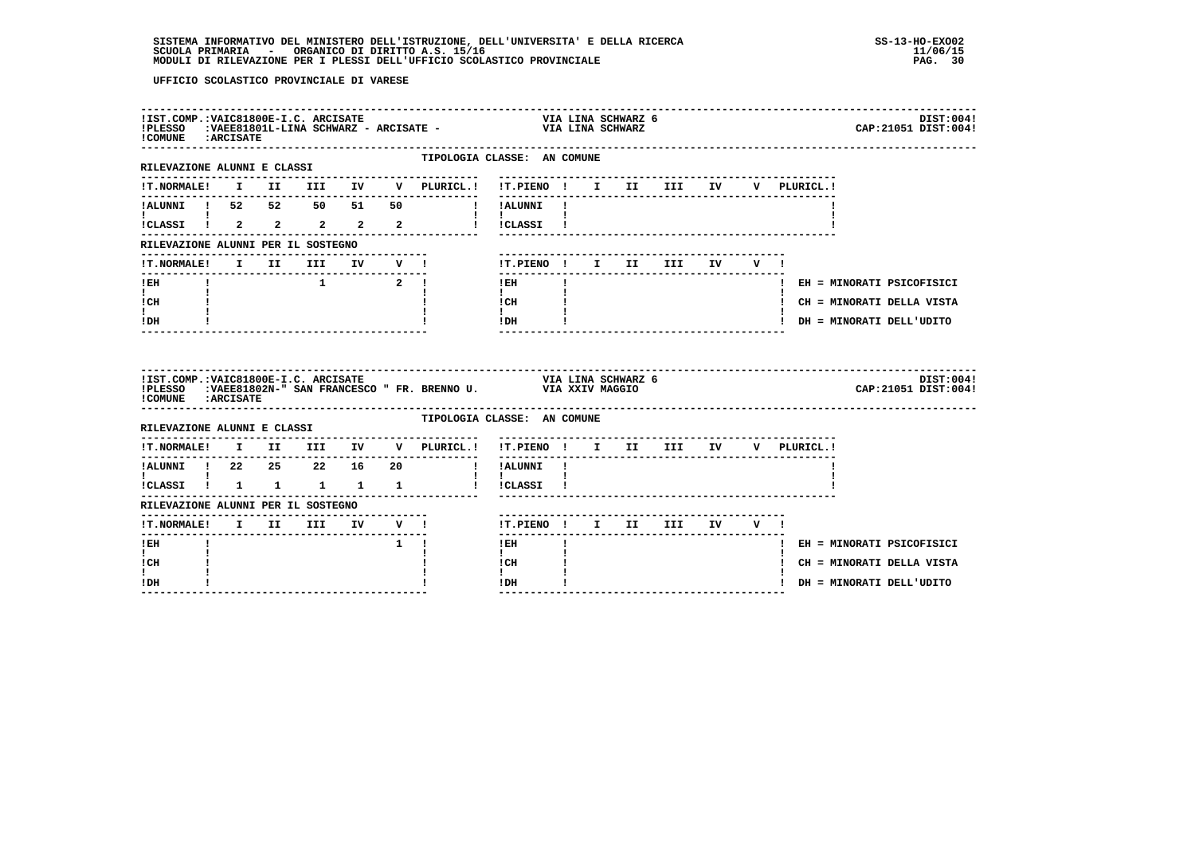UFFICIO SCOLASTICO PROVINCIALE DI VARESE

**IST.COMP.:** VAIC81800E-I.C. ARCISATE — VIA LINA SCHWARZ 6 — DIST:004
**PLESSO:** VAEE81801L-LINA SCHWARZ - ARCISATE - — VIA LINA SCHWARZ — CAP:21051 DIST:004
**COMUNE:** ARCISATE

TIPOLOGIA CLASSE: AN COMUNE

RILEVAZIONE ALUNNI E CLASSI

| T.NORMALE | I | II | III | IV | V | PLURICL. | T.PIENO | I | II | III | IV | V | PLURICL. |
|---|---|---|---|---|---|---|---|---|---|---|---|---|---|
| ALUNNI | 52 | 52 | 50 | 51 | 50 | | ALUNNI | | | | | | |
| CLASSI | 2 | 2 | 2 | 2 | 2 | | CLASSI | | | | | | |

RILEVAZIONE ALUNNI PER IL SOSTEGNO

| T.NORMALE | I | II | III | IV | V | T.PIENO | I | II | III | IV | V |
|---|---|---|---|---|---|---|---|---|---|---|---|
| EH | | | 1 | | 2 | EH | | | | | |
| CH | | | | | | CH | | | | | |
| DH | | | | | | DH | | | | | |

EH = MINORATI PSICOFISICI
CH = MINORATI DELLA VISTA
DH = MINORATI DELL'UDITO

---

**IST.COMP.:** VAIC81800E-I.C. ARCISATE — VIA LINA SCHWARZ 6 — DIST:004
**PLESSO:** VAEE81802N-" SAN FRANCESCO " FR. BRENNO U. — VIA XXIV MAGGIO — CAP:21051 DIST:004
**COMUNE:** ARCISATE

TIPOLOGIA CLASSE: AN COMUNE

RILEVAZIONE ALUNNI E CLASSI

| T.NORMALE | I | II | III | IV | V | PLURICL. | T.PIENO | I | II | III | IV | V | PLURICL. |
|---|---|---|---|---|---|---|---|---|---|---|---|---|---|
| ALUNNI | 22 | 25 | 22 | 16 | 20 | | ALUNNI | | | | | | |
| CLASSI | 1 | 1 | 1 | 1 | 1 | | CLASSI | | | | | | |

RILEVAZIONE ALUNNI PER IL SOSTEGNO

| T.NORMALE | I | II | III | IV | V | T.PIENO | I | II | III | IV | V |
|---|---|---|---|---|---|---|---|---|---|---|---|
| EH | | | | | 1 | EH | | | | | |
| CH | | | | | | CH | | | | | |
| DH | | | | | | DH | | | | | |

EH = MINORATI PSICOFISICI
CH = MINORATI DELLA VISTA
DH = MINORATI DELL'UDITO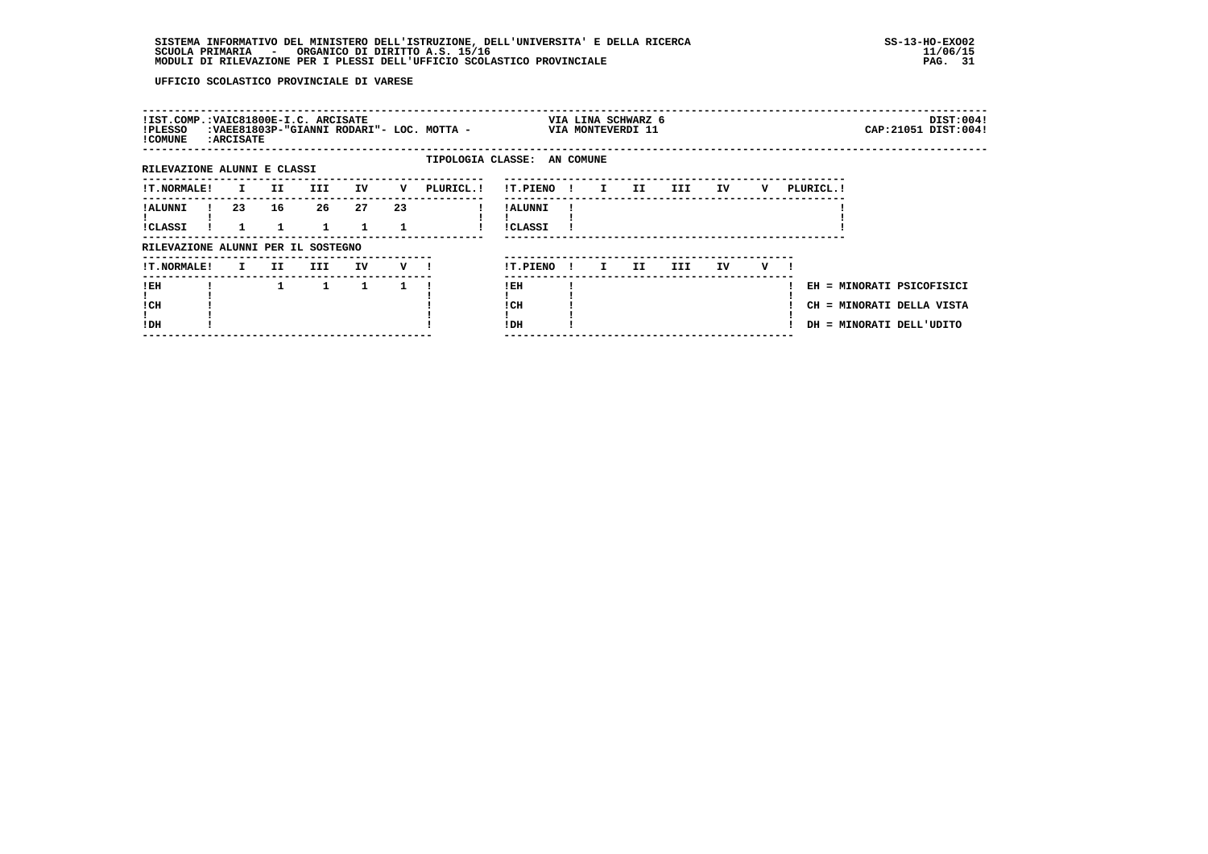UFFICIO SCOLASTICO PROVINCIALE DI VARESE

| !IST.COMP.:VAIC81800E-I.C. ARCISATE | VIA LINA SCHWARZ 6 | DIST:004! |
|---|---|---|
| !PLESSO :VAEE81803P-"GIANNI RODARI"- LOC. MOTTA - | VIA MONTEVERDI 11 | CAP:21051 DIST:004! |
| !COMUNE :ARCISATE | | |

TIPOLOGIA CLASSE: AN COMUNE

RILEVAZIONE ALUNNI E CLASSI

| !T.NORMALE! | I | II | III | IV | V | PLURICL.! |
|---|---|---|---|---|---|---|
| !ALUNNI ! | 23 | 16 | 26 | 27 | 23 | |
| !CLASSI ! | 1 | 1 | 1 | 1 | 1 | |

| !T.PIENO ! | I | II | III | IV | V | PLURICL.! |
|---|---|---|---|---|---|---|
| !ALUNNI ! | | | | | | |
| !CLASSI ! | | | | | | |

RILEVAZIONE ALUNNI PER IL SOSTEGNO

| !T.NORMALE! | I | II | III | IV | V ! |
|---|---|---|---|---|---|
| !EH ! | | 1 | 1 | 1 | 1 |
| !CH ! | | | | | |
| !DH ! | | | | | |

| !T.PIENO ! | I | II | III | IV | V ! |
|---|---|---|---|---|---|
| !EH ! | | | | | |
| !CH ! | | | | | |
| !DH ! | | | | | |

EH = MINORATI PSICOFISICI
CH = MINORATI DELLA VISTA
DH = MINORATI DELL'UDITO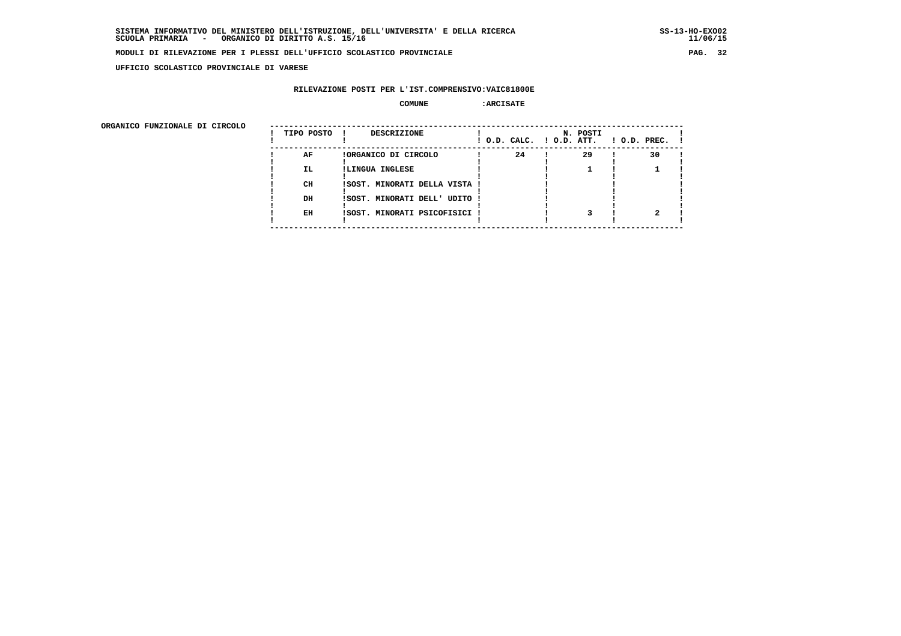UFFICIO SCOLASTICO PROVINCIALE DI VARESE

**RILEVAZIONE POSTI PER L'IST.COMPRENSIVO:VAIC81800E**

**COMUNE :ARCISATE**

**ORGANICO FUNZIONALE DI CIRCOLO**

| TIPO POSTO | DESCRIZIONE | N. POSTI O.D. CALC. | O.D. ATT. | O.D. PREC. |
|---|---|---|---|---|
| AF | ORGANICO DI CIRCOLO | 24 | 29 | 30 |
| IL | LINGUA INGLESE | | 1 | 1 |
| CH | SOST. MINORATI DELLA VISTA | | | |
| DH | SOST. MINORATI DELL' UDITO | | | |
| EH | SOST. MINORATI PSICOFISICI | | 3 | 2 |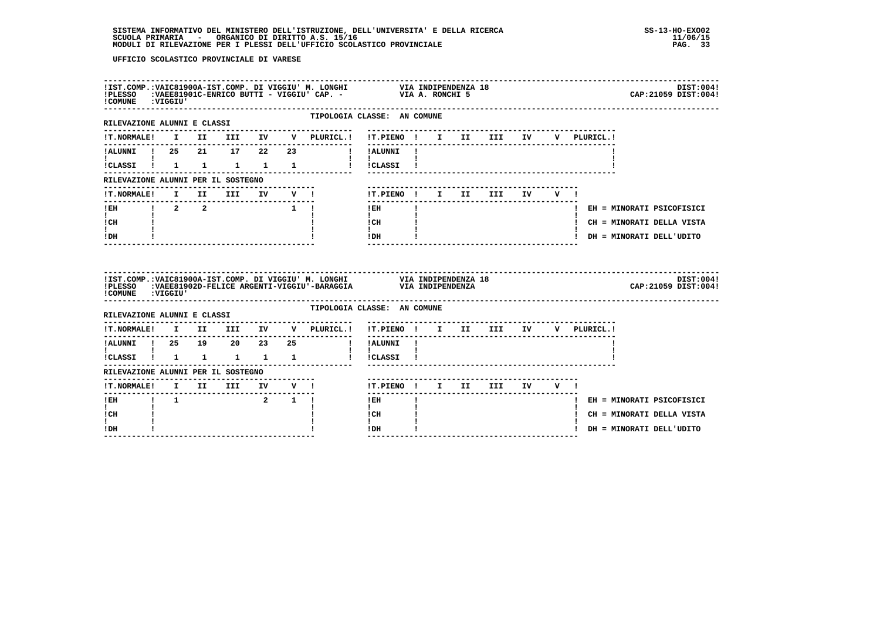UFFICIO SCOLASTICO PROVINCIALE DI VARESE

**IST.COMP.:** VAIC81900A-IST.COMP. DI VIGGIU' M. LONGHI — VIA INDIPENDENZA 18 — DIST:004
**PLESSO:** VAEE81901C-ENRICO BUTTI - VIGGIU' CAP. - — VIA A. RONCHI 5 — CAP:21059 DIST:004
**COMUNE:** VIGGIU'

TIPOLOGIA CLASSE: AN COMUNE

RILEVAZIONE ALUNNI E CLASSI

| T.NORMALE | I | II | III | IV | V | PLURICL. | T.PIENO | I | II | III | IV | V | PLURICL. |
|---|---|---|---|---|---|---|---|---|---|---|---|---|---|
| ALUNNI | 25 | 21 | 17 | 22 | 23 | | ALUNNI | | | | | | |
| CLASSI | 1 | 1 | 1 | 1 | 1 | | CLASSI | | | | | | |

RILEVAZIONE ALUNNI PER IL SOSTEGNO

| T.NORMALE | I | II | III | IV | V | T.PIENO | I | II | III | IV | V |
|---|---|---|---|---|---|---|---|---|---|---|---|
| EH | 2 | 2 | | | 1 | EH | | | | | |
| CH | | | | | | CH | | | | | |
| DH | | | | | | DH | | | | | |

EH = MINORATI PSICOFISICI
CH = MINORATI DELLA VISTA
DH = MINORATI DELL'UDITO

**IST.COMP.:** VAIC81900A-IST.COMP. DI VIGGIU' M. LONGHI — VIA INDIPENDENZA 18 — DIST:004
**PLESSO:** VAEE81902D-FELICE ARGENTI-VIGGIU'-BARAGGIA — VIA INDIPENDENZA — CAP:21059 DIST:004
**COMUNE:** VIGGIU'

TIPOLOGIA CLASSE: AN COMUNE

RILEVAZIONE ALUNNI E CLASSI

| T.NORMALE | I | II | III | IV | V | PLURICL. | T.PIENO | I | II | III | IV | V | PLURICL. |
|---|---|---|---|---|---|---|---|---|---|---|---|---|---|
| ALUNNI | 25 | 19 | 20 | 23 | 25 | | ALUNNI | | | | | | |
| CLASSI | 1 | 1 | 1 | 1 | 1 | | CLASSI | | | | | | |

RILEVAZIONE ALUNNI PER IL SOSTEGNO

| T.NORMALE | I | II | III | IV | V | T.PIENO | I | II | III | IV | V |
|---|---|---|---|---|---|---|---|---|---|---|---|
| EH | 1 | | | 2 | 1 | EH | | | | | |
| CH | | | | | | CH | | | | | |
| DH | | | | | | DH | | | | | |

EH = MINORATI PSICOFISICI
CH = MINORATI DELLA VISTA
DH = MINORATI DELL'UDITO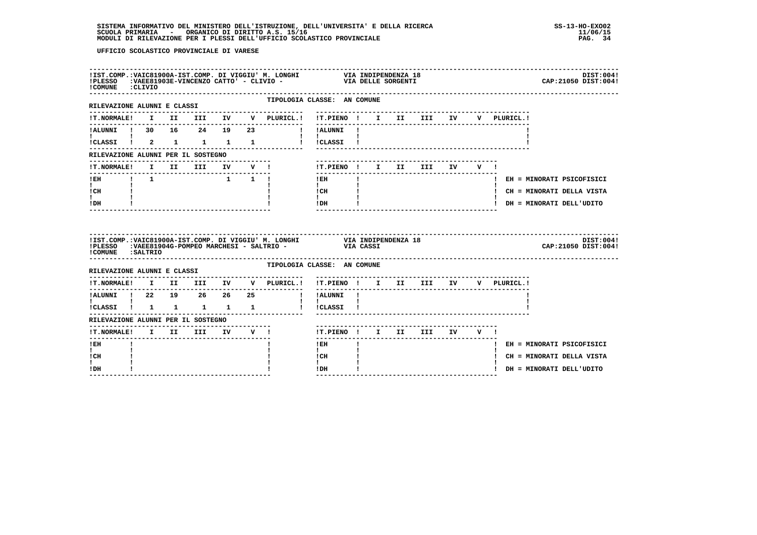UFFICIO SCOLASTICO PROVINCIALE DI VARESE

IST.COMP.:VAIC81900A-IST.COMP. DI VIGGIU' M. LONGHI — VIA INDIPENDENZA 18 — DIST:004!
PLESSO :VAEE81903E-VINCENZO CATTO' - CLIVIO - — VIA DELLE SORGENTI — CAP:21050 DIST:004!
COMUNE :CLIVIO

TIPOLOGIA CLASSE: AN COMUNE

RILEVAZIONE ALUNNI E CLASSI

| T.NORMALE | I | II | III | IV | V | PLURICL. | T.PIENO | I | II | III | IV | V | PLURICL. |
|---|---|---|---|---|---|---|---|---|---|---|---|---|---|
| ALUNNI | 30 | 16 | 24 | 19 | 23 | | ALUNNI | | | | | | |
| CLASSI | 2 | 1 | 1 | 1 | 1 | | CLASSI | | | | | | |

RILEVAZIONE ALUNNI PER IL SOSTEGNO

| T.NORMALE | I | II | III | IV | V | T.PIENO | I | II | III | IV | V |
|---|---|---|---|---|---|---|---|---|---|---|---|
| EH | 1 | | | 1 | 1 | EH | | | | | |
| CH | | | | | | CH | | | | | |
| DH | | | | | | DH | | | | | |

EH = MINORATI PSICOFISICI
CH = MINORATI DELLA VISTA
DH = MINORATI DELL'UDITO

IST.COMP.:VAIC81900A-IST.COMP. DI VIGGIU' M. LONGHI — VIA INDIPENDENZA 18 — DIST:004!
PLESSO :VAEE81904G-POMPEO MARCHESI - SALTRIO - — VIA CASSI — CAP:21050 DIST:004!
COMUNE :SALTRIO

TIPOLOGIA CLASSE: AN COMUNE

RILEVAZIONE ALUNNI E CLASSI

| T.NORMALE | I | II | III | IV | V | PLURICL. | T.PIENO | I | II | III | IV | V | PLURICL. |
|---|---|---|---|---|---|---|---|---|---|---|---|---|---|
| ALUNNI | 22 | 19 | 26 | 26 | 25 | | ALUNNI | | | | | | |
| CLASSI | 1 | 1 | 1 | 1 | 1 | | CLASSI | | | | | | |

RILEVAZIONE ALUNNI PER IL SOSTEGNO

| T.NORMALE | I | II | III | IV | V | T.PIENO | I | II | III | IV | V |
|---|---|---|---|---|---|---|---|---|---|---|---|
| EH | | | | | | EH | | | | | |
| CH | | | | | | CH | | | | | |
| DH | | | | | | DH | | | | | |

EH = MINORATI PSICOFISICI
CH = MINORATI DELLA VISTA
DH = MINORATI DELL'UDITO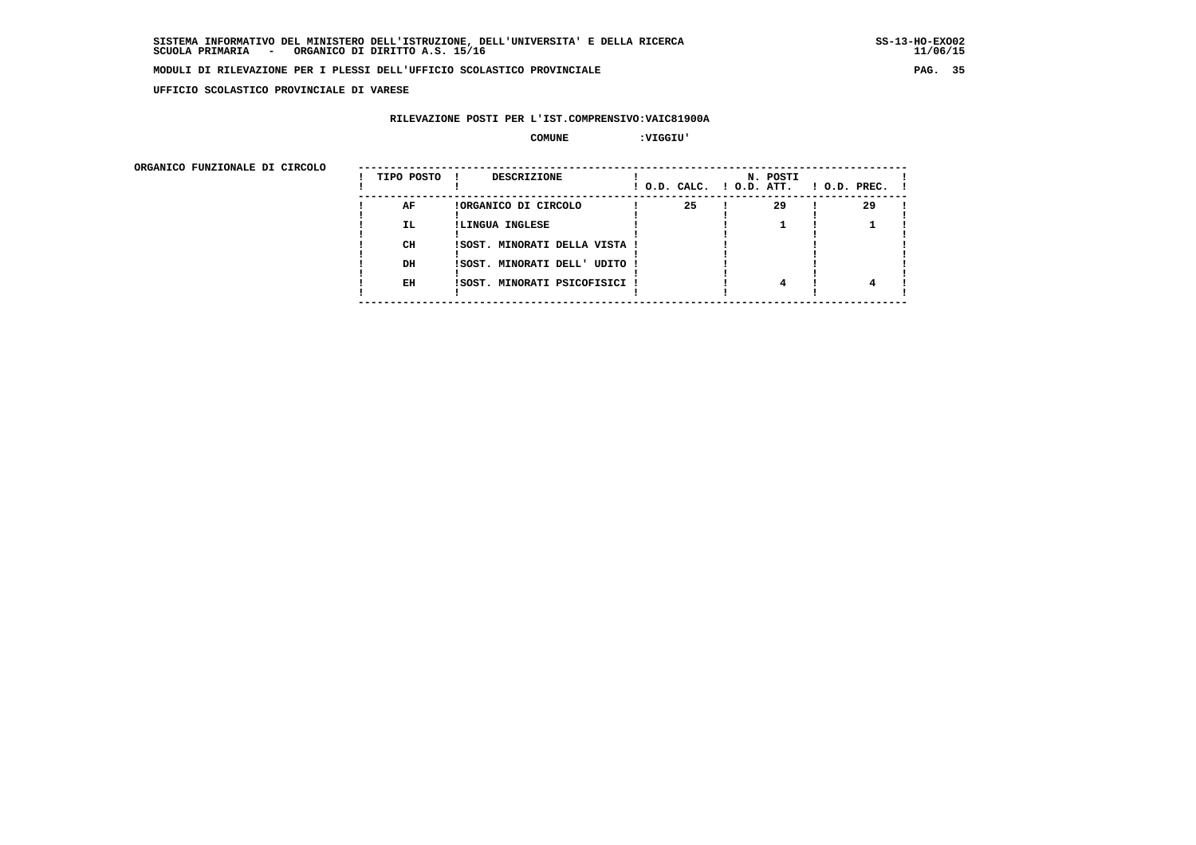**SISTEMA INFORMATIVO DEL MINISTERO DELL'ISTRUZIONE, DELL'UNIVERSITA' E DELLA RICERCA**
**SCUOLA PRIMARIA - ORGANICO DI DIRITTO A.S. 15/16**

**MODULI DI RILEVAZIONE PER I PLESSI DELL'UFFICIO SCOLASTICO PROVINCIALE**

**UFFICIO SCOLASTICO PROVINCIALE DI VARESE**

**RILEVAZIONE POSTI PER L'IST.COMPRENSIVO:VAIC81900A**

**COMUNE :VIGGIU'**

**ORGANICO FUNZIONALE DI CIRCOLO**

| TIPO POSTO | DESCRIZIONE | N. POSTI O.D. CALC. | O.D. ATT. | O.D. PREC. |
|---|---|---|---|---|
| AF | ORGANICO DI CIRCOLO | 25 | 29 | 29 |
| IL | LINGUA INGLESE | | 1 | 1 |
| CH | SOST. MINORATI DELLA VISTA | | | |
| DH | SOST. MINORATI DELL' UDITO | | | |
| EH | SOST. MINORATI PSICOFISICI | | 4 | 4 |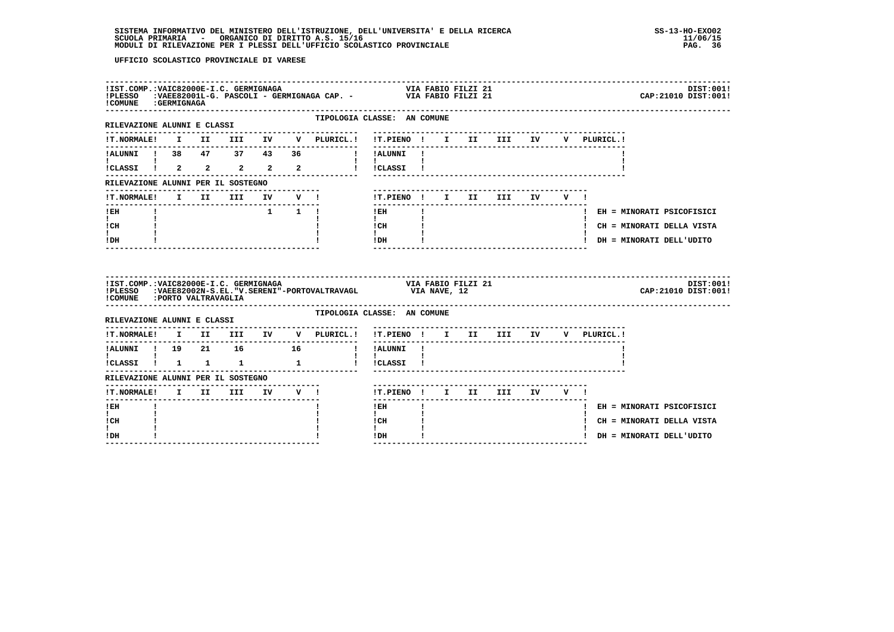UFFICIO SCOLASTICO PROVINCIALE DI VARESE

**IST.COMP.:** VAIC82000E-I.C. GERMIGNAGA — VIA FABIO FILZI 21 — DIST:001
**PLESSO:** VAEE82001L-G. PASCOLI - GERMIGNAGA CAP. - — VIA FABIO FILZI 21 — CAP:21010 DIST:001
**COMUNE:** GERMIGNAGA

TIPOLOGIA CLASSE: AN COMUNE

RILEVAZIONE ALUNNI E CLASSI

| T.NORMALE | I | II | III | IV | V | PLURICL. |
|---|---|---|---|---|---|---|
| ALUNNI | 38 | 47 | 37 | 43 | 36 | |
| CLASSI | 2 | 2 | 2 | 2 | 2 | |

| T.PIENO | I | II | III | IV | V | PLURICL. |
|---|---|---|---|---|---|---|
| ALUNNI | | | | | | |
| CLASSI | | | | | | |

RILEVAZIONE ALUNNI PER IL SOSTEGNO

| T.NORMALE | I | II | III | IV | V |
|---|---|---|---|---|---|
| EH | | | | 1 | 1 |
| CH | | | | | |
| DH | | | | | |

| T.PIENO | I | II | III | IV | V |
|---|---|---|---|---|---|
| EH | | | | | |
| CH | | | | | |
| DH | | | | | |

EH = MINORATI PSICOFISICI
CH = MINORATI DELLA VISTA
DH = MINORATI DELL'UDITO

---

**IST.COMP.:** VAIC82000E-I.C. GERMIGNAGA — VIA FABIO FILZI 21 — DIST:001
**PLESSO:** VAEE82002N-S.EL."V.SERENI"-PORTOVALTRAVAGL — VIA NAVE, 12 — CAP:21010 DIST:001
**COMUNE:** PORTO VALTRAVAGLIA

TIPOLOGIA CLASSE: AN COMUNE

RILEVAZIONE ALUNNI E CLASSI

| T.NORMALE | I | II | III | IV | V | PLURICL. |
|---|---|---|---|---|---|---|
| ALUNNI | 19 | 21 | 16 | | 16 | |
| CLASSI | 1 | 1 | 1 | | 1 | |

| T.PIENO | I | II | III | IV | V | PLURICL. |
|---|---|---|---|---|---|---|
| ALUNNI | | | | | | |
| CLASSI | | | | | | |

RILEVAZIONE ALUNNI PER IL SOSTEGNO

| T.NORMALE | I | II | III | IV | V |
|---|---|---|---|---|---|
| EH | | | | | |
| CH | | | | | |
| DH | | | | | |

| T.PIENO | I | II | III | IV | V |
|---|---|---|---|---|---|
| EH | | | | | |
| CH | | | | | |
| DH | | | | | |

EH = MINORATI PSICOFISICI
CH = MINORATI DELLA VISTA
DH = MINORATI DELL'UDITO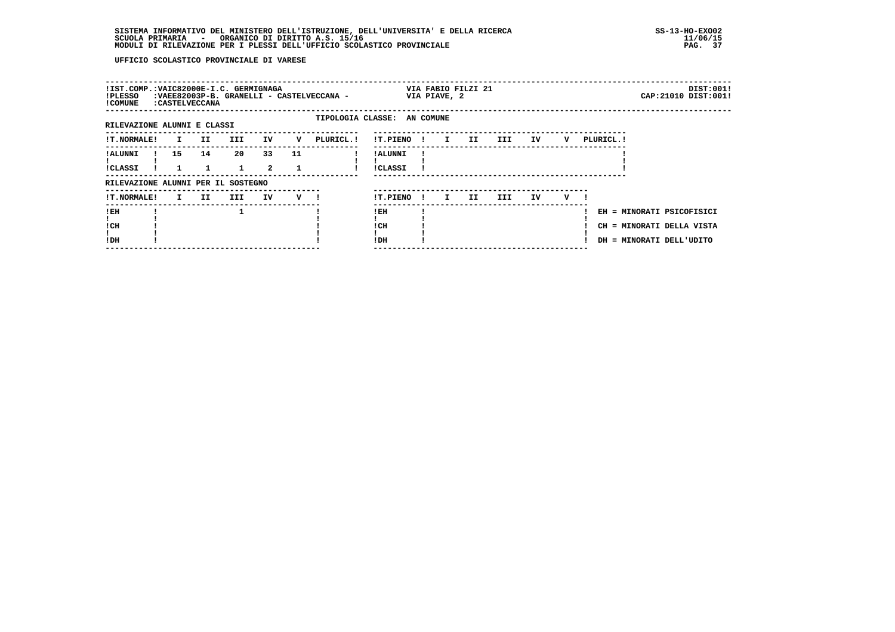UFFICIO SCOLASTICO PROVINCIALE DI VARESE

!IST.COMP.:VAIC82000E-I.C. GERMIGNAGA VIA FABIO FILZI 21 DIST:001!
!PLESSO :VAEE82003P-B. GRANELLI - CASTELVECCANA - VIA PIAVE, 2 CAP:21010 DIST:001!
!COMUNE :CASTELVECCANA

TIPOLOGIA CLASSE: AN COMUNE

RILEVAZIONE ALUNNI E CLASSI

| T.NORMALE | I | II | III | IV | V | PLURICL. |
|---|---|---|---|---|---|---|
| ALUNNI | 15 | 14 | 20 | 33 | 11 | |
| CLASSI | 1 | 1 | 1 | 2 | 1 | |

| T.PIENO | I | II | III | IV | V | PLURICL. |
|---|---|---|---|---|---|---|
| ALUNNI | | | | | | |
| CLASSI | | | | | | |

RILEVAZIONE ALUNNI PER IL SOSTEGNO

| T.NORMALE | I | II | III | IV | V |
|---|---|---|---|---|---|
| EH | | | 1 | | |
| CH | | | | | |
| DH | | | | | |

| T.PIENO | I | II | III | IV | V |
|---|---|---|---|---|---|
| EH | | | | | |
| CH | | | | | |
| DH | | | | | |

EH = MINORATI PSICOFISICI
CH = MINORATI DELLA VISTA
DH = MINORATI DELL'UDITO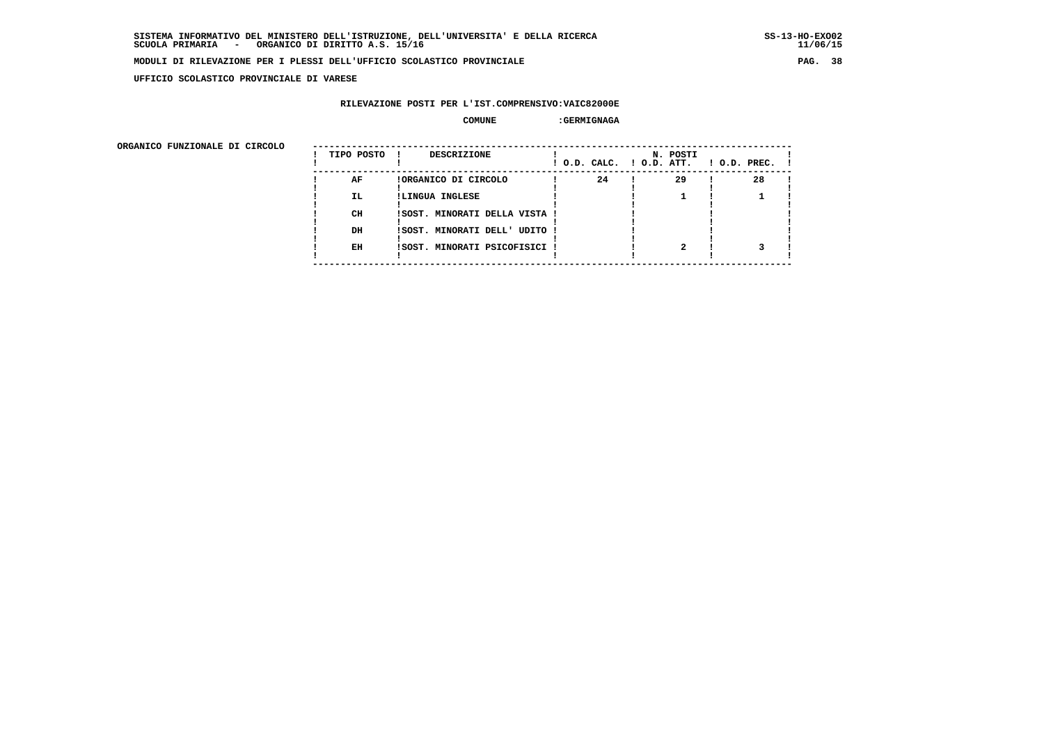SISTEMA INFORMATIVO DEL MINISTERO DELL'ISTRUZIONE, DELL'UNIVERSITA' E DELLA RICERCA
SCUOLA PRIMARIA - ORGANICO DI DIRITTO A.S. 15/16

MODULI DI RILEVAZIONE PER I PLESSI DELL'UFFICIO SCOLASTICO PROVINCIALE

UFFICIO SCOLASTICO PROVINCIALE DI VARESE

RILEVAZIONE POSTI PER L'IST.COMPRENSIVO:VAIC82000E

COMUNE :GERMIGNAGA

ORGANICO FUNZIONALE DI CIRCOLO

| TIPO POSTO | DESCRIZIONE | N. POSTI O.D. CALC. | O.D. ATT. | O.D. PREC. |
|---|---|---|---|---|
| AF | ORGANICO DI CIRCOLO | 24 | 29 | 28 |
| IL | LINGUA INGLESE | | 1 | 1 |
| CH | SOST. MINORATI DELLA VISTA | | | |
| DH | SOST. MINORATI DELL' UDITO | | | |
| EH | SOST. MINORATI PSICOFISICI | | 2 | 3 |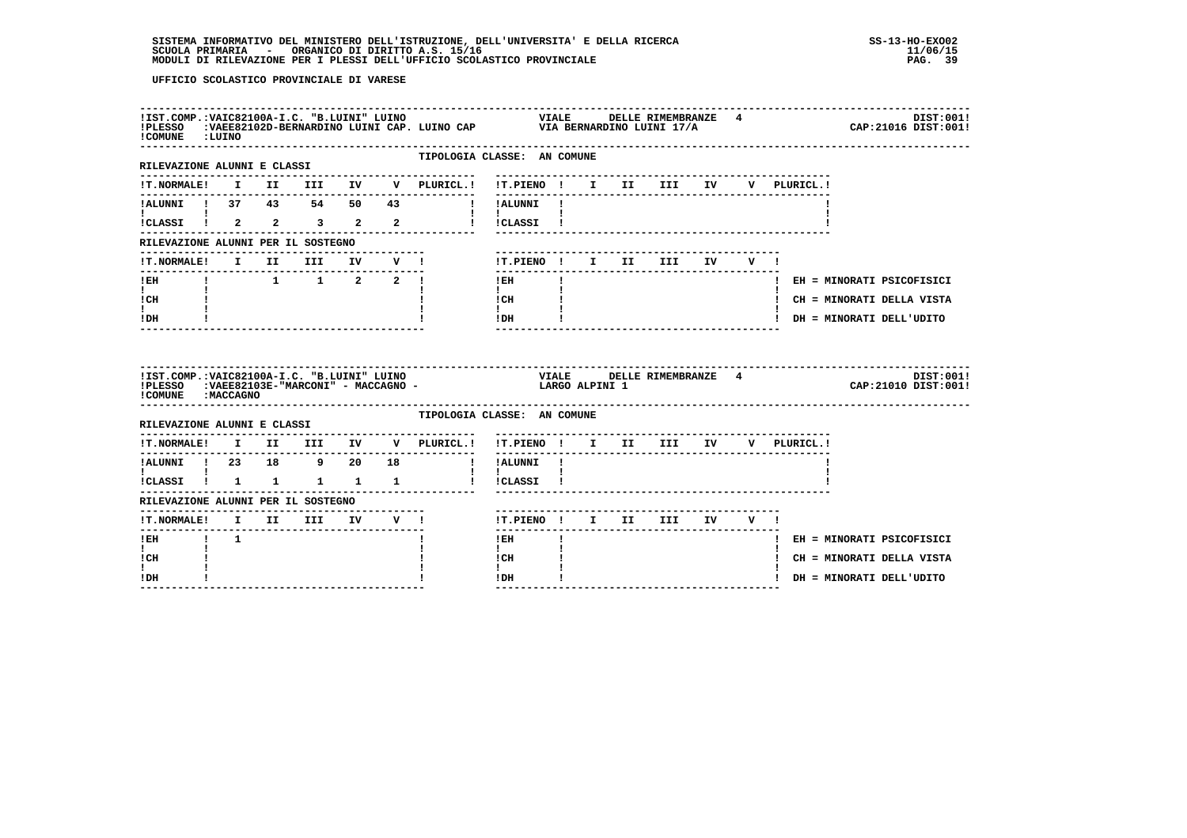UFFICIO SCOLASTICO PROVINCIALE DI VARESE

!IST.COMP.:VAIC82100A-I.C. "B.LUINI" LUINO — VIALE DELLE RIMEMBRANZE 4 — DIST:001!
!PLESSO :VAEE82102D-BERNARDINO LUINI CAP. LUINO CAP — VIA BERNARDINO LUINI 17/A — CAP:21016 DIST:001!
!COMUNE :LUINO

TIPOLOGIA CLASSE: AN COMUNE

RILEVAZIONE ALUNNI E CLASSI

| T.NORMALE | I | II | III | IV | V | PLURICL. |
|---|---|---|---|---|---|---|
| ALUNNI | 37 | 43 | 54 | 50 | 43 | |
| CLASSI | 2 | 2 | 3 | 2 | 2 | |

| T.PIENO | I | II | III | IV | V | PLURICL. |
|---|---|---|---|---|---|---|
| ALUNNI | | | | | | |
| CLASSI | | | | | | |

RILEVAZIONE ALUNNI PER IL SOSTEGNO

| T.NORMALE | I | II | III | IV | V |
|---|---|---|---|---|---|
| EH | | 1 | 1 | 2 | 2 |
| CH | | | | | |
| DH | | | | | |

| T.PIENO | I | II | III | IV | V |
|---|---|---|---|---|---|
| EH | | | | | |
| CH | | | | | |
| DH | | | | | |

EH = MINORATI PSICOFISICI
CH = MINORATI DELLA VISTA
DH = MINORATI DELL'UDITO

!IST.COMP.:VAIC82100A-I.C. "B.LUINI" LUINO — VIALE DELLE RIMEMBRANZE 4 — DIST:001!
!PLESSO :VAEE82103E-"MARCONI" - MACCAGNO - — LARGO ALPINI 1 — CAP:21010 DIST:001!
!COMUNE :MACCAGNO

TIPOLOGIA CLASSE: AN COMUNE

RILEVAZIONE ALUNNI E CLASSI

| T.NORMALE | I | II | III | IV | V | PLURICL. |
|---|---|---|---|---|---|---|
| ALUNNI | 23 | 18 | 9 | 20 | 18 | |
| CLASSI | 1 | 1 | 1 | 1 | 1 | |

| T.PIENO | I | II | III | IV | V | PLURICL. |
|---|---|---|---|---|---|---|
| ALUNNI | | | | | | |
| CLASSI | | | | | | |

RILEVAZIONE ALUNNI PER IL SOSTEGNO

| T.NORMALE | I | II | III | IV | V |
|---|---|---|---|---|---|
| EH | 1 | | | | |
| CH | | | | | |
| DH | | | | | |

| T.PIENO | I | II | III | IV | V |
|---|---|---|---|---|---|
| EH | | | | | |
| CH | | | | | |
| DH | | | | | |

EH = MINORATI PSICOFISICI
CH = MINORATI DELLA VISTA
DH = MINORATI DELL'UDITO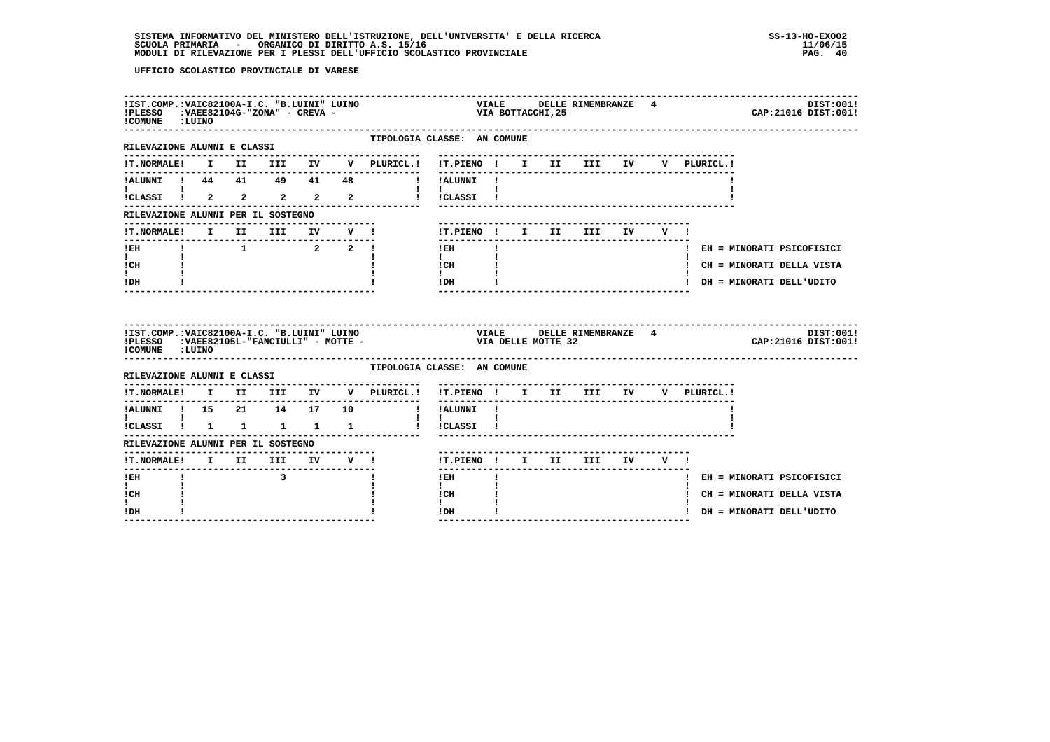**SISTEMA INFORMATIVO DEL MINISTERO DELL'ISTRUZIONE, DELL'UNIVERSITA' E DELLA RICERCA**
**SCUOLA PRIMARIA - ORGANICO DI DIRITTO A.S. 15/16**
**MODULI DI RILEVAZIONE PER I PLESSI DELL'UFFICIO SCOLASTICO PROVINCIALE**

SS-13-HO-EXO02
11/06/15

**UFFICIO SCOLASTICO PROVINCIALE DI VARESE**

---

IST.COMP.: VAIC82100A-I.C. "B.LUINI" LUINO — VIALE DELLE RIMEMBRANZE 4 — DIST:001
PLESSO: VAEE82104G-"ZONA" - CREVA - — VIA BOTTACCHI,25 — CAP:21016 DIST:001
COMUNE: LUINO

TIPOLOGIA CLASSE: AN COMUNE

RILEVAZIONE ALUNNI E CLASSI

| T.NORMALE | I | II | III | IV | V | PLURICL. |
|---|---|---|---|---|---|---|
| ALUNNI | 44 | 41 | 49 | 41 | 48 | |
| CLASSI | 2 | 2 | 2 | 2 | 2 | |

| T.PIENO | I | II | III | IV | V | PLURICL. |
|---|---|---|---|---|---|---|
| ALUNNI | | | | | | |
| CLASSI | | | | | | |

RILEVAZIONE ALUNNI PER IL SOSTEGNO

| T.NORMALE | I | II | III | IV | V |
|---|---|---|---|---|---|
| EH | | 1 | | 2 | 2 |
| CH | | | | | |
| DH | | | | | |

| T.PIENO | I | II | III | IV | V |
|---|---|---|---|---|---|
| EH | | | | | |
| CH | | | | | |
| DH | | | | | |

EH = MINORATI PSICOFISICI
CH = MINORATI DELLA VISTA
DH = MINORATI DELL'UDITO

---

IST.COMP.: VAIC82100A-I.C. "B.LUINI" LUINO — VIALE DELLE RIMEMBRANZE 4 — DIST:001
PLESSO: VAEE82105L-"FANCIULLI" - MOTTE - — VIA DELLE MOTTE 32 — CAP:21016 DIST:001
COMUNE: LUINO

TIPOLOGIA CLASSE: AN COMUNE

RILEVAZIONE ALUNNI E CLASSI

| T.NORMALE | I | II | III | IV | V | PLURICL. |
|---|---|---|---|---|---|---|
| ALUNNI | 15 | 21 | 14 | 17 | 10 | |
| CLASSI | 1 | 1 | 1 | 1 | 1 | |

| T.PIENO | I | II | III | IV | V | PLURICL. |
|---|---|---|---|---|---|---|
| ALUNNI | | | | | | |
| CLASSI | | | | | | |

RILEVAZIONE ALUNNI PER IL SOSTEGNO

| T.NORMALE | I | II | III | IV | V |
|---|---|---|---|---|---|
| EH | | | 3 | | |
| CH | | | | | |
| DH | | | | | |

| T.PIENO | I | II | III | IV | V |
|---|---|---|---|---|---|
| EH | | | | | |
| CH | | | | | |
| DH | | | | | |

EH = MINORATI PSICOFISICI
CH = MINORATI DELLA VISTA
DH = MINORATI DELL'UDITO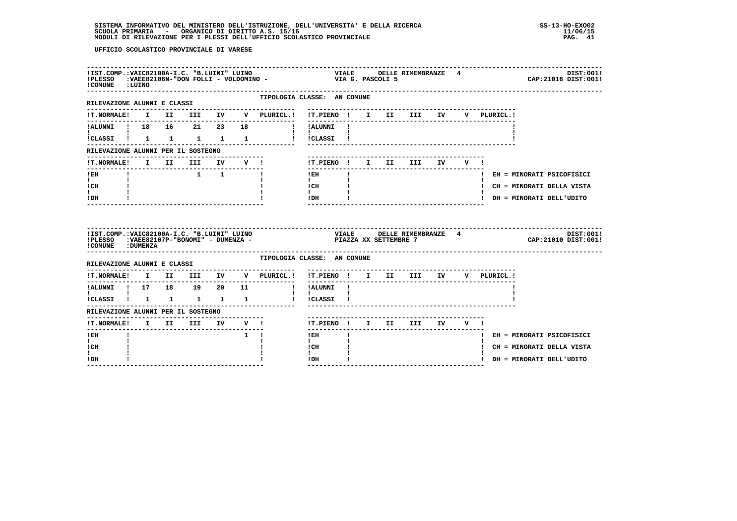UFFICIO SCOLASTICO PROVINCIALE DI VARESE

IST.COMP.:VAIC82100A-I.C. "B.LUINI" LUINO — VIALE DELLE RIMEMBRANZE 4 — DIST:001
PLESSO :VAEE82106N-"DON FOLLI - VOLDOMINO - — VIA G. PASCOLI 5 — CAP:21016 DIST:001
COMUNE :LUINO

TIPOLOGIA CLASSE: AN COMUNE

RILEVAZIONE ALUNNI E CLASSI

| T.NORMALE | I | II | III | IV | V | PLURICL. |
|---|---|---|---|---|---|---|
| ALUNNI | 18 | 16 | 21 | 23 | 18 | |
| CLASSI | 1 | 1 | 1 | 1 | 1 | |

| T.PIENO | I | II | III | IV | V | PLURICL. |
|---|---|---|---|---|---|---|
| ALUNNI | | | | | | |
| CLASSI | | | | | | |

RILEVAZIONE ALUNNI PER IL SOSTEGNO

| T.NORMALE | I | II | III | IV | V |
|---|---|---|---|---|---|
| EH | | | 1 | 1 | |
| CH | | | | | |
| DH | | | | | |

| T.PIENO | I | II | III | IV | V |
|---|---|---|---|---|---|
| EH | | | | | |
| CH | | | | | |
| DH | | | | | |

EH = MINORATI PSICOFISICI
CH = MINORATI DELLA VISTA
DH = MINORATI DELL'UDITO

IST.COMP.:VAIC82100A-I.C. "B.LUINI" LUINO — VIALE DELLE RIMEMBRANZE 4 — DIST:001
PLESSO :VAEE82107P-"BONOMI" - DUMENZA - — PIAZZA XX SETTEMBRE 7 — CAP:21010 DIST:001
COMUNE :DUMENZA

TIPOLOGIA CLASSE: AN COMUNE

RILEVAZIONE ALUNNI E CLASSI

| T.NORMALE | I | II | III | IV | V | PLURICL. |
|---|---|---|---|---|---|---|
| ALUNNI | 17 | 18 | 19 | 20 | 11 | |
| CLASSI | 1 | 1 | 1 | 1 | 1 | |

| T.PIENO | I | II | III | IV | V | PLURICL. |
|---|---|---|---|---|---|---|
| ALUNNI | | | | | | |
| CLASSI | | | | | | |

RILEVAZIONE ALUNNI PER IL SOSTEGNO

| T.NORMALE | I | II | III | IV | V |
|---|---|---|---|---|---|
| EH | | | | | 1 |
| CH | | | | | |
| DH | | | | | |

| T.PIENO | I | II | III | IV | V |
|---|---|---|---|---|---|
| EH | | | | | |
| CH | | | | | |
| DH | | | | | |

EH = MINORATI PSICOFISICI
CH = MINORATI DELLA VISTA
DH = MINORATI DELL'UDITO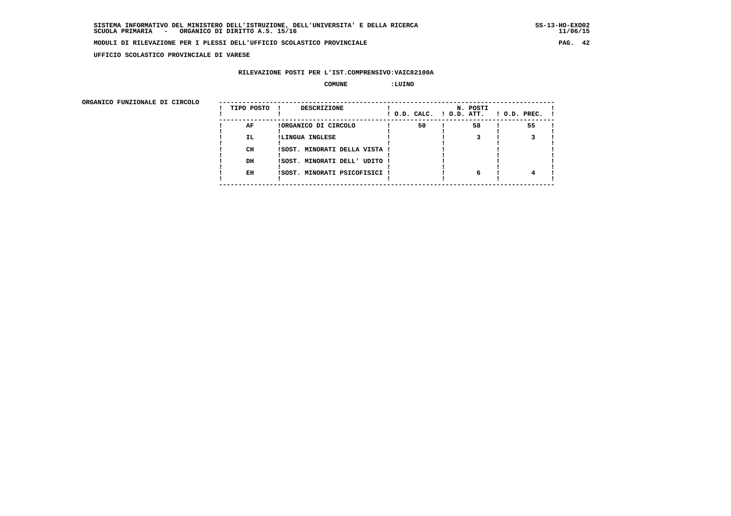**UFFICIO SCOLASTICO PROVINCIALE DI VARESE**

**RILEVAZIONE POSTI PER L'IST.COMPRENSIVO:VAIC82100A**

**COMUNE :LUINO**

**ORGANICO FUNZIONALE DI CIRCOLO**

| TIPO POSTO | DESCRIZIONE | N. POSTI O.D. CALC. | O.D. ATT. | O.D. PREC. |
|---|---|---|---|---|
| AF | ORGANICO DI CIRCOLO | 50 | 58 | 55 |
| IL | LINGUA INGLESE | | 3 | 3 |
| CH | SOST. MINORATI DELLA VISTA | | | |
| DH | SOST. MINORATI DELL' UDITO | | | |
| EH | SOST. MINORATI PSICOFISICI | | 6 | 4 |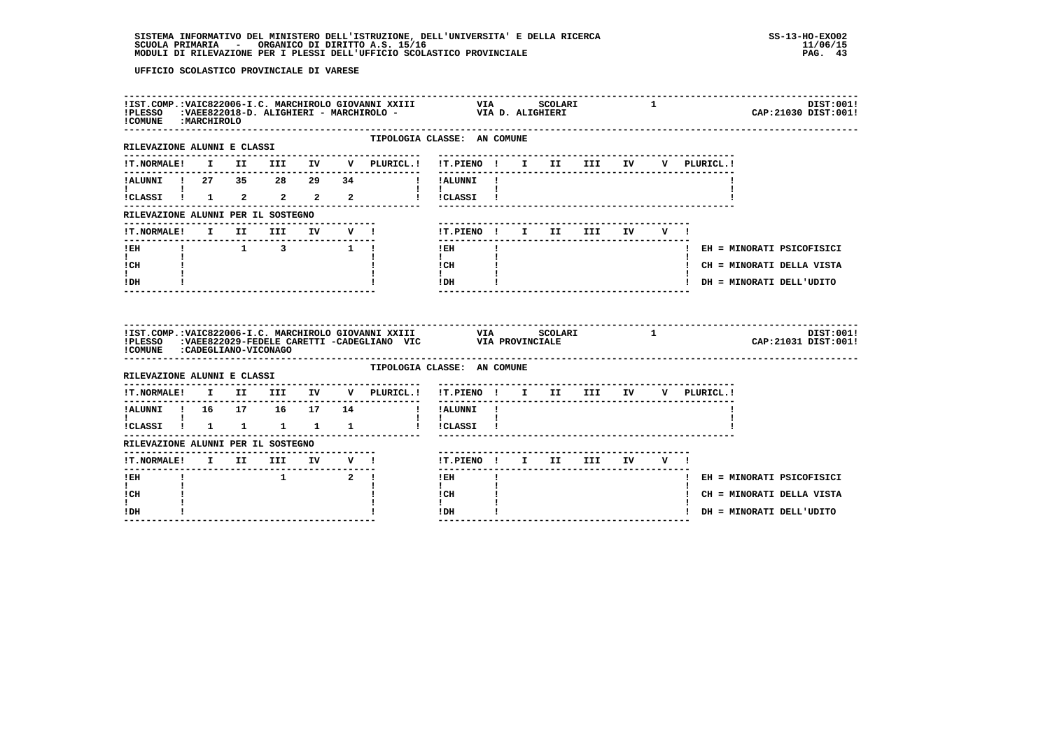UFFICIO SCOLASTICO PROVINCIALE DI VARESE

**IST.COMP.:** VAIC822006-I.C. MARCHIROLO GIOVANNI XXIII — VIA SCOLARI 1 — DIST:001
**PLESSO:** VAEE822018-D. ALIGHIERI - MARCHIROLO - — VIA D. ALIGHIERI — CAP:21030 DIST:001
**COMUNE:** MARCHIROLO

TIPOLOGIA CLASSE: AN COMUNE

RILEVAZIONE ALUNNI E CLASSI

| T.NORMALE | I | II | III | IV | V | PLURICL. | T.PIENO | I | II | III | IV | V | PLURICL. |
|---|---|---|---|---|---|---|---|---|---|---|---|---|---|
| ALUNNI | 27 | 35 | 28 | 29 | 34 | | ALUNNI | | | | | | |
| CLASSI | 1 | 2 | 2 | 2 | 2 | | CLASSI | | | | | | |

RILEVAZIONE ALUNNI PER IL SOSTEGNO

| T.NORMALE | I | II | III | IV | V | T.PIENO | I | II | III | IV | V |
|---|---|---|---|---|---|---|---|---|---|---|---|
| EH | | 1 | 3 | | 1 | EH | | | | | |
| CH | | | | | | CH | | | | | |
| DH | | | | | | DH | | | | | |

EH = MINORATI PSICOFISICI
CH = MINORATI DELLA VISTA
DH = MINORATI DELL'UDITO

**IST.COMP.:** VAIC822006-I.C. MARCHIROLO GIOVANNI XXIII — VIA SCOLARI 1 — DIST:001
**PLESSO:** VAEE822029-FEDELE CARETTI -CADEGLIANO VIC — VIA PROVINCIALE — CAP:21031 DIST:001
**COMUNE:** CADEGLIANO-VICONAGO

TIPOLOGIA CLASSE: AN COMUNE

RILEVAZIONE ALUNNI E CLASSI

| T.NORMALE | I | II | III | IV | V | PLURICL. | T.PIENO | I | II | III | IV | V | PLURICL. |
|---|---|---|---|---|---|---|---|---|---|---|---|---|---|
| ALUNNI | 16 | 17 | 16 | 17 | 14 | | ALUNNI | | | | | | |
| CLASSI | 1 | 1 | 1 | 1 | 1 | | CLASSI | | | | | | |

RILEVAZIONE ALUNNI PER IL SOSTEGNO

| T.NORMALE | I | II | III | IV | V | T.PIENO | I | II | III | IV | V |
|---|---|---|---|---|---|---|---|---|---|---|---|
| EH | | | 1 | | 2 | EH | | | | | |
| CH | | | | | | CH | | | | | |
| DH | | | | | | DH | | | | | |

EH = MINORATI PSICOFISICI
CH = MINORATI DELLA VISTA
DH = MINORATI DELL'UDITO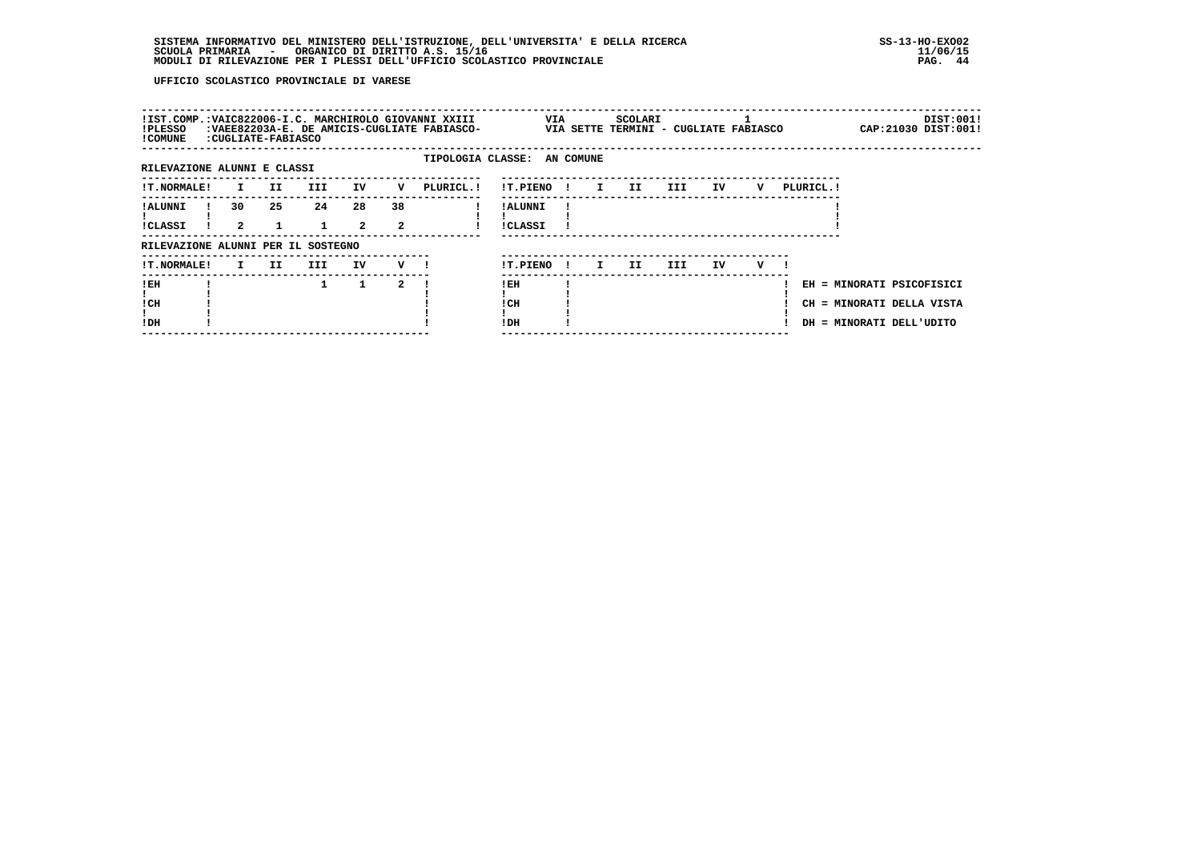SISTEMA INFORMATIVO DEL MINISTERO DELL'ISTRUZIONE, DELL'UNIVERSITA' E DELLA RICERCA
SCUOLA PRIMARIA - ORGANICO DI DIRITTO A.S. 15/16
MODULI DI RILEVAZIONE PER I PLESSI DELL'UFFICIO SCOLASTICO PROVINCIALE

SS-13-HO-EXO02
11/06/15

**UFFICIO SCOLASTICO PROVINCIALE DI VARESE**

!IST.COMP.:VAIC822006-I.C. MARCHIROLO GIOVANNI XXIII    VIA SCOLARI 1    DIST:001!
!PLESSO :VAEE82203A-E. DE AMICIS-CUGLIATE FABIASCO-    VIA SETTE TERMINI - CUGLIATE FABIASCO    CAP:21030 DIST:001!
!COMUNE :CUGLIATE-FABIASCO

TIPOLOGIA CLASSE: AN COMUNE

RILEVAZIONE ALUNNI E CLASSI

| T.NORMALE | I | II | III | IV | V | PLURICL. |
|---|---|---|---|---|---|---|
| ALUNNI | 30 | 25 | 24 | 28 | 38 | |
| CLASSI | 2 | 1 | 1 | 2 | 2 | |

| T.PIENO | I | II | III | IV | V | PLURICL. |
|---|---|---|---|---|---|---|
| ALUNNI | | | | | | |
| CLASSI | | | | | | |

RILEVAZIONE ALUNNI PER IL SOSTEGNO

| T.NORMALE | I | II | III | IV | V |
|---|---|---|---|---|---|
| EH | | | 1 | 1 | 2 |
| CH | | | | | |
| DH | | | | | |

| T.PIENO | I | II | III | IV | V |
|---|---|---|---|---|---|
| EH | | | | | |
| CH | | | | | |
| DH | | | | | |

EH = MINORATI PSICOFISICI
CH = MINORATI DELLA VISTA
DH = MINORATI DELL'UDITO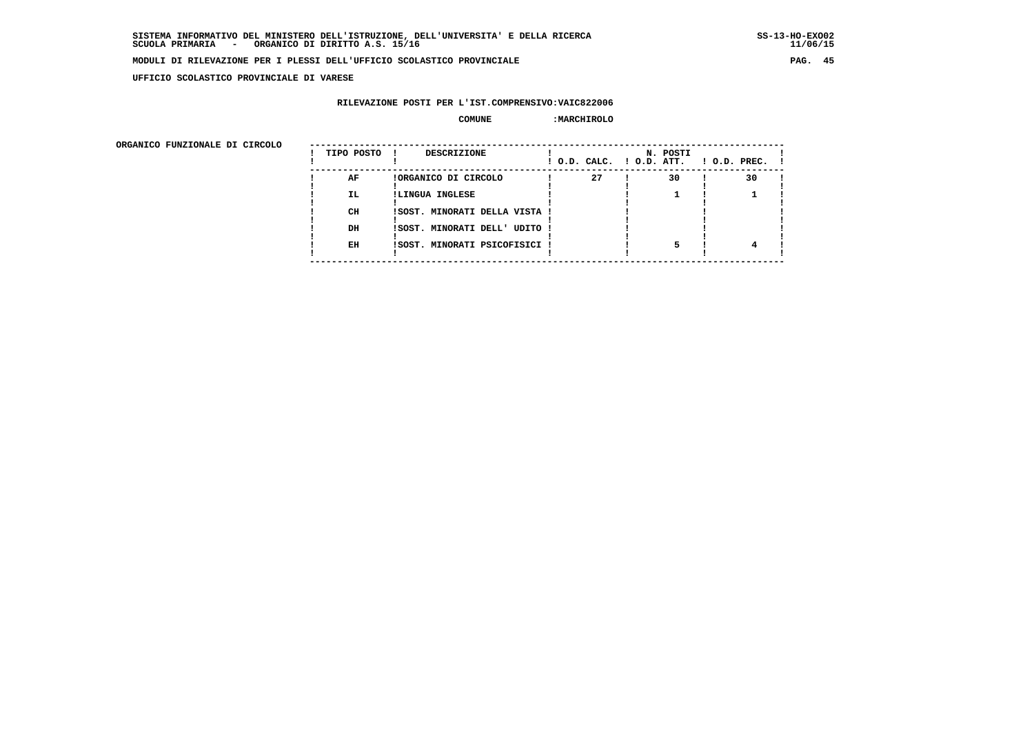**SISTEMA INFORMATIVO DEL MINISTERO DELL'ISTRUZIONE, DELL'UNIVERSITA' E DELLA RICERCA** SS-13-HO-EXO02
**SCUOLA PRIMARIA - ORGANICO DI DIRITTO A.S. 15/16** 11/06/15

**MODULI DI RILEVAZIONE PER I PLESSI DELL'UFFICIO SCOLASTICO PROVINCIALE**

**UFFICIO SCOLASTICO PROVINCIALE DI VARESE**

**RILEVAZIONE POSTI PER L'IST.COMPRENSIVO:VAIC822006**

**COMUNE :MARCHIROLO**

**ORGANICO FUNZIONALE DI CIRCOLO**

| TIPO POSTO | DESCRIZIONE | N. POSTI O.D. CALC. | O.D. ATT. | O.D. PREC. |
|---|---|---|---|---|
| AF | ORGANICO DI CIRCOLO | 27 | 30 | 30 |
| IL | LINGUA INGLESE | | 1 | 1 |
| CH | SOST. MINORATI DELLA VISTA | | | |
| DH | SOST. MINORATI DELL' UDITO | | | |
| EH | SOST. MINORATI PSICOFISICI | | 5 | 4 |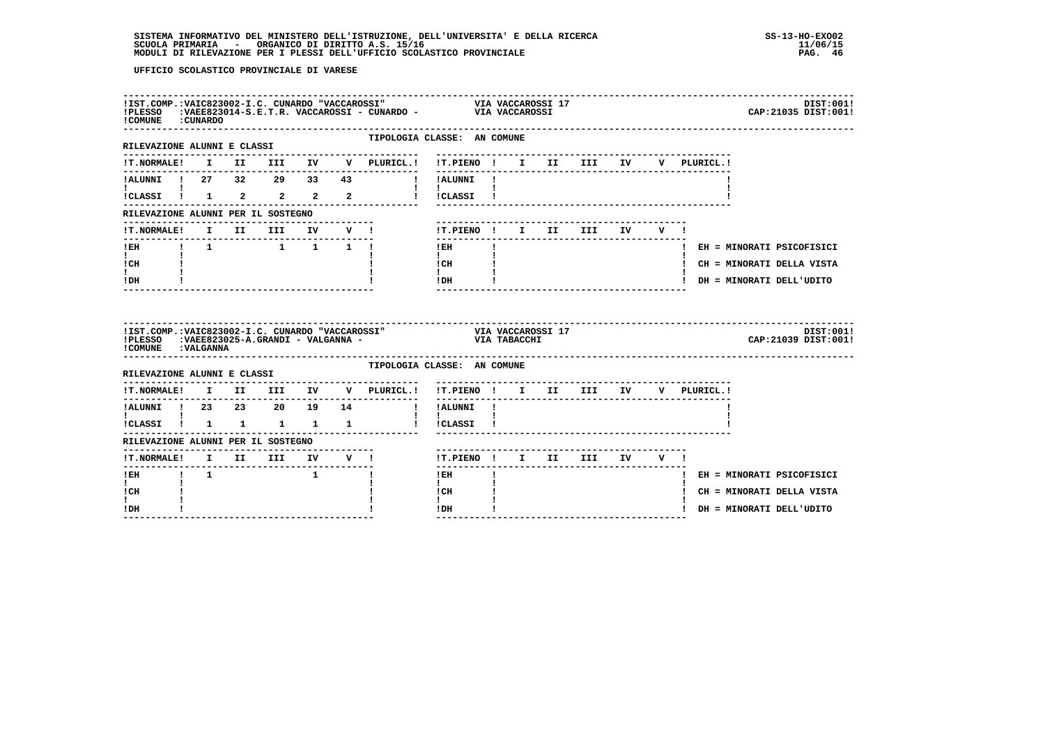UFFICIO SCOLASTICO PROVINCIALE DI VARESE

**IST.COMP.:** VAIC823002-I.C. CUNARDO "VACCAROSSI" — VIA VACCAROSSI 17 — DIST:001
**PLESSO:** VAEE823014-S.E.T.R. VACCAROSSI - CUNARDO - — VIA VACCAROSSI — CAP:21035 DIST:001
**COMUNE:** CUNARDO

TIPOLOGIA CLASSE: AN COMUNE

RILEVAZIONE ALUNNI E CLASSI

| T.NORMALE | I | II | III | IV | V | PLURICL. | T.PIENO | I | II | III | IV | V | PLURICL. |
|---|---|---|---|---|---|---|---|---|---|---|---|---|---|
| ALUNNI | 27 | 32 | 29 | 33 | 43 | | ALUNNI | | | | | | |
| CLASSI | 1 | 2 | 2 | 2 | 2 | | CLASSI | | | | | | |

RILEVAZIONE ALUNNI PER IL SOSTEGNO

| T.NORMALE | I | II | III | IV | V | T.PIENO | I | II | III | IV | V |
|---|---|---|---|---|---|---|---|---|---|---|---|
| EH | 1 | | 1 | 1 | 1 | EH | | | | | |
| CH | | | | | | CH | | | | | |
| DH | | | | | | DH | | | | | |

EH = MINORATI PSICOFISICI
CH = MINORATI DELLA VISTA
DH = MINORATI DELL'UDITO

**IST.COMP.:** VAIC823002-I.C. CUNARDO "VACCAROSSI" — VIA VACCAROSSI 17 — DIST:001
**PLESSO:** VAEE823025-A.GRANDI - VALGANNA - — VIA TABACCHI — CAP:21039 DIST:001
**COMUNE:** VALGANNA

TIPOLOGIA CLASSE: AN COMUNE

RILEVAZIONE ALUNNI E CLASSI

| T.NORMALE | I | II | III | IV | V | PLURICL. | T.PIENO | I | II | III | IV | V | PLURICL. |
|---|---|---|---|---|---|---|---|---|---|---|---|---|---|
| ALUNNI | 23 | 23 | 20 | 19 | 14 | | ALUNNI | | | | | | |
| CLASSI | 1 | 1 | 1 | 1 | 1 | | CLASSI | | | | | | |

RILEVAZIONE ALUNNI PER IL SOSTEGNO

| T.NORMALE | I | II | III | IV | V | T.PIENO | I | II | III | IV | V |
|---|---|---|---|---|---|---|---|---|---|---|---|
| EH | 1 | | | 1 | | EH | | | | | |
| CH | | | | | | CH | | | | | |
| DH | | | | | | DH | | | | | |

EH = MINORATI PSICOFISICI
CH = MINORATI DELLA VISTA
DH = MINORATI DELL'UDITO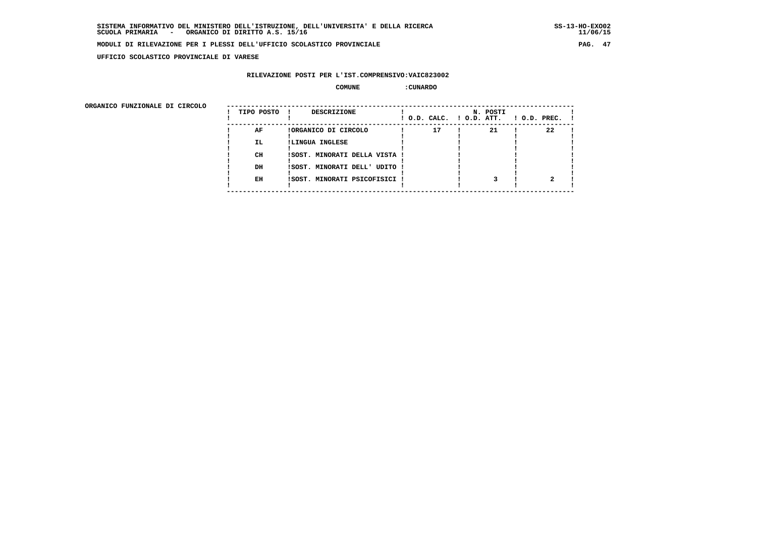SISTEMA INFORMATIVO DEL MINISTERO DELL'ISTRUZIONE, DELL'UNIVERSITA' E DELLA RICERCA SS-13-HO-EXO02
SCUOLA PRIMARIA - ORGANICO DI DIRITTO A.S. 15/16 11/06/15

MODULI DI RILEVAZIONE PER I PLESSI DELL'UFFICIO SCOLASTICO PROVINCIALE

UFFICIO SCOLASTICO PROVINCIALE DI VARESE

RILEVAZIONE POSTI PER L'IST.COMPRENSIVO:VAIC823002

COMUNE :CUNARDO

ORGANICO FUNZIONALE DI CIRCOLO

| TIPO POSTO | DESCRIZIONE | N. POSTI O.D. CALC. | N. POSTI O.D. ATT. | N. POSTI O.D. PREC. |
|---|---|---|---|---|
| AF | ORGANICO DI CIRCOLO | 17 | 21 | 22 |
| IL | LINGUA INGLESE | | | |
| CH | SOST. MINORATI DELLA VISTA | | | |
| DH | SOST. MINORATI DELL' UDITO | | | |
| EH | SOST. MINORATI PSICOFISICI | | 3 | 2 |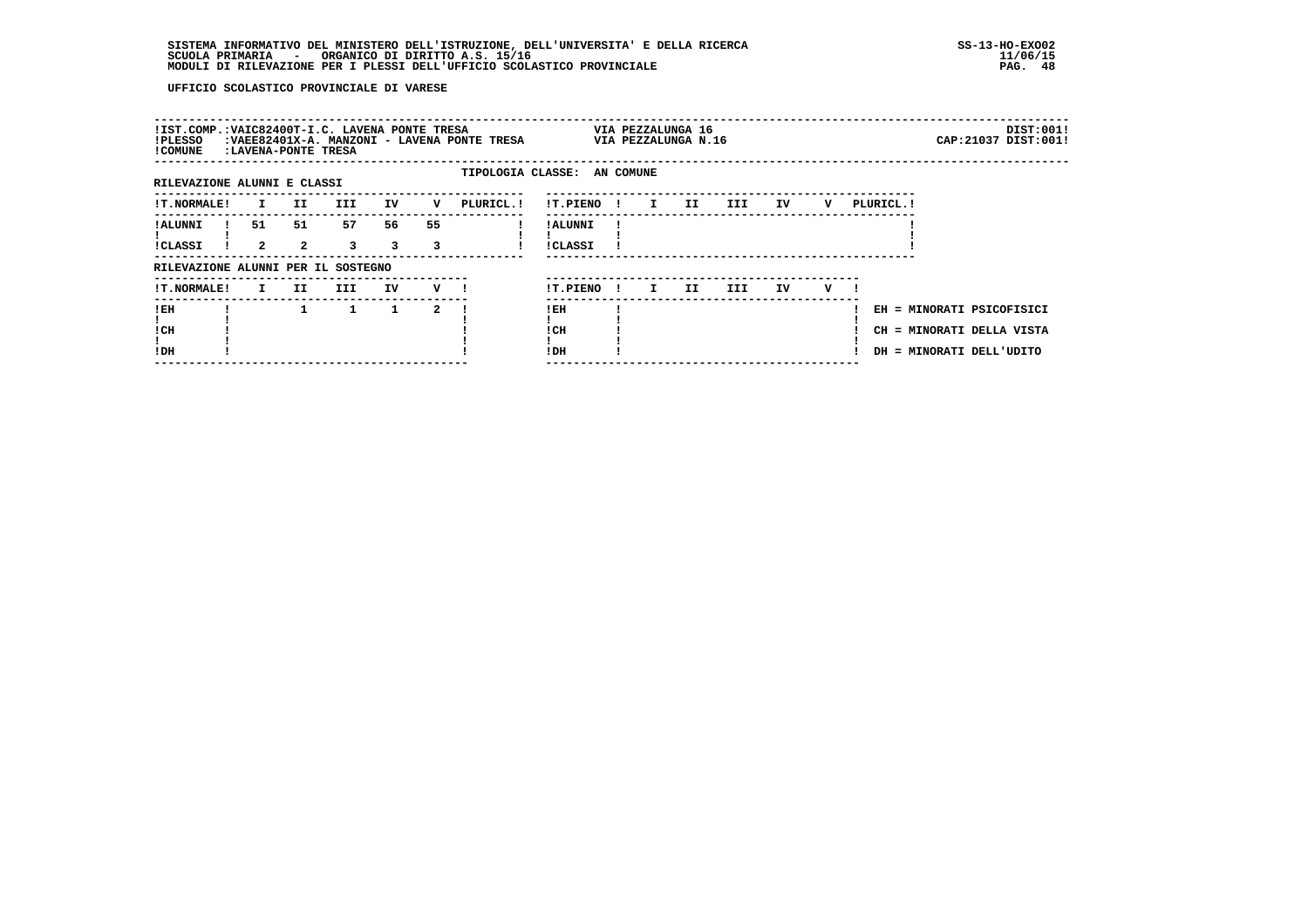SISTEMA INFORMATIVO DEL MINISTERO DELL'ISTRUZIONE, DELL'UNIVERSITA' E DELLA RICERCA
SCUOLA PRIMARIA - ORGANICO DI DIRITTO A.S. 15/16
MODULI DI RILEVAZIONE PER I PLESSI DELL'UFFICIO SCOLASTICO PROVINCIALE

SS-13-HO-EXO02
11/06/15

UFFICIO SCOLASTICO PROVINCIALE DI VARESE

!IST.COMP.:VAIC82400T-I.C. LAVENA PONTE TRESA — VIA PEZZALUNGA 16 — DIST:001!
!PLESSO :VAEE82401X-A. MANZONI - LAVENA PONTE TRESA — VIA PEZZALUNGA N.16 — CAP:21037 DIST:001!
!COMUNE :LAVENA-PONTE TRESA

TIPOLOGIA CLASSE: AN COMUNE

RILEVAZIONE ALUNNI E CLASSI

| T.NORMALE | I | II | III | IV | V | PLURICL. |
|---|---|---|---|---|---|---|
| ALUNNI | 51 | 51 | 57 | 56 | 55 | |
| CLASSI | 2 | 2 | 3 | 3 | 3 | |

| T.PIENO | I | II | III | IV | V | PLURICL. |
|---|---|---|---|---|---|---|
| ALUNNI | | | | | | |
| CLASSI | | | | | | |

RILEVAZIONE ALUNNI PER IL SOSTEGNO

| T.NORMALE | I | II | III | IV | V |
|---|---|---|---|---|---|
| EH | | 1 | 1 | 1 | 2 |
| CH | | | | | |
| DH | | | | | |

| T.PIENO | I | II | III | IV | V |
|---|---|---|---|---|---|
| EH | | | | | |
| CH | | | | | |
| DH | | | | | |

EH = MINORATI PSICOFISICI
CH = MINORATI DELLA VISTA
DH = MINORATI DELL'UDITO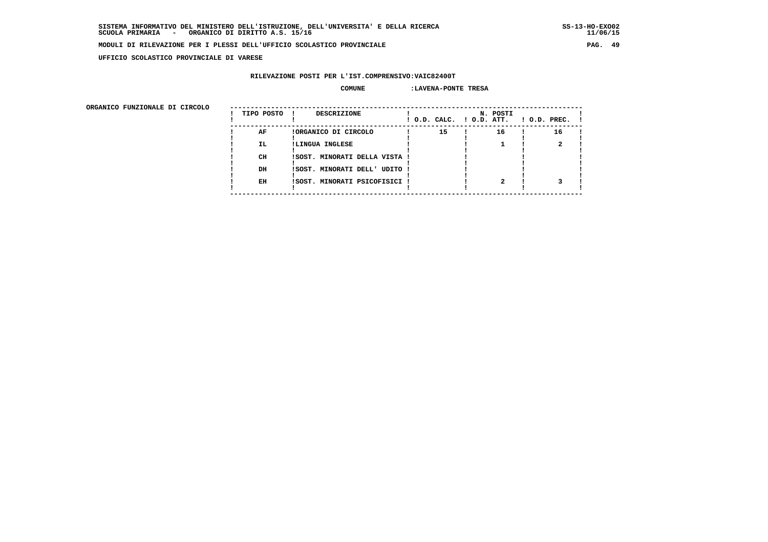UFFICIO SCOLASTICO PROVINCIALE DI VARESE

RILEVAZIONE POSTI PER L'IST.COMPRENSIVO:VAIC82400T

COMUNE :LAVENA-PONTE TRESA

ORGANICO FUNZIONALE DI CIRCOLO

| TIPO POSTO | DESCRIZIONE | N. POSTI O.D. CALC. | O.D. ATT. | O.D. PREC. |
|---|---|---|---|---|
| AF | ORGANICO DI CIRCOLO | 15 | 16 | 16 |
| IL | LINGUA INGLESE | | 1 | 2 |
| CH | SOST. MINORATI DELLA VISTA | | | |
| DH | SOST. MINORATI DELL' UDITO | | | |
| EH | SOST. MINORATI PSICOFISICI | | 2 | 3 |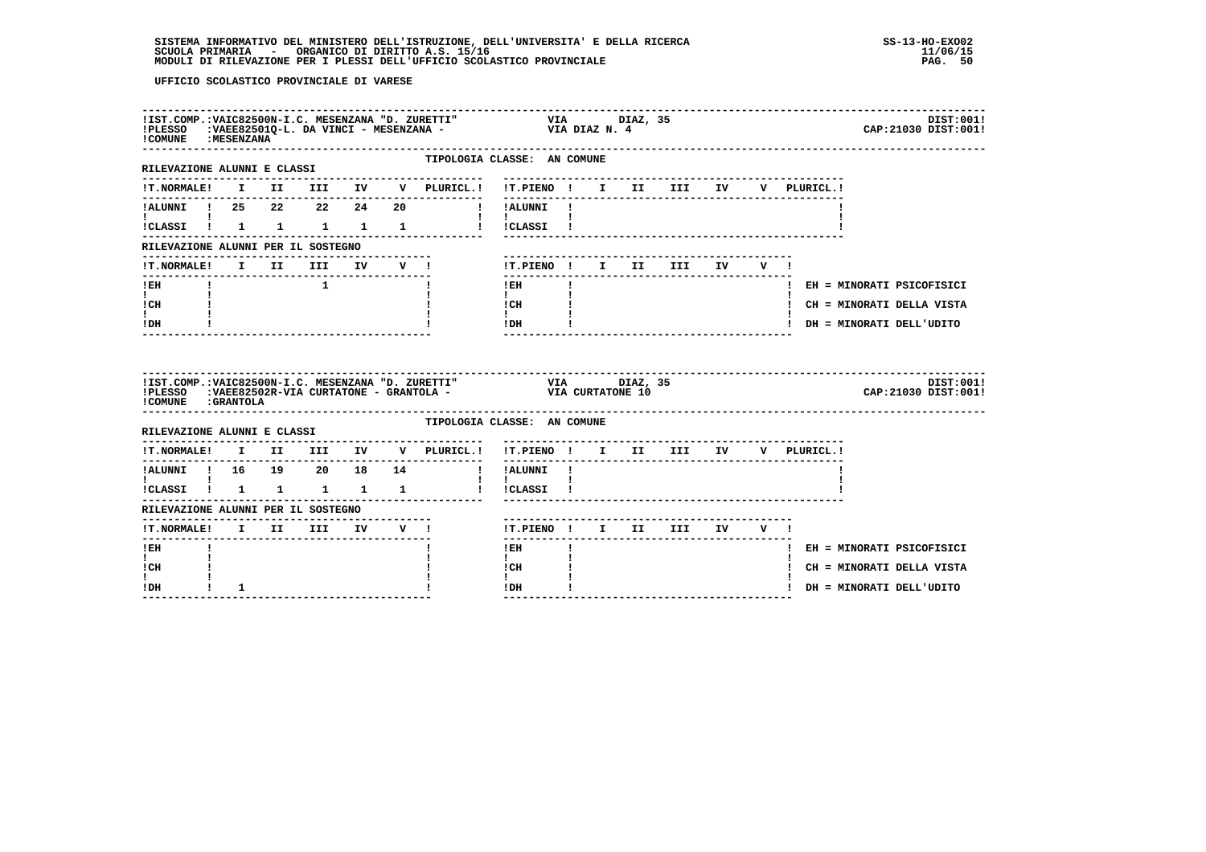UFFICIO SCOLASTICO PROVINCIALE DI VARESE

IST.COMP.:VAIC82500N-I.C. MESENZANA "D. ZURETTI" VIA DIAZ, 35 DIST:001!
PLESSO :VAEE82501Q-L. DA VINCI - MESENZANA - VIA DIAZ N. 4 CAP:21030 DIST:001!
COMUNE :MESENZANA

TIPOLOGIA CLASSE: AN COMUNE

RILEVAZIONE ALUNNI E CLASSI

| T.NORMALE | I | II | III | IV | V | PLURICL. | T.PIENO | I | II | III | IV | V | PLURICL. |
|---|---|---|---|---|---|---|---|---|---|---|---|---|---|
| ALUNNI | 25 | 22 | 22 | 24 | 20 | | ALUNNI | | | | | | |
| CLASSI | 1 | 1 | 1 | 1 | 1 | | CLASSI | | | | | | |

RILEVAZIONE ALUNNI PER IL SOSTEGNO

| T.NORMALE | I | II | III | IV | V | T.PIENO | I | II | III | IV | V |
|---|---|---|---|---|---|---|---|---|---|---|---|
| EH | | | 1 | | | EH | | | | | |
| CH | | | | | | CH | | | | | |
| DH | | | | | | DH | | | | | |

EH = MINORATI PSICOFISICI
CH = MINORATI DELLA VISTA
DH = MINORATI DELL'UDITO

IST.COMP.:VAIC82500N-I.C. MESENZANA "D. ZURETTI" VIA DIAZ, 35 DIST:001!
PLESSO :VAEE82502R-VIA CURTATONE - GRANTOLA - VIA CURTATONE 10 CAP:21030 DIST:001!
COMUNE :GRANTOLA

TIPOLOGIA CLASSE: AN COMUNE

RILEVAZIONE ALUNNI E CLASSI

| T.NORMALE | I | II | III | IV | V | PLURICL. | T.PIENO | I | II | III | IV | V | PLURICL. |
|---|---|---|---|---|---|---|---|---|---|---|---|---|---|
| ALUNNI | 16 | 19 | 20 | 18 | 14 | | ALUNNI | | | | | | |
| CLASSI | 1 | 1 | 1 | 1 | 1 | | CLASSI | | | | | | |

RILEVAZIONE ALUNNI PER IL SOSTEGNO

| T.NORMALE | I | II | III | IV | V | T.PIENO | I | II | III | IV | V |
|---|---|---|---|---|---|---|---|---|---|---|---|
| EH | | | | | | EH | | | | | |
| CH | | | | | | CH | | | | | |
| DH | 1 | | | | | DH | | | | | |

EH = MINORATI PSICOFISICI
CH = MINORATI DELLA VISTA
DH = MINORATI DELL'UDITO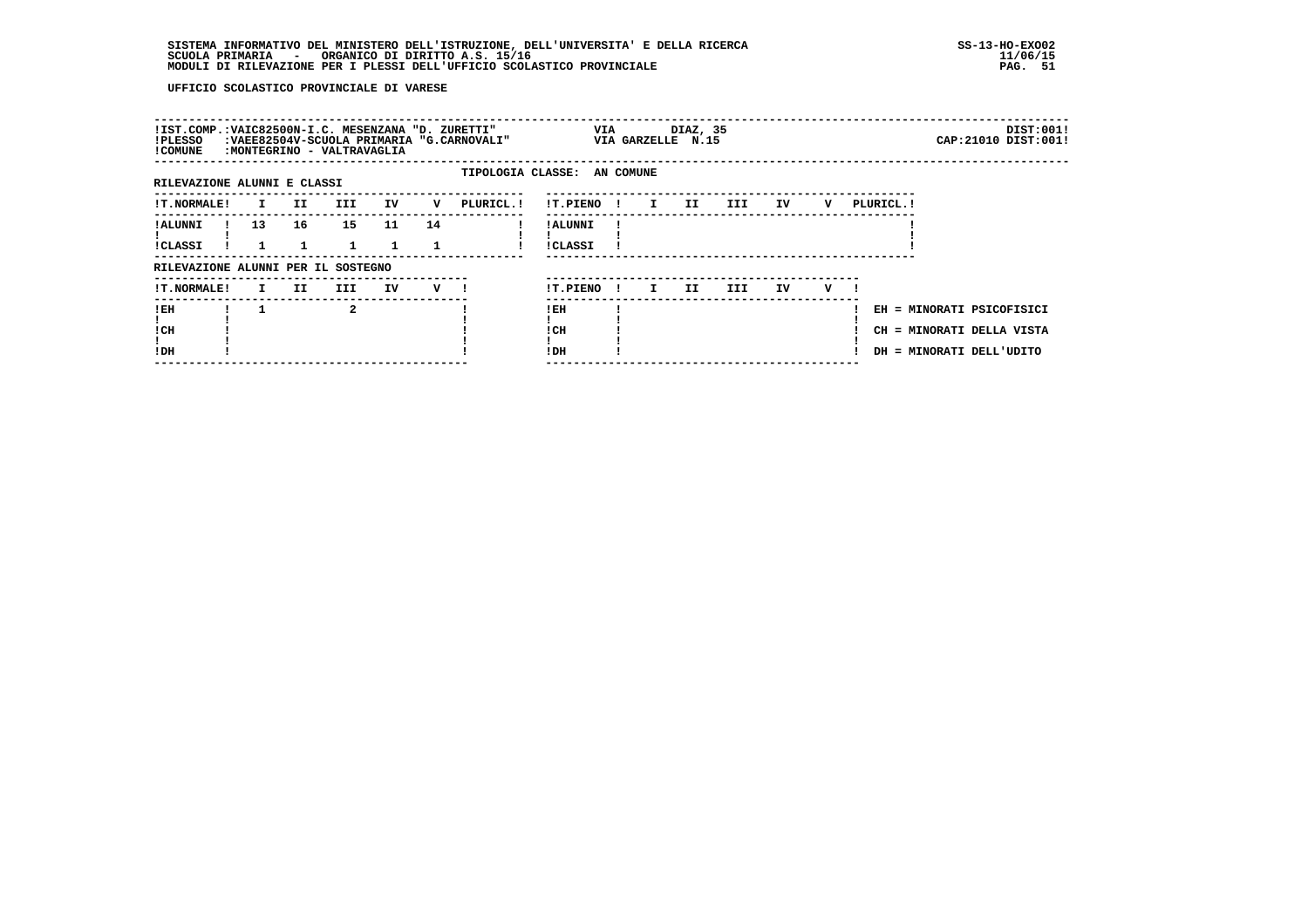UFFICIO SCOLASTICO PROVINCIALE DI VARESE

!IST.COMP.:VAIC82500N-I.C. MESENZANA "D. ZURETTI" VIA DIAZ, 35 DIST:001!
!PLESSO :VAEE82504V-SCUOLA PRIMARIA "G.CARNOVALI" VIA GARZELLE N.15 CAP:21010 DIST:001!
!COMUNE :MONTEGRINO - VALTRAVAGLIA

TIPOLOGIA CLASSE: AN COMUNE

RILEVAZIONE ALUNNI E CLASSI

| T.NORMALE | I | II | III | IV | V | PLURICL. | T.PIENO | I | II | III | IV | V | PLURICL. |
|---|---|---|---|---|---|---|---|---|---|---|---|---|---|
| ALUNNI | 13 | 16 | 15 | 11 | 14 | | ALUNNI | | | | | | |
| CLASSI | 1 | 1 | 1 | 1 | 1 | | CLASSI | | | | | | |

RILEVAZIONE ALUNNI PER IL SOSTEGNO

| T.NORMALE | I | II | III | IV | V | T.PIENO | I | II | III | IV | V |
|---|---|---|---|---|---|---|---|---|---|---|---|
| EH | 1 | | 2 | | | EH | | | | | |
| CH | | | | | | CH | | | | | |
| DH | | | | | | DH | | | | | |

EH = MINORATI PSICOFISICI
CH = MINORATI DELLA VISTA
DH = MINORATI DELL'UDITO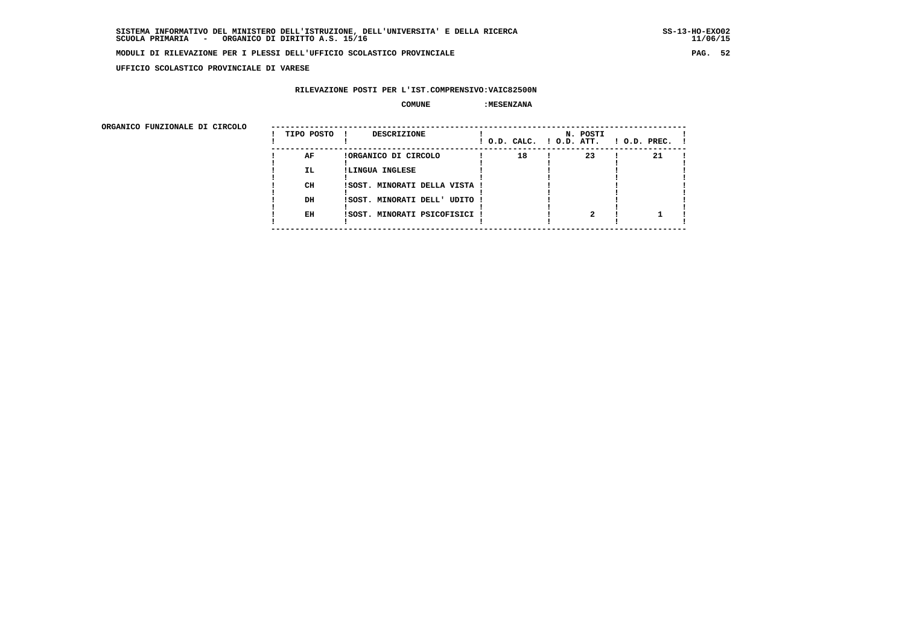**SISTEMA INFORMATIVO DEL MINISTERO DELL'ISTRUZIONE, DELL'UNIVERSITA' E DELLA RICERCA** SS-13-HO-EXO02
**SCUOLA PRIMARIA - ORGANICO DI DIRITTO A.S. 15/16** 11/06/15

**MODULI DI RILEVAZIONE PER I PLESSI DELL'UFFICIO SCOLASTICO PROVINCIALE**

**UFFICIO SCOLASTICO PROVINCIALE DI VARESE**

**RILEVAZIONE POSTI PER L'IST.COMPRENSIVO:VAIC82500N**

**COMUNE :MESENZANA**

**ORGANICO FUNZIONALE DI CIRCOLO**

| TIPO POSTO | DESCRIZIONE | N. POSTI O.D. CALC. | O.D. ATT. | O.D. PREC. |
|---|---|---|---|---|
| AF | ORGANICO DI CIRCOLO | 18 | 23 | 21 |
| IL | LINGUA INGLESE | | | |
| CH | SOST. MINORATI DELLA VISTA | | | |
| DH | SOST. MINORATI DELL' UDITO | | | |
| EH | SOST. MINORATI PSICOFISICI | | 2 | 1 |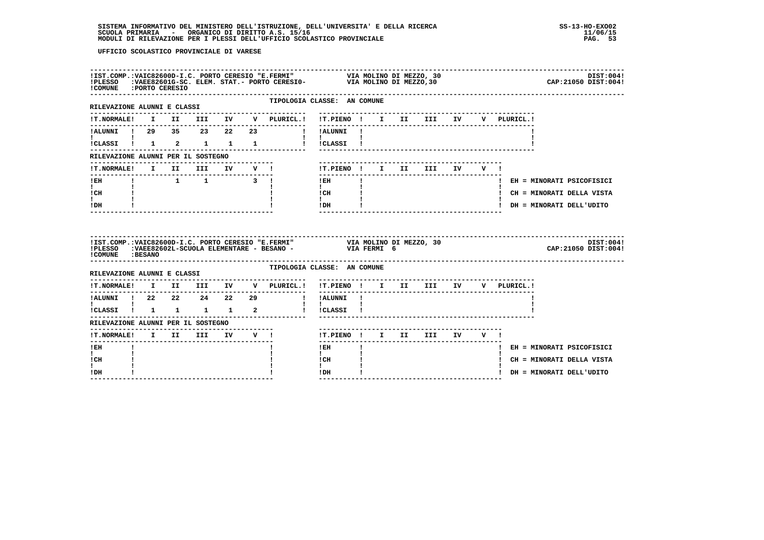UFFICIO SCOLASTICO PROVINCIALE DI VARESE

**IST.COMP.:** VAIC82600D-I.C. PORTO CERESIO "E.FERMI" — VIA MOLINO DI MEZZO, 30 — DIST:004
**PLESSO:** VAEE82601G-SC. ELEM. STAT.- PORTO CERESIO- — VIA MOLINO DI MEZZO,30 — CAP:21050 DIST:004
**COMUNE:** PORTO CERESIO

TIPOLOGIA CLASSE: AN COMUNE

RILEVAZIONE ALUNNI E CLASSI

| T.NORMALE | I | II | III | IV | V | PLURICL. | T.PIENO | I | II | III | IV | V | PLURICL. |
|---|---|---|---|---|---|---|---|---|---|---|---|---|---|
| ALUNNI | 29 | 35 | 23 | 22 | 23 | | ALUNNI | | | | | | |
| CLASSI | 1 | 2 | 1 | 1 | 1 | | CLASSI | | | | | | |

RILEVAZIONE ALUNNI PER IL SOSTEGNO

| T.NORMALE | I | II | III | IV | V | T.PIENO | I | II | III | IV | V |
|---|---|---|---|---|---|---|---|---|---|---|---|
| EH | | 1 | 1 | | 3 | EH | | | | | |
| CH | | | | | | CH | | | | | |
| DH | | | | | | DH | | | | | |

EH = MINORATI PSICOFISICI
CH = MINORATI DELLA VISTA
DH = MINORATI DELL'UDITO

---

**IST.COMP.:** VAIC82600D-I.C. PORTO CERESIO "E.FERMI" — VIA MOLINO DI MEZZO, 30 — DIST:004
**PLESSO:** VAEE82602L-SCUOLA ELEMENTARE - BESANO - — VIA FERMI 6 — CAP:21050 DIST:004
**COMUNE:** BESANO

TIPOLOGIA CLASSE: AN COMUNE

RILEVAZIONE ALUNNI E CLASSI

| T.NORMALE | I | II | III | IV | V | PLURICL. | T.PIENO | I | II | III | IV | V | PLURICL. |
|---|---|---|---|---|---|---|---|---|---|---|---|---|---|
| ALUNNI | 22 | 22 | 24 | 22 | 29 | | ALUNNI | | | | | | |
| CLASSI | 1 | 1 | 1 | 1 | 2 | | CLASSI | | | | | | |

RILEVAZIONE ALUNNI PER IL SOSTEGNO

| T.NORMALE | I | II | III | IV | V | T.PIENO | I | II | III | IV | V |
|---|---|---|---|---|---|---|---|---|---|---|---|
| EH | | | | | | EH | | | | | |
| CH | | | | | | CH | | | | | |
| DH | | | | | | DH | | | | | |

EH = MINORATI PSICOFISICI
CH = MINORATI DELLA VISTA
DH = MINORATI DELL'UDITO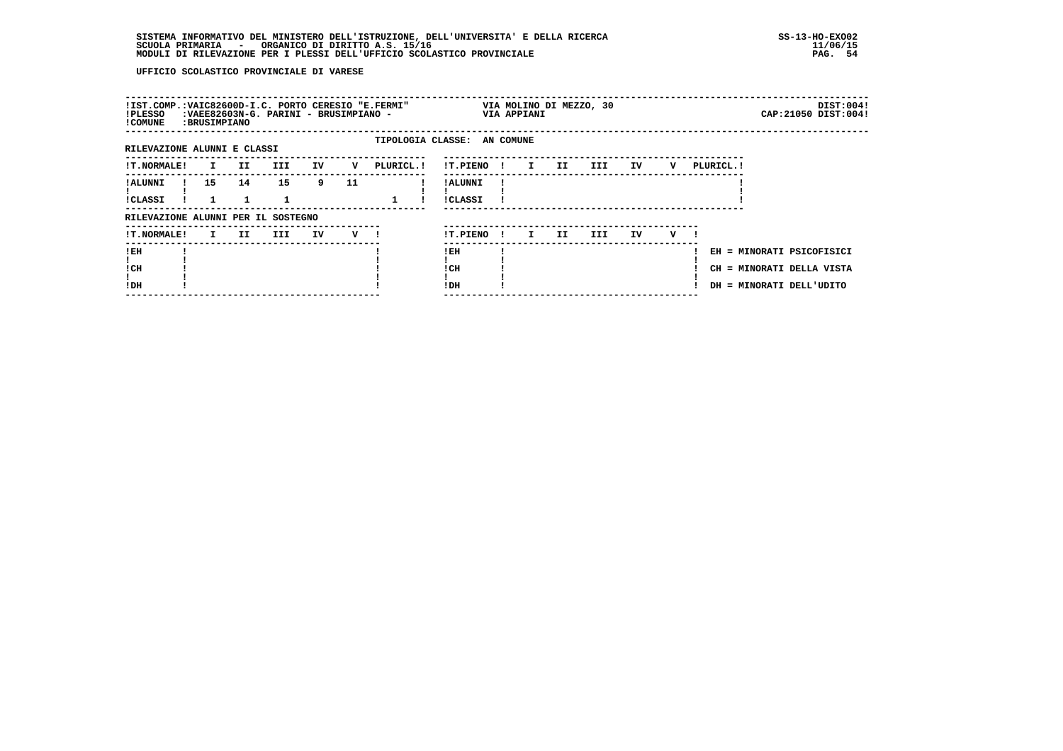SISTEMA INFORMATIVO DEL MINISTERO DELL'ISTRUZIONE, DELL'UNIVERSITA' E DELLA RICERCA
SCUOLA PRIMARIA - ORGANICO DI DIRITTO A.S. 15/16
MODULI DI RILEVAZIONE PER I PLESSI DELL'UFFICIO SCOLASTICO PROVINCIALE

SS-13-HO-EXO02
11/06/15

**UFFICIO SCOLASTICO PROVINCIALE DI VARESE**

!IST.COMP.:VAIC82600D-I.C. PORTO CERESIO "E.FERMI" VIA MOLINO DI MEZZO, 30 DIST:004!
!PLESSO :VAEE82603N-G. PARINI - BRUSIMPIANO - VIA APPIANI CAP:21050 DIST:004!
!COMUNE :BRUSIMPIANO

TIPOLOGIA CLASSE: AN COMUNE

RILEVAZIONE ALUNNI E CLASSI

| T.NORMALE | I | II | III | IV | V | PLURICL. |
|---|---|---|---|---|---|---|
| ALUNNI | 15 | 14 | 15 | 9 | 11 | |
| CLASSI | 1 | 1 | 1 | | | 1 |

| T.PIENO | I | II | III | IV | V | PLURICL. |
|---|---|---|---|---|---|---|
| ALUNNI | | | | | | |
| CLASSI | | | | | | |

RILEVAZIONE ALUNNI PER IL SOSTEGNO

| T.NORMALE | I | II | III | IV | V |
|---|---|---|---|---|---|
| EH | | | | | |
| CH | | | | | |
| DH | | | | | |

| T.PIENO | I | II | III | IV | V |
|---|---|---|---|---|---|
| EH | | | | | |
| CH | | | | | |
| DH | | | | | |

EH = MINORATI PSICOFISICI
CH = MINORATI DELLA VISTA
DH = MINORATI DELL'UDITO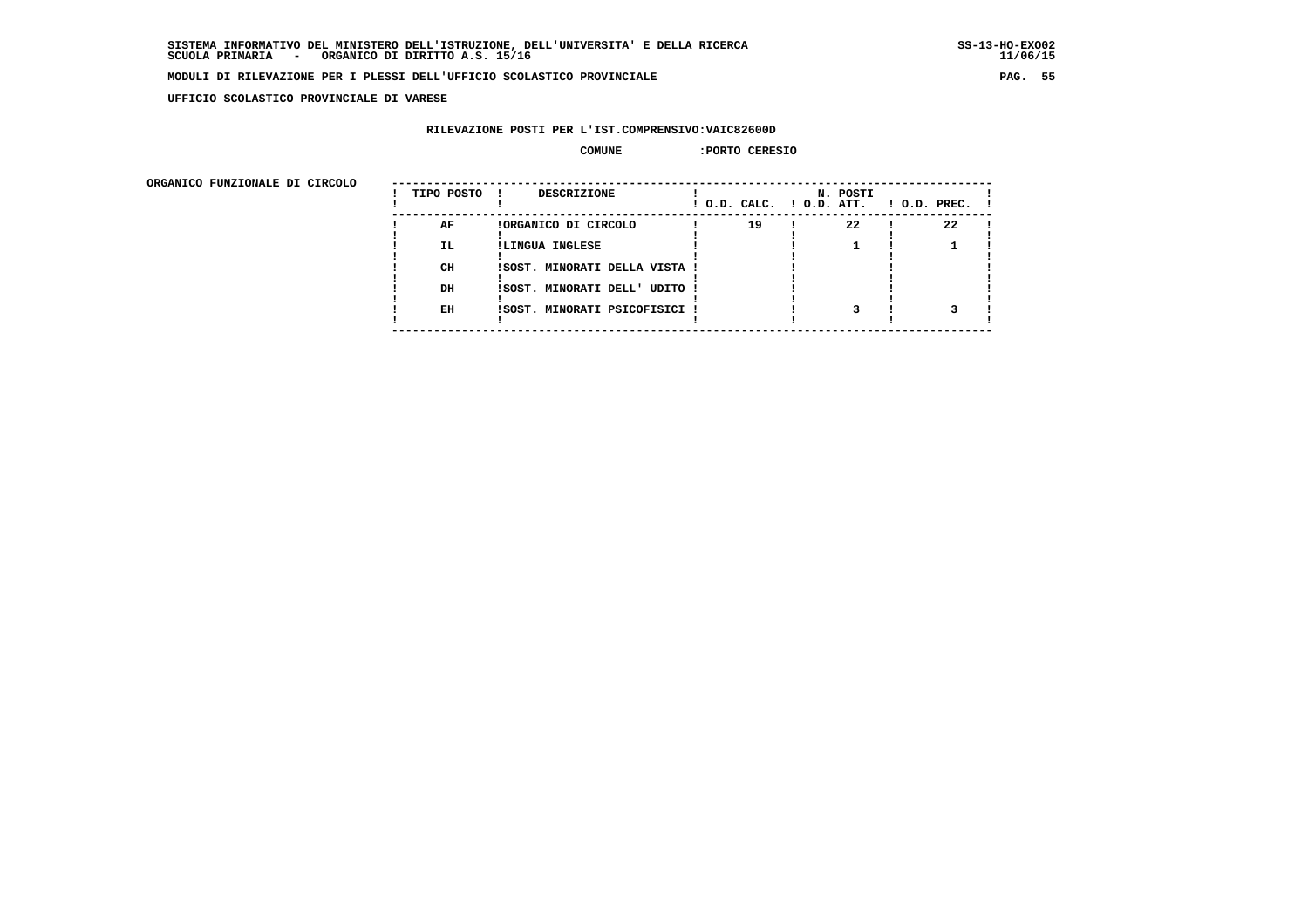**UFFICIO SCOLASTICO PROVINCIALE DI VARESE**

**RILEVAZIONE POSTI PER L'IST.COMPRENSIVO:VAIC82600D**

**COMUNE :PORTO CERESIO**

**ORGANICO FUNZIONALE DI CIRCOLO**

| TIPO POSTO | DESCRIZIONE | N. POSTI O.D. CALC. | O.D. ATT. | O.D. PREC. |
|---|---|---|---|---|
| AF | ORGANICO DI CIRCOLO | 19 | 22 | 22 |
| IL | LINGUA INGLESE | | 1 | 1 |
| CH | SOST. MINORATI DELLA VISTA | | | |
| DH | SOST. MINORATI DELL' UDITO | | | |
| EH | SOST. MINORATI PSICOFISICI | | 3 | 3 |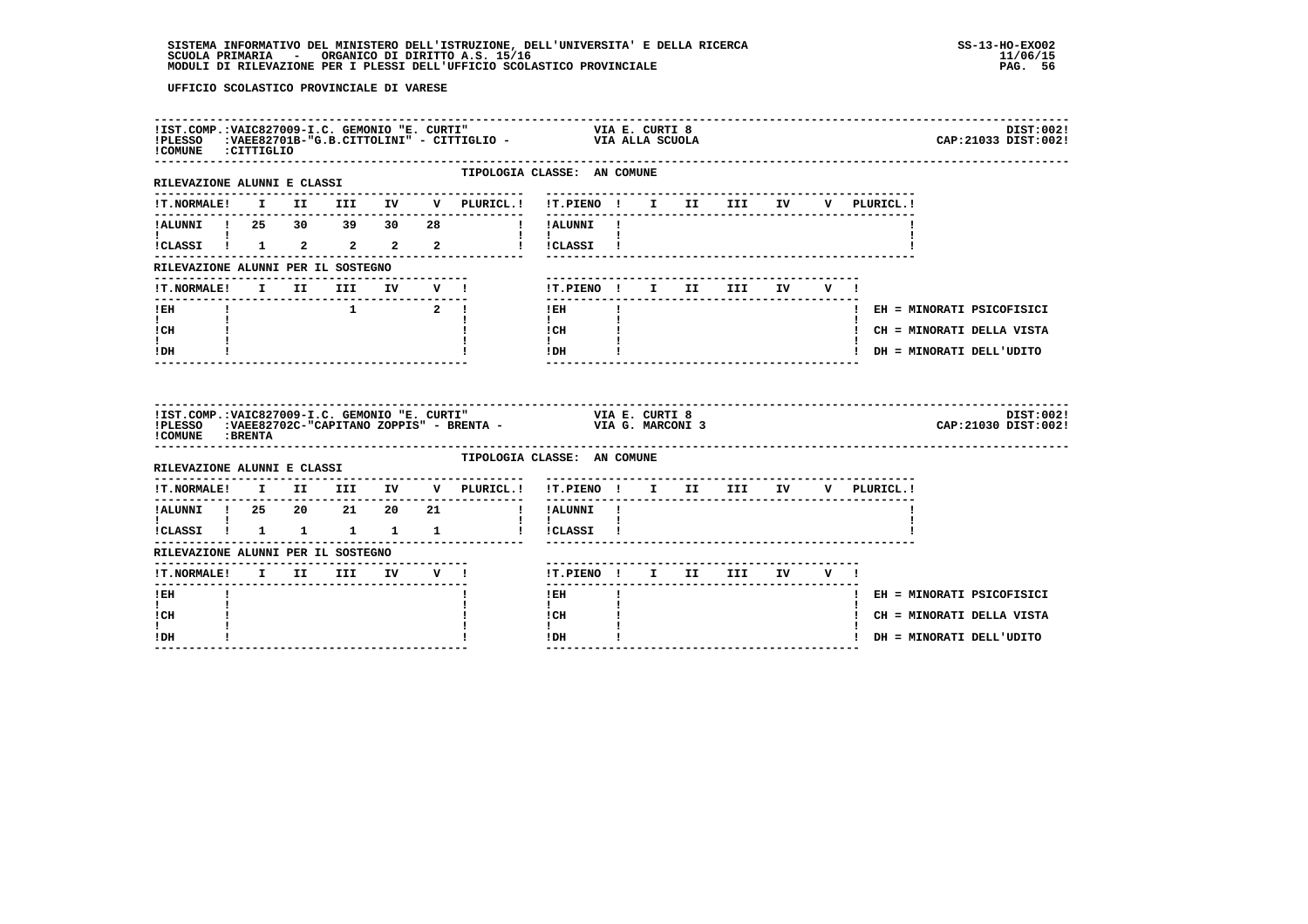UFFICIO SCOLASTICO PROVINCIALE DI VARESE

!IST.COMP.:VAIC827009-I.C. GEMONIO "E. CURTI" VIA E. CURTI 8 DIST:002!
!PLESSO :VAEE82701B-"G.B.CITTOLINI" - CITTIGLIO - VIA ALLA SCUOLA CAP:21033 DIST:002!
!COMUNE :CITTIGLIO

TIPOLOGIA CLASSE: AN COMUNE

RILEVAZIONE ALUNNI E CLASSI

| T.NORMALE | I | II | III | IV | V | PLURICL. |
|---|---|---|---|---|---|---|
| ALUNNI | 25 | 30 | 39 | 30 | 28 | |
| CLASSI | 1 | 2 | 2 | 2 | 2 | |

| T.PIENO | I | II | III | IV | V | PLURICL. |
|---|---|---|---|---|---|---|
| ALUNNI | | | | | | |
| CLASSI | | | | | | |

RILEVAZIONE ALUNNI PER IL SOSTEGNO

| T.NORMALE | I | II | III | IV | V |
|---|---|---|---|---|---|
| EH | | | 1 | | 2 |
| CH | | | | | |
| DH | | | | | |

| T.PIENO | I | II | III | IV | V |
|---|---|---|---|---|---|
| EH | | | | | |
| CH | | | | | |
| DH | | | | | |

EH = MINORATI PSICOFISICI
CH = MINORATI DELLA VISTA
DH = MINORATI DELL'UDITO

!IST.COMP.:VAIC827009-I.C. GEMONIO "E. CURTI" VIA E. CURTI 8 DIST:002!
!PLESSO :VAEE82702C-"CAPITANO ZOPPIS" - BRENTA - VIA G. MARCONI 3 CAP:21030 DIST:002!
!COMUNE :BRENTA

TIPOLOGIA CLASSE: AN COMUNE

RILEVAZIONE ALUNNI E CLASSI

| T.NORMALE | I | II | III | IV | V | PLURICL. |
|---|---|---|---|---|---|---|
| ALUNNI | 25 | 20 | 21 | 20 | 21 | |
| CLASSI | 1 | 1 | 1 | 1 | 1 | |

| T.PIENO | I | II | III | IV | V | PLURICL. |
|---|---|---|---|---|---|---|
| ALUNNI | | | | | | |
| CLASSI | | | | | | |

RILEVAZIONE ALUNNI PER IL SOSTEGNO

| T.NORMALE | I | II | III | IV | V |
|---|---|---|---|---|---|
| EH | | | | | |
| CH | | | | | |
| DH | | | | | |

| T.PIENO | I | II | III | IV | V |
|---|---|---|---|---|---|
| EH | | | | | |
| CH | | | | | |
| DH | | | | | |

EH = MINORATI PSICOFISICI
CH = MINORATI DELLA VISTA
DH = MINORATI DELL'UDITO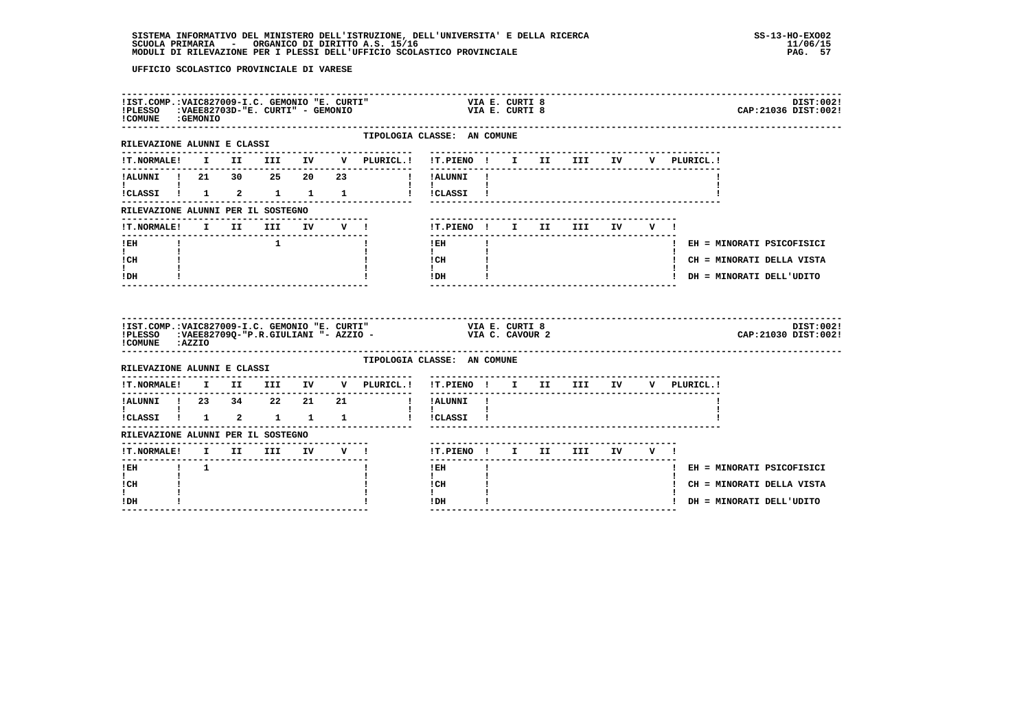UFFICIO SCOLASTICO PROVINCIALE DI VARESE

**IST.COMP.:** VAIC827009-I.C. GEMONIO "E. CURTI" — VIA E. CURTI 8 — DIST:002
**PLESSO:** VAEE82703D-"E. CURTI" - GEMONIO — VIA E. CURTI 8 — CAP:21036 DIST:002
**COMUNE:** GEMONIO

TIPOLOGIA CLASSE: AN COMUNE

RILEVAZIONE ALUNNI E CLASSI

| T.NORMALE | I | II | III | IV | V | PLURICL. |
|---|---|---|---|---|---|---|
| ALUNNI | 21 | 30 | 25 | 20 | 23 | |
| CLASSI | 1 | 2 | 1 | 1 | 1 | |

| T.PIENO | I | II | III | IV | V | PLURICL. |
|---|---|---|---|---|---|---|
| ALUNNI | | | | | | |
| CLASSI | | | | | | |

RILEVAZIONE ALUNNI PER IL SOSTEGNO

| T.NORMALE | I | II | III | IV | V |
|---|---|---|---|---|---|
| EH | | | 1 | | |
| CH | | | | | |
| DH | | | | | |

| T.PIENO | I | II | III | IV | V |
|---|---|---|---|---|---|
| EH | | | | | |
| CH | | | | | |
| DH | | | | | |

EH = MINORATI PSICOFISICI
CH = MINORATI DELLA VISTA
DH = MINORATI DELL'UDITO

---

**IST.COMP.:** VAIC827009-I.C. GEMONIO "E. CURTI" — VIA E. CURTI 8 — DIST:002
**PLESSO:** VAEE82709Q-"P.R.GIULIANI "- AZZIO - — VIA C. CAVOUR 2 — CAP:21030 DIST:002
**COMUNE:** AZZIO

TIPOLOGIA CLASSE: AN COMUNE

RILEVAZIONE ALUNNI E CLASSI

| T.NORMALE | I | II | III | IV | V | PLURICL. |
|---|---|---|---|---|---|---|
| ALUNNI | 23 | 34 | 22 | 21 | 21 | |
| CLASSI | 1 | 2 | 1 | 1 | 1 | |

| T.PIENO | I | II | III | IV | V | PLURICL. |
|---|---|---|---|---|---|---|
| ALUNNI | | | | | | |
| CLASSI | | | | | | |

RILEVAZIONE ALUNNI PER IL SOSTEGNO

| T.NORMALE | I | II | III | IV | V |
|---|---|---|---|---|---|
| EH | 1 | | | | |
| CH | | | | | |
| DH | | | | | |

| T.PIENO | I | II | III | IV | V |
|---|---|---|---|---|---|
| EH | | | | | |
| CH | | | | | |
| DH | | | | | |

EH = MINORATI PSICOFISICI
CH = MINORATI DELLA VISTA
DH = MINORATI DELL'UDITO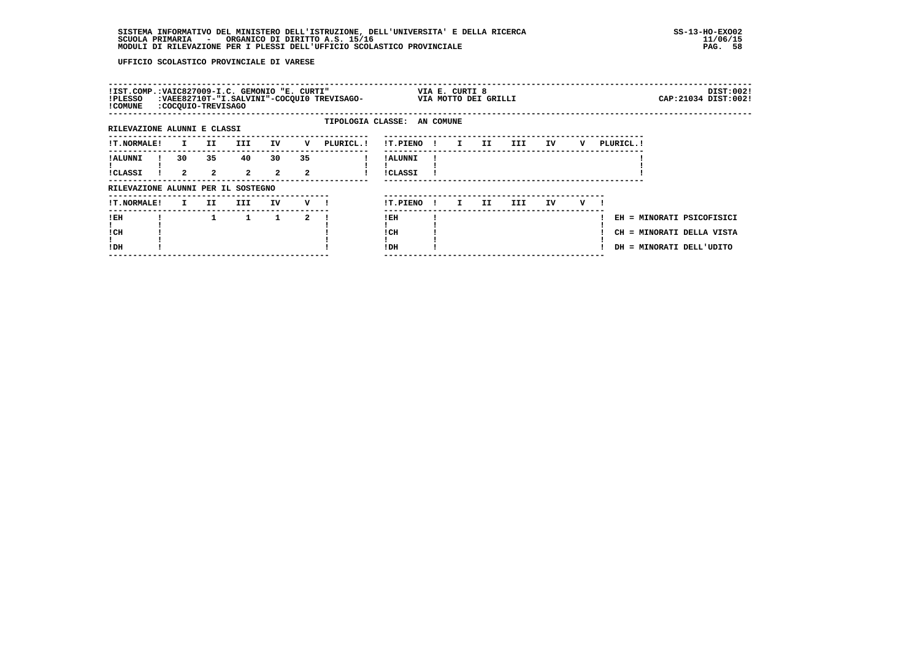UFFICIO SCOLASTICO PROVINCIALE DI VARESE

!IST.COMP.:VAIC827009-I.C. GEMONIO "E. CURTI" VIA E. CURTI 8 DIST:002!
!PLESSO :VAEE82710T-"I.SALVINI"-COCQUI0 TREVISAGO- VIA MOTTO DEI GRILLI CAP:21034 DIST:002!
!COMUNE :COCQUIO-TREVISAGO

TIPOLOGIA CLASSE: AN COMUNE

RILEVAZIONE ALUNNI E CLASSI

| !T.NORMALE! | I | II | III | IV | V | PLURICL.! |
|---|---|---|---|---|---|---|
| !ALUNNI | 30 | 35 | 40 | 30 | 35 | |
| !CLASSI | 2 | 2 | 2 | 2 | 2 | |

| !T.PIENO ! | I | II | III | IV | V | PLURICL.! |
|---|---|---|---|---|---|---|
| !ALUNNI | | | | | | |
| !CLASSI | | | | | | |

RILEVAZIONE ALUNNI PER IL SOSTEGNO

| !T.NORMALE! | I | II | III | IV | V ! |
|---|---|---|---|---|---|
| !EH | | 1 | 1 | 1 | 2 |
| !CH | | | | | |
| !DH | | | | | |

| !T.PIENO ! | I | II | III | IV | V ! |
|---|---|---|---|---|---|
| !EH | | | | | |
| !CH | | | | | |
| !DH | | | | | |

EH = MINORATI PSICOFISICI
CH = MINORATI DELLA VISTA
DH = MINORATI DELL'UDITO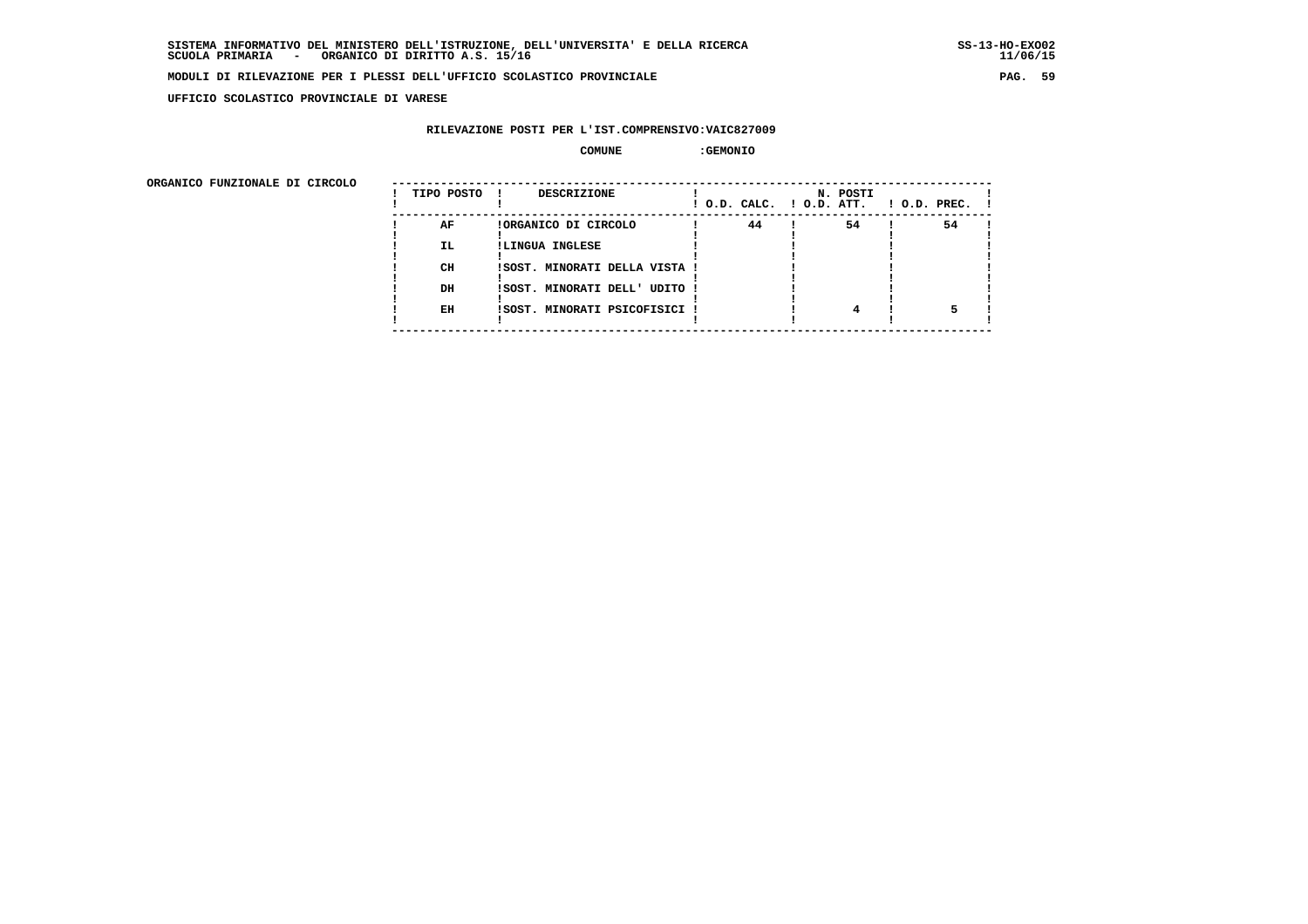**UFFICIO SCOLASTICO PROVINCIALE DI VARESE**

**RILEVAZIONE POSTI PER L'IST.COMPRENSIVO:VAIC827009**

**COMUNE :GEMONIO**

**ORGANICO FUNZIONALE DI CIRCOLO**

| TIPO POSTO | DESCRIZIONE | N. POSTI O.D. CALC. | O.D. ATT. | O.D. PREC. |
|---|---|---|---|---|
| AF | ORGANICO DI CIRCOLO | 44 | 54 | 54 |
| IL | LINGUA INGLESE | | | |
| CH | SOST. MINORATI DELLA VISTA | | | |
| DH | SOST. MINORATI DELL' UDITO | | | |
| EH | SOST. MINORATI PSICOFISICI | | 4 | 5 |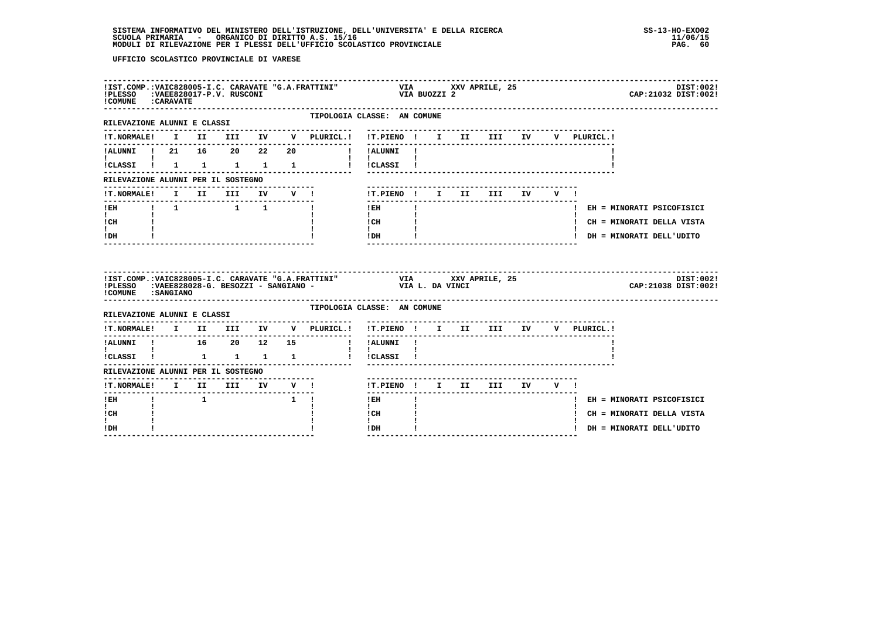UFFICIO SCOLASTICO PROVINCIALE DI VARESE

**IST.COMP.:** VAIC828005-I.C. CARAVATE "G.A.FRATTINI" — VIA XXV APRILE, 25 — DIST:002
**PLESSO:** VAEE828017-P.V. RUSCONI — VIA BUOZZI 2 — CAP:21032 DIST:002
**COMUNE:** CARAVATE

TIPOLOGIA CLASSE: AN COMUNE

RILEVAZIONE ALUNNI E CLASSI

| T.NORMALE | I | II | III | IV | V | PLURICL. | T.PIENO | I | II | III | IV | V | PLURICL. |
|---|---|---|---|---|---|---|---|---|---|---|---|---|---|
| ALUNNI | 21 | 16 | 20 | 22 | 20 | | ALUNNI | | | | | | |
| CLASSI | 1 | 1 | 1 | 1 | 1 | | CLASSI | | | | | | |

RILEVAZIONE ALUNNI PER IL SOSTEGNO

| T.NORMALE | I | II | III | IV | V | T.PIENO | I | II | III | IV | V |
|---|---|---|---|---|---|---|---|---|---|---|---|
| EH | 1 | | 1 | 1 | | EH | | | | | |
| CH | | | | | | CH | | | | | |
| DH | | | | | | DH | | | | | |

EH = MINORATI PSICOFISICI
CH = MINORATI DELLA VISTA
DH = MINORATI DELL'UDITO

**IST.COMP.:** VAIC828005-I.C. CARAVATE "G.A.FRATTINI" — VIA XXV APRILE, 25 — DIST:002
**PLESSO:** VAEE828028-G. BESOZZI - SANGIANO - — VIA L. DA VINCI — CAP:21038 DIST:002
**COMUNE:** SANGIANO

TIPOLOGIA CLASSE: AN COMUNE

RILEVAZIONE ALUNNI E CLASSI

| T.NORMALE | I | II | III | IV | V | PLURICL. | T.PIENO | I | II | III | IV | V | PLURICL. |
|---|---|---|---|---|---|---|---|---|---|---|---|---|---|
| ALUNNI | | 16 | 20 | 12 | 15 | | ALUNNI | | | | | | |
| CLASSI | | 1 | 1 | 1 | 1 | | CLASSI | | | | | | |

RILEVAZIONE ALUNNI PER IL SOSTEGNO

| T.NORMALE | I | II | III | IV | V | T.PIENO | I | II | III | IV | V |
|---|---|---|---|---|---|---|---|---|---|---|---|
| EH | | 1 | | | 1 | EH | | | | | |
| CH | | | | | | CH | | | | | |
| DH | | | | | | DH | | | | | |

EH = MINORATI PSICOFISICI
CH = MINORATI DELLA VISTA
DH = MINORATI DELL'UDITO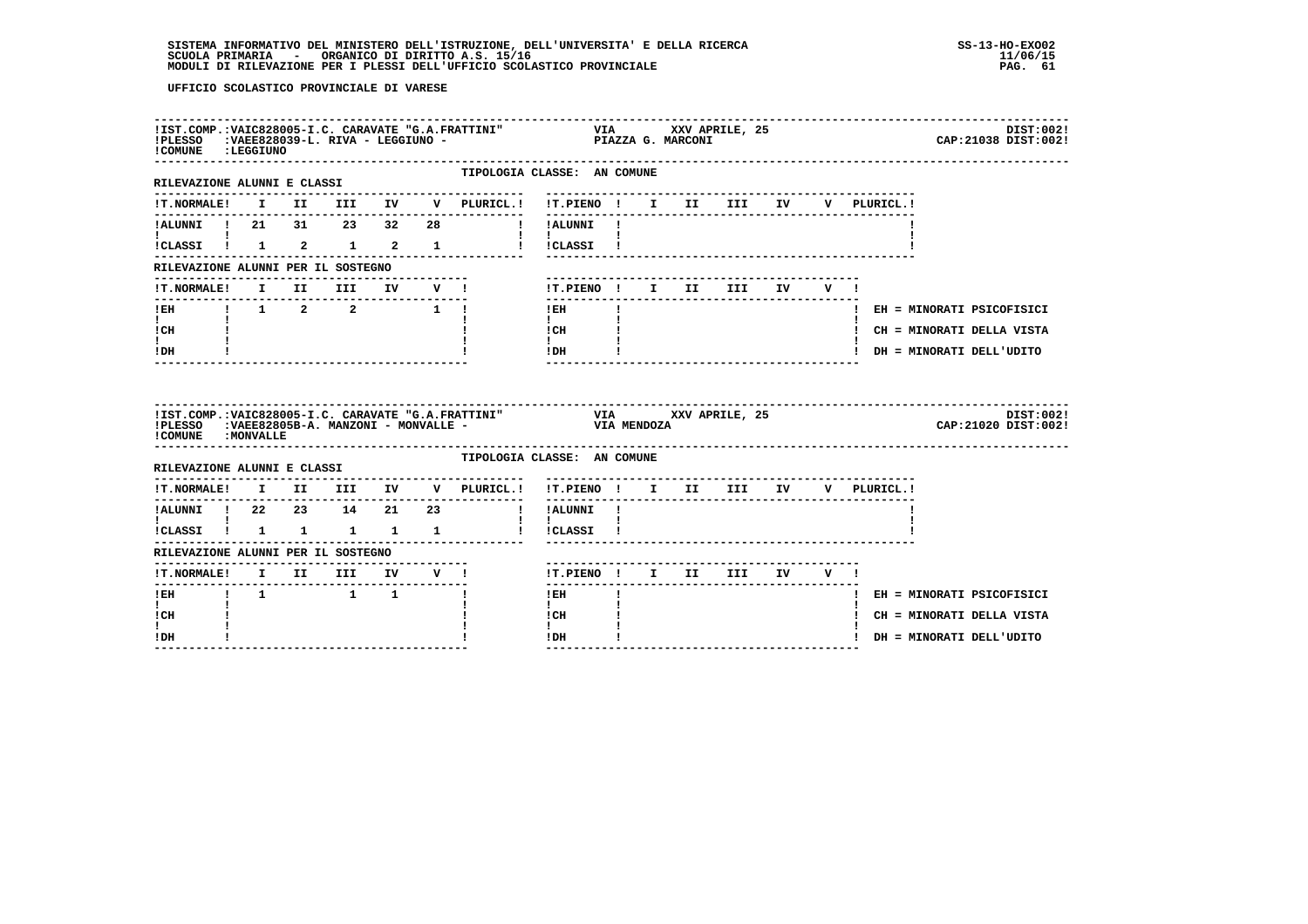UFFICIO SCOLASTICO PROVINCIALE DI VARESE

**IST.COMP.:** VAIC828005-I.C. CARAVATE "G.A.FRATTINI" — VIA XXV APRILE, 25 — DIST:002
**PLESSO:** VAEE828039-L. RIVA - LEGGIUNO - — PIAZZA G. MARCONI — CAP:21038 DIST:002
**COMUNE:** LEGGIUNO

TIPOLOGIA CLASSE: AN COMUNE

RILEVAZIONE ALUNNI E CLASSI

| T.NORMALE | I | II | III | IV | V | PLURICL. | T.PIENO | I | II | III | IV | V | PLURICL. |
|---|---|---|---|---|---|---|---|---|---|---|---|---|---|
| ALUNNI | 21 | 31 | 23 | 32 | 28 | | ALUNNI | | | | | | |
| CLASSI | 1 | 2 | 1 | 2 | 1 | | CLASSI | | | | | | |

RILEVAZIONE ALUNNI PER IL SOSTEGNO

| T.NORMALE | I | II | III | IV | V | T.PIENO | I | II | III | IV | V |
|---|---|---|---|---|---|---|---|---|---|---|---|
| EH | 1 | 2 | 2 | | 1 | EH | | | | | |
| CH | | | | | | CH | | | | | |
| DH | | | | | | DH | | | | | |

EH = MINORATI PSICOFISICI
CH = MINORATI DELLA VISTA
DH = MINORATI DELL'UDITO

---

**IST.COMP.:** VAIC828005-I.C. CARAVATE "G.A.FRATTINI" — VIA XXV APRILE, 25 — DIST:002
**PLESSO:** VAEE82805B-A. MANZONI - MONVALLE - — VIA MENDOZA — CAP:21020 DIST:002
**COMUNE:** MONVALLE

TIPOLOGIA CLASSE: AN COMUNE

RILEVAZIONE ALUNNI E CLASSI

| T.NORMALE | I | II | III | IV | V | PLURICL. | T.PIENO | I | II | III | IV | V | PLURICL. |
|---|---|---|---|---|---|---|---|---|---|---|---|---|---|
| ALUNNI | 22 | 23 | 14 | 21 | 23 | | ALUNNI | | | | | | |
| CLASSI | 1 | 1 | 1 | 1 | 1 | | CLASSI | | | | | | |

RILEVAZIONE ALUNNI PER IL SOSTEGNO

| T.NORMALE | I | II | III | IV | V | T.PIENO | I | II | III | IV | V |
|---|---|---|---|---|---|---|---|---|---|---|---|
| EH | 1 | | 1 | 1 | | EH | | | | | |
| CH | | | | | | CH | | | | | |
| DH | | | | | | DH | | | | | |

EH = MINORATI PSICOFISICI
CH = MINORATI DELLA VISTA
DH = MINORATI DELL'UDITO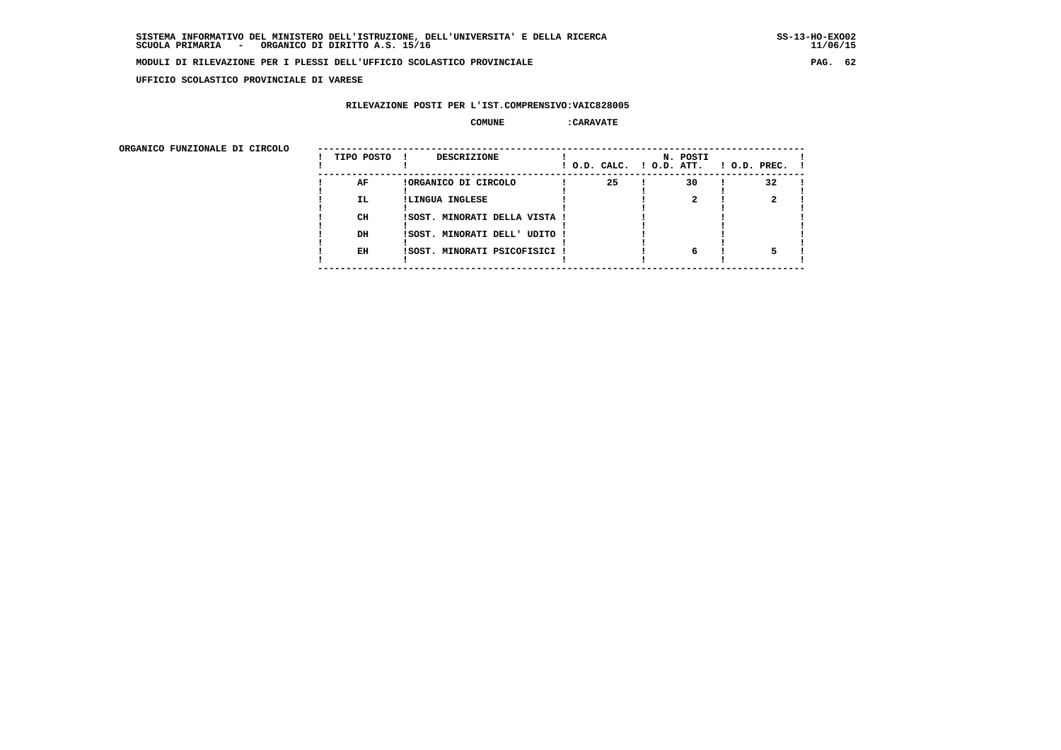SISTEMA INFORMATIVO DEL MINISTERO DELL'ISTRUZIONE, DELL'UNIVERSITA' E DELLA RICERCA
SCUOLA PRIMARIA - ORGANICO DI DIRITTO A.S. 15/16

MODULI DI RILEVAZIONE PER I PLESSI DELL'UFFICIO SCOLASTICO PROVINCIALE

UFFICIO SCOLASTICO PROVINCIALE DI VARESE

RILEVAZIONE POSTI PER L'IST.COMPRENSIVO:VAIC828005

COMUNE :CARAVATE

ORGANICO FUNZIONALE DI CIRCOLO

| TIPO POSTO | DESCRIZIONE | N. POSTI O.D. CALC. | O.D. ATT. | O.D. PREC. |
|---|---|---|---|---|
| AF | ORGANICO DI CIRCOLO | 25 | 30 | 32 |
| IL | LINGUA INGLESE | | 2 | 2 |
| CH | SOST. MINORATI DELLA VISTA | | | |
| DH | SOST. MINORATI DELL' UDITO | | | |
| EH | SOST. MINORATI PSICOFISICI | | 6 | 5 |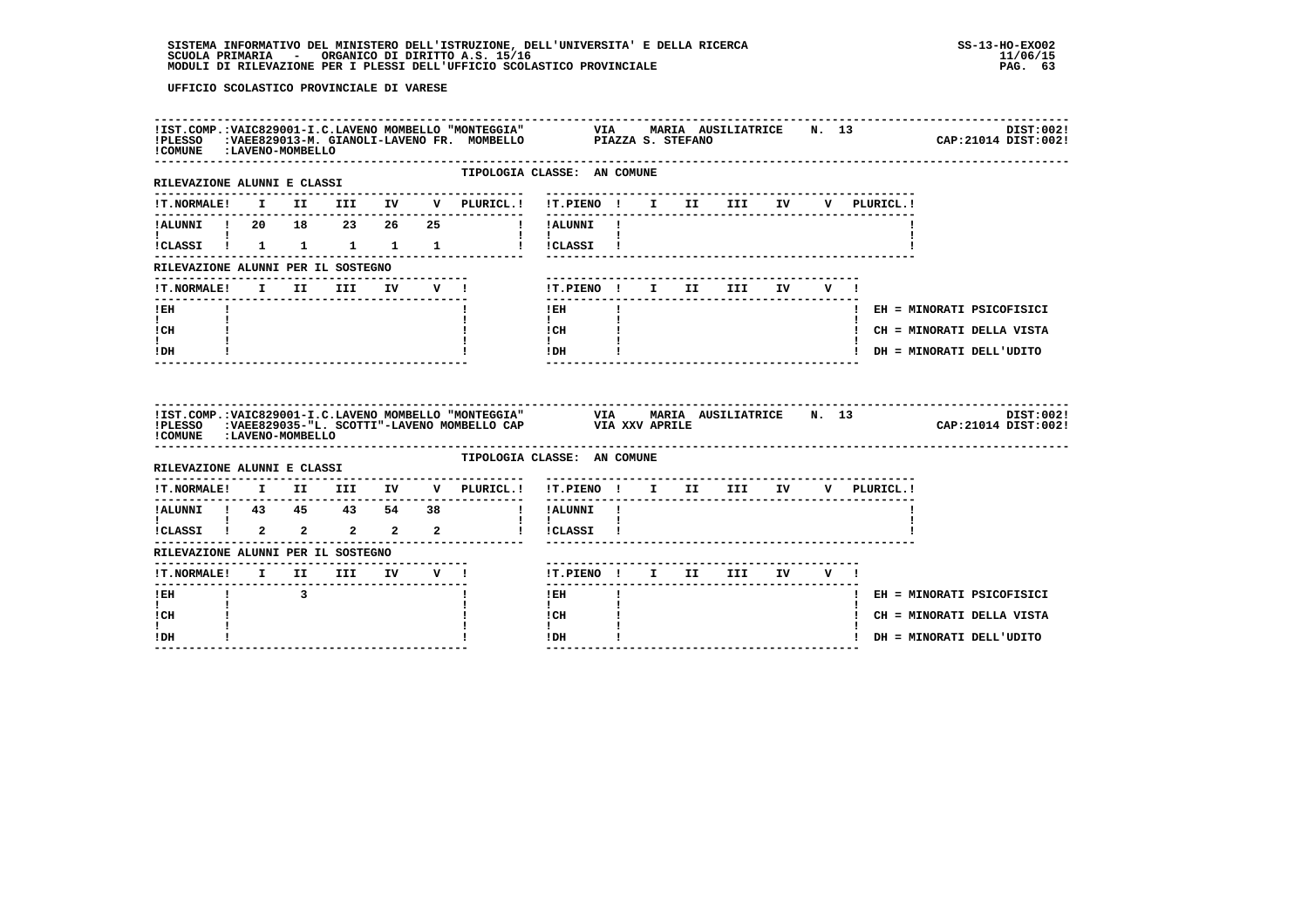UFFICIO SCOLASTICO PROVINCIALE DI VARESE

**IST.COMP.:VAIC829001-I.C.LAVENO MOMBELLO "MONTEGGIA"** VIA MARIA AUSILIATRICE N. 13 DIST:002
**PLESSO :VAEE829013-M. GIANOLI-LAVENO FR. MOMBELLO** PIAZZA S. STEFANO CAP:21014 DIST:002
**COMUNE :LAVENO-MOMBELLO**

TIPOLOGIA CLASSE: AN COMUNE

RILEVAZIONE ALUNNI E CLASSI

| T.NORMALE | I | II | III | IV | V | PLURICL. | T.PIENO | I | II | III | IV | V | PLURICL. |
|---|---|---|---|---|---|---|---|---|---|---|---|---|---|
| ALUNNI | 20 | 18 | 23 | 26 | 25 | | ALUNNI | | | | | | |
| CLASSI | 1 | 1 | 1 | 1 | 1 | | CLASSI | | | | | | |

RILEVAZIONE ALUNNI PER IL SOSTEGNO

| T.NORMALE | I | II | III | IV | V | T.PIENO | I | II | III | IV | V |
|---|---|---|---|---|---|---|---|---|---|---|---|
| EH | | | | | | EH | | | | | |
| CH | | | | | | CH | | | | | |
| DH | | | | | | DH | | | | | |

EH = MINORATI PSICOFISICI
CH = MINORATI DELLA VISTA
DH = MINORATI DELL'UDITO

**IST.COMP.:VAIC829001-I.C.LAVENO MOMBELLO "MONTEGGIA"** VIA MARIA AUSILIATRICE N. 13 DIST:002
**PLESSO :VAEE829035-"L. SCOTTI"-LAVENO MOMBELLO CAP** VIA XXV APRILE CAP:21014 DIST:002
**COMUNE :LAVENO-MOMBELLO**

TIPOLOGIA CLASSE: AN COMUNE

RILEVAZIONE ALUNNI E CLASSI

| T.NORMALE | I | II | III | IV | V | PLURICL. | T.PIENO | I | II | III | IV | V | PLURICL. |
|---|---|---|---|---|---|---|---|---|---|---|---|---|---|
| ALUNNI | 43 | 45 | 43 | 54 | 38 | | ALUNNI | | | | | | |
| CLASSI | 2 | 2 | 2 | 2 | 2 | | CLASSI | | | | | | |

RILEVAZIONE ALUNNI PER IL SOSTEGNO

| T.NORMALE | I | II | III | IV | V | T.PIENO | I | II | III | IV | V |
|---|---|---|---|---|---|---|---|---|---|---|---|
| EH | | 3 | | | | EH | | | | | |
| CH | | | | | | CH | | | | | |
| DH | | | | | | DH | | | | | |

EH = MINORATI PSICOFISICI
CH = MINORATI DELLA VISTA
DH = MINORATI DELL'UDITO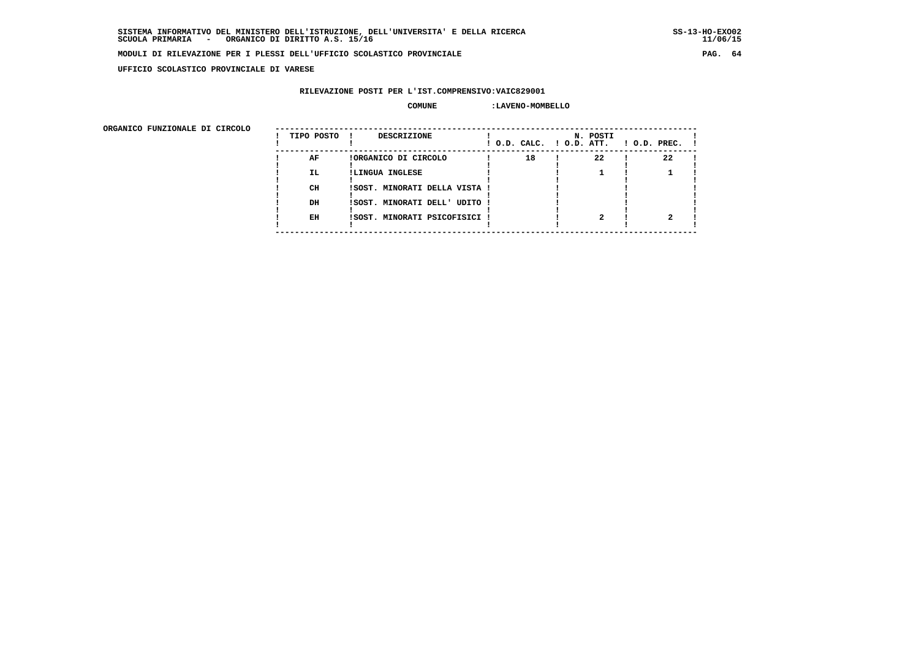SISTEMA INFORMATIVO DEL MINISTERO DELL'ISTRUZIONE, DELL'UNIVERSITA' E DELLA RICERCA
SCUOLA PRIMARIA - ORGANICO DI DIRITTO A.S. 15/16

MODULI DI RILEVAZIONE PER I PLESSI DELL'UFFICIO SCOLASTICO PROVINCIALE

UFFICIO SCOLASTICO PROVINCIALE DI VARESE

RILEVAZIONE POSTI PER L'IST.COMPRENSIVO:VAIC829001

COMUNE :LAVENO-MOMBELLO

ORGANICO FUNZIONALE DI CIRCOLO

| TIPO POSTO | DESCRIZIONE | N. POSTI O.D. CALC. | O.D. ATT. | O.D. PREC. |
|---|---|---|---|---|
| AF | ORGANICO DI CIRCOLO | 18 | 22 | 22 |
| IL | LINGUA INGLESE | | 1 | 1 |
| CH | SOST. MINORATI DELLA VISTA | | | |
| DH | SOST. MINORATI DELL' UDITO | | | |
| EH | SOST. MINORATI PSICOFISICI | | 2 | 2 |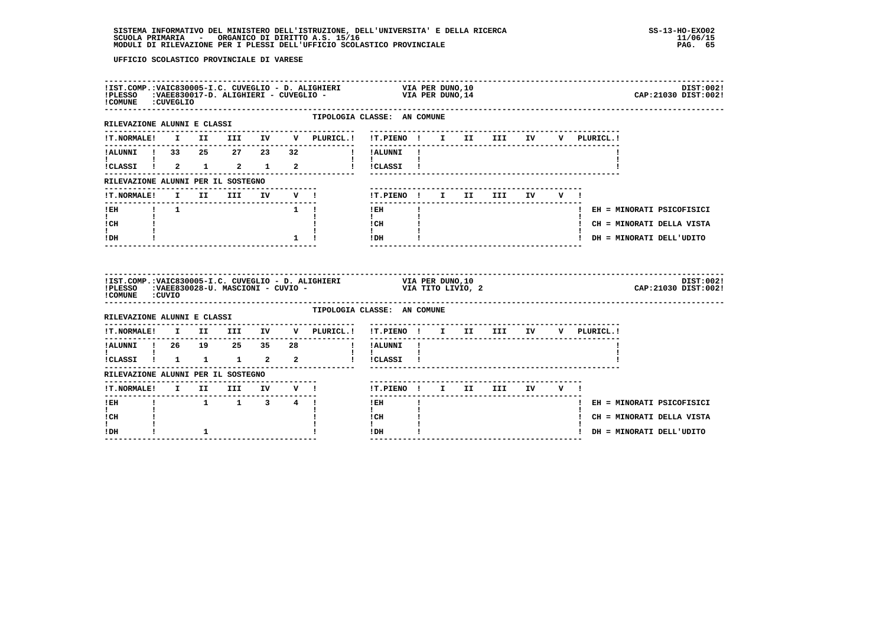SISTEMA INFORMATIVO DEL MINISTERO DELL'ISTRUZIONE, DELL'UNIVERSITA' E DELLA RICERCA
SCUOLA PRIMARIA - ORGANICO DI DIRITTO A.S. 15/16
MODULI DI RILEVAZIONE PER I PLESSI DELL'UFFICIO SCOLASTICO PROVINCIALE

SS-13-HO-EXO02
11/06/15

UFFICIO SCOLASTICO PROVINCIALE DI VARESE

IST.COMP.:VAIC830005-I.C. CUVEGLIO - D. ALIGHIERI — VIA PER DUNO,10 — DIST:002
PLESSO :VAEE830017-D. ALIGHIERI - CUVEGLIO - — VIA PER DUNO,14 — CAP:21030 DIST:002
COMUNE :CUVEGLIO

TIPOLOGIA CLASSE: AN COMUNE

RILEVAZIONE ALUNNI E CLASSI

| T.NORMALE | I | II | III | IV | V | PLURICL. | T.PIENO | I | II | III | IV | V | PLURICL. |
|---|---|---|---|---|---|---|---|---|---|---|---|---|---|
| ALUNNI | 33 | 25 | 27 | 23 | 32 | | ALUNNI | | | | | | |
| CLASSI | 2 | 1 | 2 | 1 | 2 | | CLASSI | | | | | | |

RILEVAZIONE ALUNNI PER IL SOSTEGNO

| T.NORMALE | I | II | III | IV | V | T.PIENO | I | II | III | IV | V |
|---|---|---|---|---|---|---|---|---|---|---|---|
| EH | 1 | | | | 1 | EH | | | | | |
| CH | | | | | | CH | | | | | |
| DH | | | | | 1 | DH | | | | | |

EH = MINORATI PSICOFISICI
CH = MINORATI DELLA VISTA
DH = MINORATI DELL'UDITO

IST.COMP.:VAIC830005-I.C. CUVEGLIO - D. ALIGHIERI — VIA PER DUNO,10 — DIST:002
PLESSO :VAEE830028-U. MASCIONI - CUVIO - — VIA TITO LIVIO, 2 — CAP:21030 DIST:002
COMUNE :CUVIO

TIPOLOGIA CLASSE: AN COMUNE

RILEVAZIONE ALUNNI E CLASSI

| T.NORMALE | I | II | III | IV | V | PLURICL. | T.PIENO | I | II | III | IV | V | PLURICL. |
|---|---|---|---|---|---|---|---|---|---|---|---|---|---|
| ALUNNI | 26 | 19 | 25 | 35 | 28 | | ALUNNI | | | | | | |
| CLASSI | 1 | 1 | 1 | 2 | 2 | | CLASSI | | | | | | |

RILEVAZIONE ALUNNI PER IL SOSTEGNO

| T.NORMALE | I | II | III | IV | V | T.PIENO | I | II | III | IV | V |
|---|---|---|---|---|---|---|---|---|---|---|---|
| EH | | 1 | 1 | 3 | 4 | EH | | | | | |
| CH | | | | | | CH | | | | | |
| DH | | 1 | | | | DH | | | | | |

EH = MINORATI PSICOFISICI
CH = MINORATI DELLA VISTA
DH = MINORATI DELL'UDITO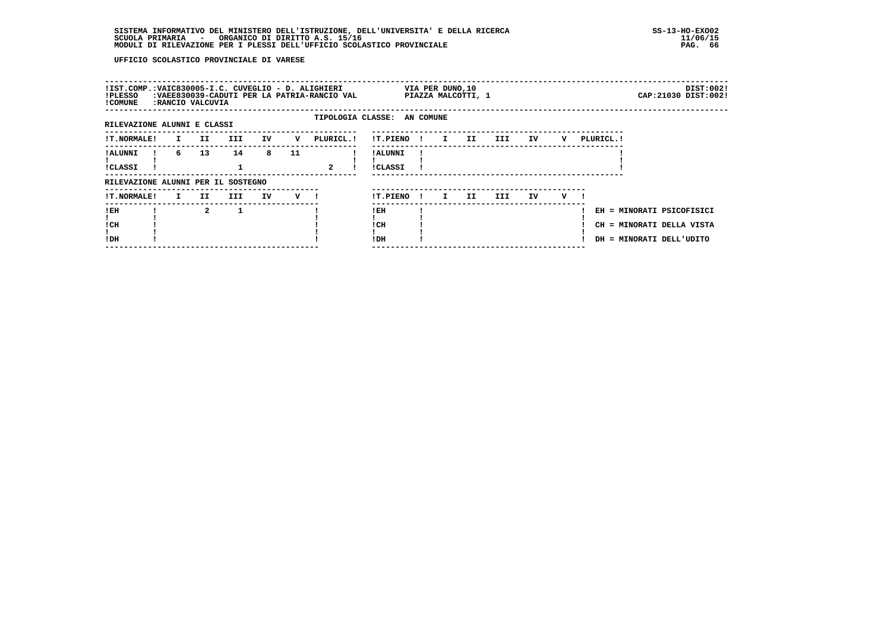SISTEMA INFORMATIVO DEL MINISTERO DELL'ISTRUZIONE, DELL'UNIVERSITA' E DELLA RICERCA
SCUOLA PRIMARIA - ORGANICO DI DIRITTO A.S. 15/16
MODULI DI RILEVAZIONE PER I PLESSI DELL'UFFICIO SCOLASTICO PROVINCIALE

SS-13-HO-EXO02
11/06/15

UFFICIO SCOLASTICO PROVINCIALE DI VARESE

IST.COMP.: VAIC830005-I.C. CUVEGLIO - D. ALIGHIERI — VIA PER DUNO,10 — DIST:002
PLESSO: VAEE830039-CADUTI PER LA PATRIA-RANCIO VAL — PIAZZA MALCOTTI, 1 — CAP:21030 DIST:002
COMUNE: RANCIO VALCUVIA

TIPOLOGIA CLASSE: AN COMUNE

RILEVAZIONE ALUNNI E CLASSI

| T.NORMALE | I | II | III | IV | V | PLURICL. | T.PIENO | I | II | III | IV | V | PLURICL. |
|---|---|---|---|---|---|---|---|---|---|---|---|---|---|
| ALUNNI | 6 | 13 | 14 | 8 | 11 | | ALUNNI | | | | | | |
| CLASSI | | | 1 | | | 2 | CLASSI | | | | | | |

RILEVAZIONE ALUNNI PER IL SOSTEGNO

| T.NORMALE | I | II | III | IV | V | T.PIENO | I | II | III | IV | V |
|---|---|---|---|---|---|---|---|---|---|---|---|
| EH | | 2 | 1 | | | EH | | | | | |
| CH | | | | | | CH | | | | | |
| DH | | | | | | DH | | | | | |

EH = MINORATI PSICOFISICI
CH = MINORATI DELLA VISTA
DH = MINORATI DELL'UDITO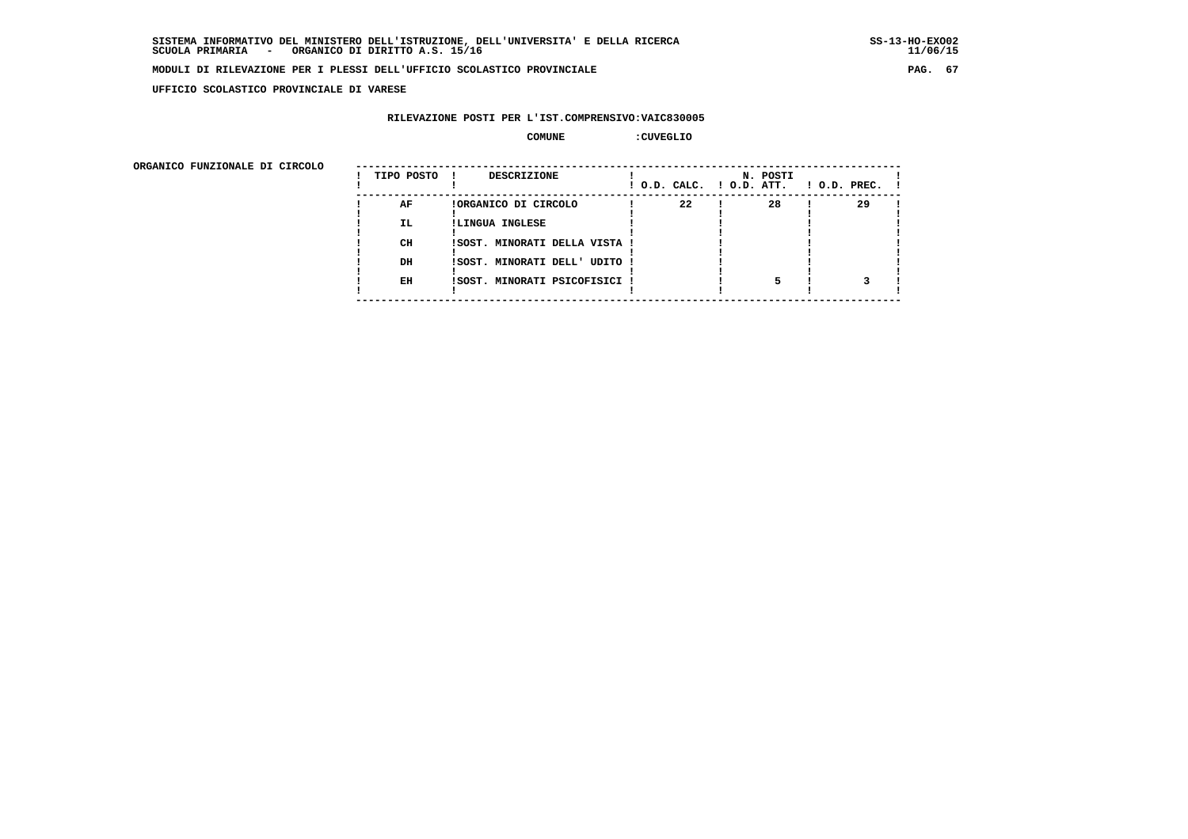SISTEMA INFORMATIVO DEL MINISTERO DELL'ISTRUZIONE, DELL'UNIVERSITA' E DELLA RICERCA
SCUOLA PRIMARIA - ORGANICO DI DIRITTO A.S. 15/16

SS-13-HO-EXO02
11/06/15

MODULI DI RILEVAZIONE PER I PLESSI DELL'UFFICIO SCOLASTICO PROVINCIALE

UFFICIO SCOLASTICO PROVINCIALE DI VARESE

RILEVAZIONE POSTI PER L'IST.COMPRENSIVO:VAIC830005

COMUNE :CUVEGLIO

ORGANICO FUNZIONALE DI CIRCOLO

| TIPO POSTO | DESCRIZIONE | N. POSTI O.D. CALC. | O.D. ATT. | O.D. PREC. |
|---|---|---|---|---|
| AF | ORGANICO DI CIRCOLO | 22 | 28 | 29 |
| IL | LINGUA INGLESE | | | |
| CH | SOST. MINORATI DELLA VISTA | | | |
| DH | SOST. MINORATI DELL' UDITO | | | |
| EH | SOST. MINORATI PSICOFISICI | | 5 | 3 |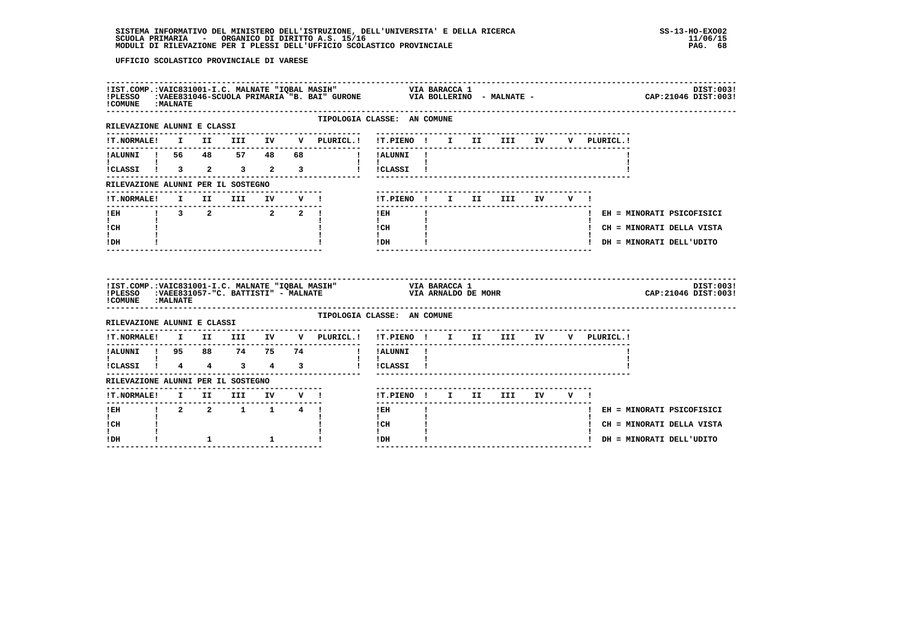SISTEMA INFORMATIVO DEL MINISTERO DELL'ISTRUZIONE, DELL'UNIVERSITA' E DELLA RICERCA
SCUOLA PRIMARIA - ORGANICO DI DIRITTO A.S. 15/16
MODULI DI RILEVAZIONE PER I PLESSI DELL'UFFICIO SCOLASTICO PROVINCIALE

SS-13-HO-EXO02
11/06/15

UFFICIO SCOLASTICO PROVINCIALE DI VARESE

IST.COMP.:VAIC831001-I.C. MALNATE "IQBAL MASIH" — VIA BARACCA 1 — DIST:003
PLESSO :VAEE831046-SCUOLA PRIMARIA "B. BAI" GURONE — VIA BOLLERINO - MALNATE - — CAP:21046 DIST:003
COMUNE :MALNATE

TIPOLOGIA CLASSE: AN COMUNE

RILEVAZIONE ALUNNI E CLASSI

| T.NORMALE | I | II | III | IV | V | PLURICL. |
|---|---|---|---|---|---|---|
| ALUNNI | 56 | 48 | 57 | 48 | 68 | |
| CLASSI | 3 | 2 | 3 | 2 | 3 | |

| T.PIENO | I | II | III | IV | V | PLURICL. |
|---|---|---|---|---|---|---|
| ALUNNI | | | | | | |
| CLASSI | | | | | | |

RILEVAZIONE ALUNNI PER IL SOSTEGNO

| T.NORMALE | I | II | III | IV | V |
|---|---|---|---|---|---|
| EH | 3 | 2 | | 2 | 2 |
| CH | | | | | |
| DH | | | | | |

| T.PIENO | I | II | III | IV | V |
|---|---|---|---|---|---|
| EH | | | | | |
| CH | | | | | |
| DH | | | | | |

EH = MINORATI PSICOFISICI
CH = MINORATI DELLA VISTA
DH = MINORATI DELL'UDITO

IST.COMP.:VAIC831001-I.C. MALNATE "IQBAL MASIH" — VIA BARACCA 1 — DIST:003
PLESSO :VAEE831057-"C. BATTISTI" - MALNATE — VIA ARNALDO DE MOHR — CAP:21046 DIST:003
COMUNE :MALNATE

TIPOLOGIA CLASSE: AN COMUNE

RILEVAZIONE ALUNNI E CLASSI

| T.NORMALE | I | II | III | IV | V | PLURICL. |
|---|---|---|---|---|---|---|
| ALUNNI | 95 | 88 | 74 | 75 | 74 | |
| CLASSI | 4 | 4 | 3 | 4 | 3 | |

| T.PIENO | I | II | III | IV | V | PLURICL. |
|---|---|---|---|---|---|---|
| ALUNNI | | | | | | |
| CLASSI | | | | | | |

RILEVAZIONE ALUNNI PER IL SOSTEGNO

| T.NORMALE | I | II | III | IV | V |
|---|---|---|---|---|---|
| EH | 2 | 2 | 1 | 1 | 4 |
| CH | | | | | |
| DH | | 1 | | 1 | |

| T.PIENO | I | II | III | IV | V |
|---|---|---|---|---|---|
| EH | | | | | |
| CH | | | | | |
| DH | | | | | |

EH = MINORATI PSICOFISICI
CH = MINORATI DELLA VISTA
DH = MINORATI DELL'UDITO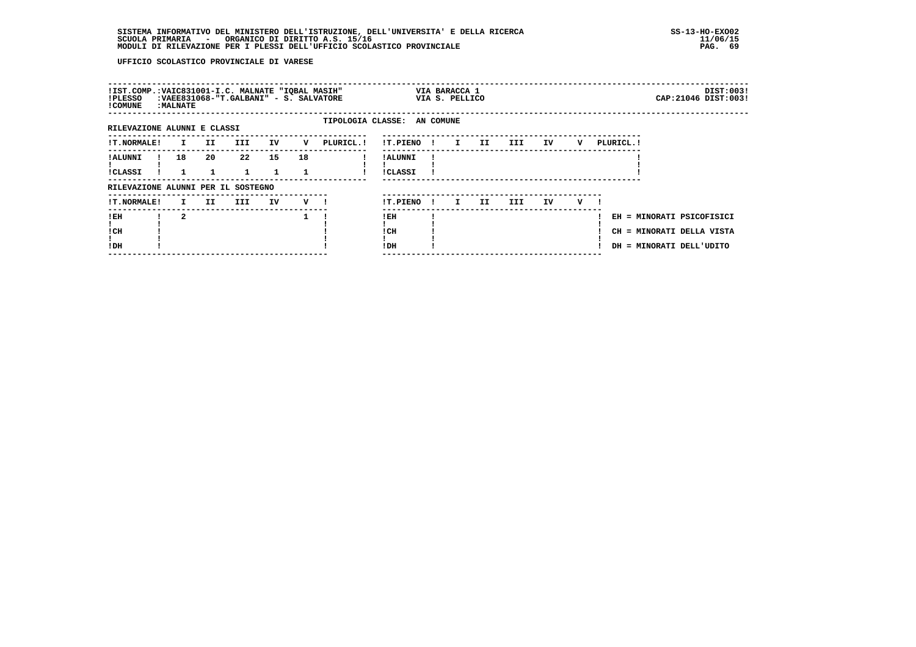UFFICIO SCOLASTICO PROVINCIALE DI VARESE

!IST.COMP.:VAIC831001-I.C. MALNATE "IQBAL MASIH" VIA BARACCA 1 DIST:003!
!PLESSO :VAEE831068-"T.GALBANI" - S. SALVATORE VIA S. PELLICO CAP:21046 DIST:003!
!COMUNE :MALNATE

TIPOLOGIA CLASSE: AN COMUNE

RILEVAZIONE ALUNNI E CLASSI

| T.NORMALE | I | II | III | IV | V | PLURICL. |
|---|---|---|---|---|---|---|
| ALUNNI | 18 | 20 | 22 | 15 | 18 | |
| CLASSI | 1 | 1 | 1 | 1 | 1 | |

| T.PIENO | I | II | III | IV | V | PLURICL. |
|---|---|---|---|---|---|---|
| ALUNNI | | | | | | |
| CLASSI | | | | | | |

RILEVAZIONE ALUNNI PER IL SOSTEGNO

| T.NORMALE | I | II | III | IV | V |
|---|---|---|---|---|---|
| EH | 2 | | | | 1 |
| CH | | | | | |
| DH | | | | | |

| T.PIENO | I | II | III | IV | V |
|---|---|---|---|---|---|
| EH | | | | | |
| CH | | | | | |
| DH | | | | | |

EH = MINORATI PSICOFISICI
CH = MINORATI DELLA VISTA
DH = MINORATI DELL'UDITO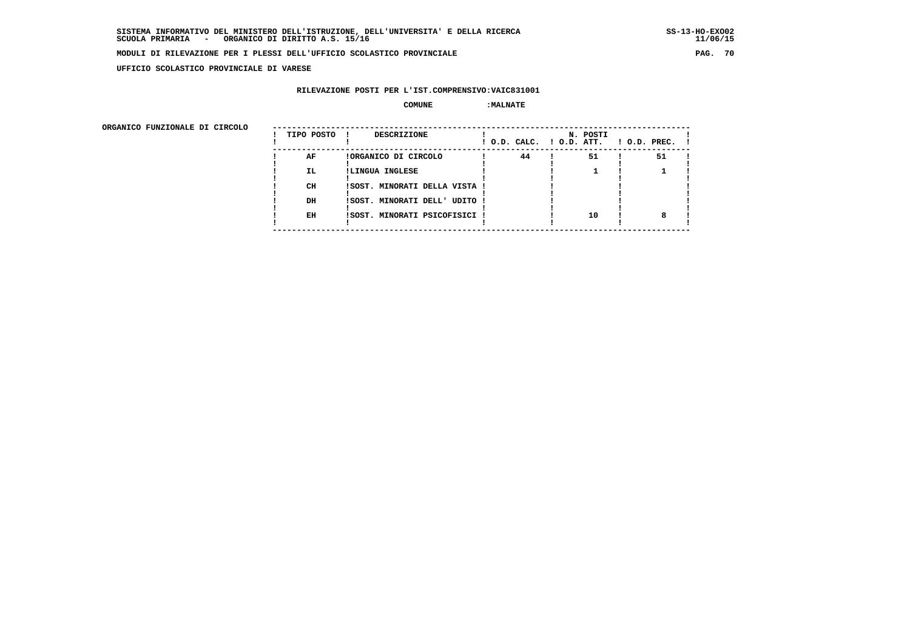**UFFICIO SCOLASTICO PROVINCIALE DI VARESE**

**RILEVAZIONE POSTI PER L'IST.COMPRENSIVO:VAIC831001**

**COMUNE :MALNATE**

**ORGANICO FUNZIONALE DI CIRCOLO**

| TIPO POSTO | DESCRIZIONE | N. POSTI O.D. CALC. | N. POSTI O.D. ATT. | N. POSTI O.D. PREC. |
|---|---|---|---|---|
| AF | ORGANICO DI CIRCOLO | 44 | 51 | 51 |
| IL | LINGUA INGLESE | | 1 | 1 |
| CH | SOST. MINORATI DELLA VISTA | | | |
| DH | SOST. MINORATI DELL' UDITO | | | |
| EH | SOST. MINORATI PSICOFISICI | | 10 | 8 |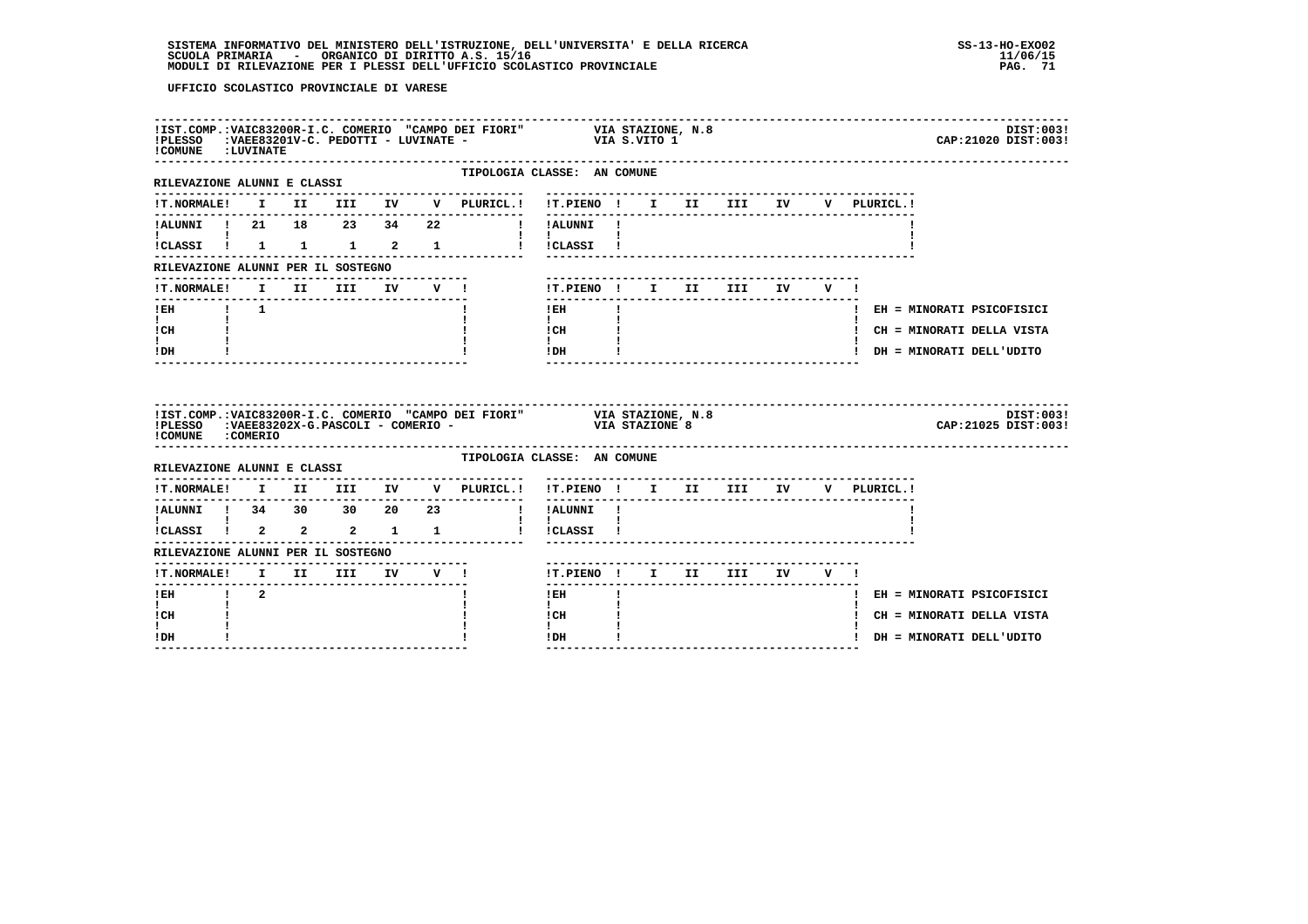UFFICIO SCOLASTICO PROVINCIALE DI VARESE

**IST.COMP.:** VAIC83200R-I.C. COMERIO "CAMPO DEI FIORI" — VIA STAZIONE, N.8 — DIST:003
**PLESSO:** VAEE83201V-C. PEDOTTI - LUVINATE - — VIA S.VITO 1 — CAP:21020 DIST:003
**COMUNE:** LUVINATE

TIPOLOGIA CLASSE: AN COMUNE

RILEVAZIONE ALUNNI E CLASSI

| T.NORMALE | I | II | III | IV | V | PLURICL. | T.PIENO | I | II | III | IV | V | PLURICL. |
|---|---|---|---|---|---|---|---|---|---|---|---|---|---|
| ALUNNI | 21 | 18 | 23 | 34 | 22 | | ALUNNI | | | | | | |
| CLASSI | 1 | 1 | 1 | 2 | 1 | | CLASSI | | | | | | |

RILEVAZIONE ALUNNI PER IL SOSTEGNO

| T.NORMALE | I | II | III | IV | V | T.PIENO | I | II | III | IV | V |
|---|---|---|---|---|---|---|---|---|---|---|---|
| EH | 1 | | | | | EH | | | | | |
| CH | | | | | | CH | | | | | |
| DH | | | | | | DH | | | | | |

EH = MINORATI PSICOFISICI
CH = MINORATI DELLA VISTA
DH = MINORATI DELL'UDITO

---

**IST.COMP.:** VAIC83200R-I.C. COMERIO "CAMPO DEI FIORI" — VIA STAZIONE, N.8 — DIST:003
**PLESSO:** VAEE83202X-G.PASCOLI - COMERIO - — VIA STAZIONE 8 — CAP:21025 DIST:003
**COMUNE:** COMERIO

TIPOLOGIA CLASSE: AN COMUNE

RILEVAZIONE ALUNNI E CLASSI

| T.NORMALE | I | II | III | IV | V | PLURICL. | T.PIENO | I | II | III | IV | V | PLURICL. |
|---|---|---|---|---|---|---|---|---|---|---|---|---|---|
| ALUNNI | 34 | 30 | 30 | 20 | 23 | | ALUNNI | | | | | | |
| CLASSI | 2 | 2 | 2 | 1 | 1 | | CLASSI | | | | | | |

RILEVAZIONE ALUNNI PER IL SOSTEGNO

| T.NORMALE | I | II | III | IV | V | T.PIENO | I | II | III | IV | V |
|---|---|---|---|---|---|---|---|---|---|---|---|
| EH | 2 | | | | | EH | | | | | |
| CH | | | | | | CH | | | | | |
| DH | | | | | | DH | | | | | |

EH = MINORATI PSICOFISICI
CH = MINORATI DELLA VISTA
DH = MINORATI DELL'UDITO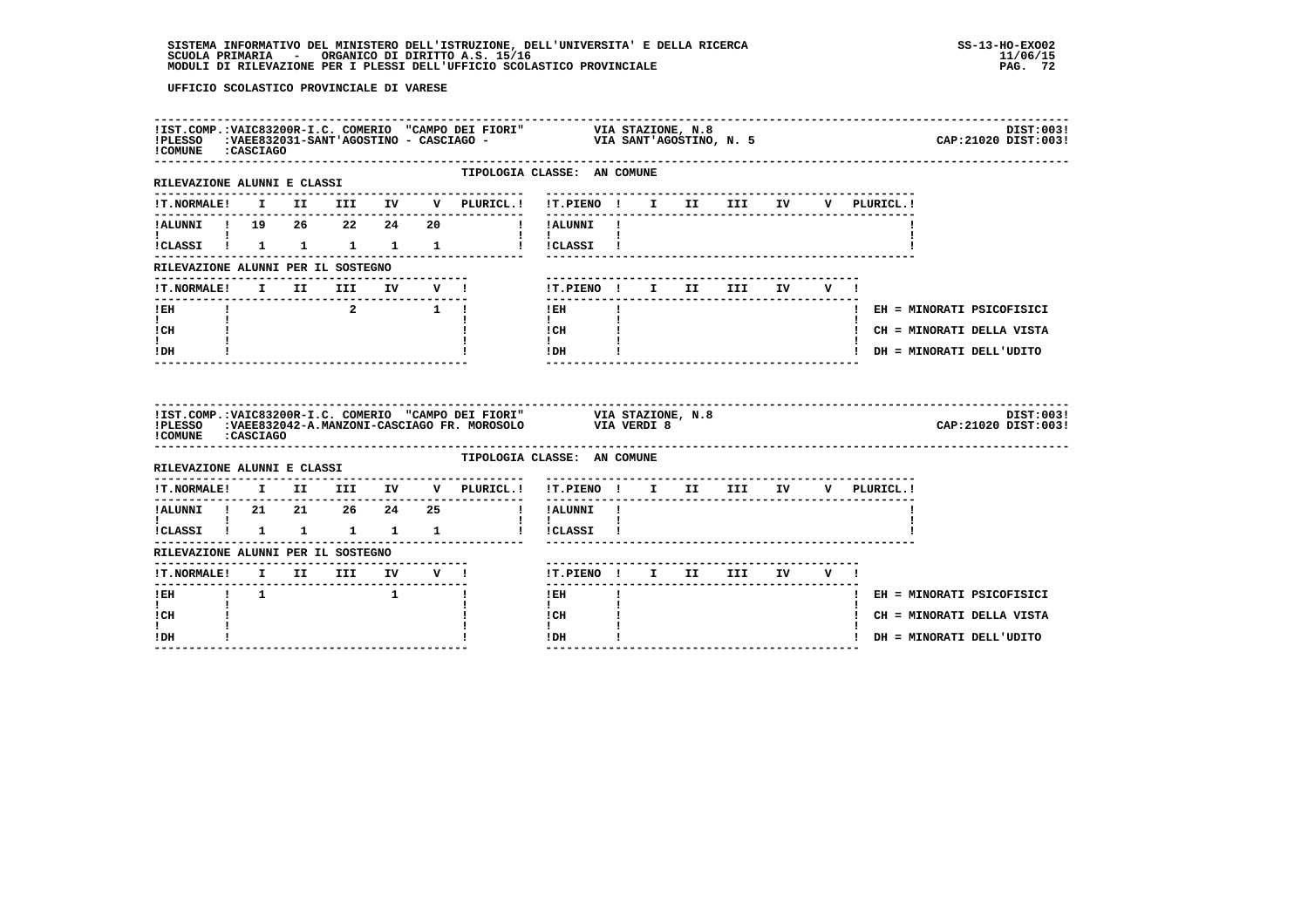UFFICIO SCOLASTICO PROVINCIALE DI VARESE

IST.COMP.:VAIC83200R-I.C. COMERIO "CAMPO DEI FIORI" VIA STAZIONE, N.8 DIST:003!
PLESSO :VAEE832031-SANT'AGOSTINO - CASCIAGO - VIA SANT'AGOSTINO, N. 5 CAP:21020 DIST:003!
COMUNE :CASCIAGO

TIPOLOGIA CLASSE: AN COMUNE

RILEVAZIONE ALUNNI E CLASSI

| T.NORMALE | I | II | III | IV | V | PLURICL. |
|---|---|---|---|---|---|---|
| ALUNNI | 19 | 26 | 22 | 24 | 20 | |
| CLASSI | 1 | 1 | 1 | 1 | 1 | |

| T.PIENO | I | II | III | IV | V | PLURICL. |
|---|---|---|---|---|---|---|
| ALUNNI | | | | | | |
| CLASSI | | | | | | |

RILEVAZIONE ALUNNI PER IL SOSTEGNO

| T.NORMALE | I | II | III | IV | V |
|---|---|---|---|---|---|
| EH | | | 2 | | 1 |
| CH | | | | | |
| DH | | | | | |

| T.PIENO | I | II | III | IV | V |
|---|---|---|---|---|---|
| EH | | | | | |
| CH | | | | | |
| DH | | | | | |

EH = MINORATI PSICOFISICI
CH = MINORATI DELLA VISTA
DH = MINORATI DELL'UDITO

IST.COMP.:VAIC83200R-I.C. COMERIO "CAMPO DEI FIORI" VIA STAZIONE, N.8 DIST:003!
PLESSO :VAEE832042-A.MANZONI-CASCIAGO FR. MOROSOLO VIA VERDI 8 CAP:21020 DIST:003!
COMUNE :CASCIAGO

TIPOLOGIA CLASSE: AN COMUNE

RILEVAZIONE ALUNNI E CLASSI

| T.NORMALE | I | II | III | IV | V | PLURICL. |
|---|---|---|---|---|---|---|
| ALUNNI | 21 | 21 | 26 | 24 | 25 | |
| CLASSI | 1 | 1 | 1 | 1 | 1 | |

| T.PIENO | I | II | III | IV | V | PLURICL. |
|---|---|---|---|---|---|---|
| ALUNNI | | | | | | |
| CLASSI | | | | | | |

RILEVAZIONE ALUNNI PER IL SOSTEGNO

| T.NORMALE | I | II | III | IV | V |
|---|---|---|---|---|---|
| EH | 1 | | | 1 | |
| CH | | | | | |
| DH | | | | | |

| T.PIENO | I | II | III | IV | V |
|---|---|---|---|---|---|
| EH | | | | | |
| CH | | | | | |
| DH | | | | | |

EH = MINORATI PSICOFISICI
CH = MINORATI DELLA VISTA
DH = MINORATI DELL'UDITO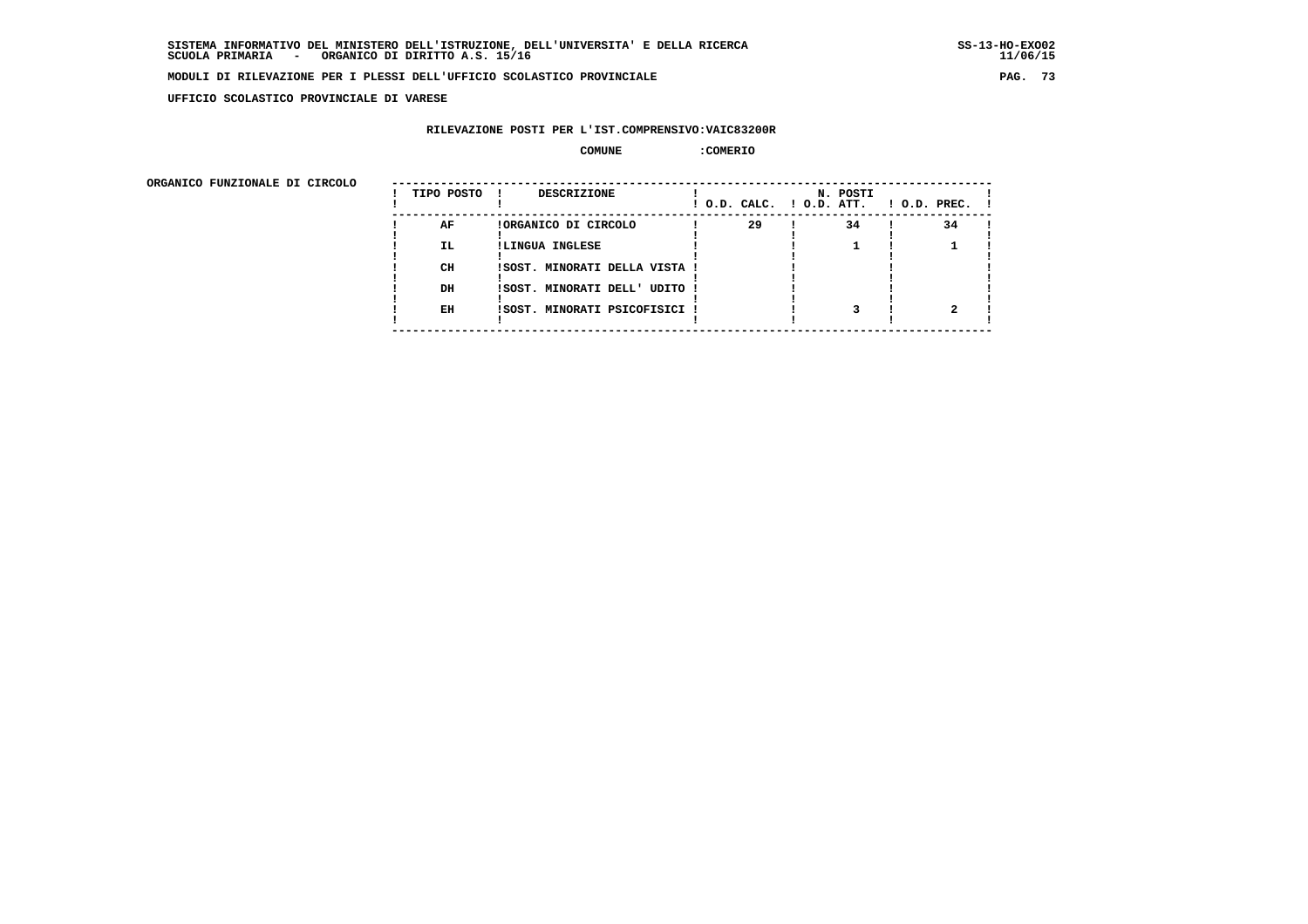**UFFICIO SCOLASTICO PROVINCIALE DI VARESE**

**RILEVAZIONE POSTI PER L'IST.COMPRENSIVO:VAIC83200R**

**COMUNE :COMERIO**

**ORGANICO FUNZIONALE DI CIRCOLO**

| TIPO POSTO | DESCRIZIONE | N. POSTI O.D. CALC. | O.D. ATT. | O.D. PREC. |
|---|---|---|---|---|
| AF | ORGANICO DI CIRCOLO | 29 | 34 | 34 |
| IL | LINGUA INGLESE | | 1 | 1 |
| CH | SOST. MINORATI DELLA VISTA | | | |
| DH | SOST. MINORATI DELL' UDITO | | | |
| EH | SOST. MINORATI PSICOFISICI | | 3 | 2 |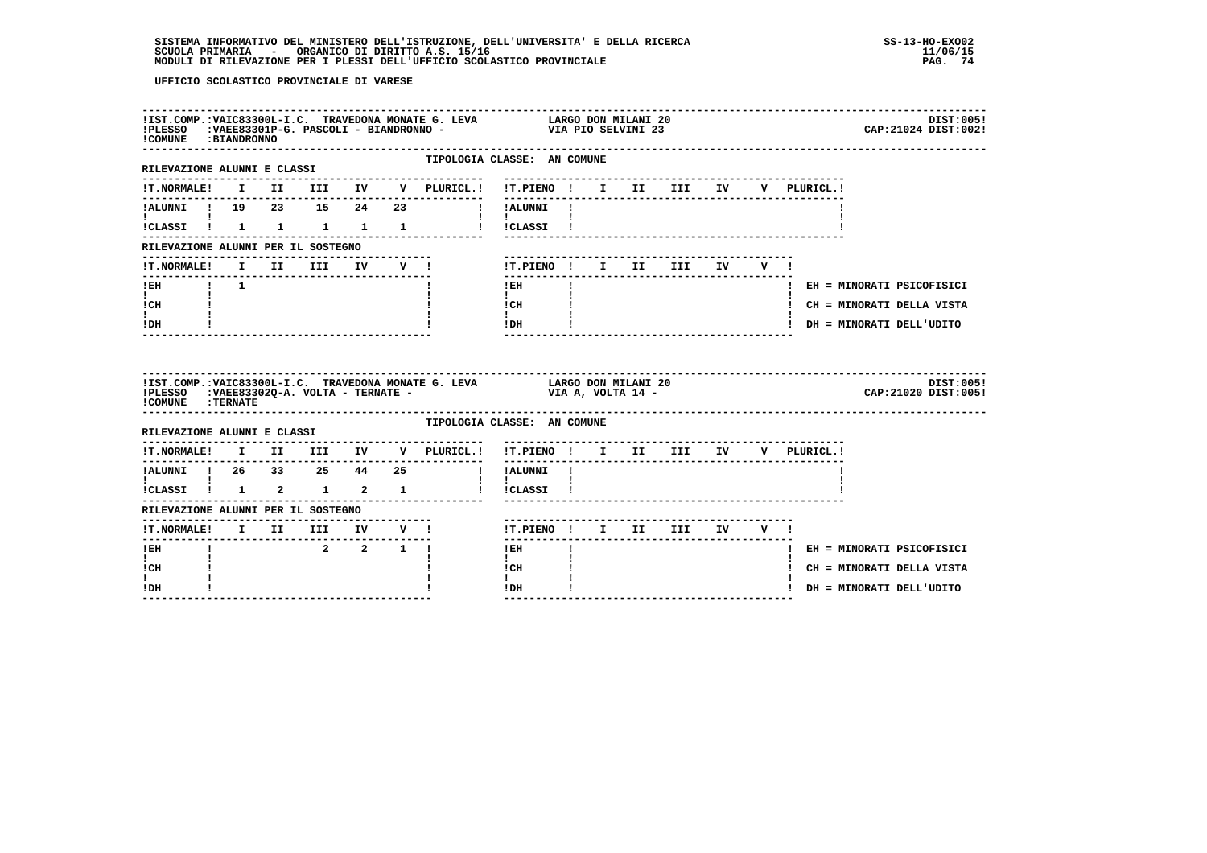UFFICIO SCOLASTICO PROVINCIALE DI VARESE

**IST.COMP.:** VAIC83300L-I.C. TRAVEDONA MONATE G. LEVA — LARGO DON MILANI 20 — DIST:005
**PLESSO:** VAEE83301P-G. PASCOLI - BIANDRONNO - — VIA PIO SELVINI 23 — CAP:21024 DIST:002
**COMUNE:** BIANDRONNO

TIPOLOGIA CLASSE: AN COMUNE

RILEVAZIONE ALUNNI E CLASSI

| T.NORMALE | I | II | III | IV | V | PLURICL. |
|---|---|---|---|---|---|---|
| ALUNNI | 19 | 23 | 15 | 24 | 23 | |
| CLASSI | 1 | 1 | 1 | 1 | 1 | |

| T.PIENO | I | II | III | IV | V | PLURICL. |
|---|---|---|---|---|---|---|
| ALUNNI | | | | | | |
| CLASSI | | | | | | |

RILEVAZIONE ALUNNI PER IL SOSTEGNO

| T.NORMALE | I | II | III | IV | V |
|---|---|---|---|---|---|
| EH | 1 | | | | |
| CH | | | | | |
| DH | | | | | |

| T.PIENO | I | II | III | IV | V |
|---|---|---|---|---|---|
| EH | | | | | |
| CH | | | | | |
| DH | | | | | |

EH = MINORATI PSICOFISICI
CH = MINORATI DELLA VISTA
DH = MINORATI DELL'UDITO

---

**IST.COMP.:** VAIC83300L-I.C. TRAVEDONA MONATE G. LEVA — LARGO DON MILANI 20 — DIST:005
**PLESSO:** VAEE83302Q-A. VOLTA - TERNATE - — VIA A, VOLTA 14 - — CAP:21020 DIST:005
**COMUNE:** TERNATE

TIPOLOGIA CLASSE: AN COMUNE

RILEVAZIONE ALUNNI E CLASSI

| T.NORMALE | I | II | III | IV | V | PLURICL. |
|---|---|---|---|---|---|---|
| ALUNNI | 26 | 33 | 25 | 44 | 25 | |
| CLASSI | 1 | 2 | 1 | 2 | 1 | |

| T.PIENO | I | II | III | IV | V | PLURICL. |
|---|---|---|---|---|---|---|
| ALUNNI | | | | | | |
| CLASSI | | | | | | |

RILEVAZIONE ALUNNI PER IL SOSTEGNO

| T.NORMALE | I | II | III | IV | V |
|---|---|---|---|---|---|
| EH | | | 2 | 2 | 1 |
| CH | | | | | |
| DH | | | | | |

| T.PIENO | I | II | III | IV | V |
|---|---|---|---|---|---|
| EH | | | | | |
| CH | | | | | |
| DH | | | | | |

EH = MINORATI PSICOFISICI
CH = MINORATI DELLA VISTA
DH = MINORATI DELL'UDITO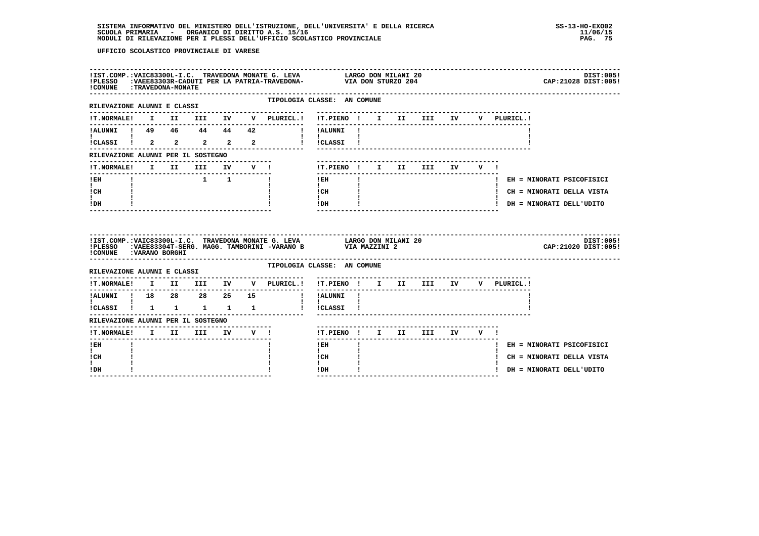UFFICIO SCOLASTICO PROVINCIALE DI VARESE

**IST.COMP.:** VAIC83300L-I.C. TRAVEDONA MONATE G. LEVA — LARGO DON MILANI 20 — DIST:005
**PLESSO:** VAEE83303R-CADUTI PER LA PATRIA-TRAVEDONA- — VIA DON STURZO 204 — CAP:21028 DIST:005
**COMUNE:** TRAVEDONA-MONATE

TIPOLOGIA CLASSE: AN COMUNE

RILEVAZIONE ALUNNI E CLASSI

| T.NORMALE | I | II | III | IV | V | PLURICL. | T.PIENO | I | II | III | IV | V | PLURICL. |
|---|---|---|---|---|---|---|---|---|---|---|---|---|---|
| ALUNNI | 49 | 46 | 44 | 44 | 42 | | ALUNNI | | | | | | |
| CLASSI | 2 | 2 | 2 | 2 | 2 | | CLASSI | | | | | | |

RILEVAZIONE ALUNNI PER IL SOSTEGNO

| T.NORMALE | I | II | III | IV | V | T.PIENO | I | II | III | IV | V |
|---|---|---|---|---|---|---|---|---|---|---|---|
| EH | | | 1 | 1 | | EH | | | | | |
| CH | | | | | | CH | | | | | |
| DH | | | | | | DH | | | | | |

EH = MINORATI PSICOFISICI
CH = MINORATI DELLA VISTA
DH = MINORATI DELL'UDITO

---

**IST.COMP.:** VAIC83300L-I.C. TRAVEDONA MONATE G. LEVA — LARGO DON MILANI 20 — DIST:005
**PLESSO:** VAEE83304T-SERG. MAGG. TAMBORINI -VARANO B — VIA MAZZINI 2 — CAP:21020 DIST:005
**COMUNE:** VARANO BORGHI

TIPOLOGIA CLASSE: AN COMUNE

RILEVAZIONE ALUNNI E CLASSI

| T.NORMALE | I | II | III | IV | V | PLURICL. | T.PIENO | I | II | III | IV | V | PLURICL. |
|---|---|---|---|---|---|---|---|---|---|---|---|---|---|
| ALUNNI | 18 | 28 | 28 | 25 | 15 | | ALUNNI | | | | | | |
| CLASSI | 1 | 1 | 1 | 1 | 1 | | CLASSI | | | | | | |

RILEVAZIONE ALUNNI PER IL SOSTEGNO

| T.NORMALE | I | II | III | IV | V | T.PIENO | I | II | III | IV | V |
|---|---|---|---|---|---|---|---|---|---|---|---|
| EH | | | | | | EH | | | | | |
| CH | | | | | | CH | | | | | |
| DH | | | | | | DH | | | | | |

EH = MINORATI PSICOFISICI
CH = MINORATI DELLA VISTA
DH = MINORATI DELL'UDITO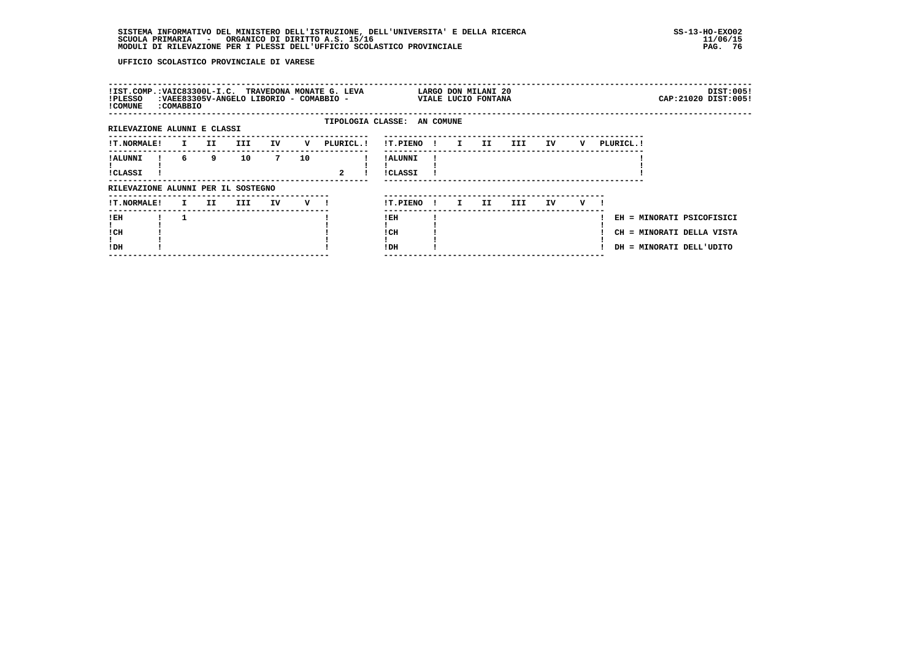UFFICIO SCOLASTICO PROVINCIALE DI VARESE

| | | |
|---|---|---|
| !IST.COMP.:VAIC83300L-I.C. TRAVEDONA MONATE G. LEVA | LARGO DON MILANI 20 | DIST:005! |
| !PLESSO :VAEE83305V-ANGELO LIBORIO - COMABBIO - | VIALE LUCIO FONTANA | CAP:21020 DIST:005! |
| !COMUNE :COMABBIO | | |

TIPOLOGIA CLASSE: AN COMUNE

RILEVAZIONE ALUNNI E CLASSI

| T.NORMALE | I | II | III | IV | V | PLURICL. |
|---|---|---|---|---|---|---|
| ALUNNI | 6 | 9 | 10 | 7 | 10 | |
| CLASSI | | | | | | 2 |

| T.PIENO | I | II | III | IV | V | PLURICL. |
|---|---|---|---|---|---|---|
| ALUNNI | | | | | | |
| CLASSI | | | | | | |

RILEVAZIONE ALUNNI PER IL SOSTEGNO

| T.NORMALE | I | II | III | IV | V |
|---|---|---|---|---|---|
| EH | 1 | | | | |
| CH | | | | | |
| DH | | | | | |

| T.PIENO | I | II | III | IV | V |
|---|---|---|---|---|---|
| EH | | | | | |
| CH | | | | | |
| DH | | | | | |

EH = MINORATI PSICOFISICI
CH = MINORATI DELLA VISTA
DH = MINORATI DELL'UDITO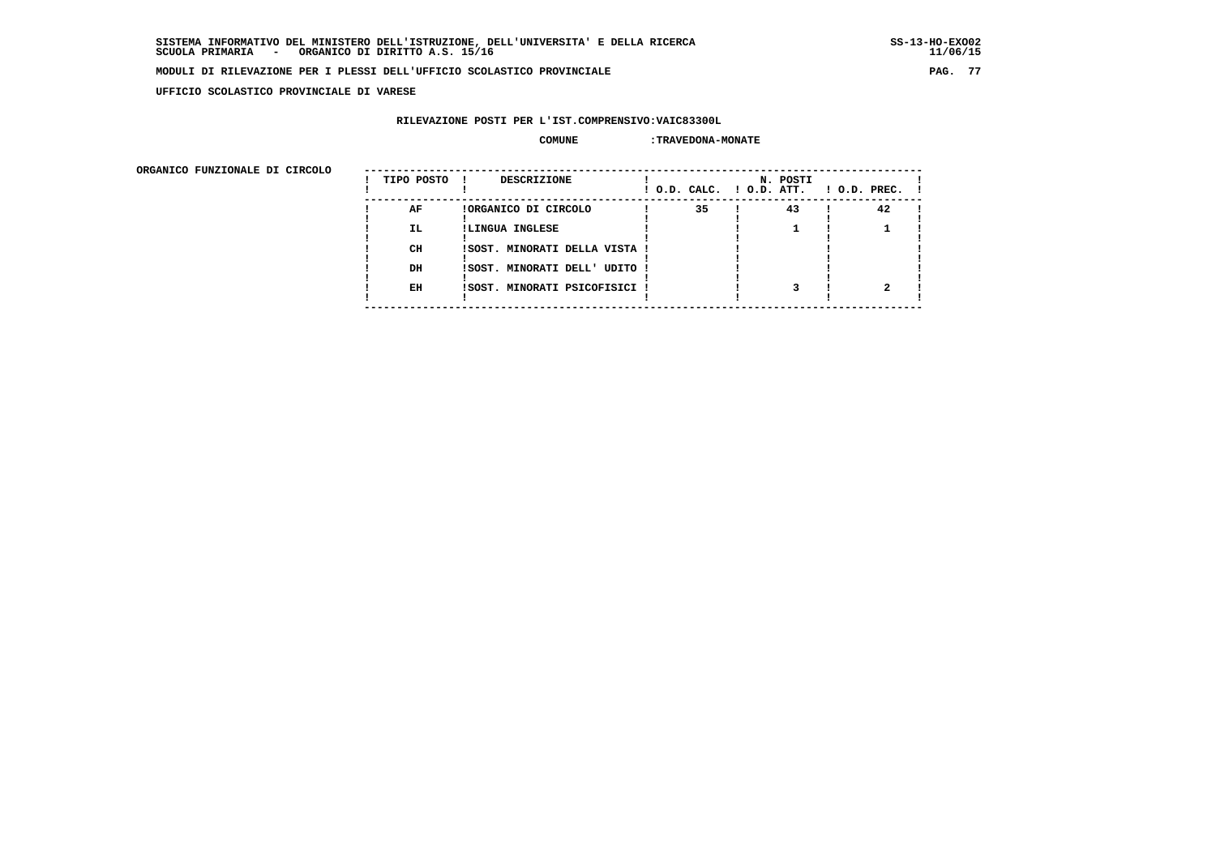**UFFICIO SCOLASTICO PROVINCIALE DI VARESE**

**RILEVAZIONE POSTI PER L'IST.COMPRENSIVO:VAIC83300L**

**COMUNE :TRAVEDONA-MONATE**

**ORGANICO FUNZIONALE DI CIRCOLO**

| TIPO POSTO | DESCRIZIONE | N. POSTI O.D. CALC. | O.D. ATT. | O.D. PREC. |
|---|---|---|---|---|
| AF | ORGANICO DI CIRCOLO | 35 | 43 | 42 |
| IL | LINGUA INGLESE | | 1 | 1 |
| CH | SOST. MINORATI DELLA VISTA | | | |
| DH | SOST. MINORATI DELL' UDITO | | | |
| EH | SOST. MINORATI PSICOFISICI | | 3 | 2 |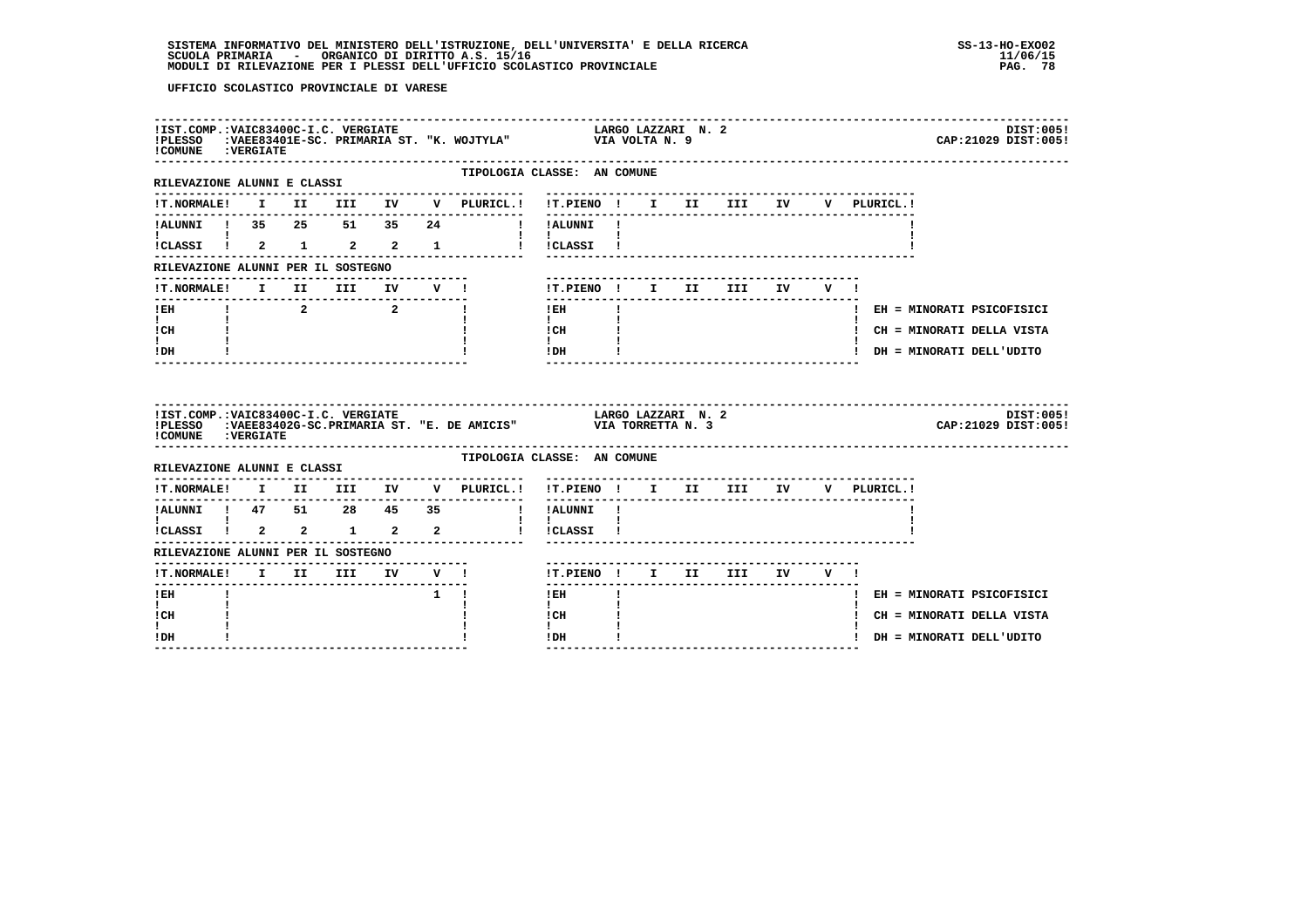UFFICIO SCOLASTICO PROVINCIALE DI VARESE

**IST.COMP.:** VAIC83400C-I.C. VERGIATE — LARGO LAZZARI N. 2 — DIST:005
**PLESSO:** VAEE83401E-SC. PRIMARIA ST. "K. WOJTYLA" — VIA VOLTA N. 9 — CAP:21029 DIST:005
**COMUNE:** VERGIATE

TIPOLOGIA CLASSE: AN COMUNE

RILEVAZIONE ALUNNI E CLASSI

| T.NORMALE | I | II | III | IV | V | PLURICL. |
|---|---|---|---|---|---|---|
| ALUNNI | 35 | 25 | 51 | 35 | 24 | |
| CLASSI | 2 | 1 | 2 | 2 | 1 | |

| T.PIENO | I | II | III | IV | V | PLURICL. |
|---|---|---|---|---|---|---|
| ALUNNI | | | | | | |
| CLASSI | | | | | | |

RILEVAZIONE ALUNNI PER IL SOSTEGNO

| T.NORMALE | I | II | III | IV | V |
|---|---|---|---|---|---|
| EH | | 2 | | 2 | |
| CH | | | | | |
| DH | | | | | |

| T.PIENO | I | II | III | IV | V |
|---|---|---|---|---|---|
| EH | | | | | |
| CH | | | | | |
| DH | | | | | |

EH = MINORATI PSICOFISICI
CH = MINORATI DELLA VISTA
DH = MINORATI DELL'UDITO

---

**IST.COMP.:** VAIC83400C-I.C. VERGIATE — LARGO LAZZARI N. 2 — DIST:005
**PLESSO:** VAEE83402G-SC.PRIMARIA ST. "E. DE AMICIS" — VIA TORRETTA N. 3 — CAP:21029 DIST:005
**COMUNE:** VERGIATE

TIPOLOGIA CLASSE: AN COMUNE

RILEVAZIONE ALUNNI E CLASSI

| T.NORMALE | I | II | III | IV | V | PLURICL. |
|---|---|---|---|---|---|---|
| ALUNNI | 47 | 51 | 28 | 45 | 35 | |
| CLASSI | 2 | 2 | 1 | 2 | 2 | |

| T.PIENO | I | II | III | IV | V | PLURICL. |
|---|---|---|---|---|---|---|
| ALUNNI | | | | | | |
| CLASSI | | | | | | |

RILEVAZIONE ALUNNI PER IL SOSTEGNO

| T.NORMALE | I | II | III | IV | V |
|---|---|---|---|---|---|
| EH | | | | | 1 |
| CH | | | | | |
| DH | | | | | |

| T.PIENO | I | II | III | IV | V |
|---|---|---|---|---|---|
| EH | | | | | |
| CH | | | | | |
| DH | | | | | |

EH = MINORATI PSICOFISICI
CH = MINORATI DELLA VISTA
DH = MINORATI DELL'UDITO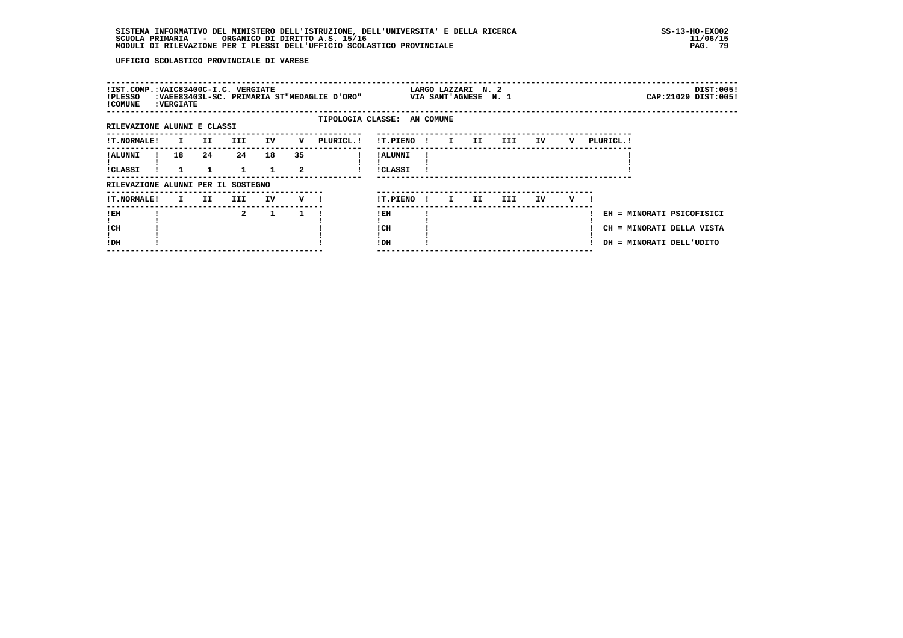UFFICIO SCOLASTICO PROVINCIALE DI VARESE

!IST.COMP.:VAIC83400C-I.C. VERGIATE LARGO LAZZARI N. 2 DIST:005!
!PLESSO :VAEE83403L-SC. PRIMARIA ST"MEDAGLIE D'ORO" VIA SANT'AGNESE N. 1 CAP:21029 DIST:005!
!COMUNE :VERGIATE

TIPOLOGIA CLASSE: AN COMUNE

RILEVAZIONE ALUNNI E CLASSI

| T.NORMALE | I | II | III | IV | V | PLURICL. |
|---|---|---|---|---|---|---|
| ALUNNI | 18 | 24 | 24 | 18 | 35 | |
| CLASSI | 1 | 1 | 1 | 1 | 2 | |

| T.PIENO | I | II | III | IV | V | PLURICL. |
|---|---|---|---|---|---|---|
| ALUNNI | | | | | | |
| CLASSI | | | | | | |

RILEVAZIONE ALUNNI PER IL SOSTEGNO

| T.NORMALE | I | II | III | IV | V |
|---|---|---|---|---|---|
| EH | | | 2 | 1 | 1 |
| CH | | | | | |
| DH | | | | | |

| T.PIENO | I | II | III | IV | V |
|---|---|---|---|---|---|
| EH | | | | | |
| CH | | | | | |
| DH | | | | | |

EH = MINORATI PSICOFISICI
CH = MINORATI DELLA VISTA
DH = MINORATI DELL'UDITO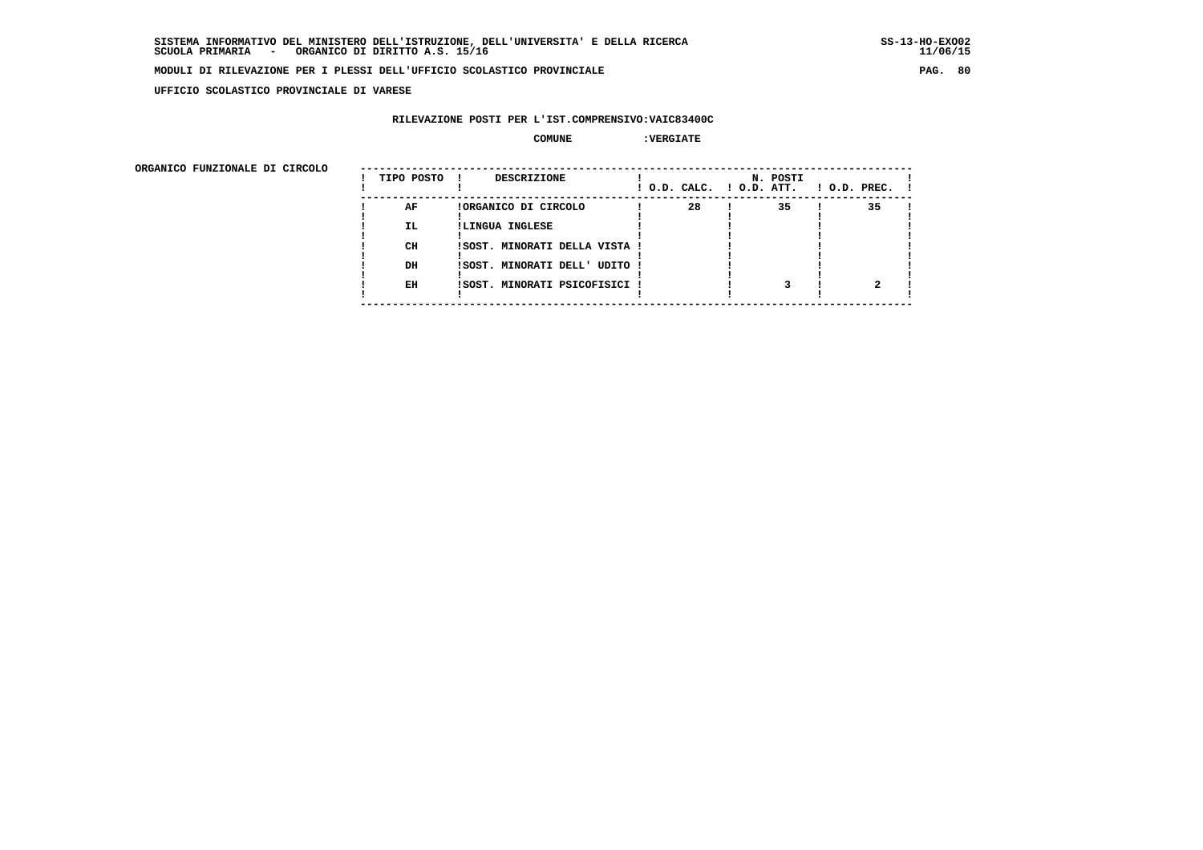**SISTEMA INFORMATIVO DEL MINISTERO DELL'ISTRUZIONE, DELL'UNIVERSITA' E DELLA RICERCA**
**SCUOLA PRIMARIA - ORGANICO DI DIRITTO A.S. 15/16**

**SS-13-HO-EXO02**
**11/06/15**

**MODULI DI RILEVAZIONE PER I PLESSI DELL'UFFICIO SCOLASTICO PROVINCIALE**

**UFFICIO SCOLASTICO PROVINCIALE DI VARESE**

**RILEVAZIONE POSTI PER L'IST.COMPRENSIVO:VAIC83400C**

**COMUNE :VERGIATE**

**ORGANICO FUNZIONALE DI CIRCOLO**

| TIPO POSTO | DESCRIZIONE | N. POSTI O.D. CALC. | O.D. ATT. | O.D. PREC. |
|---|---|---|---|---|
| AF | ORGANICO DI CIRCOLO | 28 | 35 | 35 |
| IL | LINGUA INGLESE | | | |
| CH | SOST. MINORATI DELLA VISTA | | | |
| DH | SOST. MINORATI DELL' UDITO | | | |
| EH | SOST. MINORATI PSICOFISICI | | 3 | 2 |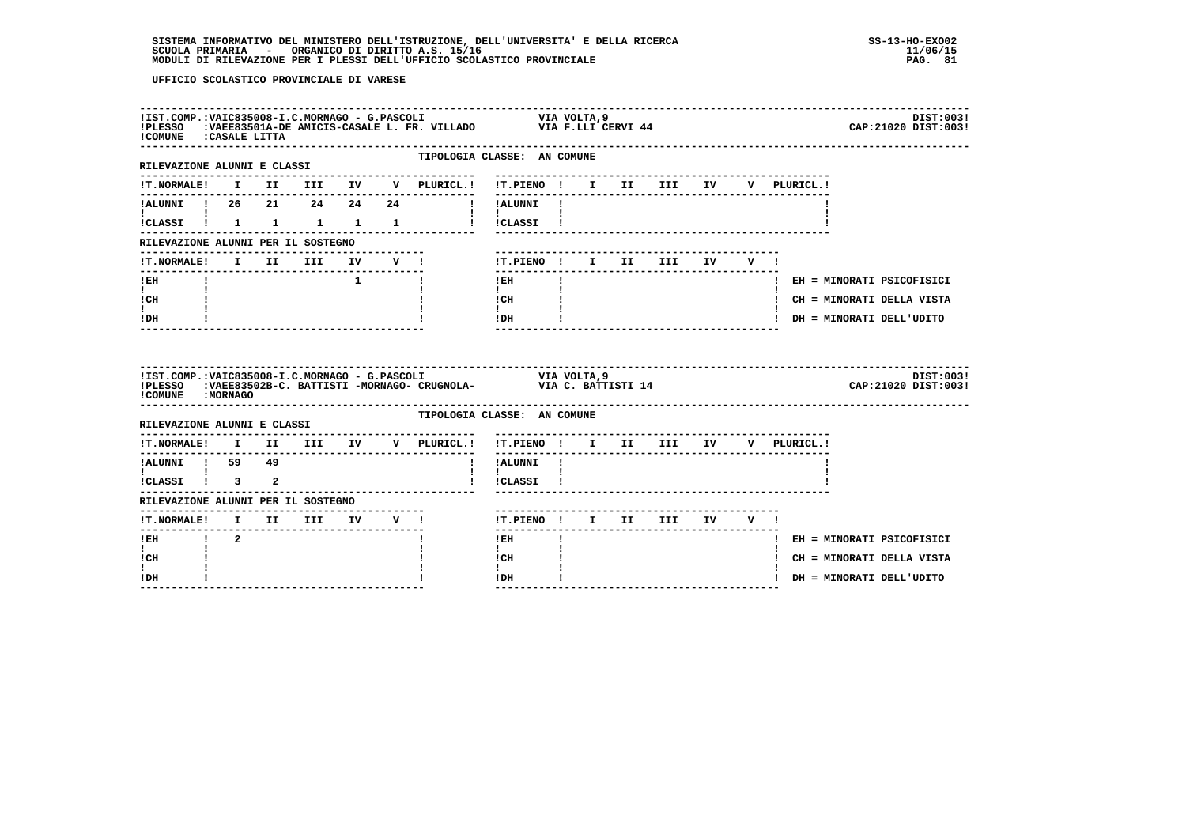UFFICIO SCOLASTICO PROVINCIALE DI VARESE

IST.COMP.:VAIC835008-I.C.MORNAGO - G.PASCOLI — VIA VOLTA,9 — DIST:003!
PLESSO :VAEE83501A-DE AMICIS-CASALE L. FR. VILLADO — VIA F.LLI CERVI 44 — CAP:21020 DIST:003!
COMUNE :CASALE LITTA

TIPOLOGIA CLASSE: AN COMUNE

RILEVAZIONE ALUNNI E CLASSI

| T.NORMALE | I | II | III | IV | V | PLURICL. | T.PIENO | I | II | III | IV | V | PLURICL. |
|---|---|---|---|---|---|---|---|---|---|---|---|---|---|
| ALUNNI | 26 | 21 | 24 | 24 | 24 | | ALUNNI | | | | | | |
| CLASSI | 1 | 1 | 1 | 1 | 1 | | CLASSI | | | | | | |

RILEVAZIONE ALUNNI PER IL SOSTEGNO

| T.NORMALE | I | II | III | IV | V | T.PIENO | I | II | III | IV | V |
|---|---|---|---|---|---|---|---|---|---|---|---|
| EH | | | | 1 | | EH | | | | | |
| CH | | | | | | CH | | | | | |
| DH | | | | | | DH | | | | | |

EH = MINORATI PSICOFISICI
CH = MINORATI DELLA VISTA
DH = MINORATI DELL'UDITO

IST.COMP.:VAIC835008-I.C.MORNAGO - G.PASCOLI — VIA VOLTA,9 — DIST:003!
PLESSO :VAEE83502B-C. BATTISTI -MORNAGO- CRUGNOLA- — VIA C. BATTISTI 14 — CAP:21020 DIST:003!
COMUNE :MORNAGO

TIPOLOGIA CLASSE: AN COMUNE

RILEVAZIONE ALUNNI E CLASSI

| T.NORMALE | I | II | III | IV | V | PLURICL. | T.PIENO | I | II | III | IV | V | PLURICL. |
|---|---|---|---|---|---|---|---|---|---|---|---|---|---|
| ALUNNI | 59 | 49 | | | | | ALUNNI | | | | | | |
| CLASSI | 3 | 2 | | | | | CLASSI | | | | | | |

RILEVAZIONE ALUNNI PER IL SOSTEGNO

| T.NORMALE | I | II | III | IV | V | T.PIENO | I | II | III | IV | V |
|---|---|---|---|---|---|---|---|---|---|---|---|
| EH | 2 | | | | | EH | | | | | |
| CH | | | | | | CH | | | | | |
| DH | | | | | | DH | | | | | |

EH = MINORATI PSICOFISICI
CH = MINORATI DELLA VISTA
DH = MINORATI DELL'UDITO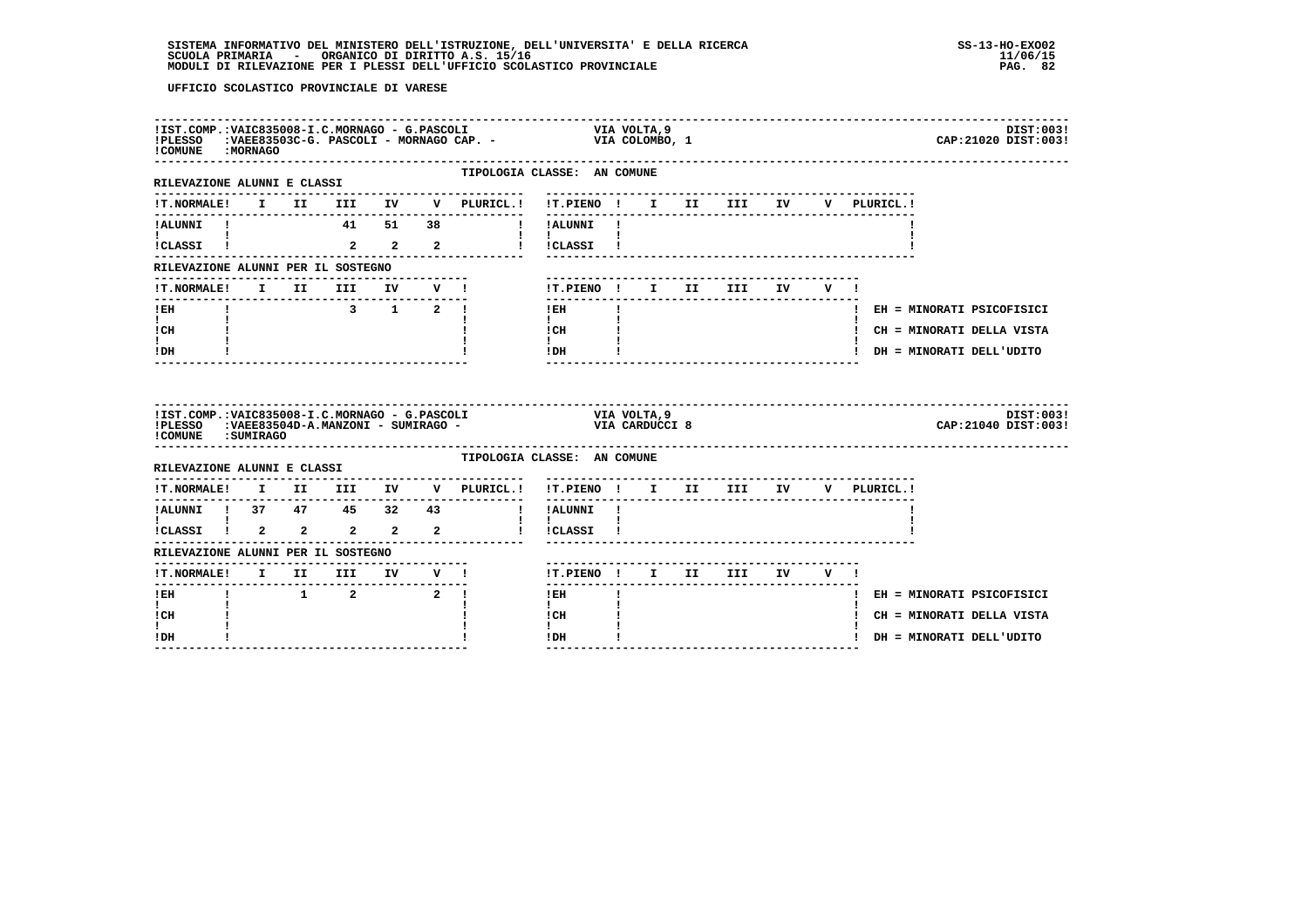**SISTEMA INFORMATIVO DEL MINISTERO DELL'ISTRUZIONE, DELL'UNIVERSITA' E DELLA RICERCA** SS-13-HO-EXO02
**SCUOLA PRIMARIA - ORGANICO DI DIRITTO A.S. 15/16** 11/06/15
**MODULI DI RILEVAZIONE PER I PLESSI DELL'UFFICIO SCOLASTICO PROVINCIALE**

**UFFICIO SCOLASTICO PROVINCIALE DI VARESE**

IST.COMP.: VAIC835008-I.C.MORNAGO - G.PASCOLI — VIA VOLTA,9 — DIST:003
PLESSO: VAEE83503C-G. PASCOLI - MORNAGO CAP. - — VIA COLOMBO, 1 — CAP:21020 DIST:003
COMUNE: MORNAGO

TIPOLOGIA CLASSE: AN COMUNE

RILEVAZIONE ALUNNI E CLASSI

| T.NORMALE | I | II | III | IV | V | PLURICL. | T.PIENO | I | II | III | IV | V | PLURICL. |
|---|---|---|---|---|---|---|---|---|---|---|---|---|---|
| ALUNNI | | | 41 | 51 | 38 | | ALUNNI | | | | | | |
| CLASSI | | | 2 | 2 | 2 | | CLASSI | | | | | | |

RILEVAZIONE ALUNNI PER IL SOSTEGNO

| T.NORMALE | I | II | III | IV | V | T.PIENO | I | II | III | IV | V |
|---|---|---|---|---|---|---|---|---|---|---|---|
| EH | | | 3 | 1 | 2 | EH | | | | | |
| CH | | | | | | CH | | | | | |
| DH | | | | | | DH | | | | | |

EH = MINORATI PSICOFISICI
CH = MINORATI DELLA VISTA
DH = MINORATI DELL'UDITO

---

IST.COMP.: VAIC835008-I.C.MORNAGO - G.PASCOLI — VIA VOLTA,9 — DIST:003
PLESSO: VAEE83504D-A.MANZONI - SUMIRAGO - — VIA CARDUCCI 8 — CAP:21040 DIST:003
COMUNE: SUMIRAGO

TIPOLOGIA CLASSE: AN COMUNE

RILEVAZIONE ALUNNI E CLASSI

| T.NORMALE | I | II | III | IV | V | PLURICL. | T.PIENO | I | II | III | IV | V | PLURICL. |
|---|---|---|---|---|---|---|---|---|---|---|---|---|---|
| ALUNNI | 37 | 47 | 45 | 32 | 43 | | ALUNNI | | | | | | |
| CLASSI | 2 | 2 | 2 | 2 | 2 | | CLASSI | | | | | | |

RILEVAZIONE ALUNNI PER IL SOSTEGNO

| T.NORMALE | I | II | III | IV | V | T.PIENO | I | II | III | IV | V |
|---|---|---|---|---|---|---|---|---|---|---|---|
| EH | | 1 | 2 | | 2 | EH | | | | | |
| CH | | | | | | CH | | | | | |
| DH | | | | | | DH | | | | | |

EH = MINORATI PSICOFISICI
CH = MINORATI DELLA VISTA
DH = MINORATI DELL'UDITO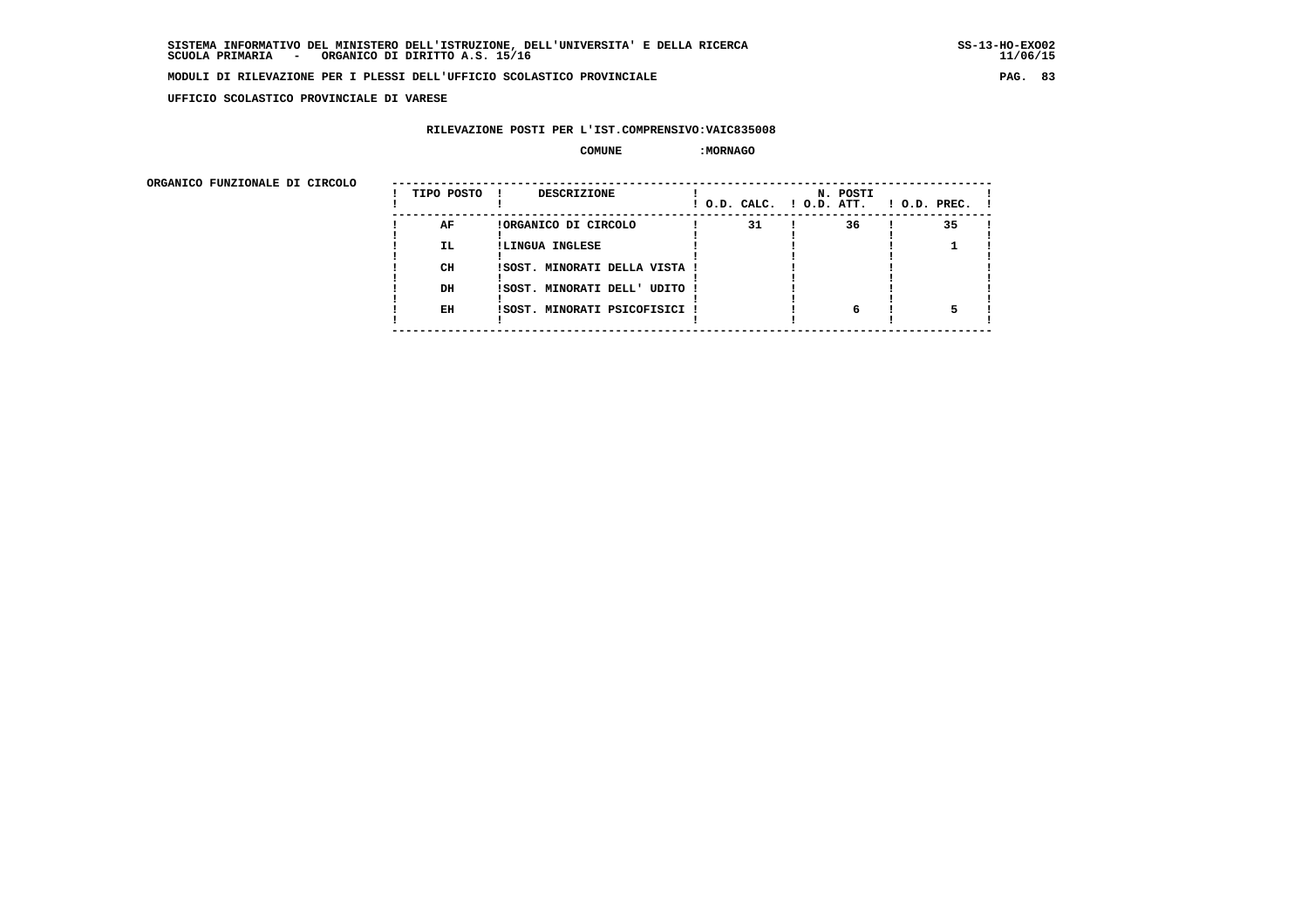**SISTEMA INFORMATIVO DEL MINISTERO DELL'ISTRUZIONE, DELL'UNIVERSITA' E DELLA RICERCA**
**SCUOLA PRIMARIA - ORGANICO DI DIRITTO A.S. 15/16**

**MODULI DI RILEVAZIONE PER I PLESSI DELL'UFFICIO SCOLASTICO PROVINCIALE**

**UFFICIO SCOLASTICO PROVINCIALE DI VARESE**

**RILEVAZIONE POSTI PER L'IST.COMPRENSIVO:VAIC835008**

**COMUNE :MORNAGO**

**ORGANICO FUNZIONALE DI CIRCOLO**

| TIPO POSTO | DESCRIZIONE | N. POSTI O.D. CALC. | O.D. ATT. | O.D. PREC. |
|---|---|---|---|---|
| AF | ORGANICO DI CIRCOLO | 31 | 36 | 35 |
| IL | LINGUA INGLESE | | | 1 |
| CH | SOST. MINORATI DELLA VISTA | | | |
| DH | SOST. MINORATI DELL' UDITO | | | |
| EH | SOST. MINORATI PSICOFISICI | | 6 | 5 |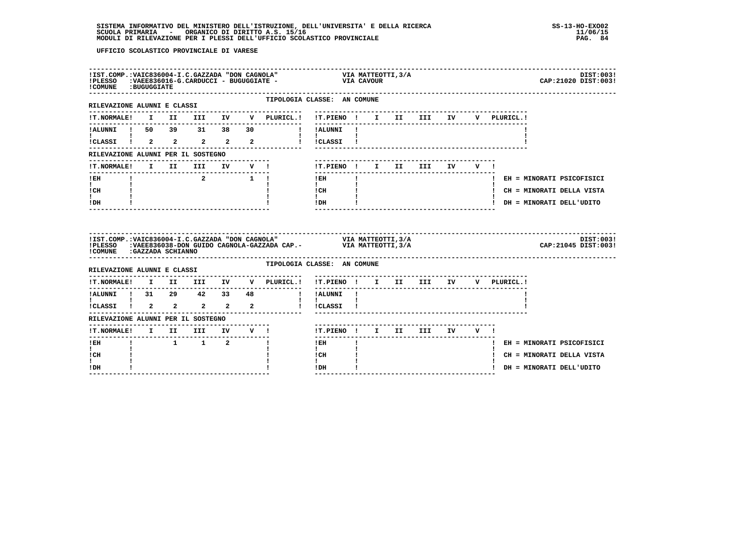SISTEMA INFORMATIVO DEL MINISTERO DELL'ISTRUZIONE, DELL'UNIVERSITA' E DELLA RICERCA
SCUOLA PRIMARIA - ORGANICO DI DIRITTO A.S. 15/16
MODULI DI RILEVAZIONE PER I PLESSI DELL'UFFICIO SCOLASTICO PROVINCIALE

SS-13-HO-EXO02
11/06/15

UFFICIO SCOLASTICO PROVINCIALE DI VARESE

IST.COMP.: VAIC836004-I.C.GAZZADA "DON CAGNOLA" — VIA MATTEOTTI,3/A — DIST:003
PLESSO: VAEE836016-G.CARDUCCI - BUGUGGIATE - — VIA CAVOUR — CAP:21020 DIST:003
COMUNE: BUGUGGIATE

TIPOLOGIA CLASSE: AN COMUNE

RILEVAZIONE ALUNNI E CLASSI

| T.NORMALE | I | II | III | IV | V | PLURICL. | T.PIENO | I | II | III | IV | V | PLURICL. |
|---|---|---|---|---|---|---|---|---|---|---|---|---|---|
| ALUNNI | 50 | 39 | 31 | 38 | 30 | | ALUNNI | | | | | | |
| CLASSI | 2 | 2 | 2 | 2 | 2 | | CLASSI | | | | | | |

RILEVAZIONE ALUNNI PER IL SOSTEGNO

| T.NORMALE | I | II | III | IV | V | T.PIENO | I | II | III | IV | V |
|---|---|---|---|---|---|---|---|---|---|---|---|
| EH | | | 2 | | 1 | EH | | | | | |
| CH | | | | | | CH | | | | | |
| DH | | | | | | DH | | | | | |

EH = MINORATI PSICOFISICI
CH = MINORATI DELLA VISTA
DH = MINORATI DELL'UDITO

IST.COMP.: VAIC836004-I.C.GAZZADA "DON CAGNOLA" — VIA MATTEOTTI,3/A — DIST:003
PLESSO: VAEE836038-DON GUIDO CAGNOLA-GAZZADA CAP.- — VIA MATTEOTTI,3/A — CAP:21045 DIST:003
COMUNE: GAZZADA SCHIANNO

TIPOLOGIA CLASSE: AN COMUNE

RILEVAZIONE ALUNNI E CLASSI

| T.NORMALE | I | II | III | IV | V | PLURICL. | T.PIENO | I | II | III | IV | V | PLURICL. |
|---|---|---|---|---|---|---|---|---|---|---|---|---|---|
| ALUNNI | 31 | 29 | 42 | 33 | 48 | | ALUNNI | | | | | | |
| CLASSI | 2 | 2 | 2 | 2 | 2 | | CLASSI | | | | | | |

RILEVAZIONE ALUNNI PER IL SOSTEGNO

| T.NORMALE | I | II | III | IV | V | T.PIENO | I | II | III | IV | V |
|---|---|---|---|---|---|---|---|---|---|---|---|
| EH | | 1 | 1 | 2 | | EH | | | | | |
| CH | | | | | | CH | | | | | |
| DH | | | | | | DH | | | | | |

EH = MINORATI PSICOFISICI
CH = MINORATI DELLA VISTA
DH = MINORATI DELL'UDITO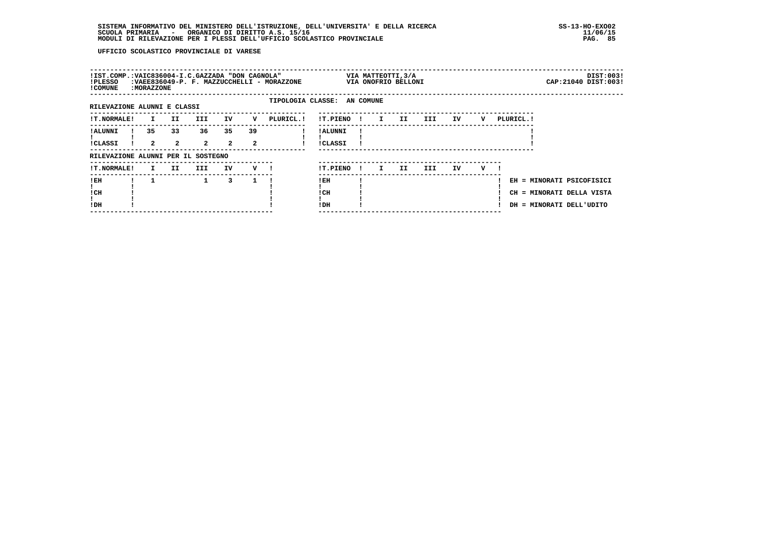SISTEMA INFORMATIVO DEL MINISTERO DELL'ISTRUZIONE, DELL'UNIVERSITA' E DELLA RICERCA
SCUOLA PRIMARIA - ORGANICO DI DIRITTO A.S. 15/16
MODULI DI RILEVAZIONE PER I PLESSI DELL'UFFICIO SCOLASTICO PROVINCIALE

SS-13-HO-EXO02
11/06/15

**UFFICIO SCOLASTICO PROVINCIALE DI VARESE**

!IST.COMP.:VAIC836004-I.C.GAZZADA "DON CAGNOLA" VIA MATTEOTTI,3/A DIST:003!
!PLESSO :VAEE836049-P. F. MAZZUCCHELLI - MORAZZONE VIA ONOFRIO BELLONI CAP:21040 DIST:003!
!COMUNE :MORAZZONE

TIPOLOGIA CLASSE: AN COMUNE

RILEVAZIONE ALUNNI E CLASSI

| T.NORMALE | I | II | III | IV | V | PLURICL. |
|---|---|---|---|---|---|---|
| ALUNNI | 35 | 33 | 36 | 35 | 39 | |
| CLASSI | 2 | 2 | 2 | 2 | 2 | |

| T.PIENO | I | II | III | IV | V | PLURICL. |
|---|---|---|---|---|---|---|
| ALUNNI | | | | | | |
| CLASSI | | | | | | |

RILEVAZIONE ALUNNI PER IL SOSTEGNO

| T.NORMALE | I | II | III | IV | V |
|---|---|---|---|---|---|
| EH | 1 | | 1 | 3 | 1 |
| CH | | | | | |
| DH | | | | | |

| T.PIENO | I | II | III | IV | V |
|---|---|---|---|---|---|
| EH | | | | | |
| CH | | | | | |
| DH | | | | | |

EH = MINORATI PSICOFISICI
CH = MINORATI DELLA VISTA
DH = MINORATI DELL'UDITO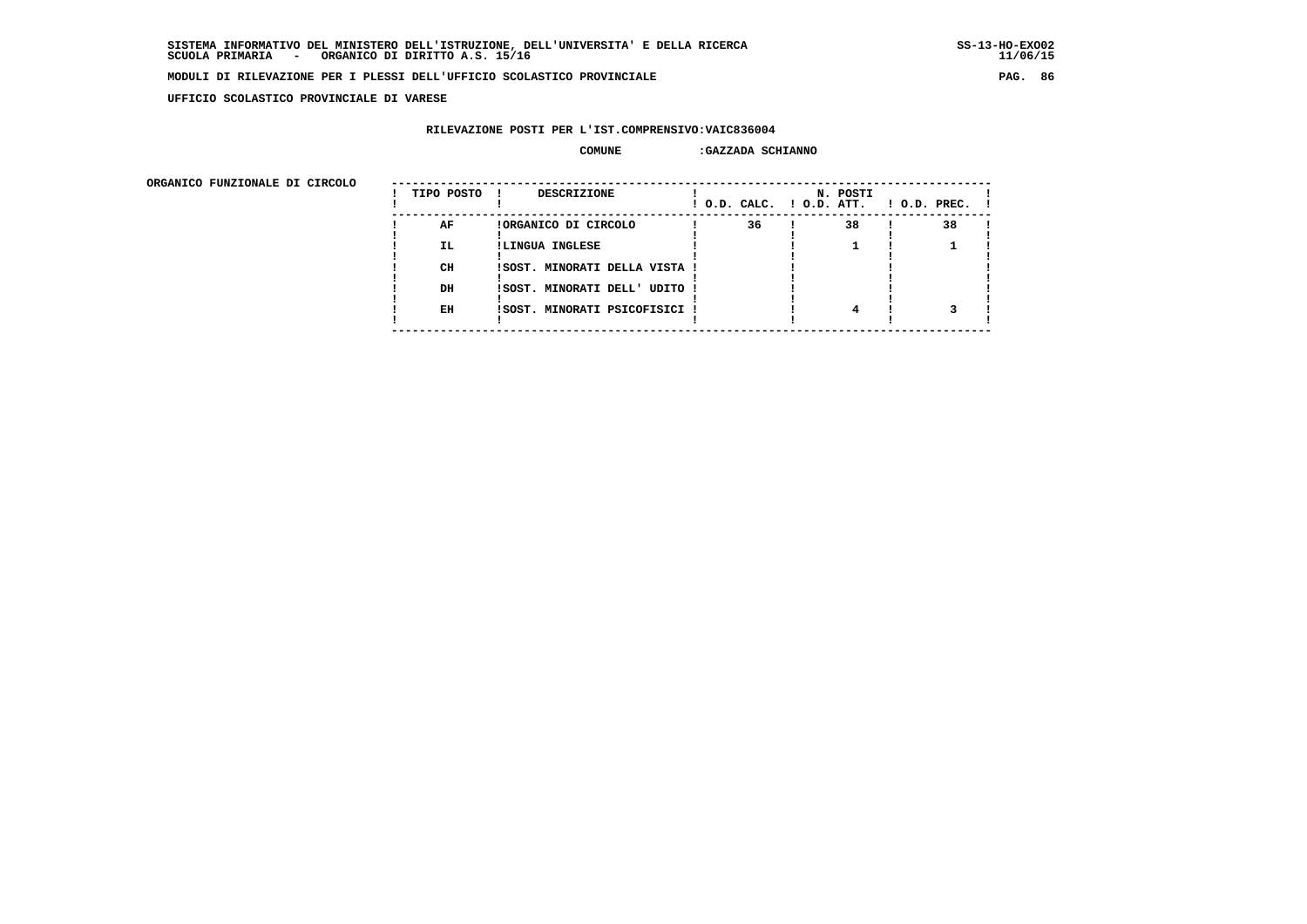SISTEMA INFORMATIVO DEL MINISTERO DELL'ISTRUZIONE, DELL'UNIVERSITA' E DELLA RICERCA
SCUOLA PRIMARIA - ORGANICO DI DIRITTO A.S. 15/16

MODULI DI RILEVAZIONE PER I PLESSI DELL'UFFICIO SCOLASTICO PROVINCIALE

UFFICIO SCOLASTICO PROVINCIALE DI VARESE

RILEVAZIONE POSTI PER L'IST.COMPRENSIVO:VAIC836004

COMUNE :GAZZADA SCHIANNO

ORGANICO FUNZIONALE DI CIRCOLO

| TIPO POSTO | DESCRIZIONE | N. POSTI O.D. CALC. | O.D. ATT. | O.D. PREC. |
|---|---|---|---|---|
| AF | ORGANICO DI CIRCOLO | 36 | 38 | 38 |
| IL | LINGUA INGLESE | | 1 | 1 |
| CH | SOST. MINORATI DELLA VISTA | | | |
| DH | SOST. MINORATI DELL' UDITO | | | |
| EH | SOST. MINORATI PSICOFISICI | | 4 | 3 |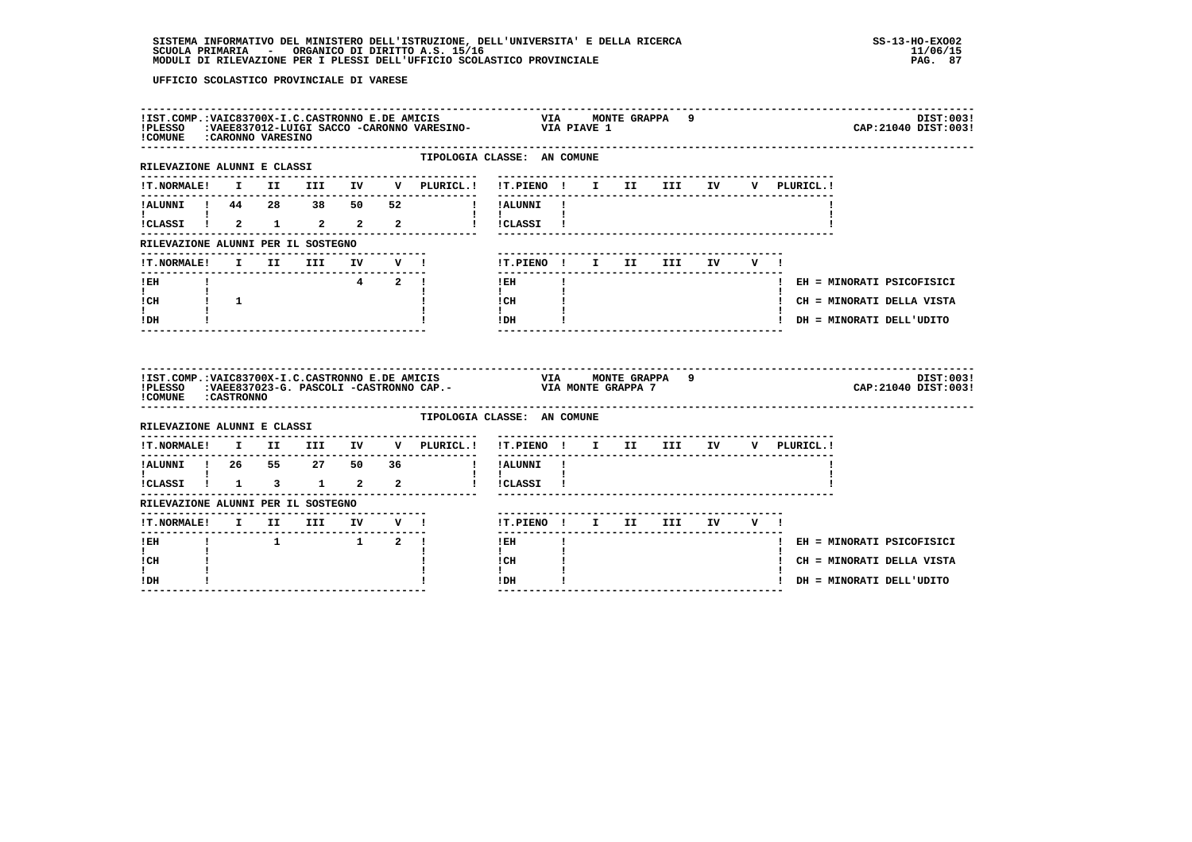SISTEMA INFORMATIVO DEL MINISTERO DELL'ISTRUZIONE, DELL'UNIVERSITA' E DELLA RICERCA
SCUOLA PRIMARIA - ORGANICO DI DIRITTO A.S. 15/16
MODULI DI RILEVAZIONE PER I PLESSI DELL'UFFICIO SCOLASTICO PROVINCIALE

SS-13-HO-EXO02
11/06/15

UFFICIO SCOLASTICO PROVINCIALE DI VARESE

!IST.COMP.:VAIC83700X-I.C.CASTRONNO E.DE AMICIS VIA MONTE GRAPPA 9 DIST:003!
!PLESSO :VAEE837012-LUIGI SACCO -CARONNO VARESINO- VIA PIAVE 1 CAP:21040 DIST:003!
!COMUNE :CARONNO VARESINO

TIPOLOGIA CLASSE: AN COMUNE

RILEVAZIONE ALUNNI E CLASSI

| T.NORMALE | I | II | III | IV | V | PLURICL. |
|---|---|---|---|---|---|---|
| ALUNNI | 44 | 28 | 38 | 50 | 52 | |
| CLASSI | 2 | 1 | 2 | 2 | 2 | |

| T.PIENO | I | II | III | IV | V | PLURICL. |
|---|---|---|---|---|---|---|
| ALUNNI | | | | | | |
| CLASSI | | | | | | |

RILEVAZIONE ALUNNI PER IL SOSTEGNO

| T.NORMALE | I | II | III | IV | V |
|---|---|---|---|---|---|
| EH | | | | 4 | 2 |
| CH | 1 | | | | |
| DH | | | | | |

| T.PIENO | I | II | III | IV | V |
|---|---|---|---|---|---|
| EH | | | | | |
| CH | | | | | |
| DH | | | | | |

EH = MINORATI PSICOFISICI
CH = MINORATI DELLA VISTA
DH = MINORATI DELL'UDITO

!IST.COMP.:VAIC83700X-I.C.CASTRONNO E.DE AMICIS VIA MONTE GRAPPA 9 DIST:003!
!PLESSO :VAEE837023-G. PASCOLI -CASTRONNO CAP.- VIA MONTE GRAPPA 7 CAP:21040 DIST:003!
!COMUNE :CASTRONNO

TIPOLOGIA CLASSE: AN COMUNE

RILEVAZIONE ALUNNI E CLASSI

| T.NORMALE | I | II | III | IV | V | PLURICL. |
|---|---|---|---|---|---|---|
| ALUNNI | 26 | 55 | 27 | 50 | 36 | |
| CLASSI | 1 | 3 | 1 | 2 | 2 | |

| T.PIENO | I | II | III | IV | V | PLURICL. |
|---|---|---|---|---|---|---|
| ALUNNI | | | | | | |
| CLASSI | | | | | | |

RILEVAZIONE ALUNNI PER IL SOSTEGNO

| T.NORMALE | I | II | III | IV | V |
|---|---|---|---|---|---|
| EH | | 1 | | 1 | 2 |
| CH | | | | | |
| DH | | | | | |

| T.PIENO | I | II | III | IV | V |
|---|---|---|---|---|---|
| EH | | | | | |
| CH | | | | | |
| DH | | | | | |

EH = MINORATI PSICOFISICI
CH = MINORATI DELLA VISTA
DH = MINORATI DELL'UDITO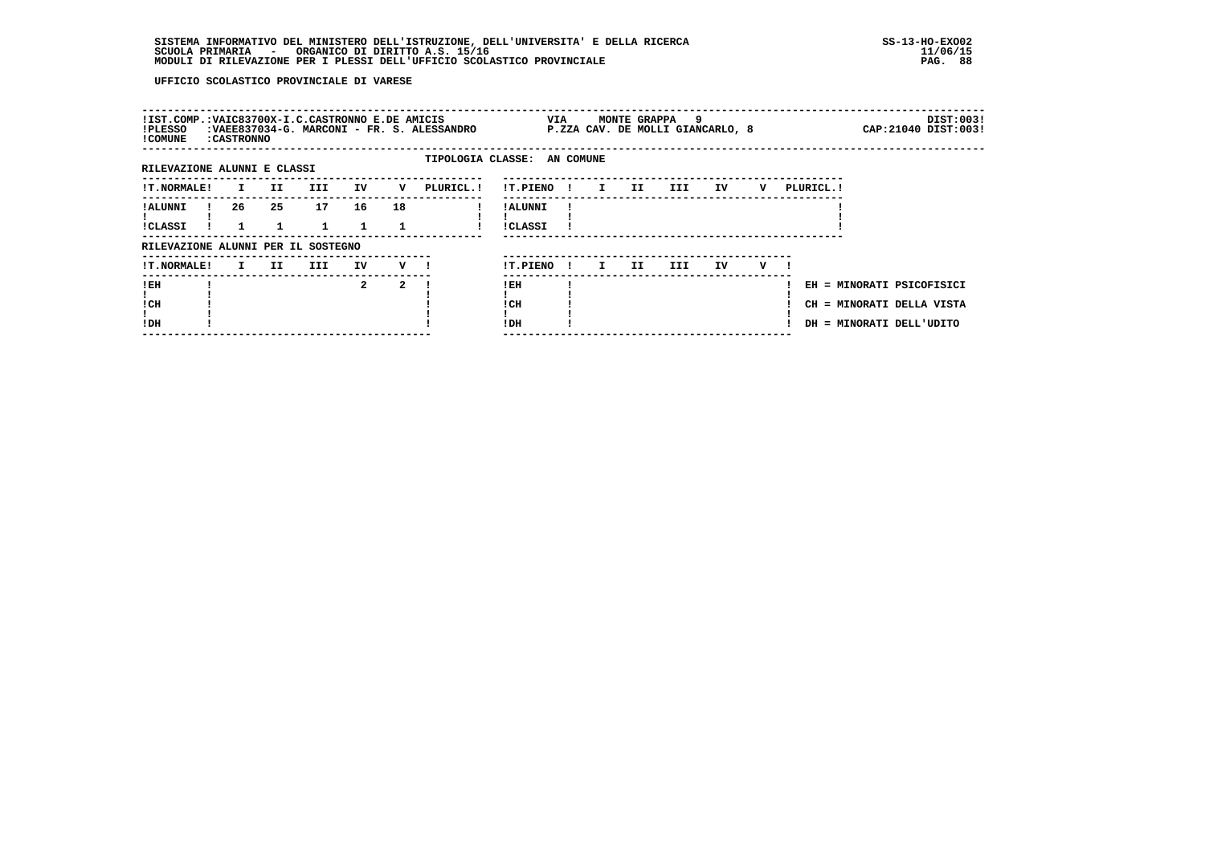UFFICIO SCOLASTICO PROVINCIALE DI VARESE

| | | |
|---|---|---|
| IST.COMP.:VAIC83700X-I.C.CASTRONNO E.DE AMICIS | VIA MONTE GRAPPA 9 | DIST:003 |
| PLESSO :VAEE837034-G. MARCONI - FR. S. ALESSANDRO | P.ZZA CAV. DE MOLLI GIANCARLO, 8 | CAP:21040 DIST:003 |
| COMUNE :CASTRONNO | | |

TIPOLOGIA CLASSE: AN COMUNE

RILEVAZIONE ALUNNI E CLASSI

| T.NORMALE | I | II | III | IV | V | PLURICL. |
|---|---|---|---|---|---|---|
| ALUNNI | 26 | 25 | 17 | 16 | 18 | |
| CLASSI | 1 | 1 | 1 | 1 | 1 | |

| T.PIENO | I | II | III | IV | V | PLURICL. |
|---|---|---|---|---|---|---|
| ALUNNI | | | | | | |
| CLASSI | | | | | | |

RILEVAZIONE ALUNNI PER IL SOSTEGNO

| T.NORMALE | I | II | III | IV | V |
|---|---|---|---|---|---|
| EH | | | | 2 | 2 |
| CH | | | | | |
| DH | | | | | |

| T.PIENO | I | II | III | IV | V |
|---|---|---|---|---|---|
| EH | | | | | |
| CH | | | | | |
| DH | | | | | |

EH = MINORATI PSICOFISICI
CH = MINORATI DELLA VISTA
DH = MINORATI DELL'UDITO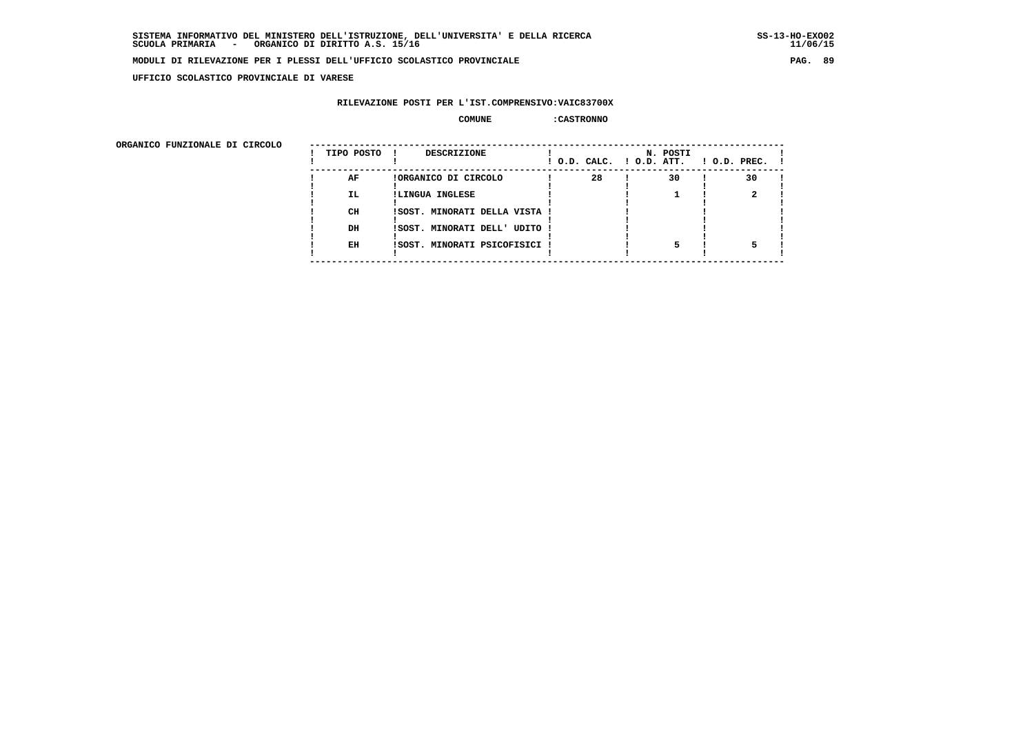**SISTEMA INFORMATIVO DEL MINISTERO DELL'ISTRUZIONE, DELL'UNIVERSITA' E DELLA RICERCA** SS-13-HO-EXO02
**SCUOLA PRIMARIA - ORGANICO DI DIRITTO A.S. 15/16** 11/06/15

**MODULI DI RILEVAZIONE PER I PLESSI DELL'UFFICIO SCOLASTICO PROVINCIALE**

**UFFICIO SCOLASTICO PROVINCIALE DI VARESE**

**RILEVAZIONE POSTI PER L'IST.COMPRENSIVO:VAIC83700X**

**COMUNE :CASTRONNO**

**ORGANICO FUNZIONALE DI CIRCOLO**

| TIPO POSTO | DESCRIZIONE | N. POSTI O.D. CALC. | O.D. ATT. | O.D. PREC. |
|---|---|---|---|---|
| AF | ORGANICO DI CIRCOLO | 28 | 30 | 30 |
| IL | LINGUA INGLESE | | 1 | 2 |
| CH | SOST. MINORATI DELLA VISTA | | | |
| DH | SOST. MINORATI DELL' UDITO | | | |
| EH | SOST. MINORATI PSICOFISICI | | 5 | 5 |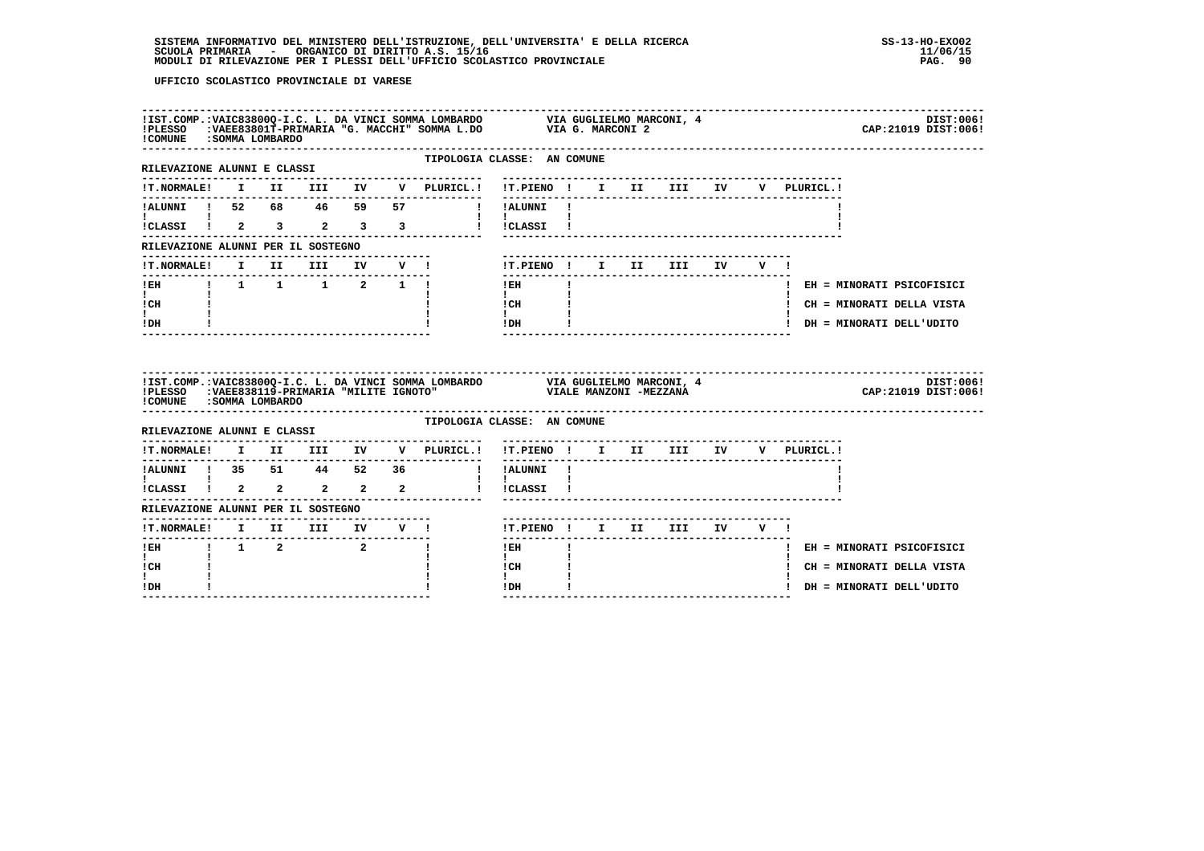**SISTEMA INFORMATIVO DEL MINISTERO DELL'ISTRUZIONE, DELL'UNIVERSITA' E DELLA RICERCA** SS-13-HO-EXO02
**SCUOLA PRIMARIA - ORGANICO DI DIRITTO A.S. 15/16** 11/06/15
**MODULI DI RILEVAZIONE PER I PLESSI DELL'UFFICIO SCOLASTICO PROVINCIALE**

**UFFICIO SCOLASTICO PROVINCIALE DI VARESE**

---

!IST.COMP.:VAIC83800Q-I.C. L. DA VINCI SOMMA LOMBARDO VIA GUGLIELMO MARCONI, 4 DIST:006!
!PLESSO :VAEE83801T-PRIMARIA "G. MACCHI" SOMMA L.DO VIA G. MARCONI 2 CAP:21019 DIST:006!
!COMUNE :SOMMA LOMBARDO

TIPOLOGIA CLASSE: AN COMUNE

RILEVAZIONE ALUNNI E CLASSI

| T.NORMALE | I | II | III | IV | V | PLURICL. | T.PIENO | I | II | III | IV | V | PLURICL. |
|---|---|---|---|---|---|---|---|---|---|---|---|---|---|
| ALUNNI | 52 | 68 | 46 | 59 | 57 | | ALUNNI | | | | | | |
| CLASSI | 2 | 3 | 2 | 3 | 3 | | CLASSI | | | | | | |

RILEVAZIONE ALUNNI PER IL SOSTEGNO

| T.NORMALE | I | II | III | IV | V | T.PIENO | I | II | III | IV | V |
|---|---|---|---|---|---|---|---|---|---|---|---|
| EH | 1 | 1 | 1 | 2 | 1 | EH | | | | | |
| CH | | | | | | CH | | | | | |
| DH | | | | | | DH | | | | | |

EH = MINORATI PSICOFISICI
CH = MINORATI DELLA VISTA
DH = MINORATI DELL'UDITO

---

!IST.COMP.:VAIC83800Q-I.C. L. DA VINCI SOMMA LOMBARDO VIA GUGLIELMO MARCONI, 4 DIST:006!
!PLESSO :VAEE838119-PRIMARIA "MILITE IGNOTO" VIALE MANZONI -MEZZANA CAP:21019 DIST:006!
!COMUNE :SOMMA LOMBARDO

TIPOLOGIA CLASSE: AN COMUNE

RILEVAZIONE ALUNNI E CLASSI

| T.NORMALE | I | II | III | IV | V | PLURICL. | T.PIENO | I | II | III | IV | V | PLURICL. |
|---|---|---|---|---|---|---|---|---|---|---|---|---|---|
| ALUNNI | 35 | 51 | 44 | 52 | 36 | | ALUNNI | | | | | | |
| CLASSI | 2 | 2 | 2 | 2 | 2 | | CLASSI | | | | | | |

RILEVAZIONE ALUNNI PER IL SOSTEGNO

| T.NORMALE | I | II | III | IV | V | T.PIENO | I | II | III | IV | V |
|---|---|---|---|---|---|---|---|---|---|---|---|
| EH | 1 | 2 | | 2 | | EH | | | | | |
| CH | | | | | | CH | | | | | |
| DH | | | | | | DH | | | | | |

EH = MINORATI PSICOFISICI
CH = MINORATI DELLA VISTA
DH = MINORATI DELL'UDITO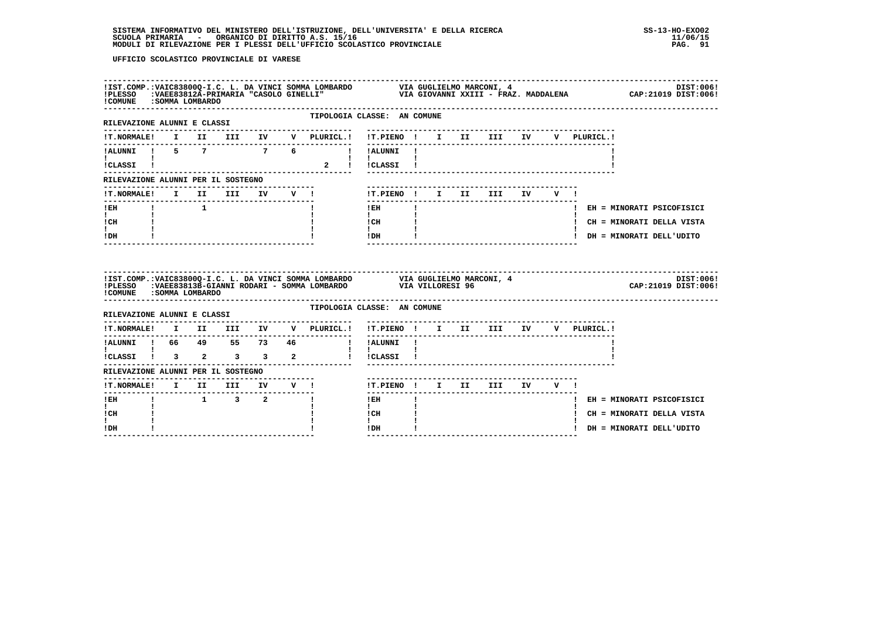UFFICIO SCOLASTICO PROVINCIALE DI VARESE

!IST.COMP.:VAIC83800Q-I.C. L. DA VINCI SOMMA LOMBARDO          VIA GUGLIELMO MARCONI, 4          DIST:006!
!PLESSO   :VAEE83812A-PRIMARIA "CASOLO GINELLI"                VIA GIOVANNI XXIII - FRAZ. MADDALENA          CAP:21019 DIST:006!
!COMUNE   :SOMMA LOMBARDO

TIPOLOGIA CLASSE: AN COMUNE

RILEVAZIONE ALUNNI E CLASSI

| T.NORMALE | I | II | III | IV | V | PLURICL. |
|---|---|---|---|---|---|---|
| ALUNNI | 5 | 7 | | 7 | 6 | |
| CLASSI | | | | | | 2 |

| T.PIENO | I | II | III | IV | V | PLURICL. |
|---|---|---|---|---|---|---|
| ALUNNI | | | | | | |
| CLASSI | | | | | | |

RILEVAZIONE ALUNNI PER IL SOSTEGNO

| T.NORMALE | I | II | III | IV | V |
|---|---|---|---|---|---|
| EH | | 1 | | | |
| CH | | | | | |
| DH | | | | | |

| T.PIENO | I | II | III | IV | V |
|---|---|---|---|---|---|
| EH | | | | | |
| CH | | | | | |
| DH | | | | | |

EH = MINORATI PSICOFISICI
CH = MINORATI DELLA VISTA
DH = MINORATI DELL'UDITO

!IST.COMP.:VAIC83800Q-I.C. L. DA VINCI SOMMA LOMBARDO          VIA GUGLIELMO MARCONI, 4          DIST:006!
!PLESSO   :VAEE83813B-GIANNI RODARI - SOMMA LOMBARDO           VIA VILLORESI 96          CAP:21019 DIST:006!
!COMUNE   :SOMMA LOMBARDO

TIPOLOGIA CLASSE: AN COMUNE

RILEVAZIONE ALUNNI E CLASSI

| T.NORMALE | I | II | III | IV | V | PLURICL. |
|---|---|---|---|---|---|---|
| ALUNNI | 66 | 49 | 55 | 73 | 46 | |
| CLASSI | 3 | 2 | 3 | 3 | 2 | |

| T.PIENO | I | II | III | IV | V | PLURICL. |
|---|---|---|---|---|---|---|
| ALUNNI | | | | | | |
| CLASSI | | | | | | |

RILEVAZIONE ALUNNI PER IL SOSTEGNO

| T.NORMALE | I | II | III | IV | V |
|---|---|---|---|---|---|
| EH | | 1 | 3 | 2 | |
| CH | | | | | |
| DH | | | | | |

| T.PIENO | I | II | III | IV | V |
|---|---|---|---|---|---|
| EH | | | | | |
| CH | | | | | |
| DH | | | | | |

EH = MINORATI PSICOFISICI
CH = MINORATI DELLA VISTA
DH = MINORATI DELL'UDITO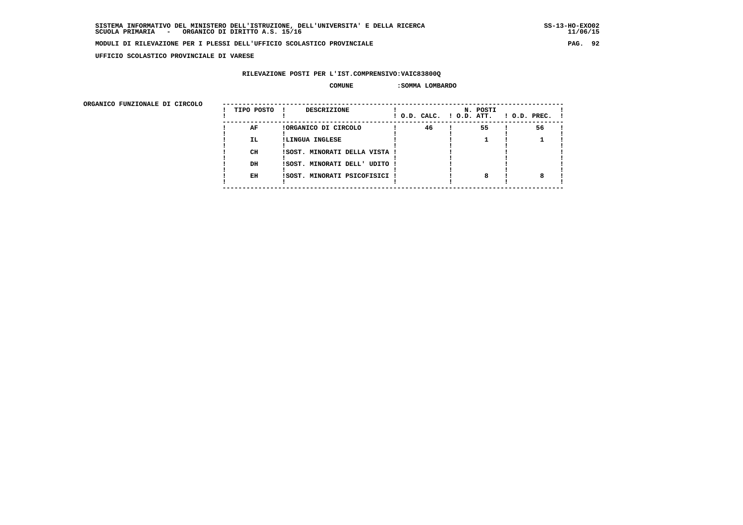UFFICIO SCOLASTICO PROVINCIALE DI VARESE

RILEVAZIONE POSTI PER L'IST.COMPRENSIVO:VAIC83800Q

COMUNE :SOMMA LOMBARDO

ORGANICO FUNZIONALE DI CIRCOLO

| TIPO POSTO | DESCRIZIONE | N. POSTI O.D. CALC. | O.D. ATT. | O.D. PREC. |
|---|---|---|---|---|
| AF | ORGANICO DI CIRCOLO | 46 | 55 | 56 |
| IL | LINGUA INGLESE | | 1 | 1 |
| CH | SOST. MINORATI DELLA VISTA | | | |
| DH | SOST. MINORATI DELL' UDITO | | | |
| EH | SOST. MINORATI PSICOFISICI | | 8 | 8 |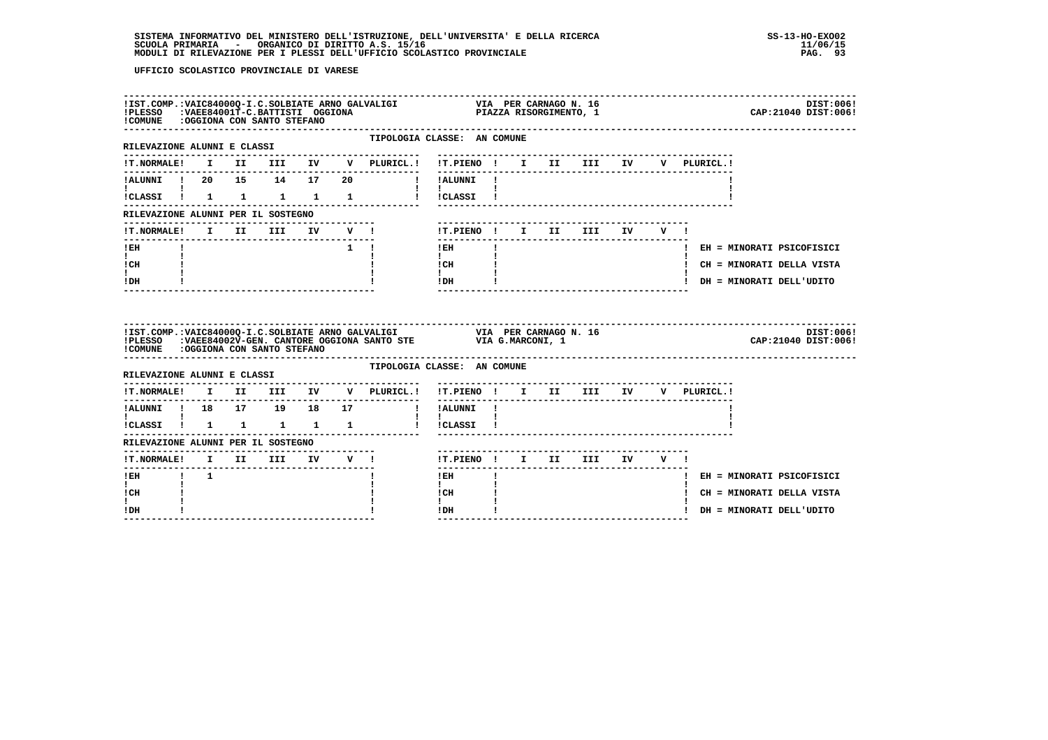SISTEMA INFORMATIVO DEL MINISTERO DELL'ISTRUZIONE, DELL'UNIVERSITA' E DELLA RICERCA
SCUOLA PRIMARIA - ORGANICO DI DIRITTO A.S. 15/16
MODULI DI RILEVAZIONE PER I PLESSI DELL'UFFICIO SCOLASTICO PROVINCIALE

SS-13-HO-EXO02
11/06/15

UFFICIO SCOLASTICO PROVINCIALE DI VARESE

!IST.COMP.:VAIC84000Q-I.C.SOLBIATE ARNO GALVALIGI — VIA PER CARNAGO N. 16 — DIST:006!
!PLESSO :VAEE84001T-C.BATTISTI OGGIONA — PIAZZA RISORGIMENTO, 1 — CAP:21040 DIST:006!
!COMUNE :OGGIONA CON SANTO STEFANO

TIPOLOGIA CLASSE: AN COMUNE

RILEVAZIONE ALUNNI E CLASSI

| T.NORMALE | I | II | III | IV | V | PLURICL. | T.PIENO | I | II | III | IV | V | PLURICL. |
|---|---|---|---|---|---|---|---|---|---|---|---|---|---|
| ALUNNI | 20 | 15 | 14 | 17 | 20 | | ALUNNI | | | | | | |
| CLASSI | 1 | 1 | 1 | 1 | 1 | | CLASSI | | | | | | |

RILEVAZIONE ALUNNI PER IL SOSTEGNO

| T.NORMALE | I | II | III | IV | V | T.PIENO | I | II | III | IV | V |
|---|---|---|---|---|---|---|---|---|---|---|---|
| EH | | | | | 1 | EH | | | | | |
| CH | | | | | | CH | | | | | |
| DH | | | | | | DH | | | | | |

EH = MINORATI PSICOFISICI
CH = MINORATI DELLA VISTA
DH = MINORATI DELL'UDITO

!IST.COMP.:VAIC84000Q-I.C.SOLBIATE ARNO GALVALIGI — VIA PER CARNAGO N. 16 — DIST:006!
!PLESSO :VAEE84002V-GEN. CANTORE OGGIONA SANTO STE — VIA G.MARCONI, 1 — CAP:21040 DIST:006!
!COMUNE :OGGIONA CON SANTO STEFANO

TIPOLOGIA CLASSE: AN COMUNE

RILEVAZIONE ALUNNI E CLASSI

| T.NORMALE | I | II | III | IV | V | PLURICL. | T.PIENO | I | II | III | IV | V | PLURICL. |
|---|---|---|---|---|---|---|---|---|---|---|---|---|---|
| ALUNNI | 18 | 17 | 19 | 18 | 17 | | ALUNNI | | | | | | |
| CLASSI | 1 | 1 | 1 | 1 | 1 | | CLASSI | | | | | | |

RILEVAZIONE ALUNNI PER IL SOSTEGNO

| T.NORMALE | I | II | III | IV | V | T.PIENO | I | II | III | IV | V |
|---|---|---|---|---|---|---|---|---|---|---|---|
| EH | 1 | | | | | EH | | | | | |
| CH | | | | | | CH | | | | | |
| DH | | | | | | DH | | | | | |

EH = MINORATI PSICOFISICI
CH = MINORATI DELLA VISTA
DH = MINORATI DELL'UDITO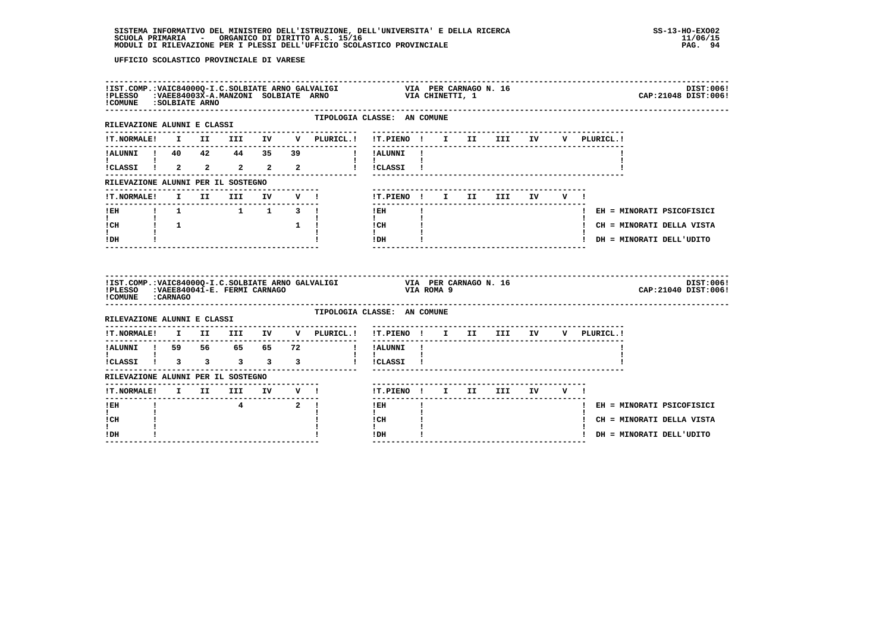SISTEMA INFORMATIVO DEL MINISTERO DELL'ISTRUZIONE, DELL'UNIVERSITA' E DELLA RICERCA
SCUOLA PRIMARIA - ORGANICO DI DIRITTO A.S. 15/16
MODULI DI RILEVAZIONE PER I PLESSI DELL'UFFICIO SCOLASTICO PROVINCIALE

SS-13-HO-EXO02
11/06/15

UFFICIO SCOLASTICO PROVINCIALE DI VARESE

IST.COMP.:VAIC84000Q-I.C.SOLBIATE ARNO GALVALIGI — VIA PER CARNAGO N. 16 — DIST:006
PLESSO :VAEE84003X-A.MANZONI SOLBIATE ARNO — VIA CHINETTI, 1 — CAP:21048 DIST:006
COMUNE :SOLBIATE ARNO

TIPOLOGIA CLASSE: AN COMUNE

RILEVAZIONE ALUNNI E CLASSI

| T.NORMALE | I | II | III | IV | V | PLURICL. | T.PIENO | I | II | III | IV | V | PLURICL. |
|---|---|---|---|---|---|---|---|---|---|---|---|---|---|
| ALUNNI | 40 | 42 | 44 | 35 | 39 | | ALUNNI | | | | | | |
| CLASSI | 2 | 2 | 2 | 2 | 2 | | CLASSI | | | | | | |

RILEVAZIONE ALUNNI PER IL SOSTEGNO

| T.NORMALE | I | II | III | IV | V | T.PIENO | I | II | III | IV | V |
|---|---|---|---|---|---|---|---|---|---|---|---|
| EH | 1 | | 1 | 1 | 3 | EH | | | | | |
| CH | 1 | | | | 1 | CH | | | | | |
| DH | | | | | | DH | | | | | |

EH = MINORATI PSICOFISICI
CH = MINORATI DELLA VISTA
DH = MINORATI DELL'UDITO

IST.COMP.:VAIC84000Q-I.C.SOLBIATE ARNO GALVALIGI — VIA PER CARNAGO N. 16 — DIST:006
PLESSO :VAEE840041-E. FERMI CARNAGO — VIA ROMA 9 — CAP:21040 DIST:006
COMUNE :CARNAGO

TIPOLOGIA CLASSE: AN COMUNE

RILEVAZIONE ALUNNI E CLASSI

| T.NORMALE | I | II | III | IV | V | PLURICL. | T.PIENO | I | II | III | IV | V | PLURICL. |
|---|---|---|---|---|---|---|---|---|---|---|---|---|---|
| ALUNNI | 59 | 56 | 65 | 65 | 72 | | ALUNNI | | | | | | |
| CLASSI | 3 | 3 | 3 | 3 | 3 | | CLASSI | | | | | | |

RILEVAZIONE ALUNNI PER IL SOSTEGNO

| T.NORMALE | I | II | III | IV | V | T.PIENO | I | II | III | IV | V |
|---|---|---|---|---|---|---|---|---|---|---|---|
| EH | | | 4 | | 2 | EH | | | | | |
| CH | | | | | | CH | | | | | |
| DH | | | | | | DH | | | | | |

EH = MINORATI PSICOFISICI
CH = MINORATI DELLA VISTA
DH = MINORATI DELL'UDITO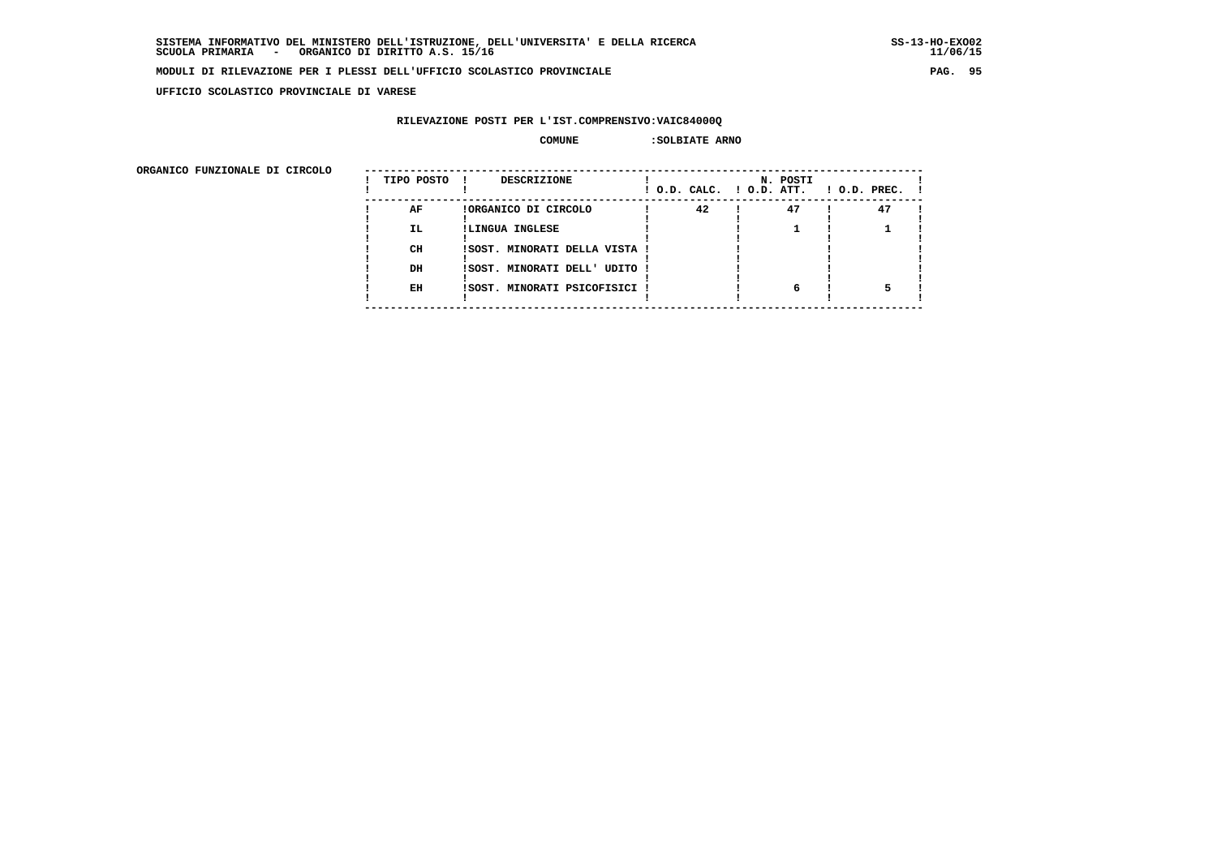UFFICIO SCOLASTICO PROVINCIALE DI VARESE

RILEVAZIONE POSTI PER L'IST.COMPRENSIVO:VAIC84000Q

COMUNE :SOLBIATE ARNO

ORGANICO FUNZIONALE DI CIRCOLO

| TIPO POSTO | DESCRIZIONE | N. POSTI O.D. CALC. | O.D. ATT. | O.D. PREC. |
|---|---|---|---|---|
| AF | ORGANICO DI CIRCOLO | 42 | 47 | 47 |
| IL | LINGUA INGLESE | | 1 | 1 |
| CH | SOST. MINORATI DELLA VISTA | | | |
| DH | SOST. MINORATI DELL' UDITO | | | |
| EH | SOST. MINORATI PSICOFISICI | | 6 | 5 |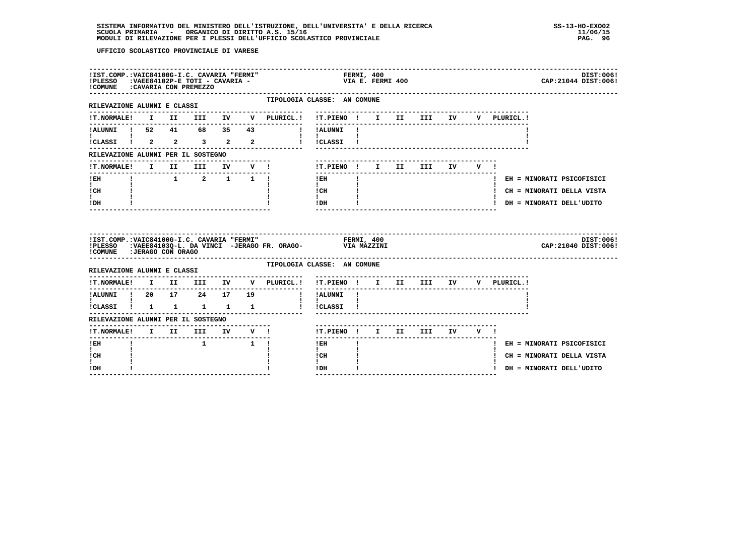SISTEMA INFORMATIVO DEL MINISTERO DELL'ISTRUZIONE, DELL'UNIVERSITA' E DELLA RICERCA
SCUOLA PRIMARIA - ORGANICO DI DIRITTO A.S. 15/16
MODULI DI RILEVAZIONE PER I PLESSI DELL'UFFICIO SCOLASTICO PROVINCIALE

SS-13-HO-EXO02
11/06/15

UFFICIO SCOLASTICO PROVINCIALE DI VARESE

IST.COMP.: VAIC84100G-I.C. CAVARIA "FERMI" — FERMI, 400 — DIST:006
PLESSO: VAEE84102P-E TOTI - CAVARIA - — VIA E. FERMI 400 — CAP:21044 DIST:006
COMUNE: CAVARIA CON PREMEZZO

TIPOLOGIA CLASSE: AN COMUNE

RILEVAZIONE ALUNNI E CLASSI

| T.NORMALE | I | II | III | IV | V | PLURICL. |
|---|---|---|---|---|---|---|
| ALUNNI | 52 | 41 | 68 | 35 | 43 | |
| CLASSI | 2 | 2 | 3 | 2 | 2 | |

| T.PIENO | I | II | III | IV | V | PLURICL. |
|---|---|---|---|---|---|---|
| ALUNNI | | | | | | |
| CLASSI | | | | | | |

RILEVAZIONE ALUNNI PER IL SOSTEGNO

| T.NORMALE | I | II | III | IV | V |
|---|---|---|---|---|---|
| EH | | 1 | 2 | 1 | 1 |
| CH | | | | | |
| DH | | | | | |

| T.PIENO | I | II | III | IV | V |
|---|---|---|---|---|---|
| EH | | | | | |
| CH | | | | | |
| DH | | | | | |

EH = MINORATI PSICOFISICI
CH = MINORATI DELLA VISTA
DH = MINORATI DELL'UDITO

IST.COMP.: VAIC84100G-I.C. CAVARIA "FERMI" — FERMI, 400 — DIST:006
PLESSO: VAEE84103Q-L. DA VINCI -JERAGO FR. ORAGO- — VIA MAZZINI — CAP:21040 DIST:006
COMUNE: JERAGO CON ORAGO

TIPOLOGIA CLASSE: AN COMUNE

RILEVAZIONE ALUNNI E CLASSI

| T.NORMALE | I | II | III | IV | V | PLURICL. |
|---|---|---|---|---|---|---|
| ALUNNI | 20 | 17 | 24 | 17 | 19 | |
| CLASSI | 1 | 1 | 1 | 1 | 1 | |

| T.PIENO | I | II | III | IV | V | PLURICL. |
|---|---|---|---|---|---|---|
| ALUNNI | | | | | | |
| CLASSI | | | | | | |

RILEVAZIONE ALUNNI PER IL SOSTEGNO

| T.NORMALE | I | II | III | IV | V |
|---|---|---|---|---|---|
| EH | | | 1 | | 1 |
| CH | | | | | |
| DH | | | | | |

| T.PIENO | I | II | III | IV | V |
|---|---|---|---|---|---|
| EH | | | | | |
| CH | | | | | |
| DH | | | | | |

EH = MINORATI PSICOFISICI
CH = MINORATI DELLA VISTA
DH = MINORATI DELL'UDITO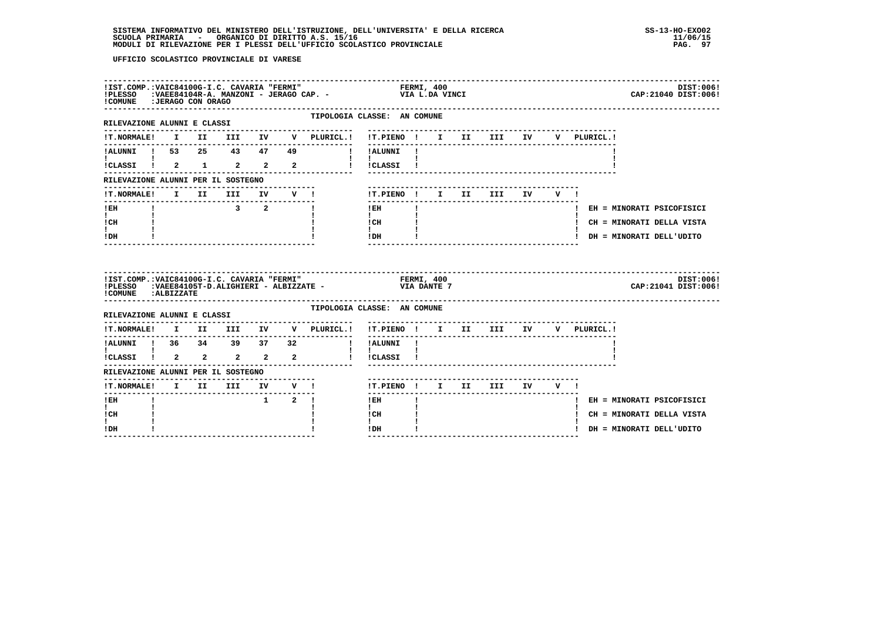UFFICIO SCOLASTICO PROVINCIALE DI VARESE

**IST.COMP.:VAIC84100G-I.C. CAVARIA "FERMI"** — FERMI, 400 — DIST:006!
**PLESSO :VAEE84104R-A. MANZONI - JERAGO CAP. -** — VIA L.DA VINCI — CAP:21040 DIST:006!
**COMUNE :JERAGO CON ORAGO**

TIPOLOGIA CLASSE: AN COMUNE

RILEVAZIONE ALUNNI E CLASSI

| T.NORMALE | I | II | III | IV | V | PLURICL. |
|---|---|---|---|---|---|---|
| ALUNNI | 53 | 25 | 43 | 47 | 49 | |
| CLASSI | 2 | 1 | 2 | 2 | 2 | |

| T.PIENO | I | II | III | IV | V | PLURICL. |
|---|---|---|---|---|---|---|
| ALUNNI | | | | | | |
| CLASSI | | | | | | |

RILEVAZIONE ALUNNI PER IL SOSTEGNO

| T.NORMALE | I | II | III | IV | V |
|---|---|---|---|---|---|
| EH | | | 3 | 2 | |
| CH | | | | | |
| DH | | | | | |

| T.PIENO | I | II | III | IV | V |
|---|---|---|---|---|---|
| EH | | | | | |
| CH | | | | | |
| DH | | | | | |

EH = MINORATI PSICOFISICI
CH = MINORATI DELLA VISTA
DH = MINORATI DELL'UDITO

**IST.COMP.:VAIC84100G-I.C. CAVARIA "FERMI"** — FERMI, 400 — DIST:006!
**PLESSO :VAEE84105T-D.ALIGHIERI - ALBIZZATE -** — VIA DANTE 7 — CAP:21041 DIST:006!
**COMUNE :ALBIZZATE**

TIPOLOGIA CLASSE: AN COMUNE

RILEVAZIONE ALUNNI E CLASSI

| T.NORMALE | I | II | III | IV | V | PLURICL. |
|---|---|---|---|---|---|---|
| ALUNNI | 36 | 34 | 39 | 37 | 32 | |
| CLASSI | 2 | 2 | 2 | 2 | 2 | |

| T.PIENO | I | II | III | IV | V | PLURICL. |
|---|---|---|---|---|---|---|
| ALUNNI | | | | | | |
| CLASSI | | | | | | |

RILEVAZIONE ALUNNI PER IL SOSTEGNO

| T.NORMALE | I | II | III | IV | V |
|---|---|---|---|---|---|
| EH | | | | 1 | 2 |
| CH | | | | | |
| DH | | | | | |

| T.PIENO | I | II | III | IV | V |
|---|---|---|---|---|---|
| EH | | | | | |
| CH | | | | | |
| DH | | | | | |

EH = MINORATI PSICOFISICI
CH = MINORATI DELLA VISTA
DH = MINORATI DELL'UDITO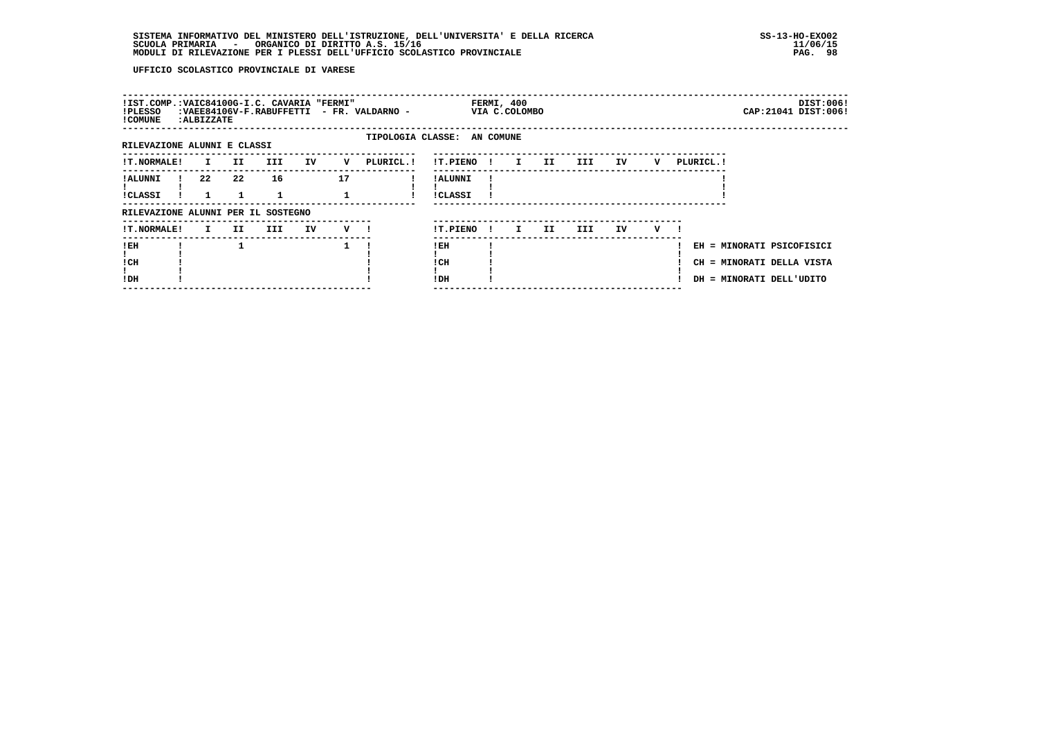UFFICIO SCOLASTICO PROVINCIALE DI VARESE

| !IST.COMP.:VAIC84100G-I.C. CAVARIA "FERMI" | FERMI, 400 | DIST:006! |
|---|---|---|
| !PLESSO :VAEE84106V-F.RABUFFETTI - FR. VALDARNO - | VIA C.COLOMBO | CAP:21041 DIST:006! |
| !COMUNE :ALBIZZATE | | |

TIPOLOGIA CLASSE: AN COMUNE

RILEVAZIONE ALUNNI E CLASSI

| !T.NORMALE! | I | II | III | IV | V | PLURICL.! |
|---|---|---|---|---|---|---|
| !ALUNNI | 22 | 22 | 16 | | 17 | |
| !CLASSI | 1 | 1 | 1 | | 1 | |

| !T.PIENO ! | I | II | III | IV | V | PLURICL.! |
|---|---|---|---|---|---|---|
| !ALUNNI | | | | | | |
| !CLASSI | | | | | | |

RILEVAZIONE ALUNNI PER IL SOSTEGNO

| !T.NORMALE! | I | II | III | IV | V ! |
|---|---|---|---|---|---|
| !EH | | 1 | | | 1 |
| !CH | | | | | |
| !DH | | | | | |

| !T.PIENO ! | I | II | III | IV | V ! |
|---|---|---|---|---|---|
| !EH | | | | | |
| !CH | | | | | |
| !DH | | | | | |

EH = MINORATI PSICOFISICI

CH = MINORATI DELLA VISTA

DH = MINORATI DELL'UDITO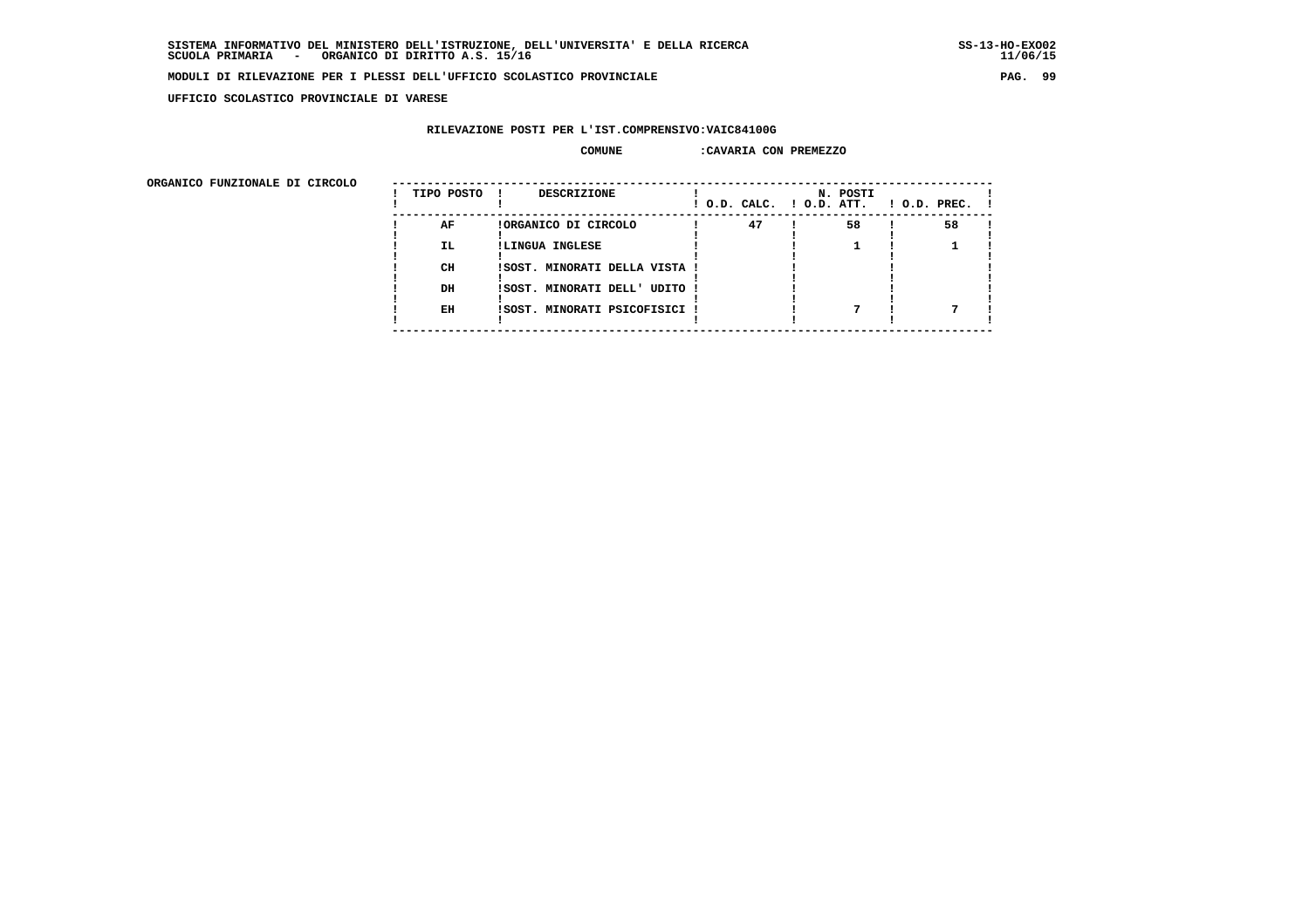SISTEMA INFORMATIVO DEL MINISTERO DELL'ISTRUZIONE, DELL'UNIVERSITA' E DELLA RICERCA
SCUOLA PRIMARIA - ORGANICO DI DIRITTO A.S. 15/16

SS-13-HO-EXO02
11/06/15

**MODULI DI RILEVAZIONE PER I PLESSI DELL'UFFICIO SCOLASTICO PROVINCIALE**

**UFFICIO SCOLASTICO PROVINCIALE DI VARESE**

**RILEVAZIONE POSTI PER L'IST.COMPRENSIVO:VAIC84100G**

**COMUNE :CAVARIA CON PREMEZZO**

**ORGANICO FUNZIONALE DI CIRCOLO**

| TIPO POSTO | DESCRIZIONE | N. POSTI O.D. CALC. | O.D. ATT. | O.D. PREC. |
|---|---|---|---|---|
| AF | ORGANICO DI CIRCOLO | 47 | 58 | 58 |
| IL | LINGUA INGLESE | | 1 | 1 |
| CH | SOST. MINORATI DELLA VISTA | | | |
| DH | SOST. MINORATI DELL' UDITO | | | |
| EH | SOST. MINORATI PSICOFISICI | | 7 | 7 |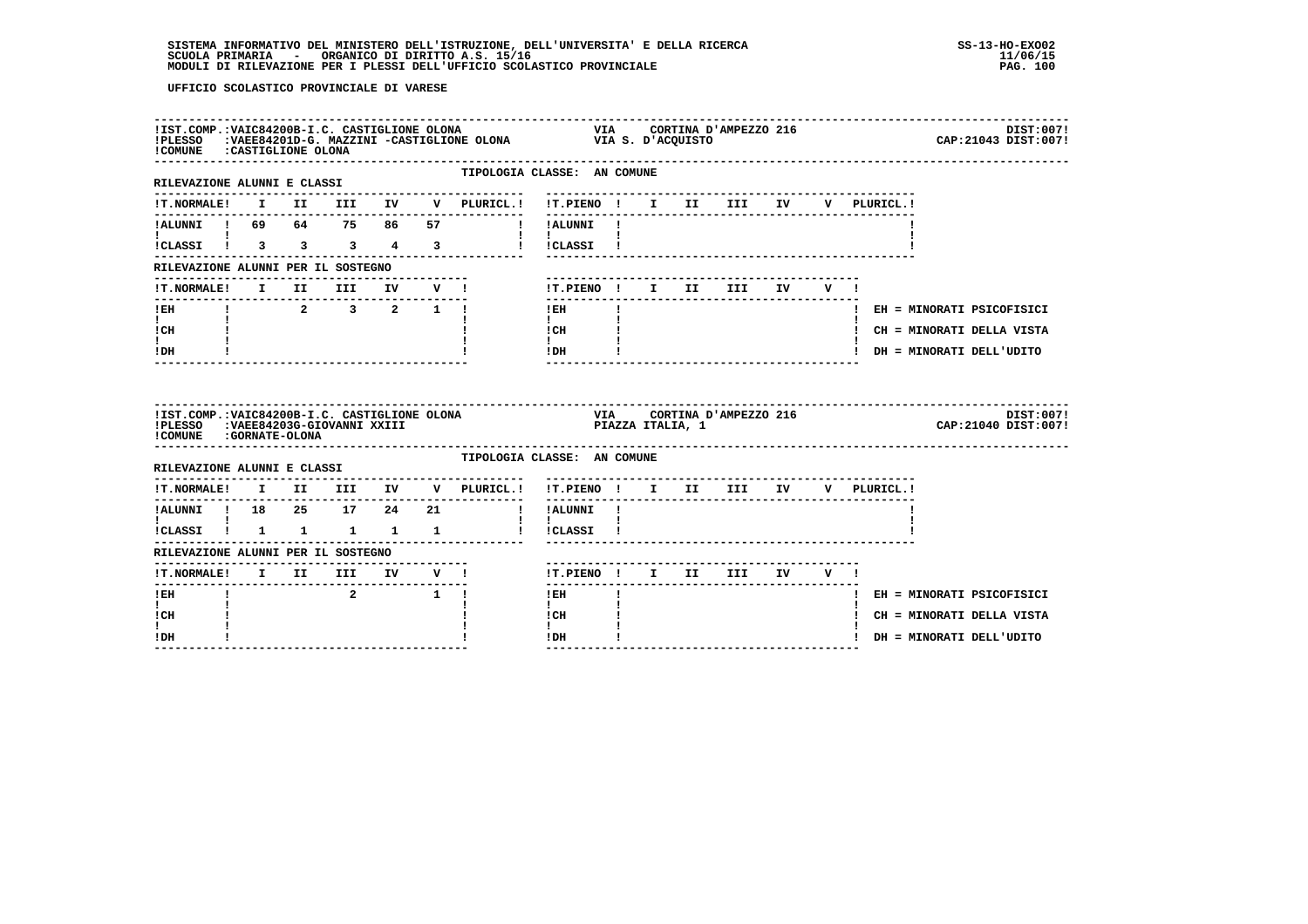UFFICIO SCOLASTICO PROVINCIALE DI VARESE

**IST.COMP.:** VAIC84200B-I.C. CASTIGLIONE OLONA — VIA CORTINA D'AMPEZZO 216 — DIST:007
**PLESSO:** VAEE84201D-G. MAZZINI -CASTIGLIONE OLONA — VIA S. D'ACQUISTO — CAP:21043 DIST:007
**COMUNE:** CASTIGLIONE OLONA

TIPOLOGIA CLASSE: AN COMUNE

RILEVAZIONE ALUNNI E CLASSI

| T.NORMALE | I | II | III | IV | V | PLURICL. | T.PIENO | I | II | III | IV | V | PLURICL. |
|---|---|---|---|---|---|---|---|---|---|---|---|---|---|
| ALUNNI | 69 | 64 | 75 | 86 | 57 | | ALUNNI | | | | | | |
| CLASSI | 3 | 3 | 3 | 4 | 3 | | CLASSI | | | | | | |

RILEVAZIONE ALUNNI PER IL SOSTEGNO

| T.NORMALE | I | II | III | IV | V | T.PIENO | I | II | III | IV | V |
|---|---|---|---|---|---|---|---|---|---|---|---|
| EH | | 2 | 3 | 2 | 1 | EH | | | | | |
| CH | | | | | | CH | | | | | |
| DH | | | | | | DH | | | | | |

EH = MINORATI PSICOFISICI
CH = MINORATI DELLA VISTA
DH = MINORATI DELL'UDITO

**IST.COMP.:** VAIC84200B-I.C. CASTIGLIONE OLONA — VIA CORTINA D'AMPEZZO 216 — DIST:007
**PLESSO:** VAEE84203G-GIOVANNI XXIII — PIAZZA ITALIA, 1 — CAP:21040 DIST:007
**COMUNE:** GORNATE-OLONA

TIPOLOGIA CLASSE: AN COMUNE

RILEVAZIONE ALUNNI E CLASSI

| T.NORMALE | I | II | III | IV | V | PLURICL. | T.PIENO | I | II | III | IV | V | PLURICL. |
|---|---|---|---|---|---|---|---|---|---|---|---|---|---|
| ALUNNI | 18 | 25 | 17 | 24 | 21 | | ALUNNI | | | | | | |
| CLASSI | 1 | 1 | 1 | 1 | 1 | | CLASSI | | | | | | |

RILEVAZIONE ALUNNI PER IL SOSTEGNO

| T.NORMALE | I | II | III | IV | V | T.PIENO | I | II | III | IV | V |
|---|---|---|---|---|---|---|---|---|---|---|---|
| EH | | | 2 | | 1 | EH | | | | | |
| CH | | | | | | CH | | | | | |
| DH | | | | | | DH | | | | | |

EH = MINORATI PSICOFISICI
CH = MINORATI DELLA VISTA
DH = MINORATI DELL'UDITO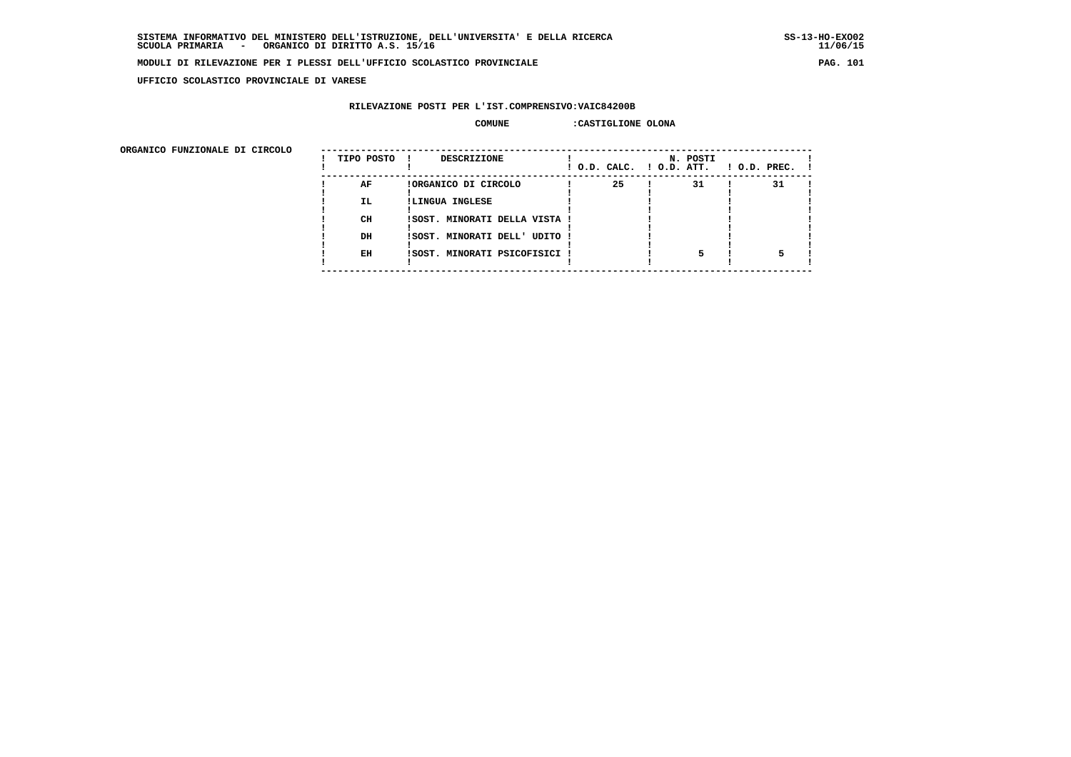**SISTEMA INFORMATIVO DEL MINISTERO DELL'ISTRUZIONE, DELL'UNIVERSITA' E DELLA RICERCA**
**SCUOLA PRIMARIA - ORGANICO DI DIRITTO A.S. 15/16**

**MODULI DI RILEVAZIONE PER I PLESSI DELL'UFFICIO SCOLASTICO PROVINCIALE**

**UFFICIO SCOLASTICO PROVINCIALE DI VARESE**

**RILEVAZIONE POSTI PER L'IST.COMPRENSIVO:VAIC84200B**

**COMUNE :CASTIGLIONE OLONA**

**ORGANICO FUNZIONALE DI CIRCOLO**

| TIPO POSTO | DESCRIZIONE | N. POSTI O.D. CALC. | O.D. ATT. | O.D. PREC. |
|---|---|---|---|---|
| AF | ORGANICO DI CIRCOLO | 25 | 31 | 31 |
| IL | LINGUA INGLESE | | | |
| CH | SOST. MINORATI DELLA VISTA | | | |
| DH | SOST. MINORATI DELL' UDITO | | | |
| EH | SOST. MINORATI PSICOFISICI | | 5 | 5 |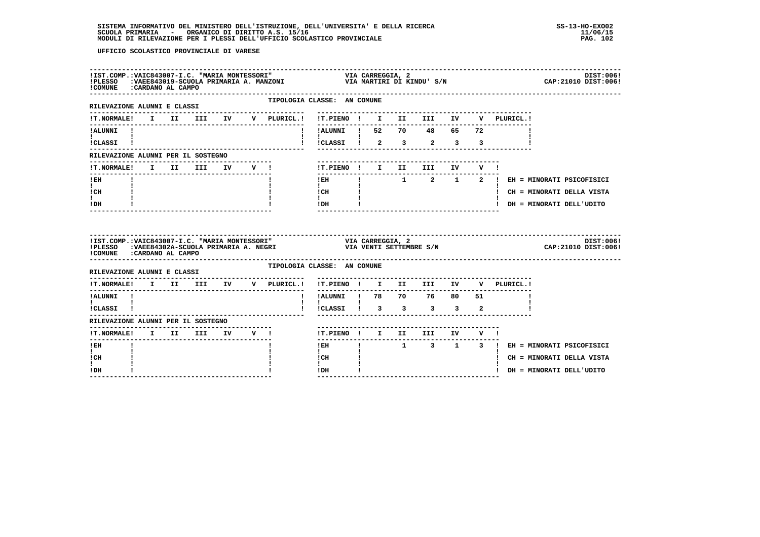UFFICIO SCOLASTICO PROVINCIALE DI VARESE

IST.COMP.:VAIC843007-I.C. "MARIA MONTESSORI" VIA CARREGGIA, 2 DIST:006!
PLESSO :VAEE843019-SCUOLA PRIMARIA A. MANZONI VIA MARTIRI DI KINDU' S/N CAP:21010 DIST:006!
COMUNE :CARDANO AL CAMPO

TIPOLOGIA CLASSE: AN COMUNE

RILEVAZIONE ALUNNI E CLASSI

| T.NORMALE | I | II | III | IV | V | PLURICL. | T.PIENO | I | II | III | IV | V | PLURICL. |
|---|---|---|---|---|---|---|---|---|---|---|---|---|---|
| ALUNNI | | | | | | | ALUNNI | 52 | 70 | 48 | 65 | 72 | |
| CLASSI | | | | | | | CLASSI | 2 | 3 | 2 | 3 | 3 | |

RILEVAZIONE ALUNNI PER IL SOSTEGNO

| T.NORMALE | I | II | III | IV | V | T.PIENO | I | II | III | IV | V |
|---|---|---|---|---|---|---|---|---|---|---|---|
| EH | | | | | | EH | | 1 | 2 | 1 | 2 |
| CH | | | | | | CH | | | | | |
| DH | | | | | | DH | | | | | |

EH = MINORATI PSICOFISICI
CH = MINORATI DELLA VISTA
DH = MINORATI DELL'UDITO

IST.COMP.:VAIC843007-I.C. "MARIA MONTESSORI" VIA CARREGGIA, 2 DIST:006!
PLESSO :VAEE84302A-SCUOLA PRIMARIA A. NEGRI VIA VENTI SETTEMBRE S/N CAP:21010 DIST:006!
COMUNE :CARDANO AL CAMPO

TIPOLOGIA CLASSE: AN COMUNE

RILEVAZIONE ALUNNI E CLASSI

| T.NORMALE | I | II | III | IV | V | PLURICL. | T.PIENO | I | II | III | IV | V | PLURICL. |
|---|---|---|---|---|---|---|---|---|---|---|---|---|---|
| ALUNNI | | | | | | | ALUNNI | 78 | 70 | 76 | 80 | 51 | |
| CLASSI | | | | | | | CLASSI | 3 | 3 | 3 | 3 | 2 | |

RILEVAZIONE ALUNNI PER IL SOSTEGNO

| T.NORMALE | I | II | III | IV | V | T.PIENO | I | II | III | IV | V |
|---|---|---|---|---|---|---|---|---|---|---|---|
| EH | | | | | | EH | | 1 | 3 | 1 | 3 |
| CH | | | | | | CH | | | | | |
| DH | | | | | | DH | | | | | |

EH = MINORATI PSICOFISICI
CH = MINORATI DELLA VISTA
DH = MINORATI DELL'UDITO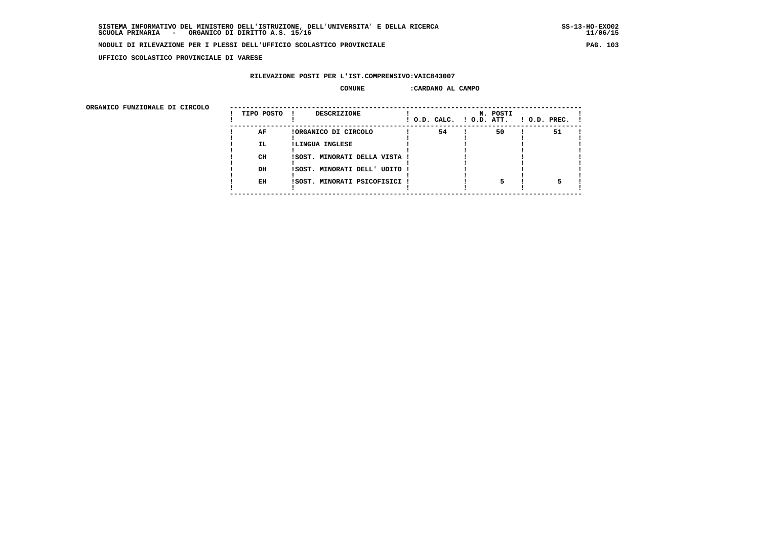SISTEMA INFORMATIVO DEL MINISTERO DELL'ISTRUZIONE, DELL'UNIVERSITA' E DELLA RICERCA
SCUOLA PRIMARIA - ORGANICO DI DIRITTO A.S. 15/16

SS-13-HO-EXO02
11/06/15

MODULI DI RILEVAZIONE PER I PLESSI DELL'UFFICIO SCOLASTICO PROVINCIALE

UFFICIO SCOLASTICO PROVINCIALE DI VARESE

RILEVAZIONE POSTI PER L'IST.COMPRENSIVO:VAIC843007

COMUNE :CARDANO AL CAMPO

ORGANICO FUNZIONALE DI CIRCOLO

| TIPO POSTO | DESCRIZIONE | N. POSTI O.D. CALC. | O.D. ATT. | O.D. PREC. |
|---|---|---|---|---|
| AF | ORGANICO DI CIRCOLO | 54 | 50 | 51 |
| IL | LINGUA INGLESE | | | |
| CH | SOST. MINORATI DELLA VISTA | | | |
| DH | SOST. MINORATI DELL' UDITO | | | |
| EH | SOST. MINORATI PSICOFISICI | | 5 | 5 |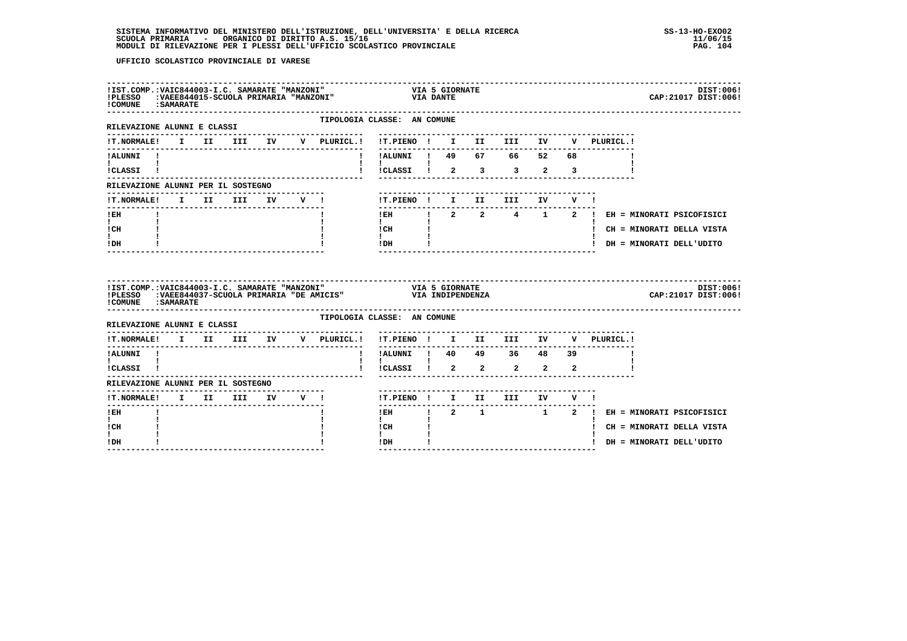SISTEMA INFORMATIVO DEL MINISTERO DELL'ISTRUZIONE, DELL'UNIVERSITA' E DELLA RICERCA
SCUOLA PRIMARIA - ORGANICO DI DIRITTO A.S. 15/16
MODULI DI RILEVAZIONE PER I PLESSI DELL'UFFICIO SCOLASTICO PROVINCIALE

SS-13-HO-EXO02
11/06/15

UFFICIO SCOLASTICO PROVINCIALE DI VARESE

IST.COMP.:VAIC844003-I.C. SAMARATE "MANZONI" — VIA 5 GIORNATE — DIST:006
PLESSO :VAEE844015-SCUOLA PRIMARIA "MANZONI" — VIA DANTE — CAP:21017 DIST:006
COMUNE :SAMARATE

TIPOLOGIA CLASSE: AN COMUNE

RILEVAZIONE ALUNNI E CLASSI

| T.NORMALE | I | II | III | IV | V | PLURICL. | T.PIENO | I | II | III | IV | V | PLURICL. |
|---|---|---|---|---|---|---|---|---|---|---|---|---|---|
| ALUNNI | | | | | | | ALUNNI | 49 | 67 | 66 | 52 | 68 | |
| CLASSI | | | | | | | CLASSI | 2 | 3 | 3 | 2 | 3 | |

RILEVAZIONE ALUNNI PER IL SOSTEGNO

| T.NORMALE | I | II | III | IV | V | T.PIENO | I | II | III | IV | V |
|---|---|---|---|---|---|---|---|---|---|---|---|
| EH | | | | | | EH | 2 | 2 | 4 | 1 | 2 |
| CH | | | | | | CH | | | | | |
| DH | | | | | | DH | | | | | |

EH = MINORATI PSICOFISICI
CH = MINORATI DELLA VISTA
DH = MINORATI DELL'UDITO

IST.COMP.:VAIC844003-I.C. SAMARATE "MANZONI" — VIA 5 GIORNATE — DIST:006
PLESSO :VAEE844037-SCUOLA PRIMARIA "DE AMICIS" — VIA INDIPENDENZA — CAP:21017 DIST:006
COMUNE :SAMARATE

TIPOLOGIA CLASSE: AN COMUNE

RILEVAZIONE ALUNNI E CLASSI

| T.NORMALE | I | II | III | IV | V | PLURICL. | T.PIENO | I | II | III | IV | V | PLURICL. |
|---|---|---|---|---|---|---|---|---|---|---|---|---|---|
| ALUNNI | | | | | | | ALUNNI | 40 | 49 | 36 | 48 | 39 | |
| CLASSI | | | | | | | CLASSI | 2 | 2 | 2 | 2 | 2 | |

RILEVAZIONE ALUNNI PER IL SOSTEGNO

| T.NORMALE | I | II | III | IV | V | T.PIENO | I | II | III | IV | V |
|---|---|---|---|---|---|---|---|---|---|---|---|
| EH | | | | | | EH | 2 | 1 | | 1 | 2 |
| CH | | | | | | CH | | | | | |
| DH | | | | | | DH | | | | | |

EH = MINORATI PSICOFISICI
CH = MINORATI DELLA VISTA
DH = MINORATI DELL'UDITO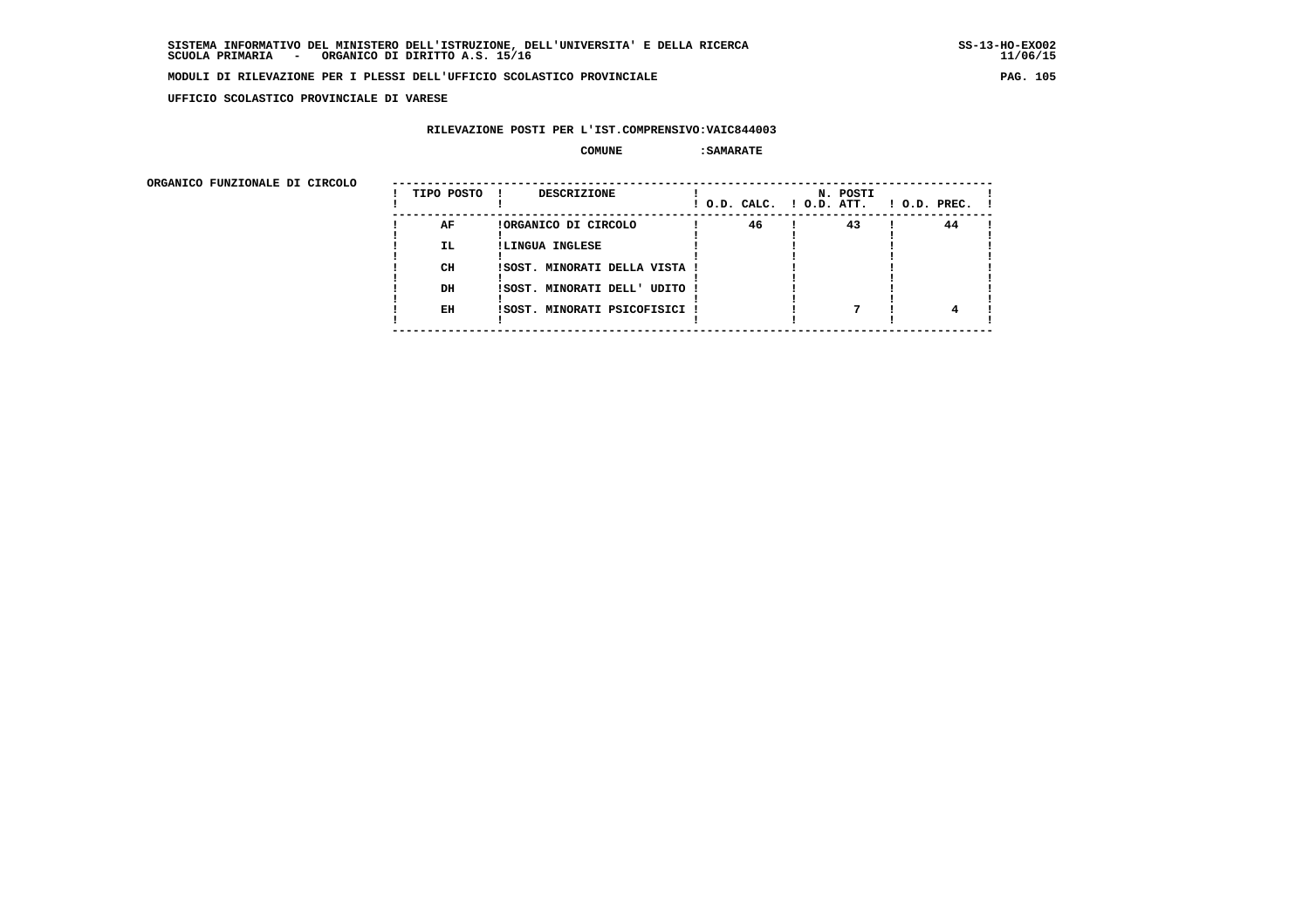**SISTEMA INFORMATIVO DEL MINISTERO DELL'ISTRUZIONE, DELL'UNIVERSITA' E DELLA RICERCA** SS-13-HO-EXO02
**SCUOLA PRIMARIA - ORGANICO DI DIRITTO A.S. 15/16** 11/06/15

**MODULI DI RILEVAZIONE PER I PLESSI DELL'UFFICIO SCOLASTICO PROVINCIALE**

**UFFICIO SCOLASTICO PROVINCIALE DI VARESE**

**RILEVAZIONE POSTI PER L'IST.COMPRENSIVO:VAIC844003**

**COMUNE :SAMARATE**

**ORGANICO FUNZIONALE DI CIRCOLO**

| TIPO POSTO | DESCRIZIONE | N. POSTI O.D. CALC. | O.D. ATT. | O.D. PREC. |
|---|---|---|---|---|
| AF | ORGANICO DI CIRCOLO | 46 | 43 | 44 |
| IL | LINGUA INGLESE | | | |
| CH | SOST. MINORATI DELLA VISTA | | | |
| DH | SOST. MINORATI DELL' UDITO | | | |
| EH | SOST. MINORATI PSICOFISICI | | 7 | 4 |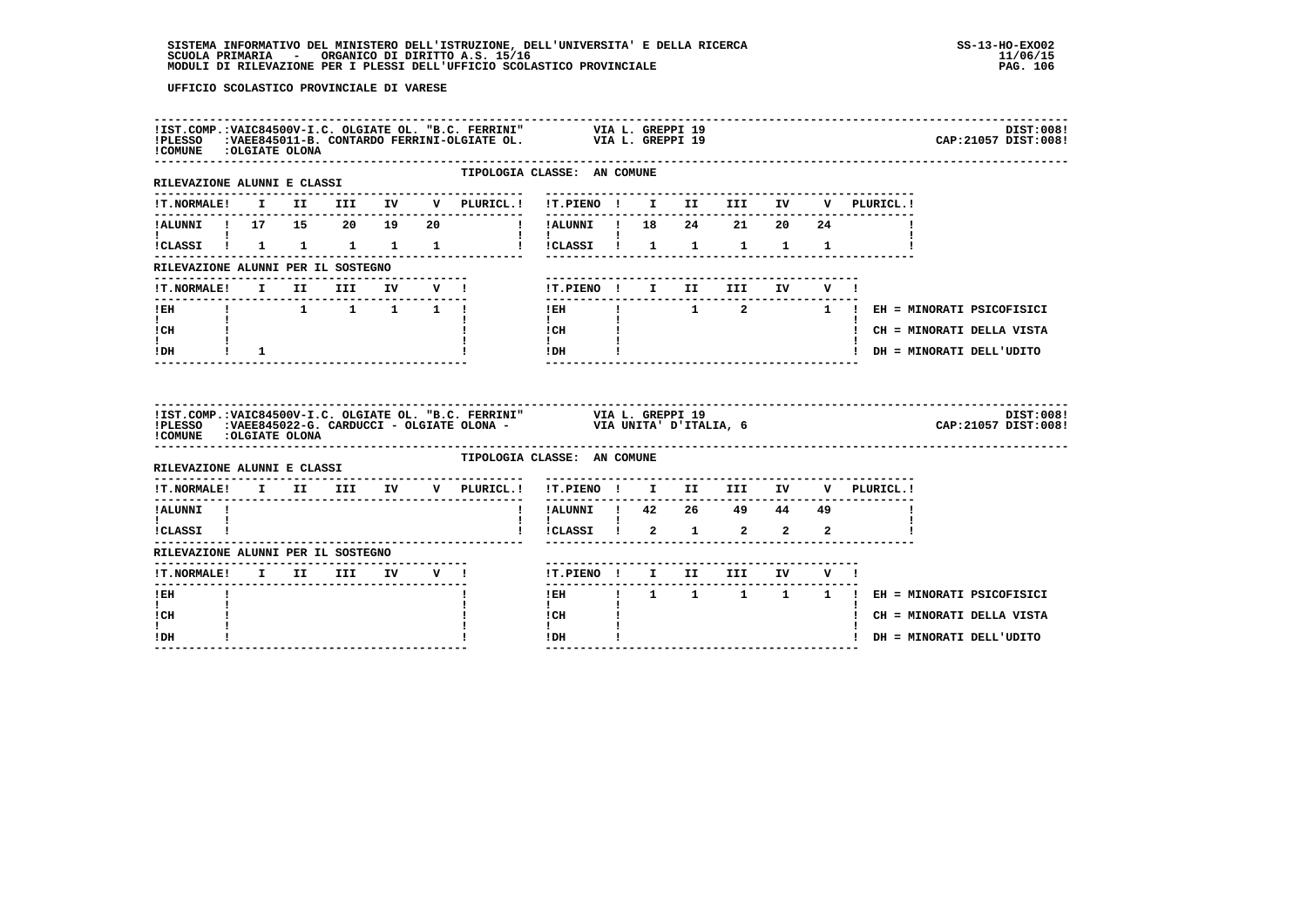UFFICIO SCOLASTICO PROVINCIALE DI VARESE

IST.COMP.:VAIC84500V-I.C. OLGIATE OL. "B.C. FERRINI" VIA L. GREPPI 19 DIST:008!
PLESSO :VAEE845011-B. CONTARDO FERRINI-OLGIATE OL. VIA L. GREPPI 19 CAP:21057 DIST:008!
COMUNE :OLGIATE OLONA

TIPOLOGIA CLASSE: AN COMUNE

RILEVAZIONE ALUNNI E CLASSI

| T.NORMALE | I | II | III | IV | V | PLURICL. | T.PIENO | I | II | III | IV | V | PLURICL. |
|---|---|---|---|---|---|---|---|---|---|---|---|---|---|
| ALUNNI | 17 | 15 | 20 | 19 | 20 | | ALUNNI | 18 | 24 | 21 | 20 | 24 | |
| CLASSI | 1 | 1 | 1 | 1 | 1 | | CLASSI | 1 | 1 | 1 | 1 | 1 | |

RILEVAZIONE ALUNNI PER IL SOSTEGNO

| T.NORMALE | I | II | III | IV | V | T.PIENO | I | II | III | IV | V |
|---|---|---|---|---|---|---|---|---|---|---|---|
| EH | | 1 | 1 | 1 | 1 | EH | | 1 | 2 | | 1 |
| CH | | | | | | CH | | | | | |
| DH | 1 | | | | | DH | | | | | |

EH = MINORATI PSICOFISICI
CH = MINORATI DELLA VISTA
DH = MINORATI DELL'UDITO

IST.COMP.:VAIC84500V-I.C. OLGIATE OL. "B.C. FERRINI" VIA L. GREPPI 19 DIST:008!
PLESSO :VAEE845022-G. CARDUCCI - OLGIATE OLONA - VIA UNITA' D'ITALIA, 6 CAP:21057 DIST:008!
COMUNE :OLGIATE OLONA

TIPOLOGIA CLASSE: AN COMUNE

RILEVAZIONE ALUNNI E CLASSI

| T.NORMALE | I | II | III | IV | V | PLURICL. | T.PIENO | I | II | III | IV | V | PLURICL. |
|---|---|---|---|---|---|---|---|---|---|---|---|---|---|
| ALUNNI | | | | | | | ALUNNI | 42 | 26 | 49 | 44 | 49 | |
| CLASSI | | | | | | | CLASSI | 2 | 1 | 2 | 2 | 2 | |

RILEVAZIONE ALUNNI PER IL SOSTEGNO

| T.NORMALE | I | II | III | IV | V | T.PIENO | I | II | III | IV | V |
|---|---|---|---|---|---|---|---|---|---|---|---|
| EH | | | | | | EH | 1 | 1 | 1 | 1 | 1 |
| CH | | | | | | CH | | | | | |
| DH | | | | | | DH | | | | | |

EH = MINORATI PSICOFISICI
CH = MINORATI DELLA VISTA
DH = MINORATI DELL'UDITO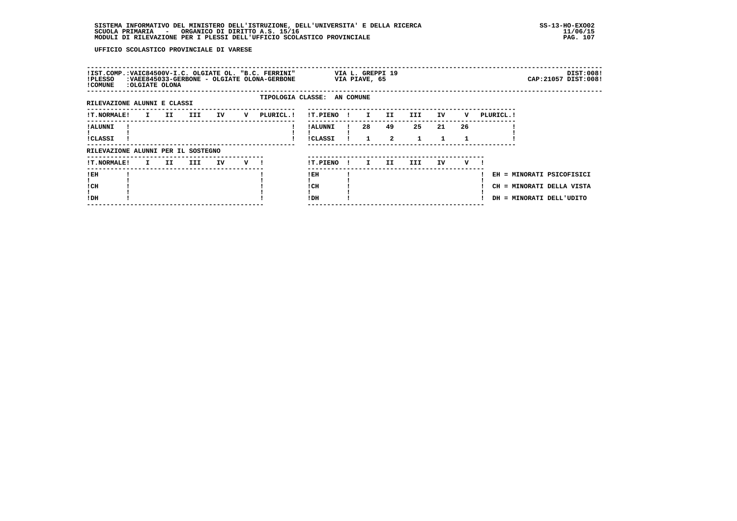UFFICIO SCOLASTICO PROVINCIALE DI VARESE

| | | | |
|---|---|---|---|
| !IST.COMP.:VAIC84500V-I.C. OLGIATE OL. "B.C. FERRINI" | VIA L. GREPPI 19 | | DIST:008! |
| !PLESSO :VAEE845033-GERBONE - OLGIATE OLONA-GERBONE | VIA PIAVE, 65 | | CAP:21057 DIST:008! |
| !COMUNE :OLGIATE OLONA | | | |

TIPOLOGIA CLASSE: AN COMUNE

RILEVAZIONE ALUNNI E CLASSI

| !T.NORMALE! | I | II | III | IV | V | PLURICL.! | !T.PIENO ! | I | II | III | IV | V | PLURICL.! |
|---|---|---|---|---|---|---|---|---|---|---|---|---|---|
| !ALUNNI ! | | | | | | ! | !ALUNNI ! | 28 | 49 | 25 | 21 | 26 | ! |
| !CLASSI ! | | | | | | ! | !CLASSI ! | 1 | 2 | 1 | 1 | 1 | ! |

RILEVAZIONE ALUNNI PER IL SOSTEGNO

| !T.NORMALE! | I | II | III | IV | V ! | !T.PIENO ! | I | II | III | IV | V ! | |
|---|---|---|---|---|---|---|---|---|---|---|---|---|
| !EH ! | | | | | ! | !EH ! | | | | | ! | EH = MINORATI PSICOFISICI |
| !CH ! | | | | | ! | !CH ! | | | | | ! | CH = MINORATI DELLA VISTA |
| !DH ! | | | | | ! | !DH ! | | | | | ! | DH = MINORATI DELL'UDITO |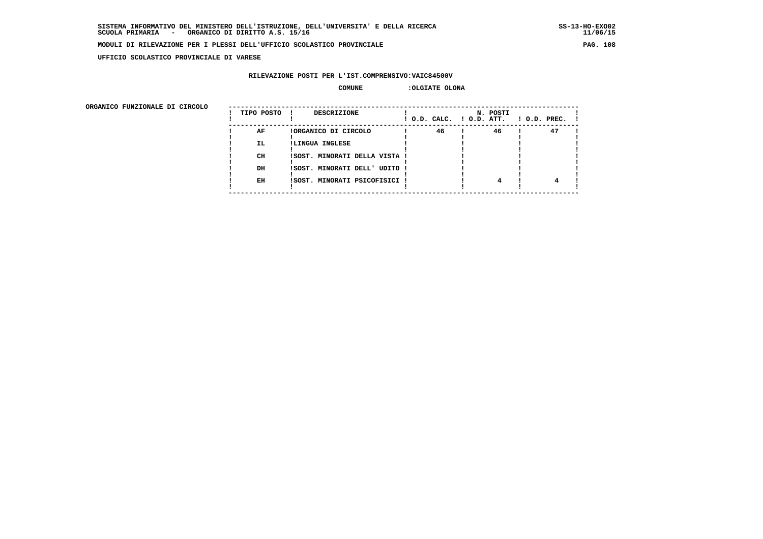SISTEMA INFORMATIVO DEL MINISTERO DELL'ISTRUZIONE, DELL'UNIVERSITA' E DELLA RICERCA
SCUOLA PRIMARIA - ORGANICO DI DIRITTO A.S. 15/16

MODULI DI RILEVAZIONE PER I PLESSI DELL'UFFICIO SCOLASTICO PROVINCIALE

UFFICIO SCOLASTICO PROVINCIALE DI VARESE

RILEVAZIONE POSTI PER L'IST.COMPRENSIVO:VAIC84500V

COMUNE :OLGIATE OLONA

ORGANICO FUNZIONALE DI CIRCOLO

| TIPO POSTO | DESCRIZIONE | N. POSTI O.D. CALC. | O.D. ATT. | O.D. PREC. |
|---|---|---|---|---|
| AF | ORGANICO DI CIRCOLO | 46 | 46 | 47 |
| IL | LINGUA INGLESE | | | |
| CH | SOST. MINORATI DELLA VISTA | | | |
| DH | SOST. MINORATI DELL' UDITO | | | |
| EH | SOST. MINORATI PSICOFISICI | | 4 | 4 |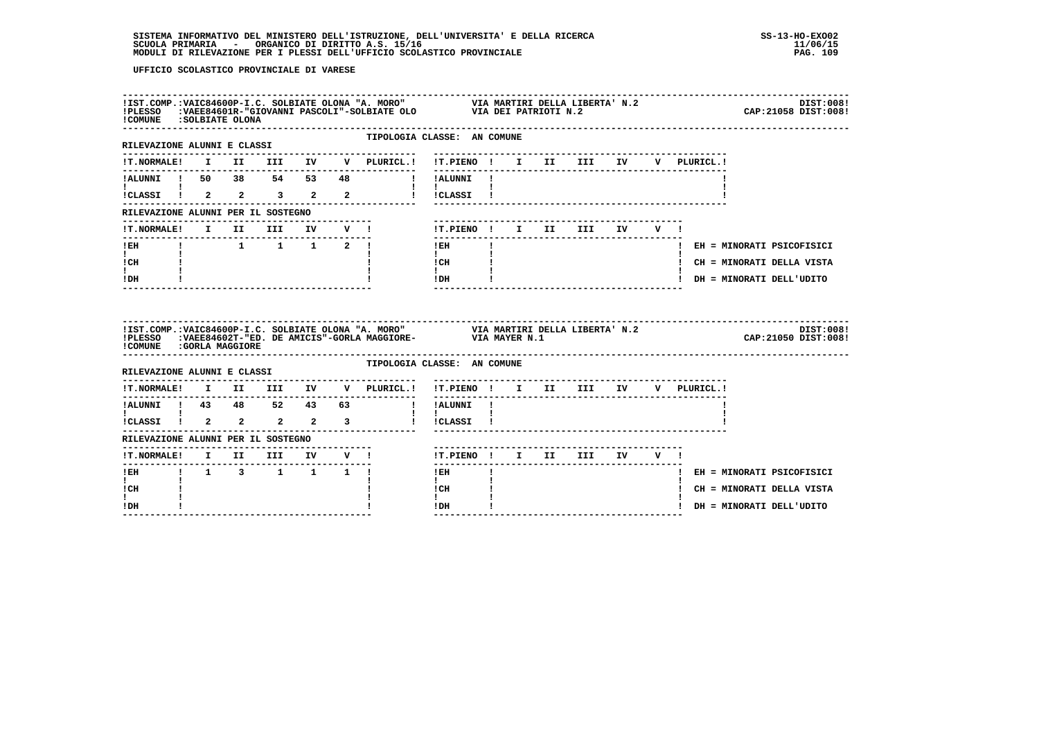SISTEMA INFORMATIVO DEL MINISTERO DELL'ISTRUZIONE, DELL'UNIVERSITA' E DELLA RICERCA
SCUOLA PRIMARIA - ORGANICO DI DIRITTO A.S. 15/16
MODULI DI RILEVAZIONE PER I PLESSI DELL'UFFICIO SCOLASTICO PROVINCIALE

UFFICIO SCOLASTICO PROVINCIALE DI VARESE

IST.COMP.:VAIC84600P-I.C. SOLBIATE OLONA "A. MORO" VIA MARTIRI DELLA LIBERTA' N.2 DIST:008
PLESSO :VAEE84601R-"GIOVANNI PASCOLI"-SOLBIATE OLO VIA DEI PATRIOTI N.2 CAP:21058 DIST:008
COMUNE :SOLBIATE OLONA

TIPOLOGIA CLASSE: AN COMUNE

RILEVAZIONE ALUNNI E CLASSI

| T.NORMALE | I | II | III | IV | V | PLURICL. |
|---|---|---|---|---|---|---|
| ALUNNI | 50 | 38 | 54 | 53 | 48 | |
| CLASSI | 2 | 2 | 3 | 2 | 2 | |

| T.PIENO | I | II | III | IV | V | PLURICL. |
|---|---|---|---|---|---|---|
| ALUNNI | | | | | | |
| CLASSI | | | | | | |

RILEVAZIONE ALUNNI PER IL SOSTEGNO

| T.NORMALE | I | II | III | IV | V |
|---|---|---|---|---|---|
| EH | | 1 | 1 | 1 | 2 |
| CH | | | | | |
| DH | | | | | |

| T.PIENO | I | II | III | IV | V |
|---|---|---|---|---|---|
| EH | | | | | |
| CH | | | | | |
| DH | | | | | |

EH = MINORATI PSICOFISICI
CH = MINORATI DELLA VISTA
DH = MINORATI DELL'UDITO

IST.COMP.:VAIC84600P-I.C. SOLBIATE OLONA "A. MORO" VIA MARTIRI DELLA LIBERTA' N.2 DIST:008
PLESSO :VAEE84602T-"ED. DE AMICIS"-GORLA MAGGIORE- VIA MAYER N.1 CAP:21050 DIST:008
COMUNE :GORLA MAGGIORE

TIPOLOGIA CLASSE: AN COMUNE

RILEVAZIONE ALUNNI E CLASSI

| T.NORMALE | I | II | III | IV | V | PLURICL. |
|---|---|---|---|---|---|---|
| ALUNNI | 43 | 48 | 52 | 43 | 63 | |
| CLASSI | 2 | 2 | 2 | 2 | 3 | |

| T.PIENO | I | II | III | IV | V | PLURICL. |
|---|---|---|---|---|---|---|
| ALUNNI | | | | | | |
| CLASSI | | | | | | |

RILEVAZIONE ALUNNI PER IL SOSTEGNO

| T.NORMALE | I | II | III | IV | V |
|---|---|---|---|---|---|
| EH | 1 | 3 | 1 | 1 | 1 |
| CH | | | | | |
| DH | | | | | |

| T.PIENO | I | II | III | IV | V |
|---|---|---|---|---|---|
| EH | | | | | |
| CH | | | | | |
| DH | | | | | |

EH = MINORATI PSICOFISICI
CH = MINORATI DELLA VISTA
DH = MINORATI DELL'UDITO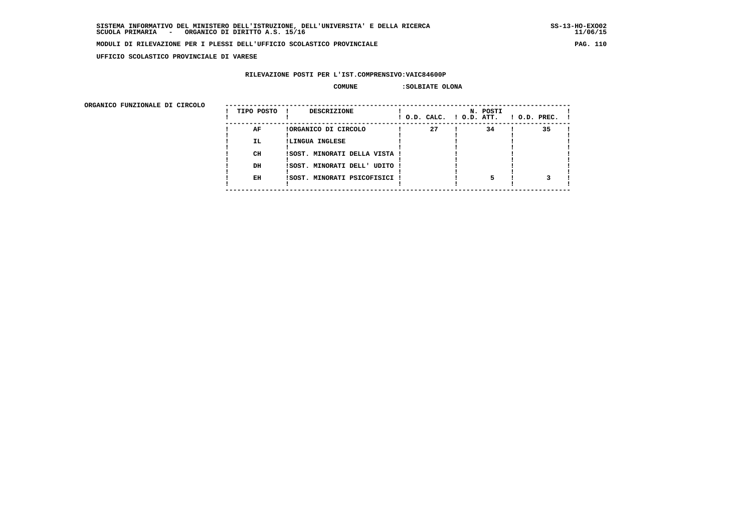SISTEMA INFORMATIVO DEL MINISTERO DELL'ISTRUZIONE, DELL'UNIVERSITA' E DELLA RICERCA
SCUOLA PRIMARIA - ORGANICO DI DIRITTO A.S. 15/16

SS-13-HO-EXO02
11/06/15

**MODULI DI RILEVAZIONE PER I PLESSI DELL'UFFICIO SCOLASTICO PROVINCIALE**

**UFFICIO SCOLASTICO PROVINCIALE DI VARESE**

**RILEVAZIONE POSTI PER L'IST.COMPRENSIVO:VAIC84600P**

**COMUNE :SOLBIATE OLONA**

**ORGANICO FUNZIONALE DI CIRCOLO**

| TIPO POSTO | DESCRIZIONE | N. POSTI O.D. CALC. | O.D. ATT. | O.D. PREC. |
|---|---|---|---|---|
| AF | ORGANICO DI CIRCOLO | 27 | 34 | 35 |
| IL | LINGUA INGLESE | | | |
| CH | SOST. MINORATI DELLA VISTA | | | |
| DH | SOST. MINORATI DELL' UDITO | | | |
| EH | SOST. MINORATI PSICOFISICI | | 5 | 3 |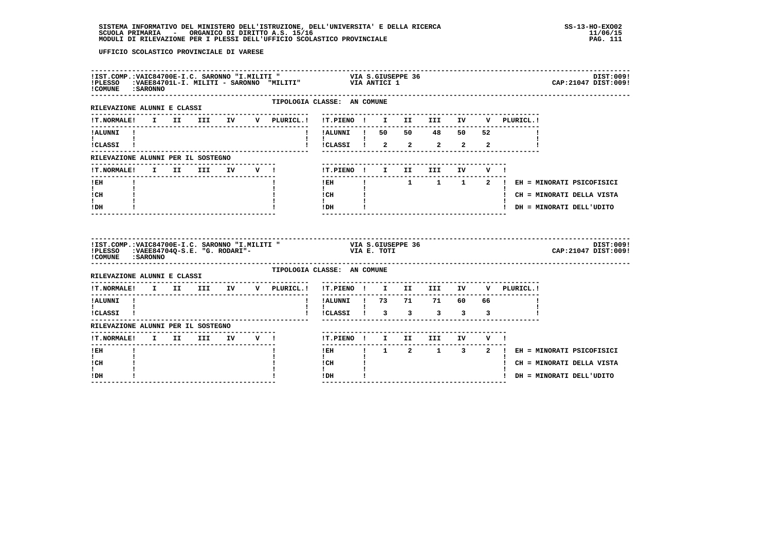UFFICIO SCOLASTICO PROVINCIALE DI VARESE

**IST.COMP.:** VAIC84700E-I.C. SARONNO "I.MILITI " — VIA S.GIUSEPPE 36 — DIST:009
**PLESSO:** VAEE84701L-I. MILITI - SARONNO "MILITI" — VIA ANTICI 1 — CAP:21047 DIST:009
**COMUNE:** SARONNO

TIPOLOGIA CLASSE: AN COMUNE

RILEVAZIONE ALUNNI E CLASSI

| T.NORMALE | I | II | III | IV | V | PLURICL. | T.PIENO | I | II | III | IV | V | PLURICL. |
|---|---|---|---|---|---|---|---|---|---|---|---|---|---|
| ALUNNI | | | | | | | ALUNNI | 50 | 50 | 48 | 50 | 52 | |
| CLASSI | | | | | | | CLASSI | 2 | 2 | 2 | 2 | 2 | |

RILEVAZIONE ALUNNI PER IL SOSTEGNO

| T.NORMALE | I | II | III | IV | V | T.PIENO | I | II | III | IV | V |
|---|---|---|---|---|---|---|---|---|---|---|---|
| EH | | | | | | EH | | 1 | 1 | 1 | 2 |
| CH | | | | | | CH | | | | | |
| DH | | | | | | DH | | | | | |

EH = MINORATI PSICOFISICI
CH = MINORATI DELLA VISTA
DH = MINORATI DELL'UDITO

**IST.COMP.:** VAIC84700E-I.C. SARONNO "I.MILITI " — VIA S.GIUSEPPE 36 — DIST:009
**PLESSO:** VAEE84704Q-S.E. "G. RODARI"- — VIA E. TOTI — CAP:21047 DIST:009
**COMUNE:** SARONNO

TIPOLOGIA CLASSE: AN COMUNE

RILEVAZIONE ALUNNI E CLASSI

| T.NORMALE | I | II | III | IV | V | PLURICL. | T.PIENO | I | II | III | IV | V | PLURICL. |
|---|---|---|---|---|---|---|---|---|---|---|---|---|---|
| ALUNNI | | | | | | | ALUNNI | 73 | 71 | 71 | 60 | 66 | |
| CLASSI | | | | | | | CLASSI | 3 | 3 | 3 | 3 | 3 | |

RILEVAZIONE ALUNNI PER IL SOSTEGNO

| T.NORMALE | I | II | III | IV | V | T.PIENO | I | II | III | IV | V |
|---|---|---|---|---|---|---|---|---|---|---|---|
| EH | | | | | | EH | 1 | 2 | 1 | 3 | 2 |
| CH | | | | | | CH | | | | | |
| DH | | | | | | DH | | | | | |

EH = MINORATI PSICOFISICI
CH = MINORATI DELLA VISTA
DH = MINORATI DELL'UDITO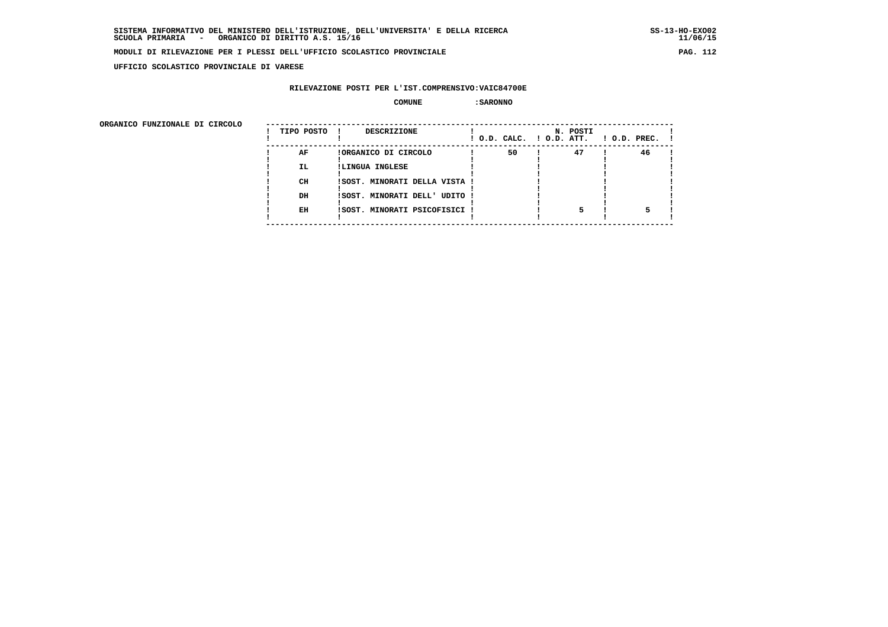**SISTEMA INFORMATIVO DEL MINISTERO DELL'ISTRUZIONE, DELL'UNIVERSITA' E DELLA RICERCA**
**SCUOLA PRIMARIA - ORGANICO DI DIRITTO A.S. 15/16**

**MODULI DI RILEVAZIONE PER I PLESSI DELL'UFFICIO SCOLASTICO PROVINCIALE**

**UFFICIO SCOLASTICO PROVINCIALE DI VARESE**

**RILEVAZIONE POSTI PER L'IST.COMPRENSIVO:VAIC84700E**

**COMUNE :SARONNO**

**ORGANICO FUNZIONALE DI CIRCOLO**

| TIPO POSTO | DESCRIZIONE | N. POSTI O.D. CALC. | O.D. ATT. | O.D. PREC. |
|---|---|---|---|---|
| AF | ORGANICO DI CIRCOLO | 50 | 47 | 46 |
| IL | LINGUA INGLESE | | | |
| CH | SOST. MINORATI DELLA VISTA | | | |
| DH | SOST. MINORATI DELL' UDITO | | | |
| EH | SOST. MINORATI PSICOFISICI | | 5 | 5 |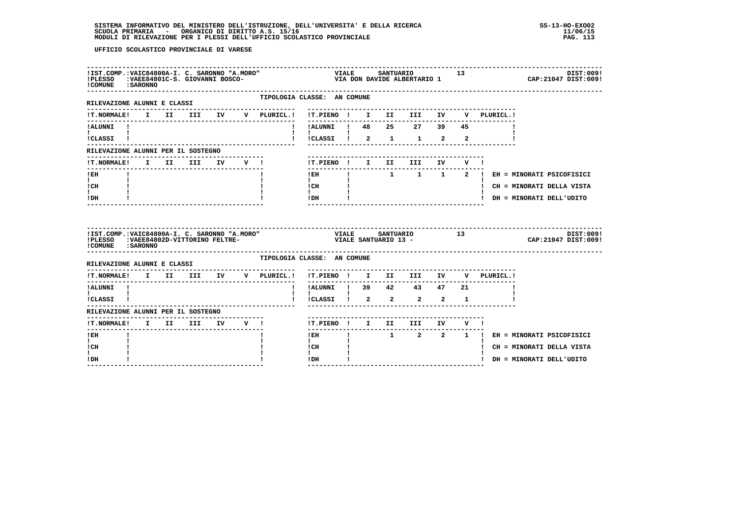UFFICIO SCOLASTICO PROVINCIALE DI VARESE

**IST.COMP.:** VAIC84800A-I. C. SARONNO "A.MORO" — VIALE SANTUARIO 13 — DIST:009
**PLESSO:** VAEE84801C-S. GIOVANNI BOSCO- — VIA DON DAVIDE ALBERTARIO 1 — CAP:21047 DIST:009
**COMUNE:** SARONNO

TIPOLOGIA CLASSE: AN COMUNE

RILEVAZIONE ALUNNI E CLASSI

| T.NORMALE | I | II | III | IV | V | PLURICL. |
|---|---|---|---|---|---|---|
| ALUNNI | | | | | | |
| CLASSI | | | | | | |

| T.PIENO | I | II | III | IV | V | PLURICL. |
|---|---|---|---|---|---|---|
| ALUNNI | 48 | 25 | 27 | 39 | 45 | |
| CLASSI | 2 | 1 | 1 | 2 | 2 | |

RILEVAZIONE ALUNNI PER IL SOSTEGNO

| T.NORMALE | I | II | III | IV | V |
|---|---|---|---|---|---|
| EH | | | | | |
| CH | | | | | |
| DH | | | | | |

| T.PIENO | I | II | III | IV | V |
|---|---|---|---|---|---|
| EH | | 1 | 1 | 1 | 2 |
| CH | | | | | |
| DH | | | | | |

EH = MINORATI PSICOFISICI
CH = MINORATI DELLA VISTA
DH = MINORATI DELL'UDITO

---

**IST.COMP.:** VAIC84800A-I. C. SARONNO "A.MORO" — VIALE SANTUARIO 13 — DIST:009
**PLESSO:** VAEE84802D-VITTORINO FELTRE- — VIALE SANTUARIO 13 - — CAP:21047 DIST:009
**COMUNE:** SARONNO

TIPOLOGIA CLASSE: AN COMUNE

RILEVAZIONE ALUNNI E CLASSI

| T.NORMALE | I | II | III | IV | V | PLURICL. |
|---|---|---|---|---|---|---|
| ALUNNI | | | | | | |
| CLASSI | | | | | | |

| T.PIENO | I | II | III | IV | V | PLURICL. |
|---|---|---|---|---|---|---|
| ALUNNI | 39 | 42 | 43 | 47 | 21 | |
| CLASSI | 2 | 2 | 2 | 2 | 1 | |

RILEVAZIONE ALUNNI PER IL SOSTEGNO

| T.NORMALE | I | II | III | IV | V |
|---|---|---|---|---|---|
| EH | | | | | |
| CH | | | | | |
| DH | | | | | |

| T.PIENO | I | II | III | IV | V |
|---|---|---|---|---|---|
| EH | | 1 | 2 | 2 | 1 |
| CH | | | | | |
| DH | | | | | |

EH = MINORATI PSICOFISICI
CH = MINORATI DELLA VISTA
DH = MINORATI DELL'UDITO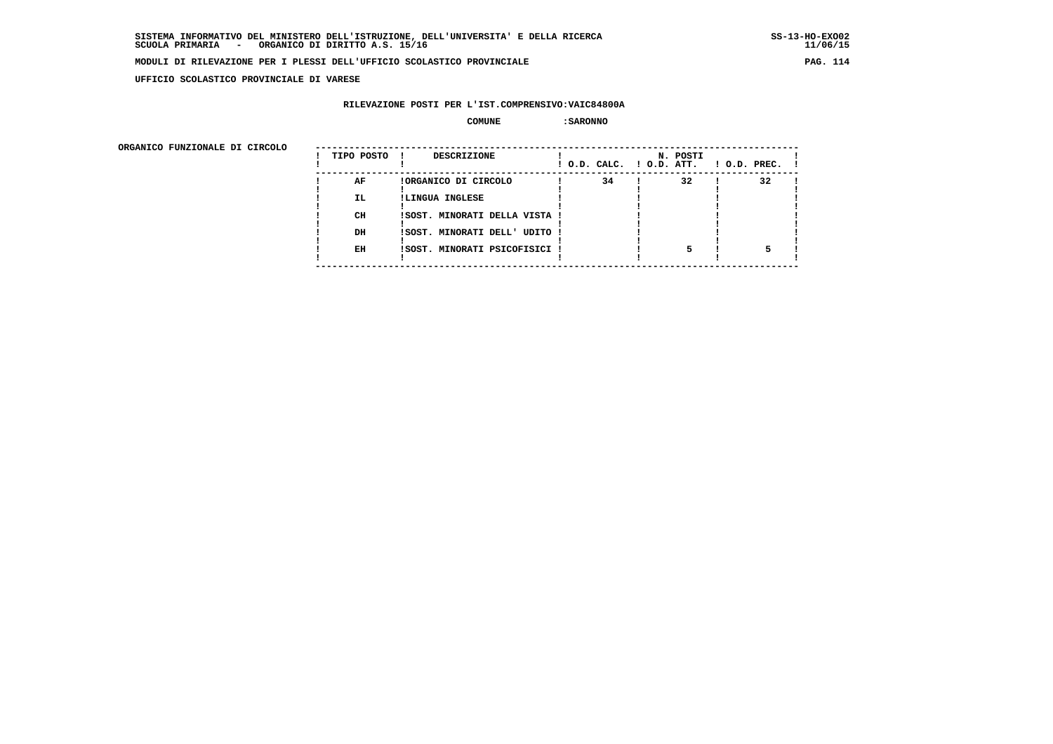SISTEMA INFORMATIVO DEL MINISTERO DELL'ISTRUZIONE, DELL'UNIVERSITA' E DELLA RICERCA
SCUOLA PRIMARIA - ORGANICO DI DIRITTO A.S. 15/16

MODULI DI RILEVAZIONE PER I PLESSI DELL'UFFICIO SCOLASTICO PROVINCIALE

UFFICIO SCOLASTICO PROVINCIALE DI VARESE

RILEVAZIONE POSTI PER L'IST.COMPRENSIVO:VAIC84800A

COMUNE :SARONNO

ORGANICO FUNZIONALE DI CIRCOLO

| TIPO POSTO | DESCRIZIONE | N. POSTI O.D. CALC. | O.D. ATT. | O.D. PREC. |
|---|---|---|---|---|
| AF | ORGANICO DI CIRCOLO | 34 | 32 | 32 |
| IL | LINGUA INGLESE | | | |
| CH | SOST. MINORATI DELLA VISTA | | | |
| DH | SOST. MINORATI DELL' UDITO | | | |
| EH | SOST. MINORATI PSICOFISICI | | 5 | 5 |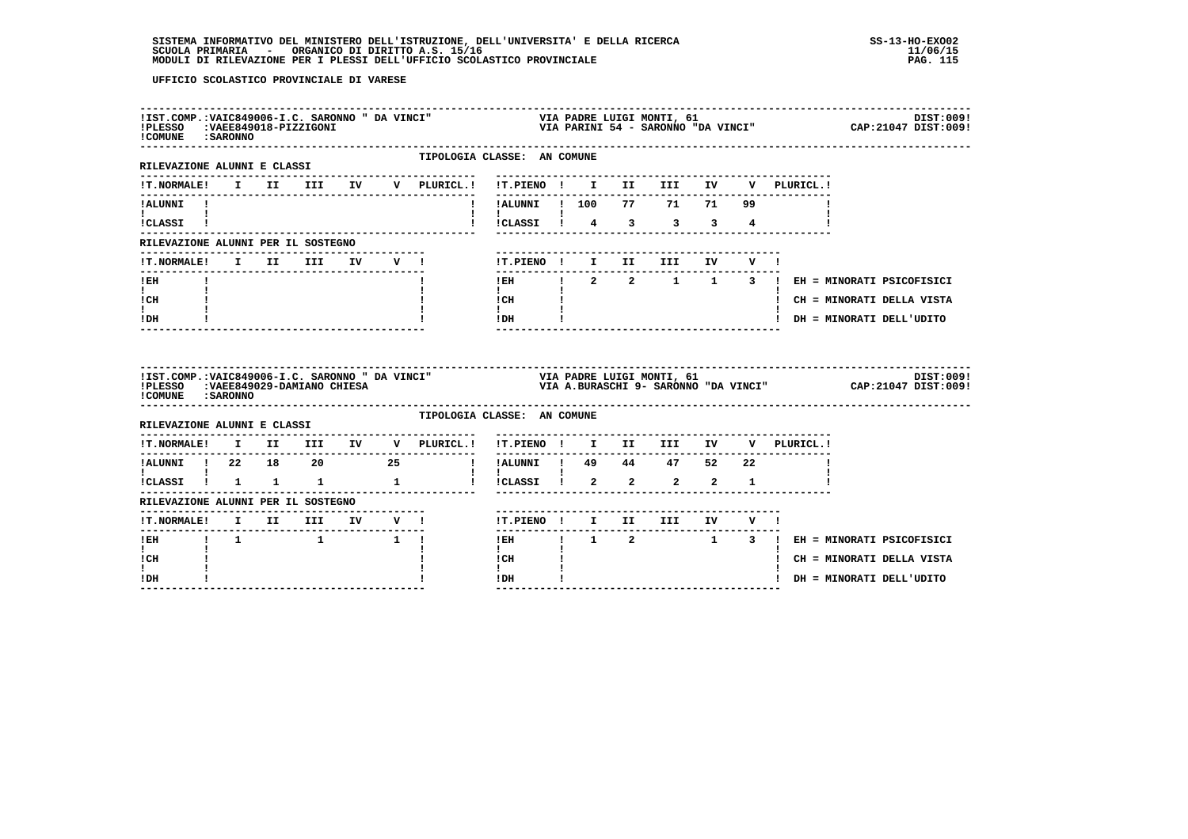UFFICIO SCOLASTICO PROVINCIALE DI VARESE

**IST.COMP.:** VAIC849006-I.C. SARONNO " DA VINCI" — VIA PADRE LUIGI MONTI, 61 — DIST:009
**PLESSO:** VAEE849018-PIZZIGONI — VIA PARINI 54 - SARONNO "DA VINCI" — CAP:21047 DIST:009
**COMUNE:** SARONNO

TIPOLOGIA CLASSE: AN COMUNE

RILEVAZIONE ALUNNI E CLASSI

| T.NORMALE | I | II | III | IV | V | PLURICL. |
|---|---|---|---|---|---|---|
| ALUNNI | | | | | | |
| CLASSI | | | | | | |

| T.PIENO | I | II | III | IV | V | PLURICL. |
|---|---|---|---|---|---|---|
| ALUNNI | 100 | 77 | 71 | 71 | 99 | |
| CLASSI | 4 | 3 | 3 | 3 | 4 | |

RILEVAZIONE ALUNNI PER IL SOSTEGNO

| T.NORMALE | I | II | III | IV | V |
|---|---|---|---|---|---|
| EH | | | | | |
| CH | | | | | |
| DH | | | | | |

| T.PIENO | I | II | III | IV | V |
|---|---|---|---|---|---|
| EH | 2 | 2 | 1 | 1 | 3 |
| CH | | | | | |
| DH | | | | | |

EH = MINORATI PSICOFISICI
CH = MINORATI DELLA VISTA
DH = MINORATI DELL'UDITO

---

**IST.COMP.:** VAIC849006-I.C. SARONNO " DA VINCI" — VIA PADRE LUIGI MONTI, 61 — DIST:009
**PLESSO:** VAEE849029-DAMIANO CHIESA — VIA A.BURASCHI 9- SARONNO "DA VINCI" — CAP:21047 DIST:009
**COMUNE:** SARONNO

TIPOLOGIA CLASSE: AN COMUNE

RILEVAZIONE ALUNNI E CLASSI

| T.NORMALE | I | II | III | IV | V | PLURICL. |
|---|---|---|---|---|---|---|
| ALUNNI | 22 | 18 | 20 | | 25 | |
| CLASSI | 1 | 1 | 1 | | 1 | |

| T.PIENO | I | II | III | IV | V | PLURICL. |
|---|---|---|---|---|---|---|
| ALUNNI | 49 | 44 | 47 | 52 | 22 | |
| CLASSI | 2 | 2 | 2 | 2 | 1 | |

RILEVAZIONE ALUNNI PER IL SOSTEGNO

| T.NORMALE | I | II | III | IV | V |
|---|---|---|---|---|---|
| EH | 1 | | 1 | | 1 |
| CH | | | | | |
| DH | | | | | |

| T.PIENO | I | II | III | IV | V |
|---|---|---|---|---|---|
| EH | 1 | 2 | | 1 | 3 |
| CH | | | | | |
| DH | | | | | |

EH = MINORATI PSICOFISICI
CH = MINORATI DELLA VISTA
DH = MINORATI DELL'UDITO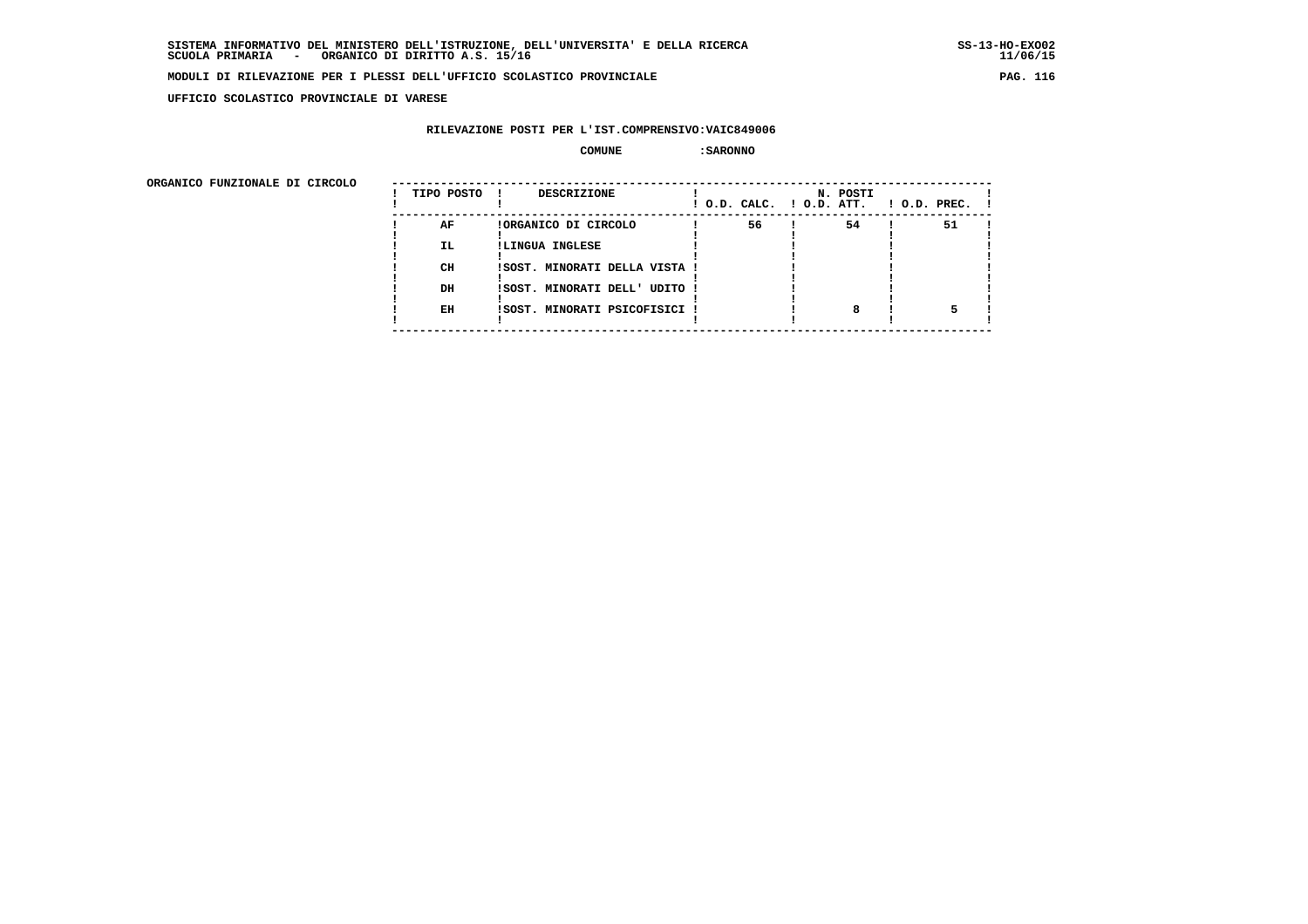SISTEMA INFORMATIVO DEL MINISTERO DELL'ISTRUZIONE, DELL'UNIVERSITA' E DELLA RICERCA
SCUOLA PRIMARIA - ORGANICO DI DIRITTO A.S. 15/16

MODULI DI RILEVAZIONE PER I PLESSI DELL'UFFICIO SCOLASTICO PROVINCIALE

UFFICIO SCOLASTICO PROVINCIALE DI VARESE

RILEVAZIONE POSTI PER L'IST.COMPRENSIVO:VAIC849006

COMUNE :SARONNO

ORGANICO FUNZIONALE DI CIRCOLO

| TIPO POSTO | DESCRIZIONE | N. POSTI O.D. CALC. | O.D. ATT. | O.D. PREC. |
|---|---|---|---|---|
| AF | ORGANICO DI CIRCOLO | 56 | 54 | 51 |
| IL | LINGUA INGLESE | | | |
| CH | SOST. MINORATI DELLA VISTA | | | |
| DH | SOST. MINORATI DELL' UDITO | | | |
| EH | SOST. MINORATI PSICOFISICI | | 8 | 5 |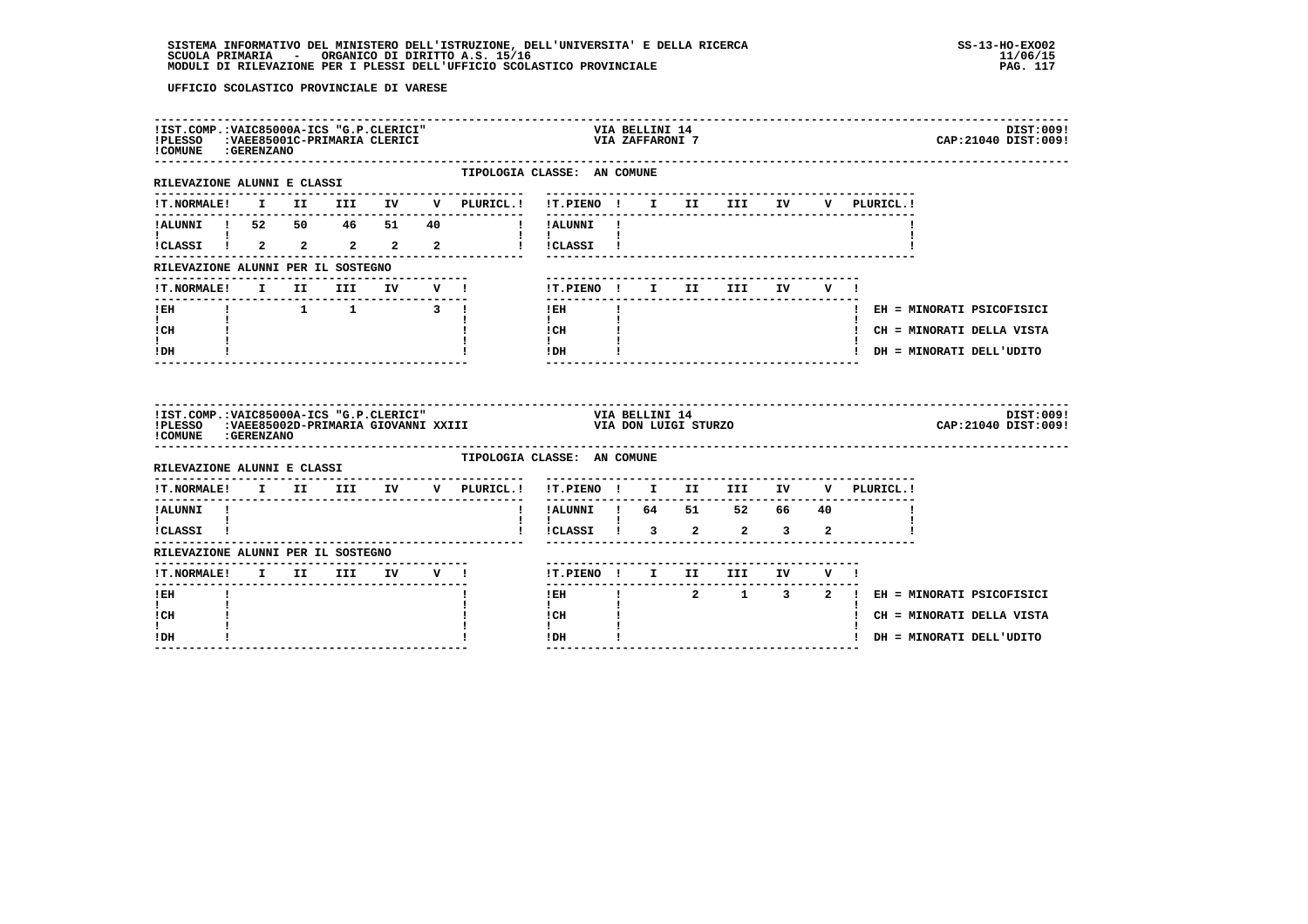UFFICIO SCOLASTICO PROVINCIALE DI VARESE

**IST.COMP.:** VAIC85000A-ICS "G.P.CLERICI" — VIA BELLINI 14 — DIST:009
**PLESSO:** VAEE85001C-PRIMARIA CLERICI — VIA ZAFFARONI 7 — CAP:21040 DIST:009
**COMUNE:** GERENZANO

TIPOLOGIA CLASSE: AN COMUNE

RILEVAZIONE ALUNNI E CLASSI

| T.NORMALE | I | II | III | IV | V | PLURICL. | T.PIENO | I | II | III | IV | V | PLURICL. |
|---|---|---|---|---|---|---|---|---|---|---|---|---|---|
| ALUNNI | 52 | 50 | 46 | 51 | 40 | | ALUNNI | | | | | | |
| CLASSI | 2 | 2 | 2 | 2 | 2 | | CLASSI | | | | | | |

RILEVAZIONE ALUNNI PER IL SOSTEGNO

| T.NORMALE | I | II | III | IV | V | T.PIENO | I | II | III | IV | V |
|---|---|---|---|---|---|---|---|---|---|---|---|
| EH | | 1 | 1 | | 3 | EH | | | | | |
| CH | | | | | | CH | | | | | |
| DH | | | | | | DH | | | | | |

EH = MINORATI PSICOFISICI
CH = MINORATI DELLA VISTA
DH = MINORATI DELL'UDITO

---

**IST.COMP.:** VAIC85000A-ICS "G.P.CLERICI" — VIA BELLINI 14 — DIST:009
**PLESSO:** VAEE85002D-PRIMARIA GIOVANNI XXIII — VIA DON LUIGI STURZO — CAP:21040 DIST:009
**COMUNE:** GERENZANO

TIPOLOGIA CLASSE: AN COMUNE

RILEVAZIONE ALUNNI E CLASSI

| T.NORMALE | I | II | III | IV | V | PLURICL. | T.PIENO | I | II | III | IV | V | PLURICL. |
|---|---|---|---|---|---|---|---|---|---|---|---|---|---|
| ALUNNI | | | | | | | ALUNNI | 64 | 51 | 52 | 66 | 40 | |
| CLASSI | | | | | | | CLASSI | 3 | 2 | 2 | 3 | 2 | |

RILEVAZIONE ALUNNI PER IL SOSTEGNO

| T.NORMALE | I | II | III | IV | V | T.PIENO | I | II | III | IV | V |
|---|---|---|---|---|---|---|---|---|---|---|---|
| EH | | | | | | EH | | 2 | 1 | 3 | 2 |
| CH | | | | | | CH | | | | | |
| DH | | | | | | DH | | | | | |

EH = MINORATI PSICOFISICI
CH = MINORATI DELLA VISTA
DH = MINORATI DELL'UDITO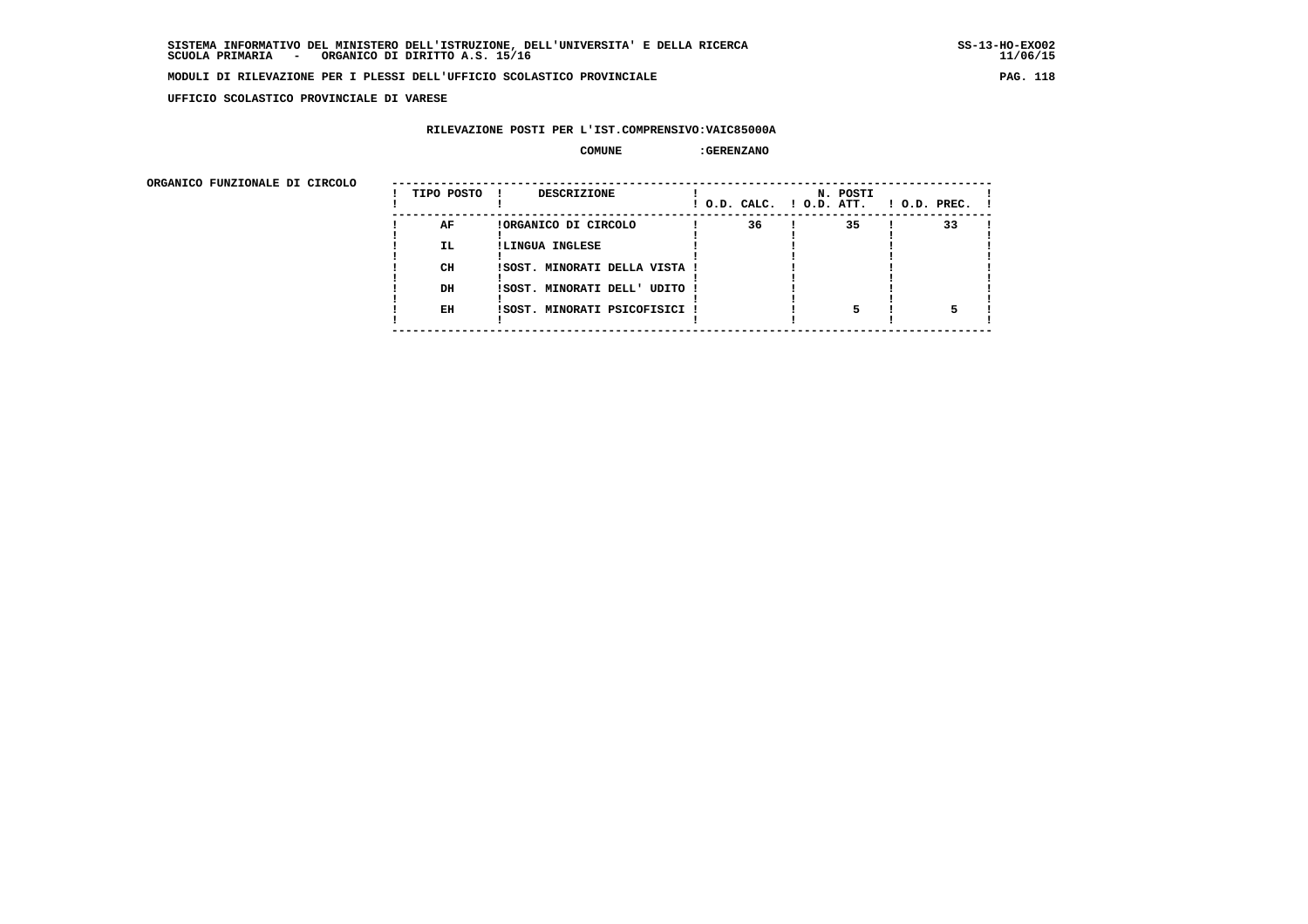**SISTEMA INFORMATIVO DEL MINISTERO DELL'ISTRUZIONE, DELL'UNIVERSITA' E DELLA RICERCA**
**SCUOLA PRIMARIA - ORGANICO DI DIRITTO A.S. 15/16**

**SS-13-HO-EXO02**
**11/06/15**

**MODULI DI RILEVAZIONE PER I PLESSI DELL'UFFICIO SCOLASTICO PROVINCIALE**

**UFFICIO SCOLASTICO PROVINCIALE DI VARESE**

**RILEVAZIONE POSTI PER L'IST.COMPRENSIVO:VAIC85000A**

**COMUNE :GERENZANO**

**ORGANICO FUNZIONALE DI CIRCOLO**

| TIPO POSTO | DESCRIZIONE | N. POSTI O.D. CALC. | O.D. ATT. | O.D. PREC. |
|---|---|---|---|---|
| AF | ORGANICO DI CIRCOLO | 36 | 35 | 33 |
| IL | LINGUA INGLESE | | | |
| CH | SOST. MINORATI DELLA VISTA | | | |
| DH | SOST. MINORATI DELL' UDITO | | | |
| EH | SOST. MINORATI PSICOFISICI | | 5 | 5 |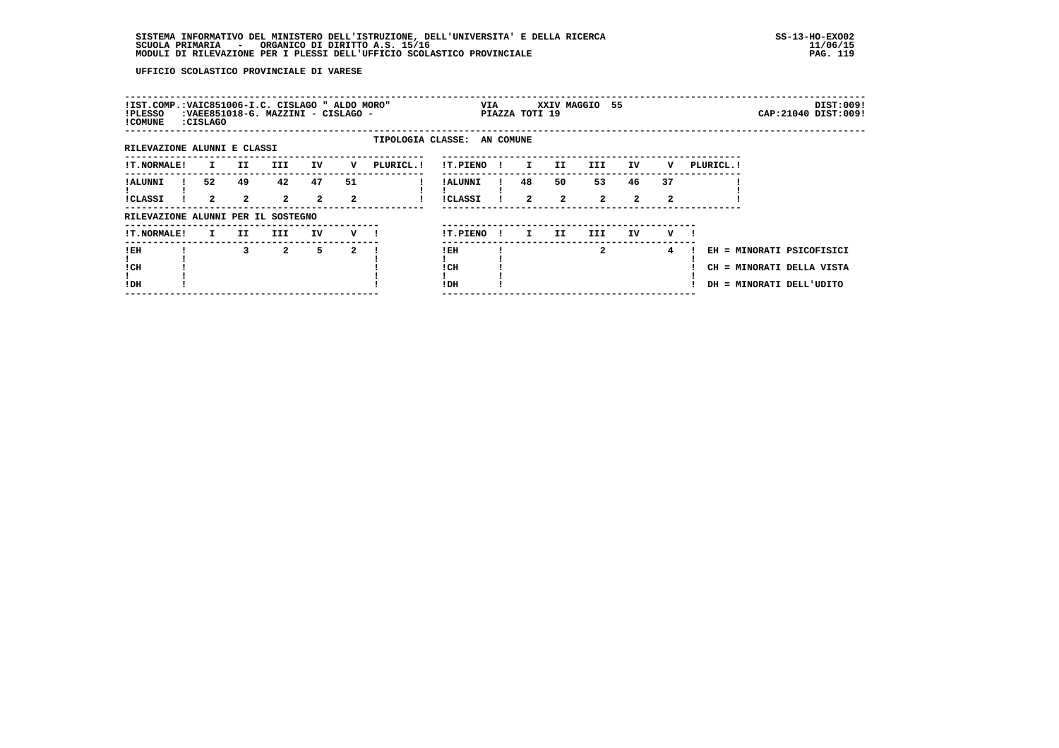UFFICIO SCOLASTICO PROVINCIALE DI VARESE

!IST.COMP.:VAIC851006-I.C. CISLAGO " ALDO MORO"    VIA    XXIV MAGGIO 55    DIST:009!
!PLESSO :VAEE851018-G. MAZZINI - CISLAGO -    PIAZZA TOTI 19    CAP:21040 DIST:009!
!COMUNE :CISLAGO

TIPOLOGIA CLASSE: AN COMUNE

RILEVAZIONE ALUNNI E CLASSI

| T.NORMALE | I | II | III | IV | V | PLURICL. |
|---|---|---|---|---|---|---|
| ALUNNI | 52 | 49 | 42 | 47 | 51 | |
| CLASSI | 2 | 2 | 2 | 2 | 2 | |

| T.PIENO | I | II | III | IV | V | PLURICL. |
|---|---|---|---|---|---|---|
| ALUNNI | 48 | 50 | 53 | 46 | 37 | |
| CLASSI | 2 | 2 | 2 | 2 | 2 | |

RILEVAZIONE ALUNNI PER IL SOSTEGNO

| T.NORMALE | I | II | III | IV | V |
|---|---|---|---|---|---|
| EH | | 3 | 2 | 5 | 2 |
| CH | | | | | |
| DH | | | | | |

| T.PIENO | I | II | III | IV | V |
|---|---|---|---|---|---|
| EH | | | 2 | | 4 |
| CH | | | | | |
| DH | | | | | |

EH = MINORATI PSICOFISICI
CH = MINORATI DELLA VISTA
DH = MINORATI DELL'UDITO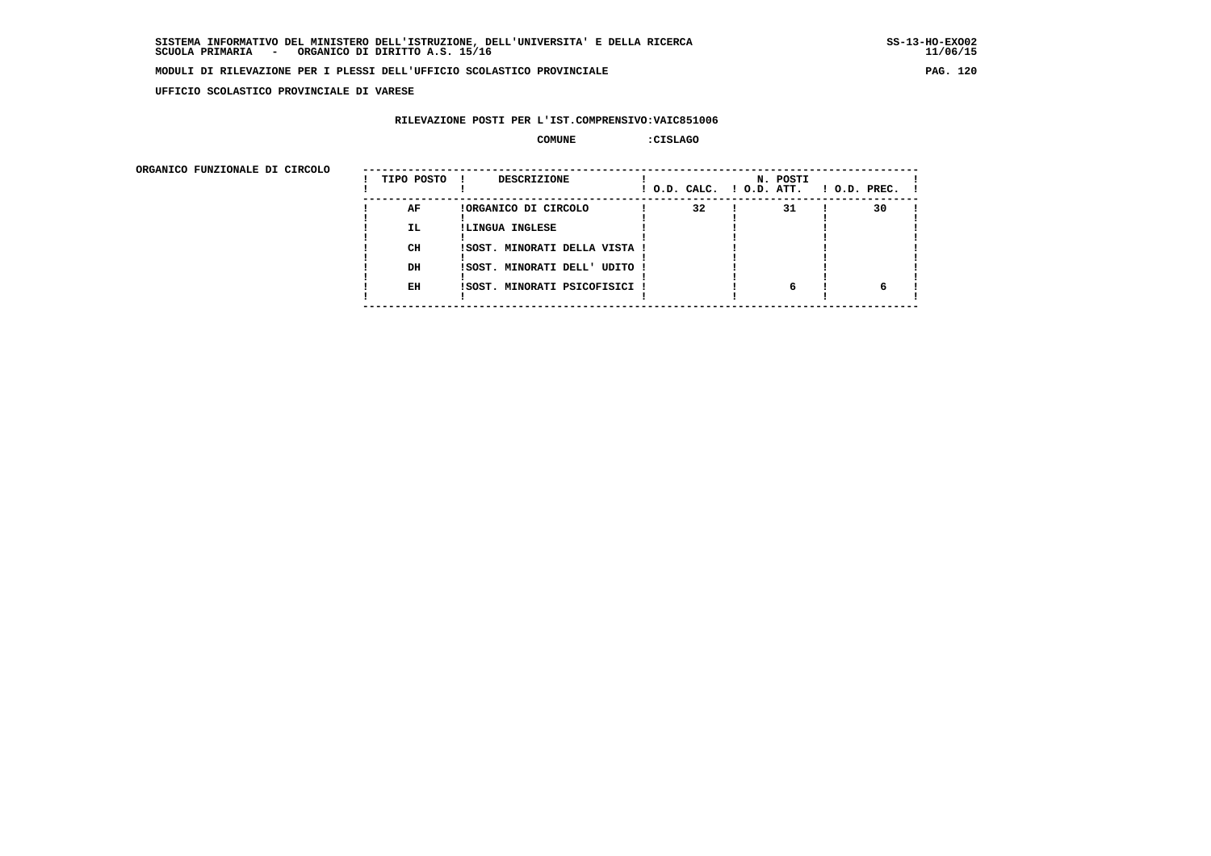SISTEMA INFORMATIVO DEL MINISTERO DELL'ISTRUZIONE, DELL'UNIVERSITA' E DELLA RICERCA
SCUOLA PRIMARIA - ORGANICO DI DIRITTO A.S. 15/16

MODULI DI RILEVAZIONE PER I PLESSI DELL'UFFICIO SCOLASTICO PROVINCIALE

UFFICIO SCOLASTICO PROVINCIALE DI VARESE

RILEVAZIONE POSTI PER L'IST.COMPRENSIVO:VAIC851006

COMUNE :CISLAGO

ORGANICO FUNZIONALE DI CIRCOLO

| TIPO POSTO | DESCRIZIONE | N. POSTI O.D. CALC. | O.D. ATT. | O.D. PREC. |
|---|---|---|---|---|
| AF | ORGANICO DI CIRCOLO | 32 | 31 | 30 |
| IL | LINGUA INGLESE | | | |
| CH | SOST. MINORATI DELLA VISTA | | | |
| DH | SOST. MINORATI DELL' UDITO | | | |
| EH | SOST. MINORATI PSICOFISICI | | 6 | 6 |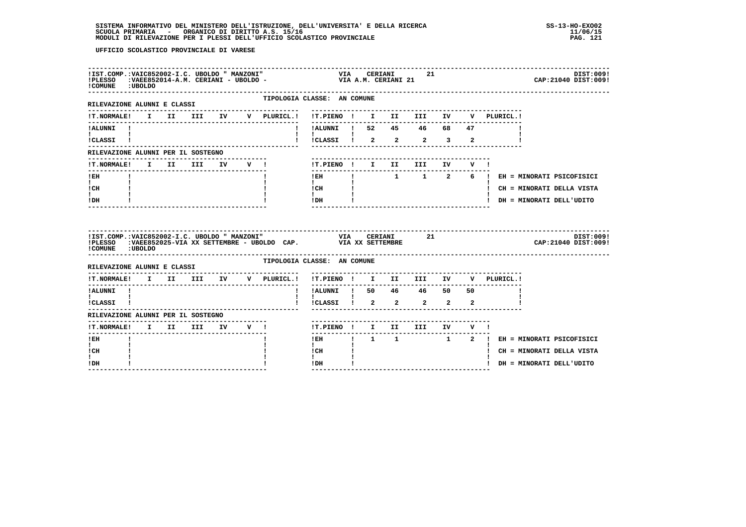UFFICIO SCOLASTICO PROVINCIALE DI VARESE

**IST.COMP.:** VAIC852002-I.C. UBOLDO " MANZONI" — VIA CERIANI 21 — DIST:009
**PLESSO:** VAEE852014-A.M. CERIANI - UBOLDO - — VIA A.M. CERIANI 21 — CAP:21040 DIST:009
**COMUNE:** UBOLDO

TIPOLOGIA CLASSE: AN COMUNE

RILEVAZIONE ALUNNI E CLASSI

| T.NORMALE | I | II | III | IV | V | PLURICL. | T.PIENO | I | II | III | IV | V | PLURICL. |
|---|---|---|---|---|---|---|---|---|---|---|---|---|---|
| ALUNNI | | | | | | | ALUNNI | 52 | 45 | 46 | 68 | 47 | |
| CLASSI | | | | | | | CLASSI | 2 | 2 | 2 | 3 | 2 | |

RILEVAZIONE ALUNNI PER IL SOSTEGNO

| T.NORMALE | I | II | III | IV | V | T.PIENO | I | II | III | IV | V |
|---|---|---|---|---|---|---|---|---|---|---|---|
| EH | | | | | | EH | | 1 | 1 | 2 | 6 |
| CH | | | | | | CH | | | | | |
| DH | | | | | | DH | | | | | |

EH = MINORATI PSICOFISICI
CH = MINORATI DELLA VISTA
DH = MINORATI DELL'UDITO

**IST.COMP.:** VAIC852002-I.C. UBOLDO " MANZONI" — VIA CERIANI 21 — DIST:009
**PLESSO:** VAEE852025-VIA XX SETTEMBRE - UBOLDO CAP. — VIA XX SETTEMBRE — CAP:21040 DIST:009
**COMUNE:** UBOLDO

TIPOLOGIA CLASSE: AN COMUNE

RILEVAZIONE ALUNNI E CLASSI

| T.NORMALE | I | II | III | IV | V | PLURICL. | T.PIENO | I | II | III | IV | V | PLURICL. |
|---|---|---|---|---|---|---|---|---|---|---|---|---|---|
| ALUNNI | | | | | | | ALUNNI | 50 | 46 | 46 | 50 | 50 | |
| CLASSI | | | | | | | CLASSI | 2 | 2 | 2 | 2 | 2 | |

RILEVAZIONE ALUNNI PER IL SOSTEGNO

| T.NORMALE | I | II | III | IV | V | T.PIENO | I | II | III | IV | V |
|---|---|---|---|---|---|---|---|---|---|---|---|
| EH | | | | | | EH | 1 | 1 | | 1 | 2 |
| CH | | | | | | CH | | | | | |
| DH | | | | | | DH | | | | | |

EH = MINORATI PSICOFISICI
CH = MINORATI DELLA VISTA
DH = MINORATI DELL'UDITO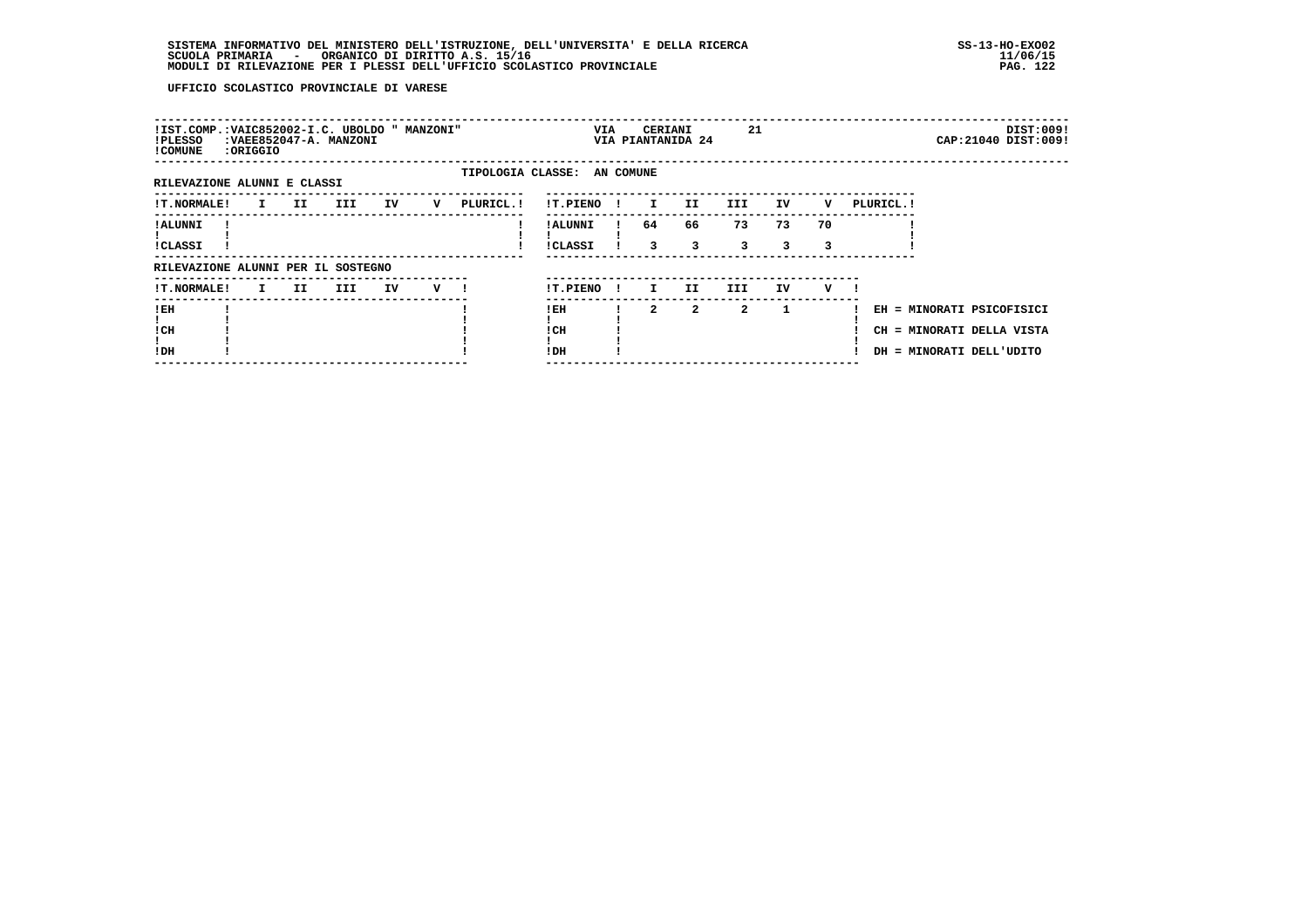SISTEMA INFORMATIVO DEL MINISTERO DELL'ISTRUZIONE, DELL'UNIVERSITA' E DELLA RICERCA
SCUOLA PRIMARIA - ORGANICO DI DIRITTO A.S. 15/16
MODULI DI RILEVAZIONE PER I PLESSI DELL'UFFICIO SCOLASTICO PROVINCIALE

SS-13-HO-EXO02
11/06/15

UFFICIO SCOLASTICO PROVINCIALE DI VARESE

!IST.COMP.:VAIC852002-I.C. UBOLDO " MANZONI" VIA CERIANI 21 DIST:009!
!PLESSO :VAEE852047-A. MANZONI VIA PIANTANIDA 24 CAP:21040 DIST:009!
!COMUNE :ORIGGIO

TIPOLOGIA CLASSE: AN COMUNE

RILEVAZIONE ALUNNI E CLASSI

| T.NORMALE | I | II | III | IV | V | PLURICL. |
|---|---|---|---|---|---|---|
| ALUNNI | | | | | | |
| CLASSI | | | | | | |

| T.PIENO | I | II | III | IV | V | PLURICL. |
|---|---|---|---|---|---|---|
| ALUNNI | 64 | 66 | 73 | 73 | 70 | |
| CLASSI | 3 | 3 | 3 | 3 | 3 | |

RILEVAZIONE ALUNNI PER IL SOSTEGNO

| T.NORMALE | I | II | III | IV | V |
|---|---|---|---|---|---|
| EH | | | | | |
| CH | | | | | |
| DH | | | | | |

| T.PIENO | I | II | III | IV | V |
|---|---|---|---|---|---|
| EH | 2 | 2 | 2 | 1 | |
| CH | | | | | |
| DH | | | | | |

EH = MINORATI PSICOFISICI
CH = MINORATI DELLA VISTA
DH = MINORATI DELL'UDITO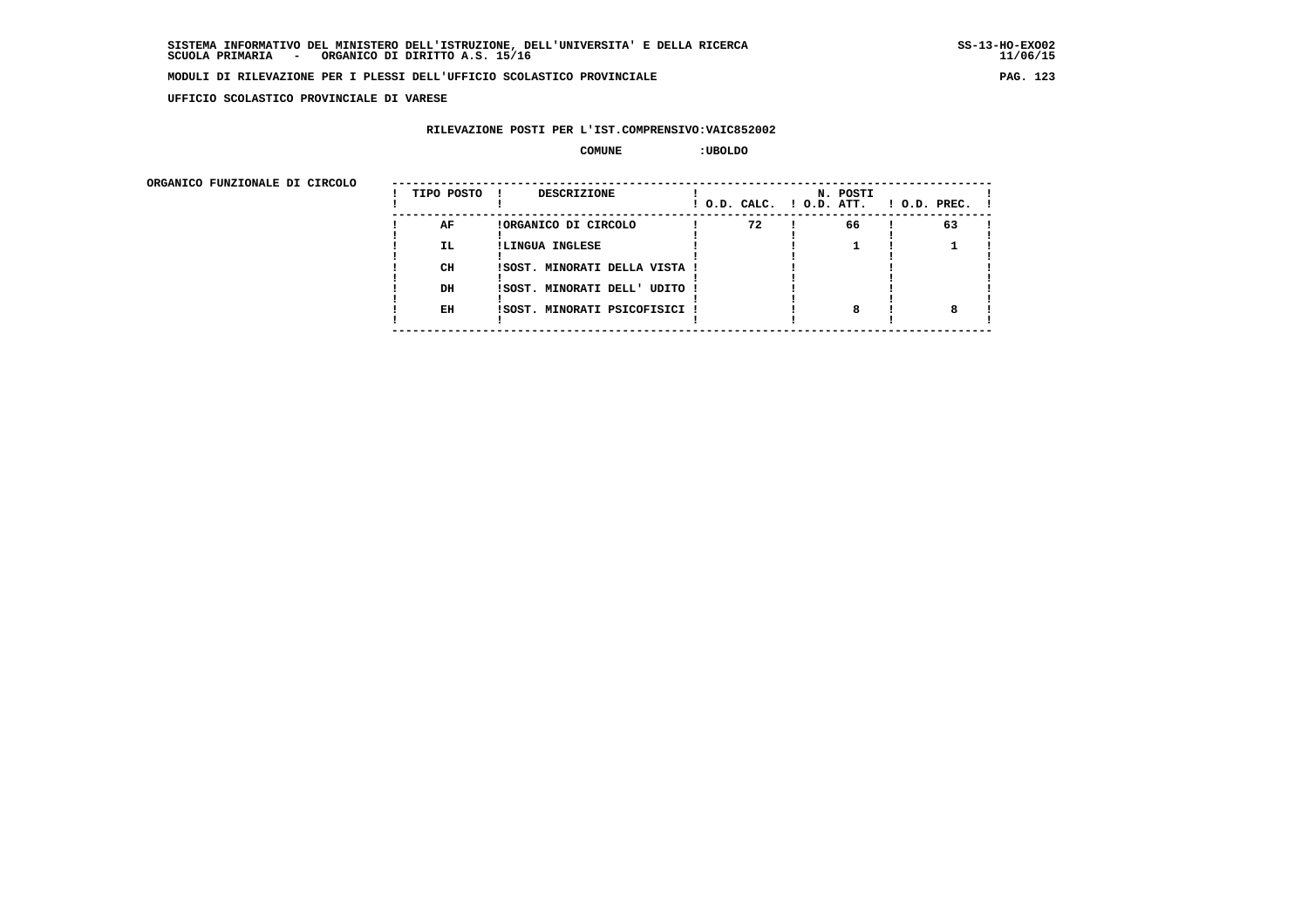**SISTEMA INFORMATIVO DEL MINISTERO DELL'ISTRUZIONE, DELL'UNIVERSITA' E DELLA RICERCA** SS-13-HO-EXO02
**SCUOLA PRIMARIA - ORGANICO DI DIRITTO A.S. 15/16** 11/06/15

**MODULI DI RILEVAZIONE PER I PLESSI DELL'UFFICIO SCOLASTICO PROVINCIALE**

**UFFICIO SCOLASTICO PROVINCIALE DI VARESE**

**RILEVAZIONE POSTI PER L'IST.COMPRENSIVO:VAIC852002**

**COMUNE :UBOLDO**

**ORGANICO FUNZIONALE DI CIRCOLO**

| TIPO POSTO | DESCRIZIONE | N. POSTI O.D. CALC. | O.D. ATT. | O.D. PREC. |
|---|---|---|---|---|
| AF | ORGANICO DI CIRCOLO | 72 | 66 | 63 |
| IL | LINGUA INGLESE | | 1 | 1 |
| CH | SOST. MINORATI DELLA VISTA | | | |
| DH | SOST. MINORATI DELL' UDITO | | | |
| EH | SOST. MINORATI PSICOFISICI | | 8 | 8 |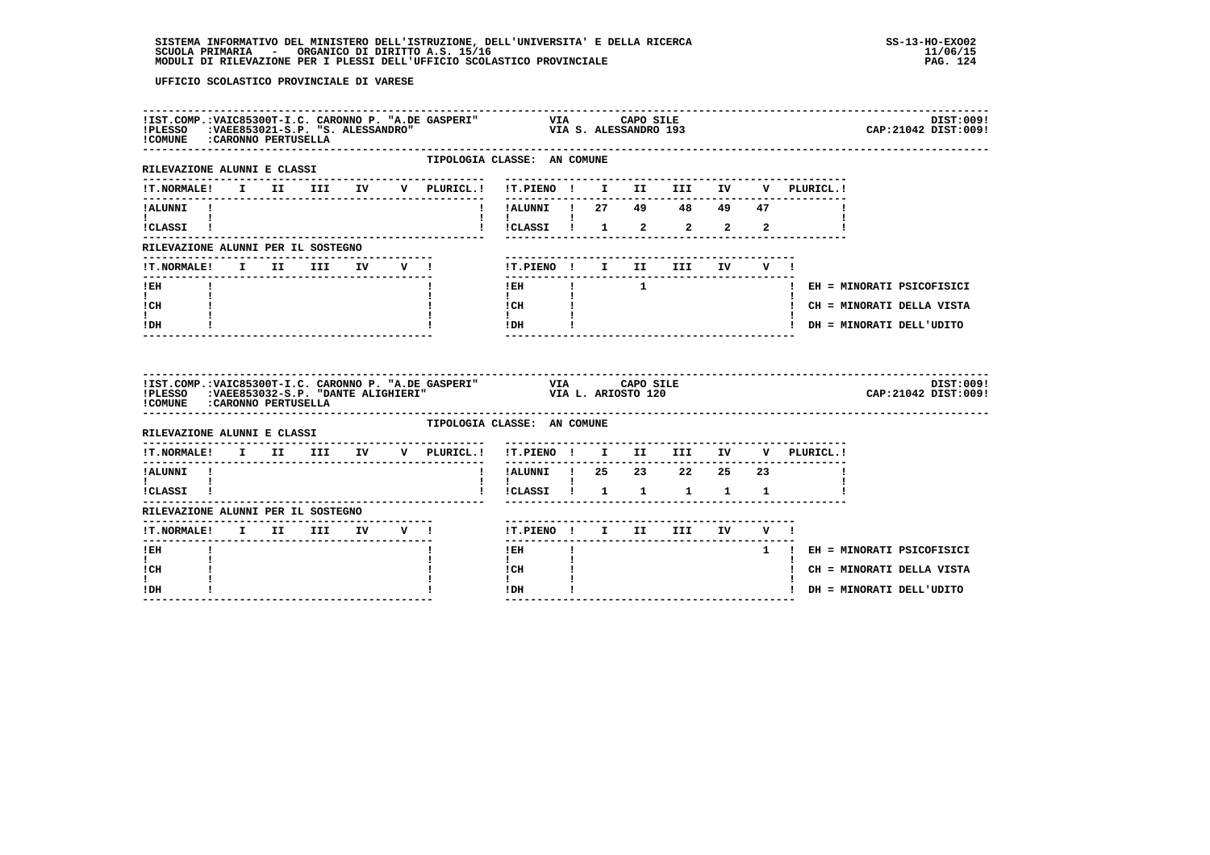UFFICIO SCOLASTICO PROVINCIALE DI VARESE

**IST.COMP.:VAIC85300T-I.C. CARONNO P. "A.DE GASPERI"** VIA CAPO SILE DIST:009
**PLESSO :VAEE853021-S.P. "S. ALESSANDRO"** VIA S. ALESSANDRO 193 CAP:21042 DIST:009
**COMUNE :CARONNO PERTUSELLA**

TIPOLOGIA CLASSE: AN COMUNE

RILEVAZIONE ALUNNI E CLASSI

| T.NORMALE | I | II | III | IV | V | PLURICL. |
|---|---|---|---|---|---|---|
| ALUNNI | | | | | | |
| CLASSI | | | | | | |

| T.PIENO | I | II | III | IV | V | PLURICL. |
|---|---|---|---|---|---|---|
| ALUNNI | 27 | 49 | 48 | 49 | 47 | |
| CLASSI | 1 | 2 | 2 | 2 | 2 | |

RILEVAZIONE ALUNNI PER IL SOSTEGNO

| T.NORMALE | I | II | III | IV | V |
|---|---|---|---|---|---|
| EH | | | | | |
| CH | | | | | |
| DH | | | | | |

| T.PIENO | I | II | III | IV | V |
|---|---|---|---|---|---|
| EH | | 1 | | | |
| CH | | | | | |
| DH | | | | | |

EH = MINORATI PSICOFISICI
CH = MINORATI DELLA VISTA
DH = MINORATI DELL'UDITO

---

**IST.COMP.:VAIC85300T-I.C. CARONNO P. "A.DE GASPERI"** VIA CAPO SILE DIST:009
**PLESSO :VAEE853032-S.P. "DANTE ALIGHIERI"** VIA L. ARIOSTO 120 CAP:21042 DIST:009
**COMUNE :CARONNO PERTUSELLA**

TIPOLOGIA CLASSE: AN COMUNE

RILEVAZIONE ALUNNI E CLASSI

| T.NORMALE | I | II | III | IV | V | PLURICL. |
|---|---|---|---|---|---|---|
| ALUNNI | | | | | | |
| CLASSI | | | | | | |

| T.PIENO | I | II | III | IV | V | PLURICL. |
|---|---|---|---|---|---|---|
| ALUNNI | 25 | 23 | 22 | 25 | 23 | |
| CLASSI | 1 | 1 | 1 | 1 | 1 | |

RILEVAZIONE ALUNNI PER IL SOSTEGNO

| T.NORMALE | I | II | III | IV | V |
|---|---|---|---|---|---|
| EH | | | | | |
| CH | | | | | |
| DH | | | | | |

| T.PIENO | I | II | III | IV | V |
|---|---|---|---|---|---|
| EH | | | | | 1 |
| CH | | | | | |
| DH | | | | | |

EH = MINORATI PSICOFISICI
CH = MINORATI DELLA VISTA
DH = MINORATI DELL'UDITO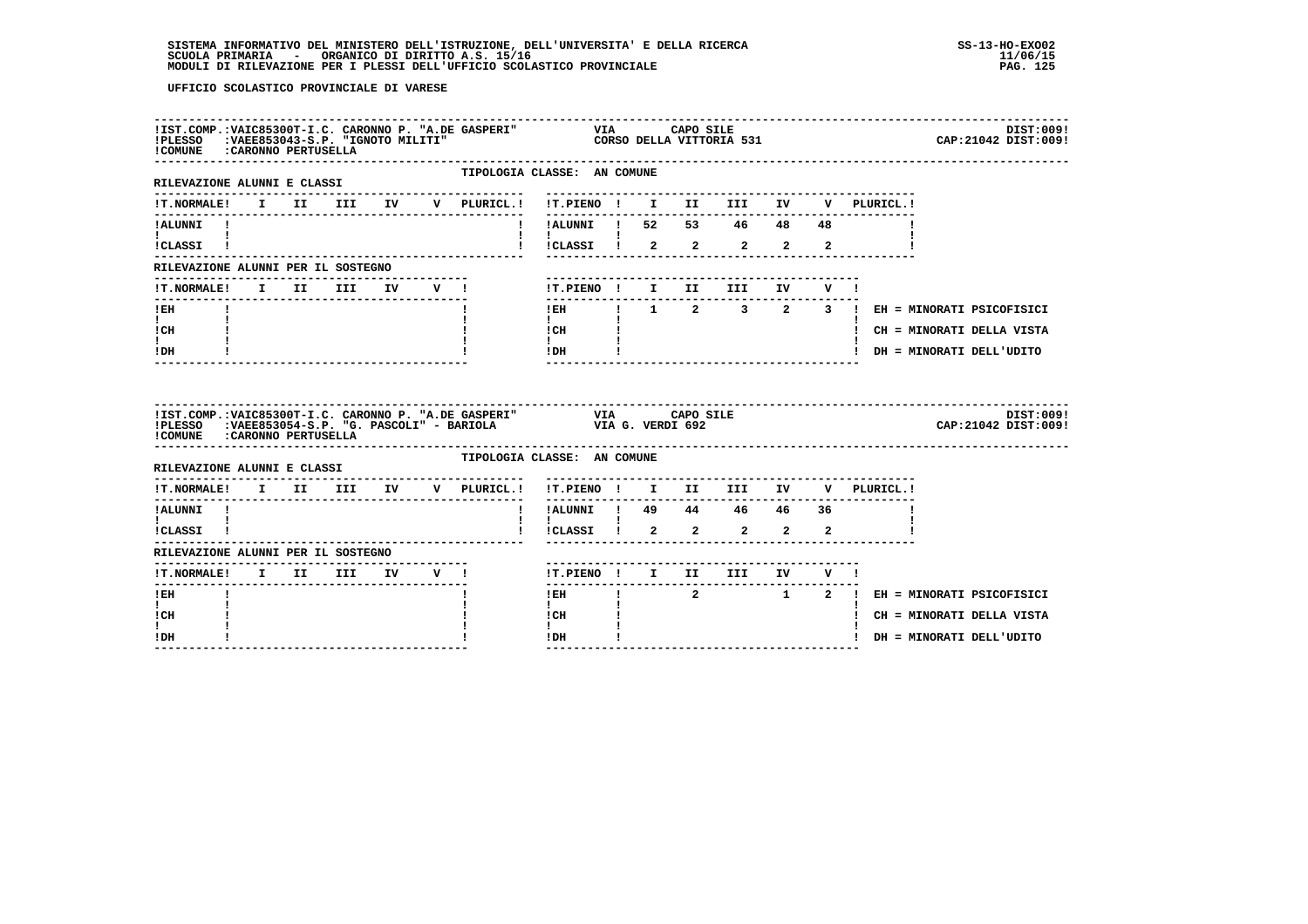SISTEMA INFORMATIVO DEL MINISTERO DELL'ISTRUZIONE, DELL'UNIVERSITA' E DELLA RICERCA
SCUOLA PRIMARIA - ORGANICO DI DIRITTO A.S. 15/16
MODULI DI RILEVAZIONE PER I PLESSI DELL'UFFICIO SCOLASTICO PROVINCIALE

SS-13-HO-EXO02
11/06/15

UFFICIO SCOLASTICO PROVINCIALE DI VARESE

---

IST.COMP.: VAIC85300T-I.C. CARONNO P. "A.DE GASPERI" — VIA CAPO SILE — DIST:009
PLESSO: VAEE853043-S.P. "IGNOTO MILITI" — CORSO DELLA VITTORIA 531 — CAP:21042 DIST:009
COMUNE: CARONNO PERTUSELLA

TIPOLOGIA CLASSE: AN COMUNE

RILEVAZIONE ALUNNI E CLASSI

| T.NORMALE | I | II | III | IV | V | PLURICL. |
|---|---|---|---|---|---|---|
| ALUNNI | | | | | | |
| CLASSI | | | | | | |

| T.PIENO | I | II | III | IV | V | PLURICL. |
|---|---|---|---|---|---|---|
| ALUNNI | 52 | 53 | 46 | 48 | 48 | |
| CLASSI | 2 | 2 | 2 | 2 | 2 | |

RILEVAZIONE ALUNNI PER IL SOSTEGNO

| T.NORMALE | I | II | III | IV | V |
|---|---|---|---|---|---|
| EH | | | | | |
| CH | | | | | |
| DH | | | | | |

| T.PIENO | I | II | III | IV | V |
|---|---|---|---|---|---|
| EH | 1 | 2 | 3 | 2 | 3 |
| CH | | | | | |
| DH | | | | | |

EH = MINORATI PSICOFISICI
CH = MINORATI DELLA VISTA
DH = MINORATI DELL'UDITO

---

IST.COMP.: VAIC85300T-I.C. CARONNO P. "A.DE GASPERI" — VIA CAPO SILE — DIST:009
PLESSO: VAEE853054-S.P. "G. PASCOLI" - BARIOLA — VIA G. VERDI 692 — CAP:21042 DIST:009
COMUNE: CARONNO PERTUSELLA

TIPOLOGIA CLASSE: AN COMUNE

RILEVAZIONE ALUNNI E CLASSI

| T.NORMALE | I | II | III | IV | V | PLURICL. |
|---|---|---|---|---|---|---|
| ALUNNI | | | | | | |
| CLASSI | | | | | | |

| T.PIENO | I | II | III | IV | V | PLURICL. |
|---|---|---|---|---|---|---|
| ALUNNI | 49 | 44 | 46 | 46 | 36 | |
| CLASSI | 2 | 2 | 2 | 2 | 2 | |

RILEVAZIONE ALUNNI PER IL SOSTEGNO

| T.NORMALE | I | II | III | IV | V |
|---|---|---|---|---|---|
| EH | | | | | |
| CH | | | | | |
| DH | | | | | |

| T.PIENO | I | II | III | IV | V |
|---|---|---|---|---|---|
| EH | | 2 | | 1 | 2 |
| CH | | | | | |
| DH | | | | | |

EH = MINORATI PSICOFISICI
CH = MINORATI DELLA VISTA
DH = MINORATI DELL'UDITO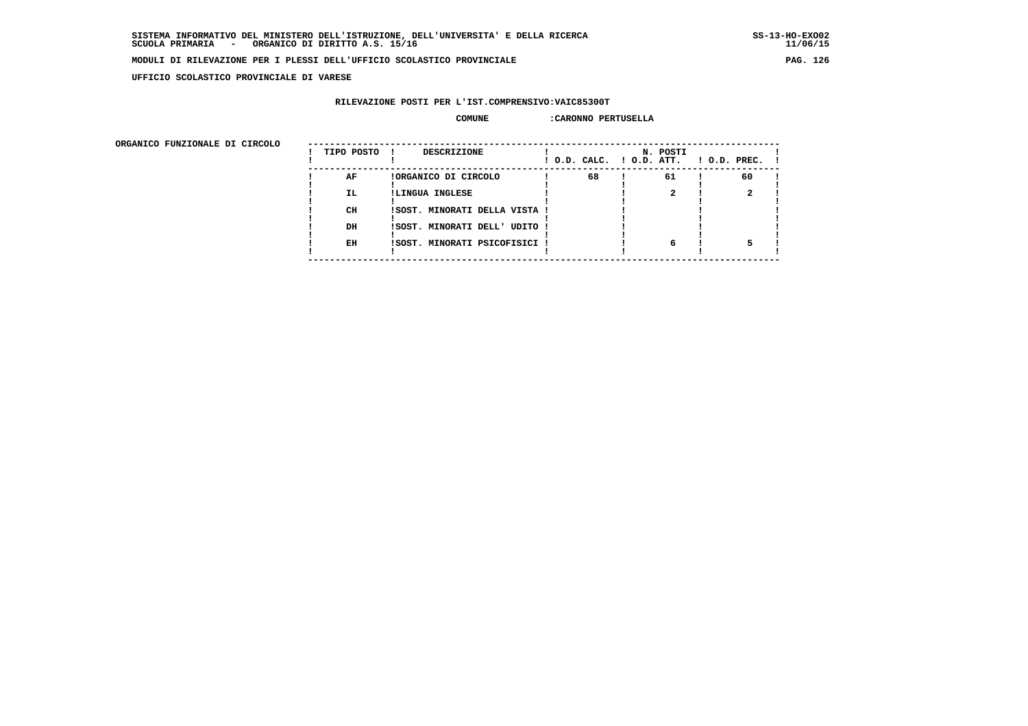**SISTEMA INFORMATIVO DEL MINISTERO DELL'ISTRUZIONE, DELL'UNIVERSITA' E DELLA RICERCA** SS-13-HO-EXO02
**SCUOLA PRIMARIA - ORGANICO DI DIRITTO A.S. 15/16** 11/06/15

**MODULI DI RILEVAZIONE PER I PLESSI DELL'UFFICIO SCOLASTICO PROVINCIALE**

**UFFICIO SCOLASTICO PROVINCIALE DI VARESE**

**RILEVAZIONE POSTI PER L'IST.COMPRENSIVO:VAIC85300T**

**COMUNE :CARONNO PERTUSELLA**

**ORGANICO FUNZIONALE DI CIRCOLO**

| TIPO POSTO | DESCRIZIONE | N. POSTI O.D. CALC. | O.D. ATT. | O.D. PREC. |
|---|---|---|---|---|
| AF | ORGANICO DI CIRCOLO | 68 | 61 | 60 |
| IL | LINGUA INGLESE | | 2 | 2 |
| CH | SOST. MINORATI DELLA VISTA | | | |
| DH | SOST. MINORATI DELL' UDITO | | | |
| EH | SOST. MINORATI PSICOFISICI | | 6 | 5 |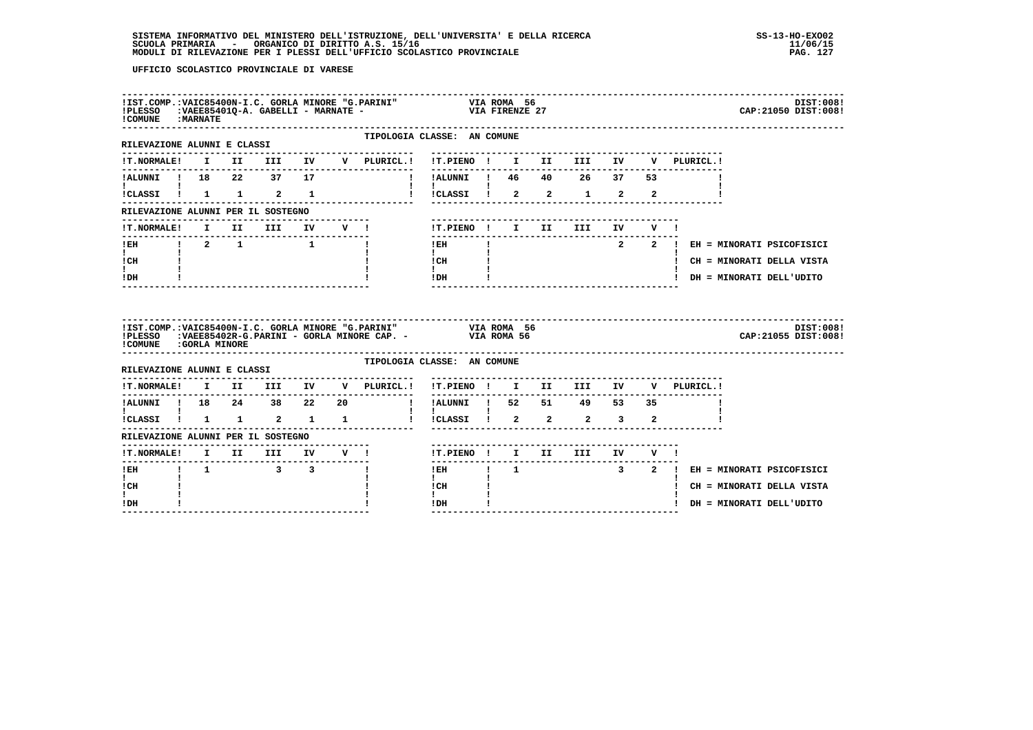**SISTEMA INFORMATIVO DEL MINISTERO DELL'ISTRUZIONE, DELL'UNIVERSITA' E DELLA RICERCA** SS-13-HO-EXO02
SCUOLA PRIMARIA - ORGANICO DI DIRITTO A.S. 15/16 11/06/15
MODULI DI RILEVAZIONE PER I PLESSI DELL'UFFICIO SCOLASTICO PROVINCIALE

**UFFICIO SCOLASTICO PROVINCIALE DI VARESE**

IST.COMP.: VAIC85400N-I.C. GORLA MINORE "G.PARINI" — VIA ROMA 56 — DIST:008
PLESSO: VAEE85401Q-A. GABELLI - MARNATE - — VIA FIRENZE 27 — CAP:21050 DIST:008
COMUNE: MARNATE

TIPOLOGIA CLASSE: AN COMUNE

RILEVAZIONE ALUNNI E CLASSI

| T.NORMALE | I | II | III | IV | V | PLURICL. | T.PIENO | I | II | III | IV | V | PLURICL. |
|---|---|---|---|---|---|---|---|---|---|---|---|---|---|
| ALUNNI | 18 | 22 | 37 | 17 | | | ALUNNI | 46 | 40 | 26 | 37 | 53 | |
| CLASSI | 1 | 1 | 2 | 1 | | | CLASSI | 2 | 2 | 1 | 2 | 2 | |

RILEVAZIONE ALUNNI PER IL SOSTEGNO

| T.NORMALE | I | II | III | IV | V | T.PIENO | I | II | III | IV | V |
|---|---|---|---|---|---|---|---|---|---|---|---|
| EH | 2 | 1 | | 1 | | EH | | | | 2 | 2 |
| CH | | | | | | CH | | | | | |
| DH | | | | | | DH | | | | | |

EH = MINORATI PSICOFISICI
CH = MINORATI DELLA VISTA
DH = MINORATI DELL'UDITO

IST.COMP.: VAIC85400N-I.C. GORLA MINORE "G.PARINI" — VIA ROMA 56 — DIST:008
PLESSO: VAEE85402R-G.PARINI - GORLA MINORE CAP. - — VIA ROMA 56 — CAP:21055 DIST:008
COMUNE: GORLA MINORE

TIPOLOGIA CLASSE: AN COMUNE

RILEVAZIONE ALUNNI E CLASSI

| T.NORMALE | I | II | III | IV | V | PLURICL. | T.PIENO | I | II | III | IV | V | PLURICL. |
|---|---|---|---|---|---|---|---|---|---|---|---|---|---|
| ALUNNI | 18 | 24 | 38 | 22 | 20 | | ALUNNI | 52 | 51 | 49 | 53 | 35 | |
| CLASSI | 1 | 1 | 2 | 1 | 1 | | CLASSI | 2 | 2 | 2 | 3 | 2 | |

RILEVAZIONE ALUNNI PER IL SOSTEGNO

| T.NORMALE | I | II | III | IV | V | T.PIENO | I | II | III | IV | V |
|---|---|---|---|---|---|---|---|---|---|---|---|
| EH | 1 | | 3 | 3 | | EH | 1 | | | 3 | 2 |
| CH | | | | | | CH | | | | | |
| DH | | | | | | DH | | | | | |

EH = MINORATI PSICOFISICI
CH = MINORATI DELLA VISTA
DH = MINORATI DELL'UDITO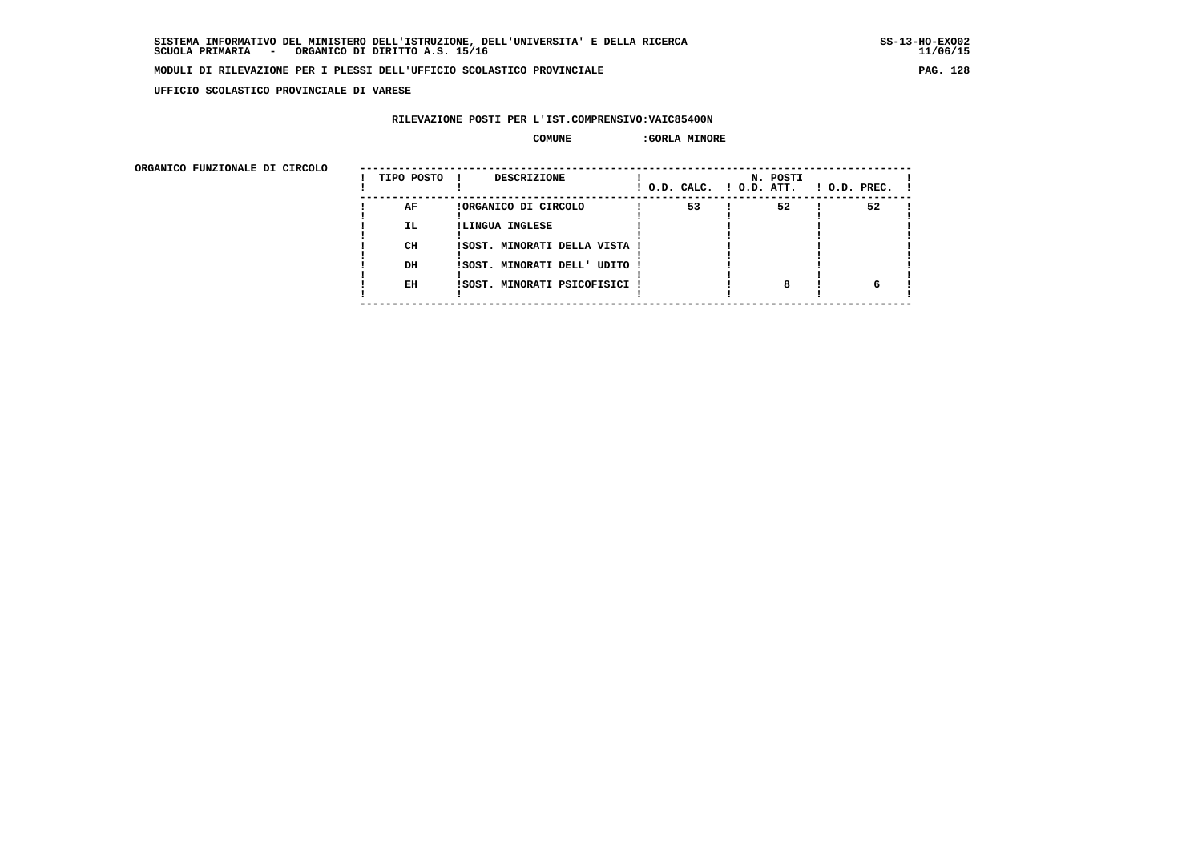SISTEMA INFORMATIVO DEL MINISTERO DELL'ISTRUZIONE, DELL'UNIVERSITA' E DELLA RICERCA
SCUOLA PRIMARIA - ORGANICO DI DIRITTO A.S. 15/16

MODULI DI RILEVAZIONE PER I PLESSI DELL'UFFICIO SCOLASTICO PROVINCIALE

UFFICIO SCOLASTICO PROVINCIALE DI VARESE

RILEVAZIONE POSTI PER L'IST.COMPRENSIVO:VAIC85400N

COMUNE :GORLA MINORE

ORGANICO FUNZIONALE DI CIRCOLO

| TIPO POSTO | DESCRIZIONE | N. POSTI O.D. CALC. | O.D. ATT. | O.D. PREC. |
|---|---|---|---|---|
| AF | ORGANICO DI CIRCOLO | 53 | 52 | 52 |
| IL | LINGUA INGLESE | | | |
| CH | SOST. MINORATI DELLA VISTA | | | |
| DH | SOST. MINORATI DELL' UDITO | | | |
| EH | SOST. MINORATI PSICOFISICI | | 8 | 6 |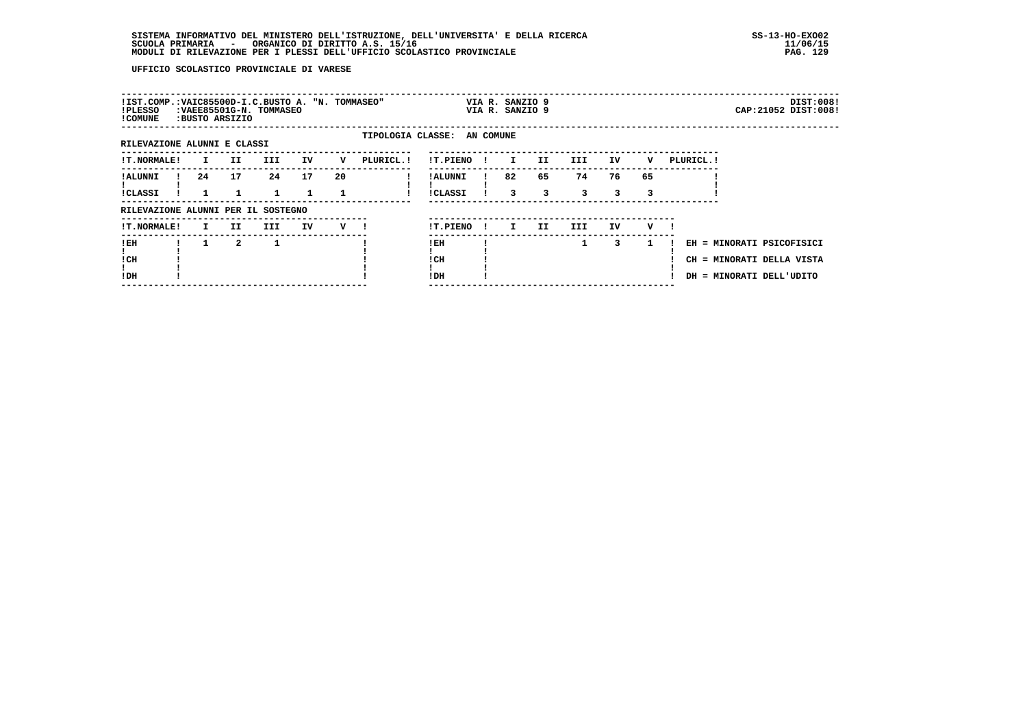SISTEMA INFORMATIVO DEL MINISTERO DELL'ISTRUZIONE, DELL'UNIVERSITA' E DELLA RICERCA
SCUOLA PRIMARIA - ORGANICO DI DIRITTO A.S. 15/16
MODULI DI RILEVAZIONE PER I PLESSI DELL'UFFICIO SCOLASTICO PROVINCIALE

SS-13-HO-EXO02
11/06/15

UFFICIO SCOLASTICO PROVINCIALE DI VARESE

!IST.COMP.:VAIC85500D-I.C.BUSTO A. "N. TOMMASEO" VIA R. SANZIO 9 DIST:008!
!PLESSO :VAEE85501G-N. TOMMASEO VIA R. SANZIO 9 CAP:21052 DIST:008!
!COMUNE :BUSTO ARSIZIO

TIPOLOGIA CLASSE: AN COMUNE

RILEVAZIONE ALUNNI E CLASSI

| T.NORMALE | I | II | III | IV | V | PLURICL. |
|---|---|---|---|---|---|---|
| ALUNNI | 24 | 17 | 24 | 17 | 20 | |
| CLASSI | 1 | 1 | 1 | 1 | 1 | |

| T.PIENO | I | II | III | IV | V | PLURICL. |
|---|---|---|---|---|---|---|
| ALUNNI | 82 | 65 | 74 | 76 | 65 | |
| CLASSI | 3 | 3 | 3 | 3 | 3 | |

RILEVAZIONE ALUNNI PER IL SOSTEGNO

| T.NORMALE | I | II | III | IV | V |
|---|---|---|---|---|---|
| EH | 1 | 2 | 1 | | |
| CH | | | | | |
| DH | | | | | |

| T.PIENO | I | II | III | IV | V |
|---|---|---|---|---|---|
| EH | | | 1 | 3 | 1 |
| CH | | | | | |
| DH | | | | | |

EH = MINORATI PSICOFISICI
CH = MINORATI DELLA VISTA
DH = MINORATI DELL'UDITO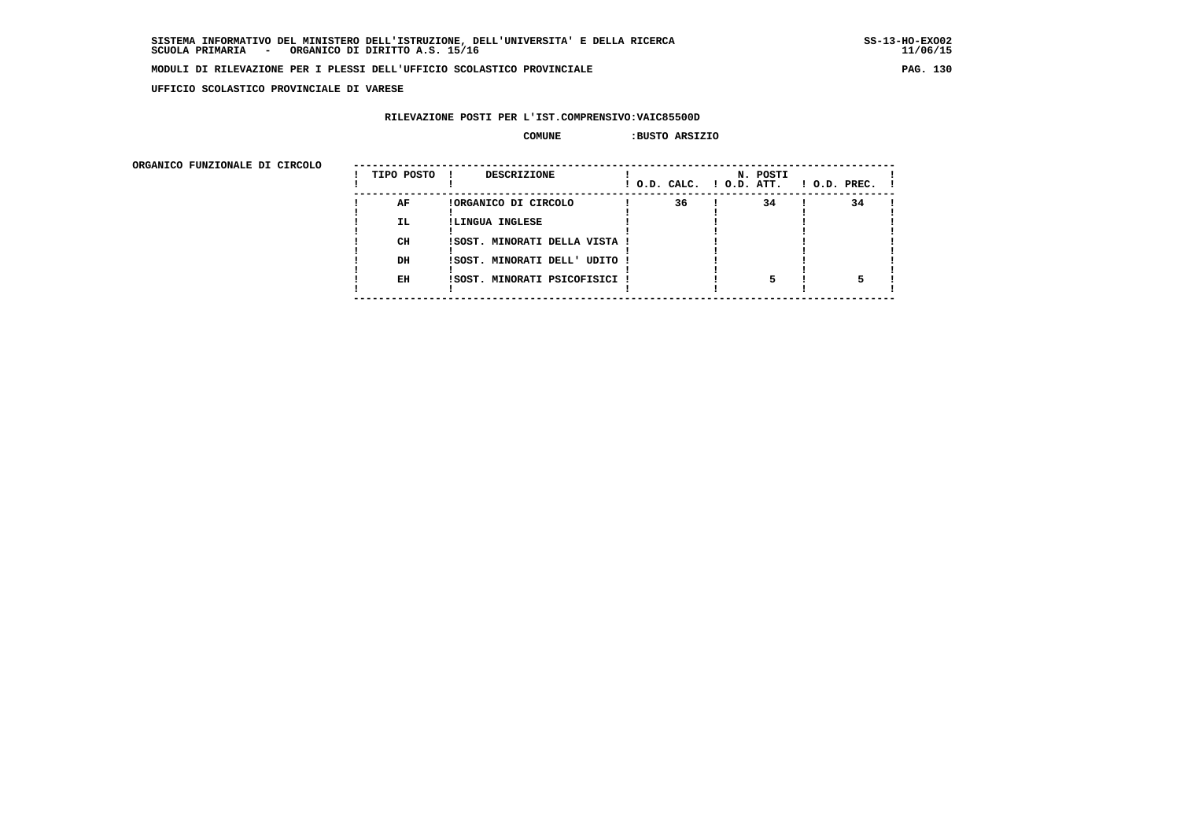**SISTEMA INFORMATIVO DEL MINISTERO DELL'ISTRUZIONE, DELL'UNIVERSITA' E DELLA RICERCA**
**SCUOLA PRIMARIA - ORGANICO DI DIRITTO A.S. 15/16**

**MODULI DI RILEVAZIONE PER I PLESSI DELL'UFFICIO SCOLASTICO PROVINCIALE**

**UFFICIO SCOLASTICO PROVINCIALE DI VARESE**

**RILEVAZIONE POSTI PER L'IST.COMPRENSIVO:VAIC85500D**

**COMUNE :BUSTO ARSIZIO**

**ORGANICO FUNZIONALE DI CIRCOLO**

| TIPO POSTO | DESCRIZIONE | N. POSTI O.D. CALC. | O.D. ATT. | O.D. PREC. |
|---|---|---|---|---|
| AF | ORGANICO DI CIRCOLO | 36 | 34 | 34 |
| IL | LINGUA INGLESE | | | |
| CH | SOST. MINORATI DELLA VISTA | | | |
| DH | SOST. MINORATI DELL' UDITO | | | |
| EH | SOST. MINORATI PSICOFISICI | | 5 | 5 |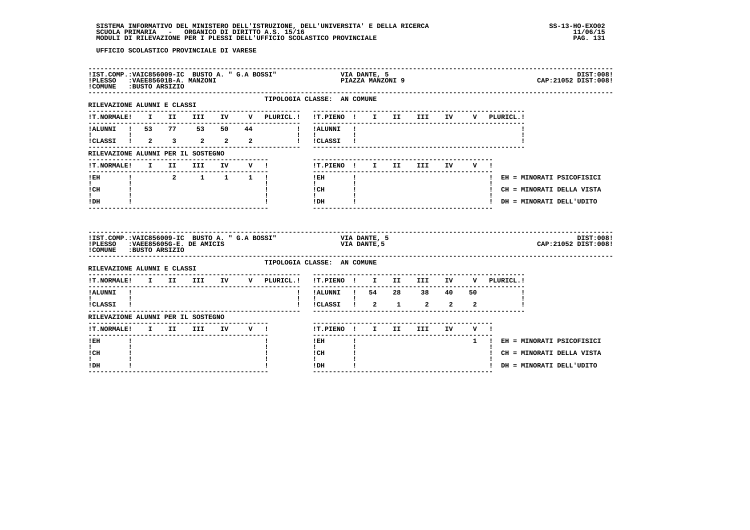UFFICIO SCOLASTICO PROVINCIALE DI VARESE

IST.COMP.:VAIC856009-IC BUSTO A. " G.A BOSSI" — VIA DANTE, 5 — DIST:008!
PLESSO :VAEE85601B-A. MANZONI — PIAZZA MANZONI 9 — CAP:21052 DIST:008!
COMUNE :BUSTO ARSIZIO

TIPOLOGIA CLASSE: AN COMUNE

RILEVAZIONE ALUNNI E CLASSI

| T.NORMALE | I | II | III | IV | V | PLURICL. | T.PIENO | I | II | III | IV | V | PLURICL. |
|---|---|---|---|---|---|---|---|---|---|---|---|---|---|
| ALUNNI | 53 | 77 | 53 | 50 | 44 | | ALUNNI | | | | | | |
| CLASSI | 2 | 3 | 2 | 2 | 2 | | CLASSI | | | | | | |

RILEVAZIONE ALUNNI PER IL SOSTEGNO

| T.NORMALE | I | II | III | IV | V | T.PIENO | I | II | III | IV | V |
|---|---|---|---|---|---|---|---|---|---|---|---|
| EH | | 2 | 1 | 1 | 1 | EH | | | | | |
| CH | | | | | | CH | | | | | |
| DH | | | | | | DH | | | | | |

EH = MINORATI PSICOFISICI
CH = MINORATI DELLA VISTA
DH = MINORATI DELL'UDITO

IST.COMP.:VAIC856009-IC BUSTO A. " G.A BOSSI" — VIA DANTE, 5 — DIST:008!
PLESSO :VAEE85605G-E. DE AMICIS — VIA DANTE,5 — CAP:21052 DIST:008!
COMUNE :BUSTO ARSIZIO

TIPOLOGIA CLASSE: AN COMUNE

RILEVAZIONE ALUNNI E CLASSI

| T.NORMALE | I | II | III | IV | V | PLURICL. | T.PIENO | I | II | III | IV | V | PLURICL. |
|---|---|---|---|---|---|---|---|---|---|---|---|---|---|
| ALUNNI | | | | | | | ALUNNI | 54 | 28 | 38 | 40 | 50 | |
| CLASSI | | | | | | | CLASSI | 2 | 1 | 2 | 2 | 2 | |

RILEVAZIONE ALUNNI PER IL SOSTEGNO

| T.NORMALE | I | II | III | IV | V | T.PIENO | I | II | III | IV | V |
|---|---|---|---|---|---|---|---|---|---|---|---|
| EH | | | | | | EH | | | | | 1 |
| CH | | | | | | CH | | | | | |
| DH | | | | | | DH | | | | | |

EH = MINORATI PSICOFISICI
CH = MINORATI DELLA VISTA
DH = MINORATI DELL'UDITO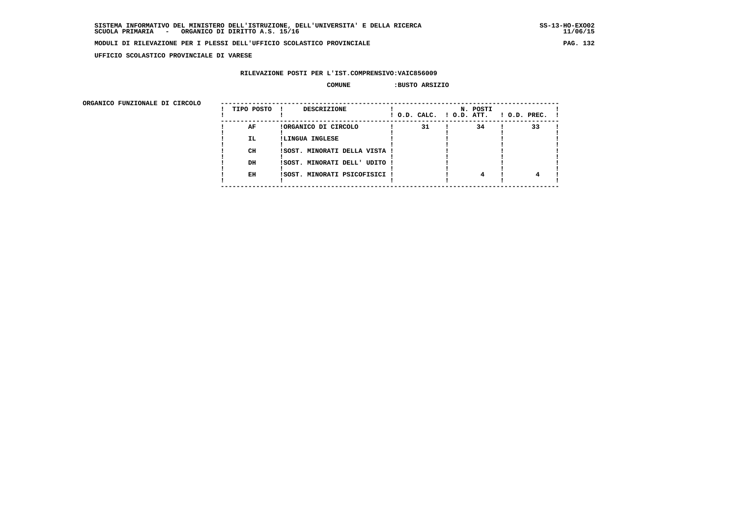**SISTEMA INFORMATIVO DEL MINISTERO DELL'ISTRUZIONE, DELL'UNIVERSITA' E DELLA RICERCA** SS-13-HO-EXO02
**SCUOLA PRIMARIA - ORGANICO DI DIRITTO A.S. 15/16** 11/06/15

**MODULI DI RILEVAZIONE PER I PLESSI DELL'UFFICIO SCOLASTICO PROVINCIALE**

**UFFICIO SCOLASTICO PROVINCIALE DI VARESE**

**RILEVAZIONE POSTI PER L'IST.COMPRENSIVO:VAIC856009**

**COMUNE :BUSTO ARSIZIO**

**ORGANICO FUNZIONALE DI CIRCOLO**

| TIPO POSTO | DESCRIZIONE | N. POSTI O.D. CALC. | O.D. ATT. | O.D. PREC. |
|---|---|---|---|---|
| AF | ORGANICO DI CIRCOLO | 31 | 34 | 33 |
| IL | LINGUA INGLESE | | | |
| CH | SOST. MINORATI DELLA VISTA | | | |
| DH | SOST. MINORATI DELL' UDITO | | | |
| EH | SOST. MINORATI PSICOFISICI | | 4 | 4 |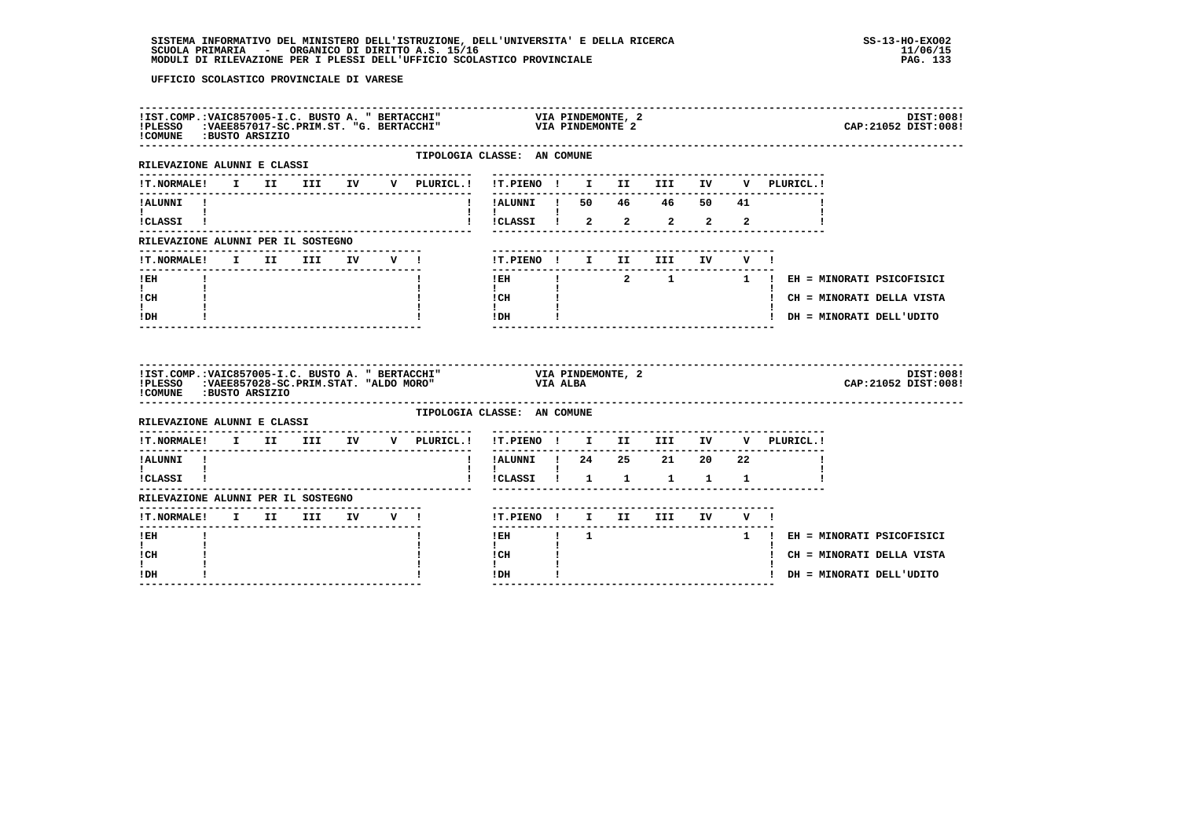SISTEMA INFORMATIVO DEL MINISTERO DELL'ISTRUZIONE, DELL'UNIVERSITA' E DELLA RICERCA
SCUOLA PRIMARIA - ORGANICO DI DIRITTO A.S. 15/16
MODULI DI RILEVAZIONE PER I PLESSI DELL'UFFICIO SCOLASTICO PROVINCIALE

SS-13-HO-EXO02
11/06/15

UFFICIO SCOLASTICO PROVINCIALE DI VARESE

---

IST.COMP.: VAIC857005-I.C. BUSTO A. " BERTACCHI" — VIA PINDEMONTE, 2 — DIST:008
PLESSO: VAEE857017-SC.PRIM.ST. "G. BERTACCHI" — VIA PINDEMONTE 2 — CAP:21052 DIST:008
COMUNE: BUSTO ARSIZIO

TIPOLOGIA CLASSE: AN COMUNE

RILEVAZIONE ALUNNI E CLASSI

| T.NORMALE | I | II | III | IV | V | PLURICL. | T.PIENO | I | II | III | IV | V | PLURICL. |
|---|---|---|---|---|---|---|---|---|---|---|---|---|---|
| ALUNNI | | | | | | | ALUNNI | 50 | 46 | 46 | 50 | 41 | |
| CLASSI | | | | | | | CLASSI | 2 | 2 | 2 | 2 | 2 | |

RILEVAZIONE ALUNNI PER IL SOSTEGNO

| T.NORMALE | I | II | III | IV | V | T.PIENO | I | II | III | IV | V |
|---|---|---|---|---|---|---|---|---|---|---|---|
| EH | | | | | | EH | | 2 | 1 | | 1 |
| CH | | | | | | CH | | | | | |
| DH | | | | | | DH | | | | | |

EH = MINORATI PSICOFISICI
CH = MINORATI DELLA VISTA
DH = MINORATI DELL'UDITO

---

IST.COMP.: VAIC857005-I.C. BUSTO A. " BERTACCHI" — VIA PINDEMONTE, 2 — DIST:008
PLESSO: VAEE857028-SC.PRIM.STAT. "ALDO MORO" — VIA ALBA — CAP:21052 DIST:008
COMUNE: BUSTO ARSIZIO

TIPOLOGIA CLASSE: AN COMUNE

RILEVAZIONE ALUNNI E CLASSI

| T.NORMALE | I | II | III | IV | V | PLURICL. | T.PIENO | I | II | III | IV | V | PLURICL. |
|---|---|---|---|---|---|---|---|---|---|---|---|---|---|
| ALUNNI | | | | | | | ALUNNI | 24 | 25 | 21 | 20 | 22 | |
| CLASSI | | | | | | | CLASSI | 1 | 1 | 1 | 1 | 1 | |

RILEVAZIONE ALUNNI PER IL SOSTEGNO

| T.NORMALE | I | II | III | IV | V | T.PIENO | I | II | III | IV | V |
|---|---|---|---|---|---|---|---|---|---|---|---|
| EH | | | | | | EH | 1 | | | | 1 |
| CH | | | | | | CH | | | | | |
| DH | | | | | | DH | | | | | |

EH = MINORATI PSICOFISICI
CH = MINORATI DELLA VISTA
DH = MINORATI DELL'UDITO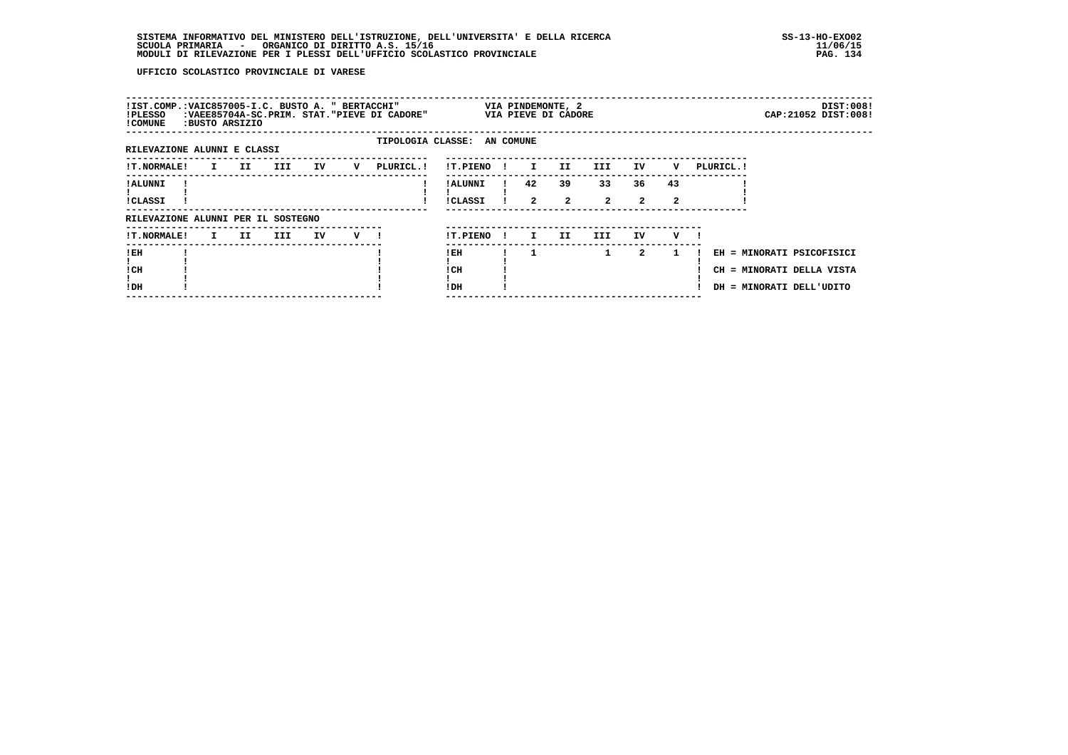UFFICIO SCOLASTICO PROVINCIALE DI VARESE

!IST.COMP.:VAIC857005-I.C. BUSTO A. " BERTACCHI"   VIA PINDEMONTE, 2   DIST:008!
!PLESSO :VAEE85704A-SC.PRIM. STAT."PIEVE DI CADORE"   VIA PIEVE DI CADORE   CAP:21052 DIST:008!
!COMUNE :BUSTO ARSIZIO

TIPOLOGIA CLASSE: AN COMUNE

RILEVAZIONE ALUNNI E CLASSI

| T.NORMALE | I | II | III | IV | V | PLURICL. |
|---|---|---|---|---|---|---|
| ALUNNI | | | | | | |
| CLASSI | | | | | | |

| T.PIENO | I | II | III | IV | V | PLURICL. |
|---|---|---|---|---|---|---|
| ALUNNI | 42 | 39 | 33 | 36 | 43 | |
| CLASSI | 2 | 2 | 2 | 2 | 2 | |

RILEVAZIONE ALUNNI PER IL SOSTEGNO

| T.NORMALE | I | II | III | IV | V |
|---|---|---|---|---|---|
| EH | | | | | |
| CH | | | | | |
| DH | | | | | |

| T.PIENO | I | II | III | IV | V |
|---|---|---|---|---|---|
| EH | 1 | | 1 | 2 | 1 |
| CH | | | | | |
| DH | | | | | |

EH = MINORATI PSICOFISICI
CH = MINORATI DELLA VISTA
DH = MINORATI DELL'UDITO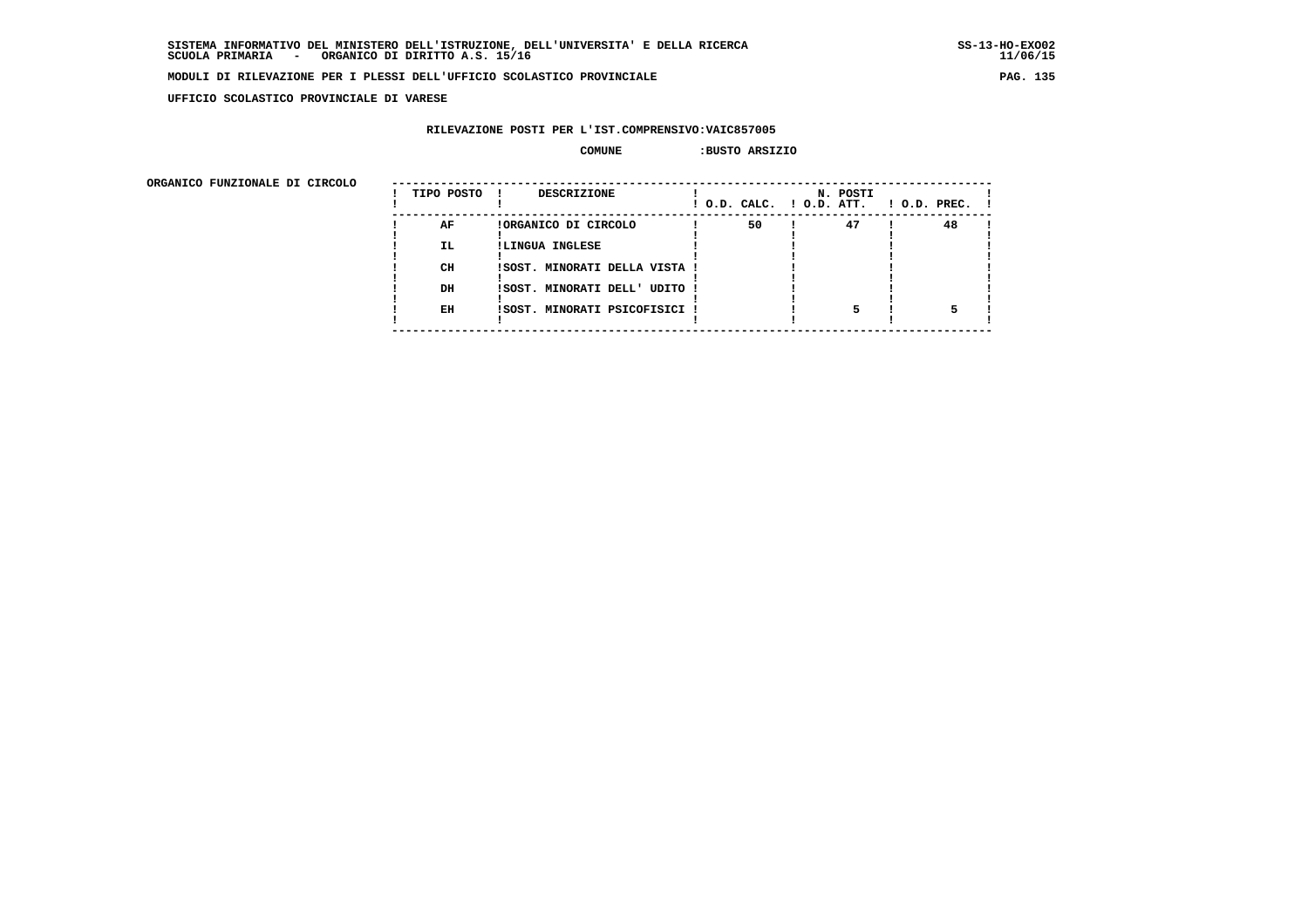SISTEMA INFORMATIVO DEL MINISTERO DELL'ISTRUZIONE, DELL'UNIVERSITA' E DELLA RICERCA
SCUOLA PRIMARIA - ORGANICO DI DIRITTO A.S. 15/16

MODULI DI RILEVAZIONE PER I PLESSI DELL'UFFICIO SCOLASTICO PROVINCIALE

UFFICIO SCOLASTICO PROVINCIALE DI VARESE

RILEVAZIONE POSTI PER L'IST.COMPRENSIVO:VAIC857005

COMUNE :BUSTO ARSIZIO

ORGANICO FUNZIONALE DI CIRCOLO

| TIPO POSTO | DESCRIZIONE | N. POSTI O.D. CALC. | O.D. ATT. | O.D. PREC. |
|---|---|---|---|---|
| AF | ORGANICO DI CIRCOLO | 50 | 47 | 48 |
| IL | LINGUA INGLESE | | | |
| CH | SOST. MINORATI DELLA VISTA | | | |
| DH | SOST. MINORATI DELL' UDITO | | | |
| EH | SOST. MINORATI PSICOFISICI | | 5 | 5 |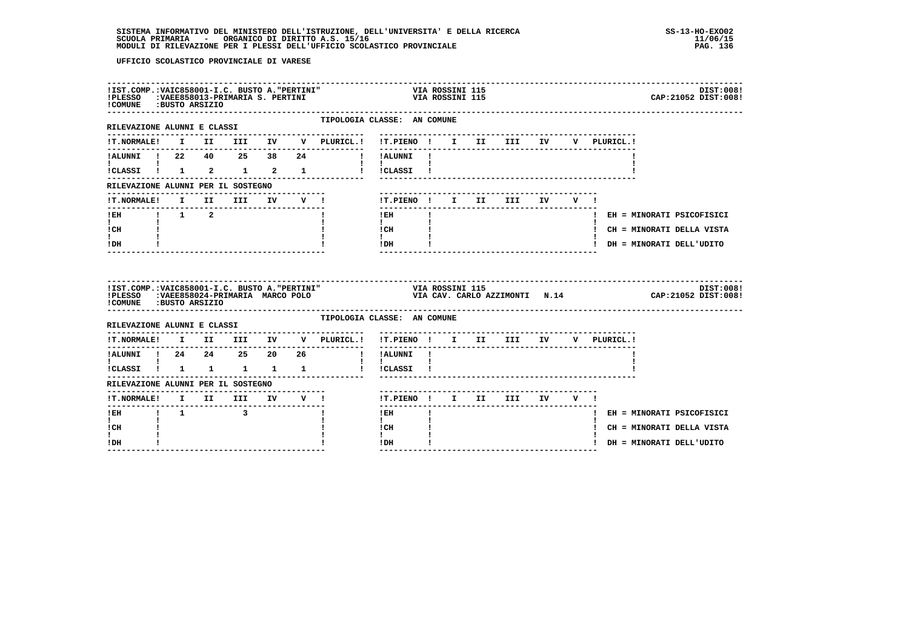SISTEMA INFORMATIVO DEL MINISTERO DELL'ISTRUZIONE, DELL'UNIVERSITA' E DELLA RICERCA
SCUOLA PRIMARIA - ORGANICO DI DIRITTO A.S. 15/16
MODULI DI RILEVAZIONE PER I PLESSI DELL'UFFICIO SCOLASTICO PROVINCIALE

SS-13-HO-EXO02
11/06/15

UFFICIO SCOLASTICO PROVINCIALE DI VARESE

IST.COMP.: VAIC858001-I.C. BUSTO A."PERTINI" — VIA ROSSINI 115 — DIST:008
PLESSO: VAEE858013-PRIMARIA S. PERTINI — VIA ROSSINI 115 — CAP:21052 DIST:008
COMUNE: BUSTO ARSIZIO

TIPOLOGIA CLASSE: AN COMUNE

RILEVAZIONE ALUNNI E CLASSI

| T.NORMALE | I | II | III | IV | V | PLURICL. | T.PIENO | I | II | III | IV | V | PLURICL. |
|---|---|---|---|---|---|---|---|---|---|---|---|---|---|
| ALUNNI | 22 | 40 | 25 | 38 | 24 | | ALUNNI | | | | | | |
| CLASSI | 1 | 2 | 1 | 2 | 1 | | CLASSI | | | | | | |

RILEVAZIONE ALUNNI PER IL SOSTEGNO

| T.NORMALE | I | II | III | IV | V | T.PIENO | I | II | III | IV | V |
|---|---|---|---|---|---|---|---|---|---|---|---|
| EH | 1 | 2 | | | | EH | | | | | |
| CH | | | | | | CH | | | | | |
| DH | | | | | | DH | | | | | |

EH = MINORATI PSICOFISICI
CH = MINORATI DELLA VISTA
DH = MINORATI DELL'UDITO

IST.COMP.: VAIC858001-I.C. BUSTO A."PERTINI" — VIA ROSSINI 115 — DIST:008
PLESSO: VAEE858024-PRIMARIA MARCO POLO — VIA CAV. CARLO AZZIMONTI N.14 — CAP:21052 DIST:008
COMUNE: BUSTO ARSIZIO

TIPOLOGIA CLASSE: AN COMUNE

RILEVAZIONE ALUNNI E CLASSI

| T.NORMALE | I | II | III | IV | V | PLURICL. | T.PIENO | I | II | III | IV | V | PLURICL. |
|---|---|---|---|---|---|---|---|---|---|---|---|---|---|
| ALUNNI | 24 | 24 | 25 | 20 | 26 | | ALUNNI | | | | | | |
| CLASSI | 1 | 1 | 1 | 1 | 1 | | CLASSI | | | | | | |

RILEVAZIONE ALUNNI PER IL SOSTEGNO

| T.NORMALE | I | II | III | IV | V | T.PIENO | I | II | III | IV | V |
|---|---|---|---|---|---|---|---|---|---|---|---|
| EH | 1 | | 3 | | | EH | | | | | |
| CH | | | | | | CH | | | | | |
| DH | | | | | | DH | | | | | |

EH = MINORATI PSICOFISICI
CH = MINORATI DELLA VISTA
DH = MINORATI DELL'UDITO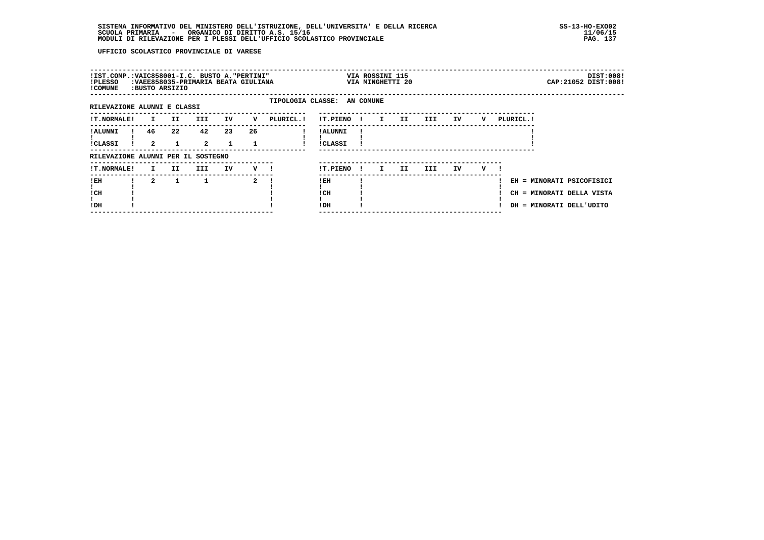UFFICIO SCOLASTICO PROVINCIALE DI VARESE

| !IST.COMP.:VAIC858001-I.C. BUSTO A."PERTINI" | VIA ROSSINI 115 | DIST:008! |
|---|---|---|
| !PLESSO :VAEE858035-PRIMARIA BEATA GIULIANA | VIA MINGHETTI 20 | CAP:21052 DIST:008! |
| !COMUNE :BUSTO ARSIZIO | | |

TIPOLOGIA CLASSE: AN COMUNE

RILEVAZIONE ALUNNI E CLASSI

| !T.NORMALE! | I | II | III | IV | V | PLURICL.! | !T.PIENO ! | I | II | III | IV | V | PLURICL.! |
|---|---|---|---|---|---|---|---|---|---|---|---|---|---|
| !ALUNNI ! | 46 | 22 | 42 | 23 | 26 | | !ALUNNI ! | | | | | | |
| !CLASSI ! | 2 | 1 | 2 | 1 | 1 | | !CLASSI ! | | | | | | |

RILEVAZIONE ALUNNI PER IL SOSTEGNO

| !T.NORMALE! | I | II | III | IV | V ! | !T.PIENO ! | I | II | III | IV | V ! | |
|---|---|---|---|---|---|---|---|---|---|---|---|---|
| !EH ! | 2 | 1 | 1 | | 2 | !EH ! | | | | | | EH = MINORATI PSICOFISICI |
| !CH ! | | | | | | !CH ! | | | | | | CH = MINORATI DELLA VISTA |
| !DH ! | | | | | | !DH ! | | | | | | DH = MINORATI DELL'UDITO |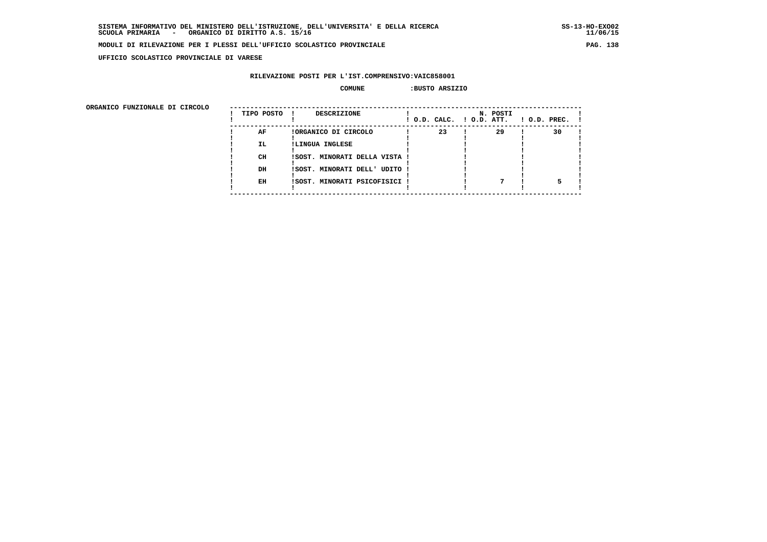SISTEMA INFORMATIVO DEL MINISTERO DELL'ISTRUZIONE, DELL'UNIVERSITA' E DELLA RICERCA
SCUOLA PRIMARIA - ORGANICO DI DIRITTO A.S. 15/16

MODULI DI RILEVAZIONE PER I PLESSI DELL'UFFICIO SCOLASTICO PROVINCIALE

UFFICIO SCOLASTICO PROVINCIALE DI VARESE

RILEVAZIONE POSTI PER L'IST.COMPRENSIVO:VAIC858001

COMUNE :BUSTO ARSIZIO

ORGANICO FUNZIONALE DI CIRCOLO

| TIPO POSTO | DESCRIZIONE | N. POSTI O.D. CALC. | O.D. ATT. | O.D. PREC. |
|---|---|---|---|---|
| AF | ORGANICO DI CIRCOLO | 23 | 29 | 30 |
| IL | LINGUA INGLESE | | | |
| CH | SOST. MINORATI DELLA VISTA | | | |
| DH | SOST. MINORATI DELL' UDITO | | | |
| EH | SOST. MINORATI PSICOFISICI | | 7 | 5 |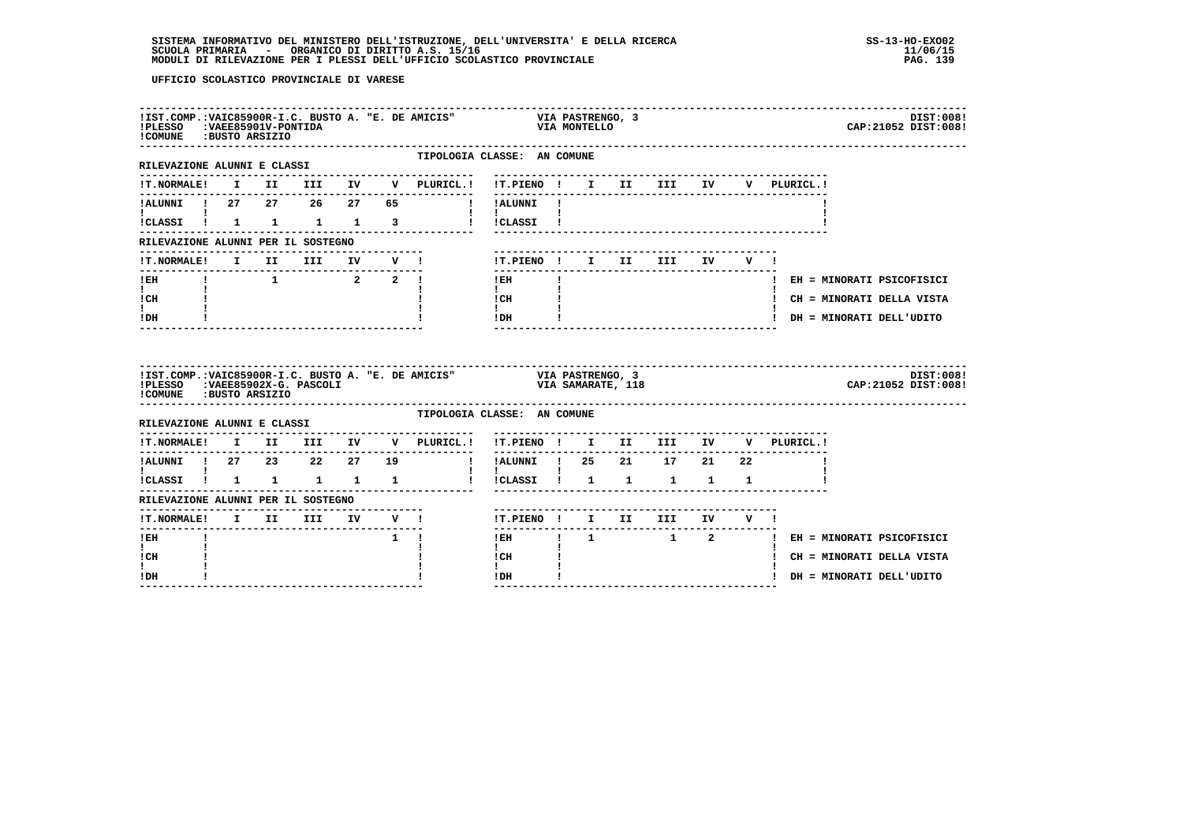SISTEMA INFORMATIVO DEL MINISTERO DELL'ISTRUZIONE, DELL'UNIVERSITA' E DELLA RICERCA
SCUOLA PRIMARIA - ORGANICO DI DIRITTO A.S. 15/16
MODULI DI RILEVAZIONE PER I PLESSI DELL'UFFICIO SCOLASTICO PROVINCIALE

SS-13-HO-EXO02
11/06/15

UFFICIO SCOLASTICO PROVINCIALE DI VARESE

IST.COMP.:VAIC85900R-I.C. BUSTO A. "E. DE AMICIS" VIA PASTRENGO, 3 DIST:008
PLESSO :VAEE85901V-PONTIDA VIA MONTELLO CAP:21052 DIST:008
COMUNE :BUSTO ARSIZIO

TIPOLOGIA CLASSE: AN COMUNE

RILEVAZIONE ALUNNI E CLASSI

| T.NORMALE | I | II | III | IV | V | PLURICL. | T.PIENO | I | II | III | IV | V | PLURICL. |
|---|---|---|---|---|---|---|---|---|---|---|---|---|---|
| ALUNNI | 27 | 27 | 26 | 27 | 65 | | ALUNNI | | | | | | |
| CLASSI | 1 | 1 | 1 | 1 | 3 | | CLASSI | | | | | | |

RILEVAZIONE ALUNNI PER IL SOSTEGNO

| T.NORMALE | I | II | III | IV | V | T.PIENO | I | II | III | IV | V |
|---|---|---|---|---|---|---|---|---|---|---|---|
| EH | | 1 | | 2 | 2 | EH | | | | | |
| CH | | | | | | CH | | | | | |
| DH | | | | | | DH | | | | | |

EH = MINORATI PSICOFISICI
CH = MINORATI DELLA VISTA
DH = MINORATI DELL'UDITO

IST.COMP.:VAIC85900R-I.C. BUSTO A. "E. DE AMICIS" VIA PASTRENGO, 3 DIST:008
PLESSO :VAEE85902X-G. PASCOLI VIA SAMARATE, 118 CAP:21052 DIST:008
COMUNE :BUSTO ARSIZIO

TIPOLOGIA CLASSE: AN COMUNE

RILEVAZIONE ALUNNI E CLASSI

| T.NORMALE | I | II | III | IV | V | PLURICL. | T.PIENO | I | II | III | IV | V | PLURICL. |
|---|---|---|---|---|---|---|---|---|---|---|---|---|---|
| ALUNNI | 27 | 23 | 22 | 27 | 19 | | ALUNNI | 25 | 21 | 17 | 21 | 22 | |
| CLASSI | 1 | 1 | 1 | 1 | 1 | | CLASSI | 1 | 1 | 1 | 1 | 1 | |

RILEVAZIONE ALUNNI PER IL SOSTEGNO

| T.NORMALE | I | II | III | IV | V | T.PIENO | I | II | III | IV | V |
|---|---|---|---|---|---|---|---|---|---|---|---|
| EH | | | | | 1 | EH | 1 | | 1 | 2 | |
| CH | | | | | | CH | | | | | |
| DH | | | | | | DH | | | | | |

EH = MINORATI PSICOFISICI
CH = MINORATI DELLA VISTA
DH = MINORATI DELL'UDITO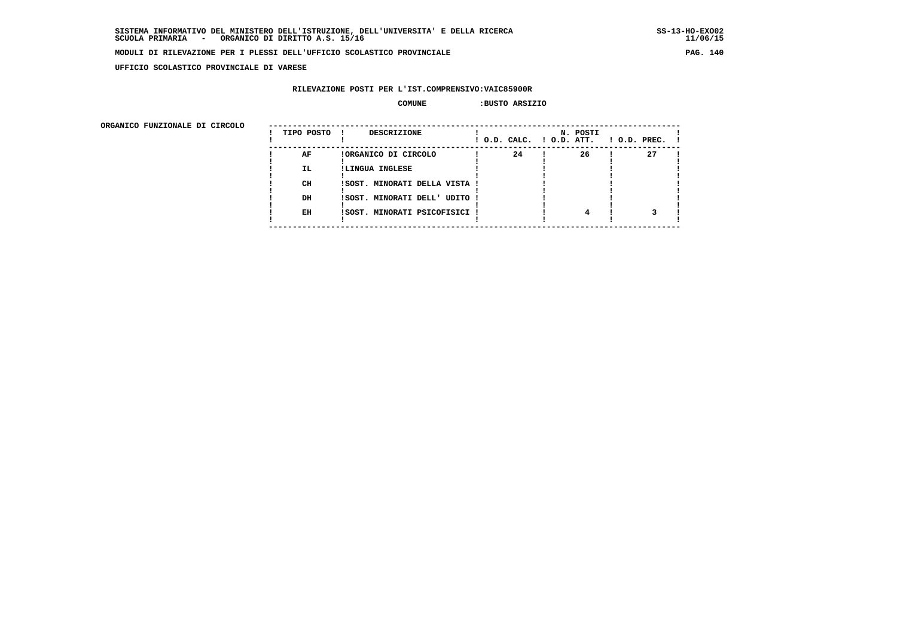SISTEMA INFORMATIVO DEL MINISTERO DELL'ISTRUZIONE, DELL'UNIVERSITA' E DELLA RICERCA
SCUOLA PRIMARIA - ORGANICO DI DIRITTO A.S. 15/16

MODULI DI RILEVAZIONE PER I PLESSI DELL'UFFICIO SCOLASTICO PROVINCIALE

UFFICIO SCOLASTICO PROVINCIALE DI VARESE

RILEVAZIONE POSTI PER L'IST.COMPRENSIVO:VAIC85900R

COMUNE :BUSTO ARSIZIO

ORGANICO FUNZIONALE DI CIRCOLO

| TIPO POSTO | DESCRIZIONE | N. POSTI O.D. CALC. | O.D. ATT. | O.D. PREC. |
|---|---|---|---|---|
| AF | ORGANICO DI CIRCOLO | 24 | 26 | 27 |
| IL | LINGUA INGLESE | | | |
| CH | SOST. MINORATI DELLA VISTA | | | |
| DH | SOST. MINORATI DELL' UDITO | | | |
| EH | SOST. MINORATI PSICOFISICI | | 4 | 3 |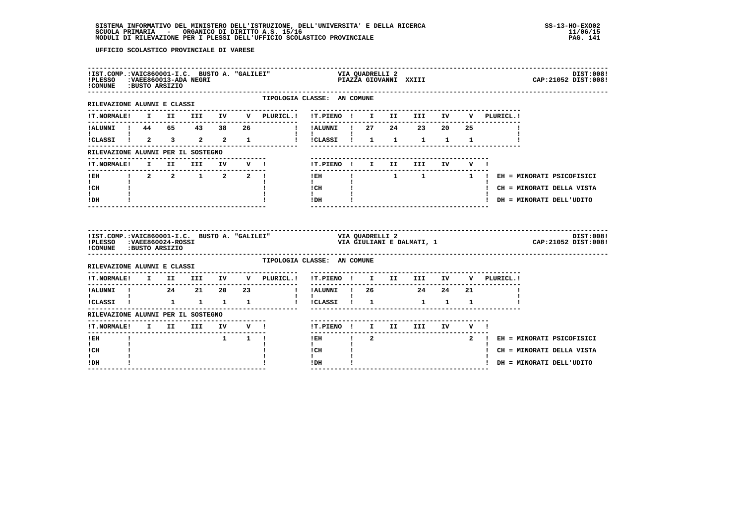UFFICIO SCOLASTICO PROVINCIALE DI VARESE

**IST.COMP.:** VAIC860001-I.C. BUSTO A. "GALILEI" — VIA QUADRELLI 2 — DIST:008!
**PLESSO:** VAEE860013-ADA NEGRI — PIAZZA GIOVANNI XXIII — CAP:21052 DIST:008!
**COMUNE:** BUSTO ARSIZIO

TIPOLOGIA CLASSE: AN COMUNE

RILEVAZIONE ALUNNI E CLASSI

| T.NORMALE | I | II | III | IV | V | PLURICL. |
|---|---|---|---|---|---|---|
| ALUNNI | 44 | 65 | 43 | 38 | 26 | |
| CLASSI | 2 | 3 | 2 | 2 | 1 | |

| T.PIENO | I | II | III | IV | V | PLURICL. |
|---|---|---|---|---|---|---|
| ALUNNI | 27 | 24 | 23 | 20 | 25 | |
| CLASSI | 1 | 1 | 1 | 1 | 1 | |

RILEVAZIONE ALUNNI PER IL SOSTEGNO

| T.NORMALE | I | II | III | IV | V |
|---|---|---|---|---|---|
| EH | 2 | 2 | 1 | 2 | 2 |
| CH | | | | | |
| DH | | | | | |

| T.PIENO | I | II | III | IV | V |
|---|---|---|---|---|---|
| EH | | 1 | 1 | | 1 |
| CH | | | | | |
| DH | | | | | |

EH = MINORATI PSICOFISICI
CH = MINORATI DELLA VISTA
DH = MINORATI DELL'UDITO

---

**IST.COMP.:** VAIC860001-I.C. BUSTO A. "GALILEI" — VIA QUADRELLI 2 — DIST:008!
**PLESSO:** VAEE860024-ROSSI — VIA GIULIANI E DALMATI, 1 — CAP:21052 DIST:008!
**COMUNE:** BUSTO ARSIZIO

TIPOLOGIA CLASSE: AN COMUNE

RILEVAZIONE ALUNNI E CLASSI

| T.NORMALE | I | II | III | IV | V | PLURICL. |
|---|---|---|---|---|---|---|
| ALUNNI | | 24 | 21 | 20 | 23 | |
| CLASSI | | 1 | 1 | 1 | 1 | |

| T.PIENO | I | II | III | IV | V | PLURICL. |
|---|---|---|---|---|---|---|
| ALUNNI | 26 | | 24 | 24 | 21 | |
| CLASSI | 1 | | 1 | 1 | 1 | |

RILEVAZIONE ALUNNI PER IL SOSTEGNO

| T.NORMALE | I | II | III | IV | V |
|---|---|---|---|---|---|
| EH | | | | 1 | 1 |
| CH | | | | | |
| DH | | | | | |

| T.PIENO | I | II | III | IV | V |
|---|---|---|---|---|---|
| EH | 2 | | | | 2 |
| CH | | | | | |
| DH | | | | | |

EH = MINORATI PSICOFISICI
CH = MINORATI DELLA VISTA
DH = MINORATI DELL'UDITO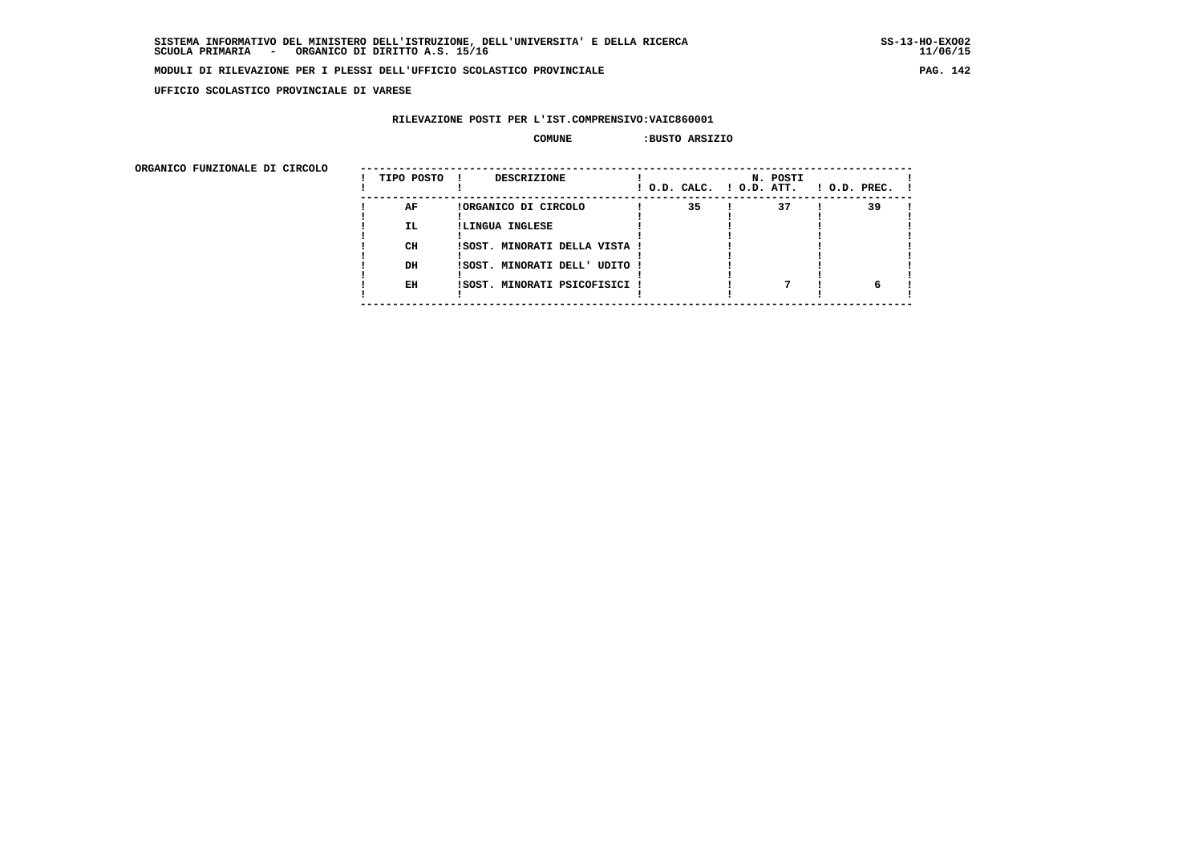SISTEMA INFORMATIVO DEL MINISTERO DELL'ISTRUZIONE, DELL'UNIVERSITA' E DELLA RICERCA
SCUOLA PRIMARIA - ORGANICO DI DIRITTO A.S. 15/16

MODULI DI RILEVAZIONE PER I PLESSI DELL'UFFICIO SCOLASTICO PROVINCIALE

UFFICIO SCOLASTICO PROVINCIALE DI VARESE

RILEVAZIONE POSTI PER L'IST.COMPRENSIVO:VAIC860001

COMUNE :BUSTO ARSIZIO

ORGANICO FUNZIONALE DI CIRCOLO

| TIPO POSTO | DESCRIZIONE | N. POSTI O.D. CALC. | O.D. ATT. | O.D. PREC. |
|---|---|---|---|---|
| AF | ORGANICO DI CIRCOLO | 35 | 37 | 39 |
| IL | LINGUA INGLESE | | | |
| CH | SOST. MINORATI DELLA VISTA | | | |
| DH | SOST. MINORATI DELL' UDITO | | | |
| EH | SOST. MINORATI PSICOFISICI | | 7 | 6 |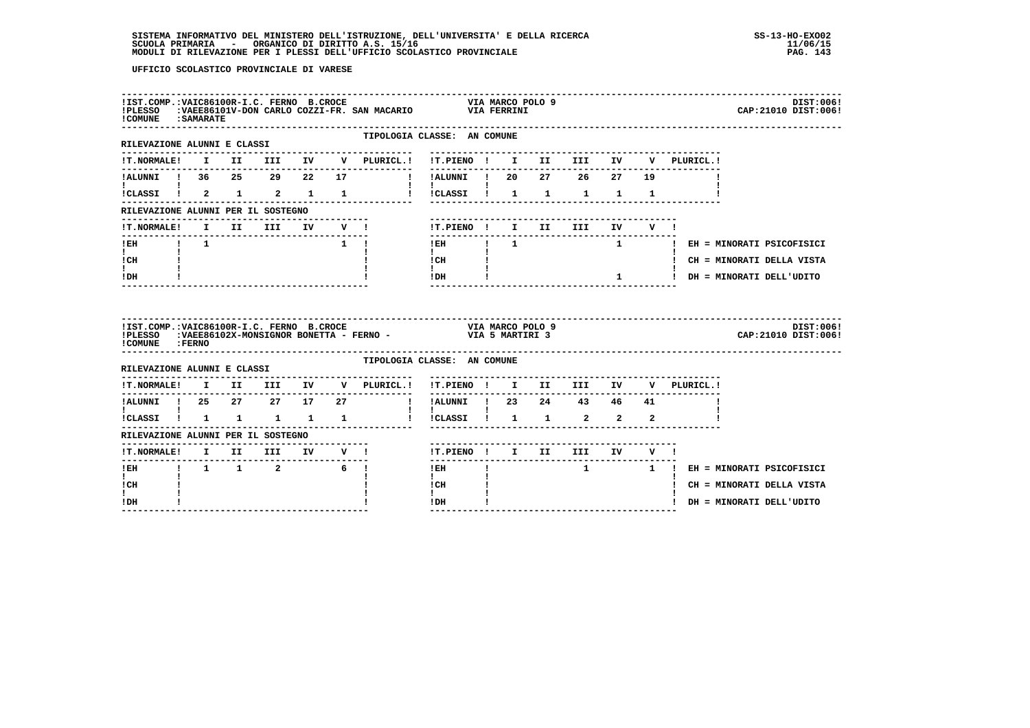UFFICIO SCOLASTICO PROVINCIALE DI VARESE

**IST.COMP.:** VAIC86100R-I.C. FERNO B.CROCE — VIA MARCO POLO 9 — DIST:006
**PLESSO:** VAEE86101V-DON CARLO COZZI-FR. SAN MACARIO — VIA FERRINI — CAP:21010 DIST:006
**COMUNE:** SAMARATE

TIPOLOGIA CLASSE: AN COMUNE

RILEVAZIONE ALUNNI E CLASSI

| T.NORMALE | I | II | III | IV | V | PLURICL. |
|---|---|---|---|---|---|---|
| ALUNNI | 36 | 25 | 29 | 22 | 17 | |
| CLASSI | 2 | 1 | 2 | 1 | 1 | |

| T.PIENO | I | II | III | IV | V | PLURICL. |
|---|---|---|---|---|---|---|
| ALUNNI | 20 | 27 | 26 | 27 | 19 | |
| CLASSI | 1 | 1 | 1 | 1 | 1 | |

RILEVAZIONE ALUNNI PER IL SOSTEGNO

| T.NORMALE | I | II | III | IV | V |
|---|---|---|---|---|---|
| EH | 1 | | | | 1 |
| CH | | | | | |
| DH | | | | | |

| T.PIENO | I | II | III | IV | V |
|---|---|---|---|---|---|
| EH | 1 | | | 1 | |
| CH | | | | | |
| DH | | | | 1 | |

EH = MINORATI PSICOFISICI
CH = MINORATI DELLA VISTA
DH = MINORATI DELL'UDITO

---

**IST.COMP.:** VAIC86100R-I.C. FERNO B.CROCE — VIA MARCO POLO 9 — DIST:006
**PLESSO:** VAEE86102X-MONSIGNOR BONETTA - FERNO - — VIA 5 MARTIRI 3 — CAP:21010 DIST:006
**COMUNE:** FERNO

TIPOLOGIA CLASSE: AN COMUNE

RILEVAZIONE ALUNNI E CLASSI

| T.NORMALE | I | II | III | IV | V | PLURICL. |
|---|---|---|---|---|---|---|
| ALUNNI | 25 | 27 | 27 | 17 | 27 | |
| CLASSI | 1 | 1 | 1 | 1 | 1 | |

| T.PIENO | I | II | III | IV | V | PLURICL. |
|---|---|---|---|---|---|---|
| ALUNNI | 23 | 24 | 43 | 46 | 41 | |
| CLASSI | 1 | 1 | 2 | 2 | 2 | |

RILEVAZIONE ALUNNI PER IL SOSTEGNO

| T.NORMALE | I | II | III | IV | V |
|---|---|---|---|---|---|
| EH | 1 | 1 | 2 | | 6 |
| CH | | | | | |
| DH | | | | | |

| T.PIENO | I | II | III | IV | V |
|---|---|---|---|---|---|
| EH | | | 1 | | 1 |
| CH | | | | | |
| DH | | | | | |

EH = MINORATI PSICOFISICI
CH = MINORATI DELLA VISTA
DH = MINORATI DELL'UDITO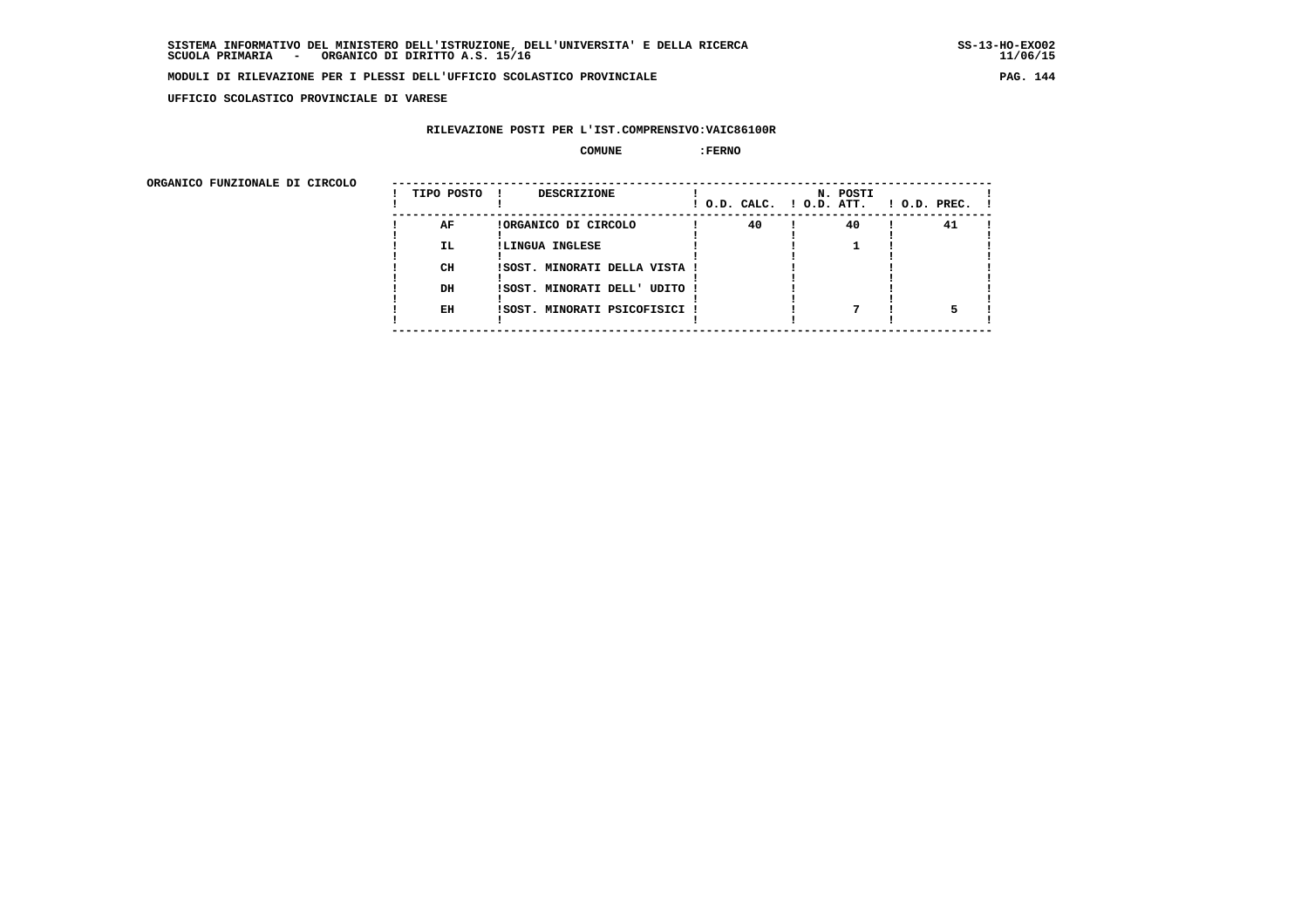SISTEMA INFORMATIVO DEL MINISTERO DELL'ISTRUZIONE, DELL'UNIVERSITA' E DELLA RICERCA
SCUOLA PRIMARIA - ORGANICO DI DIRITTO A.S. 15/16

MODULI DI RILEVAZIONE PER I PLESSI DELL'UFFICIO SCOLASTICO PROVINCIALE

UFFICIO SCOLASTICO PROVINCIALE DI VARESE

RILEVAZIONE POSTI PER L'IST.COMPRENSIVO:VAIC86100R

COMUNE :FERNO

ORGANICO FUNZIONALE DI CIRCOLO

| TIPO POSTO | DESCRIZIONE | N. POSTI O.D. CALC. | O.D. ATT. | O.D. PREC. |
|---|---|---|---|---|
| AF | ORGANICO DI CIRCOLO | 40 | 40 | 41 |
| IL | LINGUA INGLESE | | 1 | |
| CH | SOST. MINORATI DELLA VISTA | | | |
| DH | SOST. MINORATI DELL' UDITO | | | |
| EH | SOST. MINORATI PSICOFISICI | | 7 | 5 |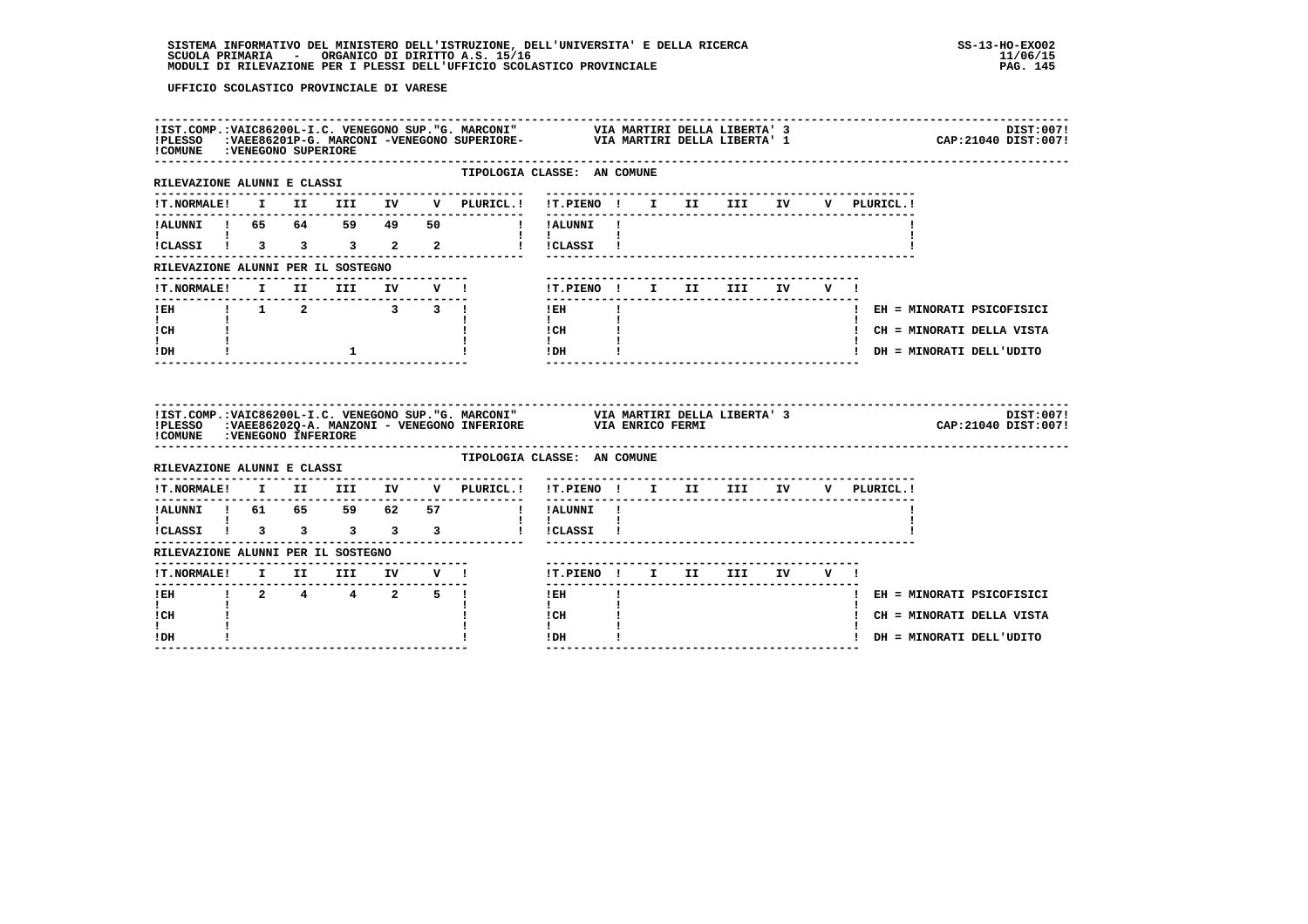UFFICIO SCOLASTICO PROVINCIALE DI VARESE

!IST.COMP.:VAIC86200L-I.C. VENEGONO SUP."G. MARCONI" VIA MARTIRI DELLA LIBERTA' 3 DIST:007!
!PLESSO :VAEE86201P-G. MARCONI -VENEGONO SUPERIORE- VIA MARTIRI DELLA LIBERTA' 1 CAP:21040 DIST:007!
!COMUNE :VENEGONO SUPERIORE

TIPOLOGIA CLASSE: AN COMUNE

RILEVAZIONE ALUNNI E CLASSI

| T.NORMALE | I | II | III | IV | V | PLURICL. |
|---|---|---|---|---|---|---|
| ALUNNI | 65 | 64 | 59 | 49 | 50 | |
| CLASSI | 3 | 3 | 3 | 2 | 2 | |

| T.PIENO | I | II | III | IV | V | PLURICL. |
|---|---|---|---|---|---|---|
| ALUNNI | | | | | | |
| CLASSI | | | | | | |

RILEVAZIONE ALUNNI PER IL SOSTEGNO

| T.NORMALE | I | II | III | IV | V |
|---|---|---|---|---|---|
| EH | 1 | 2 | | 3 | 3 |
| CH | | | | | |
| DH | | | 1 | | |

| T.PIENO | I | II | III | IV | V |
|---|---|---|---|---|---|
| EH | | | | | |
| CH | | | | | |
| DH | | | | | |

EH = MINORATI PSICOFISICI
CH = MINORATI DELLA VISTA
DH = MINORATI DELL'UDITO

!IST.COMP.:VAIC86200L-I.C. VENEGONO SUP."G. MARCONI" VIA MARTIRI DELLA LIBERTA' 3 DIST:007!
!PLESSO :VAEE86202Q-A. MANZONI - VENEGONO INFERIORE VIA ENRICO FERMI CAP:21040 DIST:007!
!COMUNE :VENEGONO INFERIORE

TIPOLOGIA CLASSE: AN COMUNE

RILEVAZIONE ALUNNI E CLASSI

| T.NORMALE | I | II | III | IV | V | PLURICL. |
|---|---|---|---|---|---|---|
| ALUNNI | 61 | 65 | 59 | 62 | 57 | |
| CLASSI | 3 | 3 | 3 | 3 | 3 | |

| T.PIENO | I | II | III | IV | V | PLURICL. |
|---|---|---|---|---|---|---|
| ALUNNI | | | | | | |
| CLASSI | | | | | | |

RILEVAZIONE ALUNNI PER IL SOSTEGNO

| T.NORMALE | I | II | III | IV | V |
|---|---|---|---|---|---|
| EH | 2 | 4 | 4 | 2 | 5 |
| CH | | | | | |
| DH | | | | | |

| T.PIENO | I | II | III | IV | V |
|---|---|---|---|---|---|
| EH | | | | | |
| CH | | | | | |
| DH | | | | | |

EH = MINORATI PSICOFISICI
CH = MINORATI DELLA VISTA
DH = MINORATI DELL'UDITO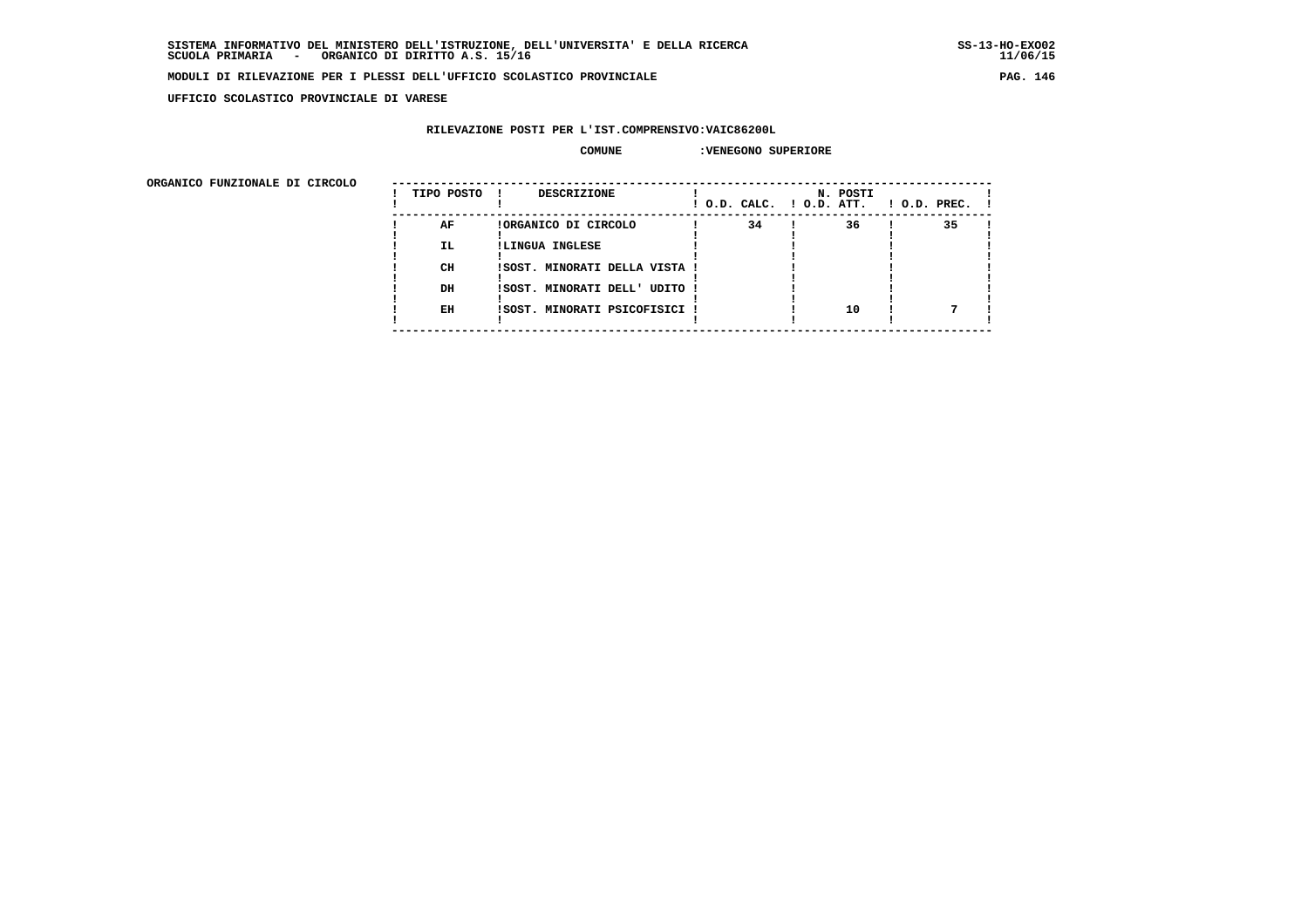**SISTEMA INFORMATIVO DEL MINISTERO DELL'ISTRUZIONE, DELL'UNIVERSITA' E DELLA RICERCA** SS-13-HO-EXO02
**SCUOLA PRIMARIA - ORGANICO DI DIRITTO A.S. 15/16** 11/06/15

**MODULI DI RILEVAZIONE PER I PLESSI DELL'UFFICIO SCOLASTICO PROVINCIALE**

**UFFICIO SCOLASTICO PROVINCIALE DI VARESE**

**RILEVAZIONE POSTI PER L'IST.COMPRENSIVO:VAIC86200L**

**COMUNE :VENEGONO SUPERIORE**

**ORGANICO FUNZIONALE DI CIRCOLO**

| TIPO POSTO | DESCRIZIONE | N. POSTI O.D. CALC. | O.D. ATT. | O.D. PREC. |
|---|---|---|---|---|
| AF | ORGANICO DI CIRCOLO | 34 | 36 | 35 |
| IL | LINGUA INGLESE | | | |
| CH | SOST. MINORATI DELLA VISTA | | | |
| DH | SOST. MINORATI DELL' UDITO | | | |
| EH | SOST. MINORATI PSICOFISICI | | 10 | 7 |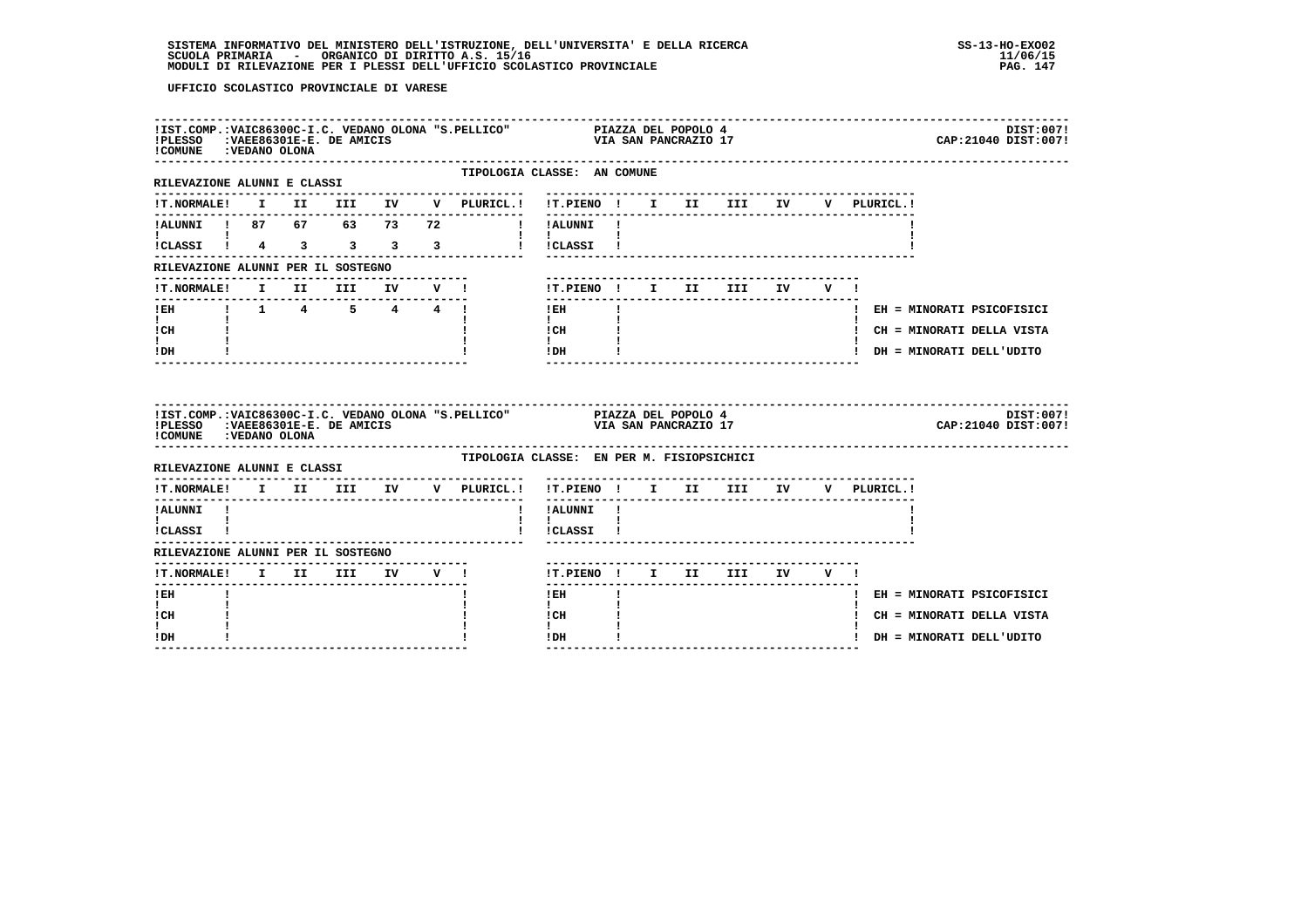UFFICIO SCOLASTICO PROVINCIALE DI VARESE

**IST.COMP.:VAIC86300C-I.C. VEDANO OLONA "S.PELLICO"** — PIAZZA DEL POPOLO 4 — DIST:007!
**PLESSO :VAEE86301E-E. DE AMICIS** — VIA SAN PANCRAZIO 17 — CAP:21040 DIST:007!
**COMUNE :VEDANO OLONA**

TIPOLOGIA CLASSE: AN COMUNE

RILEVAZIONE ALUNNI E CLASSI

| T.NORMALE | I | II | III | IV | V | PLURICL. |
|---|---|---|---|---|---|---|
| ALUNNI | 87 | 67 | 63 | 73 | 72 | |
| CLASSI | 4 | 3 | 3 | 3 | 3 | |

| T.PIENO | I | II | III | IV | V | PLURICL. |
|---|---|---|---|---|---|---|
| ALUNNI | | | | | | |
| CLASSI | | | | | | |

RILEVAZIONE ALUNNI PER IL SOSTEGNO

| T.NORMALE | I | II | III | IV | V |
|---|---|---|---|---|---|
| EH | 1 | 4 | 5 | 4 | 4 |
| CH | | | | | |
| DH | | | | | |

| T.PIENO | I | II | III | IV | V |
|---|---|---|---|---|---|
| EH | | | | | |
| CH | | | | | |
| DH | | | | | |

EH = MINORATI PSICOFISICI
CH = MINORATI DELLA VISTA
DH = MINORATI DELL'UDITO

---

**IST.COMP.:VAIC86300C-I.C. VEDANO OLONA "S.PELLICO"** — PIAZZA DEL POPOLO 4 — DIST:007!
**PLESSO :VAEE86301E-E. DE AMICIS** — VIA SAN PANCRAZIO 17 — CAP:21040 DIST:007!
**COMUNE :VEDANO OLONA**

TIPOLOGIA CLASSE: EN PER M. FISIOPSICHICI

RILEVAZIONE ALUNNI E CLASSI

| T.NORMALE | I | II | III | IV | V | PLURICL. |
|---|---|---|---|---|---|---|
| ALUNNI | | | | | | |
| CLASSI | | | | | | |

| T.PIENO | I | II | III | IV | V | PLURICL. |
|---|---|---|---|---|---|---|
| ALUNNI | | | | | | |
| CLASSI | | | | | | |

RILEVAZIONE ALUNNI PER IL SOSTEGNO

| T.NORMALE | I | II | III | IV | V |
|---|---|---|---|---|---|
| EH | | | | | |
| CH | | | | | |
| DH | | | | | |

| T.PIENO | I | II | III | IV | V |
|---|---|---|---|---|---|
| EH | | | | | |
| CH | | | | | |
| DH | | | | | |

EH = MINORATI PSICOFISICI
CH = MINORATI DELLA VISTA
DH = MINORATI DELL'UDITO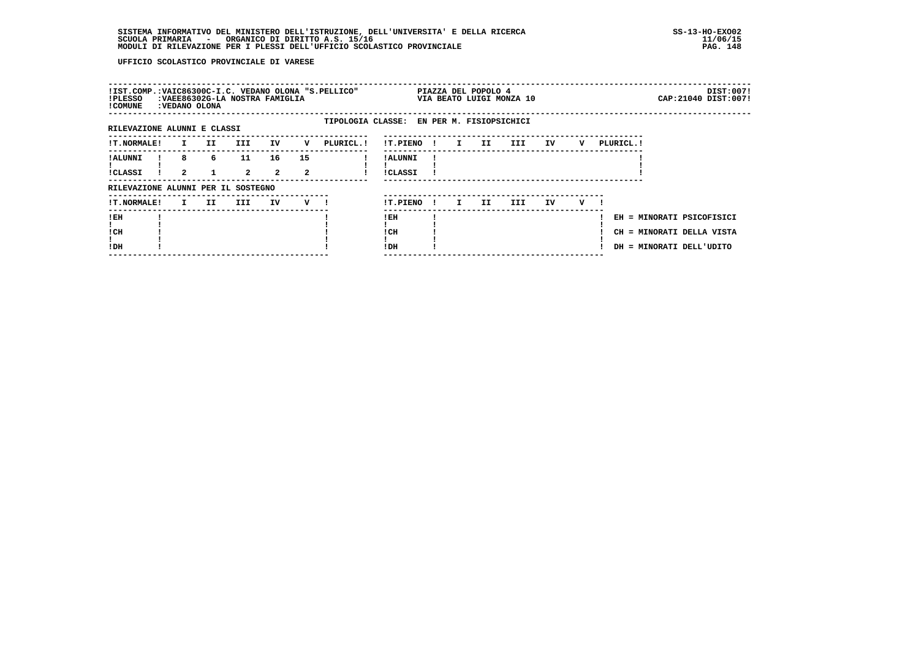SISTEMA INFORMATIVO DEL MINISTERO DELL'ISTRUZIONE, DELL'UNIVERSITA' E DELLA RICERCA
SCUOLA PRIMARIA - ORGANICO DI DIRITTO A.S. 15/16
MODULI DI RILEVAZIONE PER I PLESSI DELL'UFFICIO SCOLASTICO PROVINCIALE

SS-13-HO-EXO02
11/06/15

UFFICIO SCOLASTICO PROVINCIALE DI VARESE

!IST.COMP.:VAIC86300C-I.C. VEDANO OLONA "S.PELLICO" PIAZZA DEL POPOLO 4 DIST:007!
!PLESSO :VAEE86302G-LA NOSTRA FAMIGLIA VIA BEATO LUIGI MONZA 10 CAP:21040 DIST:007!
!COMUNE :VEDANO OLONA

TIPOLOGIA CLASSE: EN PER M. FISIOPSICHICI

RILEVAZIONE ALUNNI E CLASSI

| T.NORMALE | I | II | III | IV | V | PLURICL. |
|---|---|---|---|---|---|---|
| ALUNNI | 8 | 6 | 11 | 16 | 15 | |
| CLASSI | 2 | 1 | 2 | 2 | 2 | |

| T.PIENO | I | II | III | IV | V | PLURICL. |
|---|---|---|---|---|---|---|
| ALUNNI | | | | | | |
| CLASSI | | | | | | |

RILEVAZIONE ALUNNI PER IL SOSTEGNO

| T.NORMALE | I | II | III | IV | V |
|---|---|---|---|---|---|
| EH | | | | | |
| CH | | | | | |
| DH | | | | | |

| T.PIENO | I | II | III | IV | V |
|---|---|---|---|---|---|
| EH | | | | | |
| CH | | | | | |
| DH | | | | | |

EH = MINORATI PSICOFISICI
CH = MINORATI DELLA VISTA
DH = MINORATI DELL'UDITO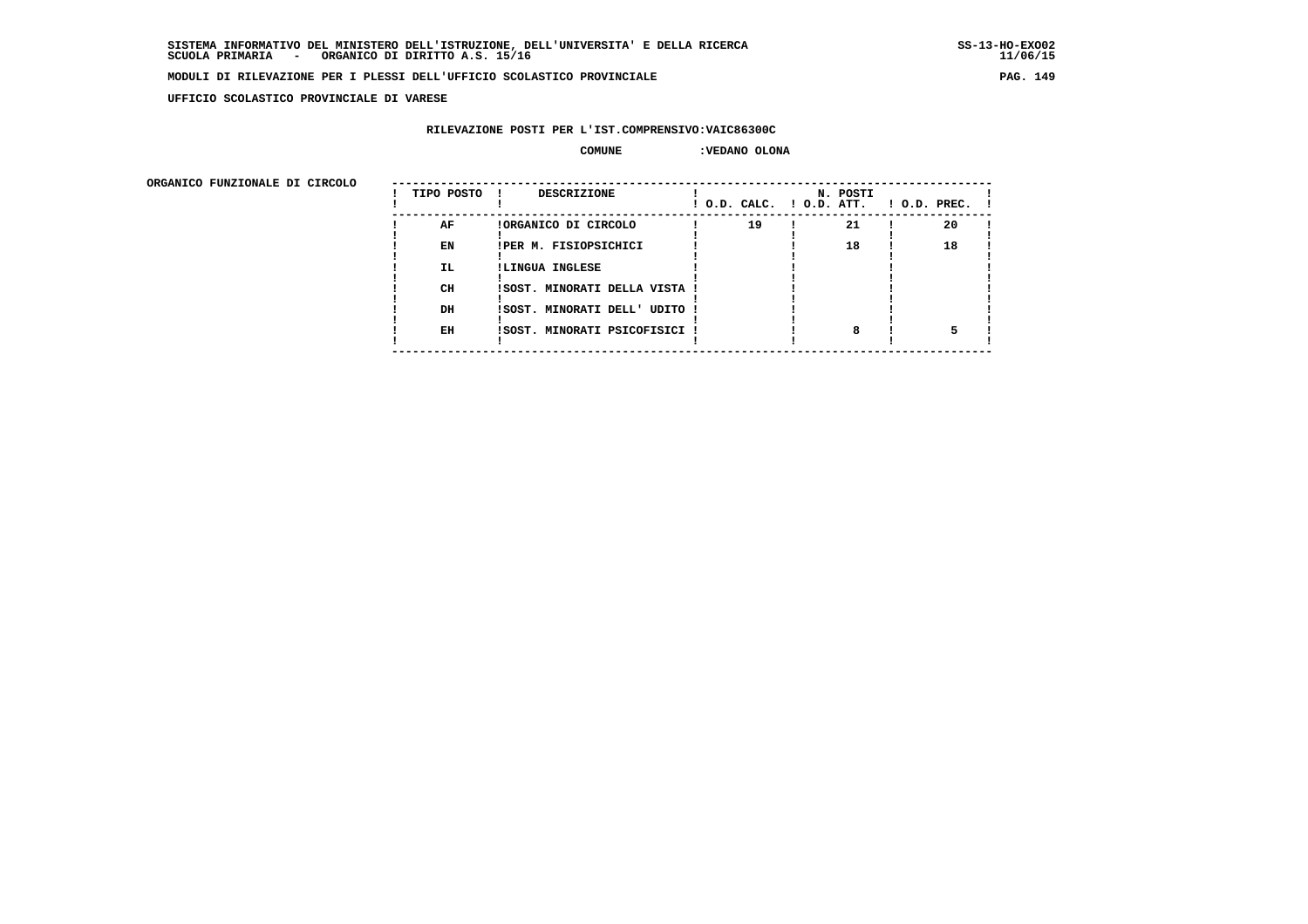SISTEMA INFORMATIVO DEL MINISTERO DELL'ISTRUZIONE, DELL'UNIVERSITA' E DELLA RICERCA
SCUOLA PRIMARIA - ORGANICO DI DIRITTO A.S. 15/16

MODULI DI RILEVAZIONE PER I PLESSI DELL'UFFICIO SCOLASTICO PROVINCIALE

UFFICIO SCOLASTICO PROVINCIALE DI VARESE

RILEVAZIONE POSTI PER L'IST.COMPRENSIVO:VAIC86300C

COMUNE :VEDANO OLONA

ORGANICO FUNZIONALE DI CIRCOLO

| TIPO POSTO | DESCRIZIONE | N. POSTI O.D. CALC. | O.D. ATT. | O.D. PREC. |
|---|---|---|---|---|
| AF | ORGANICO DI CIRCOLO | 19 | 21 | 20 |
| EN | PER M. FISIOPSICHICI | | 18 | 18 |
| IL | LINGUA INGLESE | | | |
| CH | SOST. MINORATI DELLA VISTA | | | |
| DH | SOST. MINORATI DELL' UDITO | | | |
| EH | SOST. MINORATI PSICOFISICI | | 8 | 5 |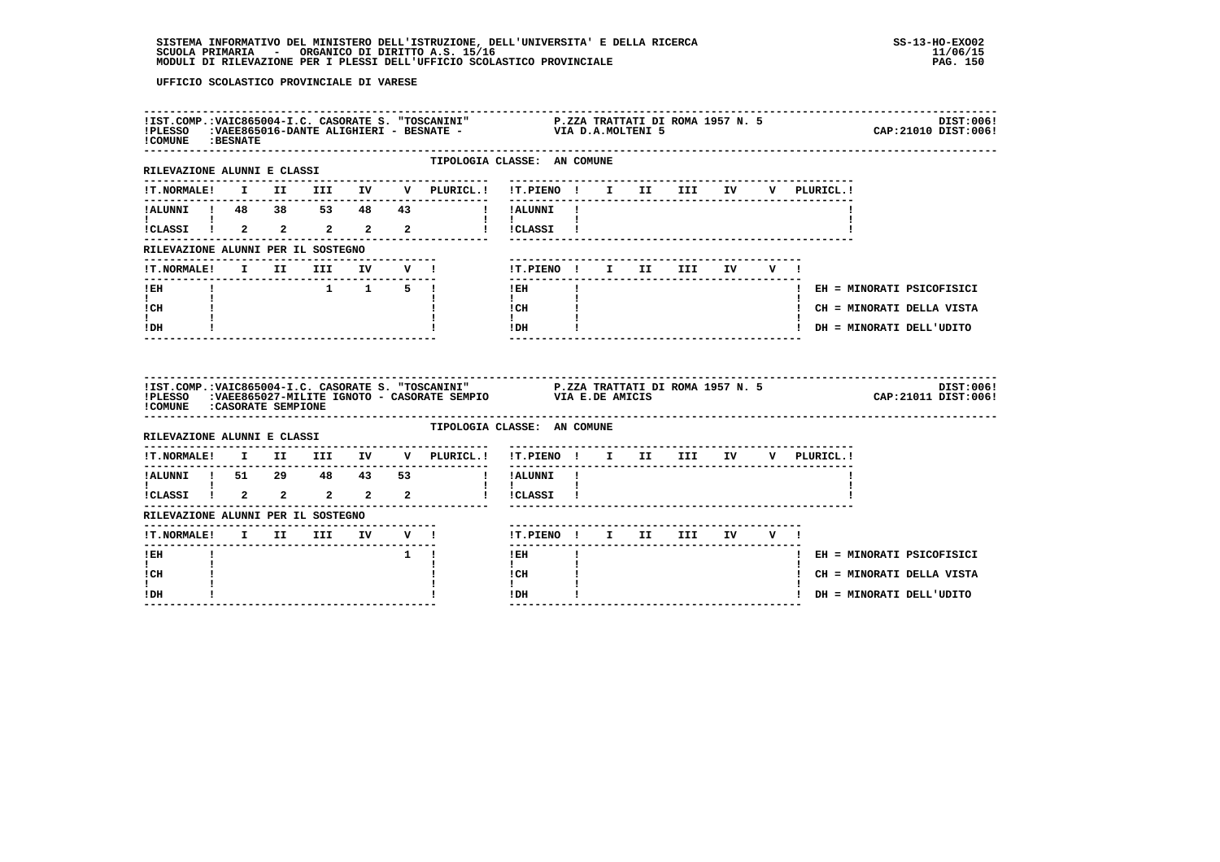SISTEMA INFORMATIVO DEL MINISTERO DELL'ISTRUZIONE, DELL'UNIVERSITA' E DELLA RICERCA
SCUOLA PRIMARIA - ORGANICO DI DIRITTO A.S. 15/16
MODULI DI RILEVAZIONE PER I PLESSI DELL'UFFICIO SCOLASTICO PROVINCIALE

UFFICIO SCOLASTICO PROVINCIALE DI VARESE

IST.COMP.:VAIC865004-I.C. CASORATE S. "TOSCANINI" — P.ZZA TRATTATI DI ROMA 1957 N. 5 — DIST:006
PLESSO :VAEE865016-DANTE ALIGHIERI - BESNATE - — VIA D.A.MOLTENI 5 — CAP:21010 DIST:006
COMUNE :BESNATE

TIPOLOGIA CLASSE: AN COMUNE

RILEVAZIONE ALUNNI E CLASSI

| T.NORMALE | I | II | III | IV | V | PLURICL. | T.PIENO | I | II | III | IV | V | PLURICL. |
|---|---|---|---|---|---|---|---|---|---|---|---|---|---|
| ALUNNI | 48 | 38 | 53 | 48 | 43 | | ALUNNI | | | | | | |
| CLASSI | 2 | 2 | 2 | 2 | 2 | | CLASSI | | | | | | |

RILEVAZIONE ALUNNI PER IL SOSTEGNO

| T.NORMALE | I | II | III | IV | V | T.PIENO | I | II | III | IV | V |
|---|---|---|---|---|---|---|---|---|---|---|---|
| EH | | | 1 | 1 | 5 | EH | | | | | |
| CH | | | | | | CH | | | | | |
| DH | | | | | | DH | | | | | |

EH = MINORATI PSICOFISICI
CH = MINORATI DELLA VISTA
DH = MINORATI DELL'UDITO

IST.COMP.:VAIC865004-I.C. CASORATE S. "TOSCANINI" — P.ZZA TRATTATI DI ROMA 1957 N. 5 — DIST:006
PLESSO :VAEE865027-MILITE IGNOTO - CASORATE SEMPIO — VIA E.DE AMICIS — CAP:21011 DIST:006
COMUNE :CASORATE SEMPIONE

TIPOLOGIA CLASSE: AN COMUNE

RILEVAZIONE ALUNNI E CLASSI

| T.NORMALE | I | II | III | IV | V | PLURICL. | T.PIENO | I | II | III | IV | V | PLURICL. |
|---|---|---|---|---|---|---|---|---|---|---|---|---|---|
| ALUNNI | 51 | 29 | 48 | 43 | 53 | | ALUNNI | | | | | | |
| CLASSI | 2 | 2 | 2 | 2 | 2 | | CLASSI | | | | | | |

RILEVAZIONE ALUNNI PER IL SOSTEGNO

| T.NORMALE | I | II | III | IV | V | T.PIENO | I | II | III | IV | V |
|---|---|---|---|---|---|---|---|---|---|---|---|
| EH | | | | | 1 | EH | | | | | |
| CH | | | | | | CH | | | | | |
| DH | | | | | | DH | | | | | |

EH = MINORATI PSICOFISICI
CH = MINORATI DELLA VISTA
DH = MINORATI DELL'UDITO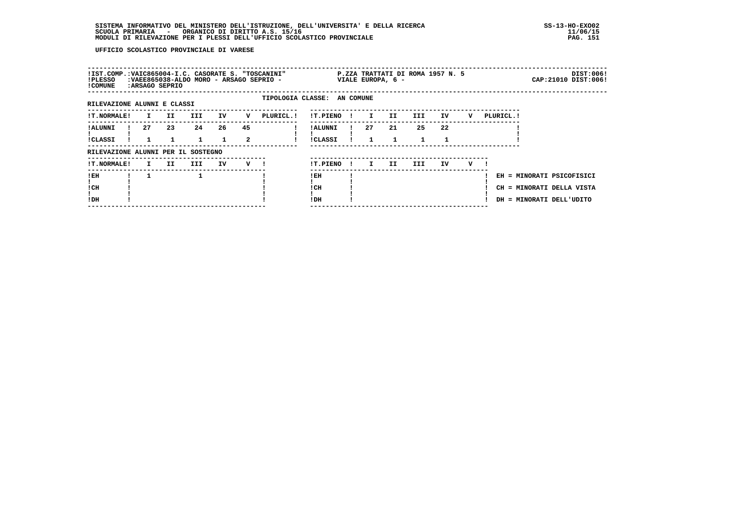SISTEMA INFORMATIVO DEL MINISTERO DELL'ISTRUZIONE, DELL'UNIVERSITA' E DELLA RICERCA
SCUOLA PRIMARIA - ORGANICO DI DIRITTO A.S. 15/16
MODULI DI RILEVAZIONE PER I PLESSI DELL'UFFICIO SCOLASTICO PROVINCIALE

SS-13-HO-EXO02
11/06/15

UFFICIO SCOLASTICO PROVINCIALE DI VARESE

IST.COMP.: VAIC865004-I.C. CASORATE S. "TOSCANINI" — P.ZZA TRATTATI DI ROMA 1957 N. 5 — DIST:006
PLESSO: VAEE865038-ALDO MORO - ARSAGO SEPRIO - — VIALE EUROPA, 6 - — CAP:21010 DIST:006
COMUNE: ARSAGO SEPRIO

TIPOLOGIA CLASSE: AN COMUNE

RILEVAZIONE ALUNNI E CLASSI

| T.NORMALE | I | II | III | IV | V | PLURICL. |
|---|---|---|---|---|---|---|
| ALUNNI | 27 | 23 | 24 | 26 | 45 | |
| CLASSI | 1 | 1 | 1 | 1 | 2 | |

| T.PIENO | I | II | III | IV | V | PLURICL. |
|---|---|---|---|---|---|---|
| ALUNNI | 27 | 21 | 25 | 22 | | |
| CLASSI | 1 | 1 | 1 | 1 | | |

RILEVAZIONE ALUNNI PER IL SOSTEGNO

| T.NORMALE | I | II | III | IV | V |
|---|---|---|---|---|---|
| EH | 1 | | 1 | | |
| CH | | | | | |
| DH | | | | | |

| T.PIENO | I | II | III | IV | V |
|---|---|---|---|---|---|
| EH | | | | | |
| CH | | | | | |
| DH | | | | | |

EH = MINORATI PSICOFISICI
CH = MINORATI DELLA VISTA
DH = MINORATI DELL'UDITO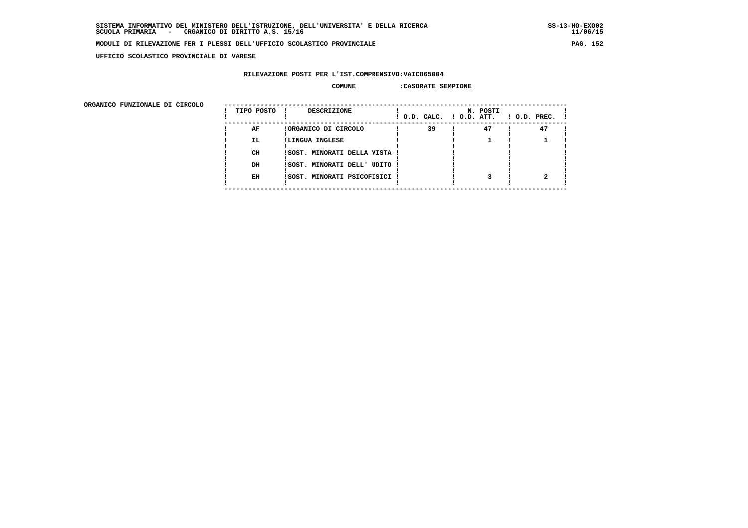SISTEMA INFORMATIVO DEL MINISTERO DELL'ISTRUZIONE, DELL'UNIVERSITA' E DELLA RICERCA
SCUOLA PRIMARIA - ORGANICO DI DIRITTO A.S. 15/16

MODULI DI RILEVAZIONE PER I PLESSI DELL'UFFICIO SCOLASTICO PROVINCIALE

UFFICIO SCOLASTICO PROVINCIALE DI VARESE

RILEVAZIONE POSTI PER L'IST.COMPRENSIVO:VAIC865004

COMUNE :CASORATE SEMPIONE

ORGANICO FUNZIONALE DI CIRCOLO

| TIPO POSTO | DESCRIZIONE | N. POSTI O.D. CALC. | O.D. ATT. | O.D. PREC. |
|---|---|---|---|---|
| AF | ORGANICO DI CIRCOLO | 39 | 47 | 47 |
| IL | LINGUA INGLESE | | 1 | 1 |
| CH | SOST. MINORATI DELLA VISTA | | | |
| DH | SOST. MINORATI DELL' UDITO | | | |
| EH | SOST. MINORATI PSICOFISICI | | 3 | 2 |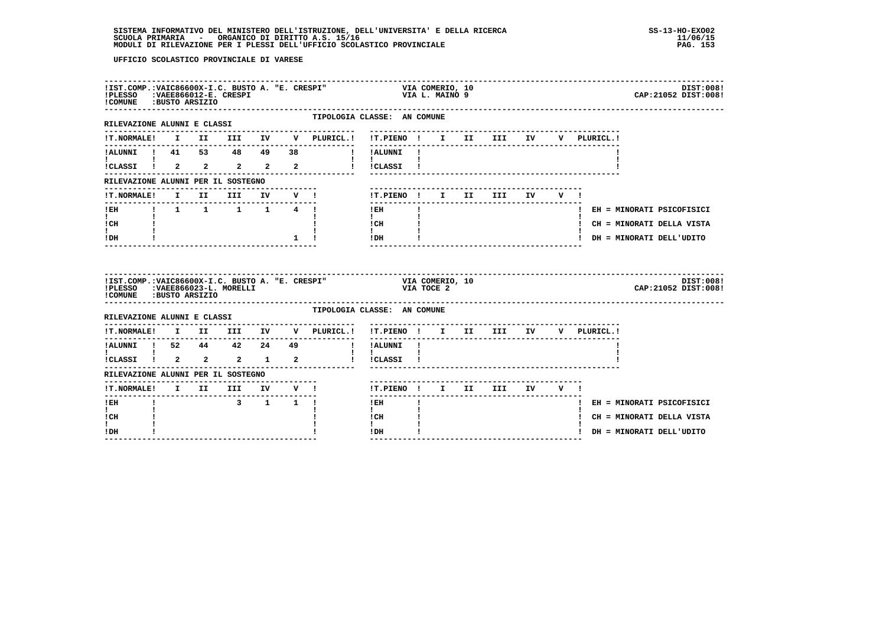SISTEMA INFORMATIVO DEL MINISTERO DELL'ISTRUZIONE, DELL'UNIVERSITA' E DELLA RICERCA
SCUOLA PRIMARIA - ORGANICO DI DIRITTO A.S. 15/16
MODULI DI RILEVAZIONE PER I PLESSI DELL'UFFICIO SCOLASTICO PROVINCIALE

SS-13-HO-EXO02
11/06/15

UFFICIO SCOLASTICO PROVINCIALE DI VARESE

IST.COMP.:VAIC86600X-I.C. BUSTO A. "E. CRESPI" — VIA COMERIO, 10 — DIST:008
PLESSO :VAEE866012-E. CRESPI — VIA L. MAINO 9 — CAP:21052 DIST:008
COMUNE :BUSTO ARSIZIO

TIPOLOGIA CLASSE: AN COMUNE

RILEVAZIONE ALUNNI E CLASSI

| T.NORMALE | I | II | III | IV | V | PLURICL. | T.PIENO | I | II | III | IV | V | PLURICL. |
|---|---|---|---|---|---|---|---|---|---|---|---|---|---|
| ALUNNI | 41 | 53 | 48 | 49 | 38 | | ALUNNI | | | | | | |
| CLASSI | 2 | 2 | 2 | 2 | 2 | | CLASSI | | | | | | |

RILEVAZIONE ALUNNI PER IL SOSTEGNO

| T.NORMALE | I | II | III | IV | V | T.PIENO | I | II | III | IV | V |
|---|---|---|---|---|---|---|---|---|---|---|---|
| EH | 1 | 1 | 1 | 1 | 4 | EH | | | | | |
| CH | | | | | | CH | | | | | |
| DH | | | | | 1 | DH | | | | | |

EH = MINORATI PSICOFISICI
CH = MINORATI DELLA VISTA
DH = MINORATI DELL'UDITO

IST.COMP.:VAIC86600X-I.C. BUSTO A. "E. CRESPI" — VIA COMERIO, 10 — DIST:008
PLESSO :VAEE866023-L. MORELLI — VIA TOCE 2 — CAP:21052 DIST:008
COMUNE :BUSTO ARSIZIO

TIPOLOGIA CLASSE: AN COMUNE

RILEVAZIONE ALUNNI E CLASSI

| T.NORMALE | I | II | III | IV | V | PLURICL. | T.PIENO | I | II | III | IV | V | PLURICL. |
|---|---|---|---|---|---|---|---|---|---|---|---|---|---|
| ALUNNI | 52 | 44 | 42 | 24 | 49 | | ALUNNI | | | | | | |
| CLASSI | 2 | 2 | 2 | 1 | 2 | | CLASSI | | | | | | |

RILEVAZIONE ALUNNI PER IL SOSTEGNO

| T.NORMALE | I | II | III | IV | V | T.PIENO | I | II | III | IV | V |
|---|---|---|---|---|---|---|---|---|---|---|---|
| EH | | | 3 | 1 | 1 | EH | | | | | |
| CH | | | | | | CH | | | | | |
| DH | | | | | | DH | | | | | |

EH = MINORATI PSICOFISICI
CH = MINORATI DELLA VISTA
DH = MINORATI DELL'UDITO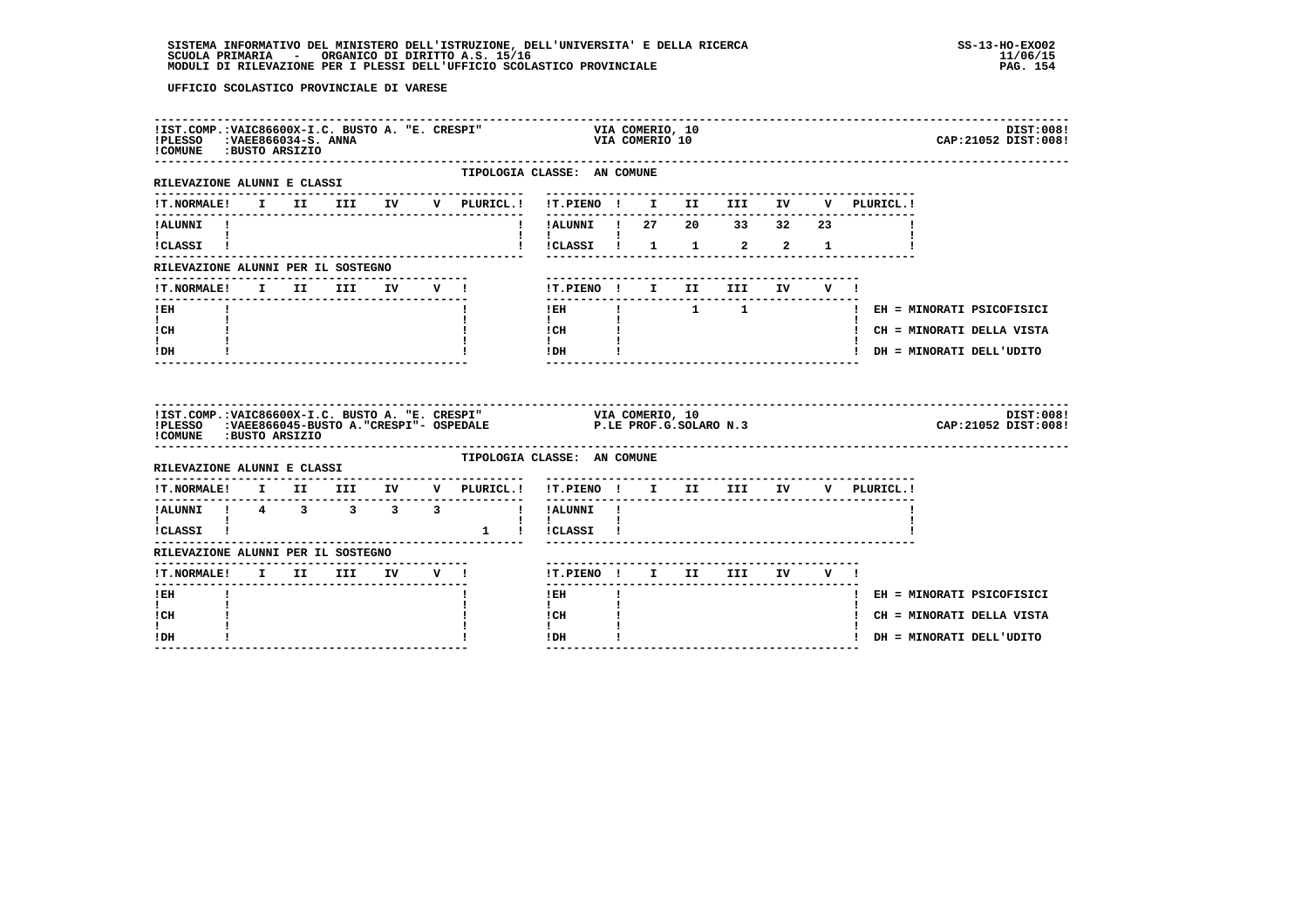UFFICIO SCOLASTICO PROVINCIALE DI VARESE

**IST.COMP.:VAIC86600X-I.C. BUSTO A. "E. CRESPI"** VIA COMERIO, 10 — DIST:008
**PLESSO :VAEE866034-S. ANNA** VIA COMERIO 10 — CAP:21052 DIST:008
**COMUNE :BUSTO ARSIZIO**

TIPOLOGIA CLASSE: AN COMUNE

RILEVAZIONE ALUNNI E CLASSI

| T.NORMALE | I | II | III | IV | V | PLURICL. | T.PIENO | I | II | III | IV | V | PLURICL. |
|---|---|---|---|---|---|---|---|---|---|---|---|---|---|
| ALUNNI | | | | | | | ALUNNI | 27 | 20 | 33 | 32 | 23 | |
| CLASSI | | | | | | | CLASSI | 1 | 1 | 2 | 2 | 1 | |

RILEVAZIONE ALUNNI PER IL SOSTEGNO

| T.NORMALE | I | II | III | IV | V | T.PIENO | I | II | III | IV | V |
|---|---|---|---|---|---|---|---|---|---|---|---|
| EH | | | | | | EH | | 1 | 1 | | |
| CH | | | | | | CH | | | | | |
| DH | | | | | | DH | | | | | |

EH = MINORATI PSICOFISICI
CH = MINORATI DELLA VISTA
DH = MINORATI DELL'UDITO

**IST.COMP.:VAIC86600X-I.C. BUSTO A. "E. CRESPI"** VIA COMERIO, 10 — DIST:008
**PLESSO :VAEE866045-BUSTO A."CRESPI"- OSPEDALE** P.LE PROF.G.SOLARO N.3 — CAP:21052 DIST:008
**COMUNE :BUSTO ARSIZIO**

TIPOLOGIA CLASSE: AN COMUNE

RILEVAZIONE ALUNNI E CLASSI

| T.NORMALE | I | II | III | IV | V | PLURICL. | T.PIENO | I | II | III | IV | V | PLURICL. |
|---|---|---|---|---|---|---|---|---|---|---|---|---|---|
| ALUNNI | 4 | 3 | 3 | 3 | 3 | | ALUNNI | | | | | | |
| CLASSI | | | | | | 1 | CLASSI | | | | | | |

RILEVAZIONE ALUNNI PER IL SOSTEGNO

| T.NORMALE | I | II | III | IV | V | T.PIENO | I | II | III | IV | V |
|---|---|---|---|---|---|---|---|---|---|---|---|
| EH | | | | | | EH | | | | | |
| CH | | | | | | CH | | | | | |
| DH | | | | | | DH | | | | | |

EH = MINORATI PSICOFISICI
CH = MINORATI DELLA VISTA
DH = MINORATI DELL'UDITO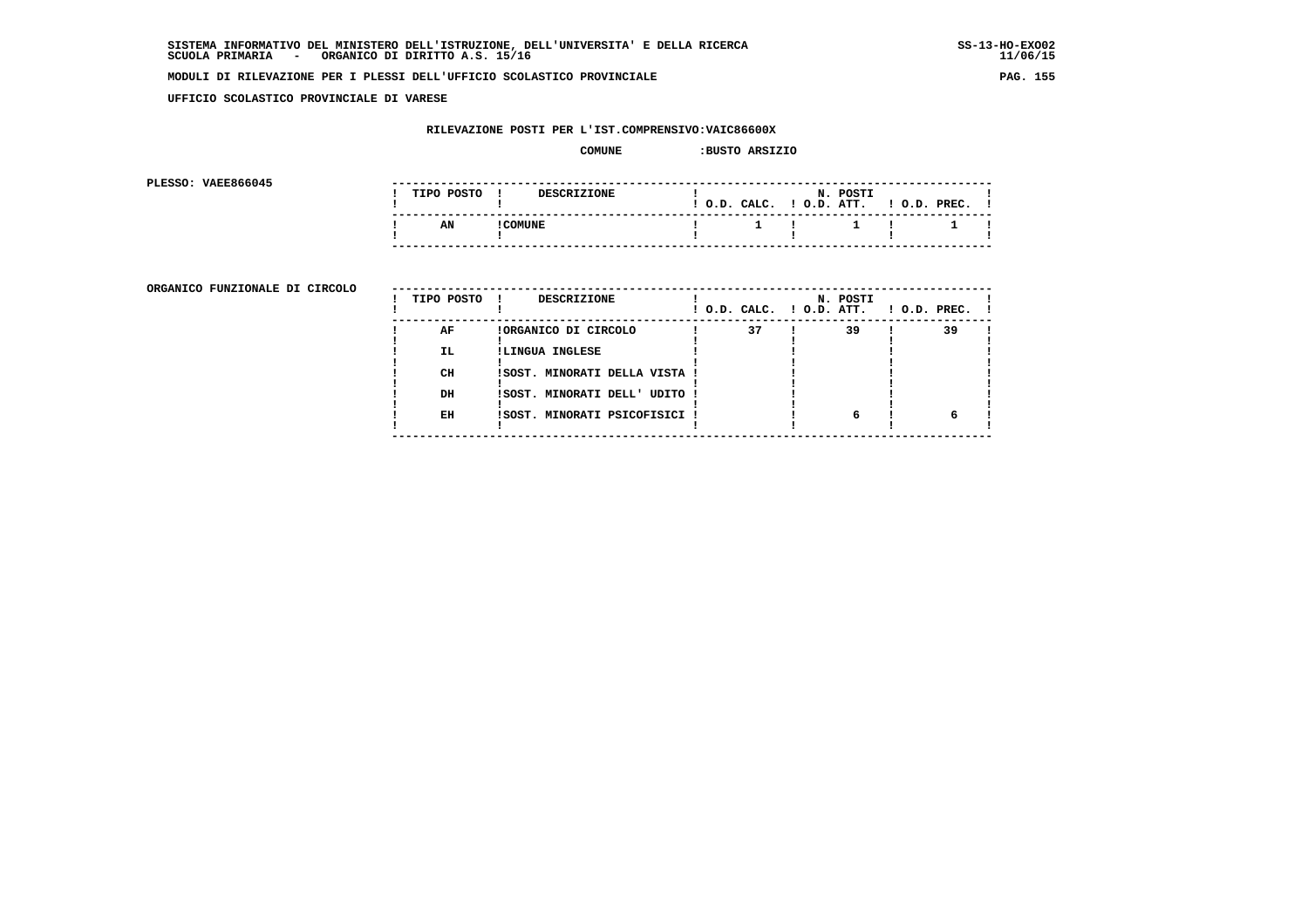SISTEMA INFORMATIVO DEL MINISTERO DELL'ISTRUZIONE, DELL'UNIVERSITA' E DELLA RICERCA
SCUOLA PRIMARIA - ORGANICO DI DIRITTO A.S. 15/16

MODULI DI RILEVAZIONE PER I PLESSI DELL'UFFICIO SCOLASTICO PROVINCIALE

UFFICIO SCOLASTICO PROVINCIALE DI VARESE

RILEVAZIONE POSTI PER L'IST.COMPRENSIVO:VAIC86600X

COMUNE :BUSTO ARSIZIO

PLESSO: VAEE866045

| TIPO POSTO | DESCRIZIONE | N. POSTI O.D. CALC. | O.D. ATT. | O.D. PREC. |
|---|---|---|---|---|
| AN | COMUNE | 1 | 1 | 1 |

ORGANICO FUNZIONALE DI CIRCOLO

| TIPO POSTO | DESCRIZIONE | N. POSTI O.D. CALC. | O.D. ATT. | O.D. PREC. |
|---|---|---|---|---|
| AF | ORGANICO DI CIRCOLO | 37 | 39 | 39 |
| IL | LINGUA INGLESE | | | |
| CH | SOST. MINORATI DELLA VISTA | | | |
| DH | SOST. MINORATI DELL' UDITO | | | |
| EH | SOST. MINORATI PSICOFISICI | | 6 | 6 |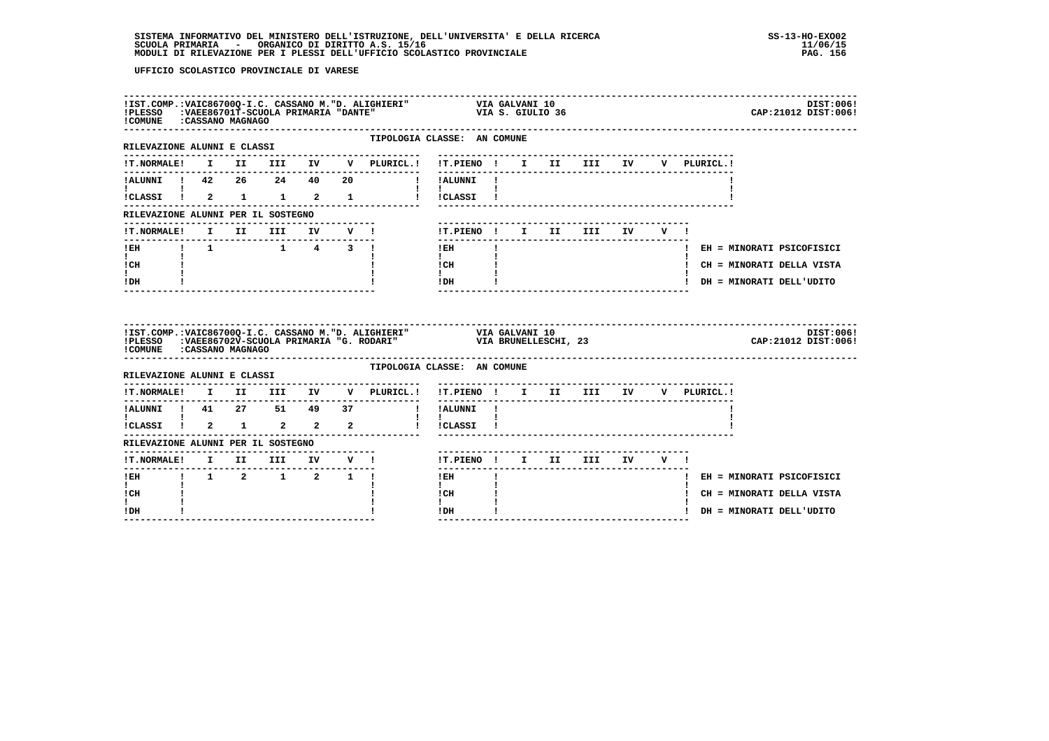UFFICIO SCOLASTICO PROVINCIALE DI VARESE

!IST.COMP.:VAIC86700Q-I.C. CASSANO M."D. ALIGHIERI" VIA GALVANI 10 DIST:006!
!PLESSO :VAEE86701T-SCUOLA PRIMARIA "DANTE" VIA S. GIULIO 36 CAP:21012 DIST:006!
!COMUNE :CASSANO MAGNAGO

TIPOLOGIA CLASSE: AN COMUNE

RILEVAZIONE ALUNNI E CLASSI

| T.NORMALE | I | II | III | IV | V | PLURICL. |
|---|---|---|---|---|---|---|
| ALUNNI | 42 | 26 | 24 | 40 | 20 | |
| CLASSI | 2 | 1 | 1 | 2 | 1 | |

| T.PIENO | I | II | III | IV | V | PLURICL. |
|---|---|---|---|---|---|---|
| ALUNNI | | | | | | |
| CLASSI | | | | | | |

RILEVAZIONE ALUNNI PER IL SOSTEGNO

| T.NORMALE | I | II | III | IV | V |
|---|---|---|---|---|---|
| EH | 1 | | 1 | 4 | 3 |
| CH | | | | | |
| DH | | | | | |

| T.PIENO | I | II | III | IV | V |
|---|---|---|---|---|---|
| EH | | | | | |
| CH | | | | | |
| DH | | | | | |

EH = MINORATI PSICOFISICI
CH = MINORATI DELLA VISTA
DH = MINORATI DELL'UDITO

!IST.COMP.:VAIC86700Q-I.C. CASSANO M."D. ALIGHIERI" VIA GALVANI 10 DIST:006!
!PLESSO :VAEE86702V-SCUOLA PRIMARIA "G. RODARI" VIA BRUNELLESCHI, 23 CAP:21012 DIST:006!
!COMUNE :CASSANO MAGNAGO

TIPOLOGIA CLASSE: AN COMUNE

RILEVAZIONE ALUNNI E CLASSI

| T.NORMALE | I | II | III | IV | V | PLURICL. |
|---|---|---|---|---|---|---|
| ALUNNI | 41 | 27 | 51 | 49 | 37 | |
| CLASSI | 2 | 1 | 2 | 2 | 2 | |

| T.PIENO | I | II | III | IV | V | PLURICL. |
|---|---|---|---|---|---|---|
| ALUNNI | | | | | | |
| CLASSI | | | | | | |

RILEVAZIONE ALUNNI PER IL SOSTEGNO

| T.NORMALE | I | II | III | IV | V |
|---|---|---|---|---|---|
| EH | 1 | 2 | 1 | 2 | 1 |
| CH | | | | | |
| DH | | | | | |

| T.PIENO | I | II | III | IV | V |
|---|---|---|---|---|---|
| EH | | | | | |
| CH | | | | | |
| DH | | | | | |

EH = MINORATI PSICOFISICI
CH = MINORATI DELLA VISTA
DH = MINORATI DELL'UDITO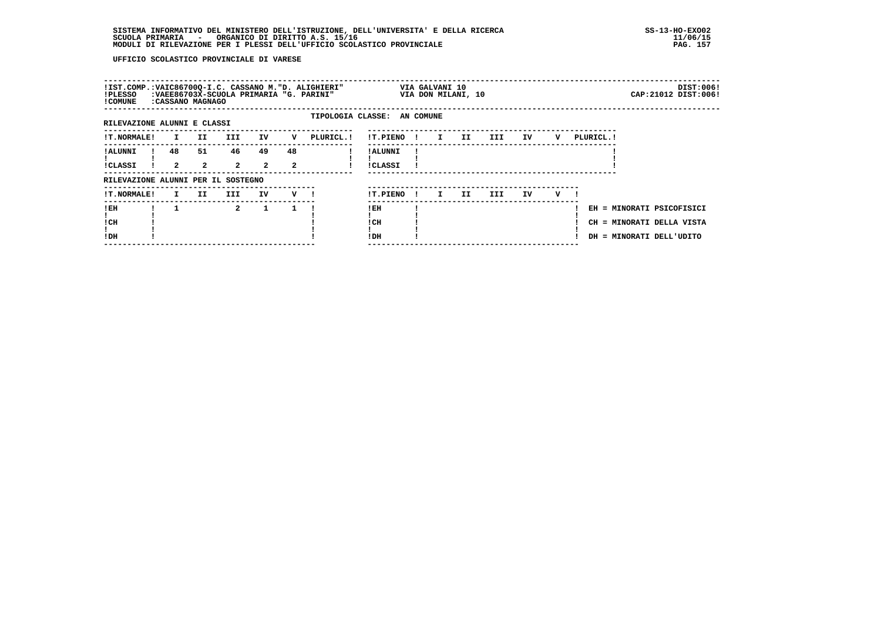UFFICIO SCOLASTICO PROVINCIALE DI VARESE

| | | | |
|---|---|---|---|
| IST.COMP.: VAIC86700Q-I.C. CASSANO M."D. ALIGHIERI" | VIA GALVANI 10 | | DIST:006 |
| PLESSO : VAEE86703X-SCUOLA PRIMARIA "G. PARINI" | VIA DON MILANI, 10 | | CAP:21012 DIST:006 |
| COMUNE : CASSANO MAGNAGO | | | |

TIPOLOGIA CLASSE: AN COMUNE

RILEVAZIONE ALUNNI E CLASSI

| T.NORMALE | I | II | III | IV | V | PLURICL. | T.PIENO | I | II | III | IV | V | PLURICL. |
|---|---|---|---|---|---|---|---|---|---|---|---|---|---|
| ALUNNI | 48 | 51 | 46 | 49 | 48 | | ALUNNI | | | | | | |
| CLASSI | 2 | 2 | 2 | 2 | 2 | | CLASSI | | | | | | |

RILEVAZIONE ALUNNI PER IL SOSTEGNO

| T.NORMALE | I | II | III | IV | V | T.PIENO | I | II | III | IV | V |
|---|---|---|---|---|---|---|---|---|---|---|---|
| EH | 1 | | 2 | 1 | 1 | EH | | | | | |
| CH | | | | | | CH | | | | | |
| DH | | | | | | DH | | | | | |

EH = MINORATI PSICOFISICI
CH = MINORATI DELLA VISTA
DH = MINORATI DELL'UDITO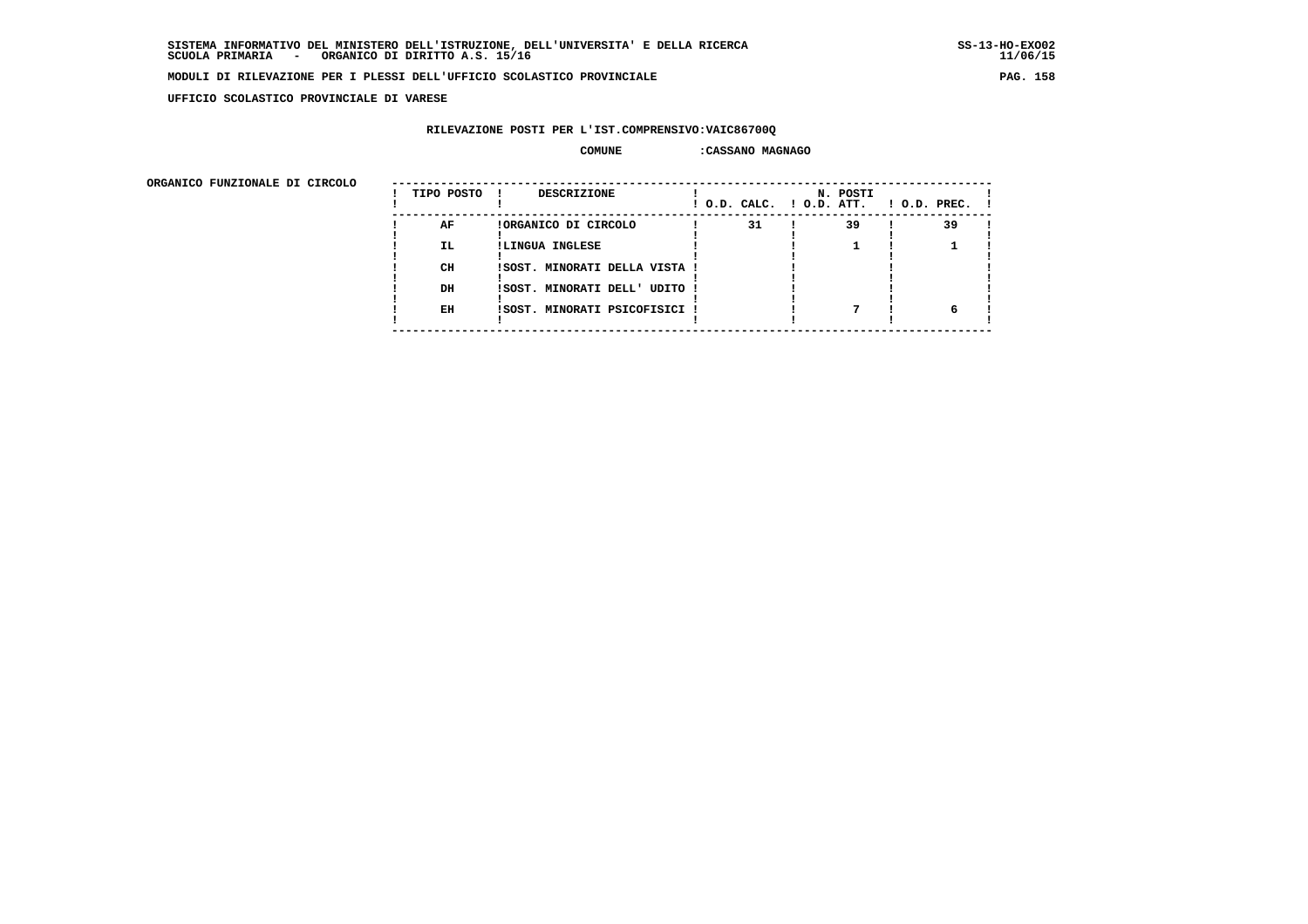SISTEMA INFORMATIVO DEL MINISTERO DELL'ISTRUZIONE, DELL'UNIVERSITA' E DELLA RICERCA
SCUOLA PRIMARIA - ORGANICO DI DIRITTO A.S. 15/16

MODULI DI RILEVAZIONE PER I PLESSI DELL'UFFICIO SCOLASTICO PROVINCIALE

UFFICIO SCOLASTICO PROVINCIALE DI VARESE

RILEVAZIONE POSTI PER L'IST.COMPRENSIVO:VAIC86700Q

COMUNE :CASSANO MAGNAGO

ORGANICO FUNZIONALE DI CIRCOLO

| TIPO POSTO | DESCRIZIONE | N. POSTI O.D. CALC. | O.D. ATT. | O.D. PREC. |
|---|---|---|---|---|
| AF | ORGANICO DI CIRCOLO | 31 | 39 | 39 |
| IL | LINGUA INGLESE | | 1 | 1 |
| CH | SOST. MINORATI DELLA VISTA | | | |
| DH | SOST. MINORATI DELL' UDITO | | | |
| EH | SOST. MINORATI PSICOFISICI | | 7 | 6 |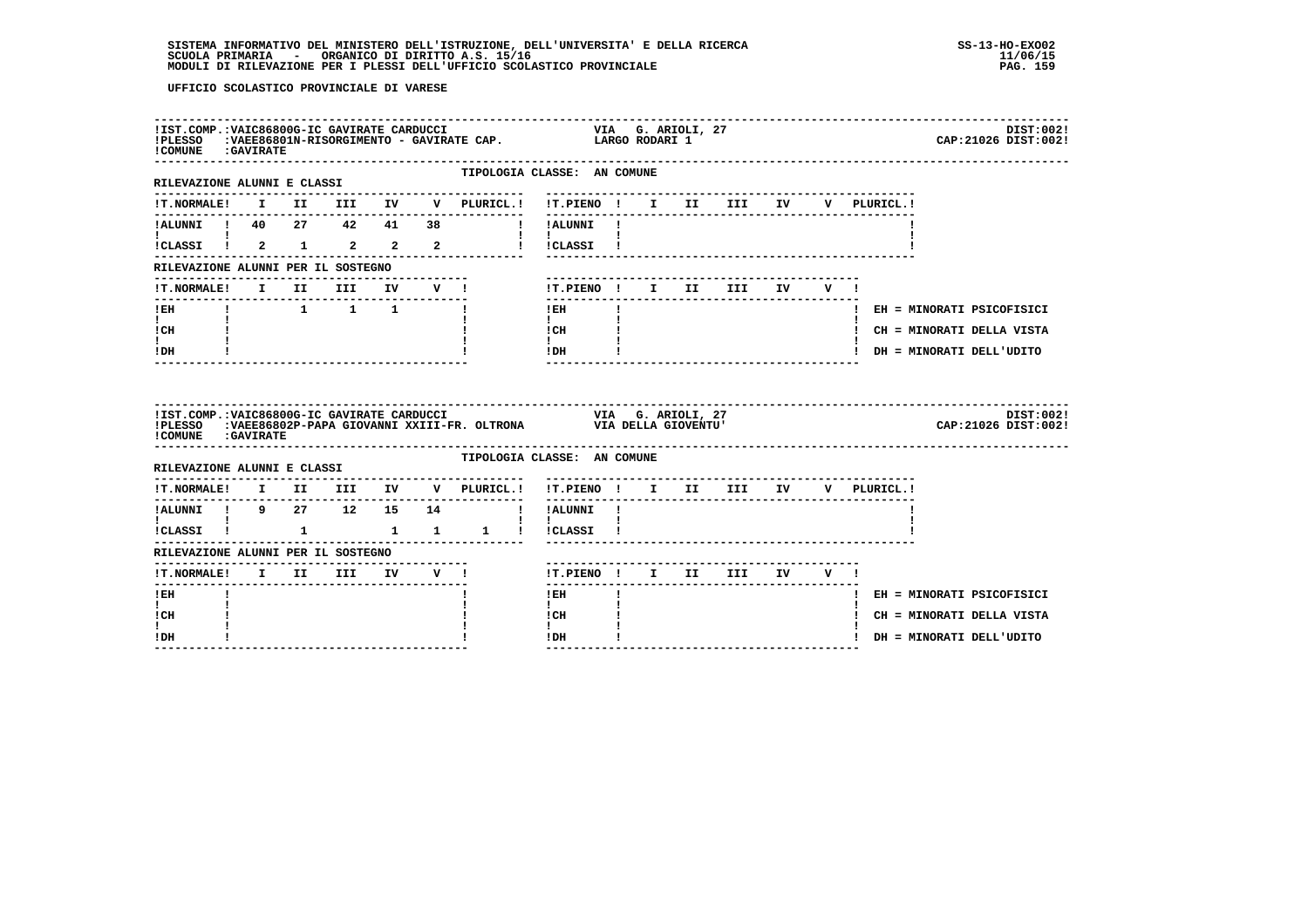UFFICIO SCOLASTICO PROVINCIALE DI VARESE

**IST.COMP.:** VAIC86800G-IC GAVIRATE CARDUCCI — VIA G. ARIOLI, 27 — DIST:002!
**PLESSO:** VAEE86801N-RISORGIMENTO - GAVIRATE CAP. — LARGO RODARI 1 — CAP:21026 DIST:002!
**COMUNE:** GAVIRATE

TIPOLOGIA CLASSE: AN COMUNE

RILEVAZIONE ALUNNI E CLASSI

| T.NORMALE | I | II | III | IV | V | PLURICL. | T.PIENO | I | II | III | IV | V | PLURICL. |
|---|---|---|---|---|---|---|---|---|---|---|---|---|---|
| ALUNNI | 40 | 27 | 42 | 41 | 38 | | ALUNNI | | | | | | |
| CLASSI | 2 | 1 | 2 | 2 | 2 | | CLASSI | | | | | | |

RILEVAZIONE ALUNNI PER IL SOSTEGNO

| T.NORMALE | I | II | III | IV | V | T.PIENO | I | II | III | IV | V |
|---|---|---|---|---|---|---|---|---|---|---|---|
| EH | | 1 | 1 | 1 | | EH | | | | | |
| CH | | | | | | CH | | | | | |
| DH | | | | | | DH | | | | | |

EH = MINORATI PSICOFISICI
CH = MINORATI DELLA VISTA
DH = MINORATI DELL'UDITO

**IST.COMP.:** VAIC86800G-IC GAVIRATE CARDUCCI — VIA G. ARIOLI, 27 — DIST:002!
**PLESSO:** VAEE86802P-PAPA GIOVANNI XXIII-FR. OLTRONA — VIA DELLA GIOVENTU' — CAP:21026 DIST:002!
**COMUNE:** GAVIRATE

TIPOLOGIA CLASSE: AN COMUNE

RILEVAZIONE ALUNNI E CLASSI

| T.NORMALE | I | II | III | IV | V | PLURICL. | T.PIENO | I | II | III | IV | V | PLURICL. |
|---|---|---|---|---|---|---|---|---|---|---|---|---|---|
| ALUNNI | 9 | 27 | 12 | 15 | 14 | | ALUNNI | | | | | | |
| CLASSI | | 1 | | 1 | 1 | 1 | CLASSI | | | | | | |

RILEVAZIONE ALUNNI PER IL SOSTEGNO

| T.NORMALE | I | II | III | IV | V | T.PIENO | I | II | III | IV | V |
|---|---|---|---|---|---|---|---|---|---|---|---|
| EH | | | | | | EH | | | | | |
| CH | | | | | | CH | | | | | |
| DH | | | | | | DH | | | | | |

EH = MINORATI PSICOFISICI
CH = MINORATI DELLA VISTA
DH = MINORATI DELL'UDITO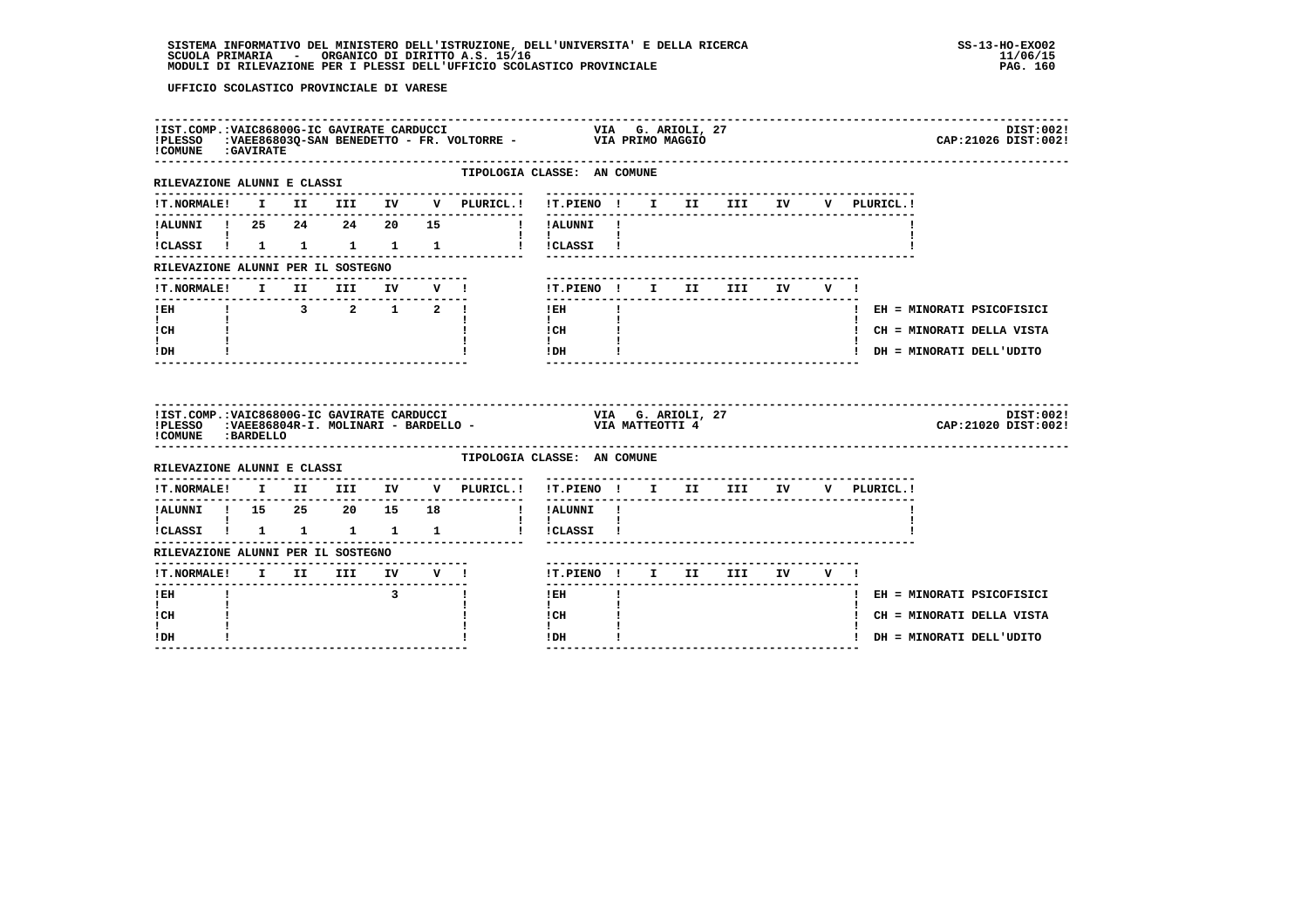UFFICIO SCOLASTICO PROVINCIALE DI VARESE

IST.COMP.:VAIC86800G-IC GAVIRATE CARDUCCI — VIA G. ARIOLI, 27 — DIST:002

PLESSO :VAEE86803Q-SAN BENEDETTO - FR. VOLTORRE - — VIA PRIMO MAGGIO — CAP:21026 DIST:002

COMUNE :GAVIRATE

TIPOLOGIA CLASSE: AN COMUNE

RILEVAZIONE ALUNNI E CLASSI

| T.NORMALE | I | II | III | IV | V | PLURICL. | T.PIENO | I | II | III | IV | V | PLURICL. |
|---|---|---|---|---|---|---|---|---|---|---|---|---|---|
| ALUNNI | 25 | 24 | 24 | 20 | 15 | | ALUNNI | | | | | | |
| CLASSI | 1 | 1 | 1 | 1 | 1 | | CLASSI | | | | | | |

RILEVAZIONE ALUNNI PER IL SOSTEGNO

| T.NORMALE | I | II | III | IV | V | T.PIENO | I | II | III | IV | V |
|---|---|---|---|---|---|---|---|---|---|---|---|
| EH | | 3 | 2 | 1 | 2 | EH | | | | | |
| CH | | | | | | CH | | | | | |
| DH | | | | | | DH | | | | | |

EH = MINORATI PSICOFISICI
CH = MINORATI DELLA VISTA
DH = MINORATI DELL'UDITO

IST.COMP.:VAIC86800G-IC GAVIRATE CARDUCCI — VIA G. ARIOLI, 27 — DIST:002

PLESSO :VAEE86804R-I. MOLINARI - BARDELLO - — VIA MATTEOTTI 4 — CAP:21020 DIST:002

COMUNE :BARDELLO

TIPOLOGIA CLASSE: AN COMUNE

RILEVAZIONE ALUNNI E CLASSI

| T.NORMALE | I | II | III | IV | V | PLURICL. | T.PIENO | I | II | III | IV | V | PLURICL. |
|---|---|---|---|---|---|---|---|---|---|---|---|---|---|
| ALUNNI | 15 | 25 | 20 | 15 | 18 | | ALUNNI | | | | | | |
| CLASSI | 1 | 1 | 1 | 1 | 1 | | CLASSI | | | | | | |

RILEVAZIONE ALUNNI PER IL SOSTEGNO

| T.NORMALE | I | II | III | IV | V | T.PIENO | I | II | III | IV | V |
|---|---|---|---|---|---|---|---|---|---|---|---|
| EH | | | | 3 | | EH | | | | | |
| CH | | | | | | CH | | | | | |
| DH | | | | | | DH | | | | | |

EH = MINORATI PSICOFISICI
CH = MINORATI DELLA VISTA
DH = MINORATI DELL'UDITO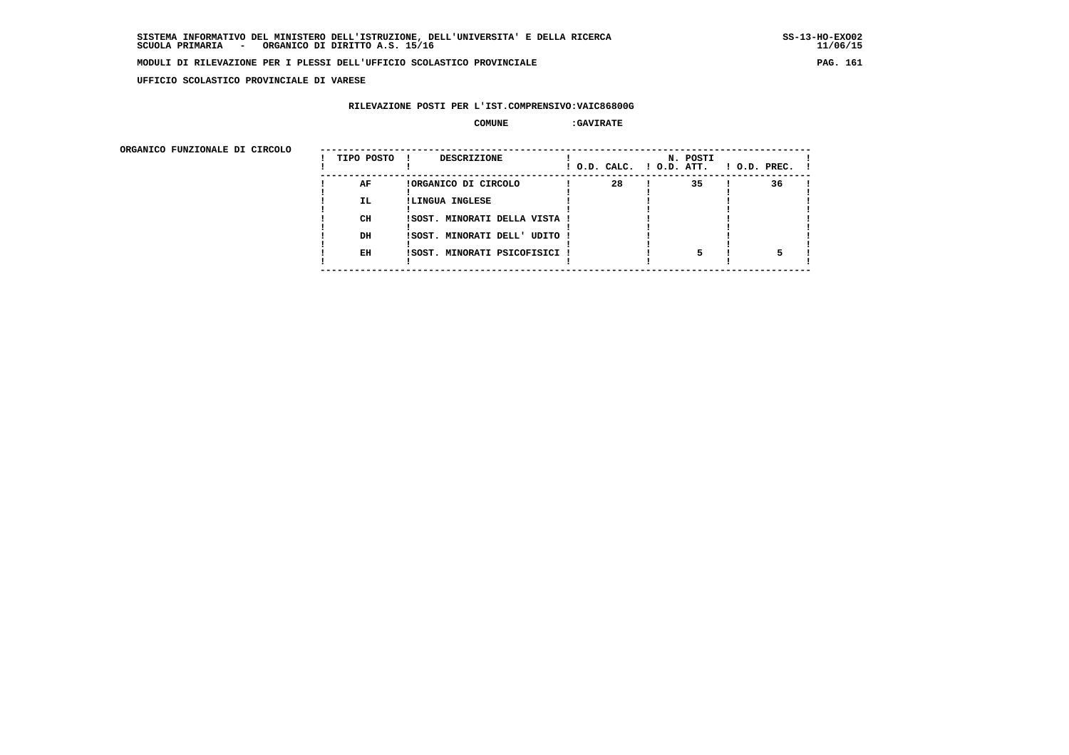SISTEMA INFORMATIVO DEL MINISTERO DELL'ISTRUZIONE, DELL'UNIVERSITA' E DELLA RICERCA
SCUOLA PRIMARIA - ORGANICO DI DIRITTO A.S. 15/16

MODULI DI RILEVAZIONE PER I PLESSI DELL'UFFICIO SCOLASTICO PROVINCIALE

UFFICIO SCOLASTICO PROVINCIALE DI VARESE

RILEVAZIONE POSTI PER L'IST.COMPRENSIVO:VAIC86800G

COMUNE :GAVIRATE

ORGANICO FUNZIONALE DI CIRCOLO

| TIPO POSTO | DESCRIZIONE | N. POSTI O.D. CALC. | O.D. ATT. | O.D. PREC. |
|---|---|---|---|---|
| AF | ORGANICO DI CIRCOLO | 28 | 35 | 36 |
| IL | LINGUA INGLESE | | | |
| CH | SOST. MINORATI DELLA VISTA | | | |
| DH | SOST. MINORATI DELL' UDITO | | | |
| EH | SOST. MINORATI PSICOFISICI | | 5 | 5 |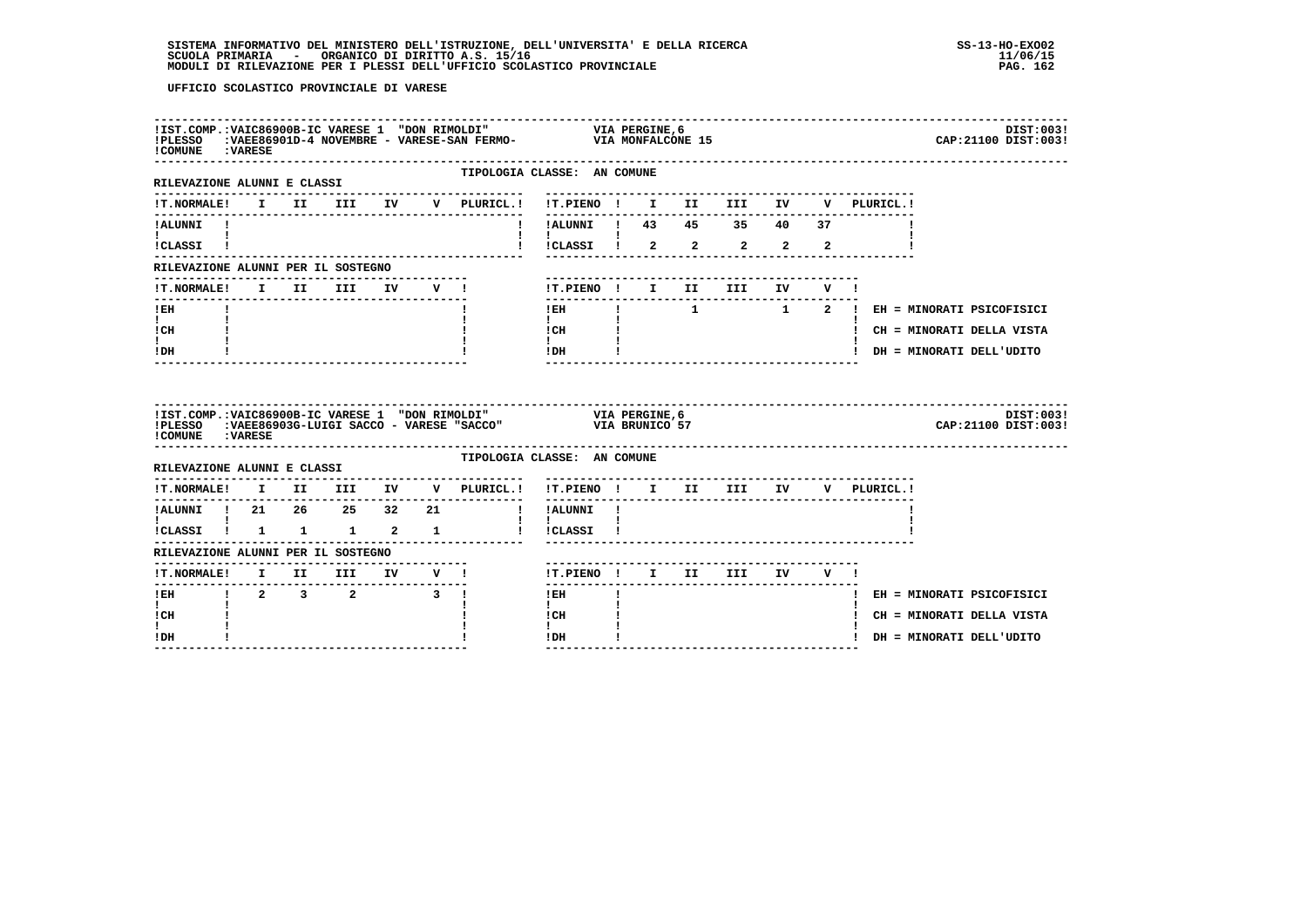SISTEMA INFORMATIVO DEL MINISTERO DELL'ISTRUZIONE, DELL'UNIVERSITA' E DELLA RICERCA
SCUOLA PRIMARIA - ORGANICO DI DIRITTO A.S. 15/16
MODULI DI RILEVAZIONE PER I PLESSI DELL'UFFICIO SCOLASTICO PROVINCIALE

SS-13-HO-EXO02
11/06/15

**UFFICIO SCOLASTICO PROVINCIALE DI VARESE**

---

IST.COMP.: VAIC86900B-IC VARESE 1 "DON RIMOLDI" — VIA PERGINE,6 — DIST:003
PLESSO: VAEE86901D-4 NOVEMBRE - VARESE-SAN FERMO- — VIA MONFALCONE 15 — CAP:21100 DIST:003
COMUNE: VARESE

TIPOLOGIA CLASSE: AN COMUNE

RILEVAZIONE ALUNNI E CLASSI

| T.NORMALE | I | II | III | IV | V | PLURICL. |
|---|---|---|---|---|---|---|
| ALUNNI | | | | | | |
| CLASSI | | | | | | |

| T.PIENO | I | II | III | IV | V | PLURICL. |
|---|---|---|---|---|---|---|
| ALUNNI | 43 | 45 | 35 | 40 | 37 | |
| CLASSI | 2 | 2 | 2 | 2 | 2 | |

RILEVAZIONE ALUNNI PER IL SOSTEGNO

| T.NORMALE | I | II | III | IV | V |
|---|---|---|---|---|---|
| EH | | | | | |
| CH | | | | | |
| DH | | | | | |

| T.PIENO | I | II | III | IV | V |
|---|---|---|---|---|---|
| EH | | 1 | | 1 | 2 |
| CH | | | | | |
| DH | | | | | |

EH = MINORATI PSICOFISICI
CH = MINORATI DELLA VISTA
DH = MINORATI DELL'UDITO

---

IST.COMP.: VAIC86900B-IC VARESE 1 "DON RIMOLDI" — VIA PERGINE,6 — DIST:003
PLESSO: VAEE86903G-LUIGI SACCO - VARESE "SACCO" — VIA BRUNICO 57 — CAP:21100 DIST:003
COMUNE: VARESE

TIPOLOGIA CLASSE: AN COMUNE

RILEVAZIONE ALUNNI E CLASSI

| T.NORMALE | I | II | III | IV | V | PLURICL. |
|---|---|---|---|---|---|---|
| ALUNNI | 21 | 26 | 25 | 32 | 21 | |
| CLASSI | 1 | 1 | 1 | 2 | 1 | |

| T.PIENO | I | II | III | IV | V | PLURICL. |
|---|---|---|---|---|---|---|
| ALUNNI | | | | | | |
| CLASSI | | | | | | |

RILEVAZIONE ALUNNI PER IL SOSTEGNO

| T.NORMALE | I | II | III | IV | V |
|---|---|---|---|---|---|
| EH | 2 | 3 | 2 | | 3 |
| CH | | | | | |
| DH | | | | | |

| T.PIENO | I | II | III | IV | V |
|---|---|---|---|---|---|
| EH | | | | | |
| CH | | | | | |
| DH | | | | | |

EH = MINORATI PSICOFISICI
CH = MINORATI DELLA VISTA
DH = MINORATI DELL'UDITO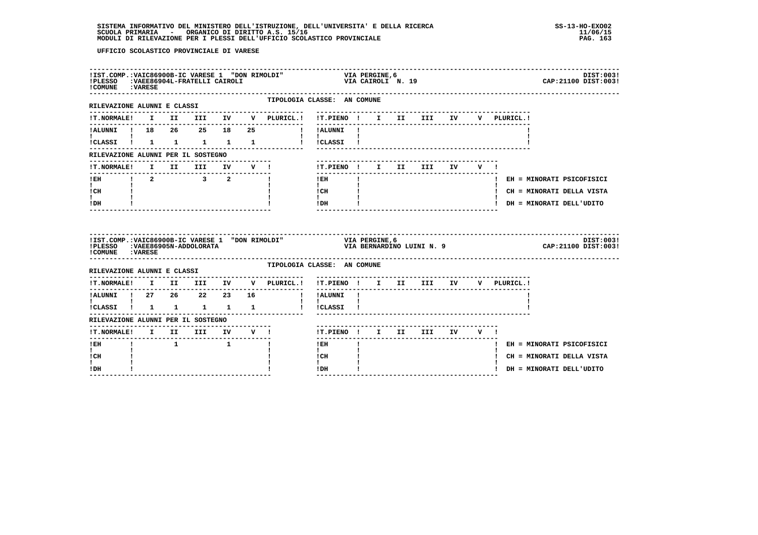UFFICIO SCOLASTICO PROVINCIALE DI VARESE

**IST.COMP.:VAIC86900B-IC VARESE 1 "DON RIMOLDI"** — VIA PERGINE,6 — DIST:003!
**PLESSO :VAEE86904L-FRATELLI CAIROLI** — VIA CAIROLI N. 19 — CAP:21100 DIST:003!
**COMUNE :VARESE**

TIPOLOGIA CLASSE: AN COMUNE

RILEVAZIONE ALUNNI E CLASSI

| T.NORMALE | I | II | III | IV | V | PLURICL. | T.PIENO | I | II | III | IV | V | PLURICL. |
|---|---|---|---|---|---|---|---|---|---|---|---|---|---|
| ALUNNI | 18 | 26 | 25 | 18 | 25 | | ALUNNI | | | | | | |
| CLASSI | 1 | 1 | 1 | 1 | 1 | | CLASSI | | | | | | |

RILEVAZIONE ALUNNI PER IL SOSTEGNO

| T.NORMALE | I | II | III | IV | V | T.PIENO | I | II | III | IV | V |
|---|---|---|---|---|---|---|---|---|---|---|---|
| EH | 2 | | 3 | 2 | | EH | | | | | |
| CH | | | | | | CH | | | | | |
| DH | | | | | | DH | | | | | |

EH = MINORATI PSICOFISICI
CH = MINORATI DELLA VISTA
DH = MINORATI DELL'UDITO

**IST.COMP.:VAIC86900B-IC VARESE 1 "DON RIMOLDI"** — VIA PERGINE,6 — DIST:003!
**PLESSO :VAEE86905N-ADDOLORATA** — VIA BERNARDINO LUINI N. 9 — CAP:21100 DIST:003!
**COMUNE :VARESE**

TIPOLOGIA CLASSE: AN COMUNE

RILEVAZIONE ALUNNI E CLASSI

| T.NORMALE | I | II | III | IV | V | PLURICL. | T.PIENO | I | II | III | IV | V | PLURICL. |
|---|---|---|---|---|---|---|---|---|---|---|---|---|---|
| ALUNNI | 27 | 26 | 22 | 23 | 16 | | ALUNNI | | | | | | |
| CLASSI | 1 | 1 | 1 | 1 | 1 | | CLASSI | | | | | | |

RILEVAZIONE ALUNNI PER IL SOSTEGNO

| T.NORMALE | I | II | III | IV | V | T.PIENO | I | II | III | IV | V |
|---|---|---|---|---|---|---|---|---|---|---|---|
| EH | | 1 | | 1 | | EH | | | | | |
| CH | | | | | | CH | | | | | |
| DH | | | | | | DH | | | | | |

EH = MINORATI PSICOFISICI
CH = MINORATI DELLA VISTA
DH = MINORATI DELL'UDITO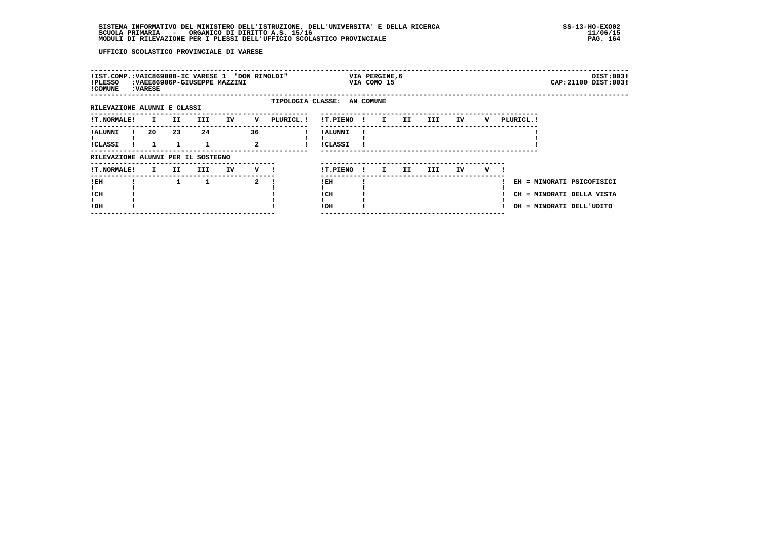UFFICIO SCOLASTICO PROVINCIALE DI VARESE

!IST.COMP.:VAIC86900B-IC VARESE 1 "DON RIMOLDI" VIA PERGINE,6 DIST:003!
!PLESSO :VAEE86906P-GIUSEPPE MAZZINI VIA COMO 15 CAP:21100 DIST:003!
!COMUNE :VARESE

TIPOLOGIA CLASSE: AN COMUNE

RILEVAZIONE ALUNNI E CLASSI

| T.NORMALE | I | II | III | IV | V | PLURICL. |
|---|---|---|---|---|---|---|
| ALUNNI | 20 | 23 | 24 | | 36 | |
| CLASSI | 1 | 1 | 1 | | 2 | |

| T.PIENO | I | II | III | IV | V | PLURICL. |
|---|---|---|---|---|---|---|
| ALUNNI | | | | | | |
| CLASSI | | | | | | |

RILEVAZIONE ALUNNI PER IL SOSTEGNO

| T.NORMALE | I | II | III | IV | V |
|---|---|---|---|---|---|
| EH | | 1 | 1 | | 2 |
| CH | | | | | |
| DH | | | | | |

| T.PIENO | I | II | III | IV | V |
|---|---|---|---|---|---|
| EH | | | | | |
| CH | | | | | |
| DH | | | | | |

EH = MINORATI PSICOFISICI
CH = MINORATI DELLA VISTA
DH = MINORATI DELL'UDITO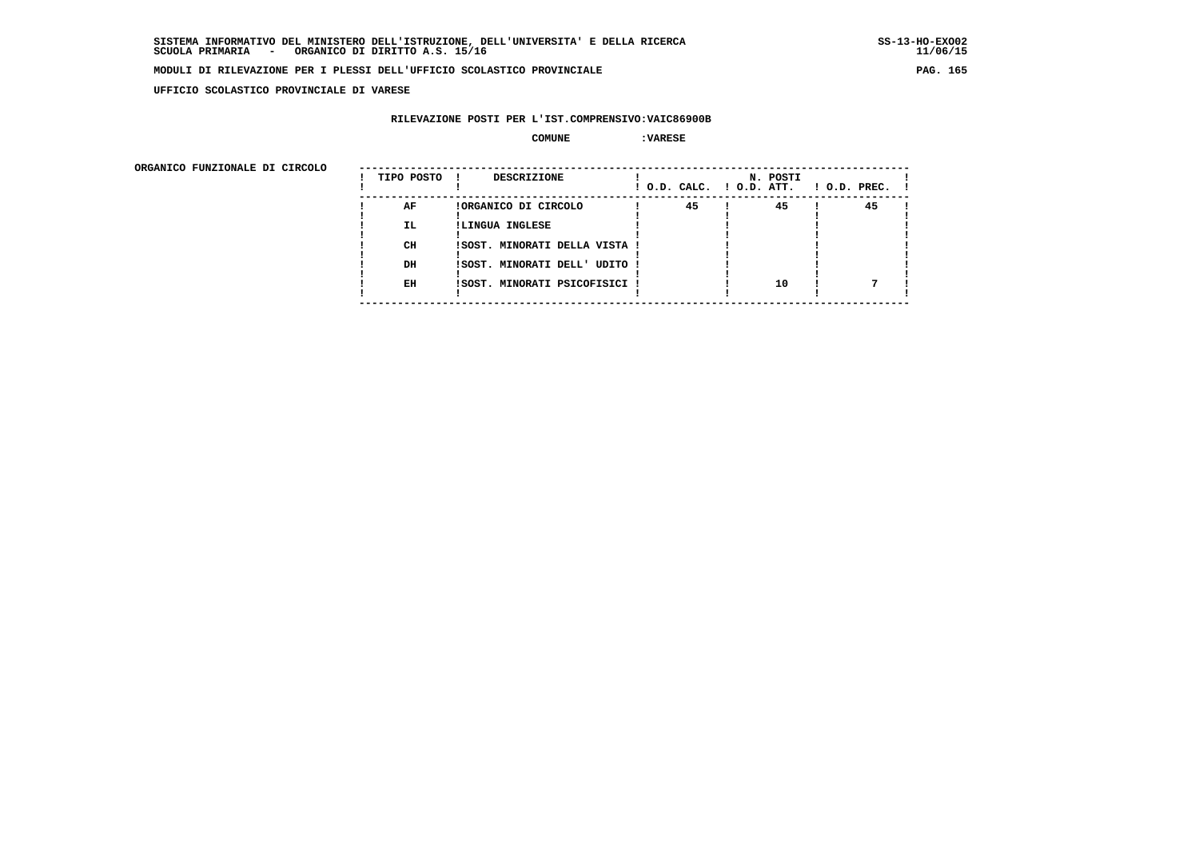**SISTEMA INFORMATIVO DEL MINISTERO DELL'ISTRUZIONE, DELL'UNIVERSITA' E DELLA RICERCA** SS-13-HO-EXO02
**SCUOLA PRIMARIA - ORGANICO DI DIRITTO A.S. 15/16** 11/06/15

**MODULI DI RILEVAZIONE PER I PLESSI DELL'UFFICIO SCOLASTICO PROVINCIALE**

**UFFICIO SCOLASTICO PROVINCIALE DI VARESE**

**RILEVAZIONE POSTI PER L'IST.COMPRENSIVO:VAIC86900B**

**COMUNE :VARESE**

**ORGANICO FUNZIONALE DI CIRCOLO**

| TIPO POSTO | DESCRIZIONE | N. POSTI O.D. CALC. | N. POSTI O.D. ATT. | N. POSTI O.D. PREC. |
|---|---|---|---|---|
| AF | ORGANICO DI CIRCOLO | 45 | 45 | 45 |
| IL | LINGUA INGLESE | | | |
| CH | SOST. MINORATI DELLA VISTA | | | |
| DH | SOST. MINORATI DELL' UDITO | | | |
| EH | SOST. MINORATI PSICOFISICI | | 10 | 7 |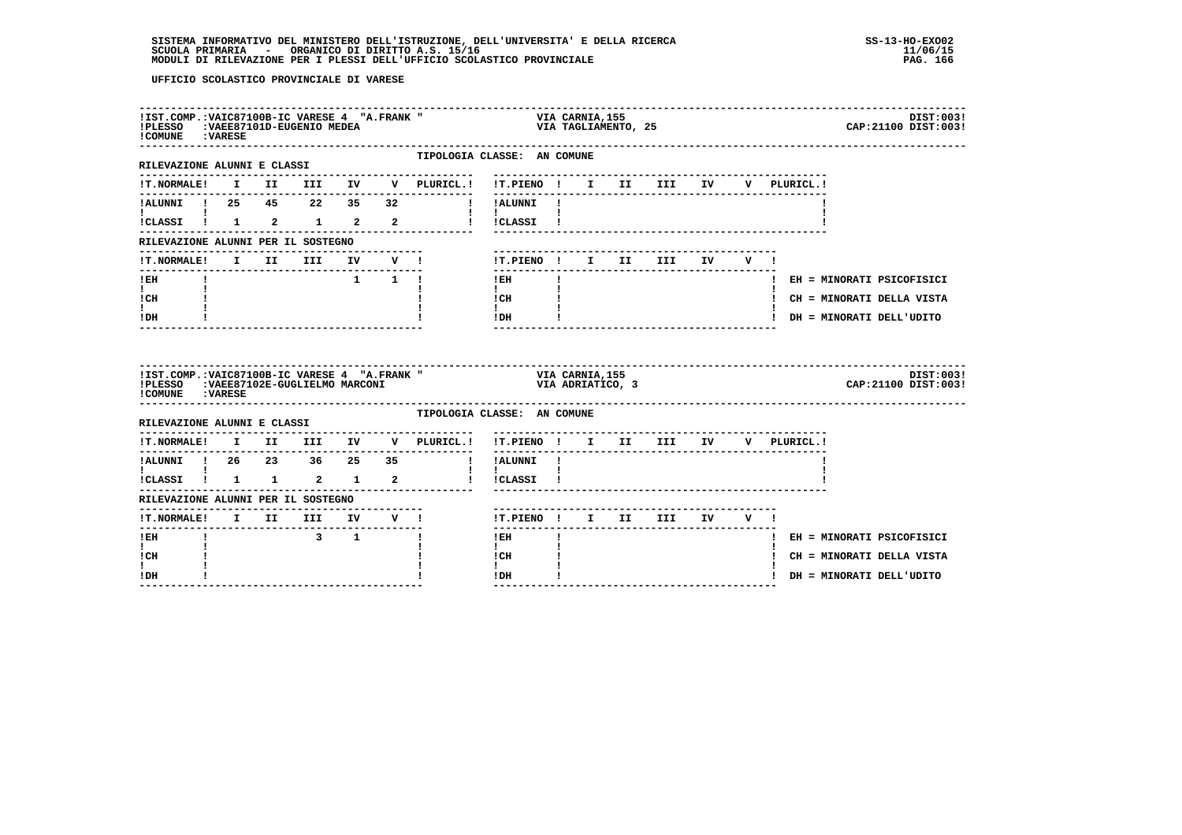SISTEMA INFORMATIVO DEL MINISTERO DELL'ISTRUZIONE, DELL'UNIVERSITA' E DELLA RICERCA
SCUOLA PRIMARIA - ORGANICO DI DIRITTO A.S. 15/16
MODULI DI RILEVAZIONE PER I PLESSI DELL'UFFICIO SCOLASTICO PROVINCIALE

UFFICIO SCOLASTICO PROVINCIALE DI VARESE

**IST.COMP.:** VAIC87100B-IC VARESE 4 "A.FRANK " — VIA CARNIA,155 — DIST:003
**PLESSO:** VAEE87101D-EUGENIO MEDEA — VIA TAGLIAMENTO, 25 — CAP:21100 DIST:003
**COMUNE:** VARESE

TIPOLOGIA CLASSE: AN COMUNE

RILEVAZIONE ALUNNI E CLASSI

| T.NORMALE | I | II | III | IV | V | PLURICL. |
|---|---|---|---|---|---|---|
| ALUNNI | 25 | 45 | 22 | 35 | 32 | |
| CLASSI | 1 | 2 | 1 | 2 | 2 | |

| T.PIENO | I | II | III | IV | V | PLURICL. |
|---|---|---|---|---|---|---|
| ALUNNI | | | | | | |
| CLASSI | | | | | | |

RILEVAZIONE ALUNNI PER IL SOSTEGNO

| T.NORMALE | I | II | III | IV | V |
|---|---|---|---|---|---|
| EH | | | | 1 | 1 |
| CH | | | | | |
| DH | | | | | |

| T.PIENO | I | II | III | IV | V |
|---|---|---|---|---|---|
| EH | | | | | |
| CH | | | | | |
| DH | | | | | |

EH = MINORATI PSICOFISICI
CH = MINORATI DELLA VISTA
DH = MINORATI DELL'UDITO

---

**IST.COMP.:** VAIC87100B-IC VARESE 4 "A.FRANK " — VIA CARNIA,155 — DIST:003
**PLESSO:** VAEE87102E-GUGLIELMO MARCONI — VIA ADRIATICO, 3 — CAP:21100 DIST:003
**COMUNE:** VARESE

TIPOLOGIA CLASSE: AN COMUNE

RILEVAZIONE ALUNNI E CLASSI

| T.NORMALE | I | II | III | IV | V | PLURICL. |
|---|---|---|---|---|---|---|
| ALUNNI | 26 | 23 | 36 | 25 | 35 | |
| CLASSI | 1 | 1 | 2 | 1 | 2 | |

| T.PIENO | I | II | III | IV | V | PLURICL. |
|---|---|---|---|---|---|---|
| ALUNNI | | | | | | |
| CLASSI | | | | | | |

RILEVAZIONE ALUNNI PER IL SOSTEGNO

| T.NORMALE | I | II | III | IV | V |
|---|---|---|---|---|---|
| EH | | | 3 | 1 | |
| CH | | | | | |
| DH | | | | | |

| T.PIENO | I | II | III | IV | V |
|---|---|---|---|---|---|
| EH | | | | | |
| CH | | | | | |
| DH | | | | | |

EH = MINORATI PSICOFISICI
CH = MINORATI DELLA VISTA
DH = MINORATI DELL'UDITO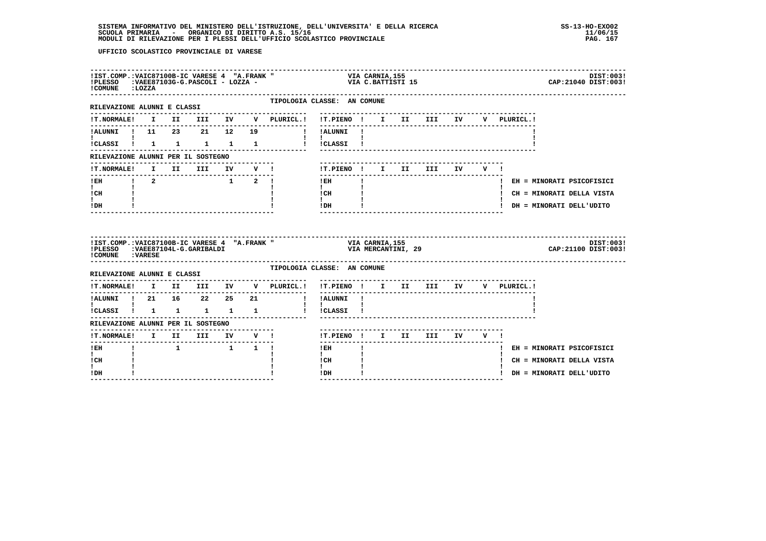UFFICIO SCOLASTICO PROVINCIALE DI VARESE

**IST.COMP.:** VAIC87100B-IC VARESE 4 "A.FRANK " — VIA CARNIA,155 — DIST:003
**PLESSO:** VAEE87103G-G.PASCOLI - LOZZA - — VIA C.BATTISTI 15 — CAP:21040 DIST:003
**COMUNE:** LOZZA

TIPOLOGIA CLASSE: AN COMUNE

RILEVAZIONE ALUNNI E CLASSI

| T.NORMALE | I | II | III | IV | V | PLURICL. | T.PIENO | I | II | III | IV | V | PLURICL. |
|---|---|---|---|---|---|---|---|---|---|---|---|---|---|
| ALUNNI | 11 | 23 | 21 | 12 | 19 | | ALUNNI | | | | | | |
| CLASSI | 1 | 1 | 1 | 1 | 1 | | CLASSI | | | | | | |

RILEVAZIONE ALUNNI PER IL SOSTEGNO

| T.NORMALE | I | II | III | IV | V | T.PIENO | I | II | III | IV | V |
|---|---|---|---|---|---|---|---|---|---|---|---|
| EH | 2 | | | 1 | 2 | EH | | | | | |
| CH | | | | | | CH | | | | | |
| DH | | | | | | DH | | | | | |

EH = MINORATI PSICOFISICI
CH = MINORATI DELLA VISTA
DH = MINORATI DELL'UDITO

**IST.COMP.:** VAIC87100B-IC VARESE 4 "A.FRANK " — VIA CARNIA,155 — DIST:003
**PLESSO:** VAEE87104L-G.GARIBALDI — VIA MERCANTINI, 29 — CAP:21100 DIST:003
**COMUNE:** VARESE

TIPOLOGIA CLASSE: AN COMUNE

RILEVAZIONE ALUNNI E CLASSI

| T.NORMALE | I | II | III | IV | V | PLURICL. | T.PIENO | I | II | III | IV | V | PLURICL. |
|---|---|---|---|---|---|---|---|---|---|---|---|---|---|
| ALUNNI | 21 | 16 | 22 | 25 | 21 | | ALUNNI | | | | | | |
| CLASSI | 1 | 1 | 1 | 1 | 1 | | CLASSI | | | | | | |

RILEVAZIONE ALUNNI PER IL SOSTEGNO

| T.NORMALE | I | II | III | IV | V | T.PIENO | I | II | III | IV | V |
|---|---|---|---|---|---|---|---|---|---|---|---|
| EH | | 1 | | 1 | 1 | EH | | | | | |
| CH | | | | | | CH | | | | | |
| DH | | | | | | DH | | | | | |

EH = MINORATI PSICOFISICI
CH = MINORATI DELLA VISTA
DH = MINORATI DELL'UDITO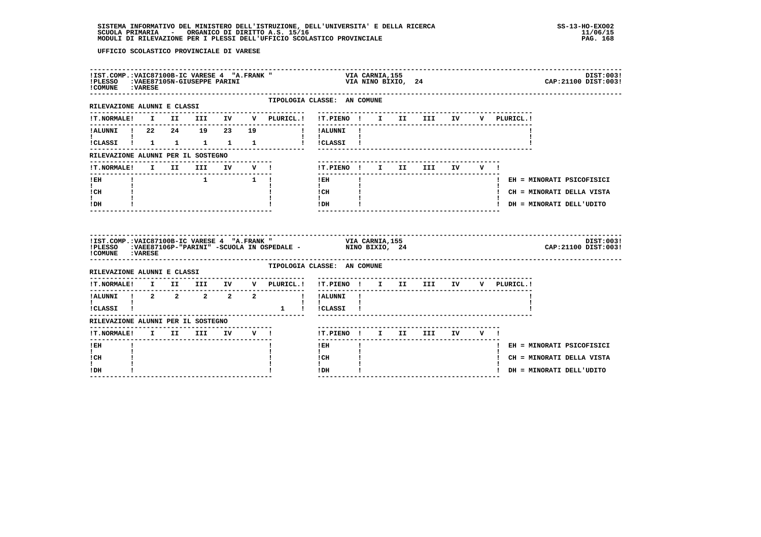SISTEMA INFORMATIVO DEL MINISTERO DELL'ISTRUZIONE, DELL'UNIVERSITA' E DELLA RICERCA
SCUOLA PRIMARIA - ORGANICO DI DIRITTO A.S. 15/16
MODULI DI RILEVAZIONE PER I PLESSI DELL'UFFICIO SCOLASTICO PROVINCIALE

SS-13-HO-EXO02
11/06/15

**UFFICIO SCOLASTICO PROVINCIALE DI VARESE**

IST.COMP.:VAIC87100B-IC VARESE 4 "A.FRANK " — VIA CARNIA,155 — DIST:003
PLESSO :VAEE87105N-GIUSEPPE PARINI — VIA NINO BIXIO, 24 — CAP:21100 DIST:003
COMUNE :VARESE

TIPOLOGIA CLASSE: AN COMUNE

RILEVAZIONE ALUNNI E CLASSI

| T.NORMALE | I | II | III | IV | V | PLURICL. | T.PIENO | I | II | III | IV | V | PLURICL. |
|---|---|---|---|---|---|---|---|---|---|---|---|---|---|
| ALUNNI | 22 | 24 | 19 | 23 | 19 | | ALUNNI | | | | | | |
| CLASSI | 1 | 1 | 1 | 1 | 1 | | CLASSI | | | | | | |

RILEVAZIONE ALUNNI PER IL SOSTEGNO

| T.NORMALE | I | II | III | IV | V | T.PIENO | I | II | III | IV | V |
|---|---|---|---|---|---|---|---|---|---|---|---|
| EH | | | 1 | | 1 | EH | | | | | |
| CH | | | | | | CH | | | | | |
| DH | | | | | | DH | | | | | |

EH = MINORATI PSICOFISICI
CH = MINORATI DELLA VISTA
DH = MINORATI DELL'UDITO

IST.COMP.:VAIC87100B-IC VARESE 4 "A.FRANK " — VIA CARNIA,155 — DIST:003
PLESSO :VAEE87106P-"PARINI" -SCUOLA IN OSPEDALE - — NINO BIXIO, 24 — CAP:21100 DIST:003
COMUNE :VARESE

TIPOLOGIA CLASSE: AN COMUNE

RILEVAZIONE ALUNNI E CLASSI

| T.NORMALE | I | II | III | IV | V | PLURICL. | T.PIENO | I | II | III | IV | V | PLURICL. |
|---|---|---|---|---|---|---|---|---|---|---|---|---|---|
| ALUNNI | 2 | 2 | 2 | 2 | 2 | | ALUNNI | | | | | | |
| CLASSI | | | | | | 1 | CLASSI | | | | | | |

RILEVAZIONE ALUNNI PER IL SOSTEGNO

| T.NORMALE | I | II | III | IV | V | T.PIENO | I | II | III | IV | V |
|---|---|---|---|---|---|---|---|---|---|---|---|
| EH | | | | | | EH | | | | | |
| CH | | | | | | CH | | | | | |
| DH | | | | | | DH | | | | | |

EH = MINORATI PSICOFISICI
CH = MINORATI DELLA VISTA
DH = MINORATI DELL'UDITO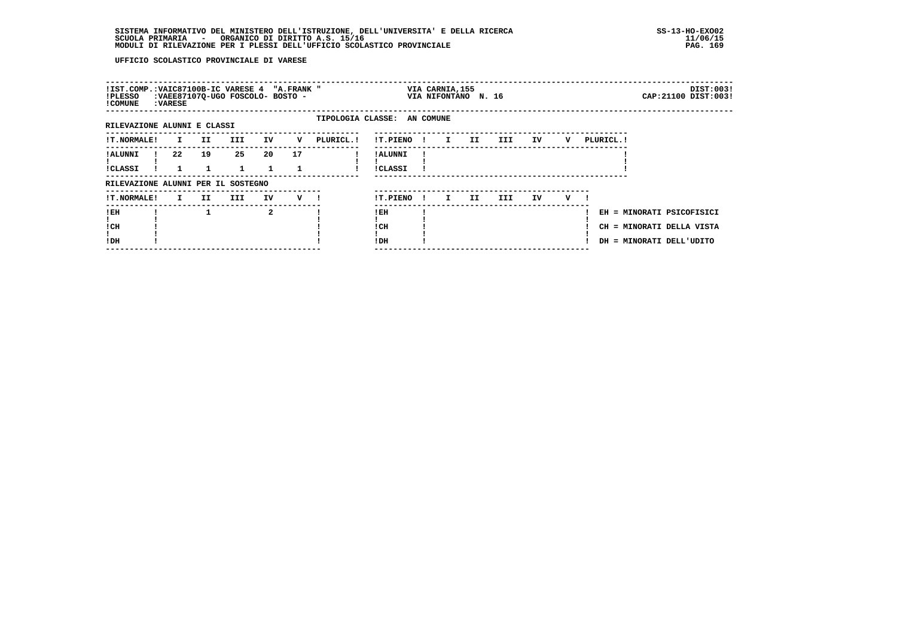UFFICIO SCOLASTICO PROVINCIALE DI VARESE

| | | |
|---|---|---|
| IST.COMP.:VAIC87100B-IC VARESE 4 "A.FRANK " | VIA CARNIA,155 | DIST:003 |
| PLESSO :VAEE87107Q-UGO FOSCOLO- BOSTO - | VIA NIFONTANO N. 16 | CAP:21100 DIST:003 |
| COMUNE :VARESE | | |

TIPOLOGIA CLASSE: AN COMUNE

RILEVAZIONE ALUNNI E CLASSI

| T.NORMALE | I | II | III | IV | V | PLURICL. |
|---|---|---|---|---|---|---|
| ALUNNI | 22 | 19 | 25 | 20 | 17 | |
| CLASSI | 1 | 1 | 1 | 1 | 1 | |

| T.PIENO | I | II | III | IV | V | PLURICL. |
|---|---|---|---|---|---|---|
| ALUNNI | | | | | | |
| CLASSI | | | | | | |

RILEVAZIONE ALUNNI PER IL SOSTEGNO

| T.NORMALE | I | II | III | IV | V |
|---|---|---|---|---|---|
| EH | | 1 | | 2 | |
| CH | | | | | |
| DH | | | | | |

| T.PIENO | I | II | III | IV | V |
|---|---|---|---|---|---|
| EH | | | | | |
| CH | | | | | |
| DH | | | | | |

EH = MINORATI PSICOFISICI
CH = MINORATI DELLA VISTA
DH = MINORATI DELL'UDITO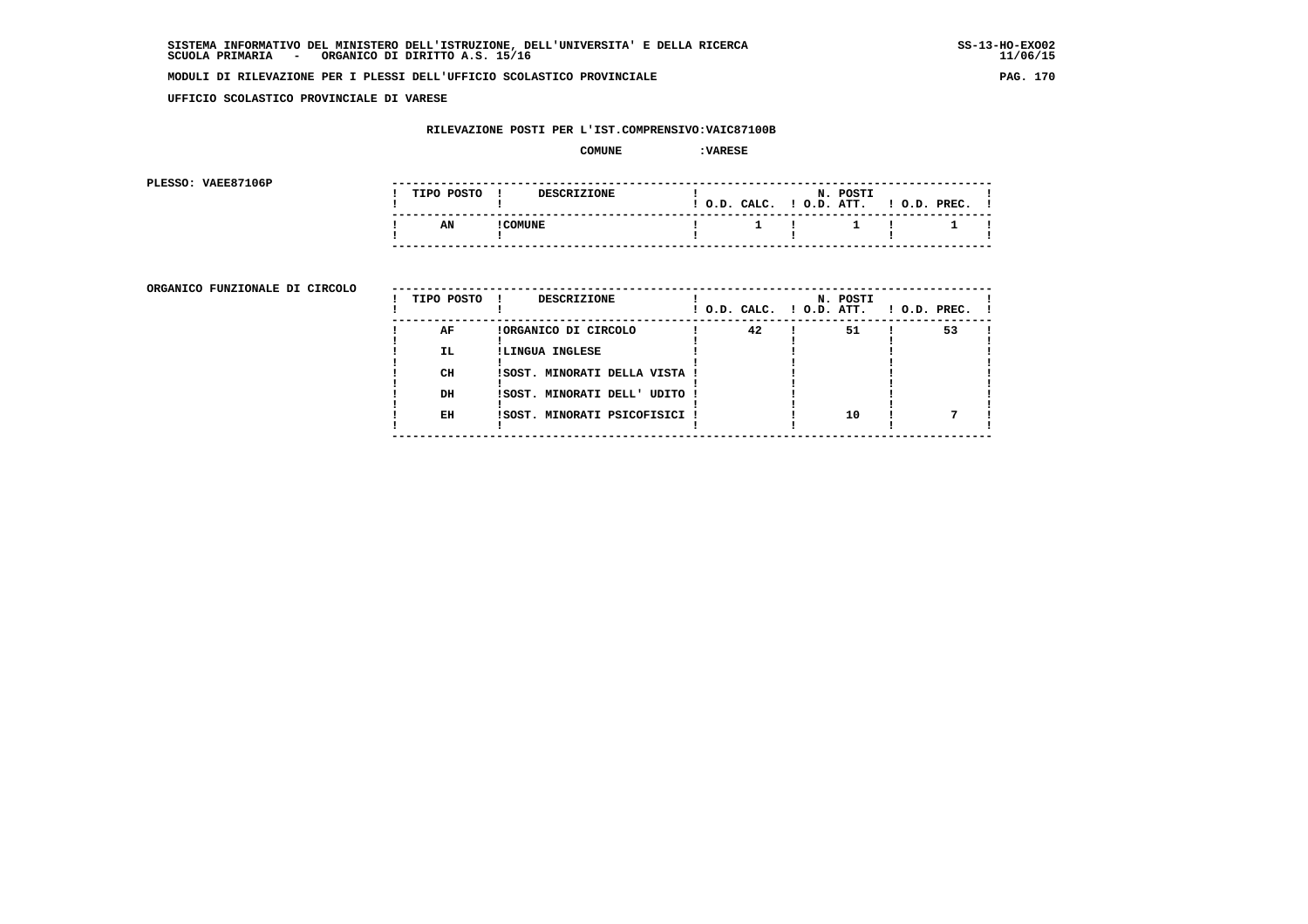SISTEMA INFORMATIVO DEL MINISTERO DELL'ISTRUZIONE, DELL'UNIVERSITA' E DELLA RICERCA
SCUOLA PRIMARIA - ORGANICO DI DIRITTO A.S. 15/16

SS-13-HO-EXO02
11/06/15

MODULI DI RILEVAZIONE PER I PLESSI DELL'UFFICIO SCOLASTICO PROVINCIALE

UFFICIO SCOLASTICO PROVINCIALE DI VARESE

RILEVAZIONE POSTI PER L'IST.COMPRENSIVO:VAIC87100B

COMUNE :VARESE

PLESSO: VAEE87106P

| TIPO POSTO | DESCRIZIONE | N. POSTI O.D. CALC. | O.D. ATT. | O.D. PREC. |
|---|---|---|---|---|
| AN | COMUNE | 1 | 1 | 1 |

ORGANICO FUNZIONALE DI CIRCOLO

| TIPO POSTO | DESCRIZIONE | N. POSTI O.D. CALC. | O.D. ATT. | O.D. PREC. |
|---|---|---|---|---|
| AF | ORGANICO DI CIRCOLO | 42 | 51 | 53 |
| IL | LINGUA INGLESE | | | |
| CH | SOST. MINORATI DELLA VISTA | | | |
| DH | SOST. MINORATI DELL' UDITO | | | |
| EH | SOST. MINORATI PSICOFISICI | | 10 | 7 |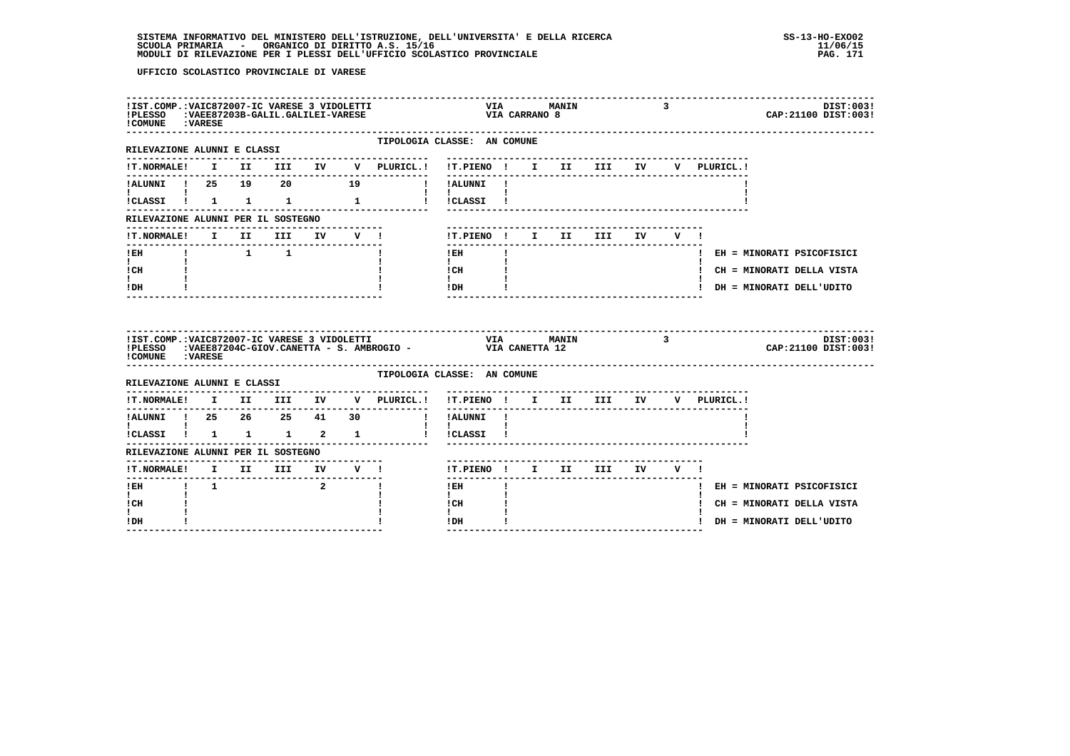SISTEMA INFORMATIVO DEL MINISTERO DELL'ISTRUZIONE, DELL'UNIVERSITA' E DELLA RICERCA
SCUOLA PRIMARIA - ORGANICO DI DIRITTO A.S. 15/16
MODULI DI RILEVAZIONE PER I PLESSI DELL'UFFICIO SCOLASTICO PROVINCIALE

SS-13-HO-EXO02
11/06/15

UFFICIO SCOLASTICO PROVINCIALE DI VARESE

IST.COMP.:VAIC872007-IC VARESE 3 VIDOLETTI — VIA MANIN 3 — DIST:003
PLESSO :VAEE87203B-GALIL.GALILEI-VARESE — VIA CARRANO 8 — CAP:21100 DIST:003
COMUNE :VARESE

TIPOLOGIA CLASSE: AN COMUNE

RILEVAZIONE ALUNNI E CLASSI

| T.NORMALE | I | II | III | IV | V | PLURICL. | T.PIENO | I | II | III | IV | V | PLURICL. |
|---|---|---|---|---|---|---|---|---|---|---|---|---|---|
| ALUNNI | 25 | 19 | 20 | | 19 | | ALUNNI | | | | | | |
| CLASSI | 1 | 1 | 1 | | 1 | | CLASSI | | | | | | |

RILEVAZIONE ALUNNI PER IL SOSTEGNO

| T.NORMALE | I | II | III | IV | V | T.PIENO | I | II | III | IV | V |
|---|---|---|---|---|---|---|---|---|---|---|---|
| EH | | 1 | 1 | | | EH | | | | | |
| CH | | | | | | CH | | | | | |
| DH | | | | | | DH | | | | | |

EH = MINORATI PSICOFISICI
CH = MINORATI DELLA VISTA
DH = MINORATI DELL'UDITO

IST.COMP.:VAIC872007-IC VARESE 3 VIDOLETTI — VIA MANIN 3 — DIST:003
PLESSO :VAEE87204C-GIOV.CANETTA - S. AMBROGIO - — VIA CANETTA 12 — CAP:21100 DIST:003
COMUNE :VARESE

TIPOLOGIA CLASSE: AN COMUNE

RILEVAZIONE ALUNNI E CLASSI

| T.NORMALE | I | II | III | IV | V | PLURICL. | T.PIENO | I | II | III | IV | V | PLURICL. |
|---|---|---|---|---|---|---|---|---|---|---|---|---|---|
| ALUNNI | 25 | 26 | 25 | 41 | 30 | | ALUNNI | | | | | | |
| CLASSI | 1 | 1 | 1 | 2 | 1 | | CLASSI | | | | | | |

RILEVAZIONE ALUNNI PER IL SOSTEGNO

| T.NORMALE | I | II | III | IV | V | T.PIENO | I | II | III | IV | V |
|---|---|---|---|---|---|---|---|---|---|---|---|
| EH | 1 | | | 2 | | EH | | | | | |
| CH | | | | | | CH | | | | | |
| DH | | | | | | DH | | | | | |

EH = MINORATI PSICOFISICI
CH = MINORATI DELLA VISTA
DH = MINORATI DELL'UDITO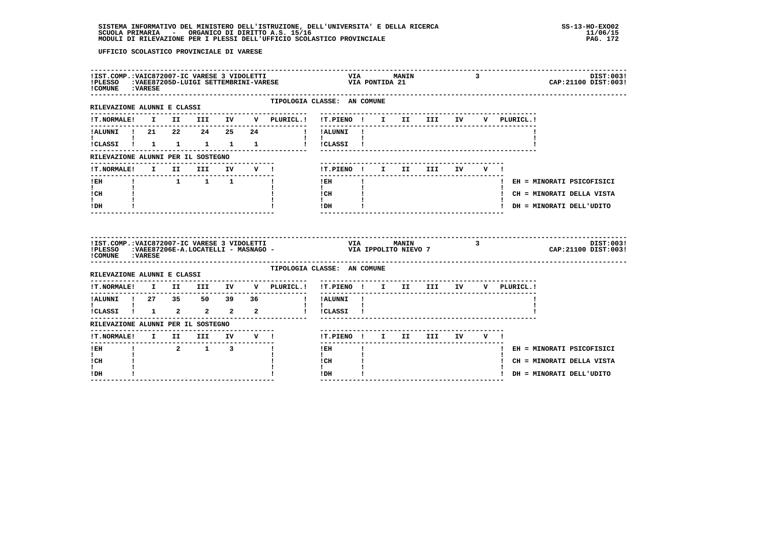UFFICIO SCOLASTICO PROVINCIALE DI VARESE

**IST.COMP.:** VAIC872007-IC VARESE 3 VIDOLETTI — VIA MANIN 3 — DIST:003
**PLESSO:** VAEE87205D-LUIGI SETTEMBRINI-VARESE — VIA PONTIDA 21 — CAP:21100 DIST:003
**COMUNE:** VARESE

TIPOLOGIA CLASSE: AN COMUNE

RILEVAZIONE ALUNNI E CLASSI

| T.NORMALE | I | II | III | IV | V | PLURICL. | T.PIENO | I | II | III | IV | V | PLURICL. |
|---|---|---|---|---|---|---|---|---|---|---|---|---|---|
| ALUNNI | 21 | 22 | 24 | 25 | 24 | | ALUNNI | | | | | | |
| CLASSI | 1 | 1 | 1 | 1 | 1 | | CLASSI | | | | | | |

RILEVAZIONE ALUNNI PER IL SOSTEGNO

| T.NORMALE | I | II | III | IV | V | T.PIENO | I | II | III | IV | V |
|---|---|---|---|---|---|---|---|---|---|---|---|
| EH | | 1 | 1 | 1 | | EH | | | | | |
| CH | | | | | | CH | | | | | |
| DH | | | | | | DH | | | | | |

EH = MINORATI PSICOFISICI
CH = MINORATI DELLA VISTA
DH = MINORATI DELL'UDITO

---

**IST.COMP.:** VAIC872007-IC VARESE 3 VIDOLETTI — VIA MANIN 3 — DIST:003
**PLESSO:** VAEE87206E-A.LOCATELLI - MASNAGO - — VIA IPPOLITO NIEVO 7 — CAP:21100 DIST:003
**COMUNE:** VARESE

TIPOLOGIA CLASSE: AN COMUNE

RILEVAZIONE ALUNNI E CLASSI

| T.NORMALE | I | II | III | IV | V | PLURICL. | T.PIENO | I | II | III | IV | V | PLURICL. |
|---|---|---|---|---|---|---|---|---|---|---|---|---|---|
| ALUNNI | 27 | 35 | 50 | 39 | 36 | | ALUNNI | | | | | | |
| CLASSI | 1 | 2 | 2 | 2 | 2 | | CLASSI | | | | | | |

RILEVAZIONE ALUNNI PER IL SOSTEGNO

| T.NORMALE | I | II | III | IV | V | T.PIENO | I | II | III | IV | V |
|---|---|---|---|---|---|---|---|---|---|---|---|
| EH | | 2 | 1 | 3 | | EH | | | | | |
| CH | | | | | | CH | | | | | |
| DH | | | | | | DH | | | | | |

EH = MINORATI PSICOFISICI
CH = MINORATI DELLA VISTA
DH = MINORATI DELL'UDITO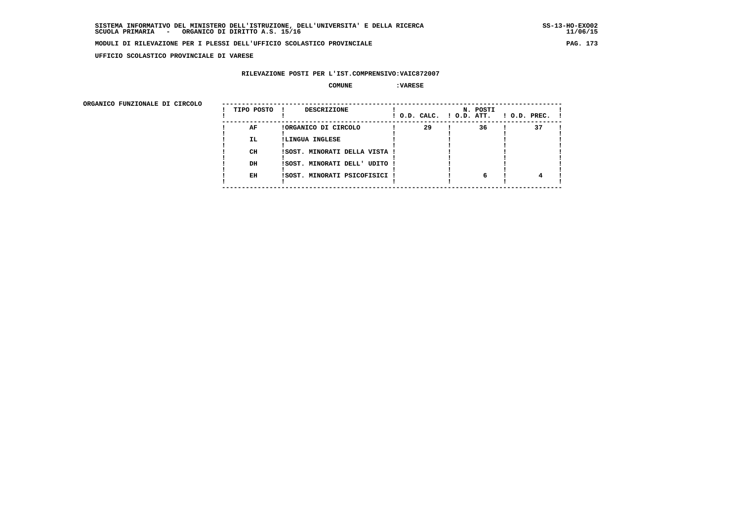SISTEMA INFORMATIVO DEL MINISTERO DELL'ISTRUZIONE, DELL'UNIVERSITA' E DELLA RICERCA
SCUOLA PRIMARIA - ORGANICO DI DIRITTO A.S. 15/16

SS-13-HO-EXO02
11/06/15

MODULI DI RILEVAZIONE PER I PLESSI DELL'UFFICIO SCOLASTICO PROVINCIALE

UFFICIO SCOLASTICO PROVINCIALE DI VARESE

RILEVAZIONE POSTI PER L'IST.COMPRENSIVO:VAIC872007

COMUNE :VARESE

ORGANICO FUNZIONALE DI CIRCOLO

| TIPO POSTO | DESCRIZIONE | N. POSTI O.D. CALC. | O.D. ATT. | O.D. PREC. |
|---|---|---|---|---|
| AF | ORGANICO DI CIRCOLO | 29 | 36 | 37 |
| IL | LINGUA INGLESE | | | |
| CH | SOST. MINORATI DELLA VISTA | | | |
| DH | SOST. MINORATI DELL' UDITO | | | |
| EH | SOST. MINORATI PSICOFISICI | | 6 | 4 |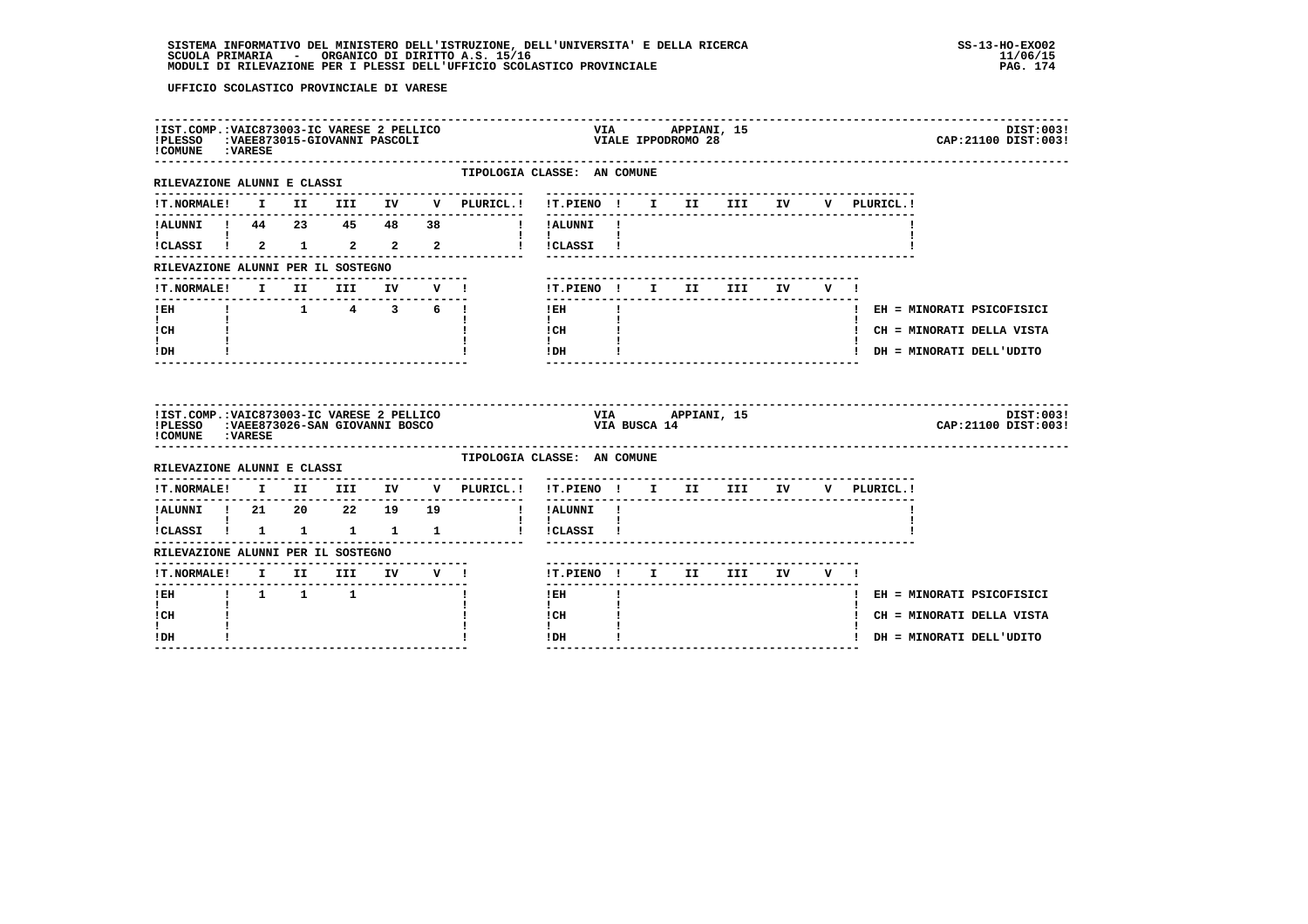SISTEMA INFORMATIVO DEL MINISTERO DELL'ISTRUZIONE, DELL'UNIVERSITA' E DELLA RICERCA
SCUOLA PRIMARIA - ORGANICO DI DIRITTO A.S. 15/16
MODULI DI RILEVAZIONE PER I PLESSI DELL'UFFICIO SCOLASTICO PROVINCIALE

SS-13-HO-EXO02
11/06/15

UFFICIO SCOLASTICO PROVINCIALE DI VARESE

IST.COMP.: VAIC873003-IC VARESE 2 PELLICO — VIA APPIANI, 15 — DIST:003
PLESSO: VAEE873015-GIOVANNI PASCOLI — VIALE IPPODROMO 28 — CAP:21100 DIST:003
COMUNE: VARESE

TIPOLOGIA CLASSE: AN COMUNE

RILEVAZIONE ALUNNI E CLASSI

| T.NORMALE | I | II | III | IV | V | PLURICL. | T.PIENO | I | II | III | IV | V | PLURICL. |
|---|---|---|---|---|---|---|---|---|---|---|---|---|---|
| ALUNNI | 44 | 23 | 45 | 48 | 38 | | ALUNNI | | | | | | |
| CLASSI | 2 | 1 | 2 | 2 | 2 | | CLASSI | | | | | | |

RILEVAZIONE ALUNNI PER IL SOSTEGNO

| T.NORMALE | I | II | III | IV | V | T.PIENO | I | II | III | IV | V |
|---|---|---|---|---|---|---|---|---|---|---|---|
| EH | | 1 | 4 | 3 | 6 | EH | | | | | |
| CH | | | | | | CH | | | | | |
| DH | | | | | | DH | | | | | |

EH = MINORATI PSICOFISICI
CH = MINORATI DELLA VISTA
DH = MINORATI DELL'UDITO

IST.COMP.: VAIC873003-IC VARESE 2 PELLICO — VIA APPIANI, 15 — DIST:003
PLESSO: VAEE873026-SAN GIOVANNI BOSCO — VIA BUSCA 14 — CAP:21100 DIST:003
COMUNE: VARESE

TIPOLOGIA CLASSE: AN COMUNE

RILEVAZIONE ALUNNI E CLASSI

| T.NORMALE | I | II | III | IV | V | PLURICL. | T.PIENO | I | II | III | IV | V | PLURICL. |
|---|---|---|---|---|---|---|---|---|---|---|---|---|---|
| ALUNNI | 21 | 20 | 22 | 19 | 19 | | ALUNNI | | | | | | |
| CLASSI | 1 | 1 | 1 | 1 | 1 | | CLASSI | | | | | | |

RILEVAZIONE ALUNNI PER IL SOSTEGNO

| T.NORMALE | I | II | III | IV | V | T.PIENO | I | II | III | IV | V |
|---|---|---|---|---|---|---|---|---|---|---|---|
| EH | 1 | 1 | 1 | | | EH | | | | | |
| CH | | | | | | CH | | | | | |
| DH | | | | | | DH | | | | | |

EH = MINORATI PSICOFISICI
CH = MINORATI DELLA VISTA
DH = MINORATI DELL'UDITO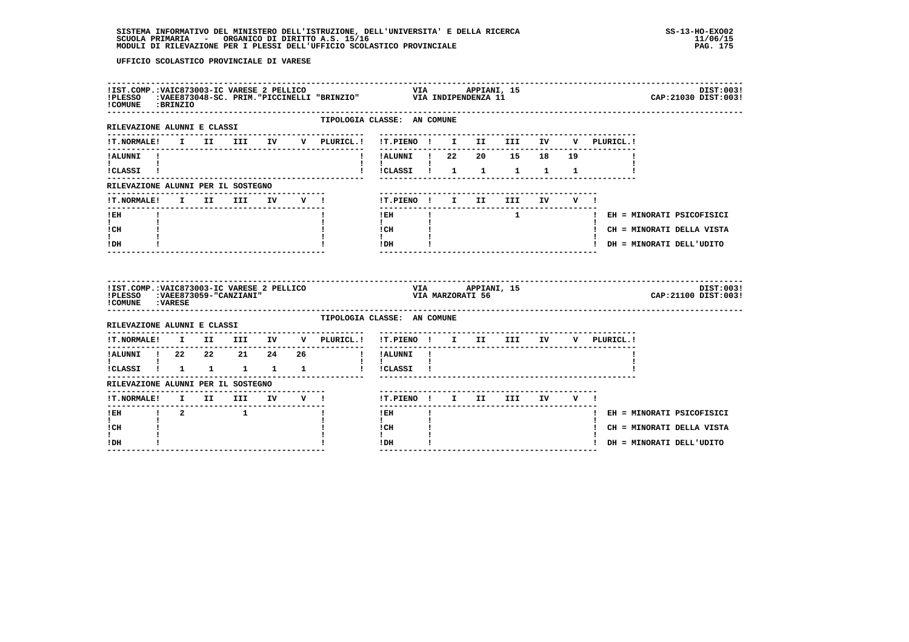UFFICIO SCOLASTICO PROVINCIALE DI VARESE

**IST.COMP.:** VAIC873003-IC VARESE 2 PELLICO — VIA APPIANI, 15 — DIST:003
**PLESSO:** VAEE873048-SC. PRIM."PICCINELLI "BRINZIO" — VIA INDIPENDENZA 11 — CAP:21030 DIST:003
**COMUNE:** BRINZIO

TIPOLOGIA CLASSE: AN COMUNE

RILEVAZIONE ALUNNI E CLASSI

| T.NORMALE | I | II | III | IV | V | PLURICL. | T.PIENO | I | II | III | IV | V | PLURICL. |
|---|---|---|---|---|---|---|---|---|---|---|---|---|---|
| ALUNNI | | | | | | | ALUNNI | 22 | 20 | 15 | 18 | 19 | |
| CLASSI | | | | | | | CLASSI | 1 | 1 | 1 | 1 | 1 | |

RILEVAZIONE ALUNNI PER IL SOSTEGNO

| T.NORMALE | I | II | III | IV | V | T.PIENO | I | II | III | IV | V |
|---|---|---|---|---|---|---|---|---|---|---|---|
| EH | | | | | | EH | | | 1 | | |
| CH | | | | | | CH | | | | | |
| DH | | | | | | DH | | | | | |

EH = MINORATI PSICOFISICI
CH = MINORATI DELLA VISTA
DH = MINORATI DELL'UDITO

**IST.COMP.:** VAIC873003-IC VARESE 2 PELLICO — VIA APPIANI, 15 — DIST:003
**PLESSO:** VAEE873059-"CANZIANI" — VIA MARZORATI 56 — CAP:21100 DIST:003
**COMUNE:** VARESE

TIPOLOGIA CLASSE: AN COMUNE

RILEVAZIONE ALUNNI E CLASSI

| T.NORMALE | I | II | III | IV | V | PLURICL. | T.PIENO | I | II | III | IV | V | PLURICL. |
|---|---|---|---|---|---|---|---|---|---|---|---|---|---|
| ALUNNI | 22 | 22 | 21 | 24 | 26 | | ALUNNI | | | | | | |
| CLASSI | 1 | 1 | 1 | 1 | 1 | | CLASSI | | | | | | |

RILEVAZIONE ALUNNI PER IL SOSTEGNO

| T.NORMALE | I | II | III | IV | V | T.PIENO | I | II | III | IV | V |
|---|---|---|---|---|---|---|---|---|---|---|---|
| EH | 2 | | 1 | | | EH | | | | | |
| CH | | | | | | CH | | | | | |
| DH | | | | | | DH | | | | | |

EH = MINORATI PSICOFISICI
CH = MINORATI DELLA VISTA
DH = MINORATI DELL'UDITO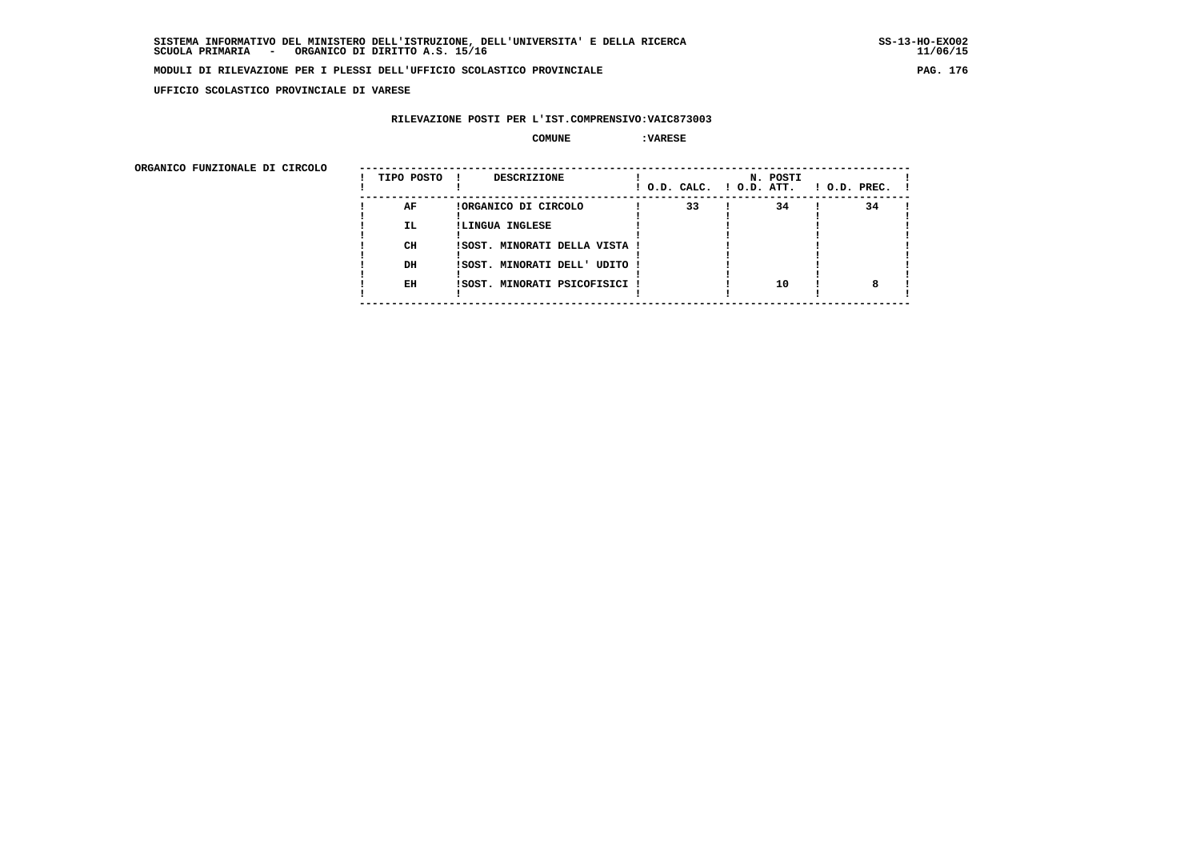**SISTEMA INFORMATIVO DEL MINISTERO DELL'ISTRUZIONE, DELL'UNIVERSITA' E DELLA RICERCA**
**SCUOLA PRIMARIA - ORGANICO DI DIRITTO A.S. 15/16**

SS-13-HO-EXO02
11/06/15

**MODULI DI RILEVAZIONE PER I PLESSI DELL'UFFICIO SCOLASTICO PROVINCIALE**

**UFFICIO SCOLASTICO PROVINCIALE DI VARESE**

**RILEVAZIONE POSTI PER L'IST.COMPRENSIVO:VAIC873003**

**COMUNE :VARESE**

**ORGANICO FUNZIONALE DI CIRCOLO**

| TIPO POSTO | DESCRIZIONE | N. POSTI O.D. CALC. | O.D. ATT. | O.D. PREC. |
|---|---|---|---|---|
| AF | ORGANICO DI CIRCOLO | 33 | 34 | 34 |
| IL | LINGUA INGLESE | | | |
| CH | SOST. MINORATI DELLA VISTA | | | |
| DH | SOST. MINORATI DELL' UDITO | | | |
| EH | SOST. MINORATI PSICOFISICI | | 10 | 8 |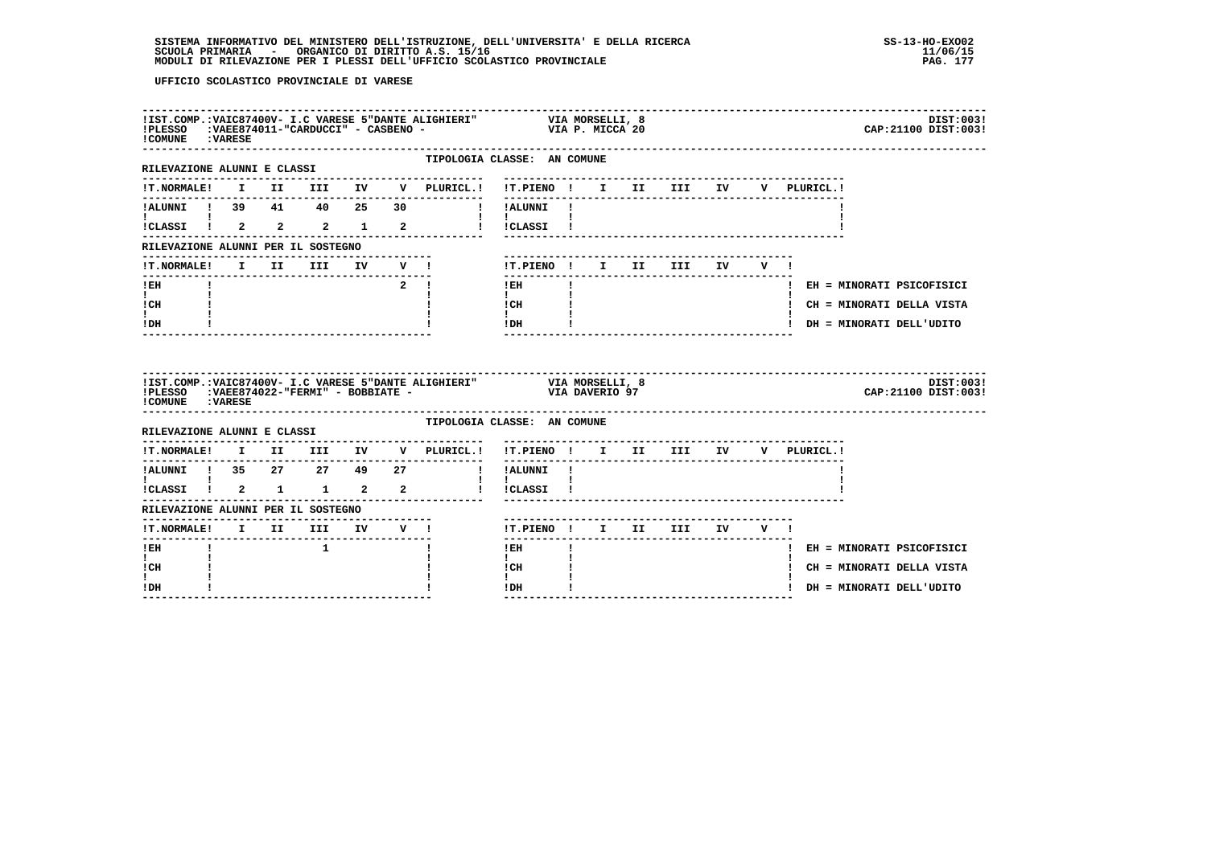UFFICIO SCOLASTICO PROVINCIALE DI VARESE

**IST.COMP.:VAIC87400V- I.C VARESE 5"DANTE ALIGHIERI"** VIA MORSELLI, 8 — DIST:003
**PLESSO :VAEE874011-"CARDUCCI" - CASBENO -** VIA P. MICCA 20 — CAP:21100 DIST:003
**COMUNE :VARESE**

TIPOLOGIA CLASSE: AN COMUNE

RILEVAZIONE ALUNNI E CLASSI

| T.NORMALE | I | II | III | IV | V | PLURICL. | T.PIENO | I | II | III | IV | V | PLURICL. |
|---|---|---|---|---|---|---|---|---|---|---|---|---|---|
| ALUNNI | 39 | 41 | 40 | 25 | 30 | | ALUNNI | | | | | | |
| CLASSI | 2 | 2 | 2 | 1 | 2 | | CLASSI | | | | | | |

RILEVAZIONE ALUNNI PER IL SOSTEGNO

| T.NORMALE | I | II | III | IV | V | T.PIENO | I | II | III | IV | V |
|---|---|---|---|---|---|---|---|---|---|---|---|
| EH | | | | | 2 | EH | | | | | |
| CH | | | | | | CH | | | | | |
| DH | | | | | | DH | | | | | |

EH = MINORATI PSICOFISICI
CH = MINORATI DELLA VISTA
DH = MINORATI DELL'UDITO

**IST.COMP.:VAIC87400V- I.C VARESE 5"DANTE ALIGHIERI"** VIA MORSELLI, 8 — DIST:003
**PLESSO :VAEE874022-"FERMI" - BOBBIATE -** VIA DAVERIO 97 — CAP:21100 DIST:003
**COMUNE :VARESE**

TIPOLOGIA CLASSE: AN COMUNE

RILEVAZIONE ALUNNI E CLASSI

| T.NORMALE | I | II | III | IV | V | PLURICL. | T.PIENO | I | II | III | IV | V | PLURICL. |
|---|---|---|---|---|---|---|---|---|---|---|---|---|---|
| ALUNNI | 35 | 27 | 27 | 49 | 27 | | ALUNNI | | | | | | |
| CLASSI | 2 | 1 | 1 | 2 | 2 | | CLASSI | | | | | | |

RILEVAZIONE ALUNNI PER IL SOSTEGNO

| T.NORMALE | I | II | III | IV | V | T.PIENO | I | II | III | IV | V |
|---|---|---|---|---|---|---|---|---|---|---|---|
| EH | | | 1 | | | EH | | | | | |
| CH | | | | | | CH | | | | | |
| DH | | | | | | DH | | | | | |

EH = MINORATI PSICOFISICI
CH = MINORATI DELLA VISTA
DH = MINORATI DELL'UDITO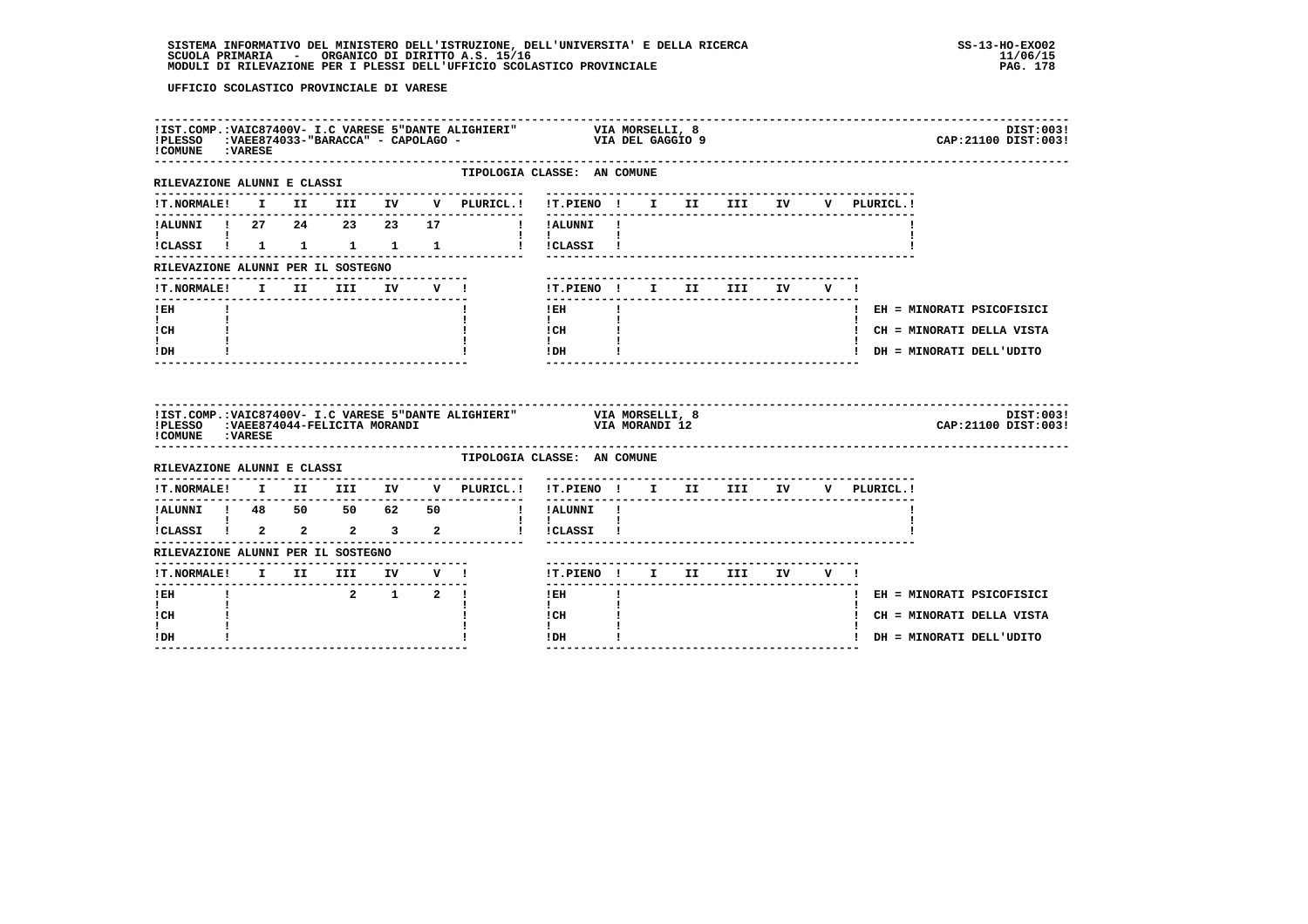UFFICIO SCOLASTICO PROVINCIALE DI VARESE

**IST.COMP.:** VAIC87400V- I.C VARESE 5"DANTE ALIGHIERI" — VIA MORSELLI, 8 — DIST:003
**PLESSO:** VAEE874033-"BARACCA" - CAPOLAGO - — VIA DEL GAGGIO 9 — CAP:21100 DIST:003
**COMUNE:** VARESE

TIPOLOGIA CLASSE: AN COMUNE

RILEVAZIONE ALUNNI E CLASSI

| T.NORMALE | I | II | III | IV | V | PLURICL. |
|---|---|---|---|---|---|---|
| ALUNNI | 27 | 24 | 23 | 23 | 17 | |
| CLASSI | 1 | 1 | 1 | 1 | 1 | |

| T.PIENO | I | II | III | IV | V | PLURICL. |
|---|---|---|---|---|---|---|
| ALUNNI | | | | | | |
| CLASSI | | | | | | |

RILEVAZIONE ALUNNI PER IL SOSTEGNO

| T.NORMALE | I | II | III | IV | V |
|---|---|---|---|---|---|
| EH | | | | | |
| CH | | | | | |
| DH | | | | | |

| T.PIENO | I | II | III | IV | V |
|---|---|---|---|---|---|
| EH | | | | | |
| CH | | | | | |
| DH | | | | | |

EH = MINORATI PSICOFISICI
CH = MINORATI DELLA VISTA
DH = MINORATI DELL'UDITO

---

**IST.COMP.:** VAIC87400V- I.C VARESE 5"DANTE ALIGHIERI" — VIA MORSELLI, 8 — DIST:003
**PLESSO:** VAEE874044-FELICITA MORANDI — VIA MORANDI 12 — CAP:21100 DIST:003
**COMUNE:** VARESE

TIPOLOGIA CLASSE: AN COMUNE

RILEVAZIONE ALUNNI E CLASSI

| T.NORMALE | I | II | III | IV | V | PLURICL. |
|---|---|---|---|---|---|---|
| ALUNNI | 48 | 50 | 50 | 62 | 50 | |
| CLASSI | 2 | 2 | 2 | 3 | 2 | |

| T.PIENO | I | II | III | IV | V | PLURICL. |
|---|---|---|---|---|---|---|
| ALUNNI | | | | | | |
| CLASSI | | | | | | |

RILEVAZIONE ALUNNI PER IL SOSTEGNO

| T.NORMALE | I | II | III | IV | V |
|---|---|---|---|---|---|
| EH | | | 2 | 1 | 2 |
| CH | | | | | |
| DH | | | | | |

| T.PIENO | I | II | III | IV | V |
|---|---|---|---|---|---|
| EH | | | | | |
| CH | | | | | |
| DH | | | | | |

EH = MINORATI PSICOFISICI
CH = MINORATI DELLA VISTA
DH = MINORATI DELL'UDITO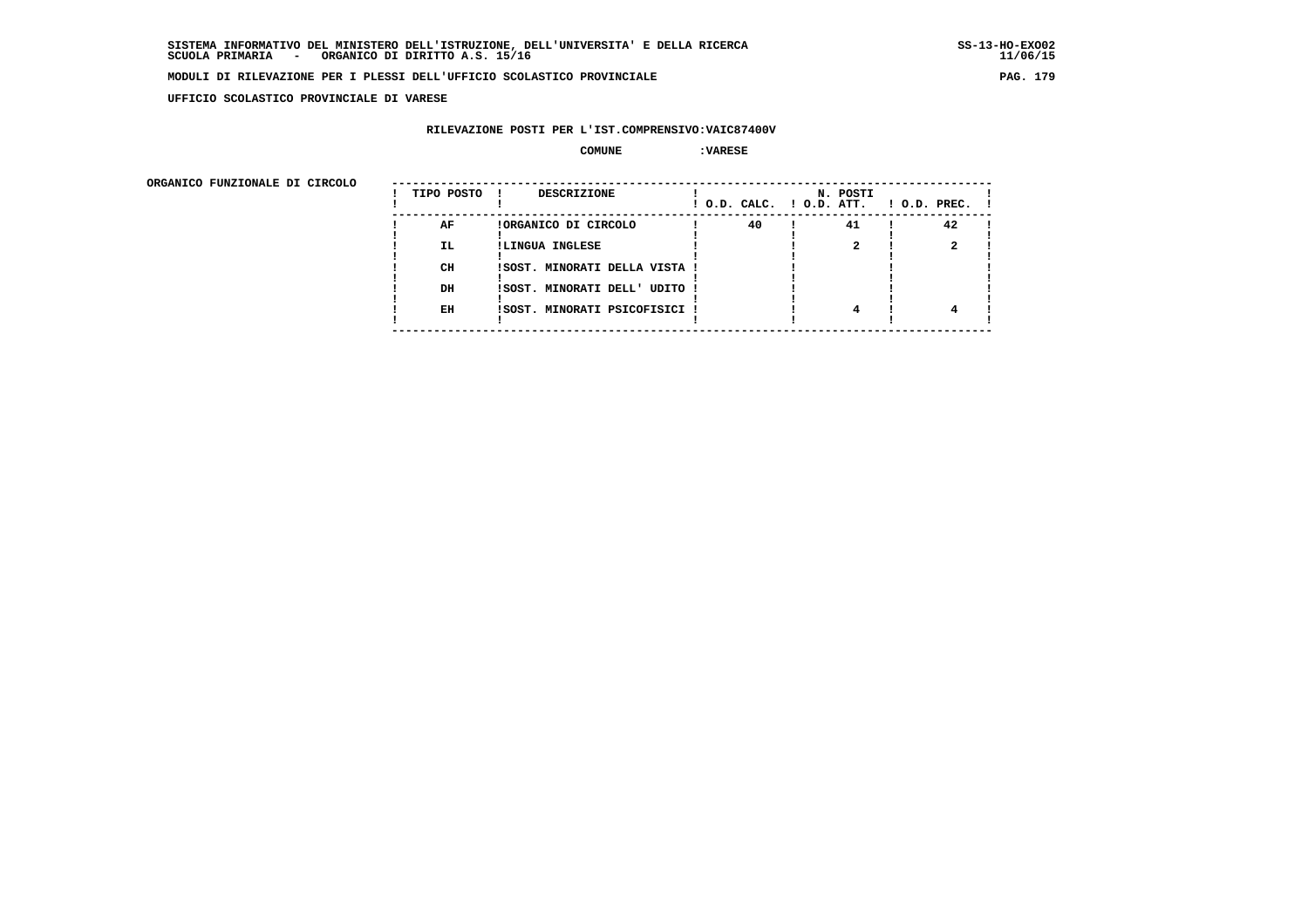**SISTEMA INFORMATIVO DEL MINISTERO DELL'ISTRUZIONE, DELL'UNIVERSITA' E DELLA RICERCA**
**SCUOLA PRIMARIA - ORGANICO DI DIRITTO A.S. 15/16**

**SS-13-HO-EXO02**
**11/06/15**

**MODULI DI RILEVAZIONE PER I PLESSI DELL'UFFICIO SCOLASTICO PROVINCIALE**

**UFFICIO SCOLASTICO PROVINCIALE DI VARESE**

**RILEVAZIONE POSTI PER L'IST.COMPRENSIVO:VAIC87400V**

**COMUNE :VARESE**

**ORGANICO FUNZIONALE DI CIRCOLO**

| TIPO POSTO | DESCRIZIONE | N. POSTI O.D. CALC. | O.D. ATT. | O.D. PREC. |
|---|---|---|---|---|
| AF | ORGANICO DI CIRCOLO | 40 | 41 | 42 |
| IL | LINGUA INGLESE | | 2 | 2 |
| CH | SOST. MINORATI DELLA VISTA | | | |
| DH | SOST. MINORATI DELL' UDITO | | | |
| EH | SOST. MINORATI PSICOFISICI | | 4 | 4 |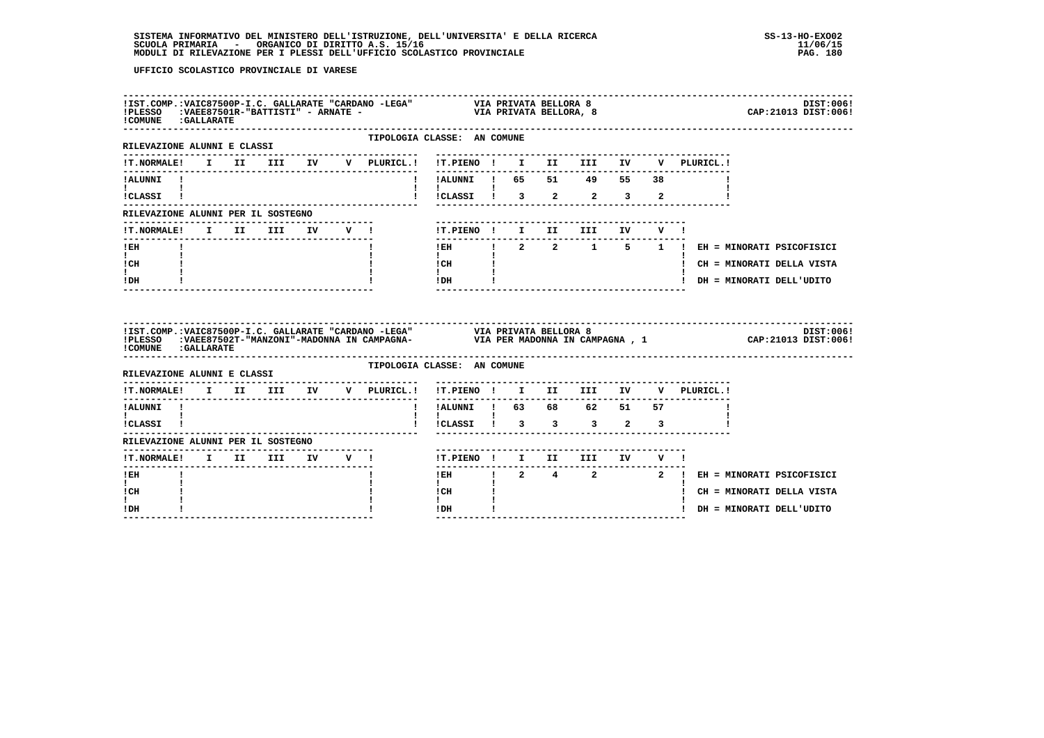**SISTEMA INFORMATIVO DEL MINISTERO DELL'ISTRUZIONE, DELL'UNIVERSITA' E DELLA RICERCA** SS-13-HO-EXO02
**SCUOLA PRIMARIA - ORGANICO DI DIRITTO A.S. 15/16** 11/06/15
**MODULI DI RILEVAZIONE PER I PLESSI DELL'UFFICIO SCOLASTICO PROVINCIALE**

**UFFICIO SCOLASTICO PROVINCIALE DI VARESE**

---

IST.COMP.:VAIC87500P-I.C. GALLARATE "CARDANO -LEGA" VIA PRIVATA BELLORA 8 DIST:006
PLESSO :VAEE87501R-"BATTISTI" - ARNATE - VIA PRIVATA BELLORA, 8 CAP:21013 DIST:006
COMUNE :GALLARATE

TIPOLOGIA CLASSE: AN COMUNE

RILEVAZIONE ALUNNI E CLASSI

| T.NORMALE | I | II | III | IV | V | PLURICL. | T.PIENO | I | II | III | IV | V | PLURICL. |
|---|---|---|---|---|---|---|---|---|---|---|---|---|---|
| ALUNNI | | | | | | | ALUNNI | 65 | 51 | 49 | 55 | 38 | |
| CLASSI | | | | | | | CLASSI | 3 | 2 | 2 | 3 | 2 | |

RILEVAZIONE ALUNNI PER IL SOSTEGNO

| T.NORMALE | I | II | III | IV | V | T.PIENO | I | II | III | IV | V |
|---|---|---|---|---|---|---|---|---|---|---|---|
| EH | | | | | | EH | 2 | 2 | 1 | 5 | 1 |
| CH | | | | | | CH | | | | | |
| DH | | | | | | DH | | | | | |

EH = MINORATI PSICOFISICI
CH = MINORATI DELLA VISTA
DH = MINORATI DELL'UDITO

---

IST.COMP.:VAIC87500P-I.C. GALLARATE "CARDANO -LEGA" VIA PRIVATA BELLORA 8 DIST:006
PLESSO :VAEE87502T-"MANZONI"-MADONNA IN CAMPAGNA- VIA PER MADONNA IN CAMPAGNA , 1 CAP:21013 DIST:006
COMUNE :GALLARATE

TIPOLOGIA CLASSE: AN COMUNE

RILEVAZIONE ALUNNI E CLASSI

| T.NORMALE | I | II | III | IV | V | PLURICL. | T.PIENO | I | II | III | IV | V | PLURICL. |
|---|---|---|---|---|---|---|---|---|---|---|---|---|---|
| ALUNNI | | | | | | | ALUNNI | 63 | 68 | 62 | 51 | 57 | |
| CLASSI | | | | | | | CLASSI | 3 | 3 | 3 | 2 | 3 | |

RILEVAZIONE ALUNNI PER IL SOSTEGNO

| T.NORMALE | I | II | III | IV | V | T.PIENO | I | II | III | IV | V |
|---|---|---|---|---|---|---|---|---|---|---|---|
| EH | | | | | | EH | 2 | 4 | 2 | | 2 |
| CH | | | | | | CH | | | | | |
| DH | | | | | | DH | | | | | |

EH = MINORATI PSICOFISICI
CH = MINORATI DELLA VISTA
DH = MINORATI DELL'UDITO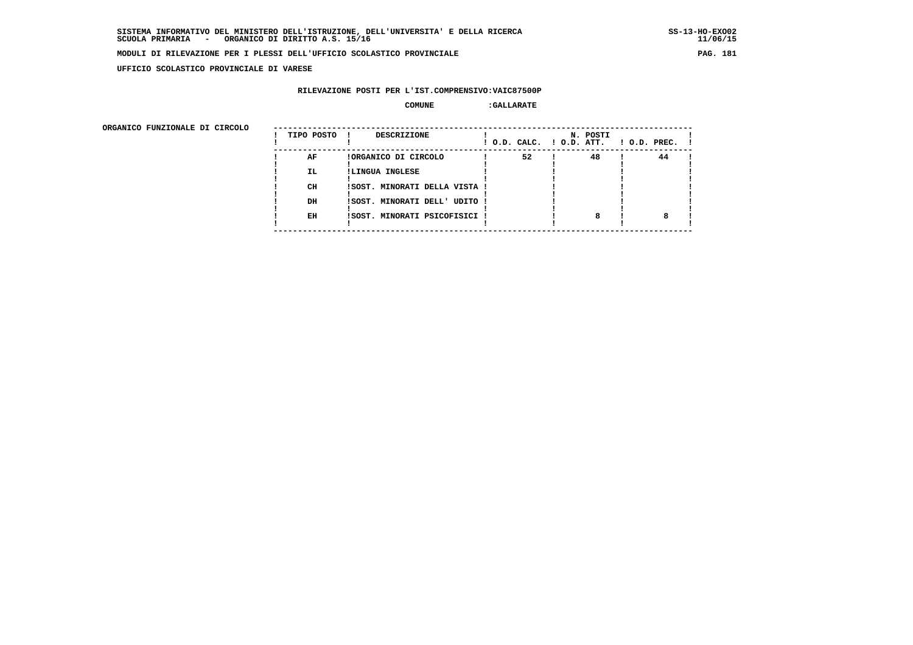SISTEMA INFORMATIVO DEL MINISTERO DELL'ISTRUZIONE, DELL'UNIVERSITA' E DELLA RICERCA
SCUOLA PRIMARIA - ORGANICO DI DIRITTO A.S. 15/16

MODULI DI RILEVAZIONE PER I PLESSI DELL'UFFICIO SCOLASTICO PROVINCIALE

UFFICIO SCOLASTICO PROVINCIALE DI VARESE

RILEVAZIONE POSTI PER L'IST.COMPRENSIVO:VAIC87500P

COMUNE :GALLARATE

ORGANICO FUNZIONALE DI CIRCOLO

| TIPO POSTO | DESCRIZIONE | N. POSTI O.D. CALC. | O.D. ATT. | O.D. PREC. |
|---|---|---|---|---|
| AF | ORGANICO DI CIRCOLO | 52 | 48 | 44 |
| IL | LINGUA INGLESE | | | |
| CH | SOST. MINORATI DELLA VISTA | | | |
| DH | SOST. MINORATI DELL' UDITO | | | |
| EH | SOST. MINORATI PSICOFISICI | | 8 | 8 |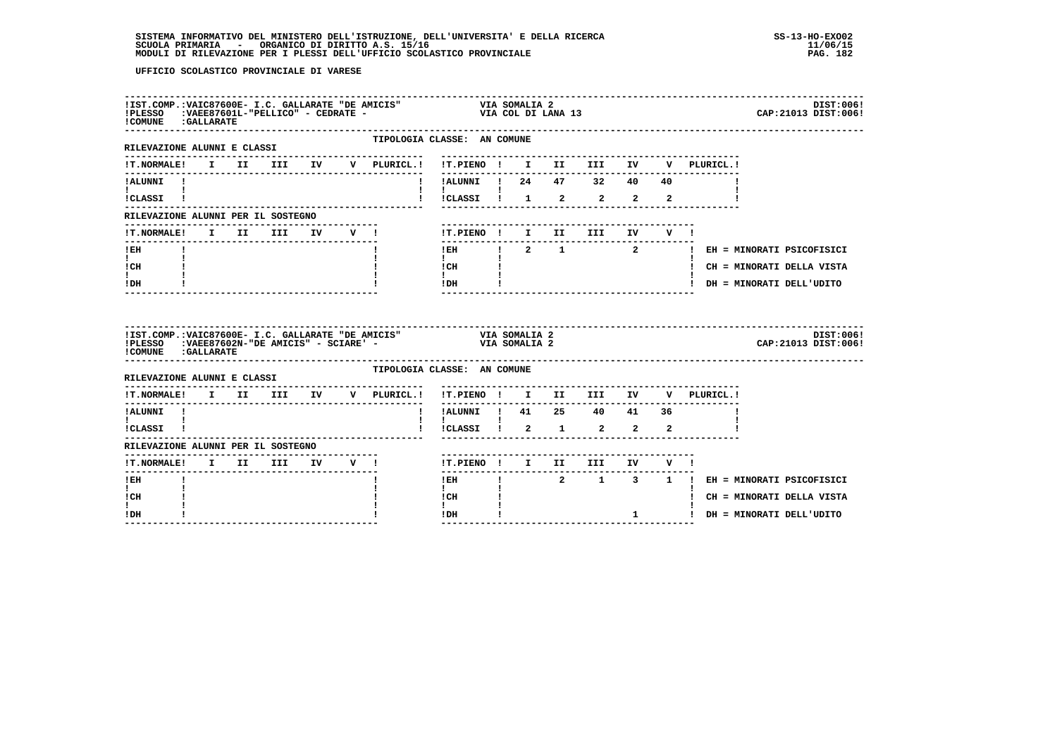UFFICIO SCOLASTICO PROVINCIALE DI VARESE

IST.COMP.:VAIC87600E- I.C. GALLARATE "DE AMICIS" VIA SOMALIA 2 DIST:006!
PLESSO :VAEE87601L-"PELLICO" - CEDRATE - VIA COL DI LANA 13 CAP:21013 DIST:006!
COMUNE :GALLARATE

TIPOLOGIA CLASSE: AN COMUNE

RILEVAZIONE ALUNNI E CLASSI

| T.NORMALE | I | II | III | IV | V | PLURICL. | T.PIENO | I | II | III | IV | V | PLURICL. |
|---|---|---|---|---|---|---|---|---|---|---|---|---|---|
| ALUNNI | | | | | | | ALUNNI | 24 | 47 | 32 | 40 | 40 | |
| CLASSI | | | | | | | CLASSI | 1 | 2 | 2 | 2 | 2 | |

RILEVAZIONE ALUNNI PER IL SOSTEGNO

| T.NORMALE | I | II | III | IV | V | T.PIENO | I | II | III | IV | V | |
|---|---|---|---|---|---|---|---|---|---|---|---|---|
| EH | | | | | | EH | 2 | 1 | | 2 | | EH = MINORATI PSICOFISICI |
| CH | | | | | | CH | | | | | | CH = MINORATI DELLA VISTA |
| DH | | | | | | DH | | | | | | DH = MINORATI DELL'UDITO |

IST.COMP.:VAIC87600E- I.C. GALLARATE "DE AMICIS" VIA SOMALIA 2 DIST:006!
PLESSO :VAEE87602N-"DE AMICIS" - SCIARE' - VIA SOMALIA 2 CAP:21013 DIST:006!
COMUNE :GALLARATE

TIPOLOGIA CLASSE: AN COMUNE

RILEVAZIONE ALUNNI E CLASSI

| T.NORMALE | I | II | III | IV | V | PLURICL. | T.PIENO | I | II | III | IV | V | PLURICL. |
|---|---|---|---|---|---|---|---|---|---|---|---|---|---|
| ALUNNI | | | | | | | ALUNNI | 41 | 25 | 40 | 41 | 36 | |
| CLASSI | | | | | | | CLASSI | 2 | 1 | 2 | 2 | 2 | |

RILEVAZIONE ALUNNI PER IL SOSTEGNO

| T.NORMALE | I | II | III | IV | V | T.PIENO | I | II | III | IV | V | |
|---|---|---|---|---|---|---|---|---|---|---|---|---|
| EH | | | | | | EH | | 2 | 1 | 3 | 1 | EH = MINORATI PSICOFISICI |
| CH | | | | | | CH | | | | | | CH = MINORATI DELLA VISTA |
| DH | | | | | | DH | | | | 1 | | DH = MINORATI DELL'UDITO |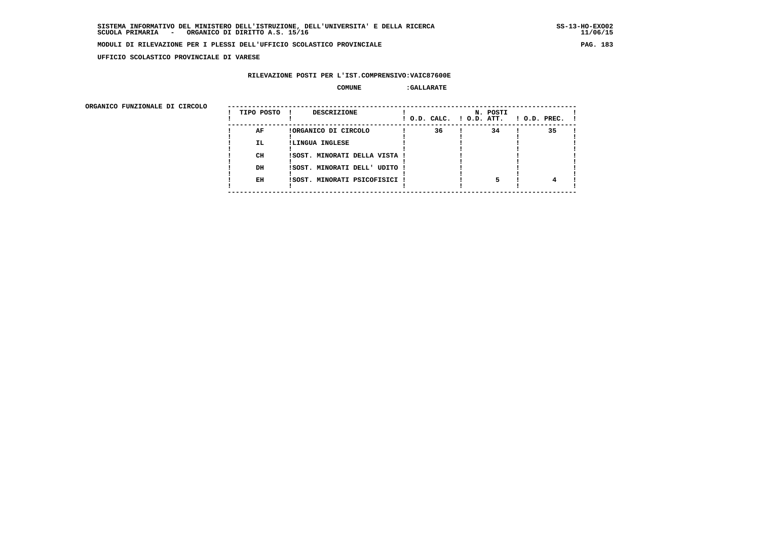UFFICIO SCOLASTICO PROVINCIALE DI VARESE

RILEVAZIONE POSTI PER L'IST.COMPRENSIVO:VAIC87600E

COMUNE :GALLARATE

ORGANICO FUNZIONALE DI CIRCOLO

| TIPO POSTO | DESCRIZIONE | N. POSTI O.D. CALC. | O.D. ATT. | O.D. PREC. |
|---|---|---|---|---|
| AF | ORGANICO DI CIRCOLO | 36 | 34 | 35 |
| IL | LINGUA INGLESE | | | |
| CH | SOST. MINORATI DELLA VISTA | | | |
| DH | SOST. MINORATI DELL' UDITO | | | |
| EH | SOST. MINORATI PSICOFISICI | | 5 | 4 |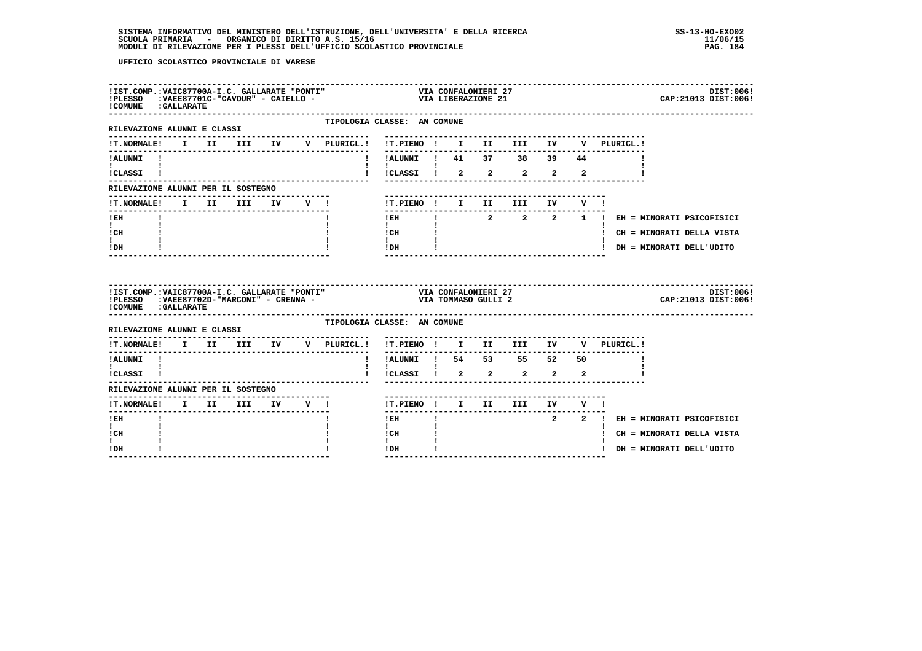UFFICIO SCOLASTICO PROVINCIALE DI VARESE

IST.COMP.:VAIC87700A-I.C. GALLARATE "PONTI" — VIA CONFALONIERI 27 — DIST:006
PLESSO :VAEE87701C-"CAVOUR" - CAIELLO - — VIA LIBERAZIONE 21 — CAP:21013 DIST:006
COMUNE :GALLARATE

TIPOLOGIA CLASSE: AN COMUNE

RILEVAZIONE ALUNNI E CLASSI

| T.NORMALE | I | II | III | IV | V | PLURICL. |
|---|---|---|---|---|---|---|
| ALUNNI | | | | | | |
| CLASSI | | | | | | |

| T.PIENO | I | II | III | IV | V | PLURICL. |
|---|---|---|---|---|---|---|
| ALUNNI | 41 | 37 | 38 | 39 | 44 | |
| CLASSI | 2 | 2 | 2 | 2 | 2 | |

RILEVAZIONE ALUNNI PER IL SOSTEGNO

| T.NORMALE | I | II | III | IV | V |
|---|---|---|---|---|---|
| EH | | | | | |
| CH | | | | | |
| DH | | | | | |

| T.PIENO | I | II | III | IV | V |
|---|---|---|---|---|---|
| EH | | 2 | 2 | 2 | 1 |
| CH | | | | | |
| DH | | | | | |

EH = MINORATI PSICOFISICI
CH = MINORATI DELLA VISTA
DH = MINORATI DELL'UDITO

IST.COMP.:VAIC87700A-I.C. GALLARATE "PONTI" — VIA CONFALONIERI 27 — DIST:006
PLESSO :VAEE87702D-"MARCONI" - CRENNA - — VIA TOMMASO GULLI 2 — CAP:21013 DIST:006
COMUNE :GALLARATE

TIPOLOGIA CLASSE: AN COMUNE

RILEVAZIONE ALUNNI E CLASSI

| T.NORMALE | I | II | III | IV | V | PLURICL. |
|---|---|---|---|---|---|---|
| ALUNNI | | | | | | |
| CLASSI | | | | | | |

| T.PIENO | I | II | III | IV | V | PLURICL. |
|---|---|---|---|---|---|---|
| ALUNNI | 54 | 53 | 55 | 52 | 50 | |
| CLASSI | 2 | 2 | 2 | 2 | 2 | |

RILEVAZIONE ALUNNI PER IL SOSTEGNO

| T.NORMALE | I | II | III | IV | V |
|---|---|---|---|---|---|
| EH | | | | | |
| CH | | | | | |
| DH | | | | | |

| T.PIENO | I | II | III | IV | V |
|---|---|---|---|---|---|
| EH | | | | 2 | 2 |
| CH | | | | | |
| DH | | | | | |

EH = MINORATI PSICOFISICI
CH = MINORATI DELLA VISTA
DH = MINORATI DELL'UDITO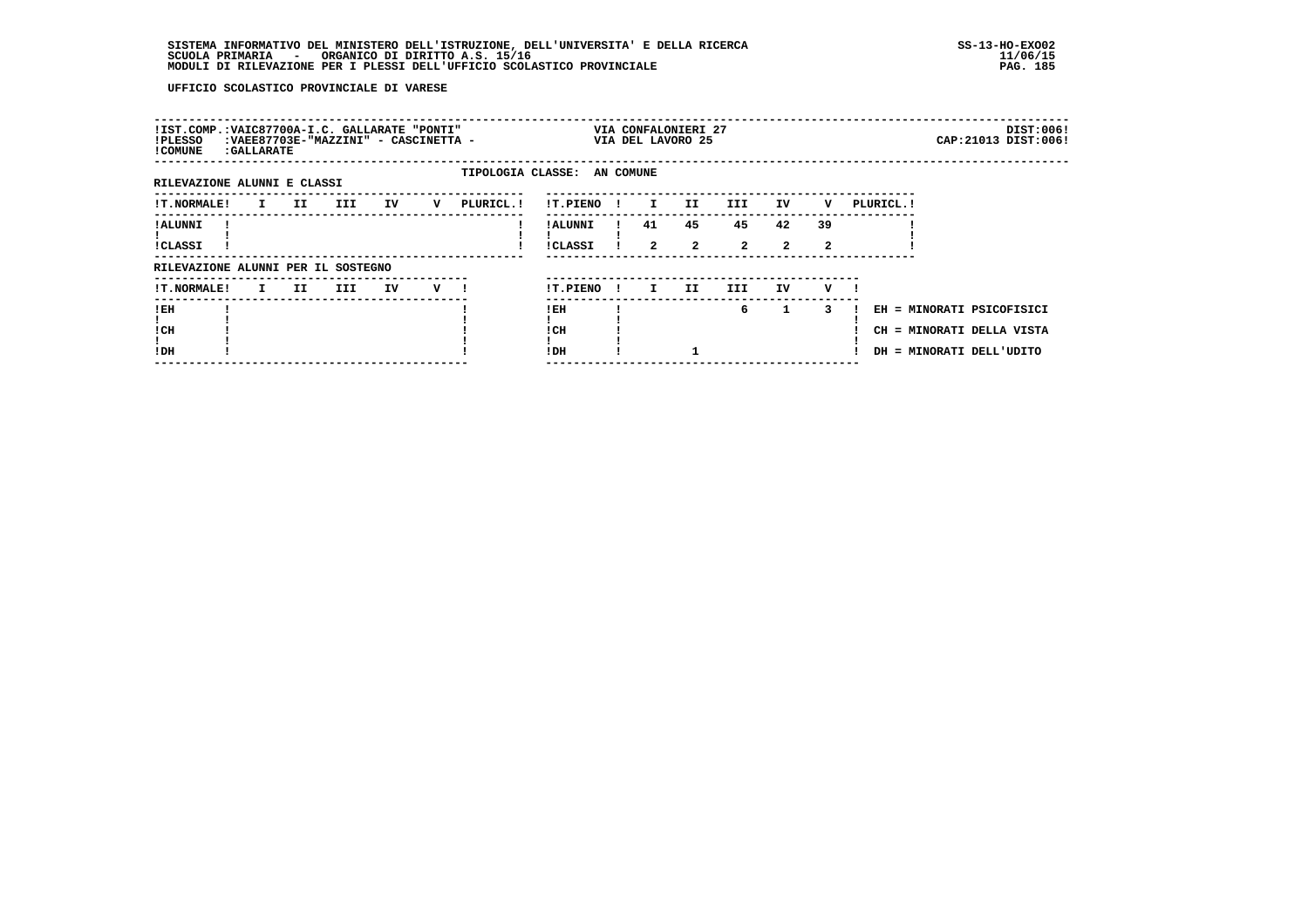SISTEMA INFORMATIVO DEL MINISTERO DELL'ISTRUZIONE, DELL'UNIVERSITA' E DELLA RICERCA
SCUOLA PRIMARIA - ORGANICO DI DIRITTO A.S. 15/16
MODULI DI RILEVAZIONE PER I PLESSI DELL'UFFICIO SCOLASTICO PROVINCIALE

SS-13-HO-EXO02
11/06/15

UFFICIO SCOLASTICO PROVINCIALE DI VARESE

!IST.COMP.:VAIC87700A-I.C. GALLARATE "PONTI" — VIA CONFALONIERI 27 — DIST:006!
!PLESSO :VAEE87703E-"MAZZINI" - CASCINETTA - — VIA DEL LAVORO 25 — CAP:21013 DIST:006!
!COMUNE :GALLARATE

TIPOLOGIA CLASSE: AN COMUNE

RILEVAZIONE ALUNNI E CLASSI

| T.NORMALE | I | II | III | IV | V | PLURICL. |
|---|---|---|---|---|---|---|
| ALUNNI | | | | | | |
| CLASSI | | | | | | |

| T.PIENO | I | II | III | IV | V | PLURICL. |
|---|---|---|---|---|---|---|
| ALUNNI | 41 | 45 | 45 | 42 | 39 | |
| CLASSI | 2 | 2 | 2 | 2 | 2 | |

RILEVAZIONE ALUNNI PER IL SOSTEGNO

| T.NORMALE | I | II | III | IV | V |
|---|---|---|---|---|---|
| EH | | | | | |
| CH | | | | | |
| DH | | | | | |

| T.PIENO | I | II | III | IV | V |
|---|---|---|---|---|---|
| EH | | | 6 | 1 | 3 |
| CH | | | | | |
| DH | | 1 | | | |

EH = MINORATI PSICOFISICI
CH = MINORATI DELLA VISTA
DH = MINORATI DELL'UDITO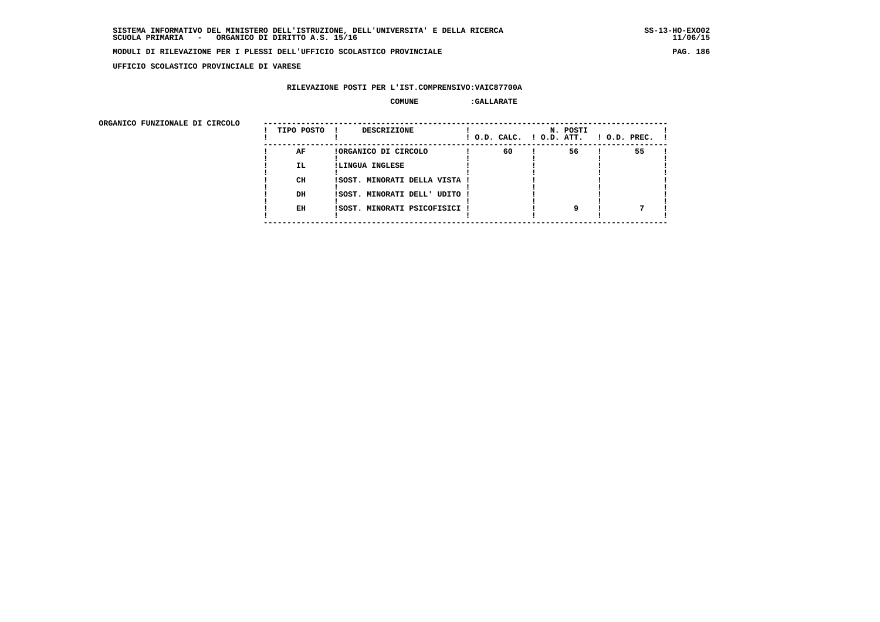SISTEMA INFORMATIVO DEL MINISTERO DELL'ISTRUZIONE, DELL'UNIVERSITA' E DELLA RICERCA
SCUOLA PRIMARIA - ORGANICO DI DIRITTO A.S. 15/16

MODULI DI RILEVAZIONE PER I PLESSI DELL'UFFICIO SCOLASTICO PROVINCIALE

UFFICIO SCOLASTICO PROVINCIALE DI VARESE

RILEVAZIONE POSTI PER L'IST.COMPRENSIVO:VAIC87700A

COMUNE :GALLARATE

ORGANICO FUNZIONALE DI CIRCOLO

| TIPO POSTO | DESCRIZIONE | N. POSTI O.D. CALC. | O.D. ATT. | O.D. PREC. |
|---|---|---|---|---|
| AF | ORGANICO DI CIRCOLO | 60 | 56 | 55 |
| IL | LINGUA INGLESE | | | |
| CH | SOST. MINORATI DELLA VISTA | | | |
| DH | SOST. MINORATI DELL' UDITO | | | |
| EH | SOST. MINORATI PSICOFISICI | | 9 | 7 |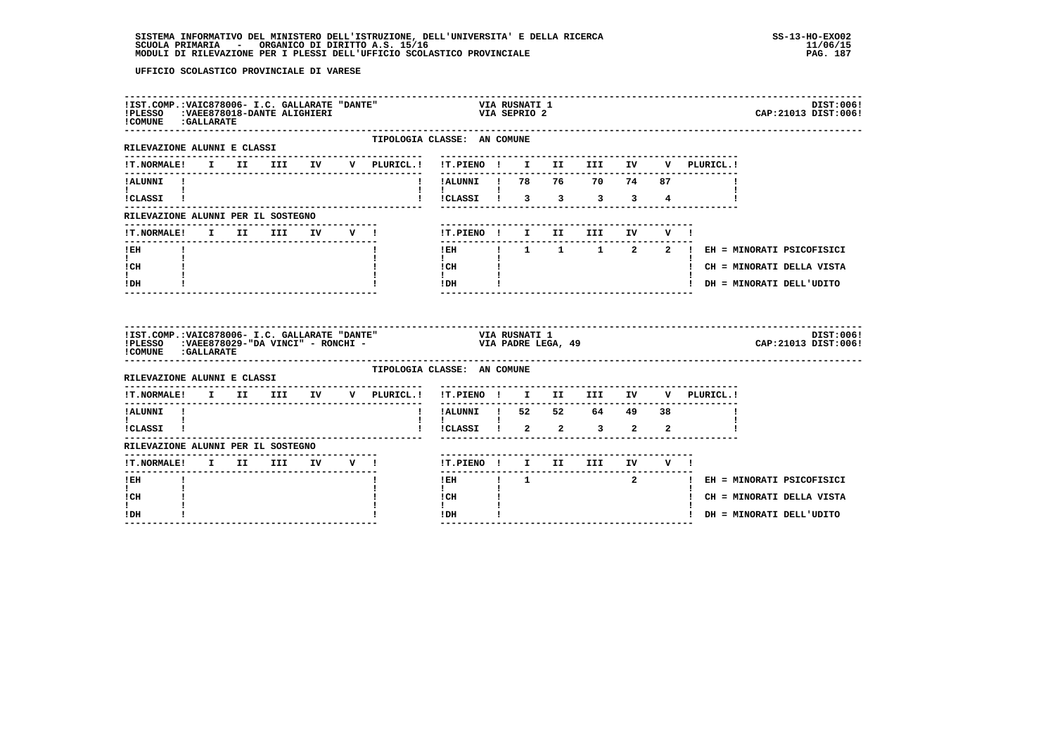SISTEMA INFORMATIVO DEL MINISTERO DELL'ISTRUZIONE, DELL'UNIVERSITA' E DELLA RICERCA
SCUOLA PRIMARIA - ORGANICO DI DIRITTO A.S. 15/16
MODULI DI RILEVAZIONE PER I PLESSI DELL'UFFICIO SCOLASTICO PROVINCIALE

SS-13-HO-EXO02
11/06/15

UFFICIO SCOLASTICO PROVINCIALE DI VARESE

---

IST.COMP.:VAIC878006- I.C. GALLARATE "DANTE" — VIA RUSNATI 1 — DIST:006
PLESSO :VAEE878018-DANTE ALIGHIERI — VIA SEPRIO 2 — CAP:21013 DIST:006
COMUNE :GALLARATE

TIPOLOGIA CLASSE: AN COMUNE

RILEVAZIONE ALUNNI E CLASSI

| T.NORMALE | I | II | III | IV | V | PLURICL. | T.PIENO | I | II | III | IV | V | PLURICL. |
|---|---|---|---|---|---|---|---|---|---|---|---|---|---|
| ALUNNI | | | | | | | ALUNNI | 78 | 76 | 70 | 74 | 87 | |
| CLASSI | | | | | | | CLASSI | 3 | 3 | 3 | 3 | 4 | |

RILEVAZIONE ALUNNI PER IL SOSTEGNO

| T.NORMALE | I | II | III | IV | V | T.PIENO | I | II | III | IV | V |
|---|---|---|---|---|---|---|---|---|---|---|---|
| EH | | | | | | EH | 1 | 1 | 1 | 2 | 2 |
| CH | | | | | | CH | | | | | |
| DH | | | | | | DH | | | | | |

EH = MINORATI PSICOFISICI
CH = MINORATI DELLA VISTA
DH = MINORATI DELL'UDITO

---

IST.COMP.:VAIC878006- I.C. GALLARATE "DANTE" — VIA RUSNATI 1 — DIST:006
PLESSO :VAEE878029-"DA VINCI" - RONCHI - — VIA PADRE LEGA, 49 — CAP:21013 DIST:006
COMUNE :GALLARATE

TIPOLOGIA CLASSE: AN COMUNE

RILEVAZIONE ALUNNI E CLASSI

| T.NORMALE | I | II | III | IV | V | PLURICL. | T.PIENO | I | II | III | IV | V | PLURICL. |
|---|---|---|---|---|---|---|---|---|---|---|---|---|---|
| ALUNNI | | | | | | | ALUNNI | 52 | 52 | 64 | 49 | 38 | |
| CLASSI | | | | | | | CLASSI | 2 | 2 | 3 | 2 | 2 | |

RILEVAZIONE ALUNNI PER IL SOSTEGNO

| T.NORMALE | I | II | III | IV | V | T.PIENO | I | II | III | IV | V |
|---|---|---|---|---|---|---|---|---|---|---|---|
| EH | | | | | | EH | 1 | | | 2 | |
| CH | | | | | | CH | | | | | |
| DH | | | | | | DH | | | | | |

EH = MINORATI PSICOFISICI
CH = MINORATI DELLA VISTA
DH = MINORATI DELL'UDITO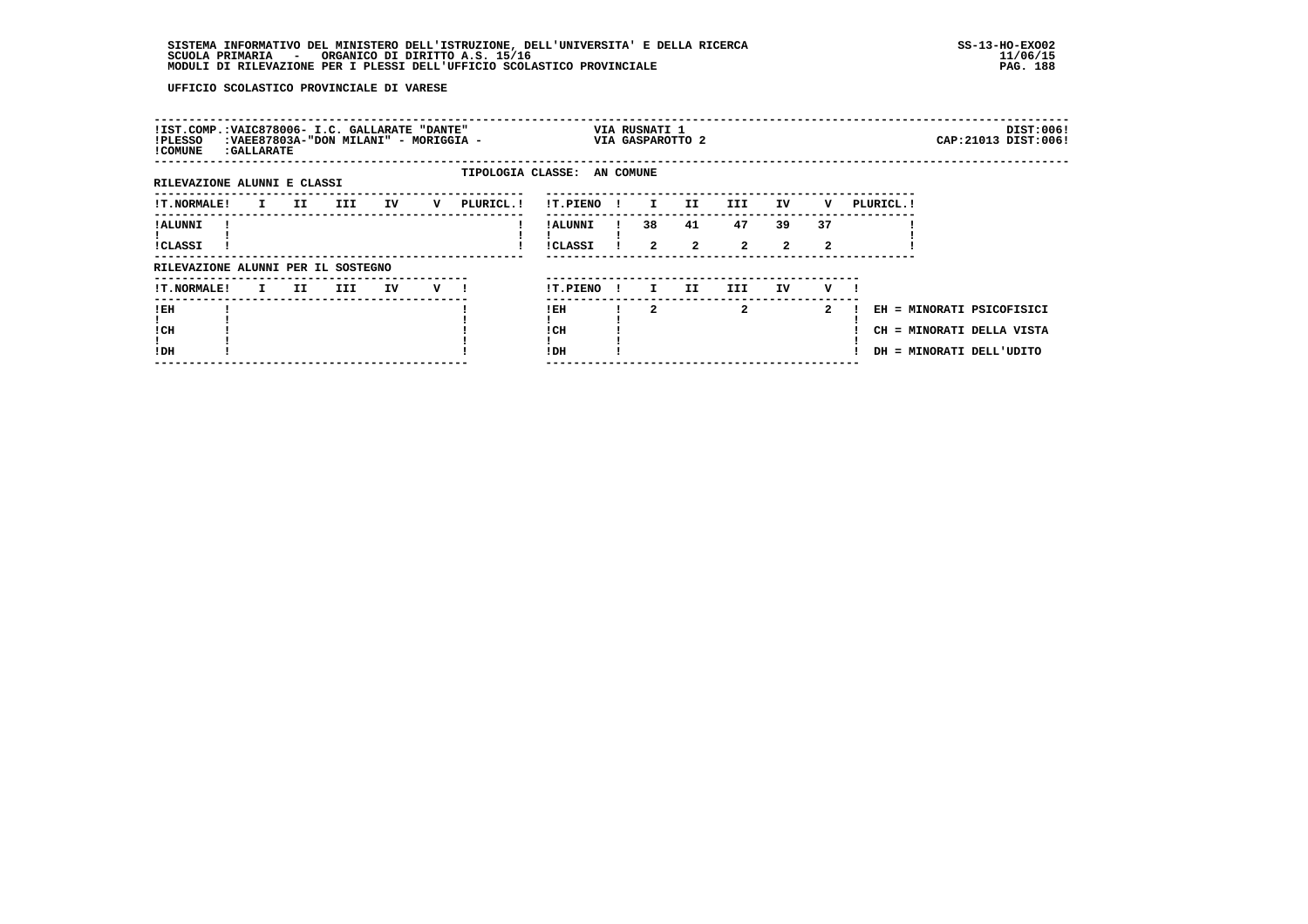SISTEMA INFORMATIVO DEL MINISTERO DELL'ISTRUZIONE, DELL'UNIVERSITA' E DELLA RICERCA
SCUOLA PRIMARIA - ORGANICO DI DIRITTO A.S. 15/16
MODULI DI RILEVAZIONE PER I PLESSI DELL'UFFICIO SCOLASTICO PROVINCIALE

SS-13-HO-EXO02
11/06/15

UFFICIO SCOLASTICO PROVINCIALE DI VARESE

!IST.COMP.:VAIC878006- I.C. GALLARATE "DANTE" — VIA RUSNATI 1 — DIST:006!
!PLESSO :VAEE87803A-"DON MILANI" - MORIGGIA - — VIA GASPAROTTO 2 — CAP:21013 DIST:006!
!COMUNE :GALLARATE

TIPOLOGIA CLASSE: AN COMUNE

RILEVAZIONE ALUNNI E CLASSI

| !T.NORMALE! | I | II | III | IV | V | PLURICL.! | !T.PIENO ! | I | II | III | IV | V | PLURICL.! |
|---|---|---|---|---|---|---|---|---|---|---|---|---|---|
| !ALUNNI ! | | | | | | ! | !ALUNNI ! | 38 | 41 | 47 | 39 | 37 | ! |
| !CLASSI ! | | | | | | ! | !CLASSI ! | 2 | 2 | 2 | 2 | 2 | ! |

RILEVAZIONE ALUNNI PER IL SOSTEGNO

| !T.NORMALE! | I | II | III | IV | V ! | !T.PIENO ! | I | II | III | IV | V ! | |
|---|---|---|---|---|---|---|---|---|---|---|---|---|
| !EH ! | | | | | ! | !EH ! | 2 | | 2 | | 2 ! | EH = MINORATI PSICOFISICI |
| !CH ! | | | | | ! | !CH ! | | | | | ! | CH = MINORATI DELLA VISTA |
| !DH ! | | | | | ! | !DH ! | | | | | ! | DH = MINORATI DELL'UDITO |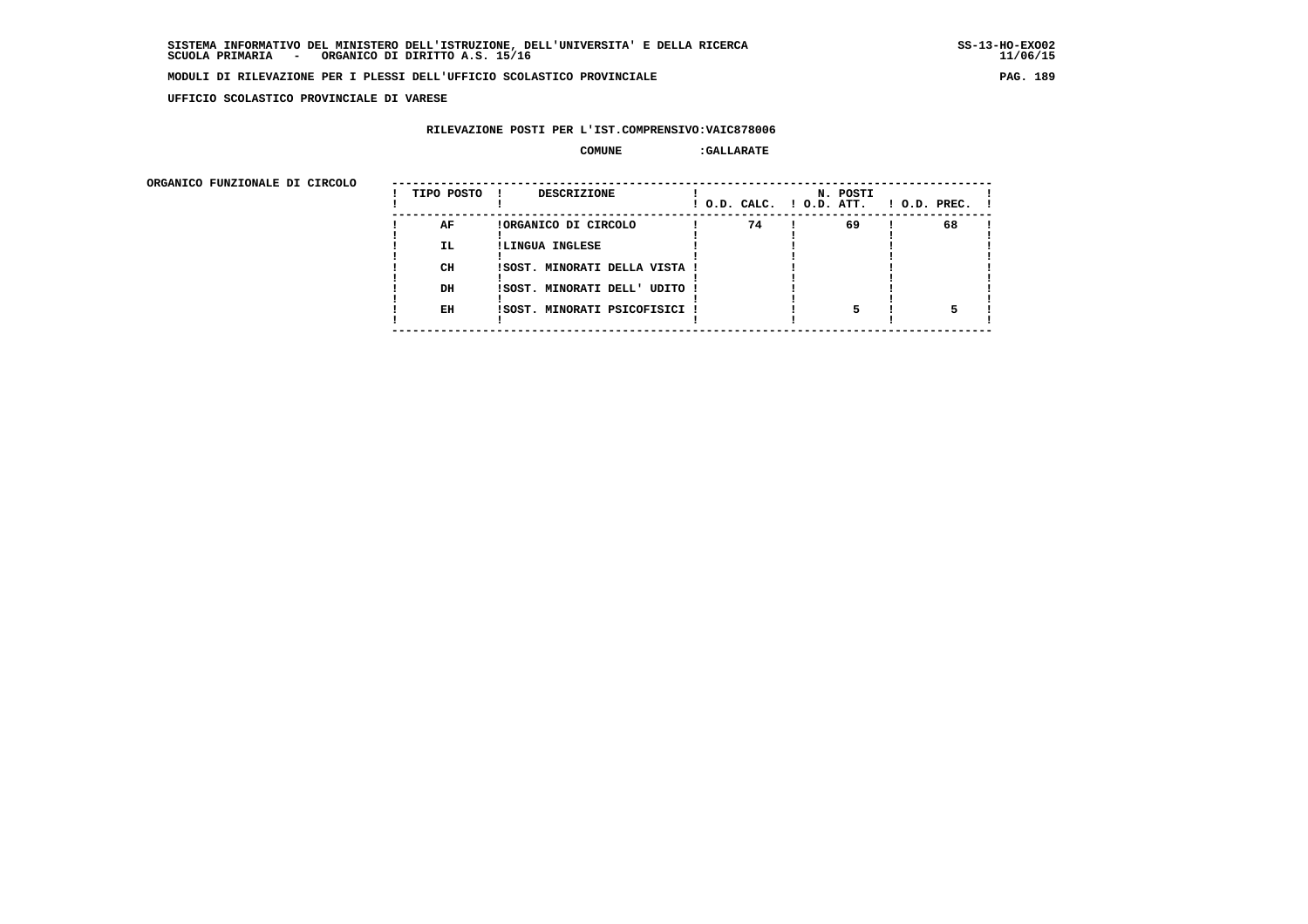**SISTEMA INFORMATIVO DEL MINISTERO DELL'ISTRUZIONE, DELL'UNIVERSITA' E DELLA RICERCA**
**SCUOLA PRIMARIA - ORGANICO DI DIRITTO A.S. 15/16**

**SS-13-HO-EXO02**
**11/06/15**

**MODULI DI RILEVAZIONE PER I PLESSI DELL'UFFICIO SCOLASTICO PROVINCIALE**

**UFFICIO SCOLASTICO PROVINCIALE DI VARESE**

**RILEVAZIONE POSTI PER L'IST.COMPRENSIVO:VAIC878006**

**COMUNE :GALLARATE**

**ORGANICO FUNZIONALE DI CIRCOLO**

| TIPO POSTO | DESCRIZIONE | N. POSTI O.D. CALC. | O.D. ATT. | O.D. PREC. |
|---|---|---|---|---|
| AF | ORGANICO DI CIRCOLO | 74 | 69 | 68 |
| IL | LINGUA INGLESE | | | |
| CH | SOST. MINORATI DELLA VISTA | | | |
| DH | SOST. MINORATI DELL' UDITO | | | |
| EH | SOST. MINORATI PSICOFISICI | | 5 | 5 |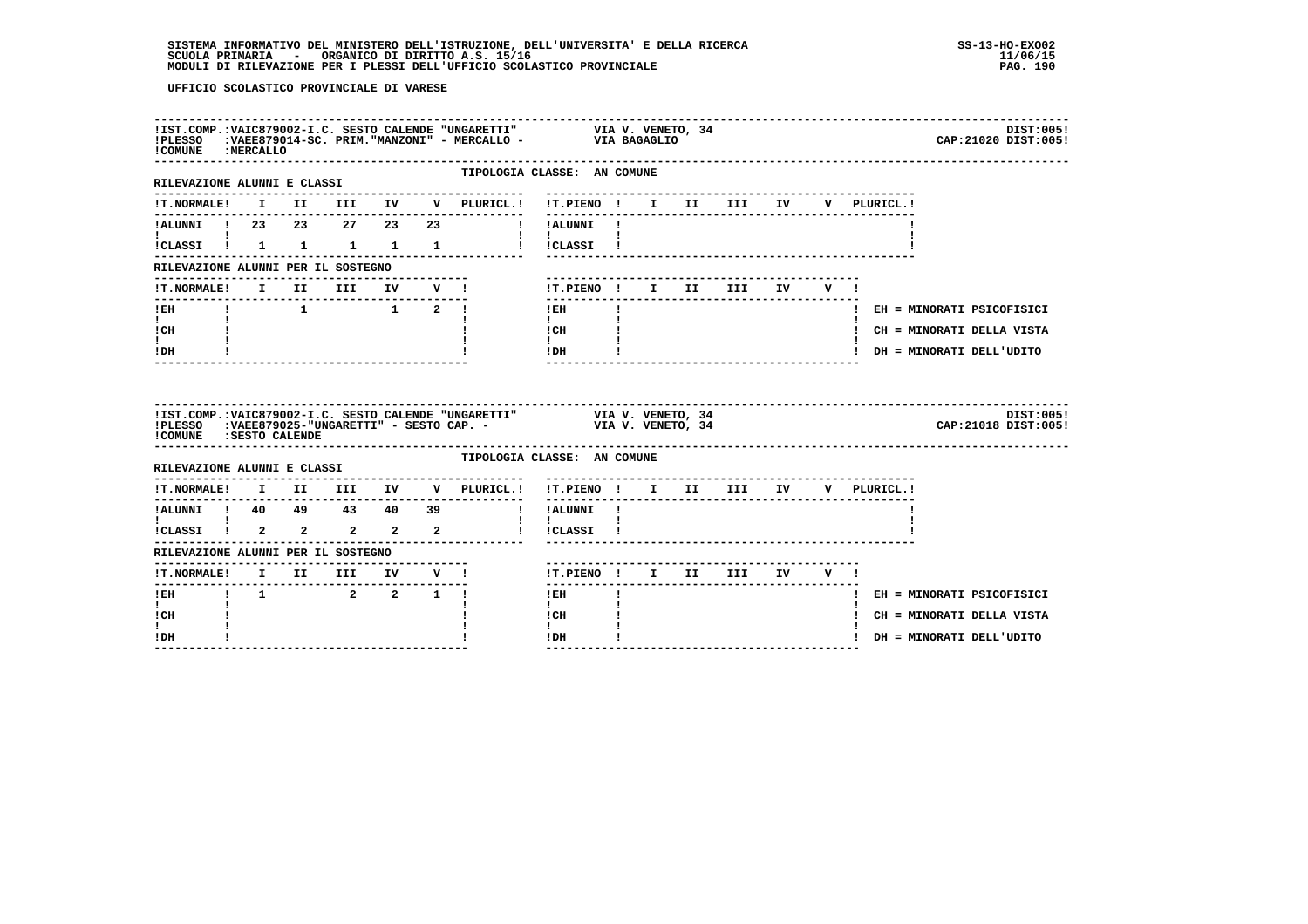UFFICIO SCOLASTICO PROVINCIALE DI VARESE

!IST.COMP.:VAIC879002-I.C. SESTO CALENDE "UNGARETTI" VIA V. VENETO, 34 DIST:005!
!PLESSO :VAEE879014-SC. PRIM."MANZONI" - MERCALLO - VIA BAGAGLIO CAP:21020 DIST:005!
!COMUNE :MERCALLO

TIPOLOGIA CLASSE: AN COMUNE

RILEVAZIONE ALUNNI E CLASSI

| T.NORMALE | I | II | III | IV | V | PLURICL. |
|---|---|---|---|---|---|---|
| ALUNNI | 23 | 23 | 27 | 23 | 23 | |
| CLASSI | 1 | 1 | 1 | 1 | 1 | |

| T.PIENO | I | II | III | IV | V | PLURICL. |
|---|---|---|---|---|---|---|
| ALUNNI | | | | | | |
| CLASSI | | | | | | |

RILEVAZIONE ALUNNI PER IL SOSTEGNO

| T.NORMALE | I | II | III | IV | V |
|---|---|---|---|---|---|
| EH | | 1 | | 1 | 2 |
| CH | | | | | |
| DH | | | | | |

| T.PIENO | I | II | III | IV | V |
|---|---|---|---|---|---|
| EH | | | | | |
| CH | | | | | |
| DH | | | | | |

EH = MINORATI PSICOFISICI
CH = MINORATI DELLA VISTA
DH = MINORATI DELL'UDITO

!IST.COMP.:VAIC879002-I.C. SESTO CALENDE "UNGARETTI" VIA V. VENETO, 34 DIST:005!
!PLESSO :VAEE879025-"UNGARETTI" - SESTO CAP. - VIA V. VENETO, 34 CAP:21018 DIST:005!
!COMUNE :SESTO CALENDE

TIPOLOGIA CLASSE: AN COMUNE

RILEVAZIONE ALUNNI E CLASSI

| T.NORMALE | I | II | III | IV | V | PLURICL. |
|---|---|---|---|---|---|---|
| ALUNNI | 40 | 49 | 43 | 40 | 39 | |
| CLASSI | 2 | 2 | 2 | 2 | 2 | |

| T.PIENO | I | II | III | IV | V | PLURICL. |
|---|---|---|---|---|---|---|
| ALUNNI | | | | | | |
| CLASSI | | | | | | |

RILEVAZIONE ALUNNI PER IL SOSTEGNO

| T.NORMALE | I | II | III | IV | V |
|---|---|---|---|---|---|
| EH | 1 | | 2 | 2 | 1 |
| CH | | | | | |
| DH | | | | | |

| T.PIENO | I | II | III | IV | V |
|---|---|---|---|---|---|
| EH | | | | | |
| CH | | | | | |
| DH | | | | | |

EH = MINORATI PSICOFISICI
CH = MINORATI DELLA VISTA
DH = MINORATI DELL'UDITO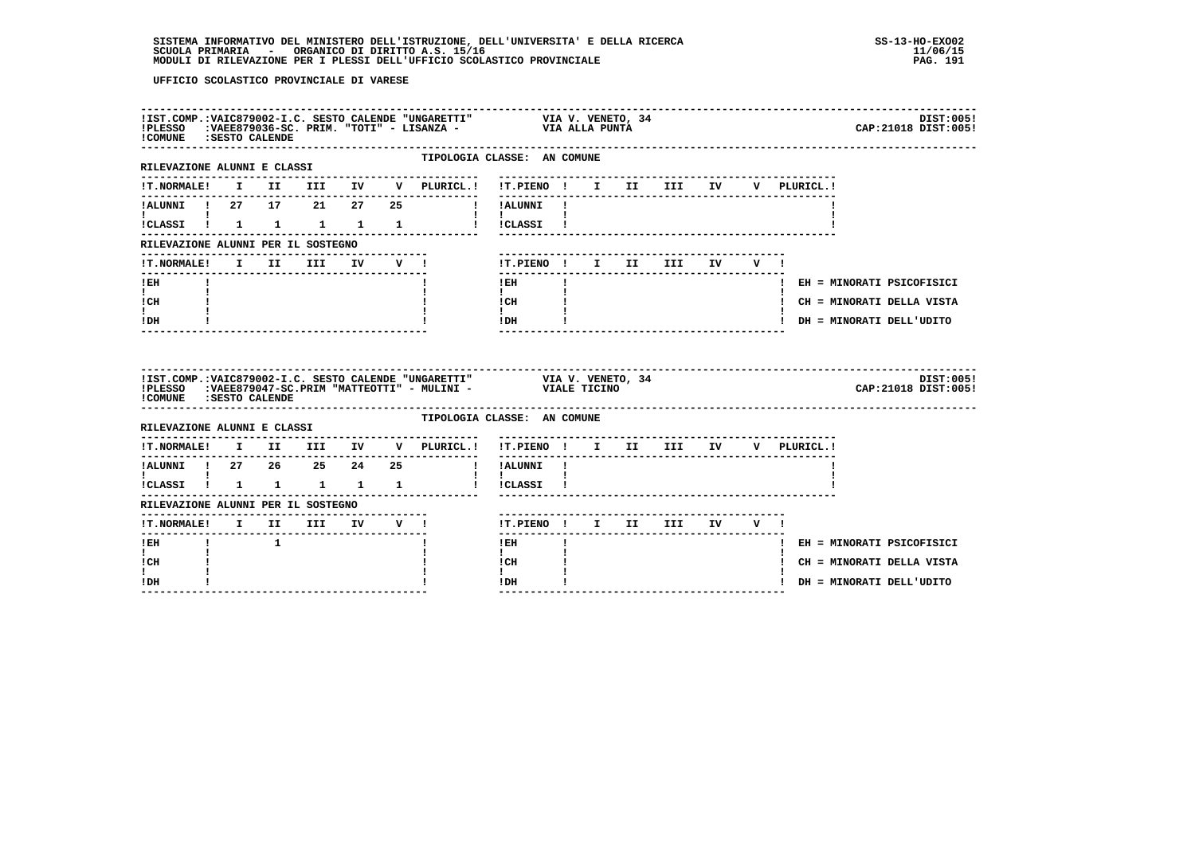UFFICIO SCOLASTICO PROVINCIALE DI VARESE

**IST.COMP.:** VAIC879002-I.C. SESTO CALENDE "UNGARETTI" — VIA V. VENETO, 34 — DIST:005
**PLESSO:** VAEE879036-SC. PRIM. "TOTI" - LISANZA - — VIA ALLA PUNTA — CAP:21018 DIST:005
**COMUNE:** SESTO CALENDE

TIPOLOGIA CLASSE: AN COMUNE

RILEVAZIONE ALUNNI E CLASSI

| T.NORMALE | I | II | III | IV | V | PLURICL. |
|---|---|---|---|---|---|---|
| ALUNNI | 27 | 17 | 21 | 27 | 25 | |
| CLASSI | 1 | 1 | 1 | 1 | 1 | |

| T.PIENO | I | II | III | IV | V | PLURICL. |
|---|---|---|---|---|---|---|
| ALUNNI | | | | | | |
| CLASSI | | | | | | |

RILEVAZIONE ALUNNI PER IL SOSTEGNO

| T.NORMALE | I | II | III | IV | V |
|---|---|---|---|---|---|
| EH | | | | | |
| CH | | | | | |
| DH | | | | | |

| T.PIENO | I | II | III | IV | V |
|---|---|---|---|---|---|
| EH | | | | | |
| CH | | | | | |
| DH | | | | | |

EH = MINORATI PSICOFISICI
CH = MINORATI DELLA VISTA
DH = MINORATI DELL'UDITO

---

**IST.COMP.:** VAIC879002-I.C. SESTO CALENDE "UNGARETTI" — VIA V. VENETO, 34 — DIST:005
**PLESSO:** VAEE879047-SC.PRIM "MATTEOTTI" - MULINI - — VIALE TICINO — CAP:21018 DIST:005
**COMUNE:** SESTO CALENDE

TIPOLOGIA CLASSE: AN COMUNE

RILEVAZIONE ALUNNI E CLASSI

| T.NORMALE | I | II | III | IV | V | PLURICL. |
|---|---|---|---|---|---|---|
| ALUNNI | 27 | 26 | 25 | 24 | 25 | |
| CLASSI | 1 | 1 | 1 | 1 | 1 | |

| T.PIENO | I | II | III | IV | V | PLURICL. |
|---|---|---|---|---|---|---|
| ALUNNI | | | | | | |
| CLASSI | | | | | | |

RILEVAZIONE ALUNNI PER IL SOSTEGNO

| T.NORMALE | I | II | III | IV | V |
|---|---|---|---|---|---|
| EH | | 1 | | | |
| CH | | | | | |
| DH | | | | | |

| T.PIENO | I | II | III | IV | V |
|---|---|---|---|---|---|
| EH | | | | | |
| CH | | | | | |
| DH | | | | | |

EH = MINORATI PSICOFISICI
CH = MINORATI DELLA VISTA
DH = MINORATI DELL'UDITO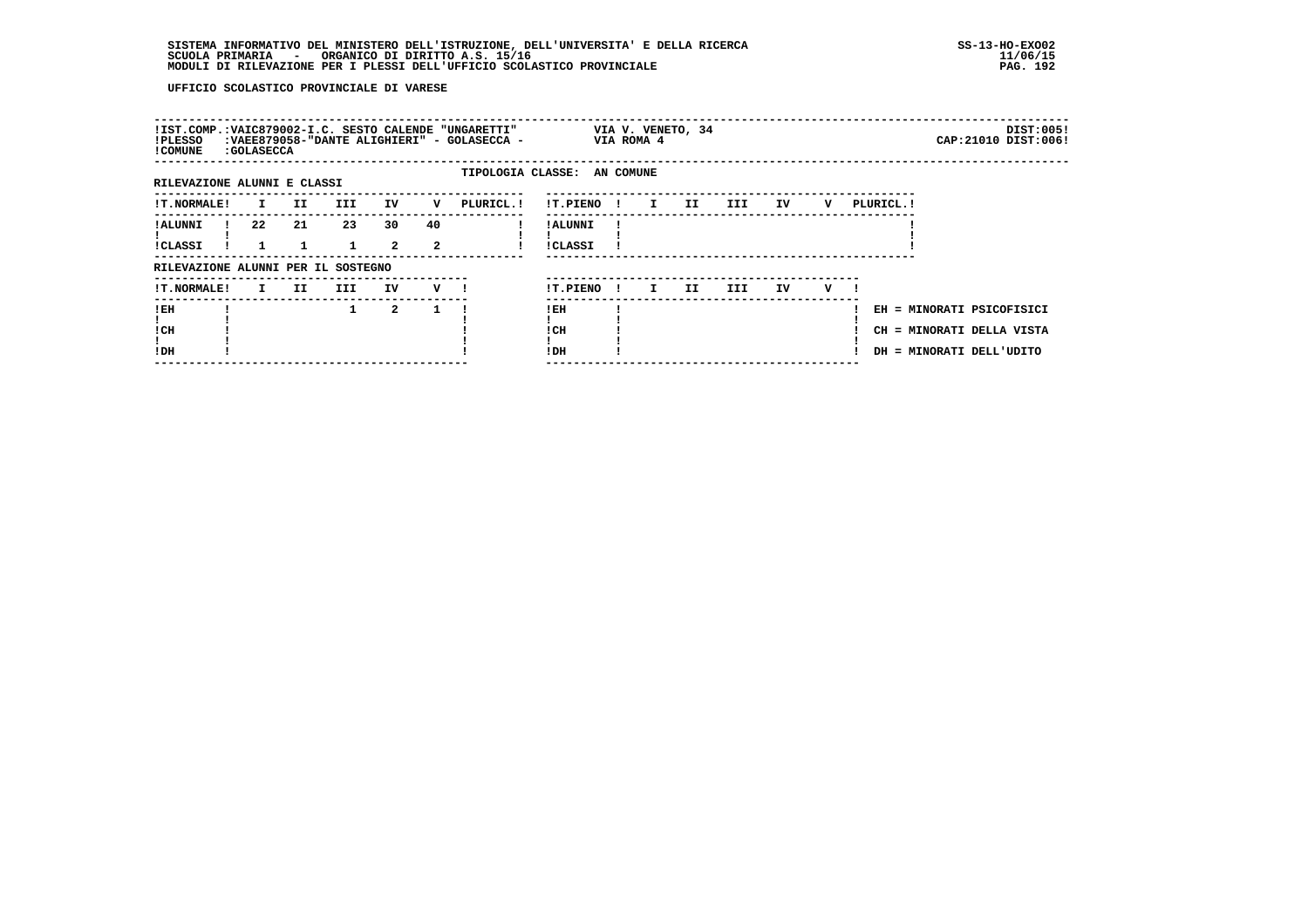SISTEMA INFORMATIVO DEL MINISTERO DELL'ISTRUZIONE, DELL'UNIVERSITA' E DELLA RICERCA
SCUOLA PRIMARIA - ORGANICO DI DIRITTO A.S. 15/16
MODULI DI RILEVAZIONE PER I PLESSI DELL'UFFICIO SCOLASTICO PROVINCIALE

SS-13-HO-EXO02
11/06/15

**UFFICIO SCOLASTICO PROVINCIALE DI VARESE**

IST.COMP.:VAIC879002-I.C. SESTO CALENDE "UNGARETTI" — VIA V. VENETO, 34 — DIST:005
PLESSO :VAEE879058-"DANTE ALIGHIERI" - GOLASECCA - — VIA ROMA 4 — CAP:21010 DIST:006
COMUNE :GOLASECCA

TIPOLOGIA CLASSE: AN COMUNE

RILEVAZIONE ALUNNI E CLASSI

| T.NORMALE | I | II | III | IV | V | PLURICL. |
|---|---|---|---|---|---|---|
| ALUNNI | 22 | 21 | 23 | 30 | 40 | |
| CLASSI | 1 | 1 | 1 | 2 | 2 | |

| T.PIENO | I | II | III | IV | V | PLURICL. |
|---|---|---|---|---|---|---|
| ALUNNI | | | | | | |
| CLASSI | | | | | | |

RILEVAZIONE ALUNNI PER IL SOSTEGNO

| T.NORMALE | I | II | III | IV | V |
|---|---|---|---|---|---|
| EH | | | 1 | 2 | 1 |
| CH | | | | | |
| DH | | | | | |

| T.PIENO | I | II | III | IV | V |
|---|---|---|---|---|---|
| EH | | | | | |
| CH | | | | | |
| DH | | | | | |

EH = MINORATI PSICOFISICI
CH = MINORATI DELLA VISTA
DH = MINORATI DELL'UDITO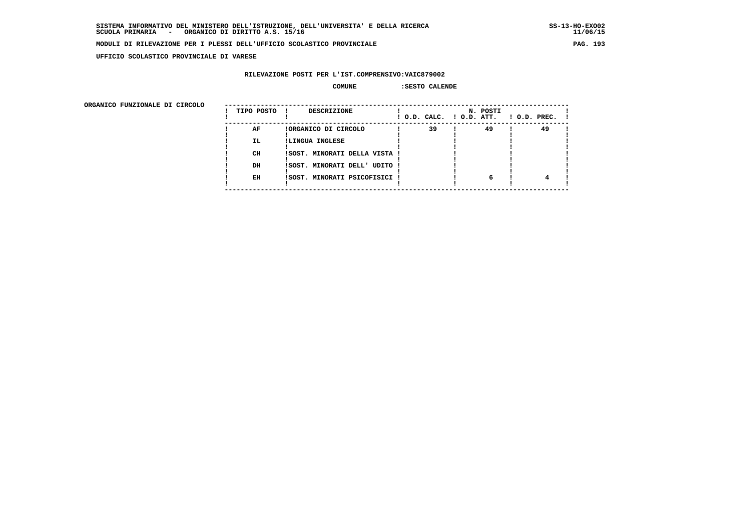SISTEMA INFORMATIVO DEL MINISTERO DELL'ISTRUZIONE, DELL'UNIVERSITA' E DELLA RICERCA
SCUOLA PRIMARIA - ORGANICO DI DIRITTO A.S. 15/16

SS-13-HO-EXO02
11/06/15

MODULI DI RILEVAZIONE PER I PLESSI DELL'UFFICIO SCOLASTICO PROVINCIALE

UFFICIO SCOLASTICO PROVINCIALE DI VARESE

RILEVAZIONE POSTI PER L'IST.COMPRENSIVO:VAIC879002

COMUNE :SESTO CALENDE

ORGANICO FUNZIONALE DI CIRCOLO

| TIPO POSTO | DESCRIZIONE | N. POSTI O.D. CALC. | O.D. ATT. | O.D. PREC. |
|---|---|---|---|---|
| AF | ORGANICO DI CIRCOLO | 39 | 49 | 49 |
| IL | LINGUA INGLESE | | | |
| CH | SOST. MINORATI DELLA VISTA | | | |
| DH | SOST. MINORATI DELL' UDITO | | | |
| EH | SOST. MINORATI PSICOFISICI | | 6 | 4 |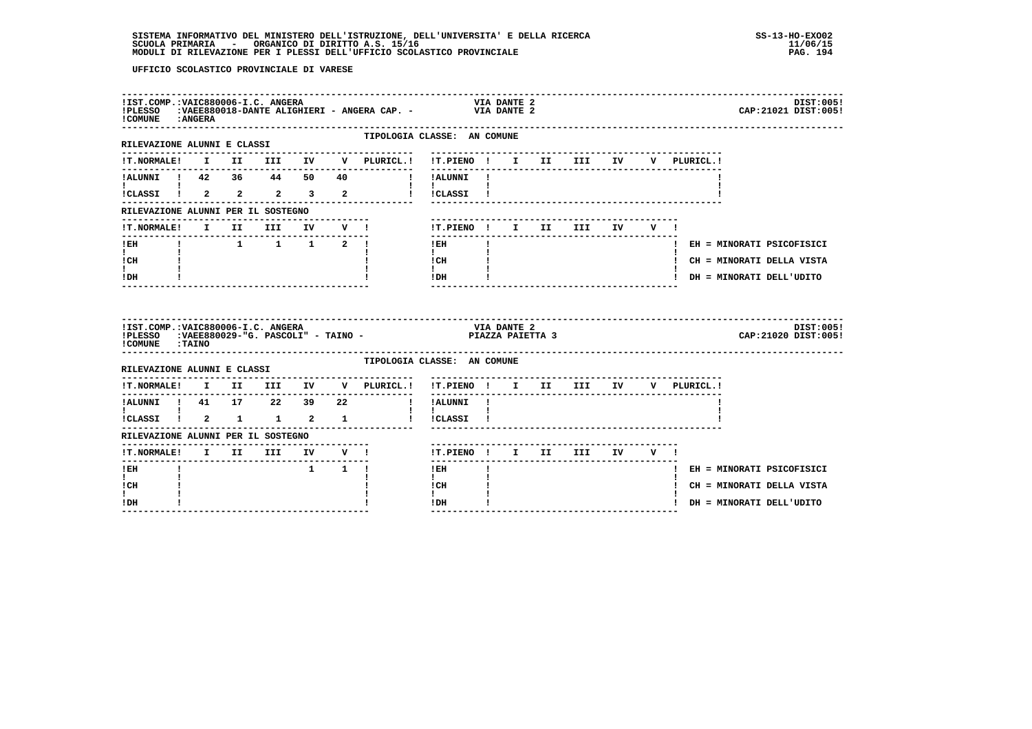UFFICIO SCOLASTICO PROVINCIALE DI VARESE

**IST.COMP.:** VAIC880006-I.C. ANGERA — VIA DANTE 2 — DIST:005
**PLESSO:** VAEE880018-DANTE ALIGHIERI - ANGERA CAP. - — VIA DANTE 2 — CAP:21021 DIST:005
**COMUNE:** ANGERA

TIPOLOGIA CLASSE: AN COMUNE

RILEVAZIONE ALUNNI E CLASSI

| T.NORMALE | I | II | III | IV | V | PLURICL. | T.PIENO | I | II | III | IV | V | PLURICL. |
|---|---|---|---|---|---|---|---|---|---|---|---|---|---|
| ALUNNI | 42 | 36 | 44 | 50 | 40 | | ALUNNI | | | | | | |
| CLASSI | 2 | 2 | 2 | 3 | 2 | | CLASSI | | | | | | |

RILEVAZIONE ALUNNI PER IL SOSTEGNO

| T.NORMALE | I | II | III | IV | V | T.PIENO | I | II | III | IV | V |
|---|---|---|---|---|---|---|---|---|---|---|---|
| EH | | 1 | 1 | 1 | 2 | EH | | | | | |
| CH | | | | | | CH | | | | | |
| DH | | | | | | DH | | | | | |

EH = MINORATI PSICOFISICI
CH = MINORATI DELLA VISTA
DH = MINORATI DELL'UDITO

**IST.COMP.:** VAIC880006-I.C. ANGERA — VIA DANTE 2 — DIST:005
**PLESSO:** VAEE880029-"G. PASCOLI" - TAINO - — PIAZZA PAIETTA 3 — CAP:21020 DIST:005
**COMUNE:** TAINO

TIPOLOGIA CLASSE: AN COMUNE

RILEVAZIONE ALUNNI E CLASSI

| T.NORMALE | I | II | III | IV | V | PLURICL. | T.PIENO | I | II | III | IV | V | PLURICL. |
|---|---|---|---|---|---|---|---|---|---|---|---|---|---|
| ALUNNI | 41 | 17 | 22 | 39 | 22 | | ALUNNI | | | | | | |
| CLASSI | 2 | 1 | 1 | 2 | 1 | | CLASSI | | | | | | |

RILEVAZIONE ALUNNI PER IL SOSTEGNO

| T.NORMALE | I | II | III | IV | V | T.PIENO | I | II | III | IV | V |
|---|---|---|---|---|---|---|---|---|---|---|---|
| EH | | | | 1 | 1 | EH | | | | | |
| CH | | | | | | CH | | | | | |
| DH | | | | | | DH | | | | | |

EH = MINORATI PSICOFISICI
CH = MINORATI DELLA VISTA
DH = MINORATI DELL'UDITO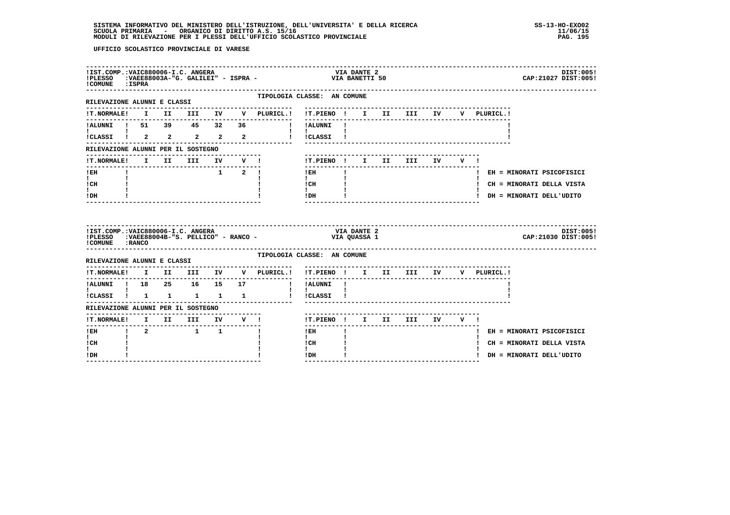**SISTEMA INFORMATIVO DEL MINISTERO DELL'ISTRUZIONE, DELL'UNIVERSITA' E DELLA RICERCA**
**SCUOLA PRIMARIA - ORGANICO DI DIRITTO A.S. 15/16**
**MODULI DI RILEVAZIONE PER I PLESSI DELL'UFFICIO SCOLASTICO PROVINCIALE**

SS-13-HO-EXO02
11/06/15

**UFFICIO SCOLASTICO PROVINCIALE DI VARESE**

---

IST.COMP.:VAIC880006-I.C. ANGERA — VIA DANTE 2 — DIST:005
PLESSO :VAEE88003A-"G. GALILEI" - ISPRA - — VIA BANETTI 50 — CAP:21027 DIST:005
COMUNE :ISPRA

TIPOLOGIA CLASSE: AN COMUNE

RILEVAZIONE ALUNNI E CLASSI

| T.NORMALE | I | II | III | IV | V | PLURICL. |
|---|---|---|---|---|---|---|
| ALUNNI | 51 | 39 | 45 | 32 | 36 | |
| CLASSI | 2 | 2 | 2 | 2 | 2 | |

| T.PIENO | I | II | III | IV | V | PLURICL. |
|---|---|---|---|---|---|---|
| ALUNNI | | | | | | |
| CLASSI | | | | | | |

RILEVAZIONE ALUNNI PER IL SOSTEGNO

| T.NORMALE | I | II | III | IV | V |
|---|---|---|---|---|---|
| EH | | | | 1 | 2 |
| CH | | | | | |
| DH | | | | | |

| T.PIENO | I | II | III | IV | V |
|---|---|---|---|---|---|
| EH | | | | | |
| CH | | | | | |
| DH | | | | | |

EH = MINORATI PSICOFISICI
CH = MINORATI DELLA VISTA
DH = MINORATI DELL'UDITO

---

IST.COMP.:VAIC880006-I.C. ANGERA — VIA DANTE 2 — DIST:005
PLESSO :VAEE88004B-"S. PELLICO" - RANCO - — VIA QUASSA 1 — CAP:21030 DIST:005
COMUNE :RANCO

TIPOLOGIA CLASSE: AN COMUNE

RILEVAZIONE ALUNNI E CLASSI

| T.NORMALE | I | II | III | IV | V | PLURICL. |
|---|---|---|---|---|---|---|
| ALUNNI | 18 | 25 | 16 | 15 | 17 | |
| CLASSI | 1 | 1 | 1 | 1 | 1 | |

| T.PIENO | I | II | III | IV | V | PLURICL. |
|---|---|---|---|---|---|---|
| ALUNNI | | | | | | |
| CLASSI | | | | | | |

RILEVAZIONE ALUNNI PER IL SOSTEGNO

| T.NORMALE | I | II | III | IV | V |
|---|---|---|---|---|---|
| EH | 2 | | 1 | 1 | |
| CH | | | | | |
| DH | | | | | |

| T.PIENO | I | II | III | IV | V |
|---|---|---|---|---|---|
| EH | | | | | |
| CH | | | | | |
| DH | | | | | |

EH = MINORATI PSICOFISICI
CH = MINORATI DELLA VISTA
DH = MINORATI DELL'UDITO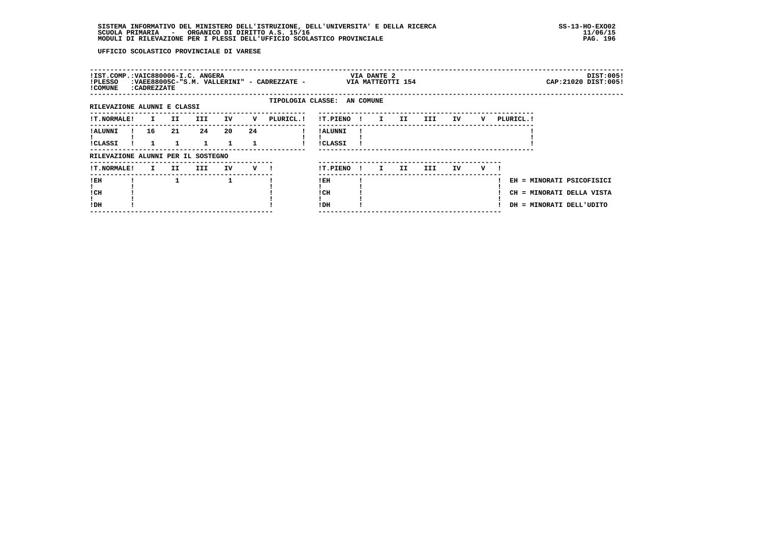SISTEMA INFORMATIVO DEL MINISTERO DELL'ISTRUZIONE, DELL'UNIVERSITA' E DELLA RICERCA
SCUOLA PRIMARIA - ORGANICO DI DIRITTO A.S. 15/16
MODULI DI RILEVAZIONE PER I PLESSI DELL'UFFICIO SCOLASTICO PROVINCIALE

SS-13-HO-EXO02
11/06/15

UFFICIO SCOLASTICO PROVINCIALE DI VARESE

!IST.COMP.:VAIC880006-I.C. ANGERA — VIA DANTE 2 — DIST:005!
!PLESSO :VAEE88005C-"S.M. VALLERINI" - CADREZZATE - — VIA MATTEOTTI 154 — CAP:21020 DIST:005!
!COMUNE :CADREZZATE

TIPOLOGIA CLASSE: AN COMUNE

RILEVAZIONE ALUNNI E CLASSI

| T.NORMALE | I | II | III | IV | V | PLURICL. |
|---|---|---|---|---|---|---|
| ALUNNI | 16 | 21 | 24 | 20 | 24 | |
| CLASSI | 1 | 1 | 1 | 1 | 1 | |

| T.PIENO | I | II | III | IV | V | PLURICL. |
|---|---|---|---|---|---|---|
| ALUNNI | | | | | | |
| CLASSI | | | | | | |

RILEVAZIONE ALUNNI PER IL SOSTEGNO

| T.NORMALE | I | II | III | IV | V |
|---|---|---|---|---|---|
| EH | | 1 | | 1 | |
| CH | | | | | |
| DH | | | | | |

| T.PIENO | I | II | III | IV | V |
|---|---|---|---|---|---|
| EH | | | | | |
| CH | | | | | |
| DH | | | | | |

EH = MINORATI PSICOFISICI
CH = MINORATI DELLA VISTA
DH = MINORATI DELL'UDITO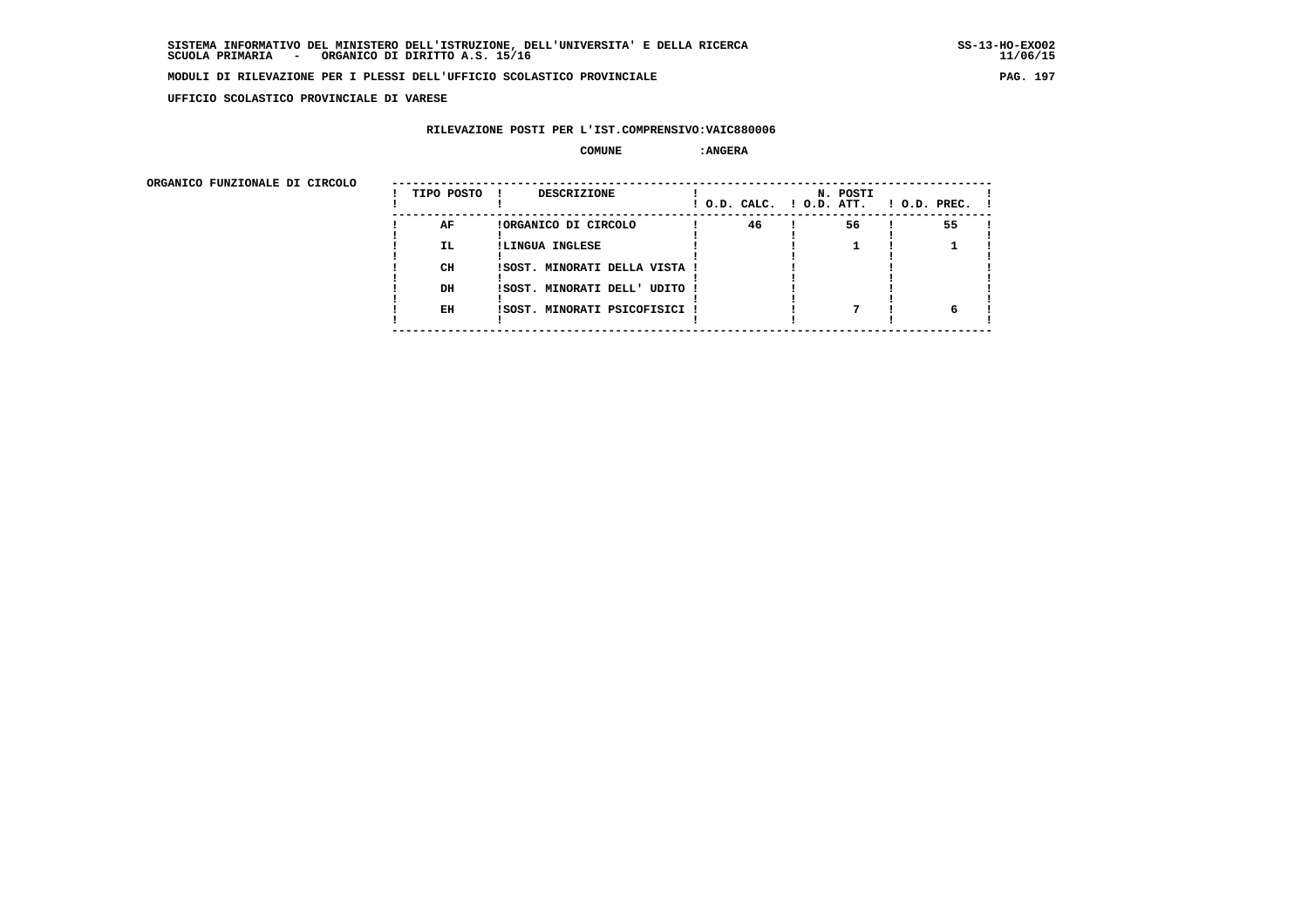**SISTEMA INFORMATIVO DEL MINISTERO DELL'ISTRUZIONE, DELL'UNIVERSITA' E DELLA RICERCA** SS-13-HO-EXO02

**SCUOLA PRIMARIA - ORGANICO DI DIRITTO A.S. 15/16** 11/06/15

**MODULI DI RILEVAZIONE PER I PLESSI DELL'UFFICIO SCOLASTICO PROVINCIALE**

**UFFICIO SCOLASTICO PROVINCIALE DI VARESE**

**RILEVAZIONE POSTI PER L'IST.COMPRENSIVO:VAIC880006**

**COMUNE :ANGERA**

**ORGANICO FUNZIONALE DI CIRCOLO**

| TIPO POSTO | DESCRIZIONE | N. POSTI O.D. CALC. | O.D. ATT. | O.D. PREC. |
|---|---|---|---|---|
| AF | ORGANICO DI CIRCOLO | 46 | 56 | 55 |
| IL | LINGUA INGLESE | | 1 | 1 |
| CH | SOST. MINORATI DELLA VISTA | | | |
| DH | SOST. MINORATI DELL' UDITO | | | |
| EH | SOST. MINORATI PSICOFISICI | | 7 | 6 |